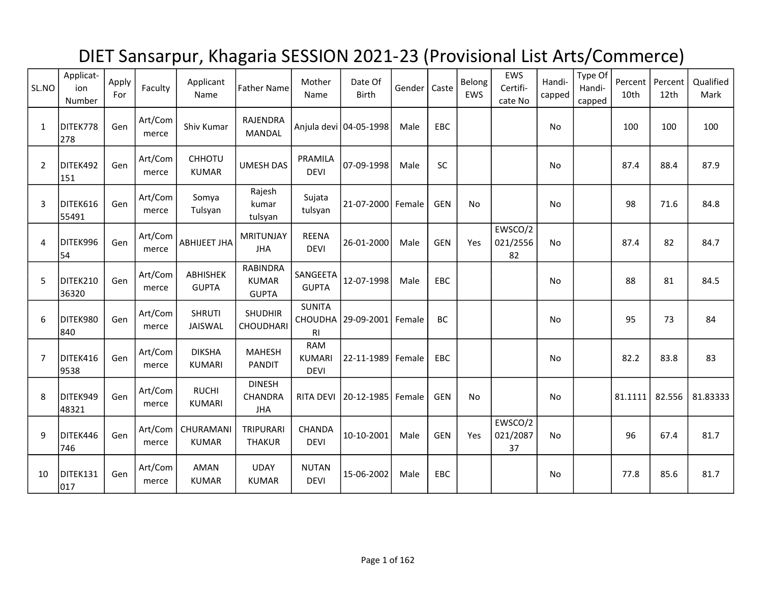# DIET Sansarpur, Khagaria SESSION 2021-23 (Provisional List Arts/Commerce)

| SL.NO | Application Number | Apply For | Faculty | Applicant Name | Father Name | Mother Name | Date Of Birth | Gender | Caste | Belong EWS | EWS Certificate No | Handicapped | Type Of Handicapped | Percent 10th | Percent 12th | Qualified Mark |
|---|---|---|---|---|---|---|---|---|---|---|---|---|---|---|---|---|
| 1 | DITEK778278 | Gen | Art/Commerce | Shiv Kumar | RAJENDRA MANDAL | Anjula devi | 04-05-1998 | Male | EBC | | | No | | 100 | 100 | 100 |
| 2 | DITEK492151 | Gen | Art/Commerce | CHHOTU KUMAR | UMESH DAS | PRAMILA DEVI | 07-09-1998 | Male | SC | | | No | | 87.4 | 88.4 | 87.9 |
| 3 | DITEK61655491 | Gen | Art/Commerce | Somya Tulsyan | Rajesh kumar tulsyan | Sujata tulsyan | 21-07-2000 | Female | GEN | No | | No | | 98 | 71.6 | 84.8 |
| 4 | DITEK99654 | Gen | Art/Commerce | ABHIJEET JHA | MRITUNJAY JHA | REENA DEVI | 26-01-2000 | Male | GEN | Yes | EWSCO/2021/255682 | No | | 87.4 | 82 | 84.7 |
| 5 | DITEK21036320 | Gen | Art/Commerce | ABHISHEK GUPTA | RABINDRA KUMAR GUPTA | SANGEETA GUPTA | 12-07-1998 | Male | EBC | | | No | | 88 | 81 | 84.5 |
| 6 | DITEK980840 | Gen | Art/Commerce | SHRUTI JAISWAL | SHUDHIR CHOUDHARI | SUNITA CHOUDHARI | 29-09-2001 | Female | BC | | | No | | 95 | 73 | 84 |
| 7 | DITEK4169538 | Gen | Art/Commerce | DIKSHA KUMARI | MAHESH PANDIT | RAM KUMARI DEVI | 22-11-1989 | Female | EBC | | | No | | 82.2 | 83.8 | 83 |
| 8 | DITEK94948321 | Gen | Art/Commerce | RUCHI KUMARI | DINESH CHANDRA JHA | RITA DEVI | 20-12-1985 | Female | GEN | No | | No | | 81.1111 | 82.556 | 81.83333 |
| 9 | DITEK446746 | Gen | Art/Commerce | CHURAMANI KUMAR | TRIPURARI THAKUR | CHANDA DEVI | 10-10-2001 | Male | GEN | Yes | EWSCO/2021/208737 | No | | 96 | 67.4 | 81.7 |
| 10 | DITEK131017 | Gen | Art/Commerce | AMAN KUMAR | UDAY KUMAR | NUTAN DEVI | 15-06-2002 | Male | EBC | | | No | | 77.8 | 85.6 | 81.7 |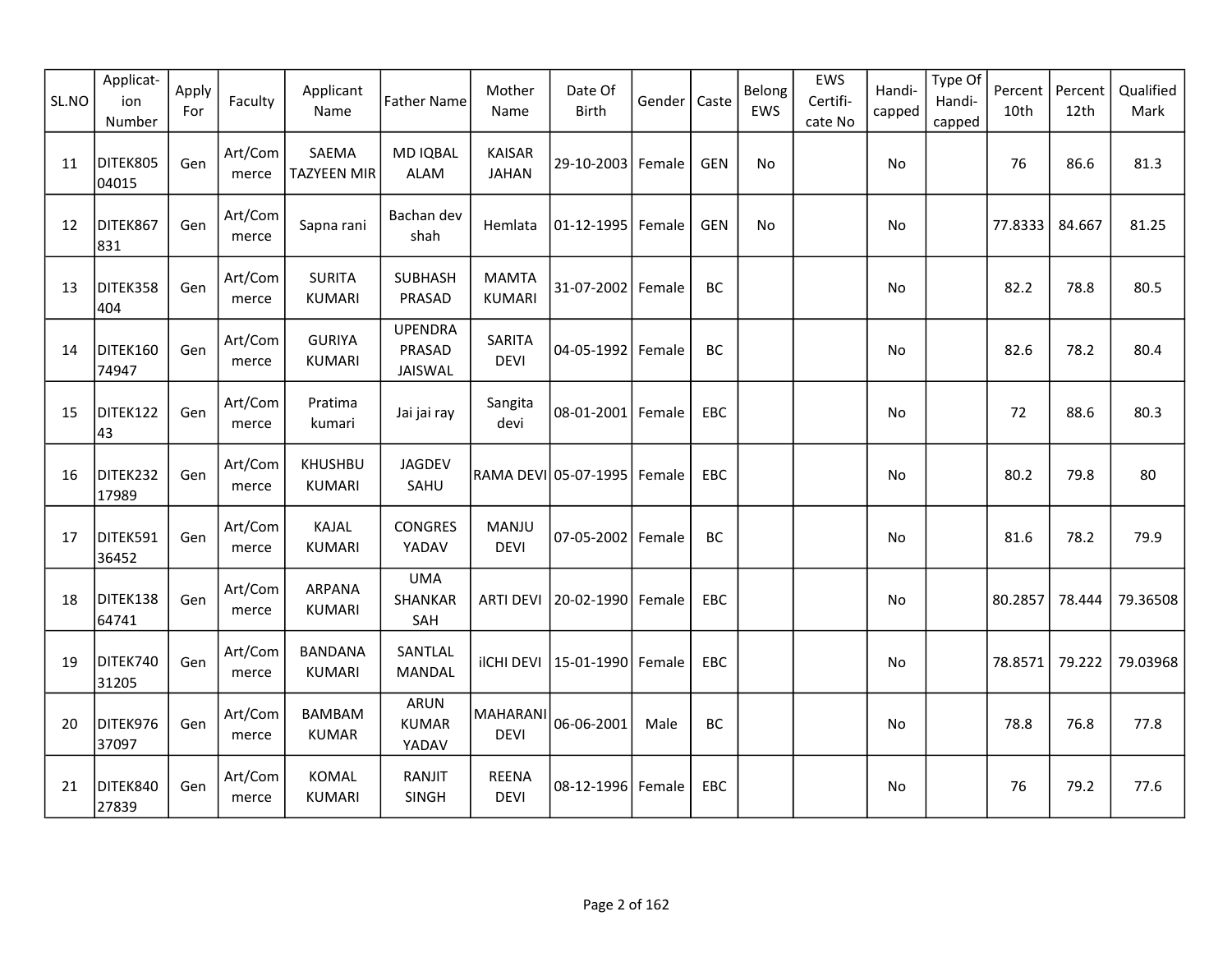| SL.NO | Applicat-ion Number | Apply For | Faculty | Applicant Name | Father Name | Mother Name | Date Of Birth | Gender | Caste | Belong EWS | EWS Certifi-cate No | Handi-capped | Type Of Handi-capped | Percent 10th | Percent 12th | Qualified Mark |
|---|---|---|---|---|---|---|---|---|---|---|---|---|---|---|---|---|
| 11 | DITEK80504015 | Gen | Art/Commerce | SAEMA TAZYEEN MIR | MD IQBAL ALAM | KAISAR JAHAN | 29-10-2003 | Female | GEN | No | | No | | 76 | 86.6 | 81.3 |
| 12 | DITEK867831 | Gen | Art/Commerce | Sapna rani | Bachan dev shah | Hemlata | 01-12-1995 | Female | GEN | No | | No | | 77.8333 | 84.667 | 81.25 |
| 13 | DITEK358404 | Gen | Art/Commerce | SURITA KUMARI | SUBHASH PRASAD | MAMTA KUMARI | 31-07-2002 | Female | BC | | | No | | 82.2 | 78.8 | 80.5 |
| 14 | DITEK16074947 | Gen | Art/Commerce | GURIYA KUMARI | UPENDRA PRASAD JAISWAL | SARITA DEVI | 04-05-1992 | Female | BC | | | No | | 82.6 | 78.2 | 80.4 |
| 15 | DITEK12243 | Gen | Art/Commerce | Pratima kumari | Jai jai ray | Sangita devi | 08-01-2001 | Female | EBC | | | No | | 72 | 88.6 | 80.3 |
| 16 | DITEK23217989 | Gen | Art/Commerce | KHUSHBU KUMARI | JAGDEV SAHU | RAMA DEVI | 05-07-1995 | Female | EBC | | | No | | 80.2 | 79.8 | 80 |
| 17 | DITEK59136452 | Gen | Art/Commerce | KAJAL KUMARI | CONGRES YADAV | MANJU DEVI | 07-05-2002 | Female | BC | | | No | | 81.6 | 78.2 | 79.9 |
| 18 | DITEK13864741 | Gen | Art/Commerce | ARPANA KUMARI | UMA SHANKAR SAH | ARTI DEVI | 20-02-1990 | Female | EBC | | | No | | 80.2857 | 78.444 | 79.36508 |
| 19 | DITEK74031205 | Gen | Art/Commerce | BANDANA KUMARI | SANTLAL MANDAL | ilCHI DEVI | 15-01-1990 | Female | EBC | | | No | | 78.8571 | 79.222 | 79.03968 |
| 20 | DITEK97637097 | Gen | Art/Commerce | BAMBAM KUMAR | ARUN KUMAR YADAV | MAHARANI DEVI | 06-06-2001 | Male | BC | | | No | | 78.8 | 76.8 | 77.8 |
| 21 | DITEK84027839 | Gen | Art/Commerce | KOMAL KUMARI | RANJIT SINGH | REENA DEVI | 08-12-1996 | Female | EBC | | | No | | 76 | 79.2 | 77.6 |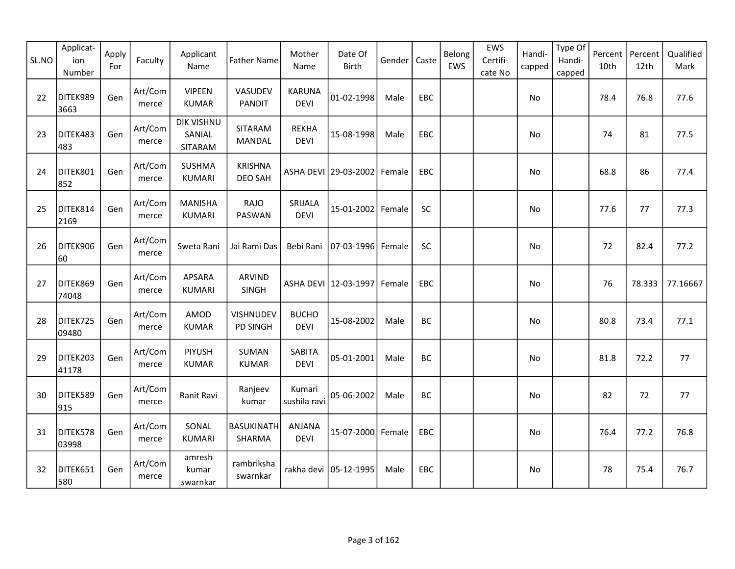| SL.NO | Applicat-ion Number | Apply For | Faculty | Applicant Name | Father Name | Mother Name | Date Of Birth | Gender | Caste | Belong EWS | EWS Certifi-cate No | Handi-capped | Type Of Handi-capped | Percent 10th | Percent 12th | Qualified Mark |
|---|---|---|---|---|---|---|---|---|---|---|---|---|---|---|---|---|
| 22 | DITEK9893663 | Gen | Art/Commerce | VIPEEN KUMAR | VASUDEV PANDIT | KARUNA DEVI | 01-02-1998 | Male | EBC | | | No | | 78.4 | 76.8 | 77.6 |
| 23 | DITEK483483 | Gen | Art/Commerce | DIK VISHNU SANIAL SITARAM | SITARAM MANDAL | REKHA DEVI | 15-08-1998 | Male | EBC | | | No | | 74 | 81 | 77.5 |
| 24 | DITEK801852 | Gen | Art/Commerce | SUSHMA KUMARI | KRISHNA DEO SAH | ASHA DEVI | 29-03-2002 | Female | EBC | | | No | | 68.8 | 86 | 77.4 |
| 25 | DITEK8142169 | Gen | Art/Commerce | MANISHA KUMARI | RAJO PASWAN | SRIJALA DEVI | 15-01-2002 | Female | SC | | | No | | 77.6 | 77 | 77.3 |
| 26 | DITEK90660 | Gen | Art/Commerce | Sweta Rani | Jai Rami Das | Bebi Rani | 07-03-1996 | Female | SC | | | No | | 72 | 82.4 | 77.2 |
| 27 | DITEK86974048 | Gen | Art/Commerce | APSARA KUMARI | ARVIND SINGH | ASHA DEVI | 12-03-1997 | Female | EBC | | | No | | 76 | 78.333 | 77.16667 |
| 28 | DITEK72509480 | Gen | Art/Commerce | AMOD KUMAR | VISHNUDEV PD SINGH | BUCHO DEVI | 15-08-2002 | Male | BC | | | No | | 80.8 | 73.4 | 77.1 |
| 29 | DITEK20341178 | Gen | Art/Commerce | PIYUSH KUMAR | SUMAN KUMAR | SABITA DEVI | 05-01-2001 | Male | BC | | | No | | 81.8 | 72.2 | 77 |
| 30 | DITEK589915 | Gen | Art/Commerce | Ranit Ravi | Ranjeev kumar | Kumari sushila ravi | 05-06-2002 | Male | BC | | | No | | 82 | 72 | 77 |
| 31 | DITEK57803998 | Gen | Art/Commerce | SONAL KUMARI | BASUKINATH SHARMA | ANJANA DEVI | 15-07-2000 | Female | EBC | | | No | | 76.4 | 77.2 | 76.8 |
| 32 | DITEK651580 | Gen | Art/Commerce | amresh kumar swarnkar | rambriksha swarnkar | rakha devi | 05-12-1995 | Male | EBC | | | No | | 78 | 75.4 | 76.7 |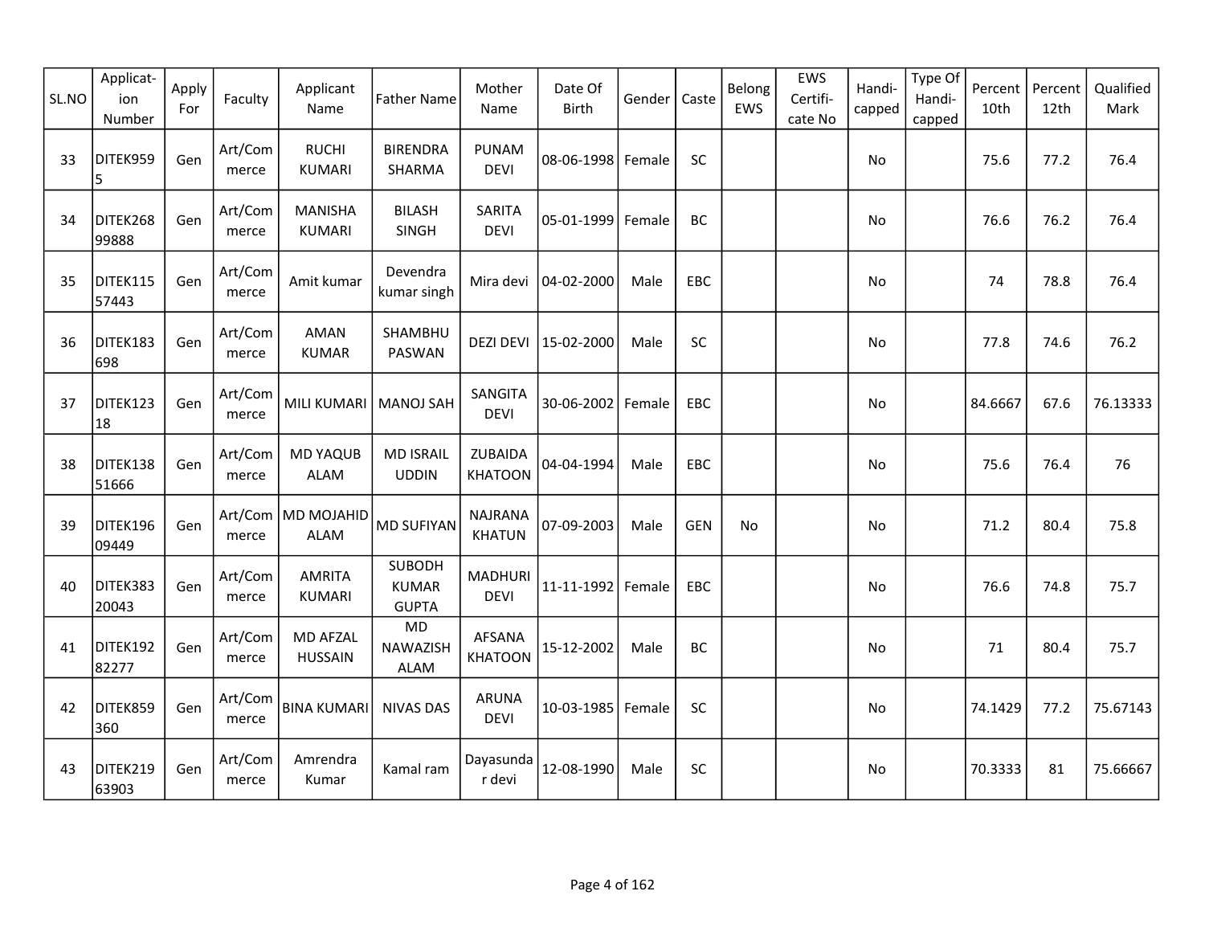| SL.NO | Applicat-ion Number | Apply For | Faculty | Applicant Name | Father Name | Mother Name | Date Of Birth | Gender | Caste | Belong EWS | EWS Certifi-cate No | Handi-capped | Type Of Handi-capped | Percent 10th | Percent 12th | Qualified Mark |
|---|---|---|---|---|---|---|---|---|---|---|---|---|---|---|---|---|
| 33 | DITEK9595 | Gen | Art/Commerce | RUCHI KUMARI | BIRENDRA SHARMA | PUNAM DEVI | 08-06-1998 | Female | SC | | | No | | 75.6 | 77.2 | 76.4 |
| 34 | DITEK26899888 | Gen | Art/Commerce | MANISHA KUMARI | BILASH SINGH | SARITA DEVI | 05-01-1999 | Female | BC | | | No | | 76.6 | 76.2 | 76.4 |
| 35 | DITEK11557443 | Gen | Art/Commerce | Amit kumar | Devendra kumar singh | Mira devi | 04-02-2000 | Male | EBC | | | No | | 74 | 78.8 | 76.4 |
| 36 | DITEK183698 | Gen | Art/Commerce | AMAN KUMAR | SHAMBHU PASWAN | DEZI DEVI | 15-02-2000 | Male | SC | | | No | | 77.8 | 74.6 | 76.2 |
| 37 | DITEK12318 | Gen | Art/Commerce | MILI KUMARI | MANOJ SAH | SANGITA DEVI | 30-06-2002 | Female | EBC | | | No | | 84.6667 | 67.6 | 76.13333 |
| 38 | DITEK13851666 | Gen | Art/Commerce | MD YAQUB ALAM | MD ISRAIL UDDIN | ZUBAIDA KHATOON | 04-04-1994 | Male | EBC | | | No | | 75.6 | 76.4 | 76 |
| 39 | DITEK19609449 | Gen | Art/Commerce | MD MOJAHID ALAM | MD SUFIYAN | NAJRANA KHATUN | 07-09-2003 | Male | GEN | No | | No | | 71.2 | 80.4 | 75.8 |
| 40 | DITEK38320043 | Gen | Art/Commerce | AMRITA KUMARI | SUBODH KUMAR GUPTA | MADHURI DEVI | 11-11-1992 | Female | EBC | | | No | | 76.6 | 74.8 | 75.7 |
| 41 | DITEK19282277 | Gen | Art/Commerce | MD AFZAL HUSSAIN | MD NAWAZISH ALAM | AFSANA KHATOON | 15-12-2002 | Male | BC | | | No | | 71 | 80.4 | 75.7 |
| 42 | DITEK859360 | Gen | Art/Commerce | BINA KUMARI | NIVAS DAS | ARUNA DEVI | 10-03-1985 | Female | SC | | | No | | 74.1429 | 77.2 | 75.67143 |
| 43 | DITEK21963903 | Gen | Art/Commerce | Amrendra Kumar | Kamal ram | Dayasundar devi | 12-08-1990 | Male | SC | | | No | | 70.3333 | 81 | 75.66667 |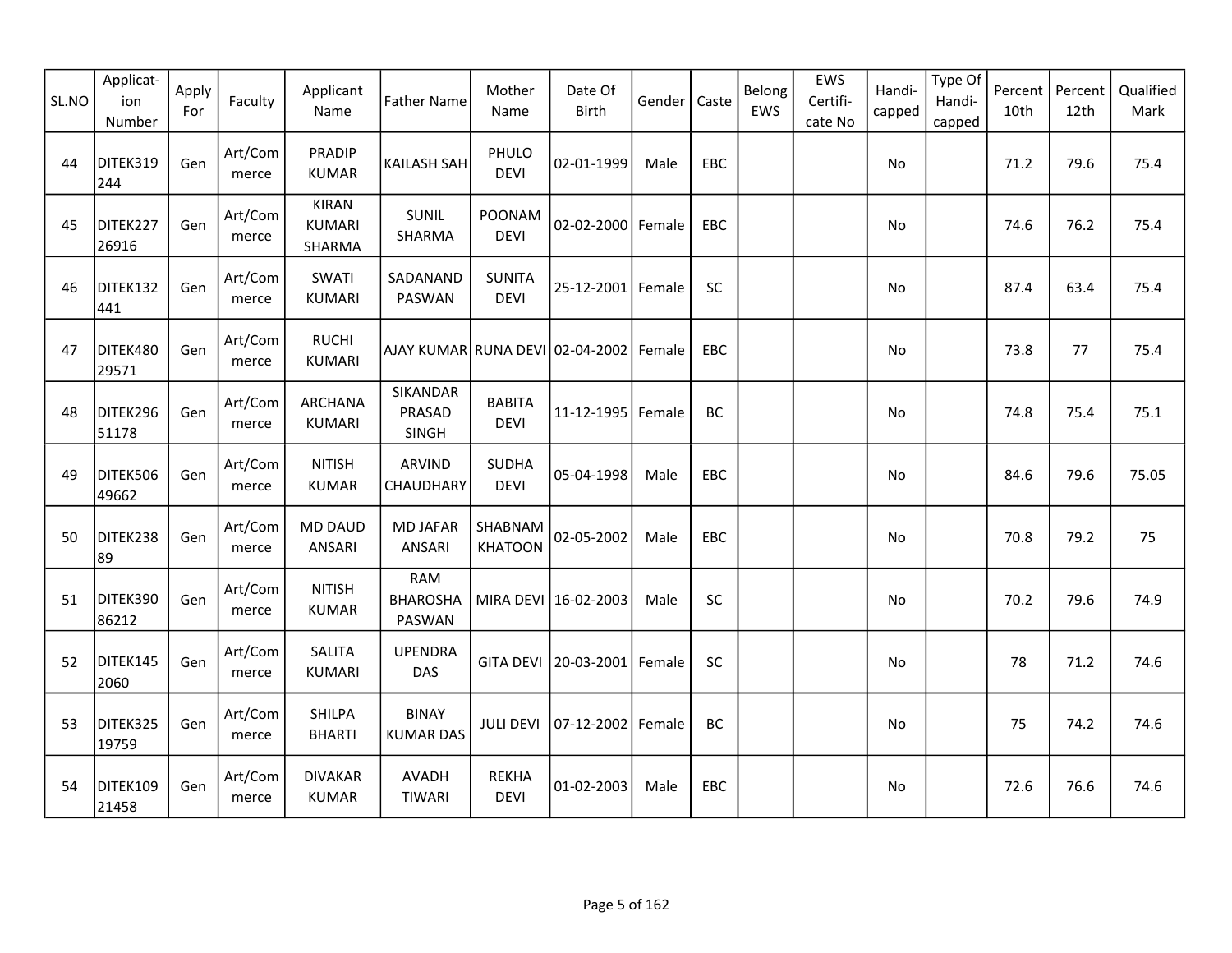| SL.NO | Applicat-ion Number | Apply For | Faculty | Applicant Name | Father Name | Mother Name | Date Of Birth | Gender | Caste | Belong EWS | EWS Certifi-cate No | Handi-capped | Type Of Handi-capped | Percent 10th | Percent 12th | Qualified Mark |
|---|---|---|---|---|---|---|---|---|---|---|---|---|---|---|---|---|
| 44 | DITEK319244 | Gen | Art/Commerce | PRADIP KUMAR | KAILASH SAH | PHULO DEVI | 02-01-1999 | Male | EBC | | | No | | 71.2 | 79.6 | 75.4 |
| 45 | DITEK22726916 | Gen | Art/Commerce | KIRAN KUMARI SHARMA | SUNIL SHARMA | POONAM DEVI | 02-02-2000 | Female | EBC | | | No | | 74.6 | 76.2 | 75.4 |
| 46 | DITEK132441 | Gen | Art/Commerce | SWATI KUMARI | SADANAND PASWAN | SUNITA DEVI | 25-12-2001 | Female | SC | | | No | | 87.4 | 63.4 | 75.4 |
| 47 | DITEK48029571 | Gen | Art/Commerce | RUCHI KUMARI | AJAY KUMAR | RUNA DEVI | 02-04-2002 | Female | EBC | | | No | | 73.8 | 77 | 75.4 |
| 48 | DITEK29651178 | Gen | Art/Commerce | ARCHANA KUMARI | SIKANDAR PRASAD SINGH | BABITA DEVI | 11-12-1995 | Female | BC | | | No | | 74.8 | 75.4 | 75.1 |
| 49 | DITEK50649662 | Gen | Art/Commerce | NITISH KUMAR | ARVIND CHAUDHARY | SUDHA DEVI | 05-04-1998 | Male | EBC | | | No | | 84.6 | 79.6 | 75.05 |
| 50 | DITEK23889 | Gen | Art/Commerce | MD DAUD ANSARI | MD JAFAR ANSARI | SHABNAM KHATOON | 02-05-2002 | Male | EBC | | | No | | 70.8 | 79.2 | 75 |
| 51 | DITEK39086212 | Gen | Art/Commerce | NITISH KUMAR | RAM BHAROSHA PASWAN | MIRA DEVI | 16-02-2003 | Male | SC | | | No | | 70.2 | 79.6 | 74.9 |
| 52 | DITEK1452060 | Gen | Art/Commerce | SALITA KUMARI | UPENDRA DAS | GITA DEVI | 20-03-2001 | Female | SC | | | No | | 78 | 71.2 | 74.6 |
| 53 | DITEK32519759 | Gen | Art/Commerce | SHILPA BHARTI | BINAY KUMAR DAS | JULI DEVI | 07-12-2002 | Female | BC | | | No | | 75 | 74.2 | 74.6 |
| 54 | DITEK10921458 | Gen | Art/Commerce | DIVAKAR KUMAR | AVADH TIWARI | REKHA DEVI | 01-02-2003 | Male | EBC | | | No | | 72.6 | 76.6 | 74.6 |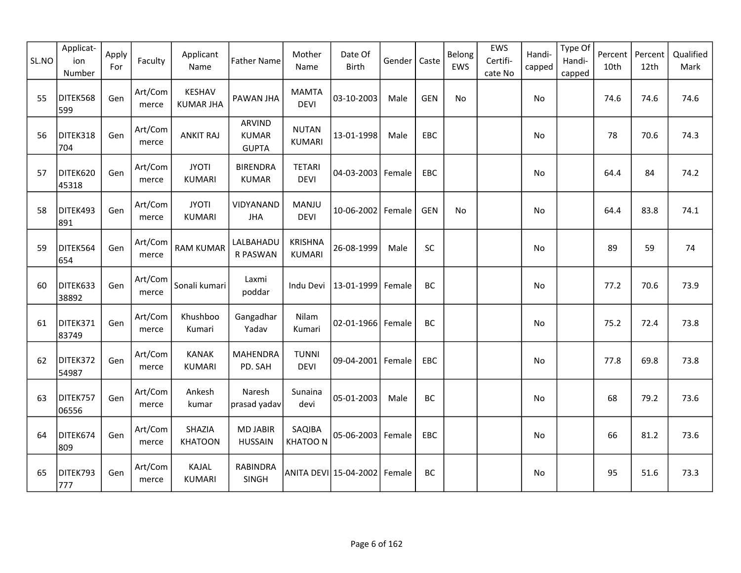| SL.NO | Applicat-ion Number | Apply For | Faculty | Applicant Name | Father Name | Mother Name | Date Of Birth | Gender | Caste | Belong EWS | EWS Certifi-cate No | Handi-capped | Type Of Handi-capped | Percent 10th | Percent 12th | Qualified Mark |
|---|---|---|---|---|---|---|---|---|---|---|---|---|---|---|---|---|
| 55 | DITEK568599 | Gen | Art/Commerce | KESHAV KUMAR JHA | PAWAN JHA | MAMTA DEVI | 03-10-2003 | Male | GEN | No | | No | | 74.6 | 74.6 | 74.6 |
| 56 | DITEK318704 | Gen | Art/Commerce | ANKIT RAJ | ARVIND KUMAR GUPTA | NUTAN KUMARI | 13-01-1998 | Male | EBC | | | No | | 78 | 70.6 | 74.3 |
| 57 | DITEK62045318 | Gen | Art/Commerce | JYOTI KUMARI | BIRENDRA KUMAR | TETARI DEVI | 04-03-2003 | Female | EBC | | | No | | 64.4 | 84 | 74.2 |
| 58 | DITEK493891 | Gen | Art/Commerce | JYOTI KUMARI | VIDYANAND JHA | MANJU DEVI | 10-06-2002 | Female | GEN | No | | No | | 64.4 | 83.8 | 74.1 |
| 59 | DITEK564654 | Gen | Art/Commerce | RAM KUMAR | LALBAHADUR PASWAN | KRISHNA KUMARI | 26-08-1999 | Male | SC | | | No | | 89 | 59 | 74 |
| 60 | DITEK63338892 | Gen | Art/Commerce | Sonali kumari | Laxmi poddar | Indu Devi | 13-01-1999 | Female | BC | | | No | | 77.2 | 70.6 | 73.9 |
| 61 | DITEK37183749 | Gen | Art/Commerce | Khushboo Kumari | Gangadhar Yadav | Nilam Kumari | 02-01-1966 | Female | BC | | | No | | 75.2 | 72.4 | 73.8 |
| 62 | DITEK37254987 | Gen | Art/Commerce | KANAK KUMARI | MAHENDRA PD. SAH | TUNNI DEVI | 09-04-2001 | Female | EBC | | | No | | 77.8 | 69.8 | 73.8 |
| 63 | DITEK75706556 | Gen | Art/Commerce | Ankesh kumar | Naresh prasad yadav | Sunaina devi | 05-01-2003 | Male | BC | | | No | | 68 | 79.2 | 73.6 |
| 64 | DITEK674809 | Gen | Art/Commerce | SHAZIA KHATOON | MD JABIR HUSSAIN | SAQIBA KHATOO N | 05-06-2003 | Female | EBC | | | No | | 66 | 81.2 | 73.6 |
| 65 | DITEK793777 | Gen | Art/Commerce | KAJAL KUMARI | RABINDRA SINGH | ANITA DEVI | 15-04-2002 | Female | BC | | | No | | 95 | 51.6 | 73.3 |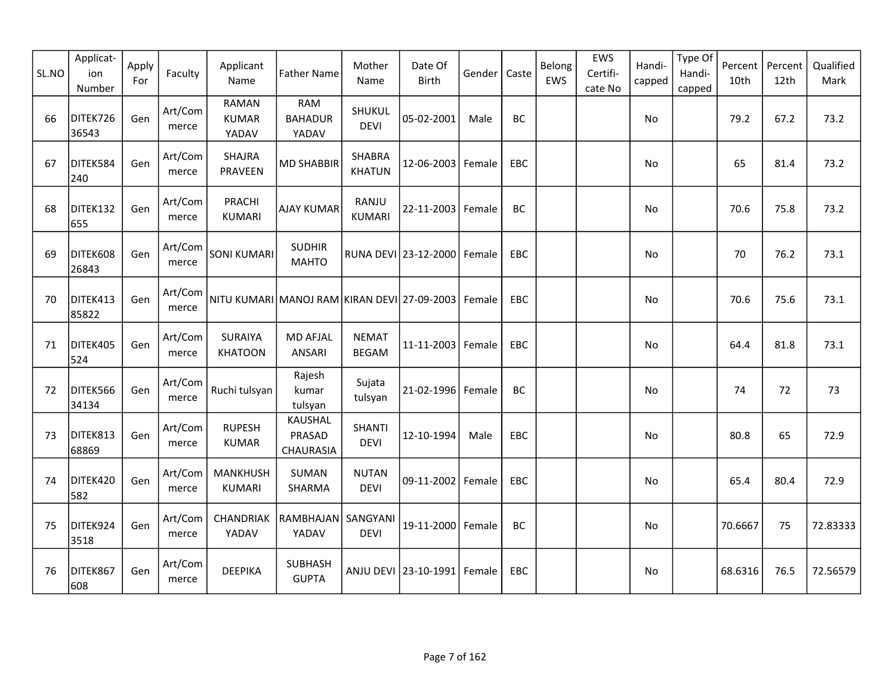| SL.NO | Applicat-ion Number | Apply For | Faculty | Applicant Name | Father Name | Mother Name | Date Of Birth | Gender | Caste | Belong EWS | EWS Certifi-cate No | Handi-capped | Type Of Handi-capped | Percent 10th | Percent 12th | Qualified Mark |
|---|---|---|---|---|---|---|---|---|---|---|---|---|---|---|---|---|
| 66 | DITEK72636543 | Gen | Art/Commerce | RAMAN KUMAR YADAV | RAM BAHADUR YADAV | SHUKUL DEVI | 05-02-2001 | Male | BC | | | No | | 79.2 | 67.2 | 73.2 |
| 67 | DITEK584240 | Gen | Art/Commerce | SHAJRA PRAVEEN | MD SHABBIR | SHABRA KHATUN | 12-06-2003 | Female | EBC | | | No | | 65 | 81.4 | 73.2 |
| 68 | DITEK132655 | Gen | Art/Commerce | PRACHI KUMARI | AJAY KUMAR | RANJU KUMARI | 22-11-2003 | Female | BC | | | No | | 70.6 | 75.8 | 73.2 |
| 69 | DITEK60826843 | Gen | Art/Commerce | SONI KUMARI | SUDHIR MAHTO | RUNA DEVI | 23-12-2000 | Female | EBC | | | No | | 70 | 76.2 | 73.1 |
| 70 | DITEK41385822 | Gen | Art/Commerce | NITU KUMARI | MANOJ RAM | KIRAN DEVI | 27-09-2003 | Female | EBC | | | No | | 70.6 | 75.6 | 73.1 |
| 71 | DITEK405524 | Gen | Art/Commerce | SURAIYA KHATOON | MD AFJAL ANSARI | NEMAT BEGAM | 11-11-2003 | Female | EBC | | | No | | 64.4 | 81.8 | 73.1 |
| 72 | DITEK56634134 | Gen | Art/Commerce | Ruchi tulsyan | Rajesh kumar tulsyan | Sujata tulsyan | 21-02-1996 | Female | BC | | | No | | 74 | 72 | 73 |
| 73 | DITEK81368869 | Gen | Art/Commerce | RUPESH KUMAR | KAUSHAL PRASAD CHAURASIA | SHANTI DEVI | 12-10-1994 | Male | EBC | | | No | | 80.8 | 65 | 72.9 |
| 74 | DITEK420582 | Gen | Art/Commerce | MANKHUSH KUMARI | SUMAN SHARMA | NUTAN DEVI | 09-11-2002 | Female | EBC | | | No | | 65.4 | 80.4 | 72.9 |
| 75 | DITEK9243518 | Gen | Art/Commerce | CHANDRIAK YADAV | RAMBHAJAN YADAV | SANGYANI DEVI | 19-11-2000 | Female | BC | | | No | | 70.6667 | 75 | 72.83333 |
| 76 | DITEK867608 | Gen | Art/Commerce | DEEPIKA | SUBHASH GUPTA | ANJU DEVI | 23-10-1991 | Female | EBC | | | No | | 68.6316 | 76.5 | 72.56579 |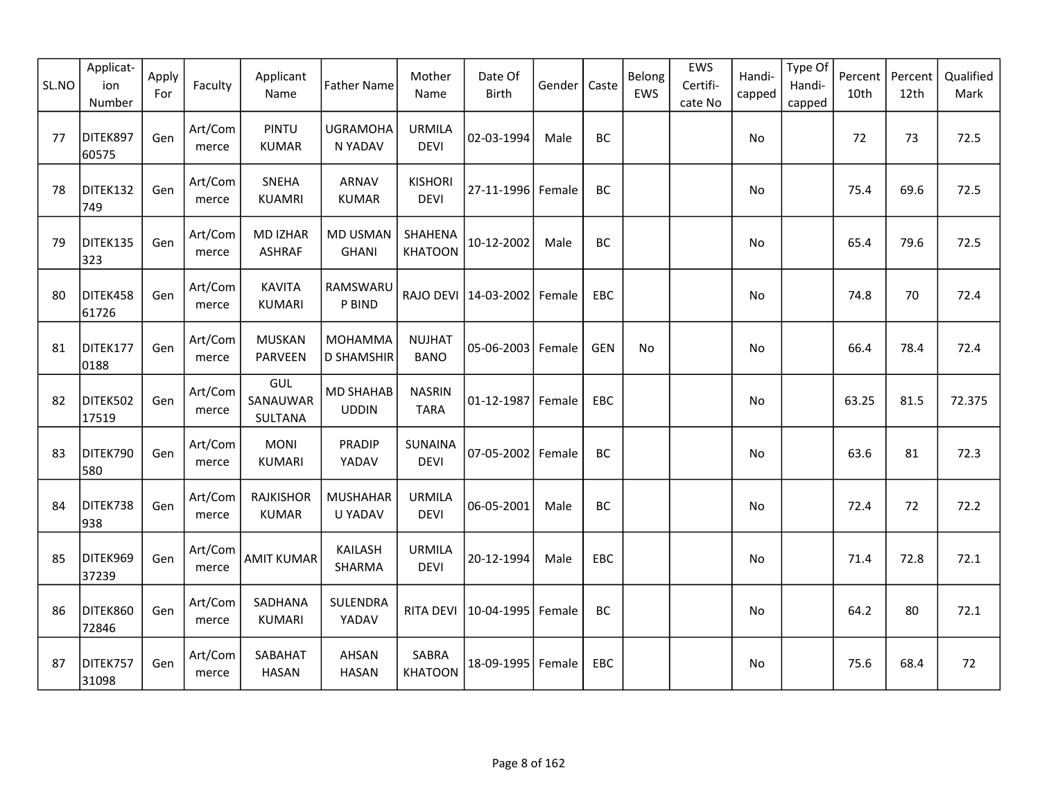| SL.NO | Applicat-ion Number | Apply For | Faculty | Applicant Name | Father Name | Mother Name | Date Of Birth | Gender | Caste | Belong EWS | EWS Certifi-cate No | Handi-capped | Type Of Handi-capped | Percent 10th | Percent 12th | Qualified Mark |
|---|---|---|---|---|---|---|---|---|---|---|---|---|---|---|---|---|
| 77 | DITEK89760575 | Gen | Art/Commerce | PINTU KUMAR | UGRAMOHAN YADAV | URMILA DEVI | 02-03-1994 | Male | BC | | | No | | 72 | 73 | 72.5 |
| 78 | DITEK132749 | Gen | Art/Commerce | SNEHA KUAMRI | ARNAV KUMAR | KISHORI DEVI | 27-11-1996 | Female | BC | | | No | | 75.4 | 69.6 | 72.5 |
| 79 | DITEK135323 | Gen | Art/Commerce | MD IZHAR ASHRAF | MD USMAN GHANI | SHAHENA KHATOON | 10-12-2002 | Male | BC | | | No | | 65.4 | 79.6 | 72.5 |
| 80 | DITEK45861726 | Gen | Art/Commerce | KAVITA KUMARI | RAMSWARUP BIND | RAJO DEVI | 14-03-2002 | Female | EBC | | | No | | 74.8 | 70 | 72.4 |
| 81 | DITEK1770188 | Gen | Art/Commerce | MUSKAN PARVEEN | MOHAMMAD SHAMSHIR | NUJHAT BANO | 05-06-2003 | Female | GEN | No | | No | | 66.4 | 78.4 | 72.4 |
| 82 | DITEK50217519 | Gen | Art/Commerce | GUL SANAUWAR SULTANA | MD SHAHAB UDDIN | NASRIN TARA | 01-12-1987 | Female | EBC | | | No | | 63.25 | 81.5 | 72.375 |
| 83 | DITEK790580 | Gen | Art/Commerce | MONI KUMARI | PRADIP YADAV | SUNAINA DEVI | 07-05-2002 | Female | BC | | | No | | 63.6 | 81 | 72.3 |
| 84 | DITEK738938 | Gen | Art/Commerce | RAJKISHOR KUMAR | MUSHAHARU YADAV | URMILA DEVI | 06-05-2001 | Male | BC | | | No | | 72.4 | 72 | 72.2 |
| 85 | DITEK96937239 | Gen | Art/Commerce | AMIT KUMAR | KAILASH SHARMA | URMILA DEVI | 20-12-1994 | Male | EBC | | | No | | 71.4 | 72.8 | 72.1 |
| 86 | DITEK86072846 | Gen | Art/Commerce | SADHANA KUMARI | SULENDRA YADAV | RITA DEVI | 10-04-1995 | Female | BC | | | No | | 64.2 | 80 | 72.1 |
| 87 | DITEK75731098 | Gen | Art/Commerce | SABAHAT HASAN | AHSAN HASAN | SABRA KHATOON | 18-09-1995 | Female | EBC | | | No | | 75.6 | 68.4 | 72 |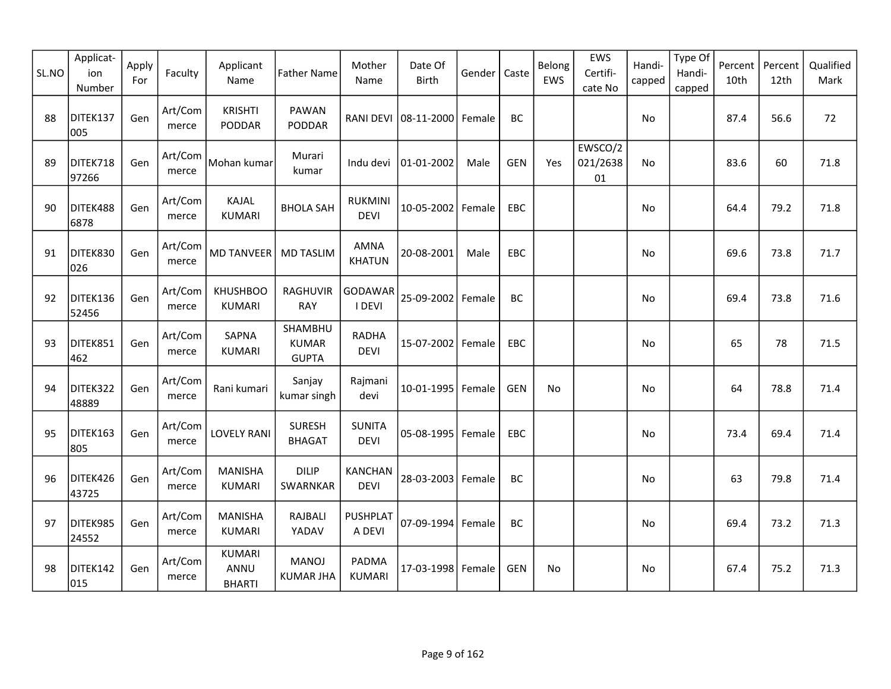| SL.NO | Applicat-ion Number | Apply For | Faculty | Applicant Name | Father Name | Mother Name | Date Of Birth | Gender | Caste | Belong EWS | EWS Certifi-cate No | Handi-capped | Type Of Handi-capped | Percent 10th | Percent 12th | Qualified Mark |
|---|---|---|---|---|---|---|---|---|---|---|---|---|---|---|---|---|
| 88 | DITEK137005 | Gen | Art/Commerce | KRISHTI PODDAR | PAWAN PODDAR | RANI DEVI | 08-11-2000 | Female | BC | | | No | | 87.4 | 56.6 | 72 |
| 89 | DITEK71897266 | Gen | Art/Commerce | Mohan kumar | Murari kumar | Indu devi | 01-01-2002 | Male | GEN | Yes | EWSCO/2021/263801 | No | | 83.6 | 60 | 71.8 |
| 90 | DITEK4886878 | Gen | Art/Commerce | KAJAL KUMARI | BHOLA SAH | RUKMINI DEVI | 10-05-2002 | Female | EBC | | | No | | 64.4 | 79.2 | 71.8 |
| 91 | DITEK830026 | Gen | Art/Commerce | MD TANVEER | MD TASLIM | AMNA KHATUN | 20-08-2001 | Male | EBC | | | No | | 69.6 | 73.8 | 71.7 |
| 92 | DITEK13652456 | Gen | Art/Commerce | KHUSHBOO KUMARI | RAGHUVIR RAY | GODAWARI DEVI | 25-09-2002 | Female | BC | | | No | | 69.4 | 73.8 | 71.6 |
| 93 | DITEK851462 | Gen | Art/Commerce | SAPNA KUMARI | SHAMBHU KUMAR GUPTA | RADHA DEVI | 15-07-2002 | Female | EBC | | | No | | 65 | 78 | 71.5 |
| 94 | DITEK32248889 | Gen | Art/Commerce | Rani kumari | Sanjay kumar singh | Rajmani devi | 10-01-1995 | Female | GEN | No | | No | | 64 | 78.8 | 71.4 |
| 95 | DITEK163805 | Gen | Art/Commerce | LOVELY RANI | SURESH BHAGAT | SUNITA DEVI | 05-08-1995 | Female | EBC | | | No | | 73.4 | 69.4 | 71.4 |
| 96 | DITEK42643725 | Gen | Art/Commerce | MANISHA KUMARI | DILIP SWARNKAR | KANCHAN DEVI | 28-03-2003 | Female | BC | | | No | | 63 | 79.8 | 71.4 |
| 97 | DITEK98524552 | Gen | Art/Commerce | MANISHA KUMARI | RAJBALI YADAV | PUSHPLATA DEVI | 07-09-1994 | Female | BC | | | No | | 69.4 | 73.2 | 71.3 |
| 98 | DITEK142015 | Gen | Art/Commerce | KUMARI ANNU BHARTI | MANOJ KUMAR JHA | PADMA KUMARI | 17-03-1998 | Female | GEN | No | | No | | 67.4 | 75.2 | 71.3 |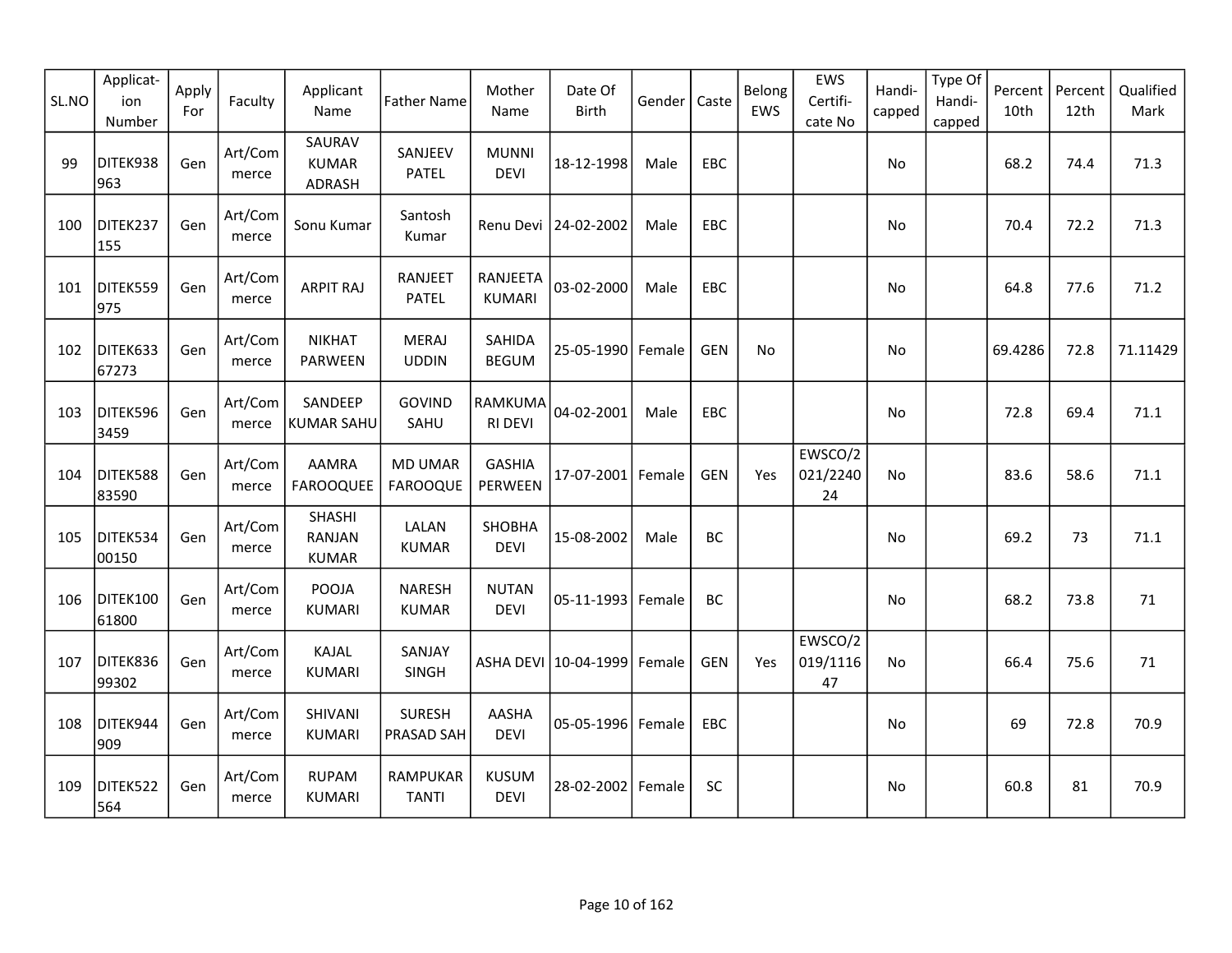| SL.NO | Applicat-ion Number | Apply For | Faculty | Applicant Name | Father Name | Mother Name | Date Of Birth | Gender | Caste | Belong EWS | EWS Certifi-cate No | Handi-capped | Type Of Handi-capped | Percent 10th | Percent 12th | Qualified Mark |
|---|---|---|---|---|---|---|---|---|---|---|---|---|---|---|---|---|
| 99 | DITEK938963 | Gen | Art/Commerce | SAURAV KUMAR ADRASH | SANJEEV PATEL | MUNNI DEVI | 18-12-1998 | Male | EBC | | | No | | 68.2 | 74.4 | 71.3 |
| 100 | DITEK237155 | Gen | Art/Commerce | Sonu Kumar | Santosh Kumar | Renu Devi | 24-02-2002 | Male | EBC | | | No | | 70.4 | 72.2 | 71.3 |
| 101 | DITEK559975 | Gen | Art/Commerce | ARPIT RAJ | RANJEET PATEL | RANJEETA KUMARI | 03-02-2000 | Male | EBC | | | No | | 64.8 | 77.6 | 71.2 |
| 102 | DITEK63367273 | Gen | Art/Commerce | NIKHAT PARWEEN | MERAJ UDDIN | SAHIDA BEGUM | 25-05-1990 | Female | GEN | No | | No | | 69.4286 | 72.8 | 71.11429 |
| 103 | DITEK5963459 | Gen | Art/Commerce | SANDEEP KUMAR SAHU | GOVIND SAHU | RAMKUMARI DEVI | 04-02-2001 | Male | EBC | | | No | | 72.8 | 69.4 | 71.1 |
| 104 | DITEK58883590 | Gen | Art/Commerce | AAMRA FAROOQUEE | MD UMAR FAROOQUE | GASHIA PERWEEN | 17-07-2001 | Female | GEN | Yes | EWSCO/2021/224024 | No | | 83.6 | 58.6 | 71.1 |
| 105 | DITEK53400150 | Gen | Art/Commerce | SHASHI RANJAN KUMAR | LALAN KUMAR | SHOBHA DEVI | 15-08-2002 | Male | BC | | | No | | 69.2 | 73 | 71.1 |
| 106 | DITEK10061800 | Gen | Art/Commerce | POOJA KUMARI | NARESH KUMAR | NUTAN DEVI | 05-11-1993 | Female | BC | | | No | | 68.2 | 73.8 | 71 |
| 107 | DITEK83699302 | Gen | Art/Commerce | KAJAL KUMARI | SANJAY SINGH | ASHA DEVI | 10-04-1999 | Female | GEN | Yes | EWSCO/2019/111647 | No | | 66.4 | 75.6 | 71 |
| 108 | DITEK944909 | Gen | Art/Commerce | SHIVANI KUMARI | SURESH PRASAD SAH | AASHA DEVI | 05-05-1996 | Female | EBC | | | No | | 69 | 72.8 | 70.9 |
| 109 | DITEK522564 | Gen | Art/Commerce | RUPAM KUMARI | RAMPUKAR TANTI | KUSUM DEVI | 28-02-2002 | Female | SC | | | No | | 60.8 | 81 | 70.9 |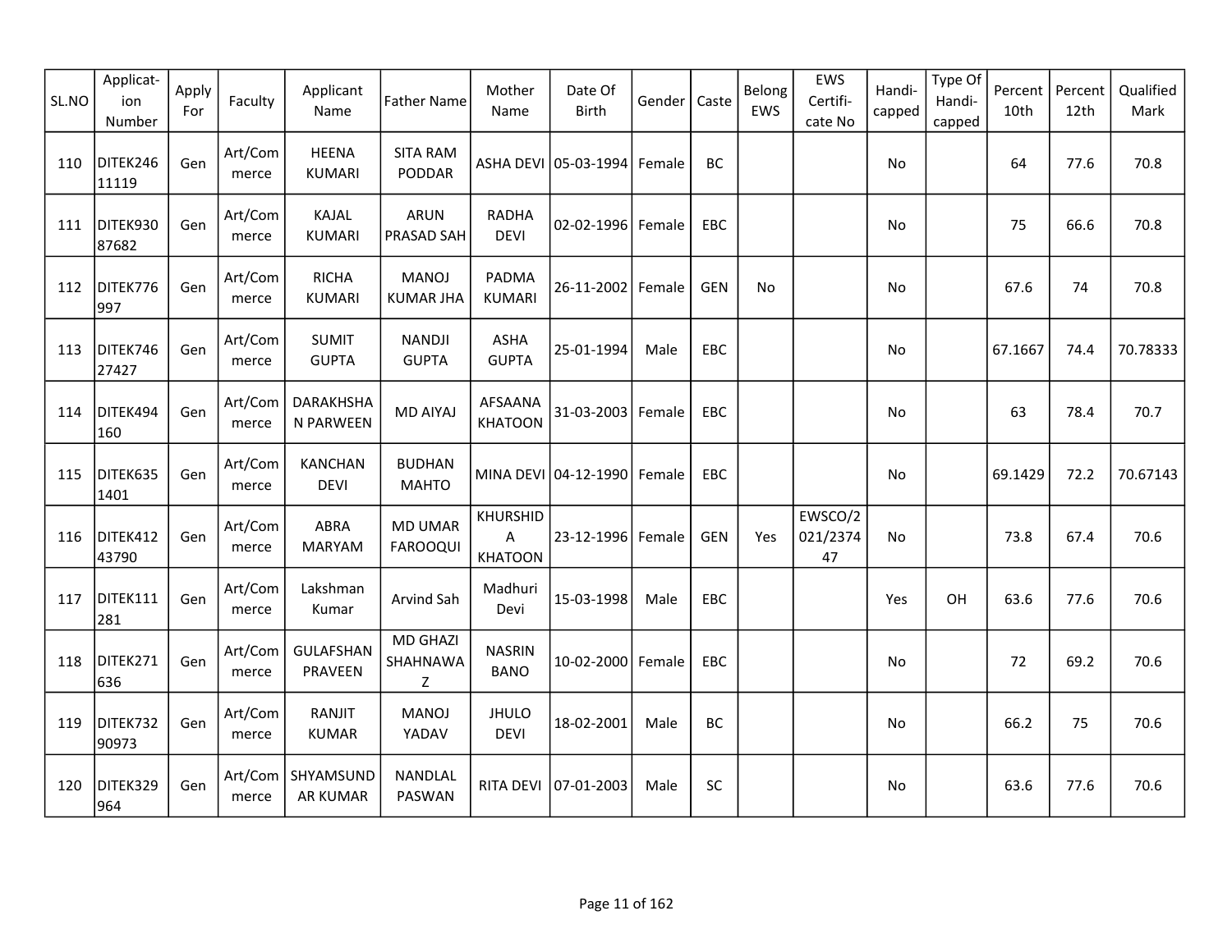| SL.NO | Applicat-ion Number | Apply For | Faculty | Applicant Name | Father Name | Mother Name | Date Of Birth | Gender | Caste | Belong EWS | EWS Certifi-cate No | Handi-capped | Type Of Handi-capped | Percent 10th | Percent 12th | Qualified Mark |
|---|---|---|---|---|---|---|---|---|---|---|---|---|---|---|---|---|
| 110 | DITEK24611119 | Gen | Art/Commerce | HEENA KUMARI | SITA RAM PODDAR | ASHA DEVI | 05-03-1994 | Female | BC | | | No | | 64 | 77.6 | 70.8 |
| 111 | DITEK93087682 | Gen | Art/Commerce | KAJAL KUMARI | ARUN PRASAD SAH | RADHA DEVI | 02-02-1996 | Female | EBC | | | No | | 75 | 66.6 | 70.8 |
| 112 | DITEK776997 | Gen | Art/Commerce | RICHA KUMARI | MANOJ KUMAR JHA | PADMA KUMARI | 26-11-2002 | Female | GEN | No | | No | | 67.6 | 74 | 70.8 |
| 113 | DITEK74627427 | Gen | Art/Commerce | SUMIT GUPTA | NANDJI GUPTA | ASHA GUPTA | 25-01-1994 | Male | EBC | | | No | | 67.1667 | 74.4 | 70.78333 |
| 114 | DITEK494160 | Gen | Art/Commerce | DARAKHSHAN PARWEEN | MD AIYAJ | AFSAANA KHATOON | 31-03-2003 | Female | EBC | | | No | | 63 | 78.4 | 70.7 |
| 115 | DITEK6351401 | Gen | Art/Commerce | KANCHAN DEVI | BUDHAN MAHTO | MINA DEVI | 04-12-1990 | Female | EBC | | | No | | 69.1429 | 72.2 | 70.67143 |
| 116 | DITEK41243790 | Gen | Art/Commerce | ABRA MARYAM | MD UMAR FAROOQUI | KHURSHIDA KHATOON | 23-12-1996 | Female | GEN | Yes | EWSCO/2021/237447 | No | | 73.8 | 67.4 | 70.6 |
| 117 | DITEK111281 | Gen | Art/Commerce | Lakshman Kumar | Arvind Sah | Madhuri Devi | 15-03-1998 | Male | EBC | | | Yes | OH | 63.6 | 77.6 | 70.6 |
| 118 | DITEK271636 | Gen | Art/Commerce | GULAFSHAN PRAVEEN | MD GHAZI SHAHNAWAZ | NASRIN BANO | 10-02-2000 | Female | EBC | | | No | | 72 | 69.2 | 70.6 |
| 119 | DITEK73290973 | Gen | Art/Commerce | RANJIT KUMAR | MANOJ YADAV | JHULO DEVI | 18-02-2001 | Male | BC | | | No | | 66.2 | 75 | 70.6 |
| 120 | DITEK329964 | Gen | Art/Commerce | SHYAMSUNDAR KUMAR | NANDLAL PASWAN | RITA DEVI | 07-01-2003 | Male | SC | | | No | | 63.6 | 77.6 | 70.6 |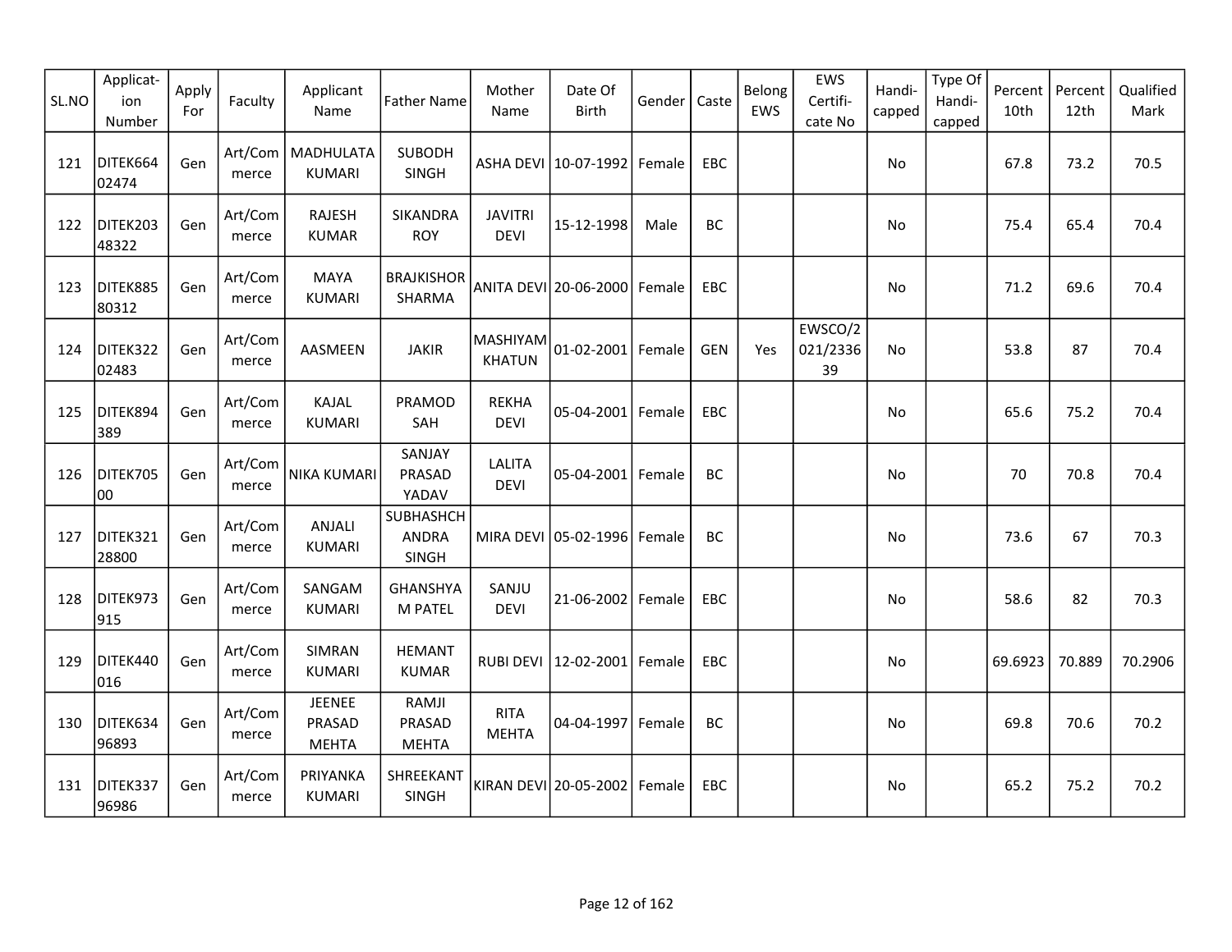| SL.NO | Applicat-ion Number | Apply For | Faculty | Applicant Name | Father Name | Mother Name | Date Of Birth | Gender | Caste | Belong EWS | EWS Certifi-cate No | Handi-capped | Type Of Handi-capped | Percent 10th | Percent 12th | Qualified Mark |
|---|---|---|---|---|---|---|---|---|---|---|---|---|---|---|---|---|
| 121 | DITEK66402474 | Gen | Art/Commerce | MADHULATA KUMARI | SUBODH SINGH | ASHA DEVI | 10-07-1992 | Female | EBC | | | No | | 67.8 | 73.2 | 70.5 |
| 122 | DITEK20348322 | Gen | Art/Commerce | RAJESH KUMAR | SIKANDRA ROY | JAVITRI DEVI | 15-12-1998 | Male | BC | | | No | | 75.4 | 65.4 | 70.4 |
| 123 | DITEK88580312 | Gen | Art/Commerce | MAYA KUMARI | BRAJKISHOR SHARMA | ANITA DEVI | 20-06-2000 | Female | EBC | | | No | | 71.2 | 69.6 | 70.4 |
| 124 | DITEK32202483 | Gen | Art/Commerce | AASMEEN | JAKIR | MASHIYAM KHATUN | 01-02-2001 | Female | GEN | Yes | EWSCO/2021/233639 | No | | 53.8 | 87 | 70.4 |
| 125 | DITEK894389 | Gen | Art/Commerce | KAJAL KUMARI | PRAMOD SAH | REKHA DEVI | 05-04-2001 | Female | EBC | | | No | | 65.6 | 75.2 | 70.4 |
| 126 | DITEK70500 | Gen | Art/Commerce | NIKA KUMARI | SANJAY PRASAD YADAV | LALITA DEVI | 05-04-2001 | Female | BC | | | No | | 70 | 70.8 | 70.4 |
| 127 | DITEK32128800 | Gen | Art/Commerce | ANJALI KUMARI | SUBHASHCHANDRA SINGH | MIRA DEVI | 05-02-1996 | Female | BC | | | No | | 73.6 | 67 | 70.3 |
| 128 | DITEK973915 | Gen | Art/Commerce | SANGAM KUMARI | GHANSHYAM PATEL | SANJU DEVI | 21-06-2002 | Female | EBC | | | No | | 58.6 | 82 | 70.3 |
| 129 | DITEK440016 | Gen | Art/Commerce | SIMRAN KUMARI | HEMANT KUMAR | RUBI DEVI | 12-02-2001 | Female | EBC | | | No | | 69.6923 | 70.889 | 70.2906 |
| 130 | DITEK63496893 | Gen | Art/Commerce | JEENEE PRASAD MEHTA | RAMJI PRASAD MEHTA | RITA MEHTA | 04-04-1997 | Female | BC | | | No | | 69.8 | 70.6 | 70.2 |
| 131 | DITEK33796986 | Gen | Art/Commerce | PRIYANKA KUMARI | SHREEKANT SINGH | KIRAN DEVI | 20-05-2002 | Female | EBC | | | No | | 65.2 | 75.2 | 70.2 |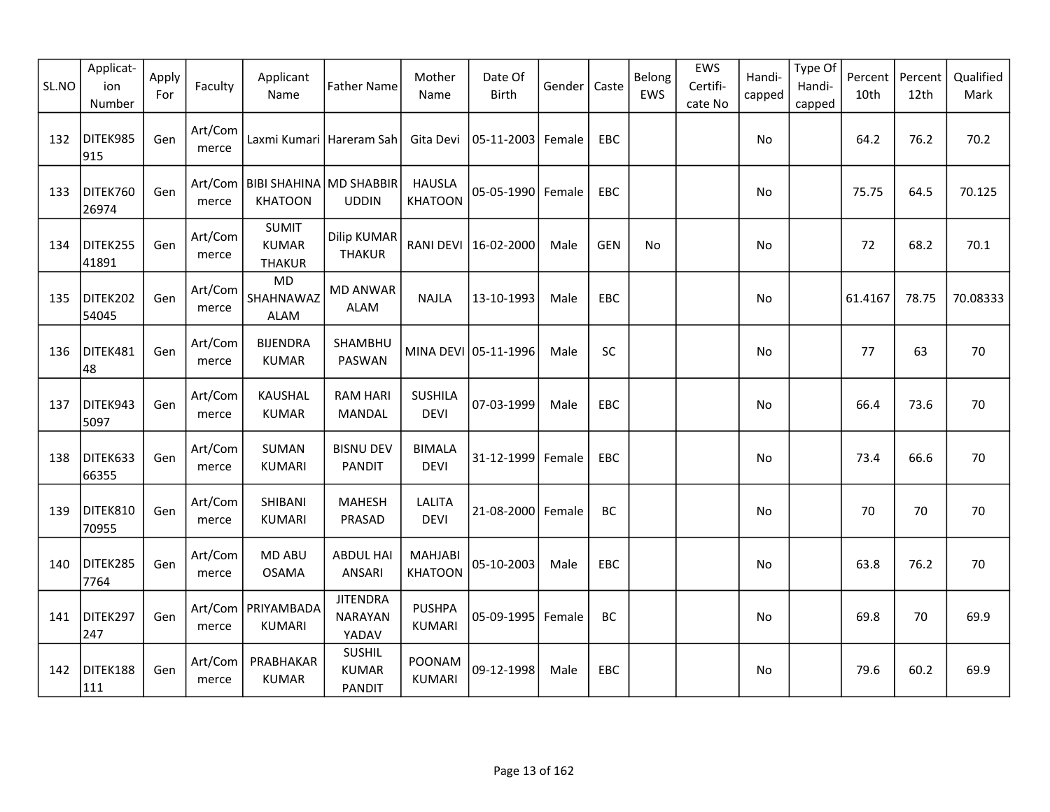| SL.NO | Applicat-ion Number | Apply For | Faculty | Applicant Name | Father Name | Mother Name | Date Of Birth | Gender | Caste | Belong EWS | EWS Certifi-cate No | Handi-capped | Type Of Handi-capped | Percent 10th | Percent 12th | Qualified Mark |
|---|---|---|---|---|---|---|---|---|---|---|---|---|---|---|---|---|
| 132 | DITEK985915 | Gen | Art/Commerce | Laxmi Kumari | Hareram Sah | Gita Devi | 05-11-2003 | Female | EBC | | | No | | 64.2 | 76.2 | 70.2 |
| 133 | DITEK76026974 | Gen | Art/Commerce | BIBI SHAHINA KHATOON | MD SHABBIR UDDIN | HAUSLA KHATOON | 05-05-1990 | Female | EBC | | | No | | 75.75 | 64.5 | 70.125 |
| 134 | DITEK25541891 | Gen | Art/Commerce | SUMIT KUMAR THAKUR | Dilip KUMAR THAKUR | RANI DEVI | 16-02-2000 | Male | GEN | No | | No | | 72 | 68.2 | 70.1 |
| 135 | DITEK20254045 | Gen | Art/Commerce | MD SHAHNAWAZ ALAM | MD ANWAR ALAM | NAJLA | 13-10-1993 | Male | EBC | | | No | | 61.4167 | 78.75 | 70.08333 |
| 136 | DITEK48148 | Gen | Art/Commerce | BIJENDRA KUMAR | SHAMBHU PASWAN | MINA DEVI | 05-11-1996 | Male | SC | | | No | | 77 | 63 | 70 |
| 137 | DITEK9435097 | Gen | Art/Commerce | KAUSHAL KUMAR | RAM HARI MANDAL | SUSHILA DEVI | 07-03-1999 | Male | EBC | | | No | | 66.4 | 73.6 | 70 |
| 138 | DITEK63366355 | Gen | Art/Commerce | SUMAN KUMARI | BISNU DEV PANDIT | BIMALA DEVI | 31-12-1999 | Female | EBC | | | No | | 73.4 | 66.6 | 70 |
| 139 | DITEK81070955 | Gen | Art/Commerce | SHIBANI KUMARI | MAHESH PRASAD | LALITA DEVI | 21-08-2000 | Female | BC | | | No | | 70 | 70 | 70 |
| 140 | DITEK2857764 | Gen | Art/Commerce | MD ABU OSAMA | ABDUL HAI ANSARI | MAHJABI KHATOON | 05-10-2003 | Male | EBC | | | No | | 63.8 | 76.2 | 70 |
| 141 | DITEK297247 | Gen | Art/Commerce | PRIYAMBADA KUMARI | JITENDRA NARAYAN YADAV | PUSHPA KUMARI | 05-09-1995 | Female | BC | | | No | | 69.8 | 70 | 69.9 |
| 142 | DITEK188111 | Gen | Art/Commerce | PRABHAKAR KUMAR | SUSHIL KUMAR PANDIT | POONAM KUMARI | 09-12-1998 | Male | EBC | | | No | | 79.6 | 60.2 | 69.9 |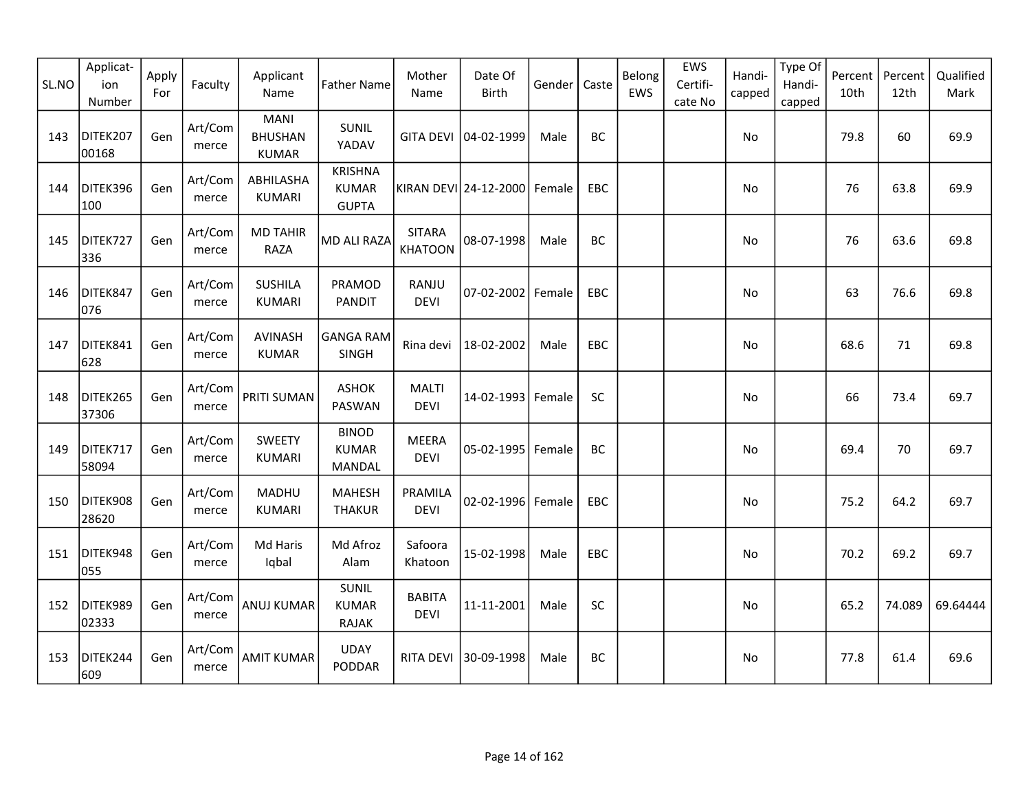| SL.NO | Applicat-ion Number | Apply For | Faculty | Applicant Name | Father Name | Mother Name | Date Of Birth | Gender | Caste | Belong EWS | EWS Certifi-cate No | Handi-capped | Type Of Handi-capped | Percent 10th | Percent 12th | Qualified Mark |
|---|---|---|---|---|---|---|---|---|---|---|---|---|---|---|---|---|
| 143 | DITEK20700168 | Gen | Art/Commerce | MANI BHUSHAN KUMAR | SUNIL YADAV | GITA DEVI | 04-02-1999 | Male | BC | | | No | | 79.8 | 60 | 69.9 |
| 144 | DITEK396100 | Gen | Art/Commerce | ABHILASHA KUMARI | KRISHNA KUMAR GUPTA | KIRAN DEVI | 24-12-2000 | Female | EBC | | | No | | 76 | 63.8 | 69.9 |
| 145 | DITEK727336 | Gen | Art/Commerce | MD TAHIR RAZA | MD ALI RAZA | SITARA KHATOON | 08-07-1998 | Male | BC | | | No | | 76 | 63.6 | 69.8 |
| 146 | DITEK847076 | Gen | Art/Commerce | SUSHILA KUMARI | PRAMOD PANDIT | RANJU DEVI | 07-02-2002 | Female | EBC | | | No | | 63 | 76.6 | 69.8 |
| 147 | DITEK841628 | Gen | Art/Commerce | AVINASH KUMAR | GANGA RAM SINGH | Rina devi | 18-02-2002 | Male | EBC | | | No | | 68.6 | 71 | 69.8 |
| 148 | DITEK26537306 | Gen | Art/Commerce | PRITI SUMAN | ASHOK PASWAN | MALTI DEVI | 14-02-1993 | Female | SC | | | No | | 66 | 73.4 | 69.7 |
| 149 | DITEK71758094 | Gen | Art/Commerce | SWEETY KUMARI | BINOD KUMAR MANDAL | MEERA DEVI | 05-02-1995 | Female | BC | | | No | | 69.4 | 70 | 69.7 |
| 150 | DITEK90828620 | Gen | Art/Commerce | MADHU KUMARI | MAHESH THAKUR | PRAMILA DEVI | 02-02-1996 | Female | EBC | | | No | | 75.2 | 64.2 | 69.7 |
| 151 | DITEK948055 | Gen | Art/Commerce | Md Haris Iqbal | Md Afroz Alam | Safoora Khatoon | 15-02-1998 | Male | EBC | | | No | | 70.2 | 69.2 | 69.7 |
| 152 | DITEK98902333 | Gen | Art/Commerce | ANUJ KUMAR | SUNIL KUMAR RAJAK | BABITA DEVI | 11-11-2001 | Male | SC | | | No | | 65.2 | 74.089 | 69.64444 |
| 153 | DITEK244609 | Gen | Art/Commerce | AMIT KUMAR | UDAY PODDAR | RITA DEVI | 30-09-1998 | Male | BC | | | No | | 77.8 | 61.4 | 69.6 |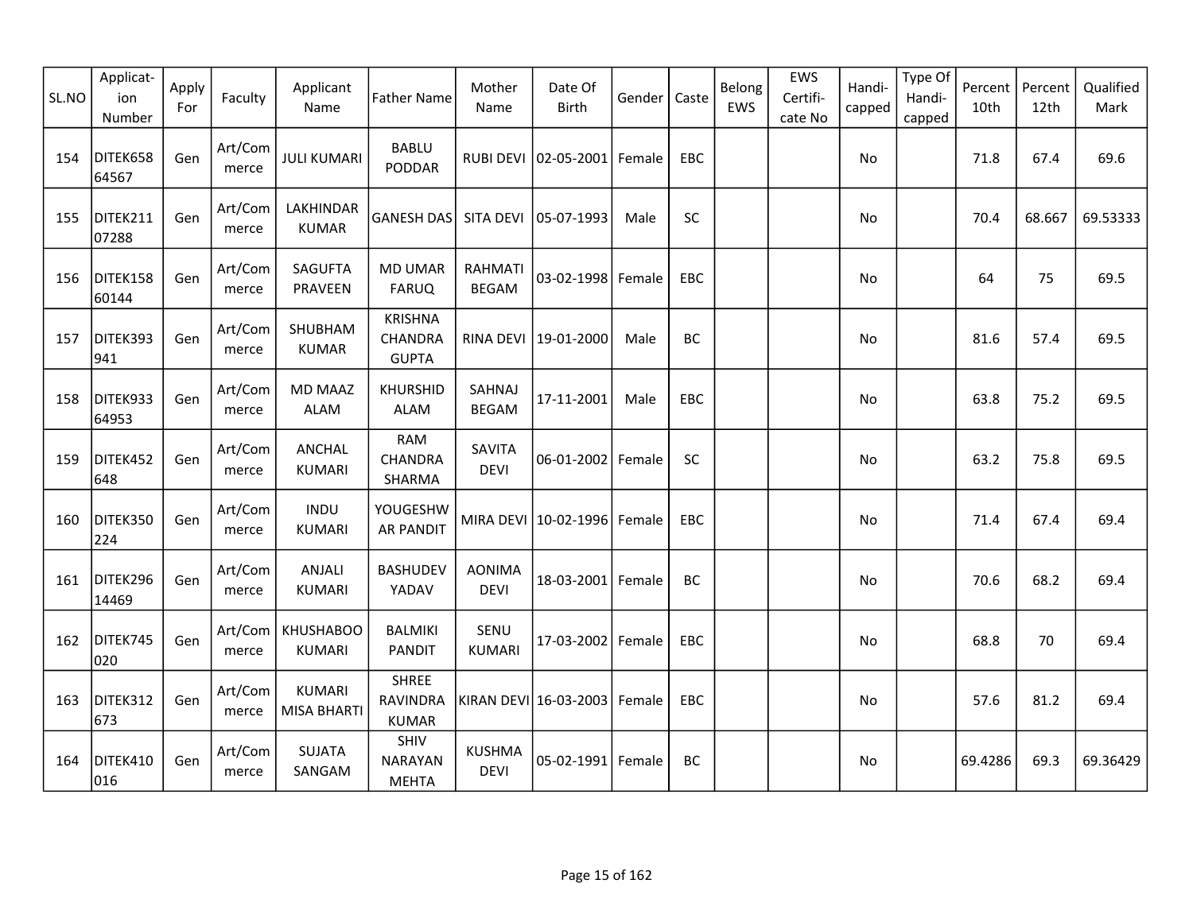| SL.NO | Applicat-ion Number | Apply For | Faculty | Applicant Name | Father Name | Mother Name | Date Of Birth | Gender | Caste | Belong EWS | EWS Certifi-cate No | Handi-capped | Type Of Handi-capped | Percent 10th | Percent 12th | Qualified Mark |
|---|---|---|---|---|---|---|---|---|---|---|---|---|---|---|---|---|
| 154 | DITEK65864567 | Gen | Art/Commerce | JULI KUMARI | BABLU PODDAR | RUBI DEVI | 02-05-2001 | Female | EBC | | | No | | 71.8 | 67.4 | 69.6 |
| 155 | DITEK21107288 | Gen | Art/Commerce | LAKHINDAR KUMAR | GANESH DAS | SITA DEVI | 05-07-1993 | Male | SC | | | No | | 70.4 | 68.667 | 69.53333 |
| 156 | DITEK15860144 | Gen | Art/Commerce | SAGUFTA PRAVEEN | MD UMAR FARUQ | RAHMATI BEGAM | 03-02-1998 | Female | EBC | | | No | | 64 | 75 | 69.5 |
| 157 | DITEK393941 | Gen | Art/Commerce | SHUBHAM KUMAR | KRISHNA CHANDRA GUPTA | RINA DEVI | 19-01-2000 | Male | BC | | | No | | 81.6 | 57.4 | 69.5 |
| 158 | DITEK93364953 | Gen | Art/Commerce | MD MAAZ ALAM | KHURSHID ALAM | SAHNAJ BEGAM | 17-11-2001 | Male | EBC | | | No | | 63.8 | 75.2 | 69.5 |
| 159 | DITEK452648 | Gen | Art/Commerce | ANCHAL KUMARI | RAM CHANDRA SHARMA | SAVITA DEVI | 06-01-2002 | Female | SC | | | No | | 63.2 | 75.8 | 69.5 |
| 160 | DITEK350224 | Gen | Art/Commerce | INDU KUMARI | YOUGESHWAR PANDIT | MIRA DEVI | 10-02-1996 | Female | EBC | | | No | | 71.4 | 67.4 | 69.4 |
| 161 | DITEK29614469 | Gen | Art/Commerce | ANJALI KUMARI | BASHUDEV YADAV | AONIMA DEVI | 18-03-2001 | Female | BC | | | No | | 70.6 | 68.2 | 69.4 |
| 162 | DITEK745020 | Gen | Art/Commerce | KHUSHABOO KUMARI | BALMIKI PANDIT | SENU KUMARI | 17-03-2002 | Female | EBC | | | No | | 68.8 | 70 | 69.4 |
| 163 | DITEK312673 | Gen | Art/Commerce | KUMARI MISA BHARTI | SHREE RAVINDRA KUMAR | KIRAN DEVI | 16-03-2003 | Female | EBC | | | No | | 57.6 | 81.2 | 69.4 |
| 164 | DITEK410016 | Gen | Art/Commerce | SUJATA SANGAM | SHIV NARAYAN MEHTA | KUSHMA DEVI | 05-02-1991 | Female | BC | | | No | | 69.4286 | 69.3 | 69.36429 |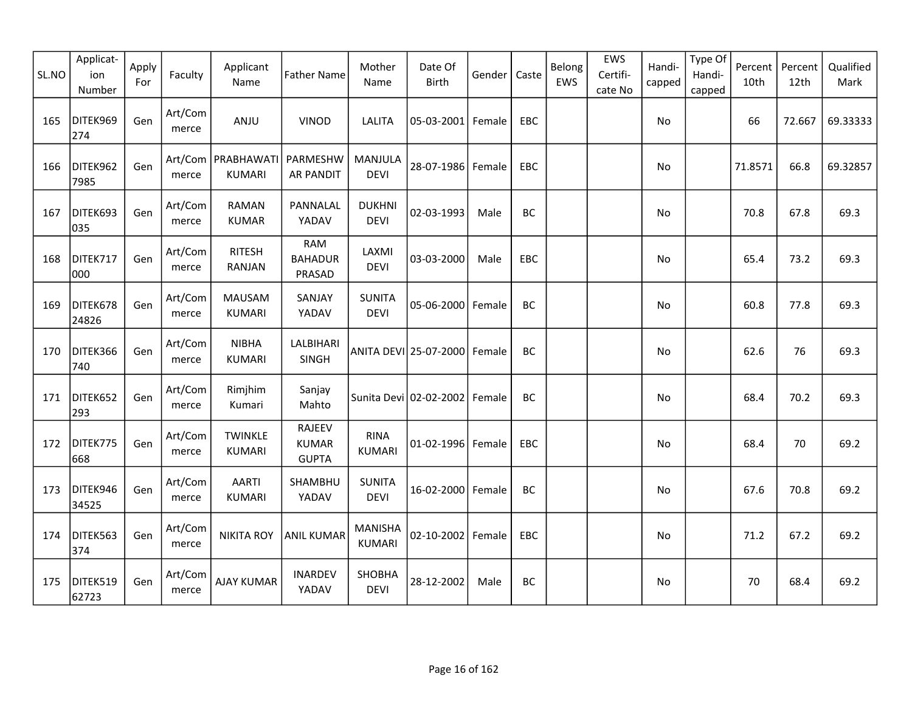| SL.NO | Applicat-ion Number | Apply For | Faculty | Applicant Name | Father Name | Mother Name | Date Of Birth | Gender | Caste | Belong EWS | EWS Certifi-cate No | Handi-capped | Type Of Handi-capped | Percent 10th | Percent 12th | Qualified Mark |
|---|---|---|---|---|---|---|---|---|---|---|---|---|---|---|---|---|
| 165 | DITEK969274 | Gen | Art/Commerce | ANJU | VINOD | LALITA | 05-03-2001 | Female | EBC | | | No | | 66 | 72.667 | 69.33333 |
| 166 | DITEK9627985 | Gen | Art/Commerce | PRABHAWATI KUMARI | PARMESHWAR PANDIT | MANJULA DEVI | 28-07-1986 | Female | EBC | | | No | | 71.8571 | 66.8 | 69.32857 |
| 167 | DITEK693035 | Gen | Art/Commerce | RAMAN KUMAR | PANNALAL YADAV | DUKHNI DEVI | 02-03-1993 | Male | BC | | | No | | 70.8 | 67.8 | 69.3 |
| 168 | DITEK717000 | Gen | Art/Commerce | RITESH RANJAN | RAM BAHADUR PRASAD | LAXMI DEVI | 03-03-2000 | Male | EBC | | | No | | 65.4 | 73.2 | 69.3 |
| 169 | DITEK67824826 | Gen | Art/Commerce | MAUSAM KUMARI | SANJAY YADAV | SUNITA DEVI | 05-06-2000 | Female | BC | | | No | | 60.8 | 77.8 | 69.3 |
| 170 | DITEK366740 | Gen | Art/Commerce | NIBHA KUMARI | LALBIHARI SINGH | ANITA DEVI | 25-07-2000 | Female | BC | | | No | | 62.6 | 76 | 69.3 |
| 171 | DITEK652293 | Gen | Art/Commerce | Rimjhim Kumari | Sanjay Mahto | Sunita Devi | 02-02-2002 | Female | BC | | | No | | 68.4 | 70.2 | 69.3 |
| 172 | DITEK775668 | Gen | Art/Commerce | TWINKLE KUMARI | RAJEEV KUMAR GUPTA | RINA KUMARI | 01-02-1996 | Female | EBC | | | No | | 68.4 | 70 | 69.2 |
| 173 | DITEK94634525 | Gen | Art/Commerce | AARTI KUMARI | SHAMBHU YADAV | SUNITA DEVI | 16-02-2000 | Female | BC | | | No | | 67.6 | 70.8 | 69.2 |
| 174 | DITEK563374 | Gen | Art/Commerce | NIKITA ROY | ANIL KUMAR | MANISHA KUMARI | 02-10-2002 | Female | EBC | | | No | | 71.2 | 67.2 | 69.2 |
| 175 | DITEK51962723 | Gen | Art/Commerce | AJAY KUMAR | INARDEV YADAV | SHOBHA DEVI | 28-12-2002 | Male | BC | | | No | | 70 | 68.4 | 69.2 |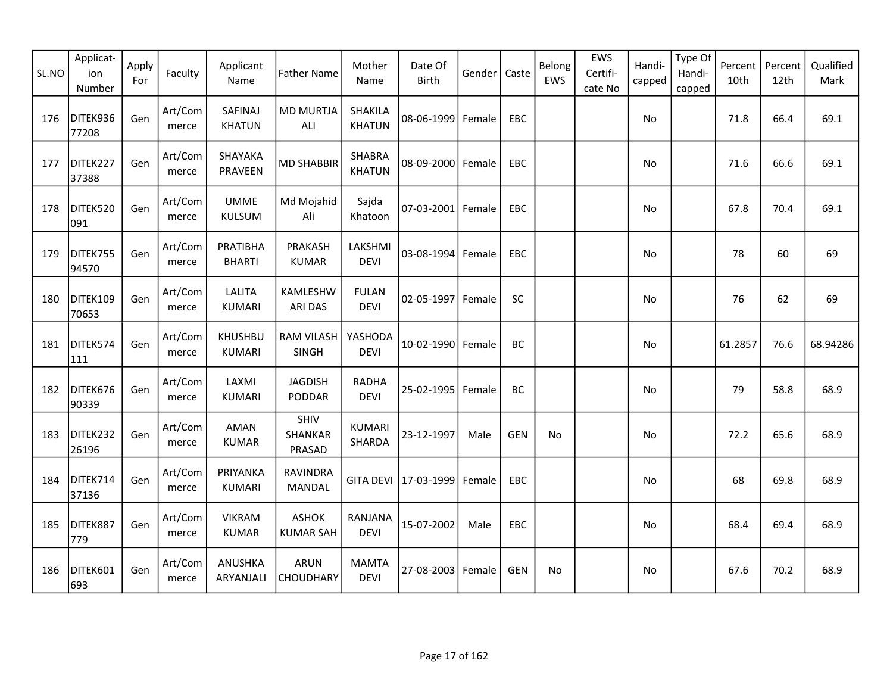| SL.NO | Applicat-ion Number | Apply For | Faculty | Applicant Name | Father Name | Mother Name | Date Of Birth | Gender | Caste | Belong EWS | EWS Certifi-cate No | Handi-capped | Type Of Handi-capped | Percent 10th | Percent 12th | Qualified Mark |
|---|---|---|---|---|---|---|---|---|---|---|---|---|---|---|---|---|
| 176 | DITEK93677208 | Gen | Art/Commerce | SAFINAJ KHATUN | MD MURTJA ALI | SHAKILA KHATUN | 08-06-1999 | Female | EBC | | | No | | 71.8 | 66.4 | 69.1 |
| 177 | DITEK22737388 | Gen | Art/Commerce | SHAYAKA PRAVEEN | MD SHABBIR | SHABRA KHATUN | 08-09-2000 | Female | EBC | | | No | | 71.6 | 66.6 | 69.1 |
| 178 | DITEK520091 | Gen | Art/Commerce | UMME KULSUM | Md Mojahid Ali | Sajda Khatoon | 07-03-2001 | Female | EBC | | | No | | 67.8 | 70.4 | 69.1 |
| 179 | DITEK75594570 | Gen | Art/Commerce | PRATIBHA BHARTI | PRAKASH KUMAR | LAKSHMI DEVI | 03-08-1994 | Female | EBC | | | No | | 78 | 60 | 69 |
| 180 | DITEK10970653 | Gen | Art/Commerce | LALITA KUMARI | KAMLESHWARI DAS | FULAN DEVI | 02-05-1997 | Female | SC | | | No | | 76 | 62 | 69 |
| 181 | DITEK574111 | Gen | Art/Commerce | KHUSHBU KUMARI | RAM VILASH SINGH | YASHODA DEVI | 10-02-1990 | Female | BC | | | No | | 61.2857 | 76.6 | 68.94286 |
| 182 | DITEK67690339 | Gen | Art/Commerce | LAXMI KUMARI | JAGDISH PODDAR | RADHA DEVI | 25-02-1995 | Female | BC | | | No | | 79 | 58.8 | 68.9 |
| 183 | DITEK23226196 | Gen | Art/Commerce | AMAN KUMAR | SHIV SHANKAR PRASAD | KUMARI SHARDA | 23-12-1997 | Male | GEN | No | | No | | 72.2 | 65.6 | 68.9 |
| 184 | DITEK71437136 | Gen | Art/Commerce | PRIYANKA KUMARI | RAVINDRA MANDAL | GITA DEVI | 17-03-1999 | Female | EBC | | | No | | 68 | 69.8 | 68.9 |
| 185 | DITEK887779 | Gen | Art/Commerce | VIKRAM KUMAR | ASHOK KUMAR SAH | RANJANA DEVI | 15-07-2002 | Male | EBC | | | No | | 68.4 | 69.4 | 68.9 |
| 186 | DITEK601693 | Gen | Art/Commerce | ANUSHKA ARYANJALI | ARUN CHOUDHARY | MAMTA DEVI | 27-08-2003 | Female | GEN | No | | No | | 67.6 | 70.2 | 68.9 |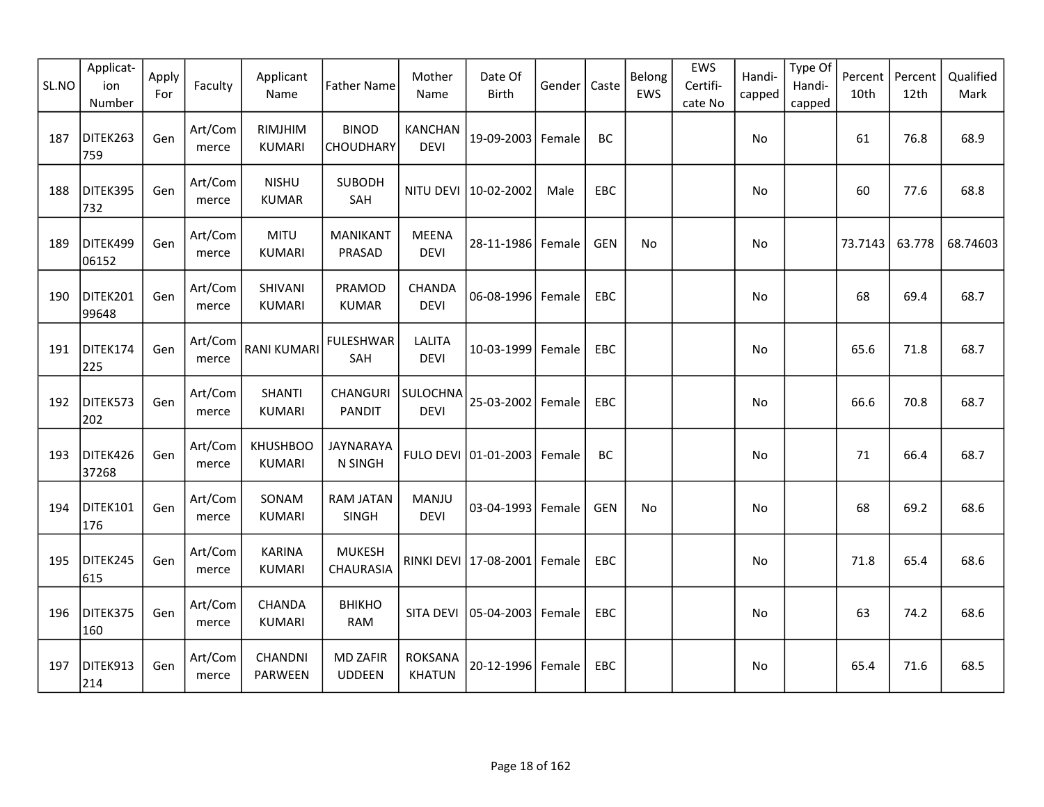| SL.NO | Applicat-ion Number | Apply For | Faculty | Applicant Name | Father Name | Mother Name | Date Of Birth | Gender | Caste | Belong EWS | EWS Certifi-cate No | Handi-capped | Type Of Handi-capped | Percent 10th | Percent 12th | Qualified Mark |
|---|---|---|---|---|---|---|---|---|---|---|---|---|---|---|---|---|
| 187 | DITEK263759 | Gen | Art/Commerce | RIMJHIM KUMARI | BINOD CHOUDHARY | KANCHAN DEVI | 19-09-2003 | Female | BC | | | No | | 61 | 76.8 | 68.9 |
| 188 | DITEK395732 | Gen | Art/Commerce | NISHU KUMAR | SUBODH SAH | NITU DEVI | 10-02-2002 | Male | EBC | | | No | | 60 | 77.6 | 68.8 |
| 189 | DITEK49906152 | Gen | Art/Commerce | MITU KUMARI | MANIKANT PRASAD | MEENA DEVI | 28-11-1986 | Female | GEN | No | | No | | 73.7143 | 63.778 | 68.74603 |
| 190 | DITEK20199648 | Gen | Art/Commerce | SHIVANI KUMARI | PRAMOD KUMAR | CHANDA DEVI | 06-08-1996 | Female | EBC | | | No | | 68 | 69.4 | 68.7 |
| 191 | DITEK174225 | Gen | Art/Commerce | RANI KUMARI | FULESHWAR SAH | LALITA DEVI | 10-03-1999 | Female | EBC | | | No | | 65.6 | 71.8 | 68.7 |
| 192 | DITEK573202 | Gen | Art/Commerce | SHANTI KUMARI | CHANGURI PANDIT | SULOCHNA DEVI | 25-03-2002 | Female | EBC | | | No | | 66.6 | 70.8 | 68.7 |
| 193 | DITEK42637268 | Gen | Art/Commerce | KHUSHBOO KUMARI | JAYNARAYAN SINGH | FULO DEVI | 01-01-2003 | Female | BC | | | No | | 71 | 66.4 | 68.7 |
| 194 | DITEK101176 | Gen | Art/Commerce | SONAM KUMARI | RAM JATAN SINGH | MANJU DEVI | 03-04-1993 | Female | GEN | No | | No | | 68 | 69.2 | 68.6 |
| 195 | DITEK245615 | Gen | Art/Commerce | KARINA KUMARI | MUKESH CHAURASIA | RINKI DEVI | 17-08-2001 | Female | EBC | | | No | | 71.8 | 65.4 | 68.6 |
| 196 | DITEK375160 | Gen | Art/Commerce | CHANDA KUMARI | BHIKHO RAM | SITA DEVI | 05-04-2003 | Female | EBC | | | No | | 63 | 74.2 | 68.6 |
| 197 | DITEK913214 | Gen | Art/Commerce | CHANDNI PARWEEN | MD ZAFIR UDDEEN | ROKSANA KHATUN | 20-12-1996 | Female | EBC | | | No | | 65.4 | 71.6 | 68.5 |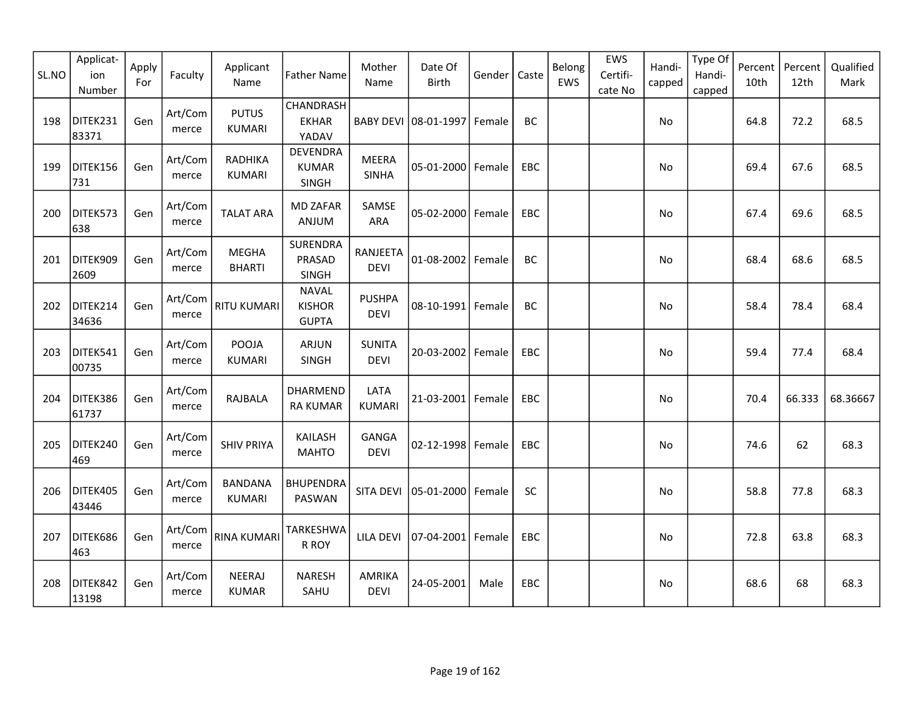| SL.NO | Applicat-ion Number | Apply For | Faculty | Applicant Name | Father Name | Mother Name | Date Of Birth | Gender | Caste | Belong EWS | EWS Certifi-cate No | Handi-capped | Type Of Handi-capped | Percent 10th | Percent 12th | Qualified Mark |
|---|---|---|---|---|---|---|---|---|---|---|---|---|---|---|---|---|
| 198 | DITEK23183371 | Gen | Art/Commerce | PUTUS KUMARI | CHANDRASHEKHAR YADAV | BABY DEVI | 08-01-1997 | Female | BC | | | No | | 64.8 | 72.2 | 68.5 |
| 199 | DITEK156731 | Gen | Art/Commerce | RADHIKA KUMARI | DEVENDRA KUMAR SINGH | MEERA SINHA | 05-01-2000 | Female | EBC | | | No | | 69.4 | 67.6 | 68.5 |
| 200 | DITEK573638 | Gen | Art/Commerce | TALAT ARA | MD ZAFAR ANJUM | SAMSE ARA | 05-02-2000 | Female | EBC | | | No | | 67.4 | 69.6 | 68.5 |
| 201 | DITEK9092609 | Gen | Art/Commerce | MEGHA BHARTI | SURENDRA PRASAD SINGH | RANJEETA DEVI | 01-08-2002 | Female | BC | | | No | | 68.4 | 68.6 | 68.5 |
| 202 | DITEK21434636 | Gen | Art/Commerce | RITU KUMARI | NAVAL KISHOR GUPTA | PUSHPA DEVI | 08-10-1991 | Female | BC | | | No | | 58.4 | 78.4 | 68.4 |
| 203 | DITEK54100735 | Gen | Art/Commerce | POOJA KUMARI | ARJUN SINGH | SUNITA DEVI | 20-03-2002 | Female | EBC | | | No | | 59.4 | 77.4 | 68.4 |
| 204 | DITEK38661737 | Gen | Art/Commerce | RAJBALA | DHARMENDRA KUMAR | LATA KUMARI | 21-03-2001 | Female | EBC | | | No | | 70.4 | 66.333 | 68.36667 |
| 205 | DITEK240469 | Gen | Art/Commerce | SHIV PRIYA | KAILASH MAHTO | GANGA DEVI | 02-12-1998 | Female | EBC | | | No | | 74.6 | 62 | 68.3 |
| 206 | DITEK40543446 | Gen | Art/Commerce | BANDANA KUMARI | BHUPENDRA PASWAN | SITA DEVI | 05-01-2000 | Female | SC | | | No | | 58.8 | 77.8 | 68.3 |
| 207 | DITEK686463 | Gen | Art/Commerce | RINA KUMARI | TARKESHWAR ROY | LILA DEVI | 07-04-2001 | Female | EBC | | | No | | 72.8 | 63.8 | 68.3 |
| 208 | DITEK84213198 | Gen | Art/Commerce | NEERAJ KUMAR | NARESH SAHU | AMRIKA DEVI | 24-05-2001 | Male | EBC | | | No | | 68.6 | 68 | 68.3 |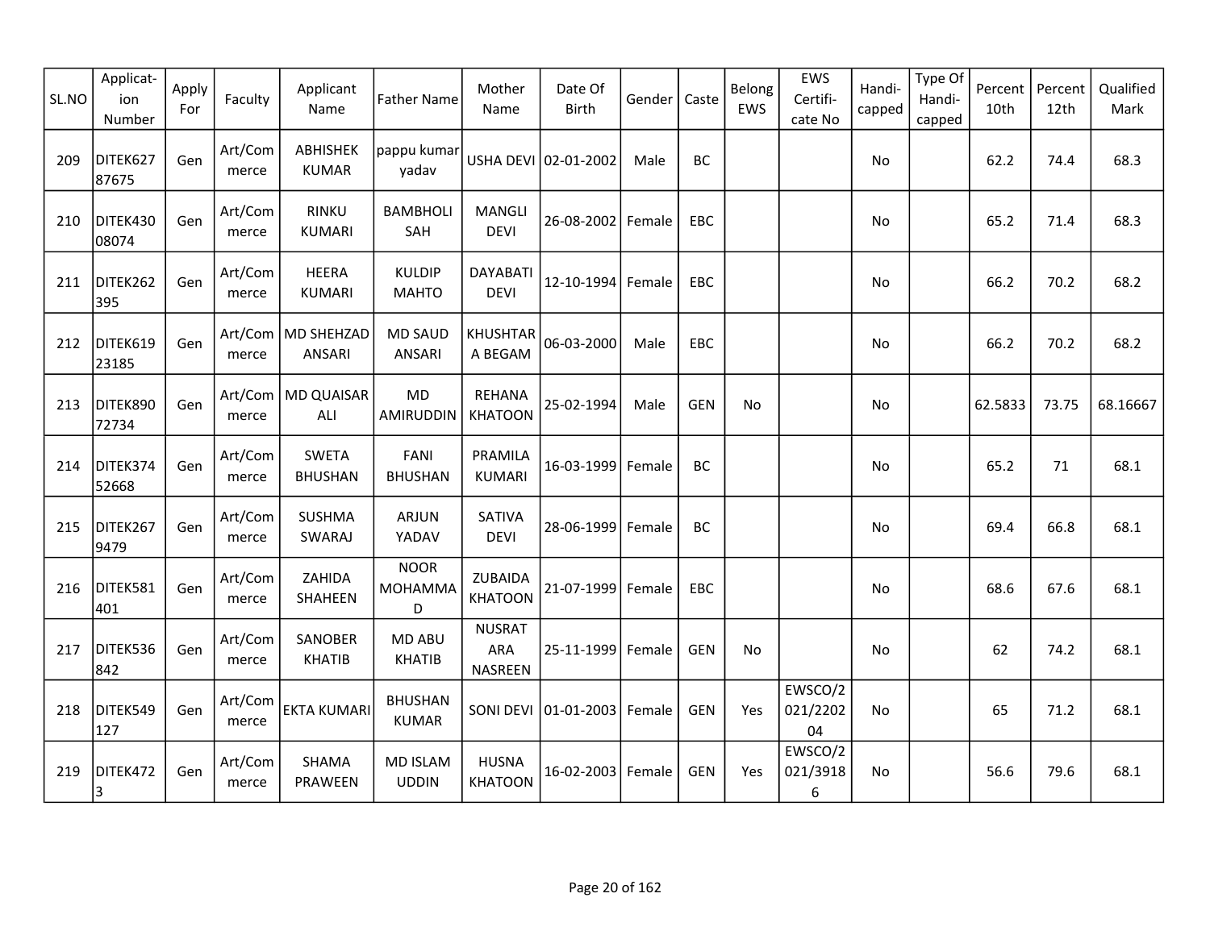| SL.NO | Applicat-ion Number | Apply For | Faculty | Applicant Name | Father Name | Mother Name | Date Of Birth | Gender | Caste | Belong EWS | EWS Certifi-cate No | Handi-capped | Type Of Handi-capped | Percent 10th | Percent 12th | Qualified Mark |
|---|---|---|---|---|---|---|---|---|---|---|---|---|---|---|---|---|
| 209 | DITEK62787675 | Gen | Art/Commerce | ABHISHEK KUMAR | pappu kumar yadav | USHA DEVI | 02-01-2002 | Male | BC | | | No | | 62.2 | 74.4 | 68.3 |
| 210 | DITEK43008074 | Gen | Art/Commerce | RINKU KUMARI | BAMBHOLI SAH | MANGLI DEVI | 26-08-2002 | Female | EBC | | | No | | 65.2 | 71.4 | 68.3 |
| 211 | DITEK262395 | Gen | Art/Commerce | HEERA KUMARI | KULDIP MAHTO | DAYABATI DEVI | 12-10-1994 | Female | EBC | | | No | | 66.2 | 70.2 | 68.2 |
| 212 | DITEK61923185 | Gen | Art/Commerce | MD SHEHZAD ANSARI | MD SAUD ANSARI | KHUSHTARA BEGAM | 06-03-2000 | Male | EBC | | | No | | 66.2 | 70.2 | 68.2 |
| 213 | DITEK89072734 | Gen | Art/Commerce | MD QUAISAR ALI | MD AMIRUDDIN | REHANA KHATOON | 25-02-1994 | Male | GEN | No | | No | | 62.5833 | 73.75 | 68.16667 |
| 214 | DITEK37452668 | Gen | Art/Commerce | SWETA BHUSHAN | FANI BHUSHAN | PRAMILA KUMARI | 16-03-1999 | Female | BC | | | No | | 65.2 | 71 | 68.1 |
| 215 | DITEK2679479 | Gen | Art/Commerce | SUSHMA SWARAJ | ARJUN YADAV | SATIVA DEVI | 28-06-1999 | Female | BC | | | No | | 69.4 | 66.8 | 68.1 |
| 216 | DITEK581401 | Gen | Art/Commerce | ZAHIDA SHAHEEN | NOOR MOHAMMAD | ZUBAIDA KHATOON | 21-07-1999 | Female | EBC | | | No | | 68.6 | 67.6 | 68.1 |
| 217 | DITEK536842 | Gen | Art/Commerce | SANOBER KHATIB | MD ABU KHATIB | NUSRAT ARA NASREEN | 25-11-1999 | Female | GEN | No | | No | | 62 | 74.2 | 68.1 |
| 218 | DITEK549127 | Gen | Art/Commerce | EKTA KUMARI | BHUSHAN KUMAR | SONI DEVI | 01-01-2003 | Female | GEN | Yes | EWSCO/2021/220204 | No | | 65 | 71.2 | 68.1 |
| 219 | DITEK4723 | Gen | Art/Commerce | SHAMA PRAWEEN | MD ISLAM UDDIN | HUSNA KHATOON | 16-02-2003 | Female | GEN | Yes | EWSCO/2021/39186 | No | | 56.6 | 79.6 | 68.1 |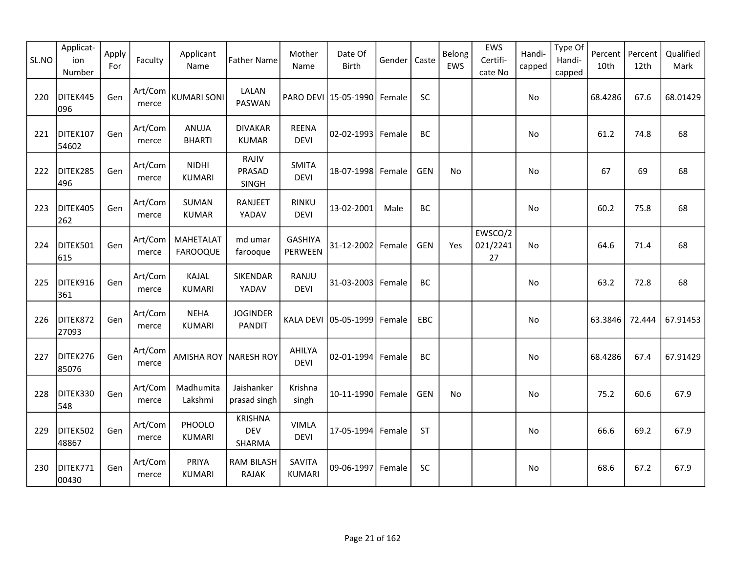| SL.NO | Applicat-ion Number | Apply For | Faculty | Applicant Name | Father Name | Mother Name | Date Of Birth | Gender | Caste | Belong EWS | EWS Certifi-cate No | Handi-capped | Type Of Handi-capped | Percent 10th | Percent 12th | Qualified Mark |
|---|---|---|---|---|---|---|---|---|---|---|---|---|---|---|---|---|
| 220 | DITEK445096 | Gen | Art/Commerce | KUMARI SONI | LALAN PASWAN | PARO DEVI | 15-05-1990 | Female | SC | | | No | | 68.4286 | 67.6 | 68.01429 |
| 221 | DITEK10754602 | Gen | Art/Commerce | ANUJA BHARTI | DIVAKAR KUMAR | REENA DEVI | 02-02-1993 | Female | BC | | | No | | 61.2 | 74.8 | 68 |
| 222 | DITEK285496 | Gen | Art/Commerce | NIDHI KUMARI | RAJIV PRASAD SINGH | SMITA DEVI | 18-07-1998 | Female | GEN | No | | No | | 67 | 69 | 68 |
| 223 | DITEK405262 | Gen | Art/Commerce | SUMAN KUMAR | RANJEET YADAV | RINKU DEVI | 13-02-2001 | Male | BC | | | No | | 60.2 | 75.8 | 68 |
| 224 | DITEK501615 | Gen | Art/Commerce | MAHETALAT FAROOQUE | md umar farooque | GASHIYA PERWEEN | 31-12-2002 | Female | GEN | Yes | EWSCO/2021/224127 | No | | 64.6 | 71.4 | 68 |
| 225 | DITEK916361 | Gen | Art/Commerce | KAJAL KUMARI | SIKENDAR YADAV | RANJU DEVI | 31-03-2003 | Female | BC | | | No | | 63.2 | 72.8 | 68 |
| 226 | DITEK87227093 | Gen | Art/Commerce | NEHA KUMARI | JOGINDER PANDIT | KALA DEVI | 05-05-1999 | Female | EBC | | | No | | 63.3846 | 72.444 | 67.91453 |
| 227 | DITEK27685076 | Gen | Art/Commerce | AMISHA ROY | NARESH ROY | AHILYA DEVI | 02-01-1994 | Female | BC | | | No | | 68.4286 | 67.4 | 67.91429 |
| 228 | DITEK330548 | Gen | Art/Commerce | Madhumita Lakshmi | Jaishanker prasad singh | Krishna singh | 10-11-1990 | Female | GEN | No | | No | | 75.2 | 60.6 | 67.9 |
| 229 | DITEK50248867 | Gen | Art/Commerce | PHOOLO KUMARI | KRISHNA DEV SHARMA | VIMLA DEVI | 17-05-1994 | Female | ST | | | No | | 66.6 | 69.2 | 67.9 |
| 230 | DITEK77100430 | Gen | Art/Commerce | PRIYA KUMARI | RAM BILASH RAJAK | SAVITA KUMARI | 09-06-1997 | Female | SC | | | No | | 68.6 | 67.2 | 67.9 |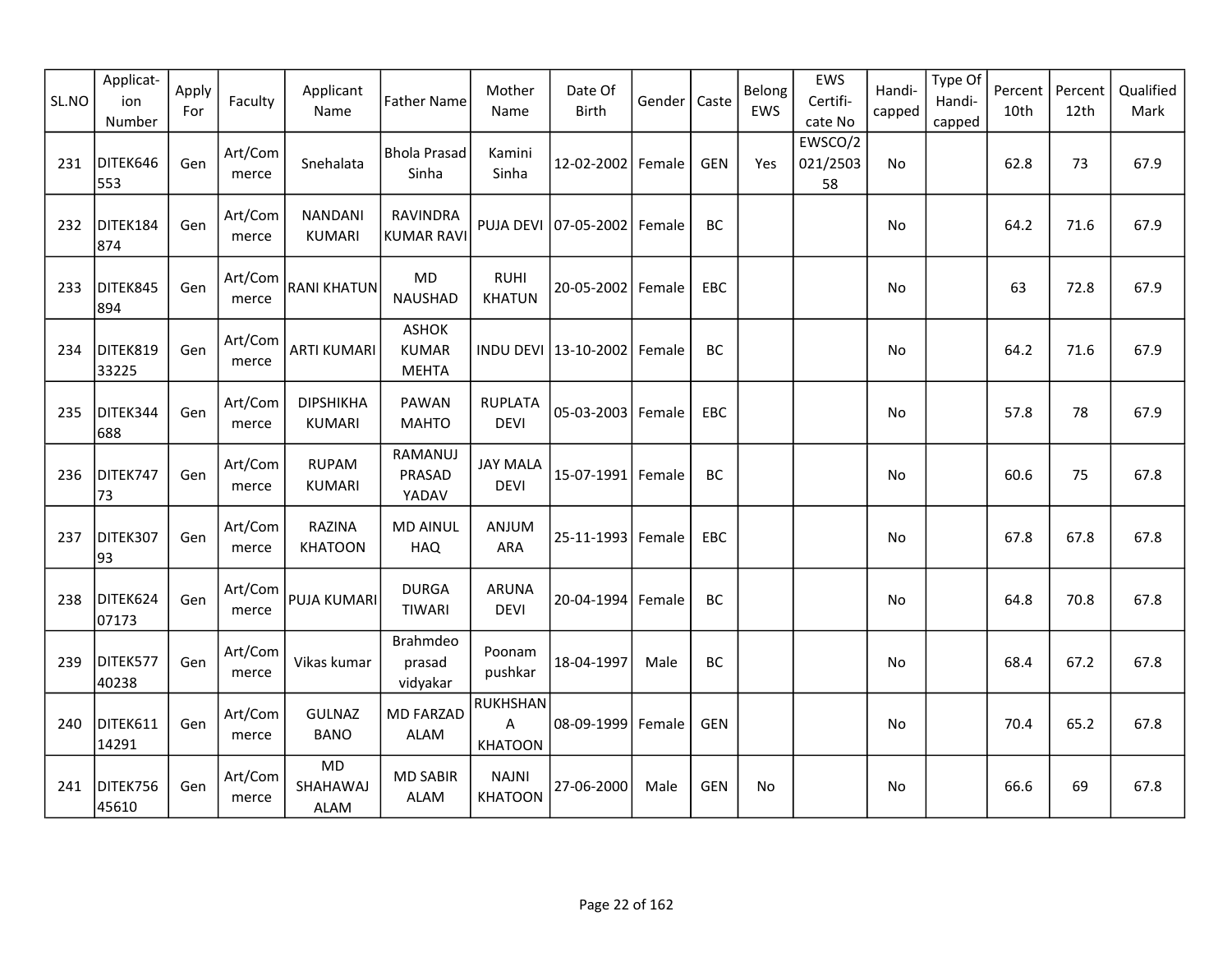| SL.NO | Applicat-ion Number | Apply For | Faculty | Applicant Name | Father Name | Mother Name | Date Of Birth | Gender | Caste | Belong EWS | EWS Certifi-cate No | Handi-capped | Type Of Handi-capped | Percent 10th | Percent 12th | Qualified Mark |
|---|---|---|---|---|---|---|---|---|---|---|---|---|---|---|---|---|
| 231 | DITEK646553 | Gen | Art/Commerce | Snehalata | Bhola Prasad Sinha | Kamini Sinha | 12-02-2002 | Female | GEN | Yes | EWSCO/2021/250358 | No | | 62.8 | 73 | 67.9 |
| 232 | DITEK184874 | Gen | Art/Commerce | NANDANI KUMARI | RAVINDRA KUMAR RAVI | PUJA DEVI | 07-05-2002 | Female | BC | | | No | | 64.2 | 71.6 | 67.9 |
| 233 | DITEK845894 | Gen | Art/Commerce | RANI KHATUN | MD NAUSHAD | RUHI KHATUN | 20-05-2002 | Female | EBC | | | No | | 63 | 72.8 | 67.9 |
| 234 | DITEK81933225 | Gen | Art/Commerce | ARTI KUMARI | ASHOK KUMAR MEHTA | INDU DEVI | 13-10-2002 | Female | BC | | | No | | 64.2 | 71.6 | 67.9 |
| 235 | DITEK344688 | Gen | Art/Commerce | DIPSHIKHA KUMARI | PAWAN MAHTO | RUPLATA DEVI | 05-03-2003 | Female | EBC | | | No | | 57.8 | 78 | 67.9 |
| 236 | DITEK74773 | Gen | Art/Commerce | RUPAM KUMARI | RAMANUJ PRASAD YADAV | JAY MALA DEVI | 15-07-1991 | Female | BC | | | No | | 60.6 | 75 | 67.8 |
| 237 | DITEK30793 | Gen | Art/Commerce | RAZINA KHATOON | MD AINUL HAQ | ANJUM ARA | 25-11-1993 | Female | EBC | | | No | | 67.8 | 67.8 | 67.8 |
| 238 | DITEK62407173 | Gen | Art/Commerce | PUJA KUMARI | DURGA TIWARI | ARUNA DEVI | 20-04-1994 | Female | BC | | | No | | 64.8 | 70.8 | 67.8 |
| 239 | DITEK57740238 | Gen | Art/Commerce | Vikas kumar | Brahmdeo prasad vidyakar | Poonam pushkar | 18-04-1997 | Male | BC | | | No | | 68.4 | 67.2 | 67.8 |
| 240 | DITEK61114291 | Gen | Art/Commerce | GULNAZ BANO | MD FARZAD ALAM | RUKHSHANA KHATOON | 08-09-1999 | Female | GEN | | | No | | 70.4 | 65.2 | 67.8 |
| 241 | DITEK75645610 | Gen | Art/Commerce | MD SHAHAWAJ ALAM | MD SABIR ALAM | NAJNI KHATOON | 27-06-2000 | Male | GEN | No | | No | | 66.6 | 69 | 67.8 |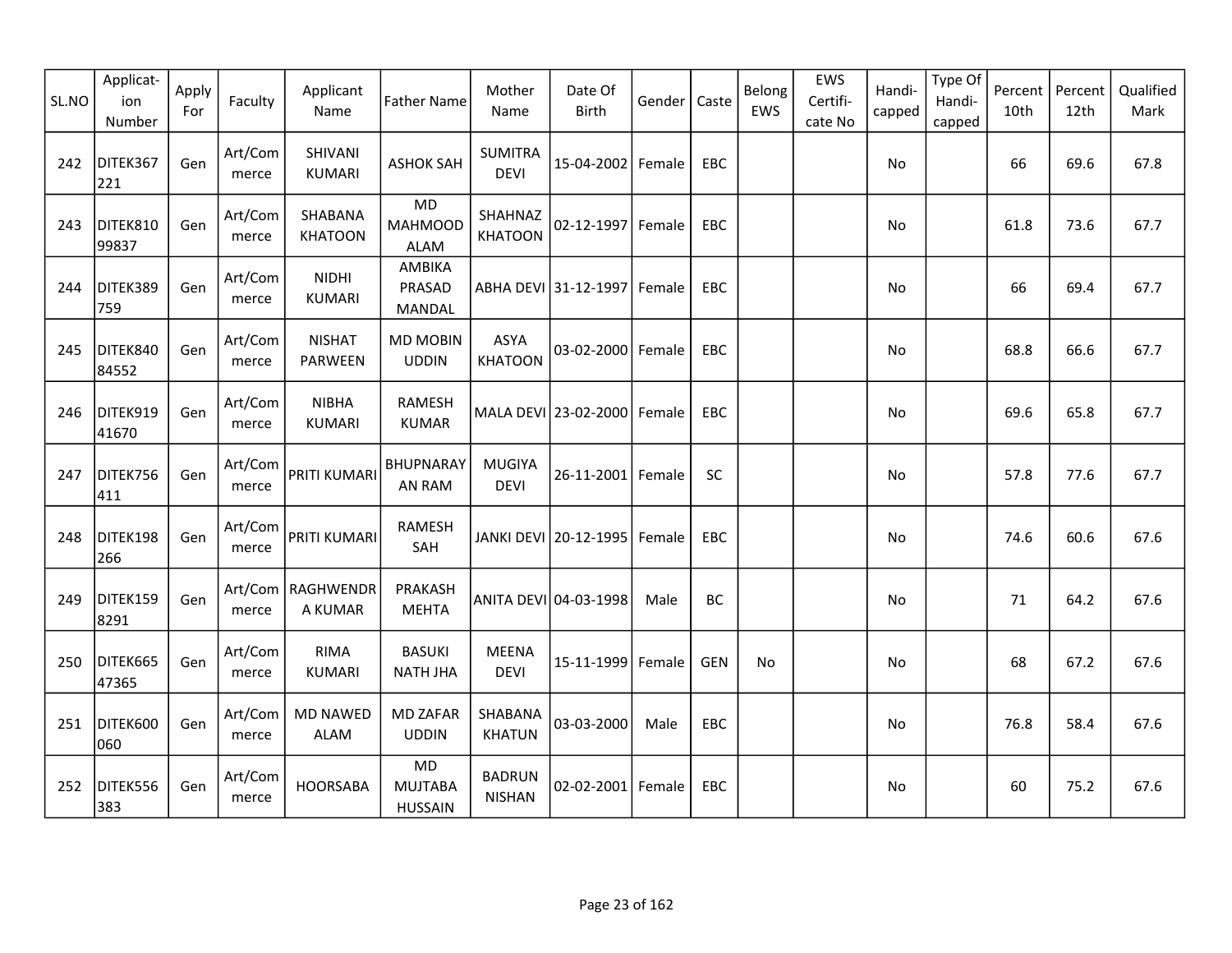| SL.NO | Applicat-ion Number | Apply For | Faculty | Applicant Name | Father Name | Mother Name | Date Of Birth | Gender | Caste | Belong EWS | EWS Certifi-cate No | Handi-capped | Type Of Handi-capped | Percent 10th | Percent 12th | Qualified Mark |
|---|---|---|---|---|---|---|---|---|---|---|---|---|---|---|---|---|
| 242 | DITEK367221 | Gen | Art/Commerce | SHIVANI KUMARI | ASHOK SAH | SUMITRA DEVI | 15-04-2002 | Female | EBC | | | No | | 66 | 69.6 | 67.8 |
| 243 | DITEK81099837 | Gen | Art/Commerce | SHABANA KHATOON | MD MAHMOOD ALAM | SHAHNAZ KHATOON | 02-12-1997 | Female | EBC | | | No | | 61.8 | 73.6 | 67.7 |
| 244 | DITEK389759 | Gen | Art/Commerce | NIDHI KUMARI | AMBIKA PRASAD MANDAL | ABHA DEVI | 31-12-1997 | Female | EBC | | | No | | 66 | 69.4 | 67.7 |
| 245 | DITEK84084552 | Gen | Art/Commerce | NISHAT PARWEEN | MD MOBIN UDDIN | ASYA KHATOON | 03-02-2000 | Female | EBC | | | No | | 68.8 | 66.6 | 67.7 |
| 246 | DITEK91941670 | Gen | Art/Commerce | NIBHA KUMARI | RAMESH KUMAR | MALA DEVI | 23-02-2000 | Female | EBC | | | No | | 69.6 | 65.8 | 67.7 |
| 247 | DITEK756411 | Gen | Art/Commerce | PRITI KUMARI | BHUPNARAYAN RAM | MUGIYA DEVI | 26-11-2001 | Female | SC | | | No | | 57.8 | 77.6 | 67.7 |
| 248 | DITEK198266 | Gen | Art/Commerce | PRITI KUMARI | RAMESH SAH | JANKI DEVI | 20-12-1995 | Female | EBC | | | No | | 74.6 | 60.6 | 67.6 |
| 249 | DITEK1598291 | Gen | Art/Commerce | RAGHWENDRA KUMAR | PRAKASH MEHTA | ANITA DEVI | 04-03-1998 | Male | BC | | | No | | 71 | 64.2 | 67.6 |
| 250 | DITEK66547365 | Gen | Art/Commerce | RIMA KUMARI | BASUKI NATH JHA | MEENA DEVI | 15-11-1999 | Female | GEN | No | | No | | 68 | 67.2 | 67.6 |
| 251 | DITEK600060 | Gen | Art/Commerce | MD NAWED ALAM | MD ZAFAR UDDIN | SHABANA KHATUN | 03-03-2000 | Male | EBC | | | No | | 76.8 | 58.4 | 67.6 |
| 252 | DITEK556383 | Gen | Art/Commerce | HOORSABA | MD MUJTABA HUSSAIN | BADRUN NISHAN | 02-02-2001 | Female | EBC | | | No | | 60 | 75.2 | 67.6 |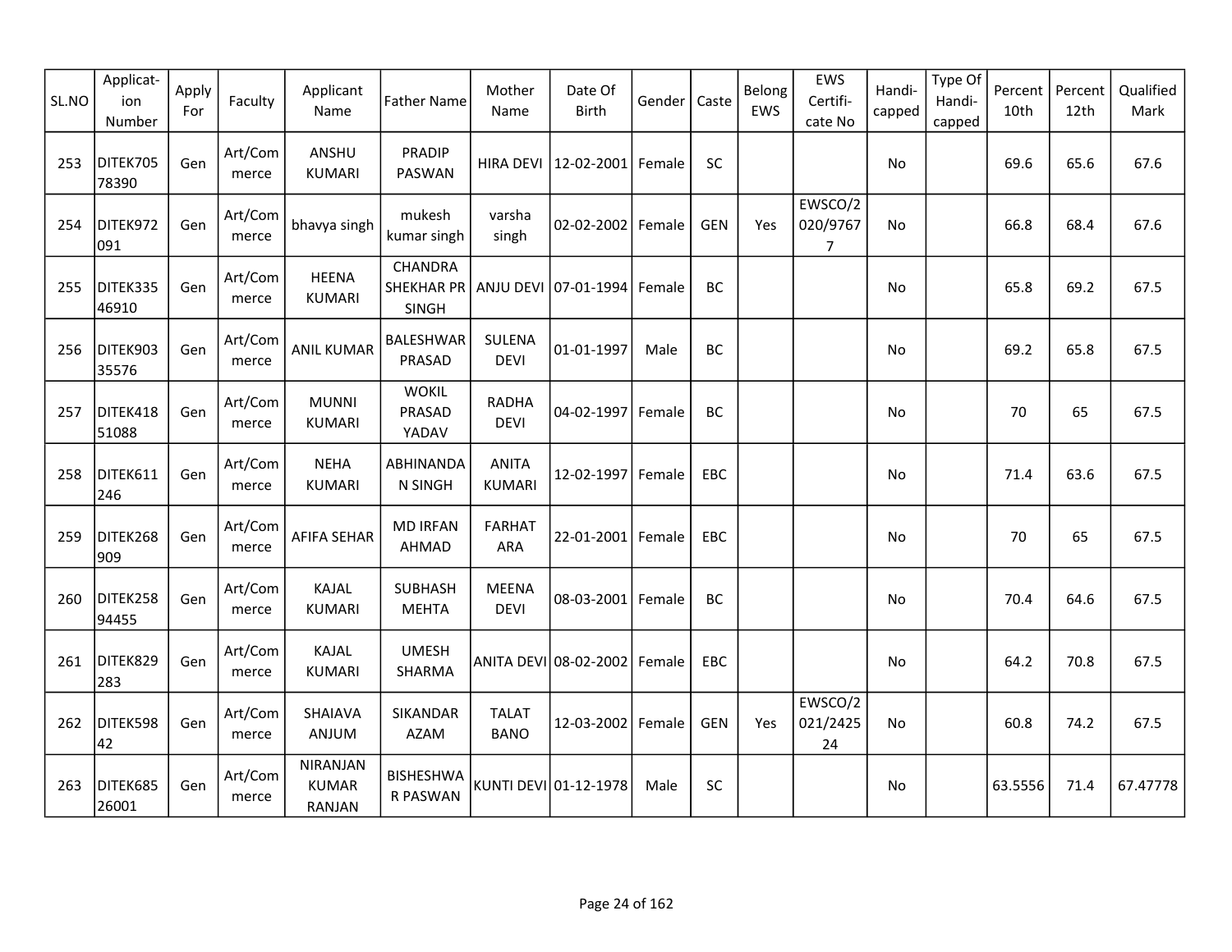| SL.NO | Application Number | Apply For | Faculty | Applicant Name | Father Name | Mother Name | Date Of Birth | Gender | Caste | Belong EWS | EWS Certificate No | Handicapped | Type Of Handicapped | Percent 10th | Percent 12th | Qualified Mark |
|---|---|---|---|---|---|---|---|---|---|---|---|---|---|---|---|---|
| 253 | DITEK70578390 | Gen | Art/Commerce | ANSHU KUMARI | PRADIP PASWAN | HIRA DEVI | 12-02-2001 | Female | SC | | | No | | 69.6 | 65.6 | 67.6 |
| 254 | DITEK972091 | Gen | Art/Commerce | bhavya singh | mukesh kumar singh | varsha singh | 02-02-2002 | Female | GEN | Yes | EWSCO/2020/97677 | No | | 66.8 | 68.4 | 67.6 |
| 255 | DITEK33546910 | Gen | Art/Commerce | HEENA KUMARI | CHANDRA SHEKHAR PR SINGH | ANJU DEVI | 07-01-1994 | Female | BC | | | No | | 65.8 | 69.2 | 67.5 |
| 256 | DITEK90335576 | Gen | Art/Commerce | ANIL KUMAR | BALESHWAR PRASAD | SULENA DEVI | 01-01-1997 | Male | BC | | | No | | 69.2 | 65.8 | 67.5 |
| 257 | DITEK41851088 | Gen | Art/Commerce | MUNNI KUMARI | WOKIL PRASAD YADAV | RADHA DEVI | 04-02-1997 | Female | BC | | | No | | 70 | 65 | 67.5 |
| 258 | DITEK611246 | Gen | Art/Commerce | NEHA KUMARI | ABHINANDAN SINGH | ANITA KUMARI | 12-02-1997 | Female | EBC | | | No | | 71.4 | 63.6 | 67.5 |
| 259 | DITEK268909 | Gen | Art/Commerce | AFIFA SEHAR | MD IRFAN AHMAD | FARHAT ARA | 22-01-2001 | Female | EBC | | | No | | 70 | 65 | 67.5 |
| 260 | DITEK25894455 | Gen | Art/Commerce | KAJAL KUMARI | SUBHASH MEHTA | MEENA DEVI | 08-03-2001 | Female | BC | | | No | | 70.4 | 64.6 | 67.5 |
| 261 | DITEK829283 | Gen | Art/Commerce | KAJAL KUMARI | UMESH SHARMA | ANITA DEVI | 08-02-2002 | Female | EBC | | | No | | 64.2 | 70.8 | 67.5 |
| 262 | DITEK59842 | Gen | Art/Commerce | SHAIAVA ANJUM | SIKANDAR AZAM | TALAT BANO | 12-03-2002 | Female | GEN | Yes | EWSCO/2021/242524 | No | | 60.8 | 74.2 | 67.5 |
| 263 | DITEK68526001 | Gen | Art/Commerce | NIRANJAN KUMAR RANJAN | BISHESHWAR PASWAN | KUNTI DEVI | 01-12-1978 | Male | SC | | | No | | 63.5556 | 71.4 | 67.47778 |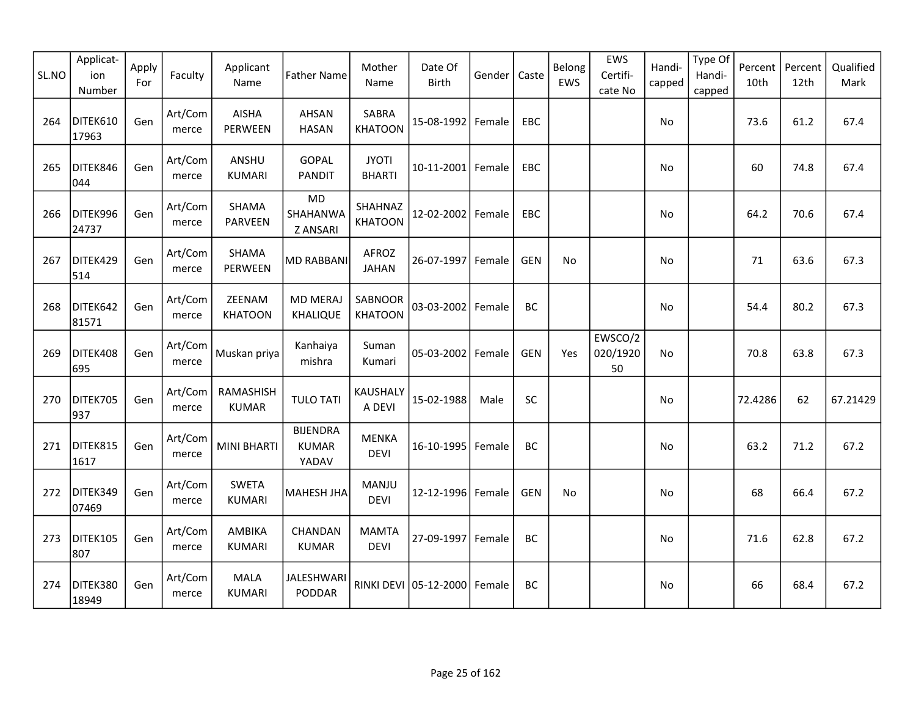| SL.NO | Applicat-ion Number | Apply For | Faculty | Applicant Name | Father Name | Mother Name | Date Of Birth | Gender | Caste | Belong EWS | EWS Certifi-cate No | Handi-capped | Type Of Handi-capped | Percent 10th | Percent 12th | Qualified Mark |
|---|---|---|---|---|---|---|---|---|---|---|---|---|---|---|---|---|
| 264 | DITEK61017963 | Gen | Art/Commerce | AISHA PERWEEN | AHSAN HASAN | SABRA KHATOON | 15-08-1992 | Female | EBC | | | No | | 73.6 | 61.2 | 67.4 |
| 265 | DITEK846044 | Gen | Art/Commerce | ANSHU KUMARI | GOPAL PANDIT | JYOTI BHARTI | 10-11-2001 | Female | EBC | | | No | | 60 | 74.8 | 67.4 |
| 266 | DITEK99624737 | Gen | Art/Commerce | SHAMA PARVEEN | MD SHAHANWAZ ANSARI | SHAHNAZ KHATOON | 12-02-2002 | Female | EBC | | | No | | 64.2 | 70.6 | 67.4 |
| 267 | DITEK429514 | Gen | Art/Commerce | SHAMA PERWEEN | MD RABBANI | AFROZ JAHAN | 26-07-1997 | Female | GEN | No | | No | | 71 | 63.6 | 67.3 |
| 268 | DITEK64281571 | Gen | Art/Commerce | ZEENAM KHATOON | MD MERAJ KHALIQUE | SABNOOR KHATOON | 03-03-2002 | Female | BC | | | No | | 54.4 | 80.2 | 67.3 |
| 269 | DITEK408695 | Gen | Art/Commerce | Muskan priya | Kanhaiya mishra | Suman Kumari | 05-03-2002 | Female | GEN | Yes | EWSCO/2020/192050 | No | | 70.8 | 63.8 | 67.3 |
| 270 | DITEK705937 | Gen | Art/Commerce | RAMASHISH KUMAR | TULO TATI | KAUSHALYA DEVI | 15-02-1988 | Male | SC | | | No | | 72.4286 | 62 | 67.21429 |
| 271 | DITEK8151617 | Gen | Art/Commerce | MINI BHARTI | BIJENDRA KUMAR YADAV | MENKA DEVI | 16-10-1995 | Female | BC | | | No | | 63.2 | 71.2 | 67.2 |
| 272 | DITEK34907469 | Gen | Art/Commerce | SWETA KUMARI | MAHESH JHA | MANJU DEVI | 12-12-1996 | Female | GEN | No | | No | | 68 | 66.4 | 67.2 |
| 273 | DITEK105807 | Gen | Art/Commerce | AMBIKA KUMARI | CHANDAN KUMAR | MAMTA DEVI | 27-09-1997 | Female | BC | | | No | | 71.6 | 62.8 | 67.2 |
| 274 | DITEK38018949 | Gen | Art/Commerce | MALA KUMARI | JALESHWARI PODDAR | RINKI DEVI | 05-12-2000 | Female | BC | | | No | | 66 | 68.4 | 67.2 |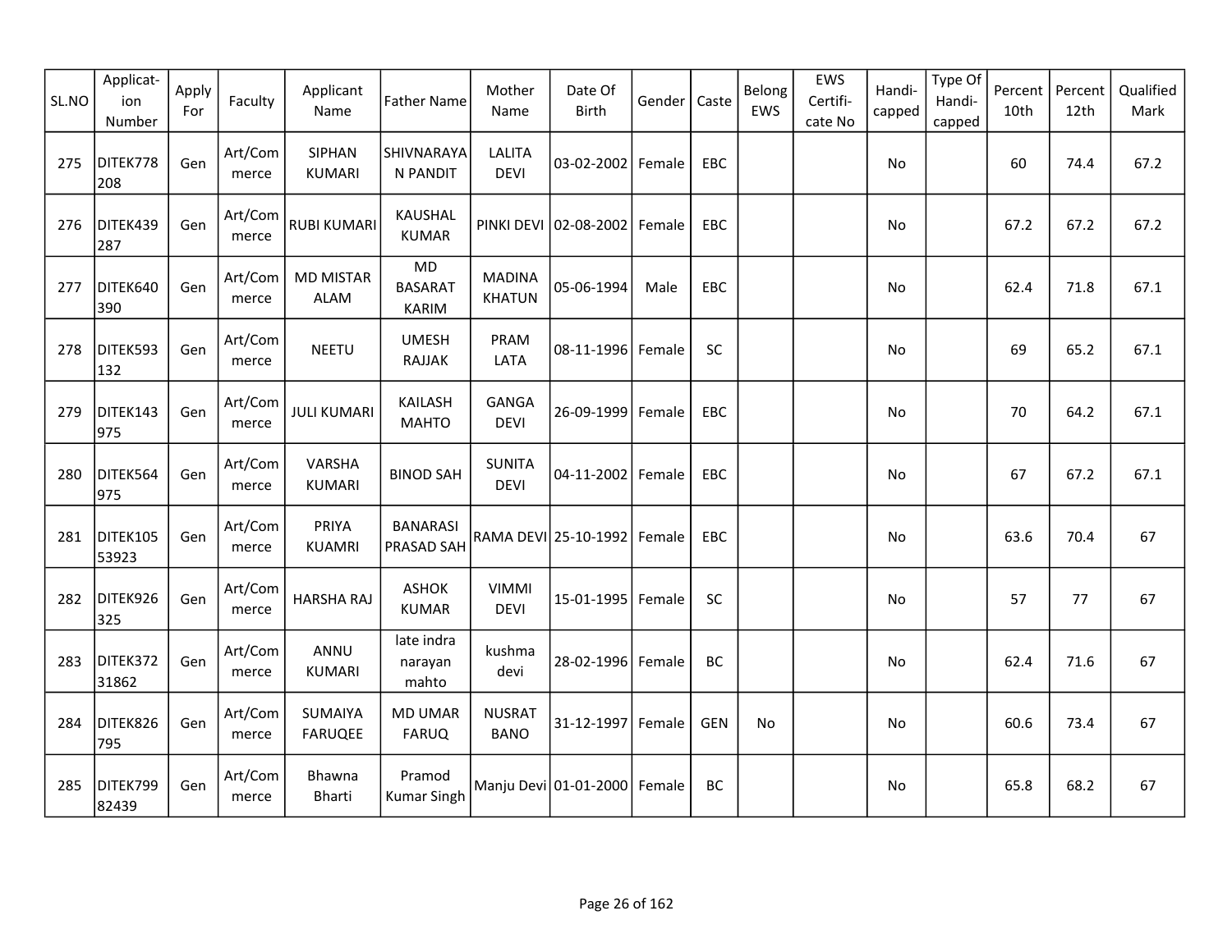| SL.NO | Applicat-ion Number | Apply For | Faculty | Applicant Name | Father Name | Mother Name | Date Of Birth | Gender | Caste | Belong EWS | EWS Certifi-cate No | Handi-capped | Type Of Handi-capped | Percent 10th | Percent 12th | Qualified Mark |
|---|---|---|---|---|---|---|---|---|---|---|---|---|---|---|---|---|
| 275 | DITEK778208 | Gen | Art/Commerce | SIPHAN KUMARI | SHIVNARAYAN PANDIT | LALITA DEVI | 03-02-2002 | Female | EBC | | | No | | 60 | 74.4 | 67.2 |
| 276 | DITEK439287 | Gen | Art/Commerce | RUBI KUMARI | KAUSHAL KUMAR | PINKI DEVI | 02-08-2002 | Female | EBC | | | No | | 67.2 | 67.2 | 67.2 |
| 277 | DITEK640390 | Gen | Art/Commerce | MD MISTAR ALAM | MD BASARAT KARIM | MADINA KHATUN | 05-06-1994 | Male | EBC | | | No | | 62.4 | 71.8 | 67.1 |
| 278 | DITEK593132 | Gen | Art/Commerce | NEETU | UMESH RAJJAK | PRAM LATA | 08-11-1996 | Female | SC | | | No | | 69 | 65.2 | 67.1 |
| 279 | DITEK143975 | Gen | Art/Commerce | JULI KUMARI | KAILASH MAHTO | GANGA DEVI | 26-09-1999 | Female | EBC | | | No | | 70 | 64.2 | 67.1 |
| 280 | DITEK564975 | Gen | Art/Commerce | VARSHA KUMARI | BINOD SAH | SUNITA DEVI | 04-11-2002 | Female | EBC | | | No | | 67 | 67.2 | 67.1 |
| 281 | DITEK10553923 | Gen | Art/Commerce | PRIYA KUAMRI | BANARASI PRASAD SAH | RAMA DEVI | 25-10-1992 | Female | EBC | | | No | | 63.6 | 70.4 | 67 |
| 282 | DITEK926325 | Gen | Art/Commerce | HARSHA RAJ | ASHOK KUMAR | VIMMI DEVI | 15-01-1995 | Female | SC | | | No | | 57 | 77 | 67 |
| 283 | DITEK37231862 | Gen | Art/Commerce | ANNU KUMARI | late indra narayan mahto | kushma devi | 28-02-1996 | Female | BC | | | No | | 62.4 | 71.6 | 67 |
| 284 | DITEK826795 | Gen | Art/Commerce | SUMAIYA FARUQEE | MD UMAR FARUQ | NUSRAT BANO | 31-12-1997 | Female | GEN | No | | No | | 60.6 | 73.4 | 67 |
| 285 | DITEK79982439 | Gen | Art/Commerce | Bhawna Bharti | Pramod Kumar Singh | Manju Devi | 01-01-2000 | Female | BC | | | No | | 65.8 | 68.2 | 67 |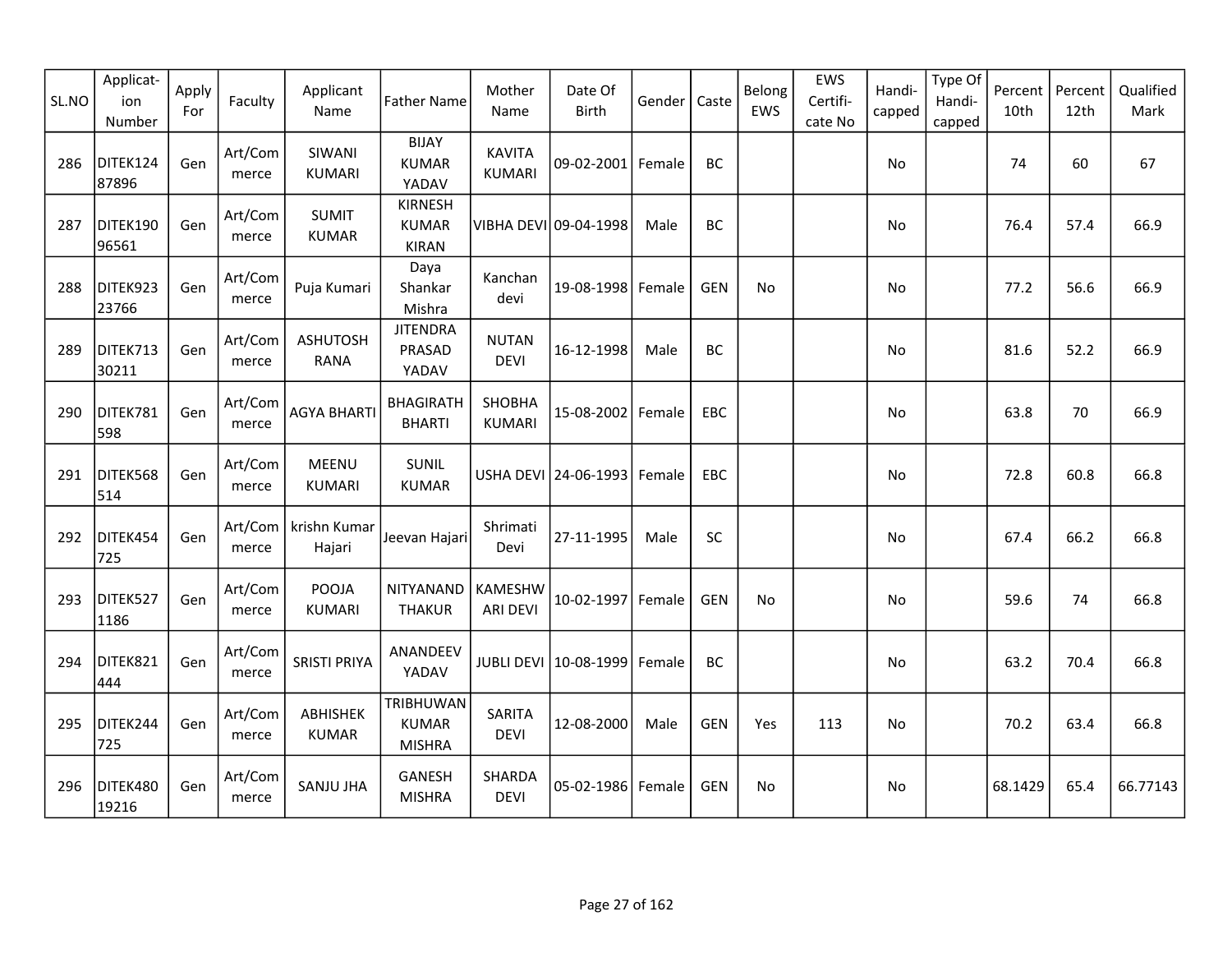| SL.NO | Applicat-ion Number | Apply For | Faculty | Applicant Name | Father Name | Mother Name | Date Of Birth | Gender | Caste | Belong EWS | EWS Certifi-cate No | Handi-capped | Type Of Handi-capped | Percent 10th | Percent 12th | Qualified Mark |
|---|---|---|---|---|---|---|---|---|---|---|---|---|---|---|---|---|
| 286 | DITEK12487896 | Gen | Art/Commerce | SIWANI KUMARI | BIJAY KUMAR YADAV | KAVITA KUMARI | 09-02-2001 | Female | BC | | | No | | 74 | 60 | 67 |
| 287 | DITEK19096561 | Gen | Art/Commerce | SUMIT KUMAR | KIRNESH KUMAR KIRAN | VIBHA DEVI | 09-04-1998 | Male | BC | | | No | | 76.4 | 57.4 | 66.9 |
| 288 | DITEK92323766 | Gen | Art/Commerce | Puja Kumari | Daya Shankar Mishra | Kanchan devi | 19-08-1998 | Female | GEN | No | | No | | 77.2 | 56.6 | 66.9 |
| 289 | DITEK71330211 | Gen | Art/Commerce | ASHUTOSH RANA | JITENDRA PRASAD YADAV | NUTAN DEVI | 16-12-1998 | Male | BC | | | No | | 81.6 | 52.2 | 66.9 |
| 290 | DITEK781598 | Gen | Art/Commerce | AGYA BHARTI | BHAGIRATH BHARTI | SHOBHA KUMARI | 15-08-2002 | Female | EBC | | | No | | 63.8 | 70 | 66.9 |
| 291 | DITEK568514 | Gen | Art/Commerce | MEENU KUMARI | SUNIL KUMAR | USHA DEVI | 24-06-1993 | Female | EBC | | | No | | 72.8 | 60.8 | 66.8 |
| 292 | DITEK454725 | Gen | Art/Commerce | krishn Kumar Hajari | Jeevan Hajari | Shrimati Devi | 27-11-1995 | Male | SC | | | No | | 67.4 | 66.2 | 66.8 |
| 293 | DITEK5271186 | Gen | Art/Commerce | POOJA KUMARI | NITYANAND THAKUR | KAMESHWARI DEVI | 10-02-1997 | Female | GEN | No | | No | | 59.6 | 74 | 66.8 |
| 294 | DITEK821444 | Gen | Art/Commerce | SRISTI PRIYA | ANANDEEV YADAV | JUBLI DEVI | 10-08-1999 | Female | BC | | | No | | 63.2 | 70.4 | 66.8 |
| 295 | DITEK244725 | Gen | Art/Commerce | ABHISHEK KUMAR | TRIBHUWAN KUMAR MISHRA | SARITA DEVI | 12-08-2000 | Male | GEN | Yes | 113 | No | | 70.2 | 63.4 | 66.8 |
| 296 | DITEK48019216 | Gen | Art/Commerce | SANJU JHA | GANESH MISHRA | SHARDA DEVI | 05-02-1986 | Female | GEN | No | | No | | 68.1429 | 65.4 | 66.77143 |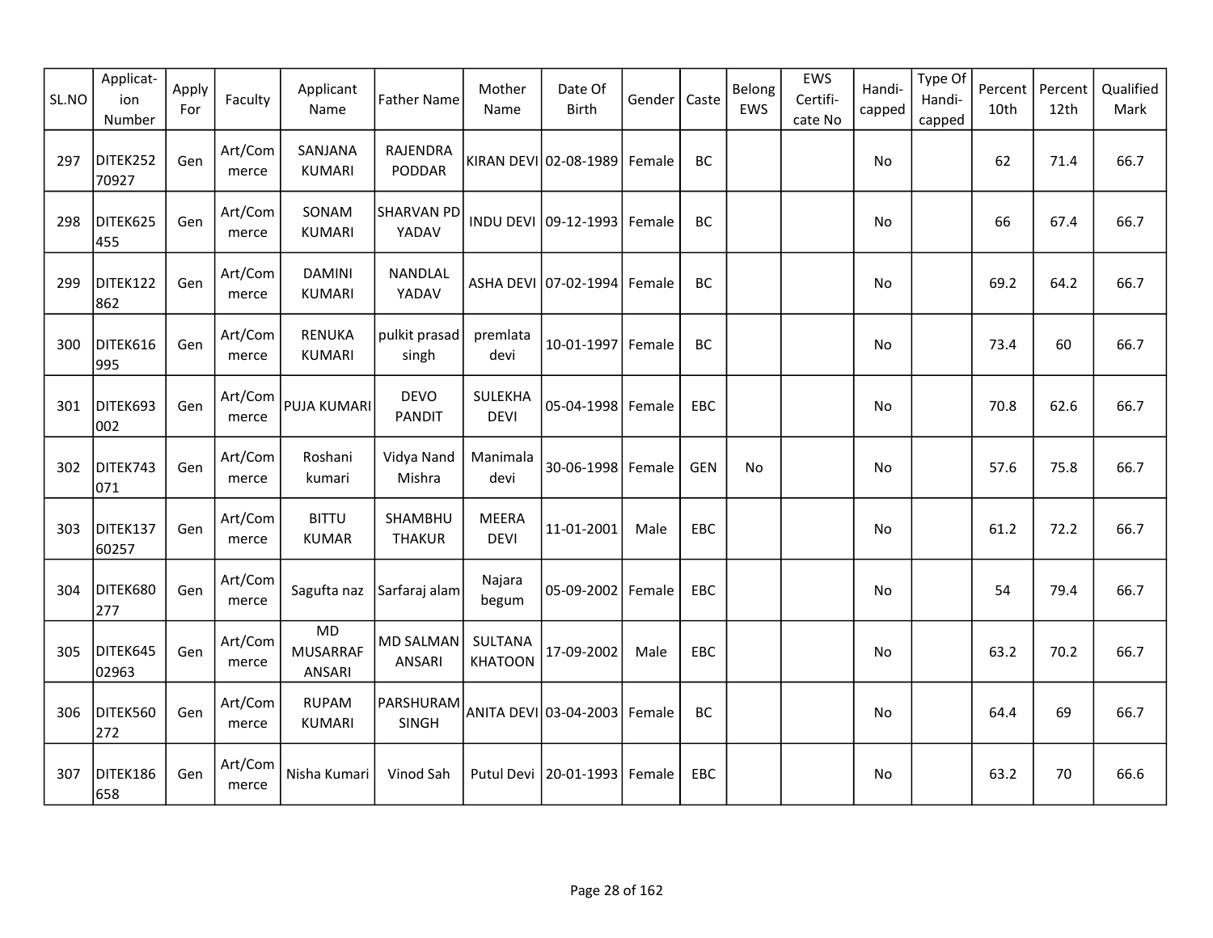| SL.NO | Application Number | Apply For | Faculty | Applicant Name | Father Name | Mother Name | Date Of Birth | Gender | Caste | Belong EWS | EWS Certificate No | Handicapped | Type Of Handicapped | Percent 10th | Percent 12th | Qualified Mark |
|---|---|---|---|---|---|---|---|---|---|---|---|---|---|---|---|---|
| 297 | DITEK25270927 | Gen | Art/Commerce | SANJANA KUMARI | RAJENDRA PODDAR | KIRAN DEVI | 02-08-1989 | Female | BC | | | No | | 62 | 71.4 | 66.7 |
| 298 | DITEK625455 | Gen | Art/Commerce | SONAM KUMARI | SHARVAN PD YADAV | INDU DEVI | 09-12-1993 | Female | BC | | | No | | 66 | 67.4 | 66.7 |
| 299 | DITEK122862 | Gen | Art/Commerce | DAMINI KUMARI | NANDLAL YADAV | ASHA DEVI | 07-02-1994 | Female | BC | | | No | | 69.2 | 64.2 | 66.7 |
| 300 | DITEK616995 | Gen | Art/Commerce | RENUKA KUMARI | pulkit prasad singh | premlata devi | 10-01-1997 | Female | BC | | | No | | 73.4 | 60 | 66.7 |
| 301 | DITEK693002 | Gen | Art/Commerce | PUJA KUMARI | DEVO PANDIT | SULEKHA DEVI | 05-04-1998 | Female | EBC | | | No | | 70.8 | 62.6 | 66.7 |
| 302 | DITEK743071 | Gen | Art/Commerce | Roshani kumari | Vidya Nand Mishra | Manimala devi | 30-06-1998 | Female | GEN | No | | No | | 57.6 | 75.8 | 66.7 |
| 303 | DITEK13760257 | Gen | Art/Commerce | BITTU KUMAR | SHAMBHU THAKUR | MEERA DEVI | 11-01-2001 | Male | EBC | | | No | | 61.2 | 72.2 | 66.7 |
| 304 | DITEK680277 | Gen | Art/Commerce | Sagufta naz | Sarfaraj alam | Najara begum | 05-09-2002 | Female | EBC | | | No | | 54 | 79.4 | 66.7 |
| 305 | DITEK64502963 | Gen | Art/Commerce | MD MUSARRAF ANSARI | MD SALMAN ANSARI | SULTANA KHATOON | 17-09-2002 | Male | EBC | | | No | | 63.2 | 70.2 | 66.7 |
| 306 | DITEK560272 | Gen | Art/Commerce | RUPAM KUMARI | PARSHURAM SINGH | ANITA DEVI | 03-04-2003 | Female | BC | | | No | | 64.4 | 69 | 66.7 |
| 307 | DITEK186658 | Gen | Art/Commerce | Nisha Kumari | Vinod Sah | Putul Devi | 20-01-1993 | Female | EBC | | | No | | 63.2 | 70 | 66.6 |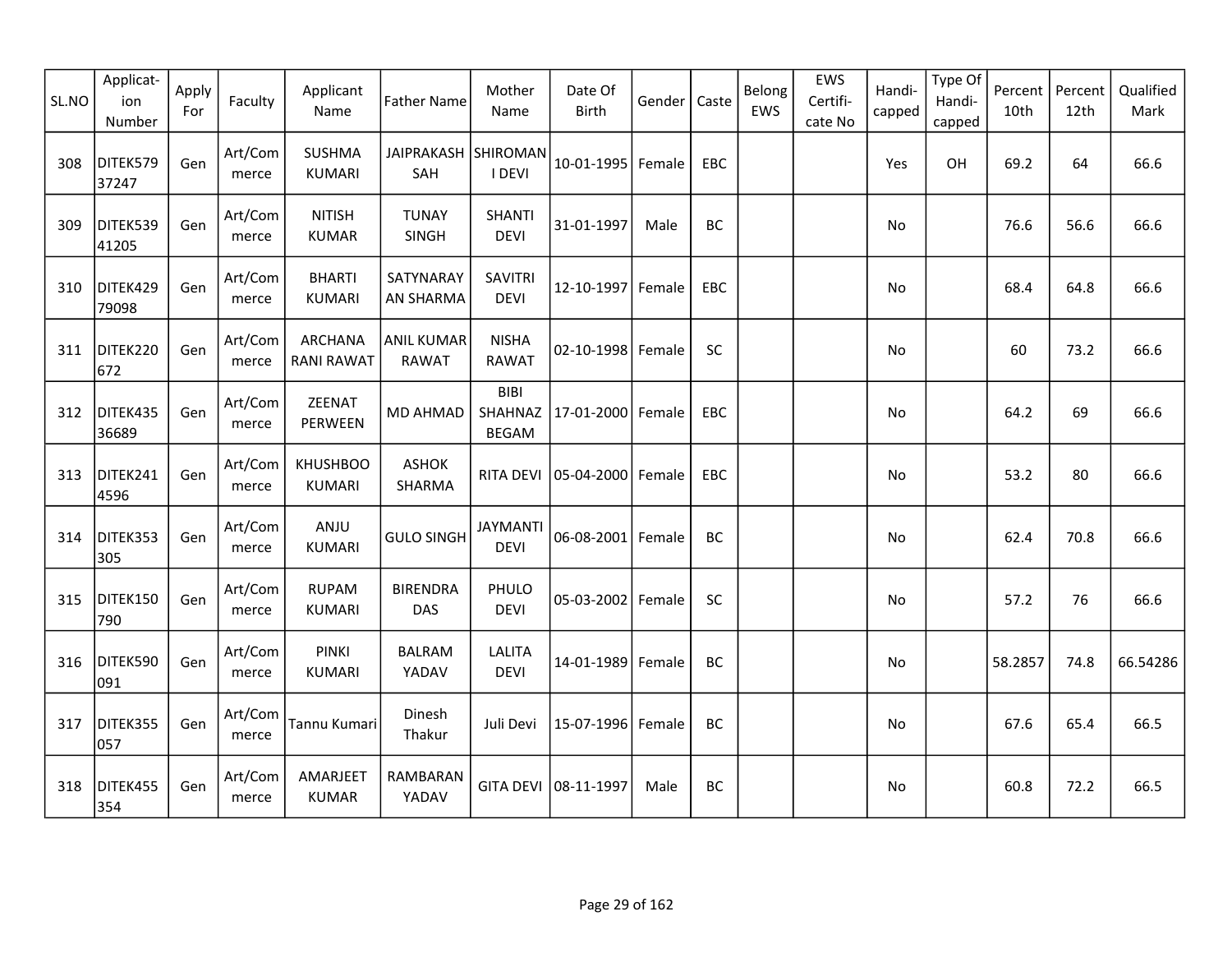| SL.NO | Application Number | Apply For | Faculty | Applicant Name | Father Name | Mother Name | Date Of Birth | Gender | Caste | Belong EWS | EWS Certificate No | Handicapped | Type Of Handicapped | Percent 10th | Percent 12th | Qualified Mark |
|---|---|---|---|---|---|---|---|---|---|---|---|---|---|---|---|---|
| 308 | DITEK57937247 | Gen | Art/Commerce | SUSHMA KUMARI | JAIPRAKASH SAH | SHIROMANI DEVI | 10-01-1995 | Female | EBC | | | Yes | OH | 69.2 | 64 | 66.6 |
| 309 | DITEK53941205 | Gen | Art/Commerce | NITISH KUMAR | TUNAY SINGH | SHANTI DEVI | 31-01-1997 | Male | BC | | | No | | 76.6 | 56.6 | 66.6 |
| 310 | DITEK42979098 | Gen | Art/Commerce | BHARTI KUMARI | SATYNARAYAN SHARMA | SAVITRI DEVI | 12-10-1997 | Female | EBC | | | No | | 68.4 | 64.8 | 66.6 |
| 311 | DITEK220672 | Gen | Art/Commerce | ARCHANA RANI RAWAT | ANIL KUMAR RAWAT | NISHA RAWAT | 02-10-1998 | Female | SC | | | No | | 60 | 73.2 | 66.6 |
| 312 | DITEK43536689 | Gen | Art/Commerce | ZEENAT PERWEEN | MD AHMAD | BIBI SHAHNAZ BEGAM | 17-01-2000 | Female | EBC | | | No | | 64.2 | 69 | 66.6 |
| 313 | DITEK2414596 | Gen | Art/Commerce | KHUSHBOO KUMARI | ASHOK SHARMA | RITA DEVI | 05-04-2000 | Female | EBC | | | No | | 53.2 | 80 | 66.6 |
| 314 | DITEK353305 | Gen | Art/Commerce | ANJU KUMARI | GULO SINGH | JAYMANTI DEVI | 06-08-2001 | Female | BC | | | No | | 62.4 | 70.8 | 66.6 |
| 315 | DITEK150790 | Gen | Art/Commerce | RUPAM KUMARI | BIRENDRA DAS | PHULO DEVI | 05-03-2002 | Female | SC | | | No | | 57.2 | 76 | 66.6 |
| 316 | DITEK590091 | Gen | Art/Commerce | PINKI KUMARI | BALRAM YADAV | LALITA DEVI | 14-01-1989 | Female | BC | | | No | | 58.2857 | 74.8 | 66.54286 |
| 317 | DITEK355057 | Gen | Art/Commerce | Tannu Kumari | Dinesh Thakur | Juli Devi | 15-07-1996 | Female | BC | | | No | | 67.6 | 65.4 | 66.5 |
| 318 | DITEK455354 | Gen | Art/Commerce | AMARJEET KUMAR | RAMBARAN YADAV | GITA DEVI | 08-11-1997 | Male | BC | | | No | | 60.8 | 72.2 | 66.5 |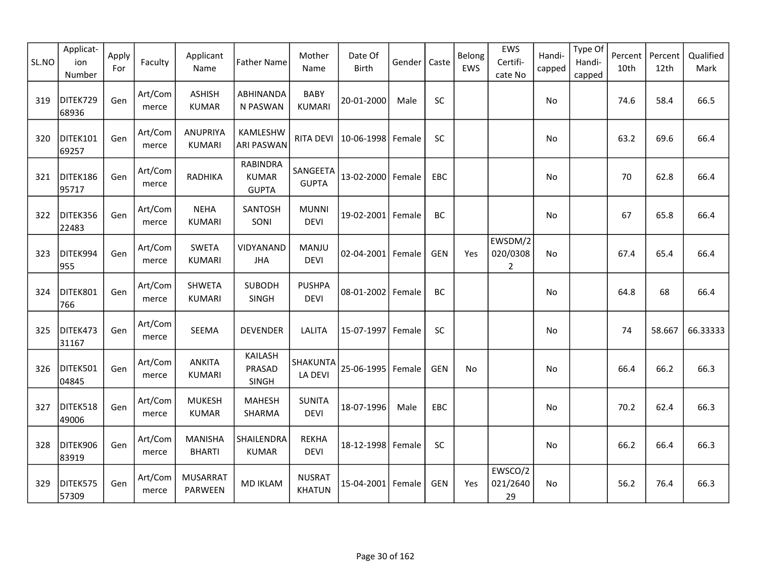| SL.NO | Applicat-ion Number | Apply For | Faculty | Applicant Name | Father Name | Mother Name | Date Of Birth | Gender | Caste | Belong EWS | EWS Certifi-cate No | Handi-capped | Type Of Handi-capped | Percent 10th | Percent 12th | Qualified Mark |
|---|---|---|---|---|---|---|---|---|---|---|---|---|---|---|---|---|
| 319 | DITEK72968936 | Gen | Art/Commerce | ASHISH KUMAR | ABHINANDAN PASWAN | BABY KUMARI | 20-01-2000 | Male | SC | | | No | | 74.6 | 58.4 | 66.5 |
| 320 | DITEK10169257 | Gen | Art/Commerce | ANUPRIYA KUMARI | KAMLESHWARI PASWAN | RITA DEVI | 10-06-1998 | Female | SC | | | No | | 63.2 | 69.6 | 66.4 |
| 321 | DITEK18695717 | Gen | Art/Commerce | RADHIKA | RABINDRA KUMAR GUPTA | SANGEETA GUPTA | 13-02-2000 | Female | EBC | | | No | | 70 | 62.8 | 66.4 |
| 322 | DITEK35622483 | Gen | Art/Commerce | NEHA KUMARI | SANTOSH SONI | MUNNI DEVI | 19-02-2001 | Female | BC | | | No | | 67 | 65.8 | 66.4 |
| 323 | DITEK994955 | Gen | Art/Commerce | SWETA KUMARI | VIDYANAND JHA | MANJU DEVI | 02-04-2001 | Female | GEN | Yes | EWSDM/2020/03082 | No | | 67.4 | 65.4 | 66.4 |
| 324 | DITEK801766 | Gen | Art/Commerce | SHWETA KUMARI | SUBODH SINGH | PUSHPA DEVI | 08-01-2002 | Female | BC | | | No | | 64.8 | 68 | 66.4 |
| 325 | DITEK47331167 | Gen | Art/Commerce | SEEMA | DEVENDER | LALITA | 15-07-1997 | Female | SC | | | No | | 74 | 58.667 | 66.33333 |
| 326 | DITEK50104845 | Gen | Art/Commerce | ANKITA KUMARI | KAILASH PRASAD SINGH | SHAKUNTALA DEVI | 25-06-1995 | Female | GEN | No | | No | | 66.4 | 66.2 | 66.3 |
| 327 | DITEK51849006 | Gen | Art/Commerce | MUKESH KUMAR | MAHESH SHARMA | SUNITA DEVI | 18-07-1996 | Male | EBC | | | No | | 70.2 | 62.4 | 66.3 |
| 328 | DITEK90683919 | Gen | Art/Commerce | MANISHA BHARTI | SHAILENDRA KUMAR | REKHA DEVI | 18-12-1998 | Female | SC | | | No | | 66.2 | 66.4 | 66.3 |
| 329 | DITEK57557309 | Gen | Art/Commerce | MUSARRAT PARWEEN | MD IKLAM | NUSRAT KHATUN | 15-04-2001 | Female | GEN | Yes | EWSCO/2021/264029 | No | | 56.2 | 76.4 | 66.3 |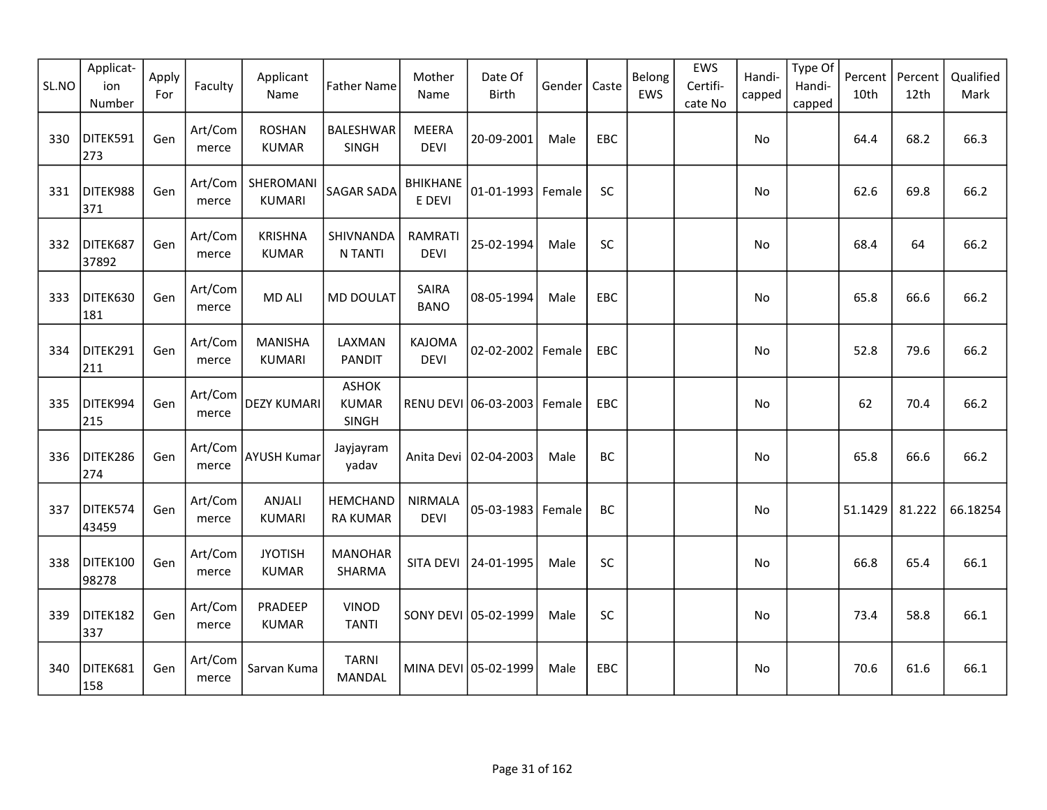| SL.NO | Applicat-ion Number | Apply For | Faculty | Applicant Name | Father Name | Mother Name | Date Of Birth | Gender | Caste | Belong EWS | EWS Certifi-cate No | Handi-capped | Type Of Handi-capped | Percent 10th | Percent 12th | Qualified Mark |
|---|---|---|---|---|---|---|---|---|---|---|---|---|---|---|---|---|
| 330 | DITEK591273 | Gen | Art/Commerce | ROSHAN KUMAR | BALESHWAR SINGH | MEERA DEVI | 20-09-2001 | Male | EBC | | | No | | 64.4 | 68.2 | 66.3 |
| 331 | DITEK988371 | Gen | Art/Commerce | SHEROMANI KUMARI | SAGAR SADA | BHIKHANEE DEVI | 01-01-1993 | Female | SC | | | No | | 62.6 | 69.8 | 66.2 |
| 332 | DITEK68737892 | Gen | Art/Commerce | KRISHNA KUMAR | SHIVNANDAN TANTI | RAMRATI DEVI | 25-02-1994 | Male | SC | | | No | | 68.4 | 64 | 66.2 |
| 333 | DITEK630181 | Gen | Art/Commerce | MD ALI | MD DOULAT | SAIRA BANO | 08-05-1994 | Male | EBC | | | No | | 65.8 | 66.6 | 66.2 |
| 334 | DITEK291211 | Gen | Art/Commerce | MANISHA KUMARI | LAXMAN PANDIT | KAJOMA DEVI | 02-02-2002 | Female | EBC | | | No | | 52.8 | 79.6 | 66.2 |
| 335 | DITEK994215 | Gen | Art/Commerce | DEZY KUMARI | ASHOK KUMAR SINGH | RENU DEVI | 06-03-2003 | Female | EBC | | | No | | 62 | 70.4 | 66.2 |
| 336 | DITEK286274 | Gen | Art/Commerce | AYUSH Kumar | Jayjayram yadav | Anita Devi | 02-04-2003 | Male | BC | | | No | | 65.8 | 66.6 | 66.2 |
| 337 | DITEK57443459 | Gen | Art/Commerce | ANJALI KUMARI | HEMCHANDRA KUMAR | NIRMALA DEVI | 05-03-1983 | Female | BC | | | No | | 51.1429 | 81.222 | 66.18254 |
| 338 | DITEK10098278 | Gen | Art/Commerce | JYOTISH KUMAR | MANOHAR SHARMA | SITA DEVI | 24-01-1995 | Male | SC | | | No | | 66.8 | 65.4 | 66.1 |
| 339 | DITEK182337 | Gen | Art/Commerce | PRADEEP KUMAR | VINOD TANTI | SONY DEVI | 05-02-1999 | Male | SC | | | No | | 73.4 | 58.8 | 66.1 |
| 340 | DITEK681158 | Gen | Art/Commerce | Sarvan Kuma | TARNI MANDAL | MINA DEVI | 05-02-1999 | Male | EBC | | | No | | 70.6 | 61.6 | 66.1 |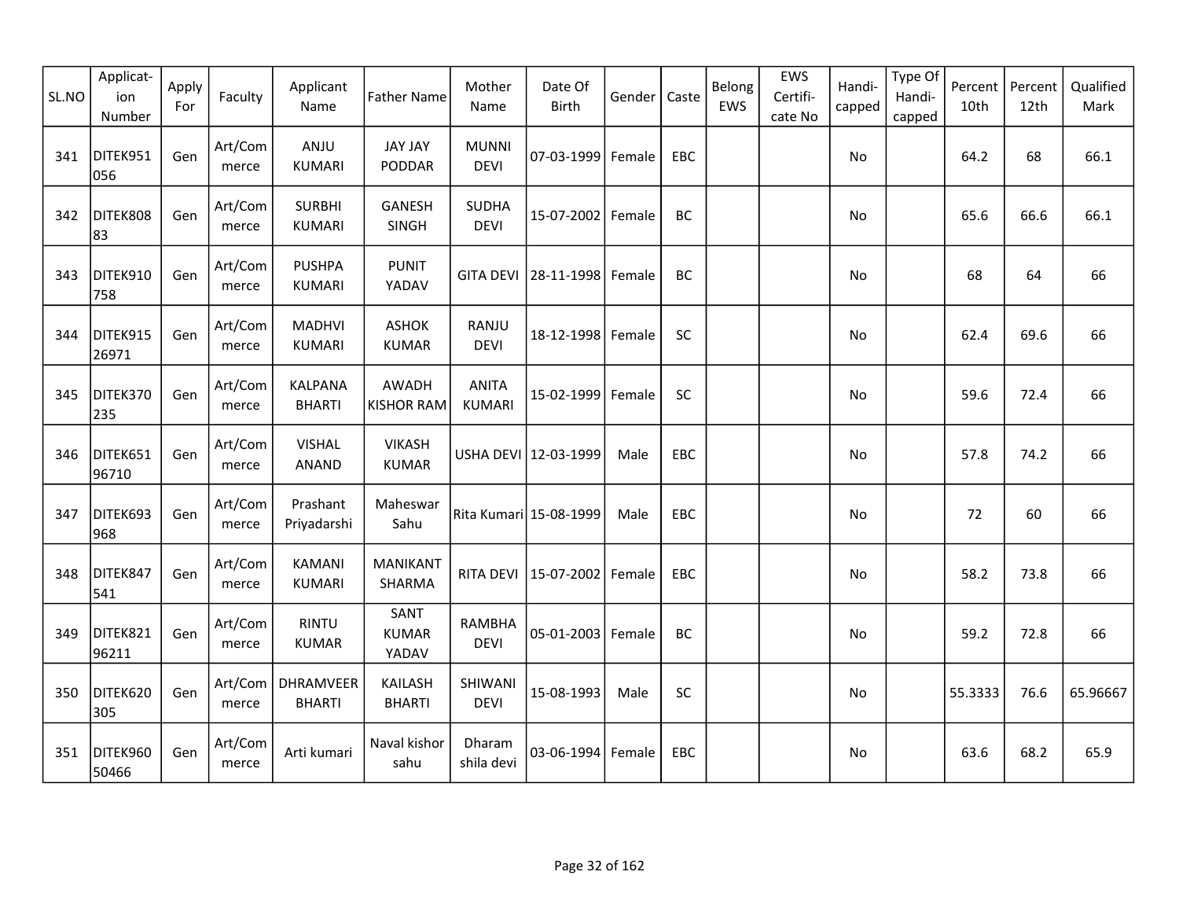| SL.NO | Applicat-ion Number | Apply For | Faculty | Applicant Name | Father Name | Mother Name | Date Of Birth | Gender | Caste | Belong EWS | EWS Certifi-cate No | Handi-capped | Type Of Handi-capped | Percent 10th | Percent 12th | Qualified Mark |
|---|---|---|---|---|---|---|---|---|---|---|---|---|---|---|---|---|
| 341 | DITEK951056 | Gen | Art/Commerce | ANJU KUMARI | JAY JAY PODDAR | MUNNI DEVI | 07-03-1999 | Female | EBC | | | No | | 64.2 | 68 | 66.1 |
| 342 | DITEK80883 | Gen | Art/Commerce | SURBHI KUMARI | GANESH SINGH | SUDHA DEVI | 15-07-2002 | Female | BC | | | No | | 65.6 | 66.6 | 66.1 |
| 343 | DITEK910758 | Gen | Art/Commerce | PUSHPA KUMARI | PUNIT YADAV | GITA DEVI | 28-11-1998 | Female | BC | | | No | | 68 | 64 | 66 |
| 344 | DITEK91526971 | Gen | Art/Commerce | MADHVI KUMARI | ASHOK KUMAR | RANJU DEVI | 18-12-1998 | Female | SC | | | No | | 62.4 | 69.6 | 66 |
| 345 | DITEK370235 | Gen | Art/Commerce | KALPANA BHARTI | AWADH KISHOR RAM | ANITA KUMARI | 15-02-1999 | Female | SC | | | No | | 59.6 | 72.4 | 66 |
| 346 | DITEK65196710 | Gen | Art/Commerce | VISHAL ANAND | VIKASH KUMAR | USHA DEVI | 12-03-1999 | Male | EBC | | | No | | 57.8 | 74.2 | 66 |
| 347 | DITEK693968 | Gen | Art/Commerce | Prashant Priyadarshi | Maheswar Sahu | Rita Kumari | 15-08-1999 | Male | EBC | | | No | | 72 | 60 | 66 |
| 348 | DITEK847541 | Gen | Art/Commerce | KAMANI KUMARI | MANIKANT SHARMA | RITA DEVI | 15-07-2002 | Female | EBC | | | No | | 58.2 | 73.8 | 66 |
| 349 | DITEK82196211 | Gen | Art/Commerce | RINTU KUMAR | SANT KUMAR YADAV | RAMBHA DEVI | 05-01-2003 | Female | BC | | | No | | 59.2 | 72.8 | 66 |
| 350 | DITEK620305 | Gen | Art/Commerce | DHRAMVEER BHARTI | KAILASH BHARTI | SHIWANI DEVI | 15-08-1993 | Male | SC | | | No | | 55.3333 | 76.6 | 65.96667 |
| 351 | DITEK96050466 | Gen | Art/Commerce | Arti kumari | Naval kishor sahu | Dharam shila devi | 03-06-1994 | Female | EBC | | | No | | 63.6 | 68.2 | 65.9 |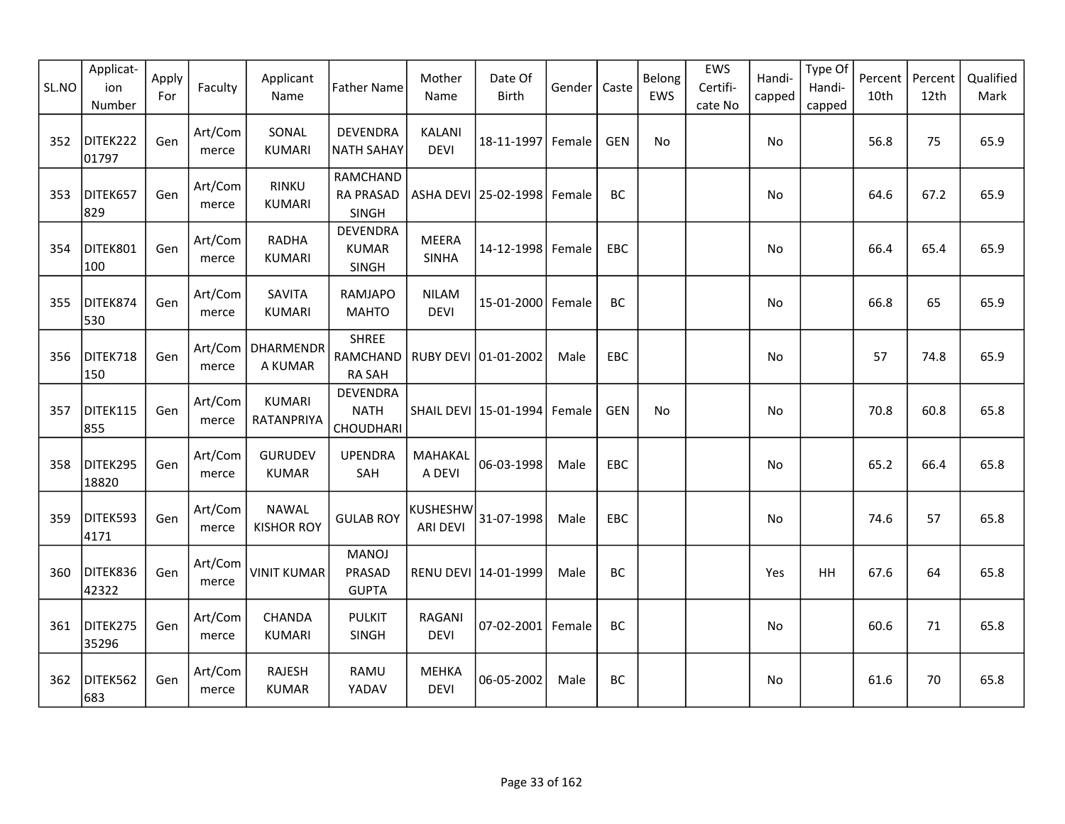| SL.NO | Applicat-ion Number | Apply For | Faculty | Applicant Name | Father Name | Mother Name | Date Of Birth | Gender | Caste | Belong EWS | EWS Certifi-cate No | Handi-capped | Type Of Handi-capped | Percent 10th | Percent 12th | Qualified Mark |
|---|---|---|---|---|---|---|---|---|---|---|---|---|---|---|---|---|
| 352 | DITEK22201797 | Gen | Art/Commerce | SONAL KUMARI | DEVENDRA NATH SAHAY | KALANI DEVI | 18-11-1997 | Female | GEN | No | | No | | 56.8 | 75 | 65.9 |
| 353 | DITEK657829 | Gen | Art/Commerce | RINKU KUMARI | RAMCHANDRA PRASAD SINGH | ASHA DEVI | 25-02-1998 | Female | BC | | | No | | 64.6 | 67.2 | 65.9 |
| 354 | DITEK801100 | Gen | Art/Commerce | RADHA KUMARI | DEVENDRA KUMAR SINGH | MEERA SINHA | 14-12-1998 | Female | EBC | | | No | | 66.4 | 65.4 | 65.9 |
| 355 | DITEK874530 | Gen | Art/Commerce | SAVITA KUMARI | RAMJAPO MAHTO | NILAM DEVI | 15-01-2000 | Female | BC | | | No | | 66.8 | 65 | 65.9 |
| 356 | DITEK718150 | Gen | Art/Commerce | DHARMENDRA KUMAR | SHREE RAMCHANDRA SAH | RUBY DEVI | 01-01-2002 | Male | EBC | | | No | | 57 | 74.8 | 65.9 |
| 357 | DITEK115855 | Gen | Art/Commerce | KUMARI RATANPRIYA | DEVENDRA NATH CHOUDHARI | SHAIL DEVI | 15-01-1994 | Female | GEN | No | | No | | 70.8 | 60.8 | 65.8 |
| 358 | DITEK29518820 | Gen | Art/Commerce | GURUDEV KUMAR | UPENDRA SAH | MAHAKALA DEVI | 06-03-1998 | Male | EBC | | | No | | 65.2 | 66.4 | 65.8 |
| 359 | DITEK5934171 | Gen | Art/Commerce | NAWAL KISHOR ROY | GULAB ROY | KUSHESHWARI DEVI | 31-07-1998 | Male | EBC | | | No | | 74.6 | 57 | 65.8 |
| 360 | DITEK83642322 | Gen | Art/Commerce | VINIT KUMAR | MANOJ PRASAD GUPTA | RENU DEVI | 14-01-1999 | Male | BC | | | Yes | HH | 67.6 | 64 | 65.8 |
| 361 | DITEK27535296 | Gen | Art/Commerce | CHANDA KUMARI | PULKIT SINGH | RAGANI DEVI | 07-02-2001 | Female | BC | | | No | | 60.6 | 71 | 65.8 |
| 362 | DITEK562683 | Gen | Art/Commerce | RAJESH KUMAR | RAMU YADAV | MEHKA DEVI | 06-05-2002 | Male | BC | | | No | | 61.6 | 70 | 65.8 |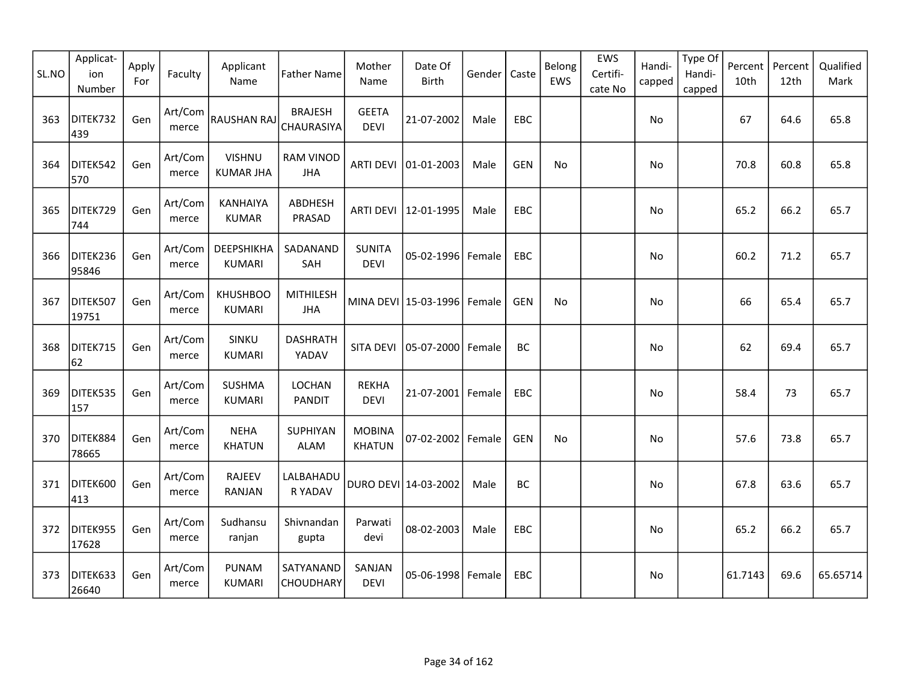| SL.NO | Applicat-ion Number | Apply For | Faculty | Applicant Name | Father Name | Mother Name | Date Of Birth | Gender | Caste | Belong EWS | EWS Certifi-cate No | Handi-capped | Type Of Handi-capped | Percent 10th | Percent 12th | Qualified Mark |
|---|---|---|---|---|---|---|---|---|---|---|---|---|---|---|---|---|
| 363 | DITEK732439 | Gen | Art/Commerce | RAUSHAN RAJ | BRAJESH CHAURASIYA | GEETA DEVI | 21-07-2002 | Male | EBC | | | No | | 67 | 64.6 | 65.8 |
| 364 | DITEK542570 | Gen | Art/Commerce | VISHNU KUMAR JHA | RAM VINOD JHA | ARTI DEVI | 01-01-2003 | Male | GEN | No | | No | | 70.8 | 60.8 | 65.8 |
| 365 | DITEK729744 | Gen | Art/Commerce | KANHAIYA KUMAR | ABDHESH PRASAD | ARTI DEVI | 12-01-1995 | Male | EBC | | | No | | 65.2 | 66.2 | 65.7 |
| 366 | DITEK23695846 | Gen | Art/Commerce | DEEPSHIKHA KUMARI | SADANAND SAH | SUNITA DEVI | 05-02-1996 | Female | EBC | | | No | | 60.2 | 71.2 | 65.7 |
| 367 | DITEK50719751 | Gen | Art/Commerce | KHUSHBOO KUMARI | MITHILESH JHA | MINA DEVI | 15-03-1996 | Female | GEN | No | | No | | 66 | 65.4 | 65.7 |
| 368 | DITEK71562 | Gen | Art/Commerce | SINKU KUMARI | DASHRATH YADAV | SITA DEVI | 05-07-2000 | Female | BC | | | No | | 62 | 69.4 | 65.7 |
| 369 | DITEK535157 | Gen | Art/Commerce | SUSHMA KUMARI | LOCHAN PANDIT | REKHA DEVI | 21-07-2001 | Female | EBC | | | No | | 58.4 | 73 | 65.7 |
| 370 | DITEK88478665 | Gen | Art/Commerce | NEHA KHATUN | SUPHIYAN ALAM | MOBINA KHATUN | 07-02-2002 | Female | GEN | No | | No | | 57.6 | 73.8 | 65.7 |
| 371 | DITEK600413 | Gen | Art/Commerce | RAJEEV RANJAN | LALBAHADUR YADAV | DURO DEVI | 14-03-2002 | Male | BC | | | No | | 67.8 | 63.6 | 65.7 |
| 372 | DITEK95517628 | Gen | Art/Commerce | Sudhansu ranjan | Shivnandan gupta | Parwati devi | 08-02-2003 | Male | EBC | | | No | | 65.2 | 66.2 | 65.7 |
| 373 | DITEK63326640 | Gen | Art/Commerce | PUNAM KUMARI | SATYANAND CHOUDHARY | SANJAN DEVI | 05-06-1998 | Female | EBC | | | No | | 61.7143 | 69.6 | 65.65714 |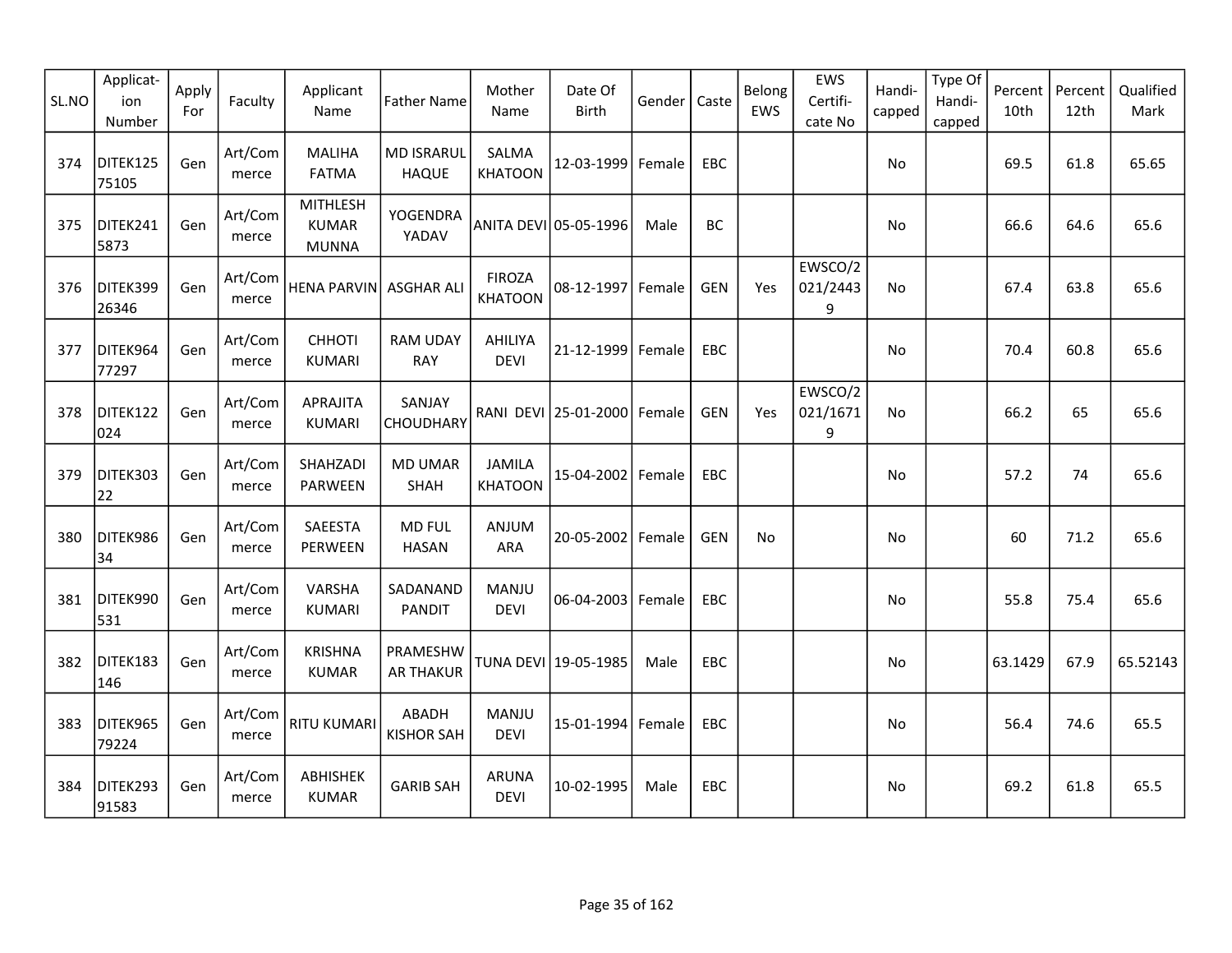| SL.NO | Applicat-ion Number | Apply For | Faculty | Applicant Name | Father Name | Mother Name | Date Of Birth | Gender | Caste | Belong EWS | EWS Certifi-cate No | Handi-capped | Type Of Handi-capped | Percent 10th | Percent 12th | Qualified Mark |
|---|---|---|---|---|---|---|---|---|---|---|---|---|---|---|---|---|
| 374 | DITEK12575105 | Gen | Art/Commerce | MALIHA FATMA | MD ISRARUL HAQUE | SALMA KHATOON | 12-03-1999 | Female | EBC | | | No | | 69.5 | 61.8 | 65.65 |
| 375 | DITEK2415873 | Gen | Art/Commerce | MITHLESH KUMAR MUNNA | YOGENDRA YADAV | ANITA DEVI | 05-05-1996 | Male | BC | | | No | | 66.6 | 64.6 | 65.6 |
| 376 | DITEK39926346 | Gen | Art/Commerce | HENA PARVIN | ASGHAR ALI | FIROZA KHATOON | 08-12-1997 | Female | GEN | Yes | EWSCO/2021/24439 | No | | 67.4 | 63.8 | 65.6 |
| 377 | DITEK96477297 | Gen | Art/Commerce | CHHOTI KUMARI | RAM UDAY RAY | AHILIYA DEVI | 21-12-1999 | Female | EBC | | | No | | 70.4 | 60.8 | 65.6 |
| 378 | DITEK122024 | Gen | Art/Commerce | APRAJITA KUMARI | SANJAY CHOUDHARY | RANI DEVI | 25-01-2000 | Female | GEN | Yes | EWSCO/2021/16719 | No | | 66.2 | 65 | 65.6 |
| 379 | DITEK30322 | Gen | Art/Commerce | SHAHZADI PARWEEN | MD UMAR SHAH | JAMILA KHATOON | 15-04-2002 | Female | EBC | | | No | | 57.2 | 74 | 65.6 |
| 380 | DITEK98634 | Gen | Art/Commerce | SAEESTA PERWEEN | MD FUL HASAN | ANJUM ARA | 20-05-2002 | Female | GEN | No | | No | | 60 | 71.2 | 65.6 |
| 381 | DITEK990531 | Gen | Art/Commerce | VARSHA KUMARI | SADANAND PANDIT | MANJU DEVI | 06-04-2003 | Female | EBC | | | No | | 55.8 | 75.4 | 65.6 |
| 382 | DITEK183146 | Gen | Art/Commerce | KRISHNA KUMAR | PRAMESHWAR THAKUR | TUNA DEVI | 19-05-1985 | Male | EBC | | | No | | 63.1429 | 67.9 | 65.52143 |
| 383 | DITEK96579224 | Gen | Art/Commerce | RITU KUMARI | ABADH KISHOR SAH | MANJU DEVI | 15-01-1994 | Female | EBC | | | No | | 56.4 | 74.6 | 65.5 |
| 384 | DITEK29391583 | Gen | Art/Commerce | ABHISHEK KUMAR | GARIB SAH | ARUNA DEVI | 10-02-1995 | Male | EBC | | | No | | 69.2 | 61.8 | 65.5 |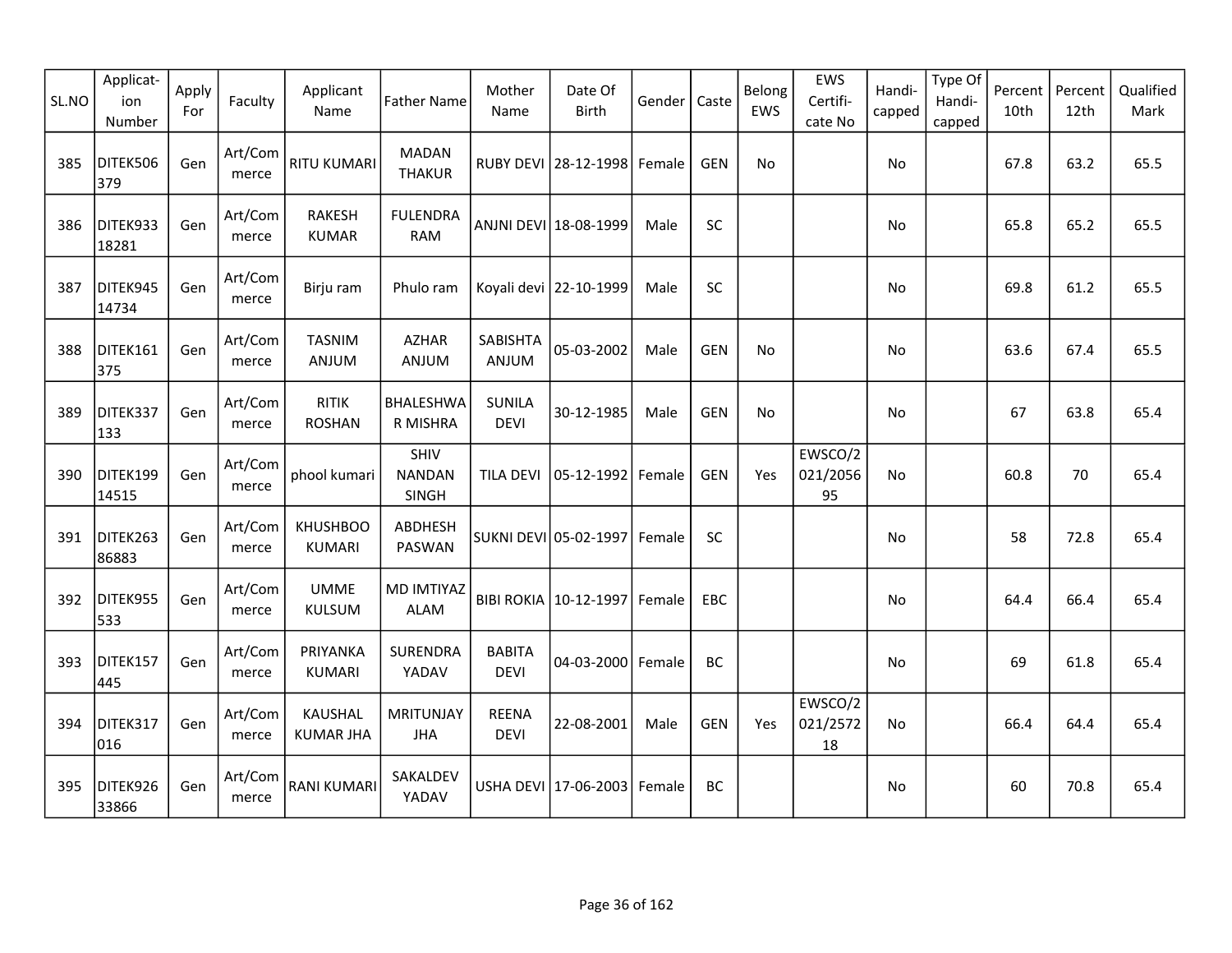| SL.NO | Applicat-ion Number | Apply For | Faculty | Applicant Name | Father Name | Mother Name | Date Of Birth | Gender | Caste | Belong EWS | EWS Certifi-cate No | Handi-capped | Type Of Handi-capped | Percent 10th | Percent 12th | Qualified Mark |
|---|---|---|---|---|---|---|---|---|---|---|---|---|---|---|---|---|
| 385 | DITEK506379 | Gen | Art/Commerce | RITU KUMARI | MADAN THAKUR | RUBY DEVI | 28-12-1998 | Female | GEN | No | | No | | 67.8 | 63.2 | 65.5 |
| 386 | DITEK93318281 | Gen | Art/Commerce | RAKESH KUMAR | FULENDRA RAM | ANJNI DEVI | 18-08-1999 | Male | SC | | | No | | 65.8 | 65.2 | 65.5 |
| 387 | DITEK94514734 | Gen | Art/Commerce | Birju ram | Phulo ram | Koyali devi | 22-10-1999 | Male | SC | | | No | | 69.8 | 61.2 | 65.5 |
| 388 | DITEK161375 | Gen | Art/Commerce | TASNIM ANJUM | AZHAR ANJUM | SABISHTA ANJUM | 05-03-2002 | Male | GEN | No | | No | | 63.6 | 67.4 | 65.5 |
| 389 | DITEK337133 | Gen | Art/Commerce | RITIK ROSHAN | BHALESHWAR MISHRA | SUNILA DEVI | 30-12-1985 | Male | GEN | No | | No | | 67 | 63.8 | 65.4 |
| 390 | DITEK19914515 | Gen | Art/Commerce | phool kumari | SHIV NANDAN SINGH | TILA DEVI | 05-12-1992 | Female | GEN | Yes | EWSCO/2021/205695 | No | | 60.8 | 70 | 65.4 |
| 391 | DITEK26386883 | Gen | Art/Commerce | KHUSHBOO KUMARI | ABDHESH PASWAN | SUKNI DEVI | 05-02-1997 | Female | SC | | | No | | 58 | 72.8 | 65.4 |
| 392 | DITEK955533 | Gen | Art/Commerce | UMME KULSUM | MD IMTIYAZ ALAM | BIBI ROKIA | 10-12-1997 | Female | EBC | | | No | | 64.4 | 66.4 | 65.4 |
| 393 | DITEK157445 | Gen | Art/Commerce | PRIYANKA KUMARI | SURENDRA YADAV | BABITA DEVI | 04-03-2000 | Female | BC | | | No | | 69 | 61.8 | 65.4 |
| 394 | DITEK317016 | Gen | Art/Commerce | KAUSHAL KUMAR JHA | MRITUNJAY JHA | REENA DEVI | 22-08-2001 | Male | GEN | Yes | EWSCO/2021/257218 | No | | 66.4 | 64.4 | 65.4 |
| 395 | DITEK92633866 | Gen | Art/Commerce | RANI KUMARI | SAKALDEV YADAV | USHA DEVI | 17-06-2003 | Female | BC | | | No | | 60 | 70.8 | 65.4 |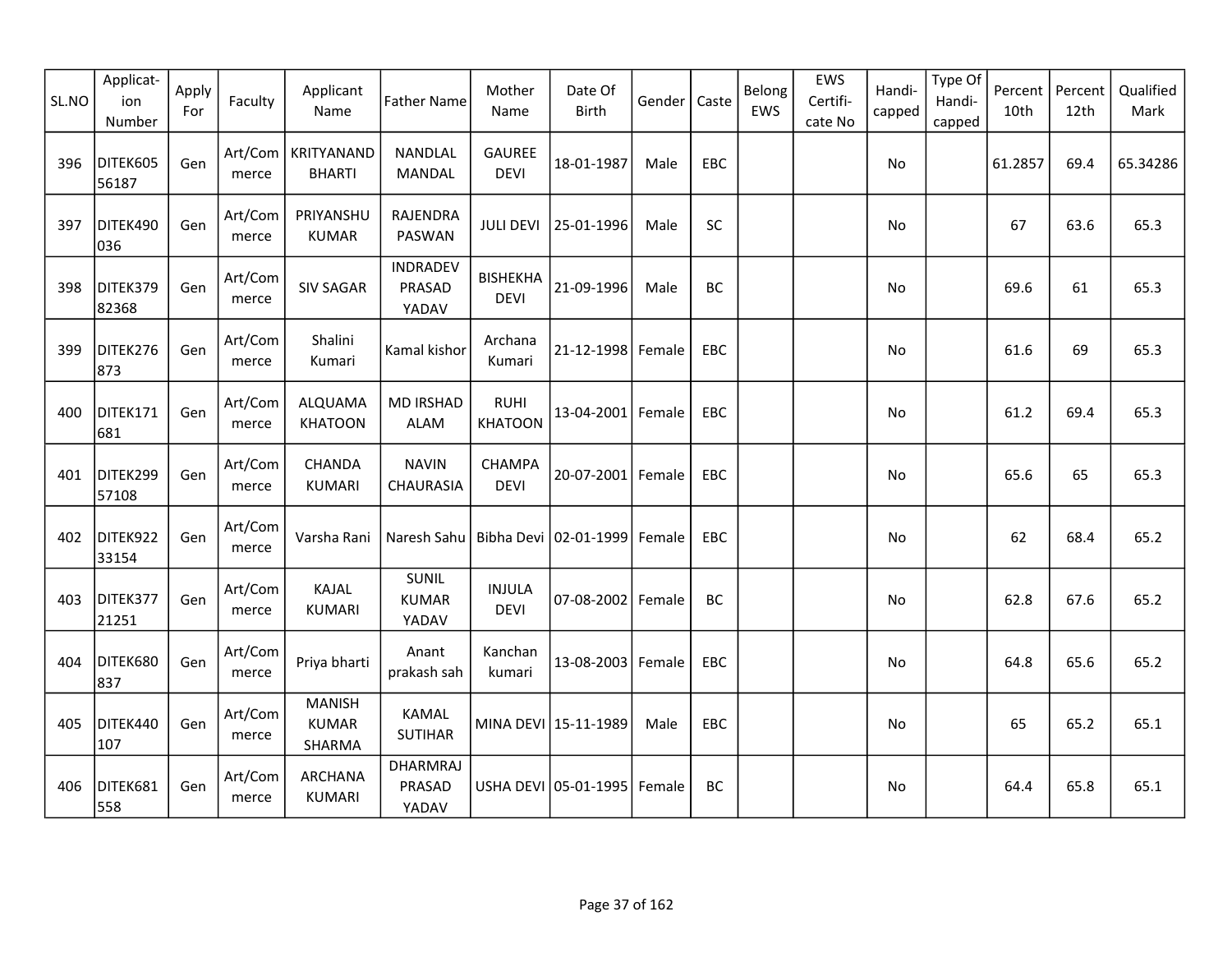| SL.NO | Applicat-ion Number | Apply For | Faculty | Applicant Name | Father Name | Mother Name | Date Of Birth | Gender | Caste | Belong EWS | EWS Certifi-cate No | Handi-capped | Type Of Handi-capped | Percent 10th | Percent 12th | Qualified Mark |
|---|---|---|---|---|---|---|---|---|---|---|---|---|---|---|---|---|
| 396 | DITEK60556187 | Gen | Art/Commerce | KRITYANAND BHARTI | NANDLAL MANDAL | GAUREE DEVI | 18-01-1987 | Male | EBC | | | No | | 61.2857 | 69.4 | 65.34286 |
| 397 | DITEK490036 | Gen | Art/Commerce | PRIYANSHU KUMAR | RAJENDRA PASWAN | JULI DEVI | 25-01-1996 | Male | SC | | | No | | 67 | 63.6 | 65.3 |
| 398 | DITEK37982368 | Gen | Art/Commerce | SIV SAGAR | INDRADEV PRASAD YADAV | BISHEKHA DEVI | 21-09-1996 | Male | BC | | | No | | 69.6 | 61 | 65.3 |
| 399 | DITEK276873 | Gen | Art/Commerce | Shalini Kumari | Kamal kishor | Archana Kumari | 21-12-1998 | Female | EBC | | | No | | 61.6 | 69 | 65.3 |
| 400 | DITEK171681 | Gen | Art/Commerce | ALQUAMA KHATOON | MD IRSHAD ALAM | RUHI KHATOON | 13-04-2001 | Female | EBC | | | No | | 61.2 | 69.4 | 65.3 |
| 401 | DITEK29957108 | Gen | Art/Commerce | CHANDA KUMARI | NAVIN CHAURASIA | CHAMPA DEVI | 20-07-2001 | Female | EBC | | | No | | 65.6 | 65 | 65.3 |
| 402 | DITEK92233154 | Gen | Art/Commerce | Varsha Rani | Naresh Sahu | Bibha Devi | 02-01-1999 | Female | EBC | | | No | | 62 | 68.4 | 65.2 |
| 403 | DITEK37721251 | Gen | Art/Commerce | KAJAL KUMARI | SUNIL KUMAR YADAV | INJULA DEVI | 07-08-2002 | Female | BC | | | No | | 62.8 | 67.6 | 65.2 |
| 404 | DITEK680837 | Gen | Art/Commerce | Priya bharti | Anant prakash sah | Kanchan kumari | 13-08-2003 | Female | EBC | | | No | | 64.8 | 65.6 | 65.2 |
| 405 | DITEK440107 | Gen | Art/Commerce | MANISH KUMAR SHARMA | KAMAL SUTIHAR | MINA DEVI | 15-11-1989 | Male | EBC | | | No | | 65 | 65.2 | 65.1 |
| 406 | DITEK681558 | Gen | Art/Commerce | ARCHANA KUMARI | DHARMRAJ PRASAD YADAV | USHA DEVI | 05-01-1995 | Female | BC | | | No | | 64.4 | 65.8 | 65.1 |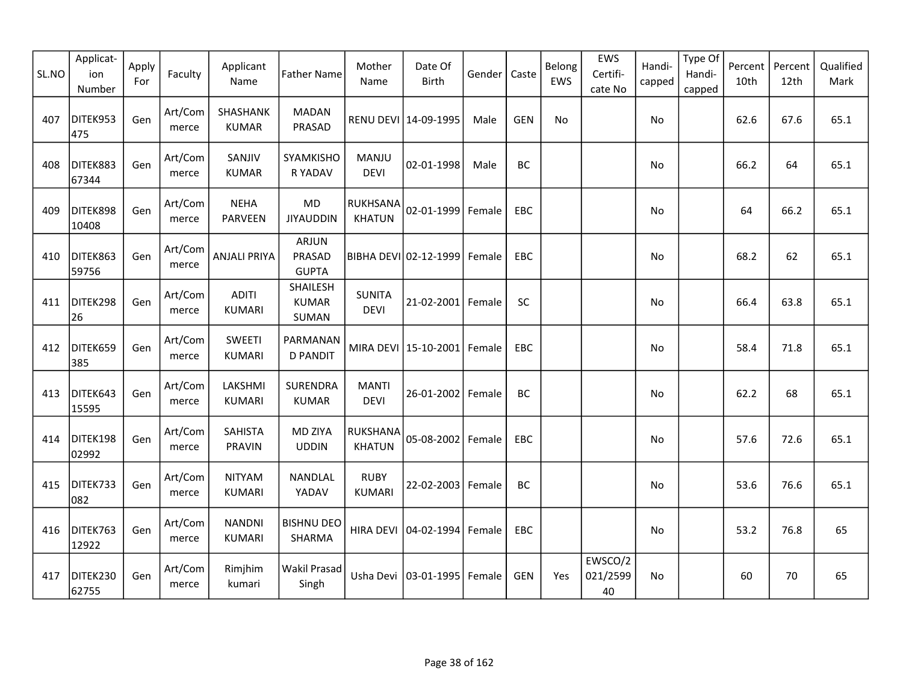| SL.NO | Applicat-ion Number | Apply For | Faculty | Applicant Name | Father Name | Mother Name | Date Of Birth | Gender | Caste | Belong EWS | EWS Certifi-cate No | Handi-capped | Type Of Handi-capped | Percent 10th | Percent 12th | Qualified Mark |
|---|---|---|---|---|---|---|---|---|---|---|---|---|---|---|---|---|
| 407 | DITEK953475 | Gen | Art/Commerce | SHASHANK KUMAR | MADAN PRASAD | RENU DEVI | 14-09-1995 | Male | GEN | No | | No | | 62.6 | 67.6 | 65.1 |
| 408 | DITEK88367344 | Gen | Art/Commerce | SANJIV KUMAR | SYAMKISHOR YADAV | MANJU DEVI | 02-01-1998 | Male | BC | | | No | | 66.2 | 64 | 65.1 |
| 409 | DITEK89810408 | Gen | Art/Commerce | NEHA PARVEEN | MD JIYAUDDIN | RUKHSANA KHATUN | 02-01-1999 | Female | EBC | | | No | | 64 | 66.2 | 65.1 |
| 410 | DITEK86359756 | Gen | Art/Commerce | ANJALI PRIYA | ARJUN PRASAD GUPTA | BIBHA DEVI | 02-12-1999 | Female | EBC | | | No | | 68.2 | 62 | 65.1 |
| 411 | DITEK29826 | Gen | Art/Commerce | ADITI KUMARI | SHAILESH KUMAR SUMAN | SUNITA DEVI | 21-02-2001 | Female | SC | | | No | | 66.4 | 63.8 | 65.1 |
| 412 | DITEK659385 | Gen | Art/Commerce | SWEETI KUMARI | PARMANAND PANDIT | MIRA DEVI | 15-10-2001 | Female | EBC | | | No | | 58.4 | 71.8 | 65.1 |
| 413 | DITEK64315595 | Gen | Art/Commerce | LAKSHMI KUMARI | SURENDRA KUMAR | MANTI DEVI | 26-01-2002 | Female | BC | | | No | | 62.2 | 68 | 65.1 |
| 414 | DITEK19802992 | Gen | Art/Commerce | SAHISTA PRAVIN | MD ZIYA UDDIN | RUKSHANA KHATUN | 05-08-2002 | Female | EBC | | | No | | 57.6 | 72.6 | 65.1 |
| 415 | DITEK733082 | Gen | Art/Commerce | NITYAM KUMARI | NANDLAL YADAV | RUBY KUMARI | 22-02-2003 | Female | BC | | | No | | 53.6 | 76.6 | 65.1 |
| 416 | DITEK76312922 | Gen | Art/Commerce | NANDNI KUMARI | BISHNU DEO SHARMA | HIRA DEVI | 04-02-1994 | Female | EBC | | | No | | 53.2 | 76.8 | 65 |
| 417 | DITEK23062755 | Gen | Art/Commerce | Rimjhim kumari | Wakil Prasad Singh | Usha Devi | 03-01-1995 | Female | GEN | Yes | EWSCO/2021/259940 | No | | 60 | 70 | 65 |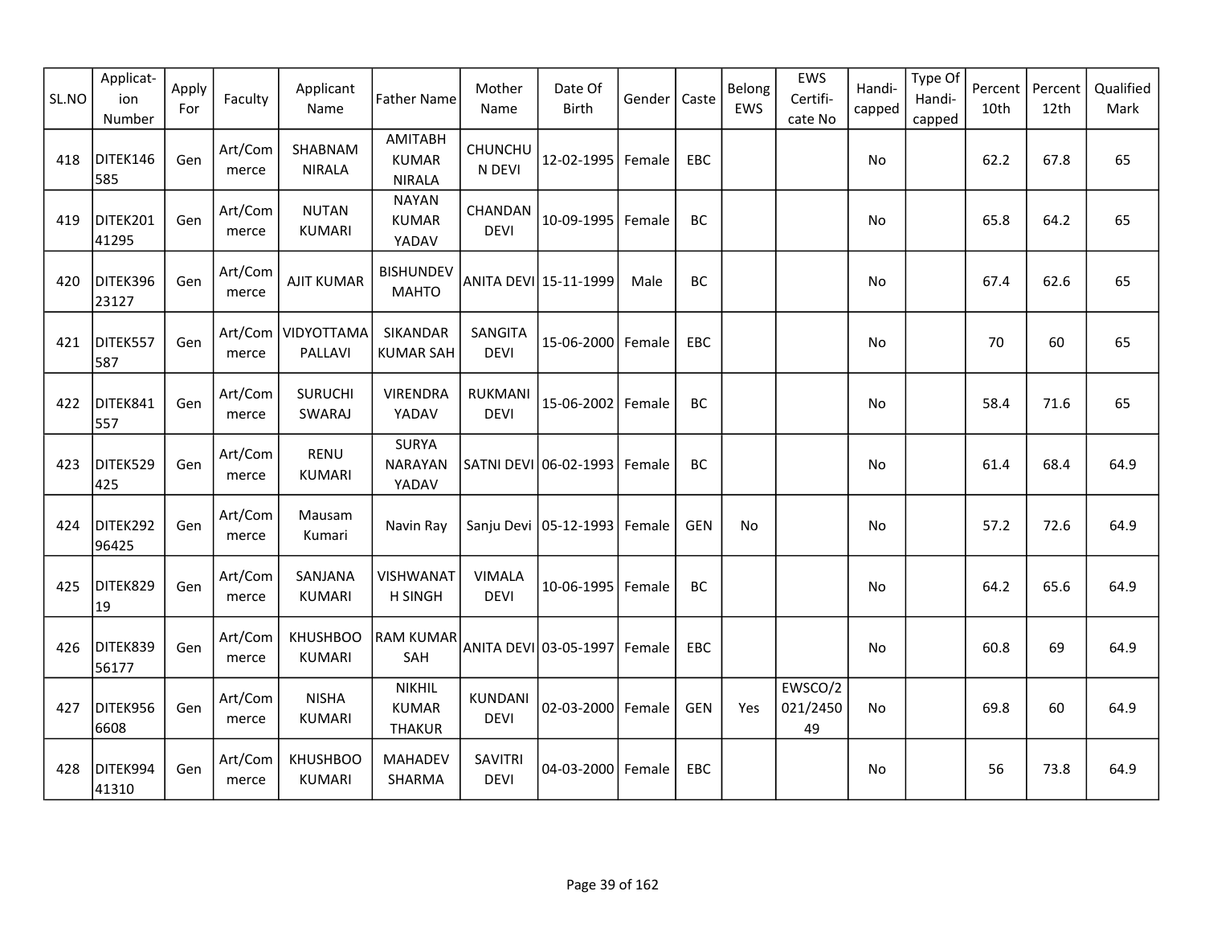| SL.NO | Applicat-ion Number | Apply For | Faculty | Applicant Name | Father Name | Mother Name | Date Of Birth | Gender | Caste | Belong EWS | EWS Certifi-cate No | Handi-capped | Type Of Handi-capped | Percent 10th | Percent 12th | Qualified Mark |
|---|---|---|---|---|---|---|---|---|---|---|---|---|---|---|---|---|
| 418 | DITEK146585 | Gen | Art/Commerce | SHABNAM NIRALA | AMITABH KUMAR NIRALA | CHUNCHUN DEVI | 12-02-1995 | Female | EBC | | | No | | 62.2 | 67.8 | 65 |
| 419 | DITEK20141295 | Gen | Art/Commerce | NUTAN KUMARI | NAYAN KUMAR YADAV | CHANDAN DEVI | 10-09-1995 | Female | BC | | | No | | 65.8 | 64.2 | 65 |
| 420 | DITEK39623127 | Gen | Art/Commerce | AJIT KUMAR | BISHUNDEV MAHTO | ANITA DEVI | 15-11-1999 | Male | BC | | | No | | 67.4 | 62.6 | 65 |
| 421 | DITEK557587 | Gen | Art/Commerce | VIDYOTTAMA PALLAVI | SIKANDAR KUMAR SAH | SANGITA DEVI | 15-06-2000 | Female | EBC | | | No | | 70 | 60 | 65 |
| 422 | DITEK841557 | Gen | Art/Commerce | SURUCHI SWARAJ | VIRENDRA YADAV | RUKMANI DEVI | 15-06-2002 | Female | BC | | | No | | 58.4 | 71.6 | 65 |
| 423 | DITEK529425 | Gen | Art/Commerce | RENU KUMARI | SURYA NARAYAN YADAV | SATNI DEVI | 06-02-1993 | Female | BC | | | No | | 61.4 | 68.4 | 64.9 |
| 424 | DITEK29296425 | Gen | Art/Commerce | Mausam Kumari | Navin Ray | Sanju Devi | 05-12-1993 | Female | GEN | No | | No | | 57.2 | 72.6 | 64.9 |
| 425 | DITEK82919 | Gen | Art/Commerce | SANJANA KUMARI | VISHWANATH SINGH | VIMALA DEVI | 10-06-1995 | Female | BC | | | No | | 64.2 | 65.6 | 64.9 |
| 426 | DITEK83956177 | Gen | Art/Commerce | KHUSHBOO KUMARI | RAM KUMAR SAH | ANITA DEVI | 03-05-1997 | Female | EBC | | | No | | 60.8 | 69 | 64.9 |
| 427 | DITEK9566608 | Gen | Art/Commerce | NISHA KUMARI | NIKHIL KUMAR THAKUR | KUNDANI DEVI | 02-03-2000 | Female | GEN | Yes | EWSCO/2021/245049 | No | | 69.8 | 60 | 64.9 |
| 428 | DITEK99441310 | Gen | Art/Commerce | KHUSHBOO KUMARI | MAHADEV SHARMA | SAVITRI DEVI | 04-03-2000 | Female | EBC | | | No | | 56 | 73.8 | 64.9 |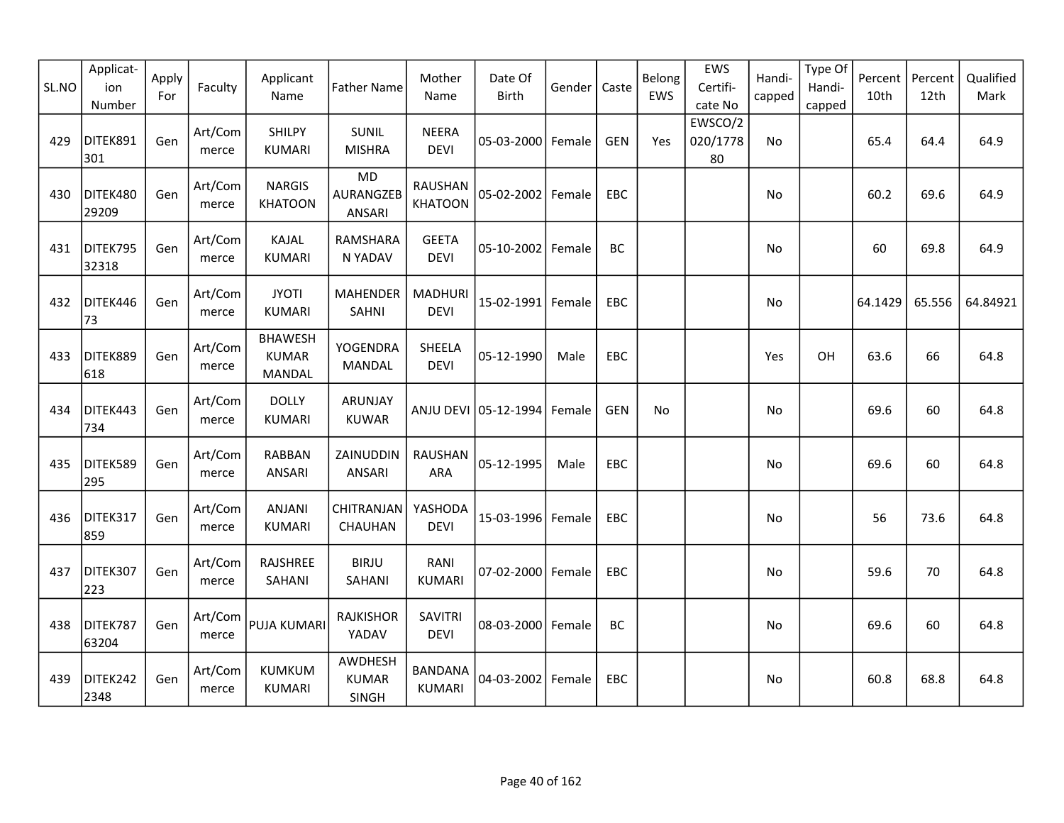| SL.NO | Applicat-ion Number | Apply For | Faculty | Applicant Name | Father Name | Mother Name | Date Of Birth | Gender | Caste | Belong EWS | EWS Certifi-cate No | Handi-capped | Type Of Handi-capped | Percent 10th | Percent 12th | Qualified Mark |
|---|---|---|---|---|---|---|---|---|---|---|---|---|---|---|---|---|
| 429 | DITEK891301 | Gen | Art/Commerce | SHILPY KUMARI | SUNIL MISHRA | NEERA DEVI | 05-03-2000 | Female | GEN | Yes | EWSCO/2020/177880 | No | | 65.4 | 64.4 | 64.9 |
| 430 | DITEK48029209 | Gen | Art/Commerce | NARGIS KHATOON | MD AURANGZEB ANSARI | RAUSHAN KHATOON | 05-02-2002 | Female | EBC | | | No | | 60.2 | 69.6 | 64.9 |
| 431 | DITEK79532318 | Gen | Art/Commerce | KAJAL KUMARI | RAMSHARAN YADAV | GEETA DEVI | 05-10-2002 | Female | BC | | | No | | 60 | 69.8 | 64.9 |
| 432 | DITEK44673 | Gen | Art/Commerce | JYOTI KUMARI | MAHENDER SAHNI | MADHURI DEVI | 15-02-1991 | Female | EBC | | | No | | 64.1429 | 65.556 | 64.84921 |
| 433 | DITEK889618 | Gen | Art/Commerce | BHAWESH KUMAR MANDAL | YOGENDRA MANDAL | SHEELA DEVI | 05-12-1990 | Male | EBC | | | Yes | OH | 63.6 | 66 | 64.8 |
| 434 | DITEK443734 | Gen | Art/Commerce | DOLLY KUMARI | ARUNJAY KUWAR | ANJU DEVI | 05-12-1994 | Female | GEN | No | | No | | 69.6 | 60 | 64.8 |
| 435 | DITEK589295 | Gen | Art/Commerce | RABBAN ANSARI | ZAINUDDIN ANSARI | RAUSHAN ARA | 05-12-1995 | Male | EBC | | | No | | 69.6 | 60 | 64.8 |
| 436 | DITEK317859 | Gen | Art/Commerce | ANJANI KUMARI | CHITRANJAN CHAUHAN | YASHODA DEVI | 15-03-1996 | Female | EBC | | | No | | 56 | 73.6 | 64.8 |
| 437 | DITEK307223 | Gen | Art/Commerce | RAJSHREE SAHANI | BIRJU SAHANI | RANI KUMARI | 07-02-2000 | Female | EBC | | | No | | 59.6 | 70 | 64.8 |
| 438 | DITEK78763204 | Gen | Art/Commerce | PUJA KUMARI | RAJKISHOR YADAV | SAVITRI DEVI | 08-03-2000 | Female | BC | | | No | | 69.6 | 60 | 64.8 |
| 439 | DITEK2422348 | Gen | Art/Commerce | KUMKUM KUMARI | AWDHESH KUMAR SINGH | BANDANA KUMARI | 04-03-2002 | Female | EBC | | | No | | 60.8 | 68.8 | 64.8 |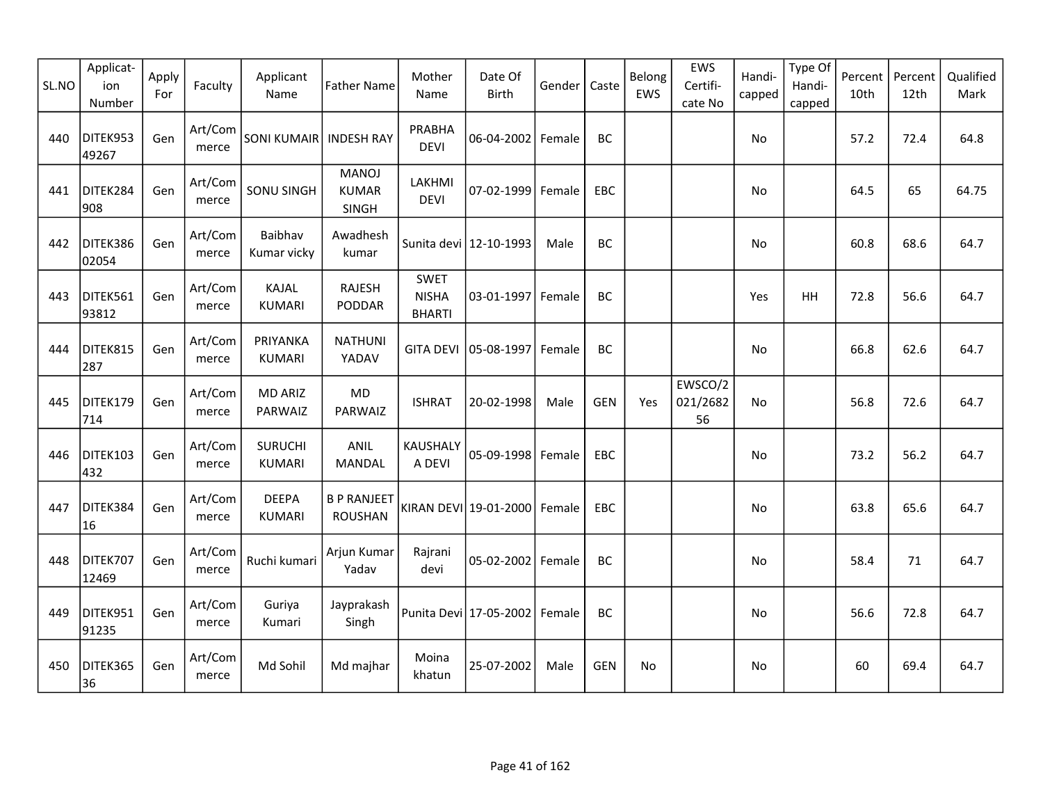| SL.NO | Applicat-ion Number | Apply For | Faculty | Applicant Name | Father Name | Mother Name | Date Of Birth | Gender | Caste | Belong EWS | EWS Certifi-cate No | Handi-capped | Type Of Handi-capped | Percent 10th | Percent 12th | Qualified Mark |
|---|---|---|---|---|---|---|---|---|---|---|---|---|---|---|---|---|
| 440 | DITEK95349267 | Gen | Art/Commerce | SONI KUMAIR | INDESH RAY | PRABHA DEVI | 06-04-2002 | Female | BC | | | No | | 57.2 | 72.4 | 64.8 |
| 441 | DITEK284908 | Gen | Art/Commerce | SONU SINGH | MANOJ KUMAR SINGH | LAKHMI DEVI | 07-02-1999 | Female | EBC | | | No | | 64.5 | 65 | 64.75 |
| 442 | DITEK38602054 | Gen | Art/Commerce | Baibhav Kumar vicky | Awadhesh kumar | Sunita devi | 12-10-1993 | Male | BC | | | No | | 60.8 | 68.6 | 64.7 |
| 443 | DITEK56193812 | Gen | Art/Commerce | KAJAL KUMARI | RAJESH PODDAR | SWET NISHA BHARTI | 03-01-1997 | Female | BC | | | Yes | HH | 72.8 | 56.6 | 64.7 |
| 444 | DITEK815287 | Gen | Art/Commerce | PRIYANKA KUMARI | NATHUNI YADAV | GITA DEVI | 05-08-1997 | Female | BC | | | No | | 66.8 | 62.6 | 64.7 |
| 445 | DITEK179714 | Gen | Art/Commerce | MD ARIZ PARWAIZ | MD PARWAIZ | ISHRAT | 20-02-1998 | Male | GEN | Yes | EWSCO/2021/268256 | No | | 56.8 | 72.6 | 64.7 |
| 446 | DITEK103432 | Gen | Art/Commerce | SURUCHI KUMARI | ANIL MANDAL | KAUSHALYA DEVI | 05-09-1998 | Female | EBC | | | No | | 73.2 | 56.2 | 64.7 |
| 447 | DITEK38416 | Gen | Art/Commerce | DEEPA KUMARI | B P RANJEET ROUSHAN | KIRAN DEVI | 19-01-2000 | Female | EBC | | | No | | 63.8 | 65.6 | 64.7 |
| 448 | DITEK70712469 | Gen | Art/Commerce | Ruchi kumari | Arjun Kumar Yadav | Rajrani devi | 05-02-2002 | Female | BC | | | No | | 58.4 | 71 | 64.7 |
| 449 | DITEK95191235 | Gen | Art/Commerce | Guriya Kumari | Jayprakash Singh | Punita Devi | 17-05-2002 | Female | BC | | | No | | 56.6 | 72.8 | 64.7 |
| 450 | DITEK36536 | Gen | Art/Commerce | Md Sohil | Md majhar | Moina khatun | 25-07-2002 | Male | GEN | No | | No | | 60 | 69.4 | 64.7 |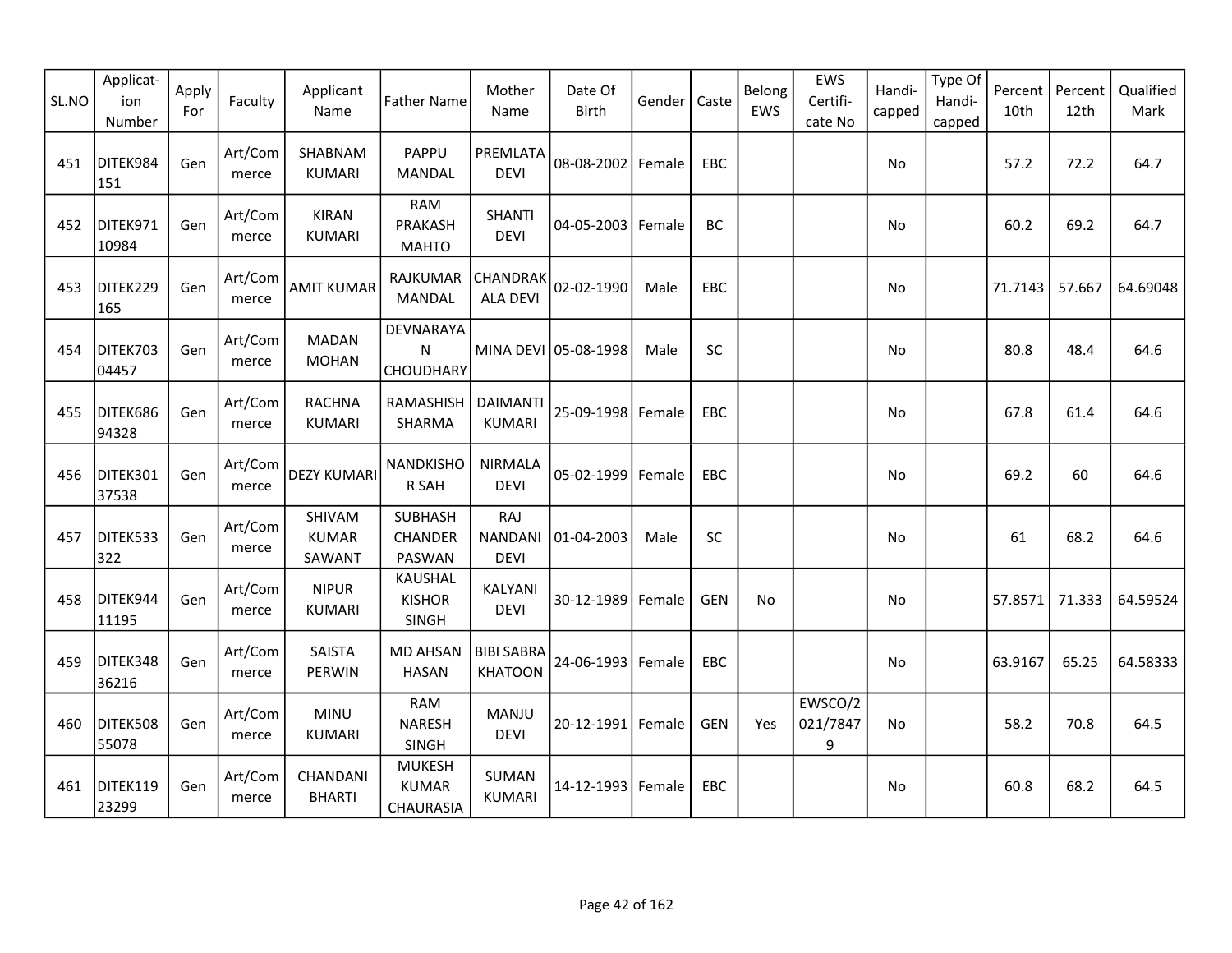| SL.NO | Applicat-ion Number | Apply For | Faculty | Applicant Name | Father Name | Mother Name | Date Of Birth | Gender | Caste | Belong EWS | EWS Certifi-cate No | Handi-capped | Type Of Handi-capped | Percent 10th | Percent 12th | Qualified Mark |
|---|---|---|---|---|---|---|---|---|---|---|---|---|---|---|---|---|
| 451 | DITEK984151 | Gen | Art/Commerce | SHABNAM KUMARI | PAPPU MANDAL | PREMLATA DEVI | 08-08-2002 | Female | EBC | | | No | | 57.2 | 72.2 | 64.7 |
| 452 | DITEK97110984 | Gen | Art/Commerce | KIRAN KUMARI | RAM PRAKASH MAHTO | SHANTI DEVI | 04-05-2003 | Female | BC | | | No | | 60.2 | 69.2 | 64.7 |
| 453 | DITEK229165 | Gen | Art/Commerce | AMIT KUMAR | RAJKUMAR MANDAL | CHANDRAKALA DEVI | 02-02-1990 | Male | EBC | | | No | | 71.7143 | 57.667 | 64.69048 |
| 454 | DITEK70304457 | Gen | Art/Commerce | MADAN MOHAN | DEVNARAYAN CHOUDHARY | MINA DEVI | 05-08-1998 | Male | SC | | | No | | 80.8 | 48.4 | 64.6 |
| 455 | DITEK68694328 | Gen | Art/Commerce | RACHNA KUMARI | RAMASHISH SHARMA | DAIMANTI KUMARI | 25-09-1998 | Female | EBC | | | No | | 67.8 | 61.4 | 64.6 |
| 456 | DITEK30137538 | Gen | Art/Commerce | DEZY KUMARI | NANDKISHOR SAH | NIRMALA DEVI | 05-02-1999 | Female | EBC | | | No | | 69.2 | 60 | 64.6 |
| 457 | DITEK533322 | Gen | Art/Commerce | SHIVAM KUMAR SAWANT | SUBHASH CHANDER PASWAN | RAJ NANDANI DEVI | 01-04-2003 | Male | SC | | | No | | 61 | 68.2 | 64.6 |
| 458 | DITEK94411195 | Gen | Art/Commerce | NIPUR KUMARI | KAUSHAL KISHOR SINGH | KALYANI DEVI | 30-12-1989 | Female | GEN | No | | No | | 57.8571 | 71.333 | 64.59524 |
| 459 | DITEK34836216 | Gen | Art/Commerce | SAISTA PERWIN | MD AHSAN HASAN | BIBI SABRA KHATOON | 24-06-1993 | Female | EBC | | | No | | 63.9167 | 65.25 | 64.58333 |
| 460 | DITEK50855078 | Gen | Art/Commerce | MINU KUMARI | RAM NARESH SINGH | MANJU DEVI | 20-12-1991 | Female | GEN | Yes | EWSCO/2021/78479 | No | | 58.2 | 70.8 | 64.5 |
| 461 | DITEK11923299 | Gen | Art/Commerce | CHANDANI BHARTI | MUKESH KUMAR CHAURASIA | SUMAN KUMARI | 14-12-1993 | Female | EBC | | | No | | 60.8 | 68.2 | 64.5 |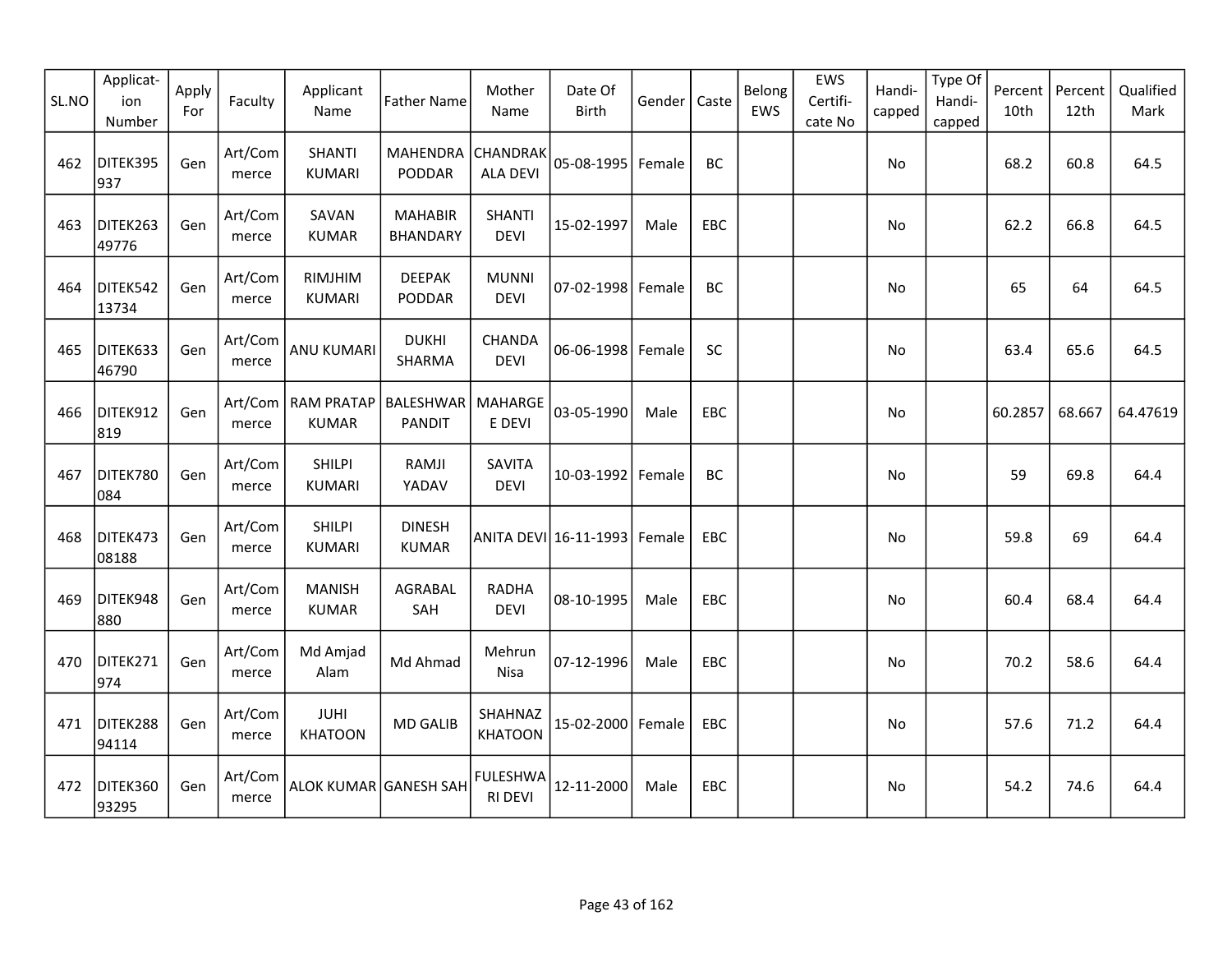| SL.NO | Applicat-ion Number | Apply For | Faculty | Applicant Name | Father Name | Mother Name | Date Of Birth | Gender | Caste | Belong EWS | EWS Certifi-cate No | Handi-capped | Type Of Handi-capped | Percent 10th | Percent 12th | Qualified Mark |
|---|---|---|---|---|---|---|---|---|---|---|---|---|---|---|---|---|
| 462 | DITEK395937 | Gen | Art/Commerce | SHANTI KUMARI | MAHENDRA PODDAR | CHANDRAKALA DEVI | 05-08-1995 | Female | BC | | | No | | 68.2 | 60.8 | 64.5 |
| 463 | DITEK26349776 | Gen | Art/Commerce | SAVAN KUMAR | MAHABIR BHANDARY | SHANTI DEVI | 15-02-1997 | Male | EBC | | | No | | 62.2 | 66.8 | 64.5 |
| 464 | DITEK54213734 | Gen | Art/Commerce | RIMJHIM KUMARI | DEEPAK PODDAR | MUNNI DEVI | 07-02-1998 | Female | BC | | | No | | 65 | 64 | 64.5 |
| 465 | DITEK63346790 | Gen | Art/Commerce | ANU KUMARI | DUKHI SHARMA | CHANDA DEVI | 06-06-1998 | Female | SC | | | No | | 63.4 | 65.6 | 64.5 |
| 466 | DITEK912819 | Gen | Art/Commerce | RAM PRATAP KUMAR | BALESHWAR PANDIT | MAHARGEE DEVI | 03-05-1990 | Male | EBC | | | No | | 60.2857 | 68.667 | 64.47619 |
| 467 | DITEK780084 | Gen | Art/Commerce | SHILPI KUMARI | RAMJI YADAV | SAVITA DEVI | 10-03-1992 | Female | BC | | | No | | 59 | 69.8 | 64.4 |
| 468 | DITEK47308188 | Gen | Art/Commerce | SHILPI KUMARI | DINESH KUMAR | ANITA DEVI | 16-11-1993 | Female | EBC | | | No | | 59.8 | 69 | 64.4 |
| 469 | DITEK948880 | Gen | Art/Commerce | MANISH KUMAR | AGRABAL SAH | RADHA DEVI | 08-10-1995 | Male | EBC | | | No | | 60.4 | 68.4 | 64.4 |
| 470 | DITEK271974 | Gen | Art/Commerce | Md Amjad Alam | Md Ahmad | Mehrun Nisa | 07-12-1996 | Male | EBC | | | No | | 70.2 | 58.6 | 64.4 |
| 471 | DITEK28894114 | Gen | Art/Commerce | JUHI KHATOON | MD GALIB | SHAHNAZ KHATOON | 15-02-2000 | Female | EBC | | | No | | 57.6 | 71.2 | 64.4 |
| 472 | DITEK36093295 | Gen | Art/Commerce | ALOK KUMAR | GANESH SAH | FULESHWARI DEVI | 12-11-2000 | Male | EBC | | | No | | 54.2 | 74.6 | 64.4 |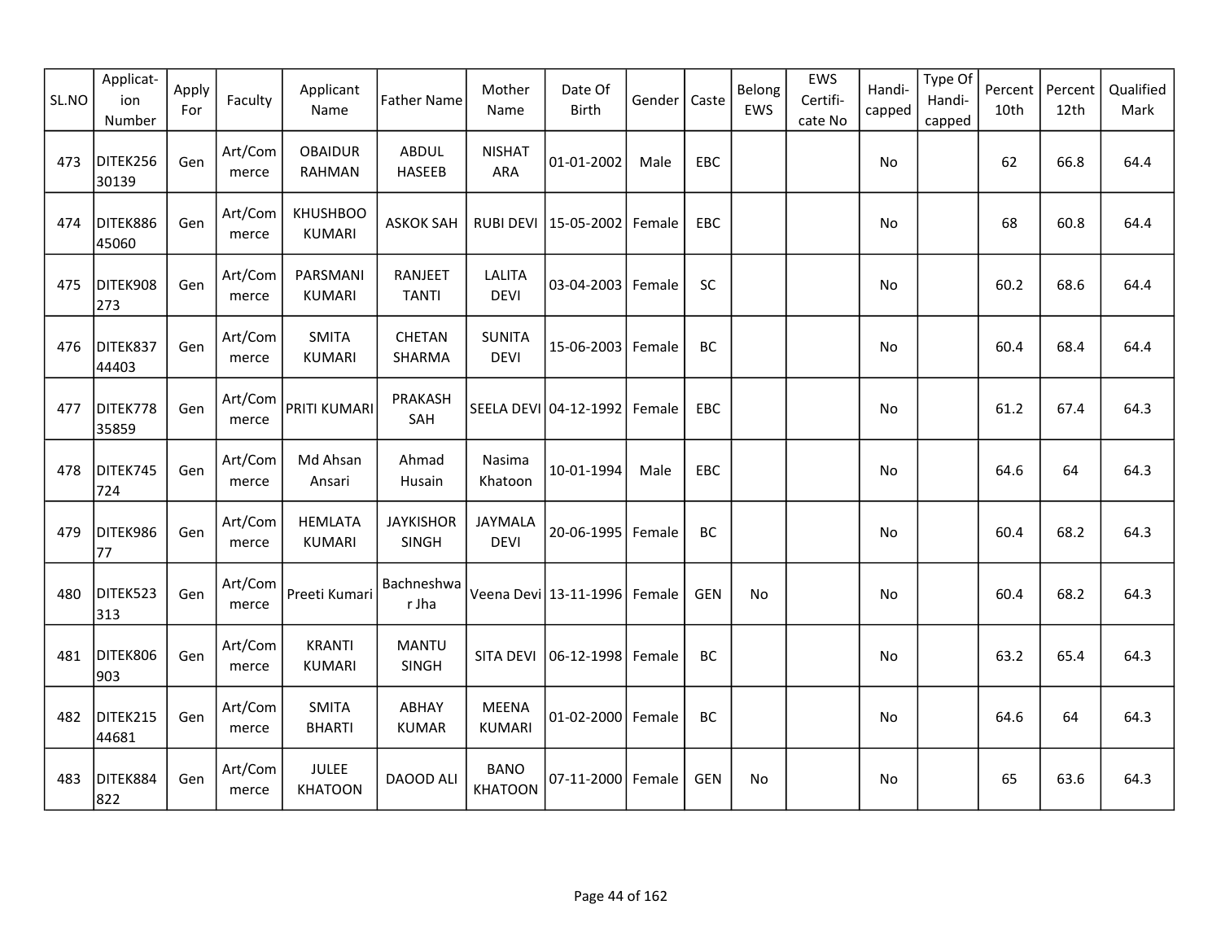| SL.NO | Applicat-ion Number | Apply For | Faculty | Applicant Name | Father Name | Mother Name | Date Of Birth | Gender | Caste | Belong EWS | EWS Certifi-cate No | Handi-capped | Type Of Handi-capped | Percent 10th | Percent 12th | Qualified Mark |
|---|---|---|---|---|---|---|---|---|---|---|---|---|---|---|---|---|
| 473 | DITEK25630139 | Gen | Art/Commerce | OBAIDUR RAHMAN | ABDUL HASEEB | NISHAT ARA | 01-01-2002 | Male | EBC | | | No | | 62 | 66.8 | 64.4 |
| 474 | DITEK88645060 | Gen | Art/Commerce | KHUSHBOO KUMARI | ASKOK SAH | RUBI DEVI | 15-05-2002 | Female | EBC | | | No | | 68 | 60.8 | 64.4 |
| 475 | DITEK908273 | Gen | Art/Commerce | PARSMANI KUMARI | RANJEET TANTI | LALITA DEVI | 03-04-2003 | Female | SC | | | No | | 60.2 | 68.6 | 64.4 |
| 476 | DITEK83744403 | Gen | Art/Commerce | SMITA KUMARI | CHETAN SHARMA | SUNITA DEVI | 15-06-2003 | Female | BC | | | No | | 60.4 | 68.4 | 64.4 |
| 477 | DITEK77835859 | Gen | Art/Commerce | PRITI KUMARI | PRAKASH SAH | SEELA DEVI | 04-12-1992 | Female | EBC | | | No | | 61.2 | 67.4 | 64.3 |
| 478 | DITEK745724 | Gen | Art/Commerce | Md Ahsan Ansari | Ahmad Husain | Nasima Khatoon | 10-01-1994 | Male | EBC | | | No | | 64.6 | 64 | 64.3 |
| 479 | DITEK98677 | Gen | Art/Commerce | HEMLATA KUMARI | JAYKISHOR SINGH | JAYMALA DEVI | 20-06-1995 | Female | BC | | | No | | 60.4 | 68.2 | 64.3 |
| 480 | DITEK523313 | Gen | Art/Commerce | Preeti Kumari | Bachneshwar Jha | Veena Devi | 13-11-1996 | Female | GEN | No | | No | | 60.4 | 68.2 | 64.3 |
| 481 | DITEK806903 | Gen | Art/Commerce | KRANTI KUMARI | MANTU SINGH | SITA DEVI | 06-12-1998 | Female | BC | | | No | | 63.2 | 65.4 | 64.3 |
| 482 | DITEK21544681 | Gen | Art/Commerce | SMITA BHARTI | ABHAY KUMAR | MEENA KUMARI | 01-02-2000 | Female | BC | | | No | | 64.6 | 64 | 64.3 |
| 483 | DITEK884822 | Gen | Art/Commerce | JULEE KHATOON | DAOOD ALI | BANO KHATOON | 07-11-2000 | Female | GEN | No | | No | | 65 | 63.6 | 64.3 |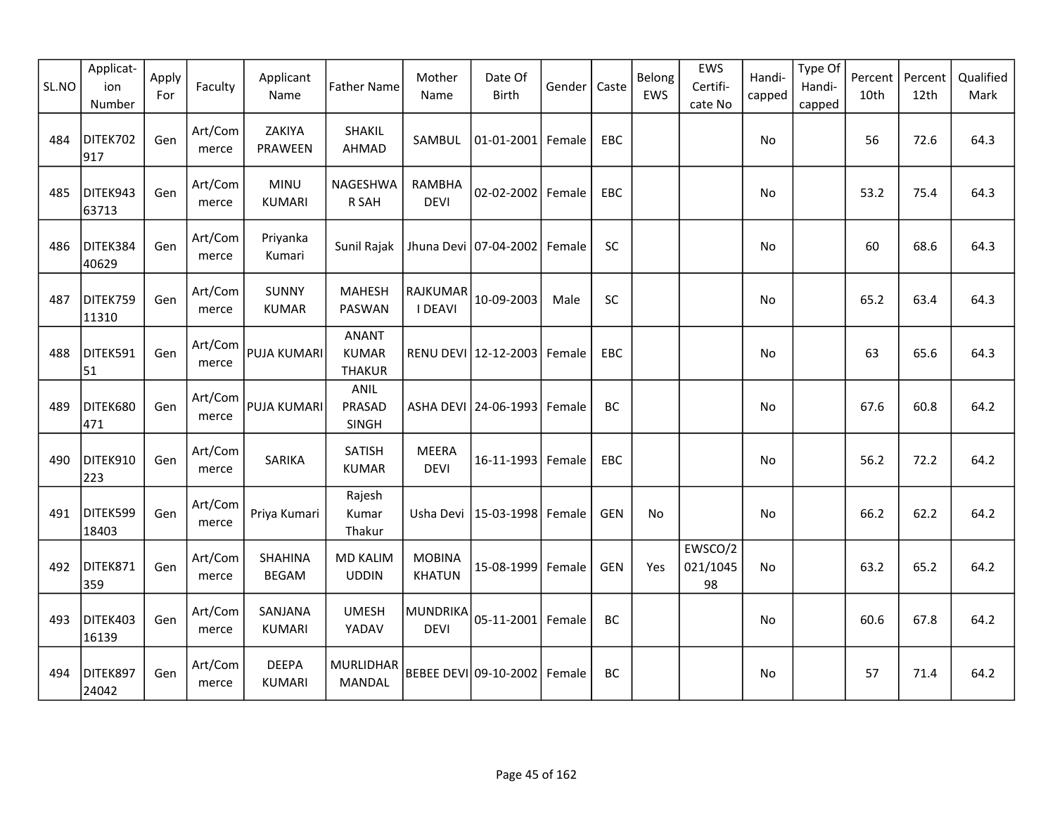| SL.NO | Applicat-ion Number | Apply For | Faculty | Applicant Name | Father Name | Mother Name | Date Of Birth | Gender | Caste | Belong EWS | EWS Certifi-cate No | Handi-capped | Type Of Handi-capped | Percent 10th | Percent 12th | Qualified Mark |
|---|---|---|---|---|---|---|---|---|---|---|---|---|---|---|---|---|
| 484 | DITEK702917 | Gen | Art/Commerce | ZAKIYA PRAWEEN | SHAKIL AHMAD | SAMBUL | 01-01-2001 | Female | EBC | | | No | | 56 | 72.6 | 64.3 |
| 485 | DITEK94363713 | Gen | Art/Commerce | MINU KUMARI | NAGESHWAR SAH | RAMBHA DEVI | 02-02-2002 | Female | EBC | | | No | | 53.2 | 75.4 | 64.3 |
| 486 | DITEK38440629 | Gen | Art/Commerce | Priyanka Kumari | Sunil Rajak | Jhuna Devi | 07-04-2002 | Female | SC | | | No | | 60 | 68.6 | 64.3 |
| 487 | DITEK75911310 | Gen | Art/Commerce | SUNNY KUMAR | MAHESH PASWAN | RAJKUMARI DEAVI | 10-09-2003 | Male | SC | | | No | | 65.2 | 63.4 | 64.3 |
| 488 | DITEK59151 | Gen | Art/Commerce | PUJA KUMARI | ANANT KUMAR THAKUR | RENU DEVI | 12-12-2003 | Female | EBC | | | No | | 63 | 65.6 | 64.3 |
| 489 | DITEK680471 | Gen | Art/Commerce | PUJA KUMARI | ANIL PRASAD SINGH | ASHA DEVI | 24-06-1993 | Female | BC | | | No | | 67.6 | 60.8 | 64.2 |
| 490 | DITEK910223 | Gen | Art/Commerce | SARIKA | SATISH KUMAR | MEERA DEVI | 16-11-1993 | Female | EBC | | | No | | 56.2 | 72.2 | 64.2 |
| 491 | DITEK59918403 | Gen | Art/Commerce | Priya Kumari | Rajesh Kumar Thakur | Usha Devi | 15-03-1998 | Female | GEN | No | | No | | 66.2 | 62.2 | 64.2 |
| 492 | DITEK871359 | Gen | Art/Commerce | SHAHINA BEGAM | MD KALIM UDDIN | MOBINA KHATUN | 15-08-1999 | Female | GEN | Yes | EWSCO/2021/104598 | No | | 63.2 | 65.2 | 64.2 |
| 493 | DITEK40316139 | Gen | Art/Commerce | SANJANA KUMARI | UMESH YADAV | MUNDRIKA DEVI | 05-11-2001 | Female | BC | | | No | | 60.6 | 67.8 | 64.2 |
| 494 | DITEK89724042 | Gen | Art/Commerce | DEEPA KUMARI | MURLIDHAR MANDAL | BEBEE DEVI | 09-10-2002 | Female | BC | | | No | | 57 | 71.4 | 64.2 |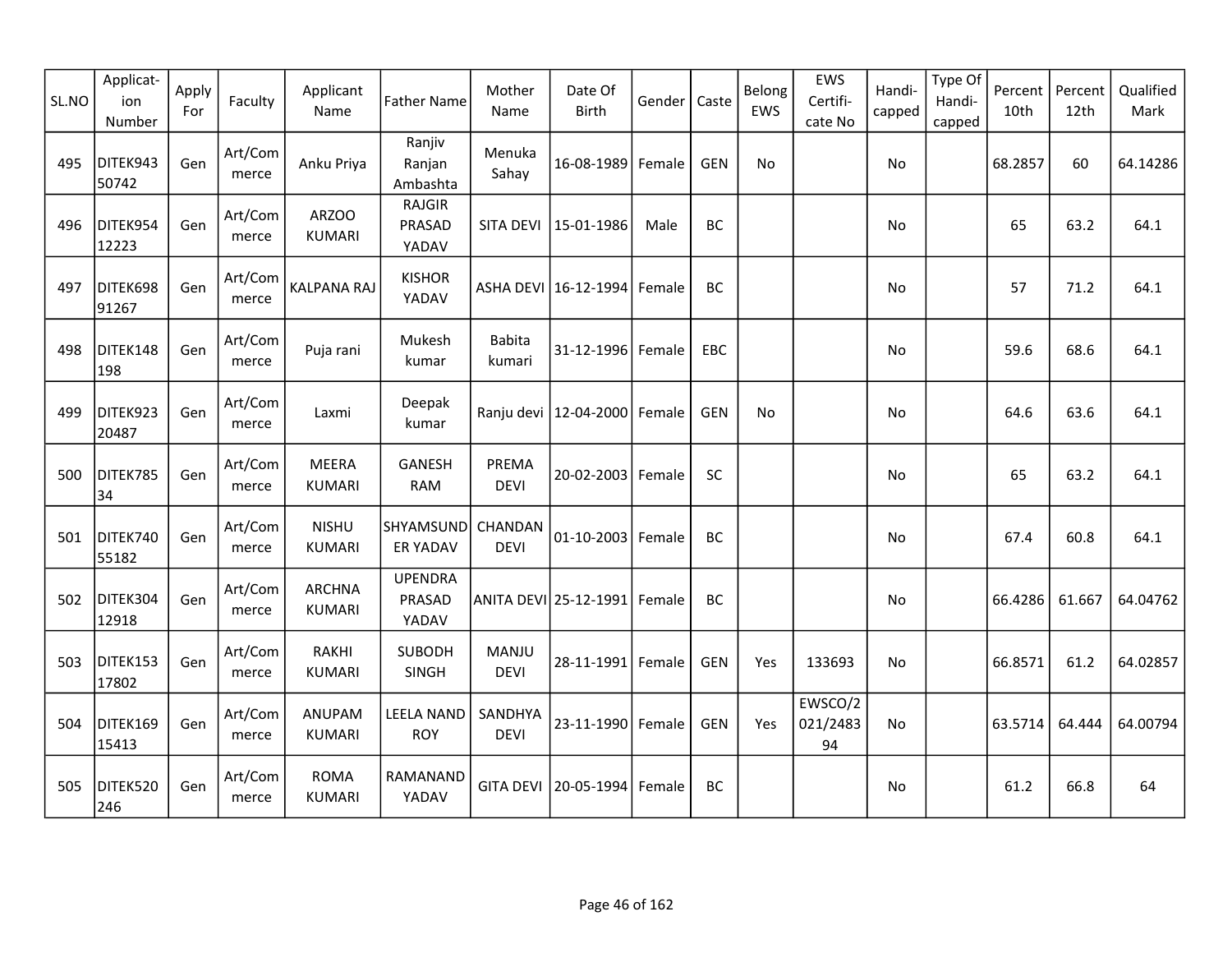| SL.NO | Applicat-ion Number | Apply For | Faculty | Applicant Name | Father Name | Mother Name | Date Of Birth | Gender | Caste | Belong EWS | EWS Certifi-cate No | Handi-capped | Type Of Handi-capped | Percent 10th | Percent 12th | Qualified Mark |
|---|---|---|---|---|---|---|---|---|---|---|---|---|---|---|---|---|
| 495 | DITEK94350742 | Gen | Art/Commerce | Anku Priya | Ranjiv Ranjan Ambashta | Menuka Sahay | 16-08-1989 | Female | GEN | No | | No | | 68.2857 | 60 | 64.14286 |
| 496 | DITEK95412223 | Gen | Art/Commerce | ARZOO KUMARI | RAJGIR PRASAD YADAV | SITA DEVI | 15-01-1986 | Male | BC | | | No | | 65 | 63.2 | 64.1 |
| 497 | DITEK69891267 | Gen | Art/Commerce | KALPANA RAJ | KISHOR YADAV | ASHA DEVI | 16-12-1994 | Female | BC | | | No | | 57 | 71.2 | 64.1 |
| 498 | DITEK148198 | Gen | Art/Commerce | Puja rani | Mukesh kumar | Babita kumari | 31-12-1996 | Female | EBC | | | No | | 59.6 | 68.6 | 64.1 |
| 499 | DITEK92320487 | Gen | Art/Commerce | Laxmi | Deepak kumar | Ranju devi | 12-04-2000 | Female | GEN | No | | No | | 64.6 | 63.6 | 64.1 |
| 500 | DITEK78534 | Gen | Art/Commerce | MEERA KUMARI | GANESH RAM | PREMA DEVI | 20-02-2003 | Female | SC | | | No | | 65 | 63.2 | 64.1 |
| 501 | DITEK74055182 | Gen | Art/Commerce | NISHU KUMARI | SHYAMSUNDER YADAV | CHANDAN DEVI | 01-10-2003 | Female | BC | | | No | | 67.4 | 60.8 | 64.1 |
| 502 | DITEK30412918 | Gen | Art/Commerce | ARCHNA KUMARI | UPENDRA PRASAD YADAV | ANITA DEVI | 25-12-1991 | Female | BC | | | No | | 66.4286 | 61.667 | 64.04762 |
| 503 | DITEK15317802 | Gen | Art/Commerce | RAKHI KUMARI | SUBODH SINGH | MANJU DEVI | 28-11-1991 | Female | GEN | Yes | 133693 | No | | 66.8571 | 61.2 | 64.02857 |
| 504 | DITEK16915413 | Gen | Art/Commerce | ANUPAM KUMARI | LEELA NAND ROY | SANDHYA DEVI | 23-11-1990 | Female | GEN | Yes | EWSCO/2021/248394 | No | | 63.5714 | 64.444 | 64.00794 |
| 505 | DITEK520246 | Gen | Art/Commerce | ROMA KUMARI | RAMANAND YADAV | GITA DEVI | 20-05-1994 | Female | BC | | | No | | 61.2 | 66.8 | 64 |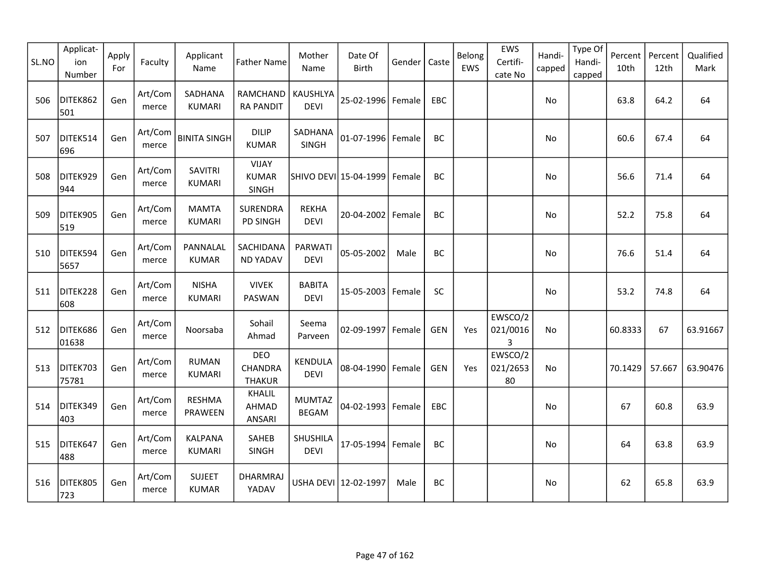| SL.NO | Applicat-ion Number | Apply For | Faculty | Applicant Name | Father Name | Mother Name | Date Of Birth | Gender | Caste | Belong EWS | EWS Certifi-cate No | Handi-capped | Type Of Handi-capped | Percent 10th | Percent 12th | Qualified Mark |
|---|---|---|---|---|---|---|---|---|---|---|---|---|---|---|---|---|
| 506 | DITEK862501 | Gen | Art/Commerce | SADHANA KUMARI | RAMCHANDRA PANDIT | KAUSHLYA DEVI | 25-02-1996 | Female | EBC | | | No | | 63.8 | 64.2 | 64 |
| 507 | DITEK514696 | Gen | Art/Commerce | BINITA SINGH | DILIP KUMAR | SADHANA SINGH | 01-07-1996 | Female | BC | | | No | | 60.6 | 67.4 | 64 |
| 508 | DITEK929944 | Gen | Art/Commerce | SAVITRI KUMARI | VIJAY KUMAR SINGH | SHIVO DEVI | 15-04-1999 | Female | BC | | | No | | 56.6 | 71.4 | 64 |
| 509 | DITEK905519 | Gen | Art/Commerce | MAMTA KUMARI | SURENDRA PD SINGH | REKHA DEVI | 20-04-2002 | Female | BC | | | No | | 52.2 | 75.8 | 64 |
| 510 | DITEK5945657 | Gen | Art/Commerce | PANNALAL KUMAR | SACHIDANAND YADAV | PARWATI DEVI | 05-05-2002 | Male | BC | | | No | | 76.6 | 51.4 | 64 |
| 511 | DITEK228608 | Gen | Art/Commerce | NISHA KUMARI | VIVEK PASWAN | BABITA DEVI | 15-05-2003 | Female | SC | | | No | | 53.2 | 74.8 | 64 |
| 512 | DITEK68601638 | Gen | Art/Commerce | Noorsaba | Sohail Ahmad | Seema Parveen | 02-09-1997 | Female | GEN | Yes | EWSCO/2021/00163 | No | | 60.8333 | 67 | 63.91667 |
| 513 | DITEK70375781 | Gen | Art/Commerce | RUMAN KUMARI | DEO CHANDRA THAKUR | KENDULA DEVI | 08-04-1990 | Female | GEN | Yes | EWSCO/2021/265380 | No | | 70.1429 | 57.667 | 63.90476 |
| 514 | DITEK349403 | Gen | Art/Commerce | RESHMA PRAWEEN | KHALIL AHMAD ANSARI | MUMTAZ BEGAM | 04-02-1993 | Female | EBC | | | No | | 67 | 60.8 | 63.9 |
| 515 | DITEK647488 | Gen | Art/Commerce | KALPANA KUMARI | SAHEB SINGH | SHUSHILA DEVI | 17-05-1994 | Female | BC | | | No | | 64 | 63.8 | 63.9 |
| 516 | DITEK805723 | Gen | Art/Commerce | SUJEET KUMAR | DHARMRAJ YADAV | USHA DEVI | 12-02-1997 | Male | BC | | | No | | 62 | 65.8 | 63.9 |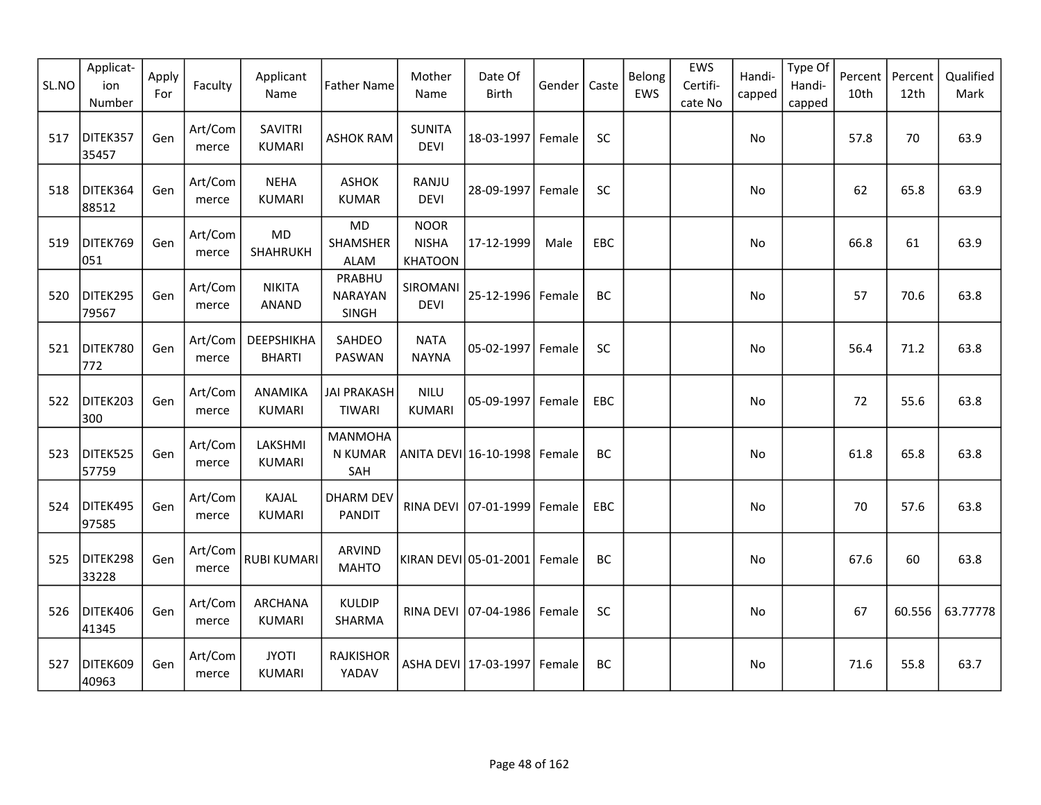| SL.NO | Applicat-ion Number | Apply For | Faculty | Applicant Name | Father Name | Mother Name | Date Of Birth | Gender | Caste | Belong EWS | EWS Certifi-cate No | Handi-capped | Type Of Handi-capped | Percent 10th | Percent 12th | Qualified Mark |
|---|---|---|---|---|---|---|---|---|---|---|---|---|---|---|---|---|
| 517 | DITEK35735457 | Gen | Art/Commerce | SAVITRI KUMARI | ASHOK RAM | SUNITA DEVI | 18-03-1997 | Female | SC | | | No | | 57.8 | 70 | 63.9 |
| 518 | DITEK36488512 | Gen | Art/Commerce | NEHA KUMARI | ASHOK KUMAR | RANJU DEVI | 28-09-1997 | Female | SC | | | No | | 62 | 65.8 | 63.9 |
| 519 | DITEK769051 | Gen | Art/Commerce | MD SHAHRUKH | MD SHAMSHER ALAM | NOOR NISHA KHATOON | 17-12-1999 | Male | EBC | | | No | | 66.8 | 61 | 63.9 |
| 520 | DITEK29579567 | Gen | Art/Commerce | NIKITA ANAND | PRABHU NARAYAN SINGH | SIROMANI DEVI | 25-12-1996 | Female | BC | | | No | | 57 | 70.6 | 63.8 |
| 521 | DITEK780772 | Gen | Art/Commerce | DEEPSHIKHA BHARTI | SAHDEO PASWAN | NATA NAYNA | 05-02-1997 | Female | SC | | | No | | 56.4 | 71.2 | 63.8 |
| 522 | DITEK203300 | Gen | Art/Commerce | ANAMIKA KUMARI | JAI PRAKASH TIWARI | NILU KUMARI | 05-09-1997 | Female | EBC | | | No | | 72 | 55.6 | 63.8 |
| 523 | DITEK52557759 | Gen | Art/Commerce | LAKSHMI KUMARI | MANMOHAN KUMAR SAH | ANITA DEVI | 16-10-1998 | Female | BC | | | No | | 61.8 | 65.8 | 63.8 |
| 524 | DITEK49597585 | Gen | Art/Commerce | KAJAL KUMARI | DHARM DEV PANDIT | RINA DEVI | 07-01-1999 | Female | EBC | | | No | | 70 | 57.6 | 63.8 |
| 525 | DITEK29833228 | Gen | Art/Commerce | RUBI KUMARI | ARVIND MAHTO | KIRAN DEVI | 05-01-2001 | Female | BC | | | No | | 67.6 | 60 | 63.8 |
| 526 | DITEK40641345 | Gen | Art/Commerce | ARCHANA KUMARI | KULDIP SHARMA | RINA DEVI | 07-04-1986 | Female | SC | | | No | | 67 | 60.556 | 63.77778 |
| 527 | DITEK60940963 | Gen | Art/Commerce | JYOTI KUMARI | RAJKISHOR YADAV | ASHA DEVI | 17-03-1997 | Female | BC | | | No | | 71.6 | 55.8 | 63.7 |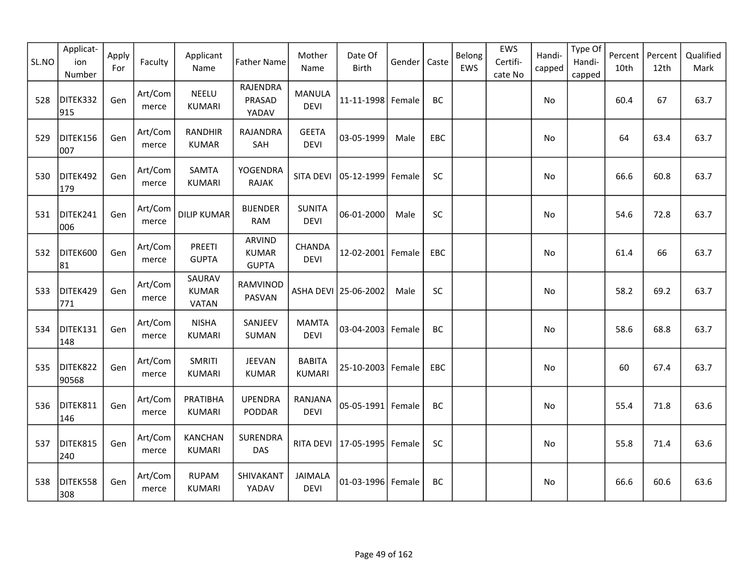| SL.NO | Applicat-ion Number | Apply For | Faculty | Applicant Name | Father Name | Mother Name | Date Of Birth | Gender | Caste | Belong EWS | EWS Certifi-cate No | Handi-capped | Type Of Handi-capped | Percent 10th | Percent 12th | Qualified Mark |
|---|---|---|---|---|---|---|---|---|---|---|---|---|---|---|---|---|
| 528 | DITEK332915 | Gen | Art/Commerce | NEELU KUMARI | RAJENDRA PRASAD YADAV | MANULA DEVI | 11-11-1998 | Female | BC | | | No | | 60.4 | 67 | 63.7 |
| 529 | DITEK156007 | Gen | Art/Commerce | RANDHIR KUMAR | RAJANDRA SAH | GEETA DEVI | 03-05-1999 | Male | EBC | | | No | | 64 | 63.4 | 63.7 |
| 530 | DITEK492179 | Gen | Art/Commerce | SAMTA KUMARI | YOGENDRA RAJAK | SITA DEVI | 05-12-1999 | Female | SC | | | No | | 66.6 | 60.8 | 63.7 |
| 531 | DITEK241006 | Gen | Art/Commerce | DILIP KUMAR | BIJENDER RAM | SUNITA DEVI | 06-01-2000 | Male | SC | | | No | | 54.6 | 72.8 | 63.7 |
| 532 | DITEK60081 | Gen | Art/Commerce | PREETI GUPTA | ARVIND KUMAR GUPTA | CHANDA DEVI | 12-02-2001 | Female | EBC | | | No | | 61.4 | 66 | 63.7 |
| 533 | DITEK429771 | Gen | Art/Commerce | SAURAV KUMAR VATAN | RAMVINOD PASVAN | ASHA DEVI | 25-06-2002 | Male | SC | | | No | | 58.2 | 69.2 | 63.7 |
| 534 | DITEK131148 | Gen | Art/Commerce | NISHA KUMARI | SANJEEV SUMAN | MAMTA DEVI | 03-04-2003 | Female | BC | | | No | | 58.6 | 68.8 | 63.7 |
| 535 | DITEK82290568 | Gen | Art/Commerce | SMRITI KUMARI | JEEVAN KUMAR | BABITA KUMARI | 25-10-2003 | Female | EBC | | | No | | 60 | 67.4 | 63.7 |
| 536 | DITEK811146 | Gen | Art/Commerce | PRATIBHA KUMARI | UPENDRA PODDAR | RANJANA DEVI | 05-05-1991 | Female | BC | | | No | | 55.4 | 71.8 | 63.6 |
| 537 | DITEK815240 | Gen | Art/Commerce | KANCHAN KUMARI | SURENDRA DAS | RITA DEVI | 17-05-1995 | Female | SC | | | No | | 55.8 | 71.4 | 63.6 |
| 538 | DITEK558308 | Gen | Art/Commerce | RUPAM KUMARI | SHIVAKANT YADAV | JAIMALA DEVI | 01-03-1996 | Female | BC | | | No | | 66.6 | 60.6 | 63.6 |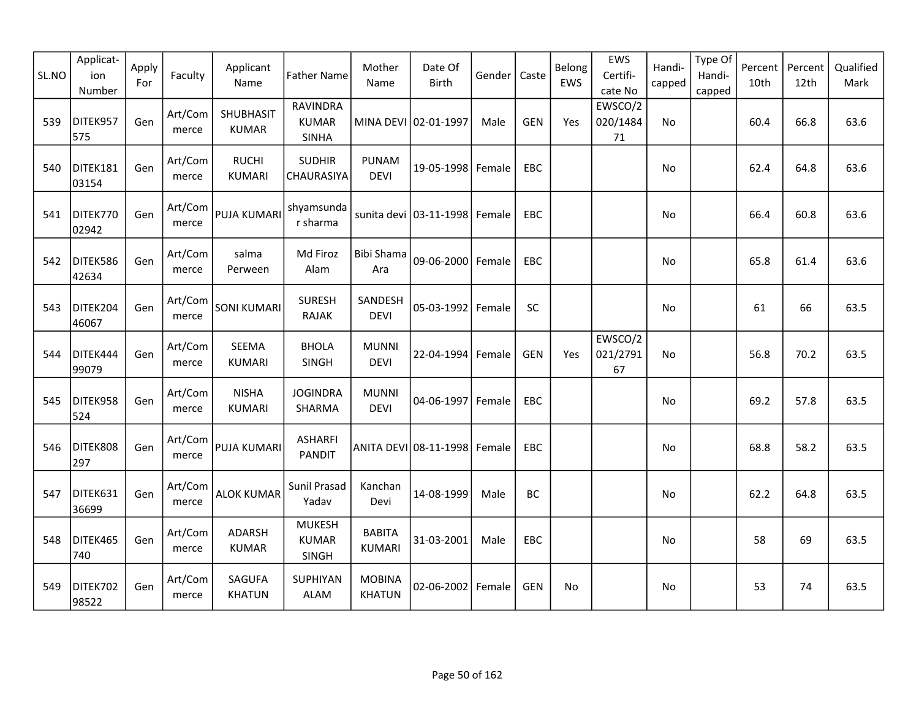| SL.NO | Applicat-ion Number | Apply For | Faculty | Applicant Name | Father Name | Mother Name | Date Of Birth | Gender | Caste | Belong EWS | EWS Certifi-cate No | Handi-capped | Type Of Handi-capped | Percent 10th | Percent 12th | Qualified Mark |
|---|---|---|---|---|---|---|---|---|---|---|---|---|---|---|---|---|
| 539 | DITEK957575 | Gen | Art/Commerce | SHUBHASIT KUMAR | RAVINDRA KUMAR SINHA | MINA DEVI | 02-01-1997 | Male | GEN | Yes | EWSCO/2020/148471 | No | | 60.4 | 66.8 | 63.6 |
| 540 | DITEK18103154 | Gen | Art/Commerce | RUCHI KUMARI | SUDHIR CHAURASIYA | PUNAM DEVI | 19-05-1998 | Female | EBC | | | No | | 62.4 | 64.8 | 63.6 |
| 541 | DITEK77002942 | Gen | Art/Commerce | PUJA KUMARI | shyamsundar sharma | sunita devi | 03-11-1998 | Female | EBC | | | No | | 66.4 | 60.8 | 63.6 |
| 542 | DITEK58642634 | Gen | Art/Commerce | salma Perween | Md Firoz Alam | Bibi Shama Ara | 09-06-2000 | Female | EBC | | | No | | 65.8 | 61.4 | 63.6 |
| 543 | DITEK20446067 | Gen | Art/Commerce | SONI KUMARI | SURESH RAJAK | SANDESH DEVI | 05-03-1992 | Female | SC | | | No | | 61 | 66 | 63.5 |
| 544 | DITEK44499079 | Gen | Art/Commerce | SEEMA KUMARI | BHOLA SINGH | MUNNI DEVI | 22-04-1994 | Female | GEN | Yes | EWSCO/2021/279167 | No | | 56.8 | 70.2 | 63.5 |
| 545 | DITEK958524 | Gen | Art/Commerce | NISHA KUMARI | JOGINDRA SHARMA | MUNNI DEVI | 04-06-1997 | Female | EBC | | | No | | 69.2 | 57.8 | 63.5 |
| 546 | DITEK808297 | Gen | Art/Commerce | PUJA KUMARI | ASHARFI PANDIT | ANITA DEVI | 08-11-1998 | Female | EBC | | | No | | 68.8 | 58.2 | 63.5 |
| 547 | DITEK63136699 | Gen | Art/Commerce | ALOK KUMAR | Sunil Prasad Yadav | Kanchan Devi | 14-08-1999 | Male | BC | | | No | | 62.2 | 64.8 | 63.5 |
| 548 | DITEK465740 | Gen | Art/Commerce | ADARSH KUMAR | MUKESH KUMAR SINGH | BABITA KUMARI | 31-03-2001 | Male | EBC | | | No | | 58 | 69 | 63.5 |
| 549 | DITEK70298522 | Gen | Art/Commerce | SAGUFA KHATUN | SUPHIYAN ALAM | MOBINA KHATUN | 02-06-2002 | Female | GEN | No | | No | | 53 | 74 | 63.5 |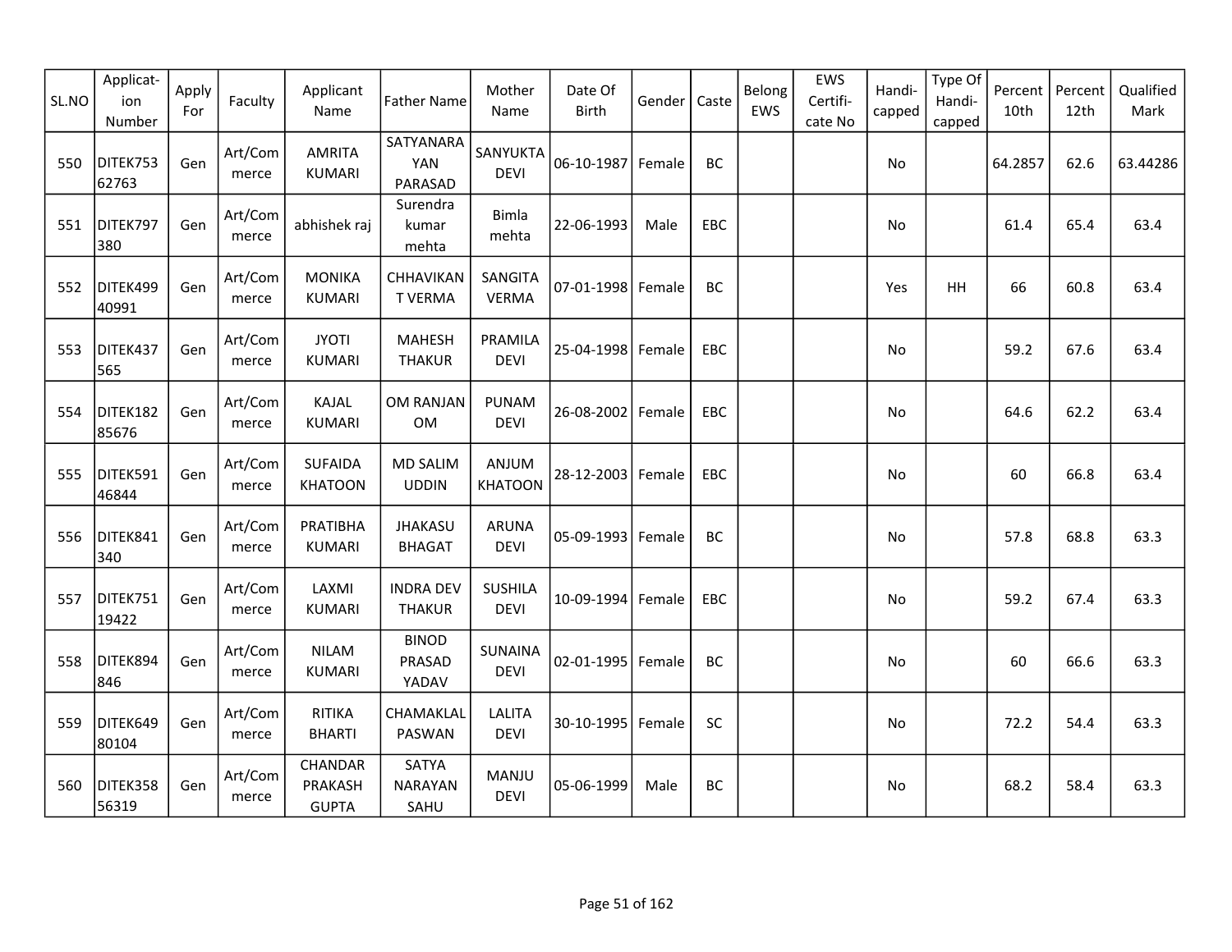| SL.NO | Application Number | Apply For | Faculty | Applicant Name | Father Name | Mother Name | Date Of Birth | Gender | Caste | Belong EWS | EWS Certificate No | Handicapped | Type Of Handicapped | Percent 10th | Percent 12th | Qualified Mark |
|---|---|---|---|---|---|---|---|---|---|---|---|---|---|---|---|---|
| 550 | DITEK75362763 | Gen | Art/Commerce | AMRITA KUMARI | SATYANARAYAN PARASAD | SANYUKTA DEVI | 06-10-1987 | Female | BC | | | No | | 64.2857 | 62.6 | 63.44286 |
| 551 | DITEK797380 | Gen | Art/Commerce | abhishek raj | Surendra kumar mehta | Bimla mehta | 22-06-1993 | Male | EBC | | | No | | 61.4 | 65.4 | 63.4 |
| 552 | DITEK49940991 | Gen | Art/Commerce | MONIKA KUMARI | CHHAVIKANT VERMA | SANGITA VERMA | 07-01-1998 | Female | BC | | | Yes | HH | 66 | 60.8 | 63.4 |
| 553 | DITEK437565 | Gen | Art/Commerce | JYOTI KUMARI | MAHESH THAKUR | PRAMILA DEVI | 25-04-1998 | Female | EBC | | | No | | 59.2 | 67.6 | 63.4 |
| 554 | DITEK18285676 | Gen | Art/Commerce | KAJAL KUMARI | OM RANJAN OM | PUNAM DEVI | 26-08-2002 | Female | EBC | | | No | | 64.6 | 62.2 | 63.4 |
| 555 | DITEK59146844 | Gen | Art/Commerce | SUFAIDA KHATOON | MD SALIM UDDIN | ANJUM KHATOON | 28-12-2003 | Female | EBC | | | No | | 60 | 66.8 | 63.4 |
| 556 | DITEK841340 | Gen | Art/Commerce | PRATIBHA KUMARI | JHAKASU BHAGAT | ARUNA DEVI | 05-09-1993 | Female | BC | | | No | | 57.8 | 68.8 | 63.3 |
| 557 | DITEK75119422 | Gen | Art/Commerce | LAXMI KUMARI | INDRA DEV THAKUR | SUSHILA DEVI | 10-09-1994 | Female | EBC | | | No | | 59.2 | 67.4 | 63.3 |
| 558 | DITEK894846 | Gen | Art/Commerce | NILAM KUMARI | BINOD PRASAD YADAV | SUNAINA DEVI | 02-01-1995 | Female | BC | | | No | | 60 | 66.6 | 63.3 |
| 559 | DITEK64980104 | Gen | Art/Commerce | RITIKA BHARTI | CHAMAKLAL PASWAN | LALITA DEVI | 30-10-1995 | Female | SC | | | No | | 72.2 | 54.4 | 63.3 |
| 560 | DITEK35856319 | Gen | Art/Commerce | CHANDAR PRAKASH GUPTA | SATYA NARAYAN SAHU | MANJU DEVI | 05-06-1999 | Male | BC | | | No | | 68.2 | 58.4 | 63.3 |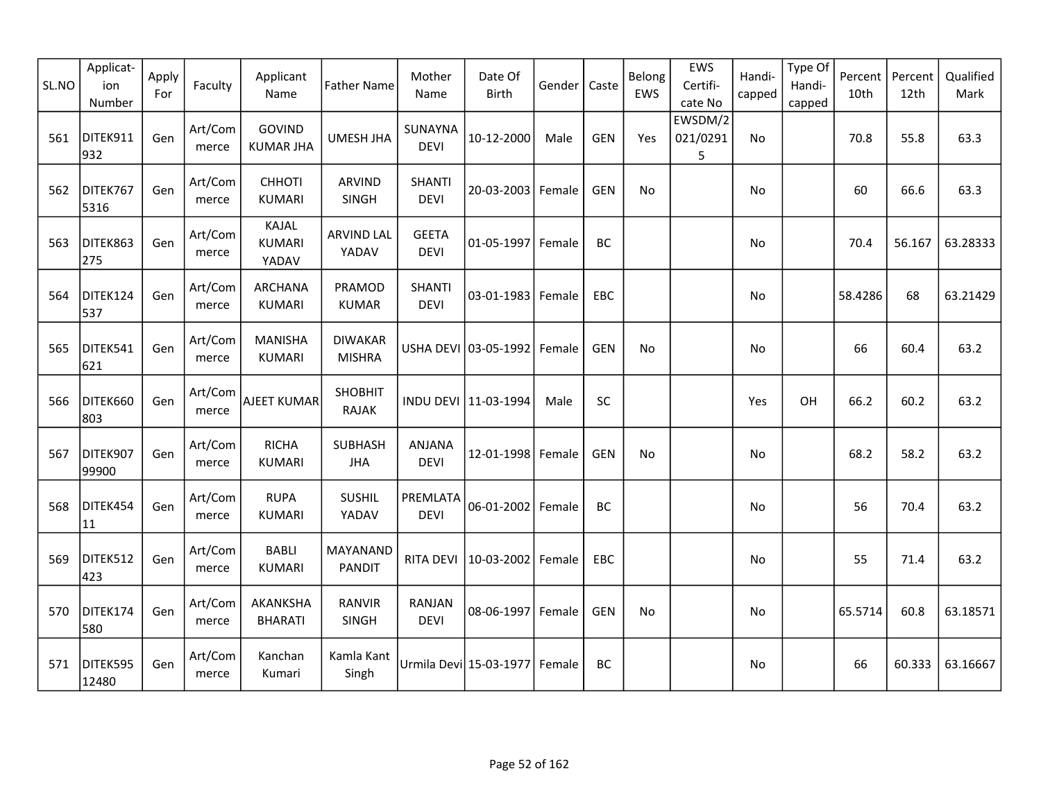| SL.NO | Applicat-ion Number | Apply For | Faculty | Applicant Name | Father Name | Mother Name | Date Of Birth | Gender | Caste | Belong EWS | EWS Certifi-cate No | Handi-capped | Type Of Handi-capped | Percent 10th | Percent 12th | Qualified Mark |
|---|---|---|---|---|---|---|---|---|---|---|---|---|---|---|---|---|
| 561 | DITEK911932 | Gen | Art/Commerce | GOVIND KUMAR JHA | UMESH JHA | SUNAYNA DEVI | 10-12-2000 | Male | GEN | Yes | EWSDM/2021/02915 | No | | 70.8 | 55.8 | 63.3 |
| 562 | DITEK7675316 | Gen | Art/Commerce | CHHOTI KUMARI | ARVIND SINGH | SHANTI DEVI | 20-03-2003 | Female | GEN | No | | No | | 60 | 66.6 | 63.3 |
| 563 | DITEK863275 | Gen | Art/Commerce | KAJAL KUMARI YADAV | ARVIND LAL YADAV | GEETA DEVI | 01-05-1997 | Female | BC | | | No | | 70.4 | 56.167 | 63.28333 |
| 564 | DITEK124537 | Gen | Art/Commerce | ARCHANA KUMARI | PRAMOD KUMAR | SHANTI DEVI | 03-01-1983 | Female | EBC | | | No | | 58.4286 | 68 | 63.21429 |
| 565 | DITEK541621 | Gen | Art/Commerce | MANISHA KUMARI | DIWAKAR MISHRA | USHA DEVI | 03-05-1992 | Female | GEN | No | | No | | 66 | 60.4 | 63.2 |
| 566 | DITEK660803 | Gen | Art/Commerce | AJEET KUMAR | SHOBHIT RAJAK | INDU DEVI | 11-03-1994 | Male | SC | | | Yes | OH | 66.2 | 60.2 | 63.2 |
| 567 | DITEK90799900 | Gen | Art/Commerce | RICHA KUMARI | SUBHASH JHA | ANJANA DEVI | 12-01-1998 | Female | GEN | No | | No | | 68.2 | 58.2 | 63.2 |
| 568 | DITEK45411 | Gen | Art/Commerce | RUPA KUMARI | SUSHIL YADAV | PREMLATA DEVI | 06-01-2002 | Female | BC | | | No | | 56 | 70.4 | 63.2 |
| 569 | DITEK512423 | Gen | Art/Commerce | BABLI KUMARI | MAYANAND PANDIT | RITA DEVI | 10-03-2002 | Female | EBC | | | No | | 55 | 71.4 | 63.2 |
| 570 | DITEK174580 | Gen | Art/Commerce | AKANKSHA BHARATI | RANVIR SINGH | RANJAN DEVI | 08-06-1997 | Female | GEN | No | | No | | 65.5714 | 60.8 | 63.18571 |
| 571 | DITEK59512480 | Gen | Art/Commerce | Kanchan Kumari | Kamla Kant Singh | Urmila Devi | 15-03-1977 | Female | BC | | | No | | 66 | 60.333 | 63.16667 |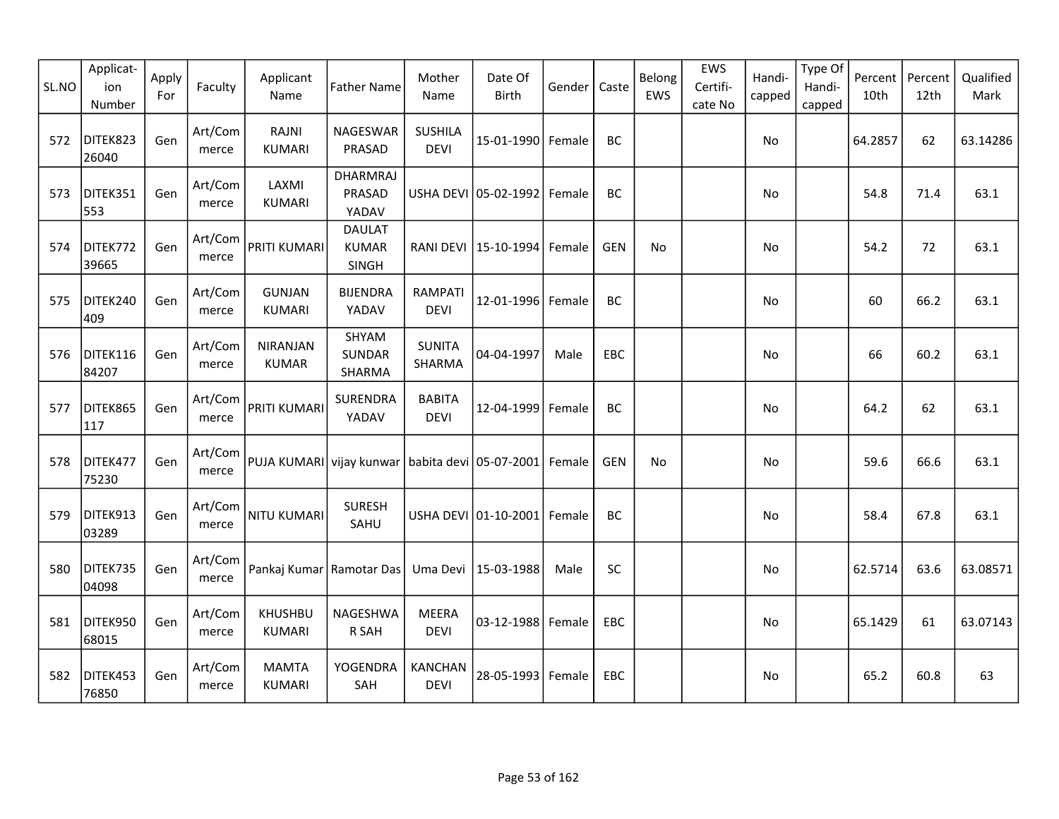| SL.NO | Applicat-ion Number | Apply For | Faculty | Applicant Name | Father Name | Mother Name | Date Of Birth | Gender | Caste | Belong EWS | EWS Certifi-cate No | Handi-capped | Type Of Handi-capped | Percent 10th | Percent 12th | Qualified Mark |
|---|---|---|---|---|---|---|---|---|---|---|---|---|---|---|---|---|
| 572 | DITEK82326040 | Gen | Art/Commerce | RAJNI KUMARI | NAGESWAR PRASAD | SUSHILA DEVI | 15-01-1990 | Female | BC | | | No | | 64.2857 | 62 | 63.14286 |
| 573 | DITEK351553 | Gen | Art/Commerce | LAXMI KUMARI | DHARMRAJ PRASAD YADAV | USHA DEVI | 05-02-1992 | Female | BC | | | No | | 54.8 | 71.4 | 63.1 |
| 574 | DITEK77239665 | Gen | Art/Commerce | PRITI KUMARI | DAULAT KUMAR SINGH | RANI DEVI | 15-10-1994 | Female | GEN | No | | No | | 54.2 | 72 | 63.1 |
| 575 | DITEK240409 | Gen | Art/Commerce | GUNJAN KUMARI | BIJENDRA YADAV | RAMPATI DEVI | 12-01-1996 | Female | BC | | | No | | 60 | 66.2 | 63.1 |
| 576 | DITEK11684207 | Gen | Art/Commerce | NIRANJAN KUMAR | SHYAM SUNDAR SHARMA | SUNITA SHARMA | 04-04-1997 | Male | EBC | | | No | | 66 | 60.2 | 63.1 |
| 577 | DITEK865117 | Gen | Art/Commerce | PRITI KUMARI | SURENDRA YADAV | BABITA DEVI | 12-04-1999 | Female | BC | | | No | | 64.2 | 62 | 63.1 |
| 578 | DITEK47775230 | Gen | Art/Commerce | PUJA KUMARI | vijay kunwar | babita devi | 05-07-2001 | Female | GEN | No | | No | | 59.6 | 66.6 | 63.1 |
| 579 | DITEK91303289 | Gen | Art/Commerce | NITU KUMARI | SURESH SAHU | USHA DEVI | 01-10-2001 | Female | BC | | | No | | 58.4 | 67.8 | 63.1 |
| 580 | DITEK73504098 | Gen | Art/Commerce | Pankaj Kumar | Ramotar Das | Uma Devi | 15-03-1988 | Male | SC | | | No | | 62.5714 | 63.6 | 63.08571 |
| 581 | DITEK95068015 | Gen | Art/Commerce | KHUSHBU KUMARI | NAGESHWAR SAH | MEERA DEVI | 03-12-1988 | Female | EBC | | | No | | 65.1429 | 61 | 63.07143 |
| 582 | DITEK45376850 | Gen | Art/Commerce | MAMTA KUMARI | YOGENDRA SAH | KANCHAN DEVI | 28-05-1993 | Female | EBC | | | No | | 65.2 | 60.8 | 63 |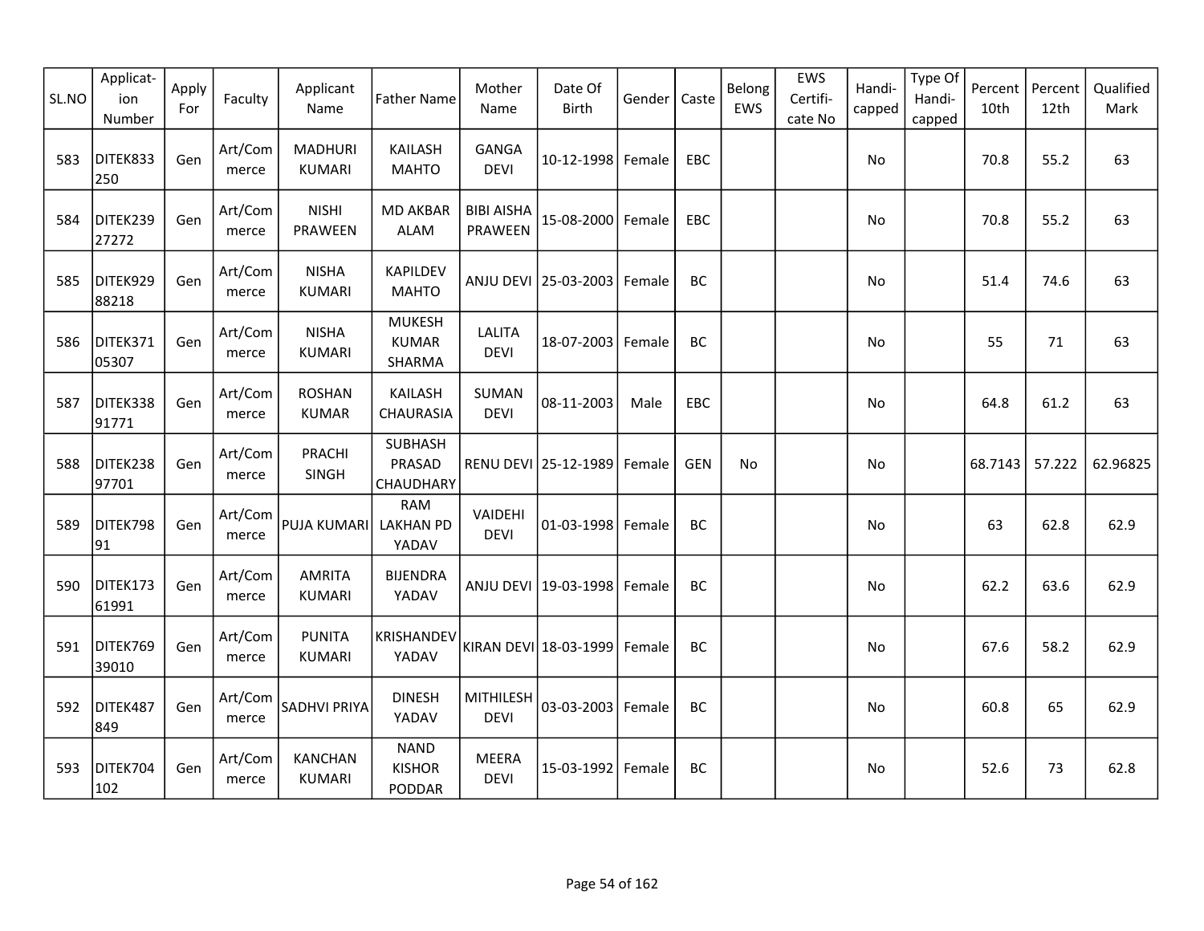| SL.NO | Applicat-ion Number | Apply For | Faculty | Applicant Name | Father Name | Mother Name | Date Of Birth | Gender | Caste | Belong EWS | EWS Certifi-cate No | Handi-capped | Type Of Handi-capped | Percent 10th | Percent 12th | Qualified Mark |
|---|---|---|---|---|---|---|---|---|---|---|---|---|---|---|---|---|
| 583 | DITEK833250 | Gen | Art/Commerce | MADHURI KUMARI | KAILASH MAHTO | GANGA DEVI | 10-12-1998 | Female | EBC | | | No | | 70.8 | 55.2 | 63 |
| 584 | DITEK23927272 | Gen | Art/Commerce | NISHI PRAWEEN | MD AKBAR ALAM | BIBI AISHA PRAWEEN | 15-08-2000 | Female | EBC | | | No | | 70.8 | 55.2 | 63 |
| 585 | DITEK92988218 | Gen | Art/Commerce | NISHA KUMARI | KAPILDEV MAHTO | ANJU DEVI | 25-03-2003 | Female | BC | | | No | | 51.4 | 74.6 | 63 |
| 586 | DITEK37105307 | Gen | Art/Commerce | NISHA KUMARI | MUKESH KUMAR SHARMA | LALITA DEVI | 18-07-2003 | Female | BC | | | No | | 55 | 71 | 63 |
| 587 | DITEK33891771 | Gen | Art/Commerce | ROSHAN KUMAR | KAILASH CHAURASIA | SUMAN DEVI | 08-11-2003 | Male | EBC | | | No | | 64.8 | 61.2 | 63 |
| 588 | DITEK23897701 | Gen | Art/Commerce | PRACHI SINGH | SUBHASH PRASAD CHAUDHARY | RENU DEVI | 25-12-1989 | Female | GEN | No | | No | | 68.7143 | 57.222 | 62.96825 |
| 589 | DITEK79891 | Gen | Art/Commerce | PUJA KUMARI | RAM LAKHAN PD YADAV | VAIDEHI DEVI | 01-03-1998 | Female | BC | | | No | | 63 | 62.8 | 62.9 |
| 590 | DITEK17361991 | Gen | Art/Commerce | AMRITA KUMARI | BIJENDRA YADAV | ANJU DEVI | 19-03-1998 | Female | BC | | | No | | 62.2 | 63.6 | 62.9 |
| 591 | DITEK76939010 | Gen | Art/Commerce | PUNITA KUMARI | KRISHANDEV YADAV | KIRAN DEVI | 18-03-1999 | Female | BC | | | No | | 67.6 | 58.2 | 62.9 |
| 592 | DITEK487849 | Gen | Art/Commerce | SADHVI PRIYA | DINESH YADAV | MITHILESH DEVI | 03-03-2003 | Female | BC | | | No | | 60.8 | 65 | 62.9 |
| 593 | DITEK704102 | Gen | Art/Commerce | KANCHAN KUMARI | NAND KISHOR PODDAR | MEERA DEVI | 15-03-1992 | Female | BC | | | No | | 52.6 | 73 | 62.8 |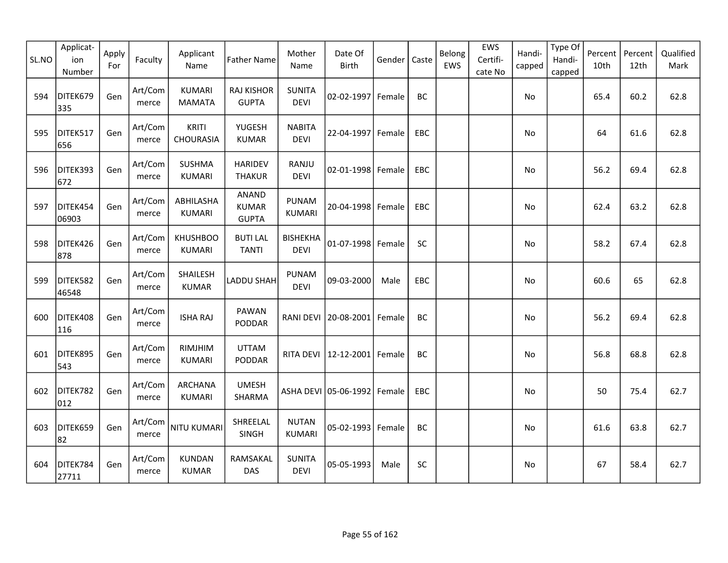| SL.NO | Applicat-ion Number | Apply For | Faculty | Applicant Name | Father Name | Mother Name | Date Of Birth | Gender | Caste | Belong EWS | EWS Certifi-cate No | Handi-capped | Type Of Handi-capped | Percent 10th | Percent 12th | Qualified Mark |
|---|---|---|---|---|---|---|---|---|---|---|---|---|---|---|---|---|
| 594 | DITEK679335 | Gen | Art/Commerce | KUMARI MAMATA | RAJ KISHOR GUPTA | SUNITA DEVI | 02-02-1997 | Female | BC | | | No | | 65.4 | 60.2 | 62.8 |
| 595 | DITEK517656 | Gen | Art/Commerce | KRITI CHOURASIA | YUGESH KUMAR | NABITA DEVI | 22-04-1997 | Female | EBC | | | No | | 64 | 61.6 | 62.8 |
| 596 | DITEK393672 | Gen | Art/Commerce | SUSHMA KUMARI | HARIDEV THAKUR | RANJU DEVI | 02-01-1998 | Female | EBC | | | No | | 56.2 | 69.4 | 62.8 |
| 597 | DITEK45406903 | Gen | Art/Commerce | ABHILASHA KUMARI | ANAND KUMAR GUPTA | PUNAM KUMARI | 20-04-1998 | Female | EBC | | | No | | 62.4 | 63.2 | 62.8 |
| 598 | DITEK426878 | Gen | Art/Commerce | KHUSHBOO KUMARI | BUTI LAL TANTI | BISHEKHA DEVI | 01-07-1998 | Female | SC | | | No | | 58.2 | 67.4 | 62.8 |
| 599 | DITEK58246548 | Gen | Art/Commerce | SHAILESH KUMAR | LADDU SHAH | PUNAM DEVI | 09-03-2000 | Male | EBC | | | No | | 60.6 | 65 | 62.8 |
| 600 | DITEK408116 | Gen | Art/Commerce | ISHA RAJ | PAWAN PODDAR | RANI DEVI | 20-08-2001 | Female | BC | | | No | | 56.2 | 69.4 | 62.8 |
| 601 | DITEK895543 | Gen | Art/Commerce | RIMJHIM KUMARI | UTTAM PODDAR | RITA DEVI | 12-12-2001 | Female | BC | | | No | | 56.8 | 68.8 | 62.8 |
| 602 | DITEK782012 | Gen | Art/Commerce | ARCHANA KUMARI | UMESH SHARMA | ASHA DEVI | 05-06-1992 | Female | EBC | | | No | | 50 | 75.4 | 62.7 |
| 603 | DITEK65982 | Gen | Art/Commerce | NITU KUMARI | SHREELAL SINGH | NUTAN KUMARI | 05-02-1993 | Female | BC | | | No | | 61.6 | 63.8 | 62.7 |
| 604 | DITEK78427711 | Gen | Art/Commerce | KUNDAN KUMAR | RAMSAKAL DAS | SUNITA DEVI | 05-05-1993 | Male | SC | | | No | | 67 | 58.4 | 62.7 |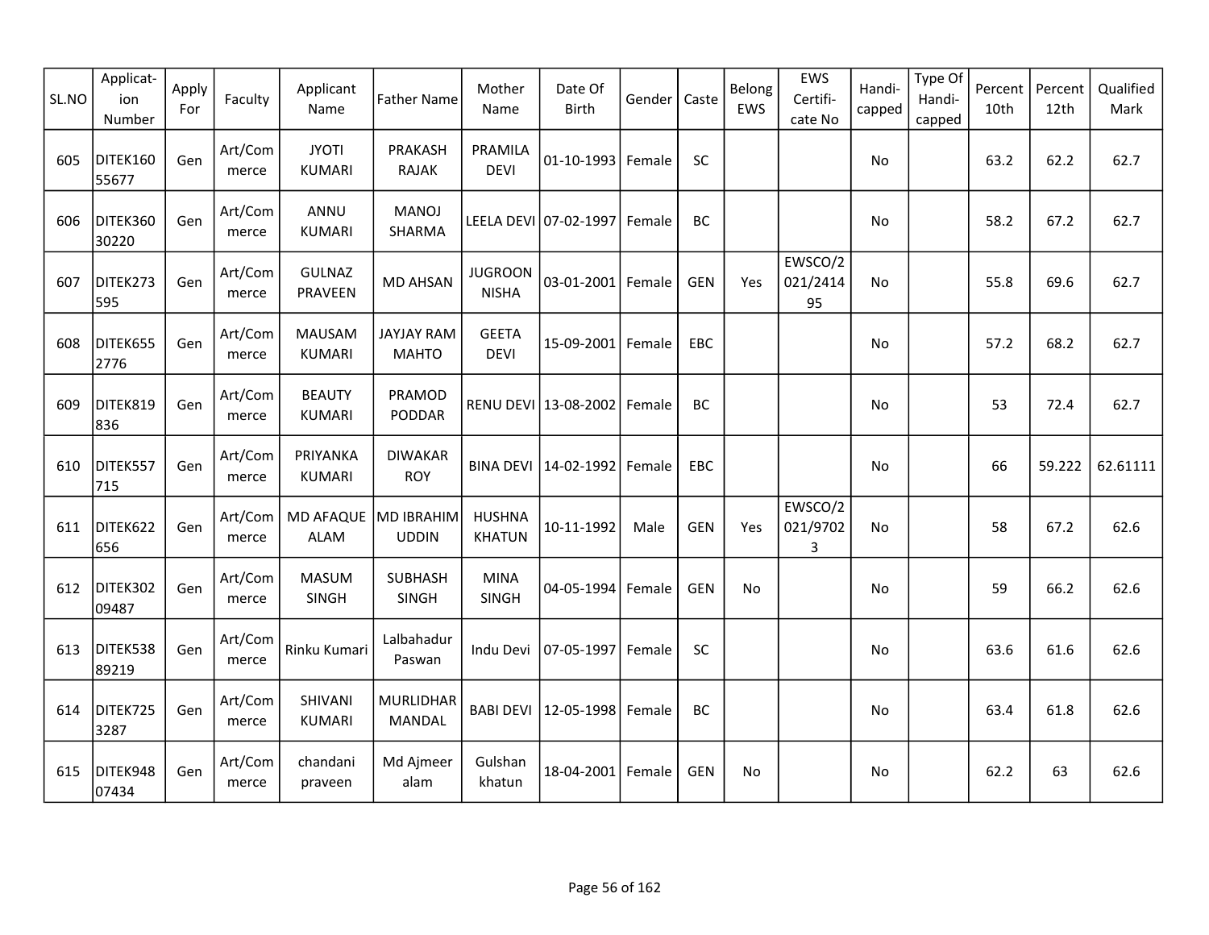| SL.NO | Applicat-ion Number | Apply For | Faculty | Applicant Name | Father Name | Mother Name | Date Of Birth | Gender | Caste | Belong EWS | EWS Certifi-cate No | Handi-capped | Type Of Handi-capped | Percent 10th | Percent 12th | Qualified Mark |
|---|---|---|---|---|---|---|---|---|---|---|---|---|---|---|---|---|
| 605 | DITEK16055677 | Gen | Art/Commerce | JYOTI KUMARI | PRAKASH RAJAK | PRAMILA DEVI | 01-10-1993 | Female | SC | | | No | | 63.2 | 62.2 | 62.7 |
| 606 | DITEK36030220 | Gen | Art/Commerce | ANNU KUMARI | MANOJ SHARMA | LEELA DEVI | 07-02-1997 | Female | BC | | | No | | 58.2 | 67.2 | 62.7 |
| 607 | DITEK273595 | Gen | Art/Commerce | GULNAZ PRAVEEN | MD AHSAN | JUGROON NISHA | 03-01-2001 | Female | GEN | Yes | EWSCO/2021/241495 | No | | 55.8 | 69.6 | 62.7 |
| 608 | DITEK6552776 | Gen | Art/Commerce | MAUSAM KUMARI | JAYJAY RAM MAHTO | GEETA DEVI | 15-09-2001 | Female | EBC | | | No | | 57.2 | 68.2 | 62.7 |
| 609 | DITEK819836 | Gen | Art/Commerce | BEAUTY KUMARI | PRAMOD PODDAR | RENU DEVI | 13-08-2002 | Female | BC | | | No | | 53 | 72.4 | 62.7 |
| 610 | DITEK557715 | Gen | Art/Commerce | PRIYANKA KUMARI | DIWAKAR ROY | BINA DEVI | 14-02-1992 | Female | EBC | | | No | | 66 | 59.222 | 62.61111 |
| 611 | DITEK622656 | Gen | Art/Commerce | MD AFAQUE ALAM | MD IBRAHIM UDDIN | HUSHNA KHATUN | 10-11-1992 | Male | GEN | Yes | EWSCO/2021/97023 | No | | 58 | 67.2 | 62.6 |
| 612 | DITEK30209487 | Gen | Art/Commerce | MASUM SINGH | SUBHASH SINGH | MINA SINGH | 04-05-1994 | Female | GEN | No | | No | | 59 | 66.2 | 62.6 |
| 613 | DITEK53889219 | Gen | Art/Commerce | Rinku Kumari | Lalbahadur Paswan | Indu Devi | 07-05-1997 | Female | SC | | | No | | 63.6 | 61.6 | 62.6 |
| 614 | DITEK7253287 | Gen | Art/Commerce | SHIVANI KUMARI | MURLIDHAR MANDAL | BABI DEVI | 12-05-1998 | Female | BC | | | No | | 63.4 | 61.8 | 62.6 |
| 615 | DITEK94807434 | Gen | Art/Commerce | chandani praveen | Md Ajmeer alam | Gulshan khatun | 18-04-2001 | Female | GEN | No | | No | | 62.2 | 63 | 62.6 |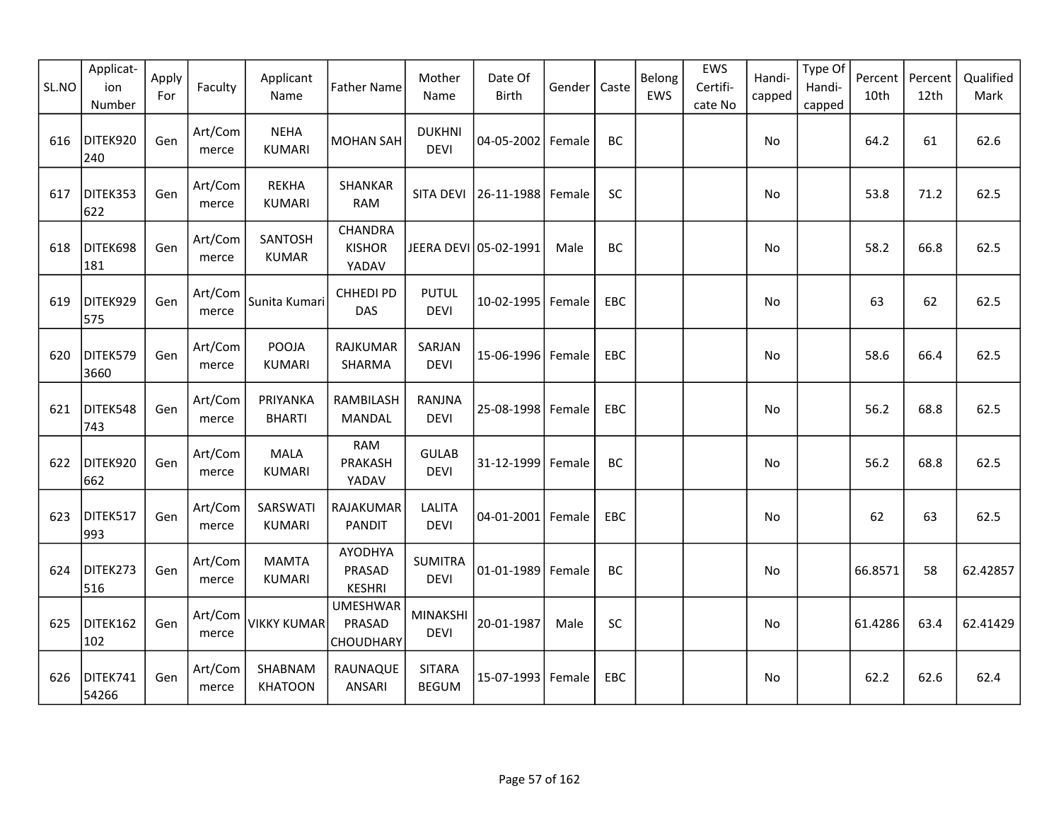| SL.NO | Applicat-ion Number | Apply For | Faculty | Applicant Name | Father Name | Mother Name | Date Of Birth | Gender | Caste | Belong EWS | EWS Certifi-cate No | Handi-capped | Type Of Handi-capped | Percent 10th | Percent 12th | Qualified Mark |
|---|---|---|---|---|---|---|---|---|---|---|---|---|---|---|---|---|
| 616 | DITEK920240 | Gen | Art/Commerce | NEHA KUMARI | MOHAN SAH | DUKHNI DEVI | 04-05-2002 | Female | BC | | | No | | 64.2 | 61 | 62.6 |
| 617 | DITEK353622 | Gen | Art/Commerce | REKHA KUMARI | SHANKAR RAM | SITA DEVI | 26-11-1988 | Female | SC | | | No | | 53.8 | 71.2 | 62.5 |
| 618 | DITEK698181 | Gen | Art/Commerce | SANTOSH KUMAR | CHANDRA KISHOR YADAV | JEERA DEVI | 05-02-1991 | Male | BC | | | No | | 58.2 | 66.8 | 62.5 |
| 619 | DITEK929575 | Gen | Art/Commerce | Sunita Kumari | CHHEDI PD DAS | PUTUL DEVI | 10-02-1995 | Female | EBC | | | No | | 63 | 62 | 62.5 |
| 620 | DITEK5793660 | Gen | Art/Commerce | POOJA KUMARI | RAJKUMAR SHARMA | SARJAN DEVI | 15-06-1996 | Female | EBC | | | No | | 58.6 | 66.4 | 62.5 |
| 621 | DITEK548743 | Gen | Art/Commerce | PRIYANKA BHARTI | RAMBILASH MANDAL | RANJNA DEVI | 25-08-1998 | Female | EBC | | | No | | 56.2 | 68.8 | 62.5 |
| 622 | DITEK920662 | Gen | Art/Commerce | MALA KUMARI | RAM PRAKASH YADAV | GULAB DEVI | 31-12-1999 | Female | BC | | | No | | 56.2 | 68.8 | 62.5 |
| 623 | DITEK517993 | Gen | Art/Commerce | SARSWATI KUMARI | RAJAKUMAR PANDIT | LALITA DEVI | 04-01-2001 | Female | EBC | | | No | | 62 | 63 | 62.5 |
| 624 | DITEK273516 | Gen | Art/Commerce | MAMTA KUMARI | AYODHYA PRASAD KESHRI | SUMITRA DEVI | 01-01-1989 | Female | BC | | | No | | 66.8571 | 58 | 62.42857 |
| 625 | DITEK162102 | Gen | Art/Commerce | VIKKY KUMAR | UMESHWAR PRASAD CHOUDHARY | MINAKSHI DEVI | 20-01-1987 | Male | SC | | | No | | 61.4286 | 63.4 | 62.41429 |
| 626 | DITEK74154266 | Gen | Art/Commerce | SHABNAM KHATOON | RAUNAQUE ANSARI | SITARA BEGUM | 15-07-1993 | Female | EBC | | | No | | 62.2 | 62.6 | 62.4 |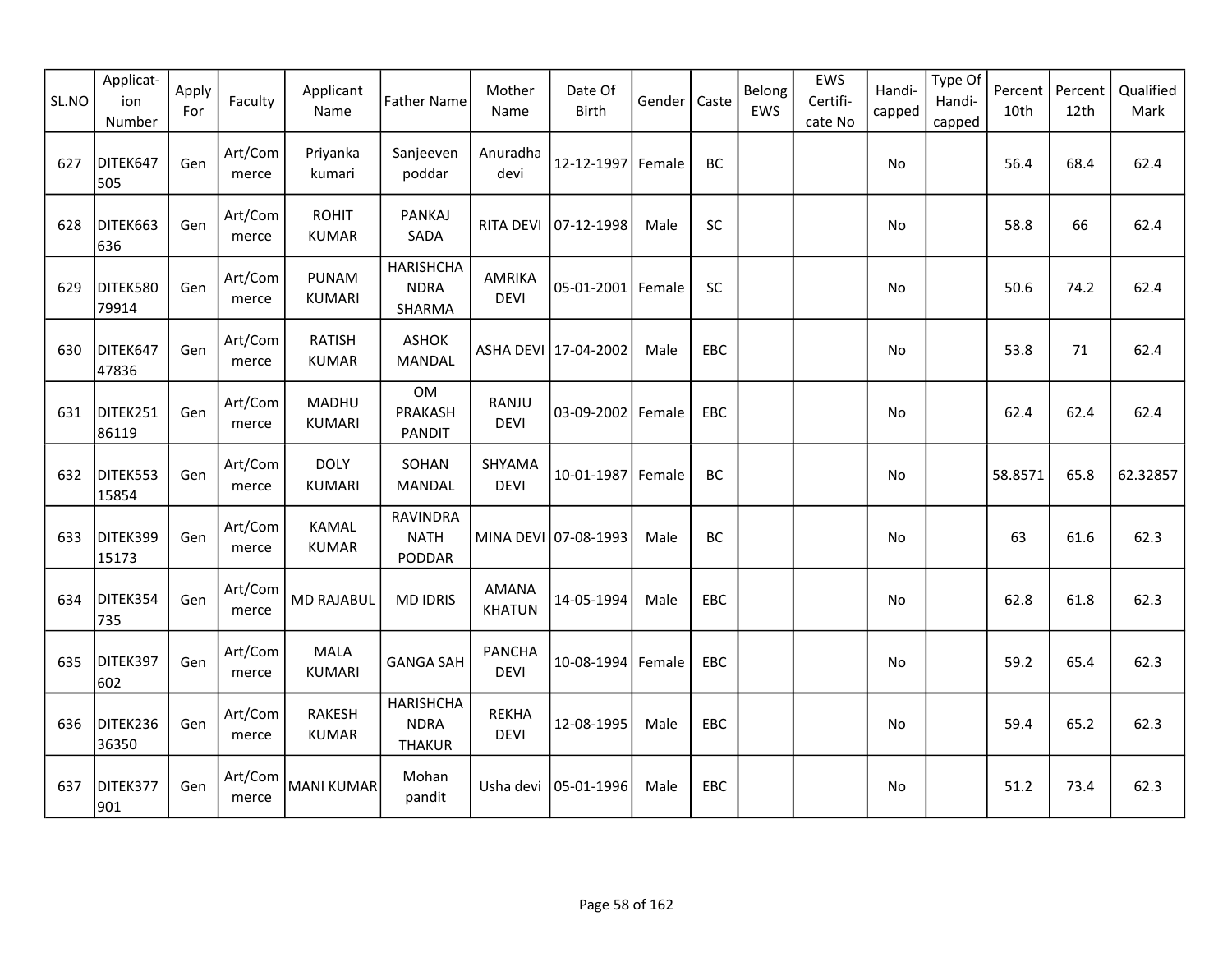| SL.NO | Applicat-ion Number | Apply For | Faculty | Applicant Name | Father Name | Mother Name | Date Of Birth | Gender | Caste | Belong EWS | EWS Certifi-cate No | Handi-capped | Type Of Handi-capped | Percent 10th | Percent 12th | Qualified Mark |
|---|---|---|---|---|---|---|---|---|---|---|---|---|---|---|---|---|
| 627 | DITEK647505 | Gen | Art/Commerce | Priyanka kumari | Sanjeeven poddar | Anuradha devi | 12-12-1997 | Female | BC | | | No | | 56.4 | 68.4 | 62.4 |
| 628 | DITEK663636 | Gen | Art/Commerce | ROHIT KUMAR | PANKAJ SADA | RITA DEVI | 07-12-1998 | Male | SC | | | No | | 58.8 | 66 | 62.4 |
| 629 | DITEK58079914 | Gen | Art/Commerce | PUNAM KUMARI | HARISHCHANDRA SHARMA | AMRIKA DEVI | 05-01-2001 | Female | SC | | | No | | 50.6 | 74.2 | 62.4 |
| 630 | DITEK64747836 | Gen | Art/Commerce | RATISH KUMAR | ASHOK MANDAL | ASHA DEVI | 17-04-2002 | Male | EBC | | | No | | 53.8 | 71 | 62.4 |
| 631 | DITEK25186119 | Gen | Art/Commerce | MADHU KUMARI | OM PRAKASH PANDIT | RANJU DEVI | 03-09-2002 | Female | EBC | | | No | | 62.4 | 62.4 | 62.4 |
| 632 | DITEK55315854 | Gen | Art/Commerce | DOLY KUMARI | SOHAN MANDAL | SHYAMA DEVI | 10-01-1987 | Female | BC | | | No | | 58.8571 | 65.8 | 62.32857 |
| 633 | DITEK39915173 | Gen | Art/Commerce | KAMAL KUMAR | RAVINDRA NATH PODDAR | MINA DEVI | 07-08-1993 | Male | BC | | | No | | 63 | 61.6 | 62.3 |
| 634 | DITEK354735 | Gen | Art/Commerce | MD RAJABUL | MD IDRIS | AMANA KHATUN | 14-05-1994 | Male | EBC | | | No | | 62.8 | 61.8 | 62.3 |
| 635 | DITEK397602 | Gen | Art/Commerce | MALA KUMARI | GANGA SAH | PANCHA DEVI | 10-08-1994 | Female | EBC | | | No | | 59.2 | 65.4 | 62.3 |
| 636 | DITEK23636350 | Gen | Art/Commerce | RAKESH KUMAR | HARISHCHANDRA THAKUR | REKHA DEVI | 12-08-1995 | Male | EBC | | | No | | 59.4 | 65.2 | 62.3 |
| 637 | DITEK377901 | Gen | Art/Commerce | MANI KUMAR | Mohan pandit | Usha devi | 05-01-1996 | Male | EBC | | | No | | 51.2 | 73.4 | 62.3 |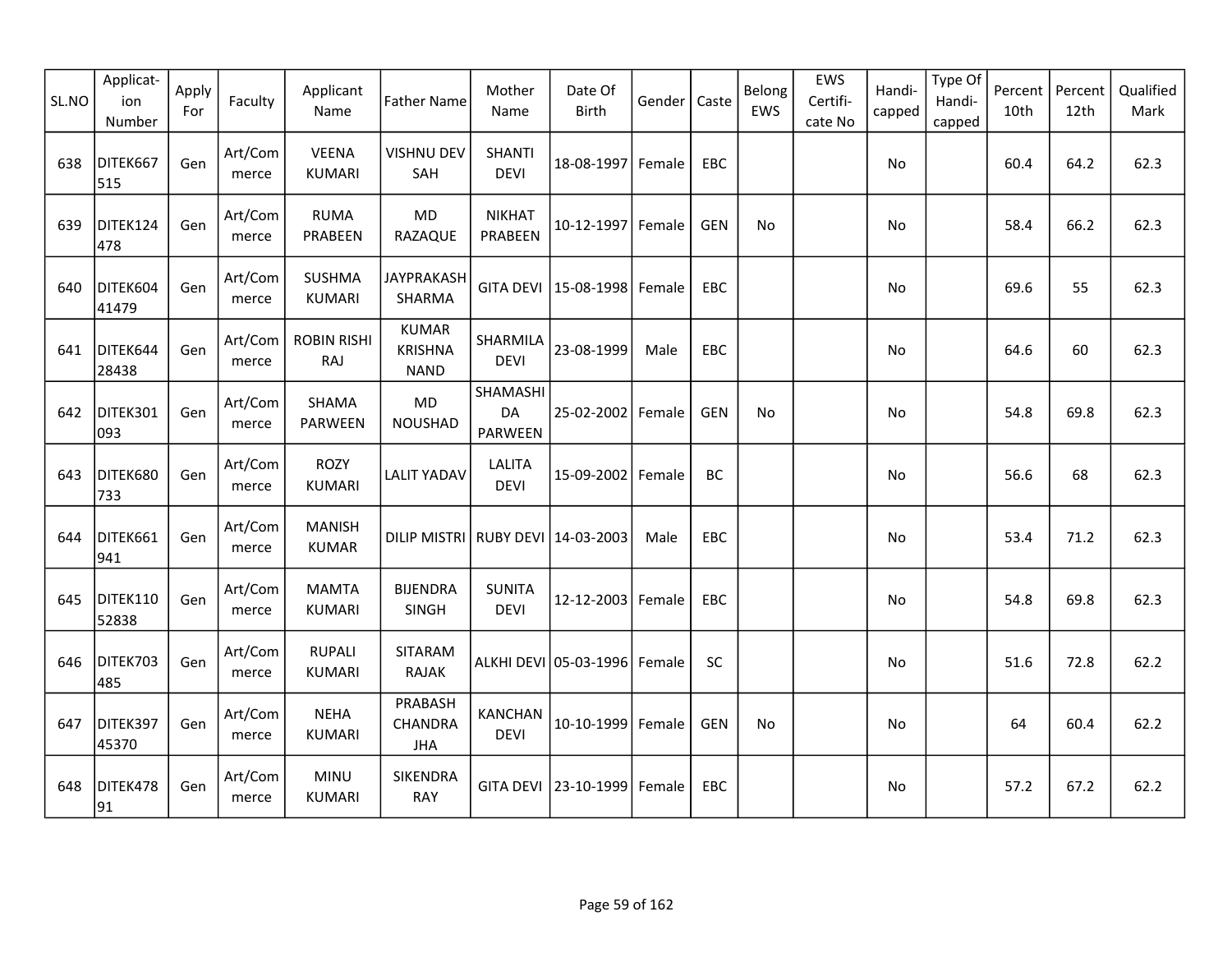| SL.NO | Applicat-ion Number | Apply For | Faculty | Applicant Name | Father Name | Mother Name | Date Of Birth | Gender | Caste | Belong EWS | EWS Certifi-cate No | Handi-capped | Type Of Handi-capped | Percent 10th | Percent 12th | Qualified Mark |
|---|---|---|---|---|---|---|---|---|---|---|---|---|---|---|---|---|
| 638 | DITEK667515 | Gen | Art/Commerce | VEENA KUMARI | VISHNU DEV SAH | SHANTI DEVI | 18-08-1997 | Female | EBC | | | No | | 60.4 | 64.2 | 62.3 |
| 639 | DITEK124478 | Gen | Art/Commerce | RUMA PRABEEN | MD RAZAQUE | NIKHAT PRABEEN | 10-12-1997 | Female | GEN | No | | No | | 58.4 | 66.2 | 62.3 |
| 640 | DITEK60441479 | Gen | Art/Commerce | SUSHMA KUMARI | JAYPRAKASH SHARMA | GITA DEVI | 15-08-1998 | Female | EBC | | | No | | 69.6 | 55 | 62.3 |
| 641 | DITEK64428438 | Gen | Art/Commerce | ROBIN RISHI RAJ | KUMAR KRISHNA NAND | SHARMILA DEVI | 23-08-1999 | Male | EBC | | | No | | 64.6 | 60 | 62.3 |
| 642 | DITEK301093 | Gen | Art/Commerce | SHAMA PARWEEN | MD NOUSHAD | SHAMASHIDA PARWEEN | 25-02-2002 | Female | GEN | No | | No | | 54.8 | 69.8 | 62.3 |
| 643 | DITEK680733 | Gen | Art/Commerce | ROZY KUMARI | LALIT YADAV | LALITA DEVI | 15-09-2002 | Female | BC | | | No | | 56.6 | 68 | 62.3 |
| 644 | DITEK661941 | Gen | Art/Commerce | MANISH KUMAR | DILIP MISTRI | RUBY DEVI | 14-03-2003 | Male | EBC | | | No | | 53.4 | 71.2 | 62.3 |
| 645 | DITEK11052838 | Gen | Art/Commerce | MAMTA KUMARI | BIJENDRA SINGH | SUNITA DEVI | 12-12-2003 | Female | EBC | | | No | | 54.8 | 69.8 | 62.3 |
| 646 | DITEK703485 | Gen | Art/Commerce | RUPALI KUMARI | SITARAM RAJAK | ALKHI DEVI | 05-03-1996 | Female | SC | | | No | | 51.6 | 72.8 | 62.2 |
| 647 | DITEK39745370 | Gen | Art/Commerce | NEHA KUMARI | PRABASH CHANDRA JHA | KANCHAN DEVI | 10-10-1999 | Female | GEN | No | | No | | 64 | 60.4 | 62.2 |
| 648 | DITEK47891 | Gen | Art/Commerce | MINU KUMARI | SIKENDRA RAY | GITA DEVI | 23-10-1999 | Female | EBC | | | No | | 57.2 | 67.2 | 62.2 |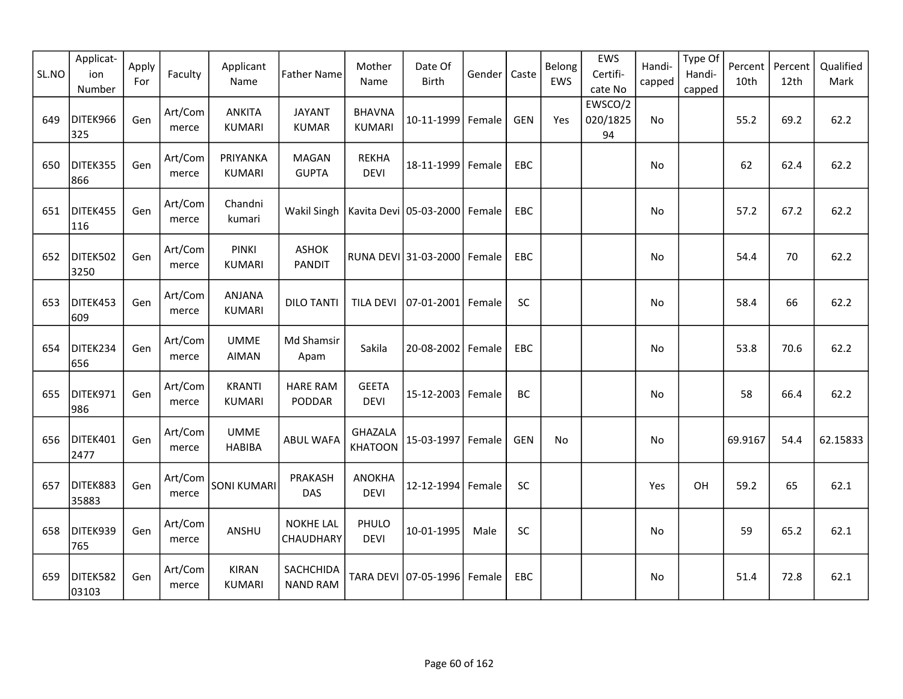| SL.NO | Applicat-ion Number | Apply For | Faculty | Applicant Name | Father Name | Mother Name | Date Of Birth | Gender | Caste | Belong EWS | EWS Certifi-cate No | Handi-capped | Type Of Handi-capped | Percent 10th | Percent 12th | Qualified Mark |
|---|---|---|---|---|---|---|---|---|---|---|---|---|---|---|---|---|
| 649 | DITEK966325 | Gen | Art/Commerce | ANKITA KUMARI | JAYANT KUMAR | BHAVNA KUMARI | 10-11-1999 | Female | GEN | Yes | EWSCO/2020/182594 | No | | 55.2 | 69.2 | 62.2 |
| 650 | DITEK355866 | Gen | Art/Commerce | PRIYANKA KUMARI | MAGAN GUPTA | REKHA DEVI | 18-11-1999 | Female | EBC | | | No | | 62 | 62.4 | 62.2 |
| 651 | DITEK455116 | Gen | Art/Commerce | Chandni kumari | Wakil Singh | Kavita Devi | 05-03-2000 | Female | EBC | | | No | | 57.2 | 67.2 | 62.2 |
| 652 | DITEK5023250 | Gen | Art/Commerce | PINKI KUMARI | ASHOK PANDIT | RUNA DEVI | 31-03-2000 | Female | EBC | | | No | | 54.4 | 70 | 62.2 |
| 653 | DITEK453609 | Gen | Art/Commerce | ANJANA KUMARI | DILO TANTI | TILA DEVI | 07-01-2001 | Female | SC | | | No | | 58.4 | 66 | 62.2 |
| 654 | DITEK234656 | Gen | Art/Commerce | UMME AIMAN | Md Shamsir Apam | Sakila | 20-08-2002 | Female | EBC | | | No | | 53.8 | 70.6 | 62.2 |
| 655 | DITEK971986 | Gen | Art/Commerce | KRANTI KUMARI | HARE RAM PODDAR | GEETA DEVI | 15-12-2003 | Female | BC | | | No | | 58 | 66.4 | 62.2 |
| 656 | DITEK4012477 | Gen | Art/Commerce | UMME HABIBA | ABUL WAFA | GHAZALA KHATOON | 15-03-1997 | Female | GEN | No | | No | | 69.9167 | 54.4 | 62.15833 |
| 657 | DITEK88335883 | Gen | Art/Commerce | SONI KUMARI | PRAKASH DAS | ANOKHA DEVI | 12-12-1994 | Female | SC | | | Yes | OH | 59.2 | 65 | 62.1 |
| 658 | DITEK939765 | Gen | Art/Commerce | ANSHU | NOKHE LAL CHAUDHARY | PHULO DEVI | 10-01-1995 | Male | SC | | | No | | 59 | 65.2 | 62.1 |
| 659 | DITEK58203103 | Gen | Art/Commerce | KIRAN KUMARI | SACHCHIDA NAND RAM | TARA DEVI | 07-05-1996 | Female | EBC | | | No | | 51.4 | 72.8 | 62.1 |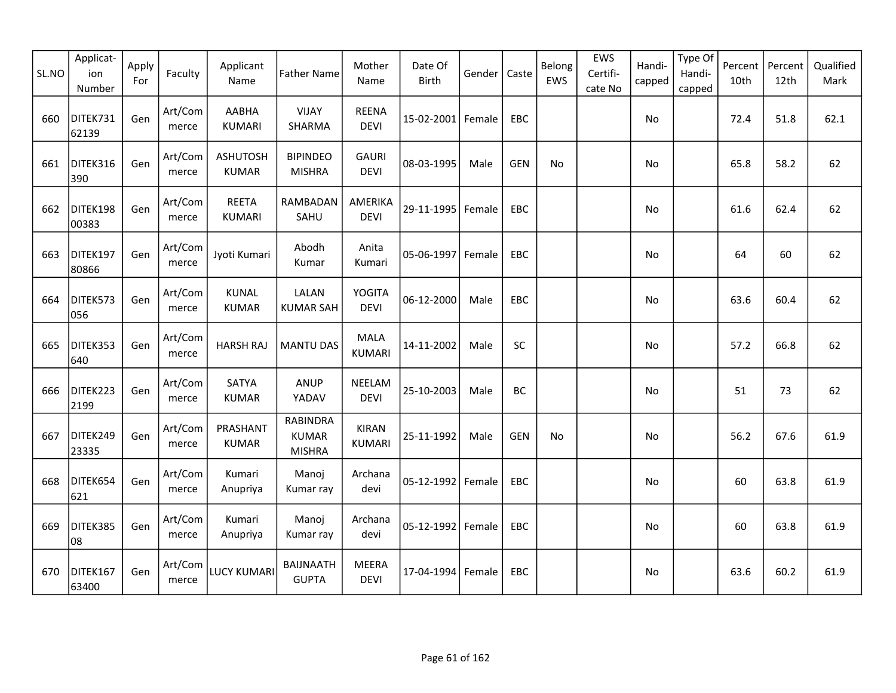| SL.NO | Applicat-ion Number | Apply For | Faculty | Applicant Name | Father Name | Mother Name | Date Of Birth | Gender | Caste | Belong EWS | EWS Certifi-cate No | Handi-capped | Type Of Handi-capped | Percent 10th | Percent 12th | Qualified Mark |
|---|---|---|---|---|---|---|---|---|---|---|---|---|---|---|---|---|
| 660 | DITEK73162139 | Gen | Art/Commerce | AABHA KUMARI | VIJAY SHARMA | REENA DEVI | 15-02-2001 | Female | EBC | | | No | | 72.4 | 51.8 | 62.1 |
| 661 | DITEK316390 | Gen | Art/Commerce | ASHUTOSH KUMAR | BIPINDEO MISHRA | GAURI DEVI | 08-03-1995 | Male | GEN | No | | No | | 65.8 | 58.2 | 62 |
| 662 | DITEK19800383 | Gen | Art/Commerce | REETA KUMARI | RAMBADAN SAHU | AMERIKA DEVI | 29-11-1995 | Female | EBC | | | No | | 61.6 | 62.4 | 62 |
| 663 | DITEK19780866 | Gen | Art/Commerce | Jyoti Kumari | Abodh Kumar | Anita Kumari | 05-06-1997 | Female | EBC | | | No | | 64 | 60 | 62 |
| 664 | DITEK573056 | Gen | Art/Commerce | KUNAL KUMAR | LALAN KUMAR SAH | YOGITA DEVI | 06-12-2000 | Male | EBC | | | No | | 63.6 | 60.4 | 62 |
| 665 | DITEK353640 | Gen | Art/Commerce | HARSH RAJ | MANTU DAS | MALA KUMARI | 14-11-2002 | Male | SC | | | No | | 57.2 | 66.8 | 62 |
| 666 | DITEK2232199 | Gen | Art/Commerce | SATYA KUMAR | ANUP YADAV | NEELAM DEVI | 25-10-2003 | Male | BC | | | No | | 51 | 73 | 62 |
| 667 | DITEK24923335 | Gen | Art/Commerce | PRASHANT KUMAR | RABINDRA KUMAR MISHRA | KIRAN KUMARI | 25-11-1992 | Male | GEN | No | | No | | 56.2 | 67.6 | 61.9 |
| 668 | DITEK654621 | Gen | Art/Commerce | Kumari Anupriya | Manoj Kumar ray | Archana devi | 05-12-1992 | Female | EBC | | | No | | 60 | 63.8 | 61.9 |
| 669 | DITEK38508 | Gen | Art/Commerce | Kumari Anupriya | Manoj Kumar ray | Archana devi | 05-12-1992 | Female | EBC | | | No | | 60 | 63.8 | 61.9 |
| 670 | DITEK16763400 | Gen | Art/Commerce | LUCY KUMARI | BAIJNAATH GUPTA | MEERA DEVI | 17-04-1994 | Female | EBC | | | No | | 63.6 | 60.2 | 61.9 |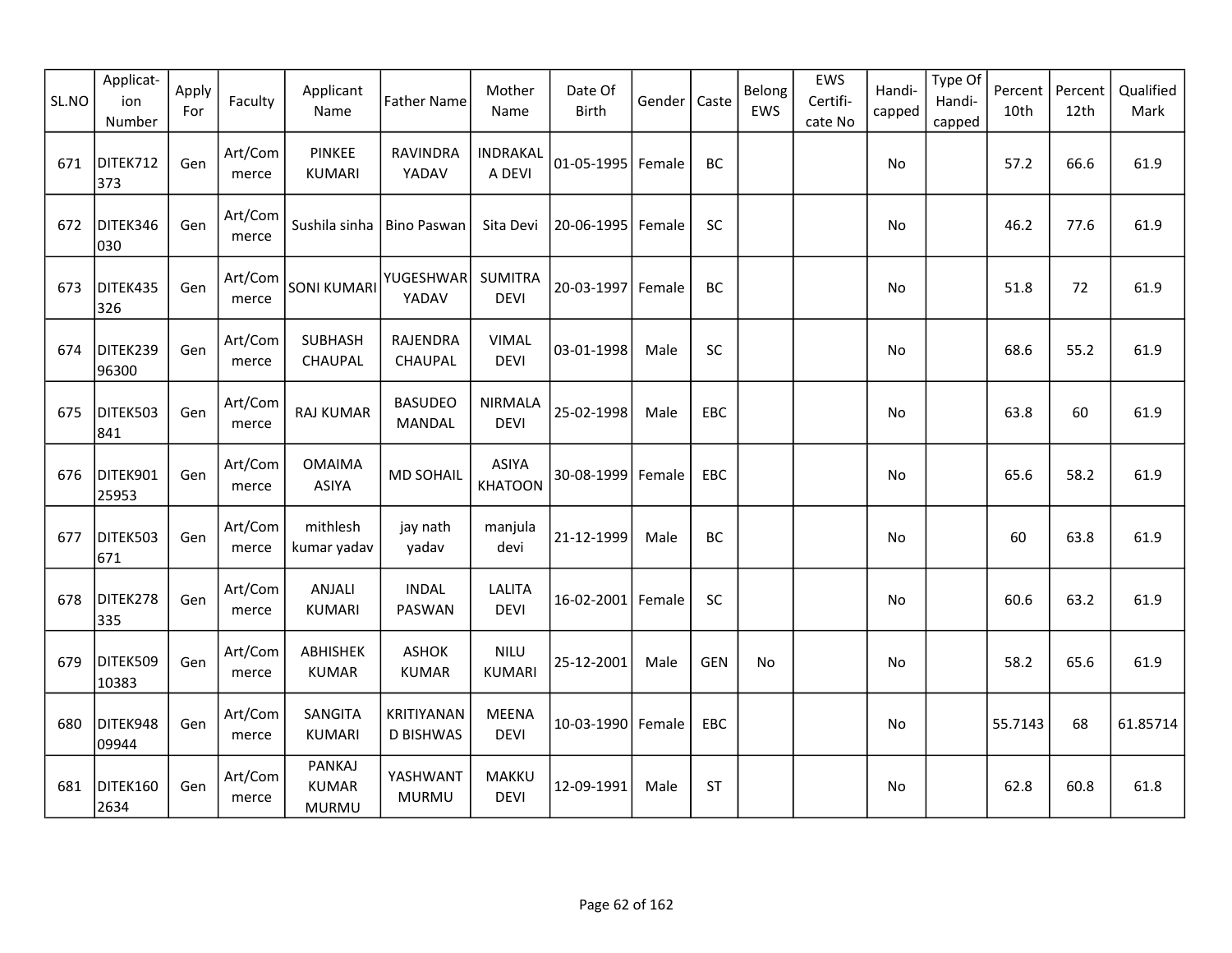| SL.NO | Applicat-ion Number | Apply For | Faculty | Applicant Name | Father Name | Mother Name | Date Of Birth | Gender | Caste | Belong EWS | EWS Certifi-cate No | Handi-capped | Type Of Handi-capped | Percent 10th | Percent 12th | Qualified Mark |
|---|---|---|---|---|---|---|---|---|---|---|---|---|---|---|---|---|
| 671 | DITEK712373 | Gen | Art/Commerce | PINKEE KUMARI | RAVINDRA YADAV | INDRAKALA DEVI | 01-05-1995 | Female | BC | | | No | | 57.2 | 66.6 | 61.9 |
| 672 | DITEK346030 | Gen | Art/Commerce | Sushila sinha | Bino Paswan | Sita Devi | 20-06-1995 | Female | SC | | | No | | 46.2 | 77.6 | 61.9 |
| 673 | DITEK435326 | Gen | Art/Commerce | SONI KUMARI | YUGESHWAR YADAV | SUMITRA DEVI | 20-03-1997 | Female | BC | | | No | | 51.8 | 72 | 61.9 |
| 674 | DITEK23996300 | Gen | Art/Commerce | SUBHASH CHAUPAL | RAJENDRA CHAUPAL | VIMAL DEVI | 03-01-1998 | Male | SC | | | No | | 68.6 | 55.2 | 61.9 |
| 675 | DITEK503841 | Gen | Art/Commerce | RAJ KUMAR | BASUDEO MANDAL | NIRMALA DEVI | 25-02-1998 | Male | EBC | | | No | | 63.8 | 60 | 61.9 |
| 676 | DITEK90125953 | Gen | Art/Commerce | OMAIMA ASIYA | MD SOHAIL | ASIYA KHATOON | 30-08-1999 | Female | EBC | | | No | | 65.6 | 58.2 | 61.9 |
| 677 | DITEK503671 | Gen | Art/Commerce | mithlesh kumar yadav | jay nath yadav | manjula devi | 21-12-1999 | Male | BC | | | No | | 60 | 63.8 | 61.9 |
| 678 | DITEK278335 | Gen | Art/Commerce | ANJALI KUMARI | INDAL PASWAN | LALITA DEVI | 16-02-2001 | Female | SC | | | No | | 60.6 | 63.2 | 61.9 |
| 679 | DITEK50910383 | Gen | Art/Commerce | ABHISHEK KUMAR | ASHOK KUMAR | NILU KUMARI | 25-12-2001 | Male | GEN | No | | No | | 58.2 | 65.6 | 61.9 |
| 680 | DITEK94809944 | Gen | Art/Commerce | SANGITA KUMARI | KRITIYANAND BISHWAS | MEENA DEVI | 10-03-1990 | Female | EBC | | | No | | 55.7143 | 68 | 61.85714 |
| 681 | DITEK1602634 | Gen | Art/Commerce | PANKAJ KUMAR MURMU | YASHWANT MURMU | MAKKU DEVI | 12-09-1991 | Male | ST | | | No | | 62.8 | 60.8 | 61.8 |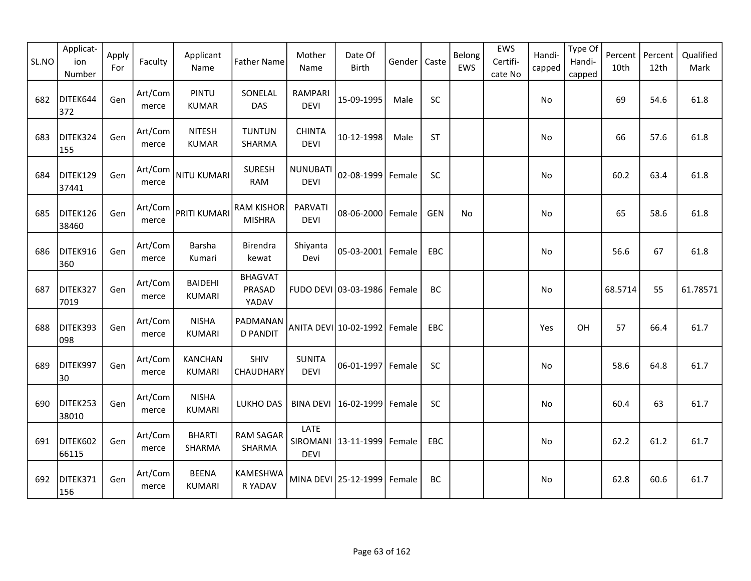| SL.NO | Applicat-ion Number | Apply For | Faculty | Applicant Name | Father Name | Mother Name | Date Of Birth | Gender | Caste | Belong EWS | EWS Certifi-cate No | Handi-capped | Type Of Handi-capped | Percent 10th | Percent 12th | Qualified Mark |
|---|---|---|---|---|---|---|---|---|---|---|---|---|---|---|---|---|
| 682 | DITEK644372 | Gen | Art/Commerce | PINTU KUMAR | SONELAL DAS | RAMPARI DEVI | 15-09-1995 | Male | SC | | | No | | 69 | 54.6 | 61.8 |
| 683 | DITEK324155 | Gen | Art/Commerce | NITESH KUMAR | TUNTUN SHARMA | CHINTA DEVI | 10-12-1998 | Male | ST | | | No | | 66 | 57.6 | 61.8 |
| 684 | DITEK12937441 | Gen | Art/Commerce | NITU KUMARI | SURESH RAM | NUNUBATI DEVI | 02-08-1999 | Female | SC | | | No | | 60.2 | 63.4 | 61.8 |
| 685 | DITEK12638460 | Gen | Art/Commerce | PRITI KUMARI | RAM KISHOR MISHRA | PARVATI DEVI | 08-06-2000 | Female | GEN | No | | No | | 65 | 58.6 | 61.8 |
| 686 | DITEK916360 | Gen | Art/Commerce | Barsha Kumari | Birendra kewat | Shiyanta Devi | 05-03-2001 | Female | EBC | | | No | | 56.6 | 67 | 61.8 |
| 687 | DITEK3277019 | Gen | Art/Commerce | BAIDEHI KUMARI | BHAGVAT PRASAD YADAV | FUDO DEVI | 03-03-1986 | Female | BC | | | No | | 68.5714 | 55 | 61.78571 |
| 688 | DITEK393098 | Gen | Art/Commerce | NISHA KUMARI | PADMANAND PANDIT | ANITA DEVI | 10-02-1992 | Female | EBC | | | Yes | OH | 57 | 66.4 | 61.7 |
| 689 | DITEK99730 | Gen | Art/Commerce | KANCHAN KUMARI | SHIV CHAUDHARY | SUNITA DEVI | 06-01-1997 | Female | SC | | | No | | 58.6 | 64.8 | 61.7 |
| 690 | DITEK25338010 | Gen | Art/Commerce | NISHA KUMARI | LUKHO DAS | BINA DEVI | 16-02-1999 | Female | SC | | | No | | 60.4 | 63 | 61.7 |
| 691 | DITEK60266115 | Gen | Art/Commerce | BHARTI SHARMA | RAM SAGAR SHARMA | LATE SIROMANI DEVI | 13-11-1999 | Female | EBC | | | No | | 62.2 | 61.2 | 61.7 |
| 692 | DITEK371156 | Gen | Art/Commerce | BEENA KUMARI | KAMESHWAR YADAV | MINA DEVI | 25-12-1999 | Female | BC | | | No | | 62.8 | 60.6 | 61.7 |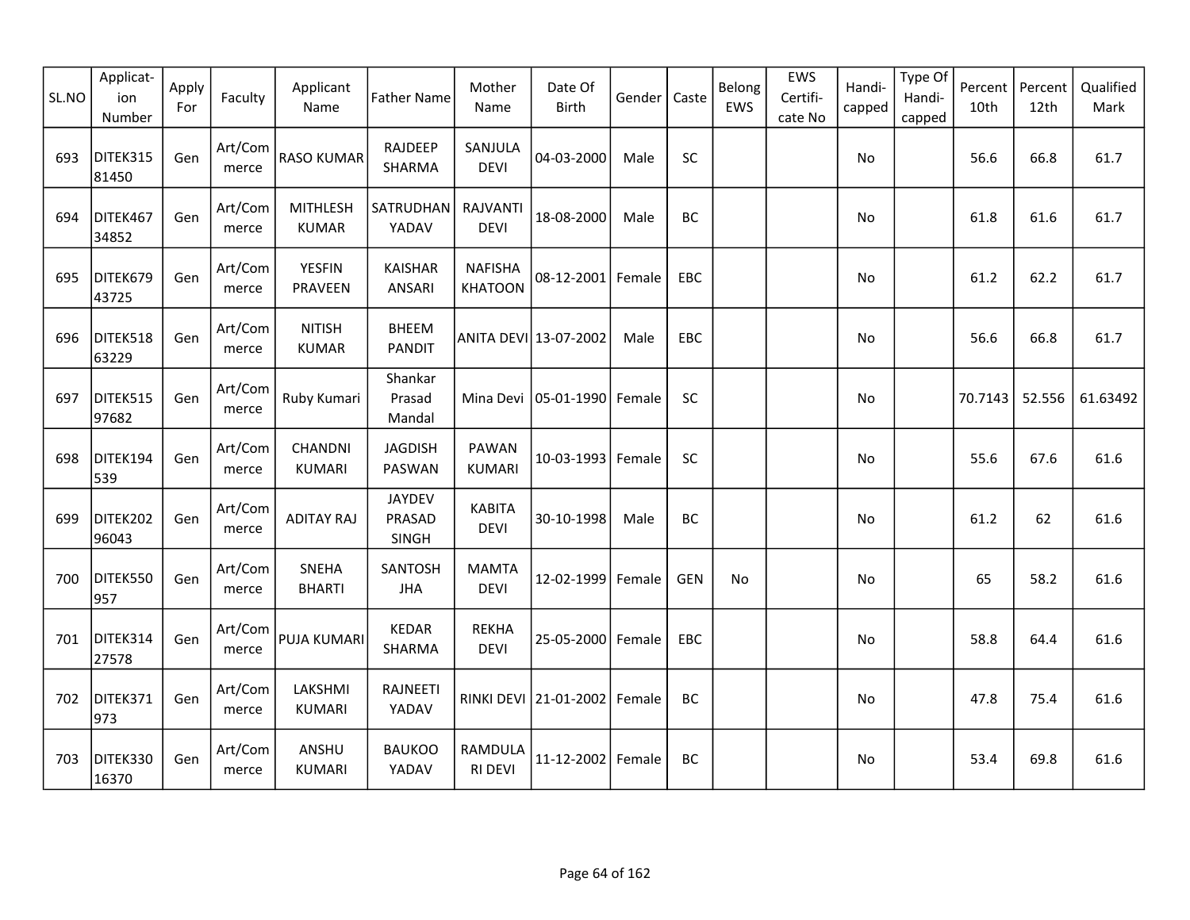| SL.NO | Applicat-ion Number | Apply For | Faculty | Applicant Name | Father Name | Mother Name | Date Of Birth | Gender | Caste | Belong EWS | EWS Certifi-cate No | Handi-capped | Type Of Handi-capped | Percent 10th | Percent 12th | Qualified Mark |
|---|---|---|---|---|---|---|---|---|---|---|---|---|---|---|---|---|
| 693 | DITEK31581450 | Gen | Art/Commerce | RASO KUMAR | RAJDEEP SHARMA | SANJULA DEVI | 04-03-2000 | Male | SC | | | No | | 56.6 | 66.8 | 61.7 |
| 694 | DITEK46734852 | Gen | Art/Commerce | MITHLESH KUMAR | SATRUDHAN YADAV | RAJVANTI DEVI | 18-08-2000 | Male | BC | | | No | | 61.8 | 61.6 | 61.7 |
| 695 | DITEK67943725 | Gen | Art/Commerce | YESFIN PRAVEEN | KAISHAR ANSARI | NAFISHA KHATOON | 08-12-2001 | Female | EBC | | | No | | 61.2 | 62.2 | 61.7 |
| 696 | DITEK51863229 | Gen | Art/Commerce | NITISH KUMAR | BHEEM PANDIT | ANITA DEVI | 13-07-2002 | Male | EBC | | | No | | 56.6 | 66.8 | 61.7 |
| 697 | DITEK51597682 | Gen | Art/Commerce | Ruby Kumari | Shankar Prasad Mandal | Mina Devi | 05-01-1990 | Female | SC | | | No | | 70.7143 | 52.556 | 61.63492 |
| 698 | DITEK194539 | Gen | Art/Commerce | CHANDNI KUMARI | JAGDISH PASWAN | PAWAN KUMARI | 10-03-1993 | Female | SC | | | No | | 55.6 | 67.6 | 61.6 |
| 699 | DITEK20296043 | Gen | Art/Commerce | ADITAY RAJ | JAYDEV PRASAD SINGH | KABITA DEVI | 30-10-1998 | Male | BC | | | No | | 61.2 | 62 | 61.6 |
| 700 | DITEK550957 | Gen | Art/Commerce | SNEHA BHARTI | SANTOSH JHA | MAMTA DEVI | 12-02-1999 | Female | GEN | No | | No | | 65 | 58.2 | 61.6 |
| 701 | DITEK31427578 | Gen | Art/Commerce | PUJA KUMARI | KEDAR SHARMA | REKHA DEVI | 25-05-2000 | Female | EBC | | | No | | 58.8 | 64.4 | 61.6 |
| 702 | DITEK371973 | Gen | Art/Commerce | LAKSHMI KUMARI | RAJNEETI YADAV | RINKI DEVI | 21-01-2002 | Female | BC | | | No | | 47.8 | 75.4 | 61.6 |
| 703 | DITEK33016370 | Gen | Art/Commerce | ANSHU KUMARI | BAUKOO YADAV | RAMDULARI DEVI | 11-12-2002 | Female | BC | | | No | | 53.4 | 69.8 | 61.6 |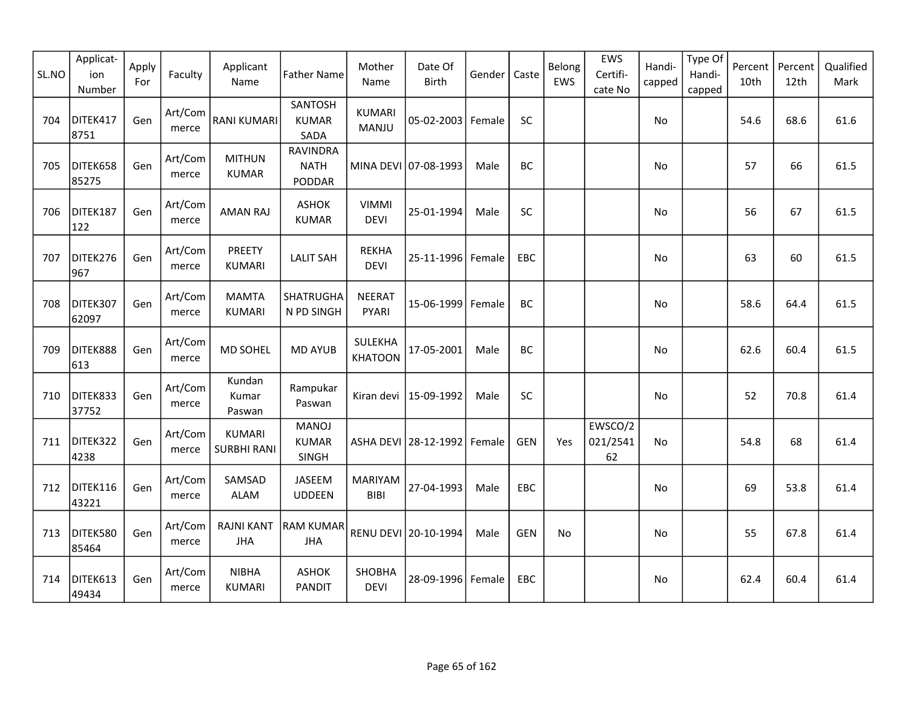| SL.NO | Applicat-ion Number | Apply For | Faculty | Applicant Name | Father Name | Mother Name | Date Of Birth | Gender | Caste | Belong EWS | EWS Certifi-cate No | Handi-capped | Type Of Handi-capped | Percent 10th | Percent 12th | Qualified Mark |
|---|---|---|---|---|---|---|---|---|---|---|---|---|---|---|---|---|
| 704 | DITEK4178751 | Gen | Art/Commerce | RANI KUMARI | SANTOSH KUMAR SADA | KUMARI MANJU | 05-02-2003 | Female | SC | | | No | | 54.6 | 68.6 | 61.6 |
| 705 | DITEK65885275 | Gen | Art/Commerce | MITHUN KUMAR | RAVINDRA NATH PODDAR | MINA DEVI | 07-08-1993 | Male | BC | | | No | | 57 | 66 | 61.5 |
| 706 | DITEK187122 | Gen | Art/Commerce | AMAN RAJ | ASHOK KUMAR | VIMMI DEVI | 25-01-1994 | Male | SC | | | No | | 56 | 67 | 61.5 |
| 707 | DITEK276967 | Gen | Art/Commerce | PREETY KUMARI | LALIT SAH | REKHA DEVI | 25-11-1996 | Female | EBC | | | No | | 63 | 60 | 61.5 |
| 708 | DITEK30762097 | Gen | Art/Commerce | MAMTA KUMARI | SHATRUGHAN PD SINGH | NEERAT PYARI | 15-06-1999 | Female | BC | | | No | | 58.6 | 64.4 | 61.5 |
| 709 | DITEK888613 | Gen | Art/Commerce | MD SOHEL | MD AYUB | SULEKHA KHATOON | 17-05-2001 | Male | BC | | | No | | 62.6 | 60.4 | 61.5 |
| 710 | DITEK83337752 | Gen | Art/Commerce | Kundan Kumar Paswan | Rampukar Paswan | Kiran devi | 15-09-1992 | Male | SC | | | No | | 52 | 70.8 | 61.4 |
| 711 | DITEK3224238 | Gen | Art/Commerce | KUMARI SURBHI RANI | MANOJ KUMAR SINGH | ASHA DEVI | 28-12-1992 | Female | GEN | Yes | EWSCO/2021/254162 | No | | 54.8 | 68 | 61.4 |
| 712 | DITEK11643221 | Gen | Art/Commerce | SAMSAD ALAM | JASEEM UDDEEN | MARIYAM BIBI | 27-04-1993 | Male | EBC | | | No | | 69 | 53.8 | 61.4 |
| 713 | DITEK58085464 | Gen | Art/Commerce | RAJNI KANT JHA | RAM KUMAR JHA | RENU DEVI | 20-10-1994 | Male | GEN | No | | No | | 55 | 67.8 | 61.4 |
| 714 | DITEK61349434 | Gen | Art/Commerce | NIBHA KUMARI | ASHOK PANDIT | SHOBHA DEVI | 28-09-1996 | Female | EBC | | | No | | 62.4 | 60.4 | 61.4 |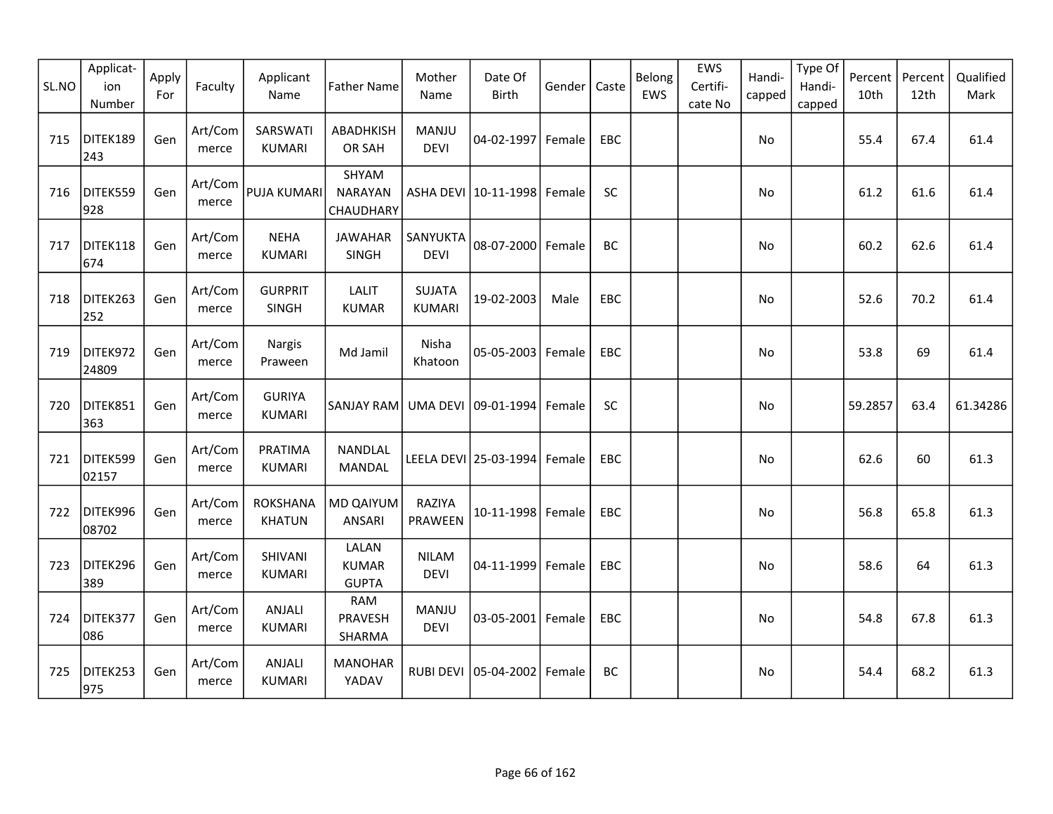| SL.NO | Applicat-ion Number | Apply For | Faculty | Applicant Name | Father Name | Mother Name | Date Of Birth | Gender | Caste | Belong EWS | EWS Certifi-cate No | Handi-capped | Type Of Handi-capped | Percent 10th | Percent 12th | Qualified Mark |
|---|---|---|---|---|---|---|---|---|---|---|---|---|---|---|---|---|
| 715 | DITEK189243 | Gen | Art/Commerce | SARSWATI KUMARI | ABADHKISHOR SAH | MANJU DEVI | 04-02-1997 | Female | EBC | | | No | | 55.4 | 67.4 | 61.4 |
| 716 | DITEK559928 | Gen | Art/Commerce | PUJA KUMARI | SHYAM NARAYAN CHAUDHARY | ASHA DEVI | 10-11-1998 | Female | SC | | | No | | 61.2 | 61.6 | 61.4 |
| 717 | DITEK118674 | Gen | Art/Commerce | NEHA KUMARI | JAWAHAR SINGH | SANYUKTA DEVI | 08-07-2000 | Female | BC | | | No | | 60.2 | 62.6 | 61.4 |
| 718 | DITEK263252 | Gen | Art/Commerce | GURPRIT SINGH | LALIT KUMAR | SUJATA KUMARI | 19-02-2003 | Male | EBC | | | No | | 52.6 | 70.2 | 61.4 |
| 719 | DITEK97224809 | Gen | Art/Commerce | Nargis Praween | Md Jamil | Nisha Khatoon | 05-05-2003 | Female | EBC | | | No | | 53.8 | 69 | 61.4 |
| 720 | DITEK851363 | Gen | Art/Commerce | GURIYA KUMARI | SANJAY RAM | UMA DEVI | 09-01-1994 | Female | SC | | | No | | 59.2857 | 63.4 | 61.34286 |
| 721 | DITEK59902157 | Gen | Art/Commerce | PRATIMA KUMARI | NANDLAL MANDAL | LEELA DEVI | 25-03-1994 | Female | EBC | | | No | | 62.6 | 60 | 61.3 |
| 722 | DITEK99608702 | Gen | Art/Commerce | ROKSHANA KHATUN | MD QAIYUM ANSARI | RAZIYA PRAWEEN | 10-11-1998 | Female | EBC | | | No | | 56.8 | 65.8 | 61.3 |
| 723 | DITEK296389 | Gen | Art/Commerce | SHIVANI KUMARI | LALAN KUMAR GUPTA | NILAM DEVI | 04-11-1999 | Female | EBC | | | No | | 58.6 | 64 | 61.3 |
| 724 | DITEK377086 | Gen | Art/Commerce | ANJALI KUMARI | RAM PRAVESH SHARMA | MANJU DEVI | 03-05-2001 | Female | EBC | | | No | | 54.8 | 67.8 | 61.3 |
| 725 | DITEK253975 | Gen | Art/Commerce | ANJALI KUMARI | MANOHAR YADAV | RUBI DEVI | 05-04-2002 | Female | BC | | | No | | 54.4 | 68.2 | 61.3 |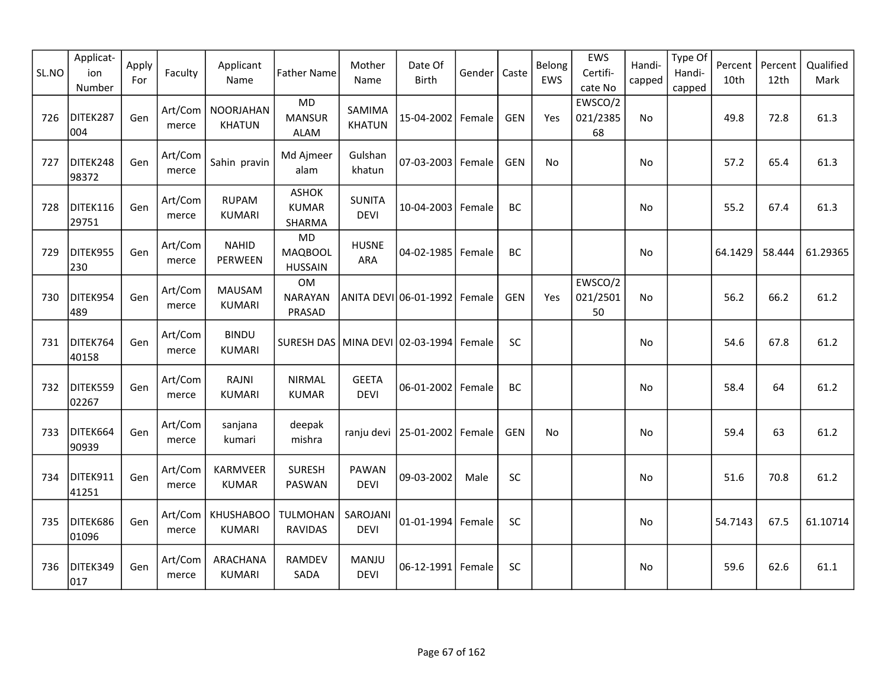| SL.NO | Applicat-ion Number | Apply For | Faculty | Applicant Name | Father Name | Mother Name | Date Of Birth | Gender | Caste | Belong EWS | EWS Certifi-cate No | Handi-capped | Type Of Handi-capped | Percent 10th | Percent 12th | Qualified Mark |
|---|---|---|---|---|---|---|---|---|---|---|---|---|---|---|---|---|
| 726 | DITEK287004 | Gen | Art/Commerce | NOORJAHAN KHATUN | MD MANSUR ALAM | SAMIMA KHATUN | 15-04-2002 | Female | GEN | Yes | EWSCO/2021/238568 | No | | 49.8 | 72.8 | 61.3 |
| 727 | DITEK24898372 | Gen | Art/Commerce | Sahin pravin | Md Ajmeer alam | Gulshan khatun | 07-03-2003 | Female | GEN | No | | No | | 57.2 | 65.4 | 61.3 |
| 728 | DITEK11629751 | Gen | Art/Commerce | RUPAM KUMARI | ASHOK KUMAR SHARMA | SUNITA DEVI | 10-04-2003 | Female | BC | | | No | | 55.2 | 67.4 | 61.3 |
| 729 | DITEK955230 | Gen | Art/Commerce | NAHID PERWEEN | MD MAQBOOL HUSSAIN | HUSNE ARA | 04-02-1985 | Female | BC | | | No | | 64.1429 | 58.444 | 61.29365 |
| 730 | DITEK954489 | Gen | Art/Commerce | MAUSAM KUMARI | OM NARAYAN PRASAD | ANITA DEVI | 06-01-1992 | Female | GEN | Yes | EWSCO/2021/250150 | No | | 56.2 | 66.2 | 61.2 |
| 731 | DITEK76440158 | Gen | Art/Commerce | BINDU KUMARI | SURESH DAS | MINA DEVI | 02-03-1994 | Female | SC | | | No | | 54.6 | 67.8 | 61.2 |
| 732 | DITEK55902267 | Gen | Art/Commerce | RAJNI KUMARI | NIRMAL KUMAR | GEETA DEVI | 06-01-2002 | Female | BC | | | No | | 58.4 | 64 | 61.2 |
| 733 | DITEK66490939 | Gen | Art/Commerce | sanjana kumari | deepak mishra | ranju devi | 25-01-2002 | Female | GEN | No | | No | | 59.4 | 63 | 61.2 |
| 734 | DITEK91141251 | Gen | Art/Commerce | KARMVEER KUMAR | SURESH PASWAN | PAWAN DEVI | 09-03-2002 | Male | SC | | | No | | 51.6 | 70.8 | 61.2 |
| 735 | DITEK68601096 | Gen | Art/Commerce | KHUSHABOO KUMARI | TULMOHAN RAVIDAS | SAROJANI DEVI | 01-01-1994 | Female | SC | | | No | | 54.7143 | 67.5 | 61.10714 |
| 736 | DITEK349017 | Gen | Art/Commerce | ARACHANA KUMARI | RAMDEV SADA | MANJU DEVI | 06-12-1991 | Female | SC | | | No | | 59.6 | 62.6 | 61.1 |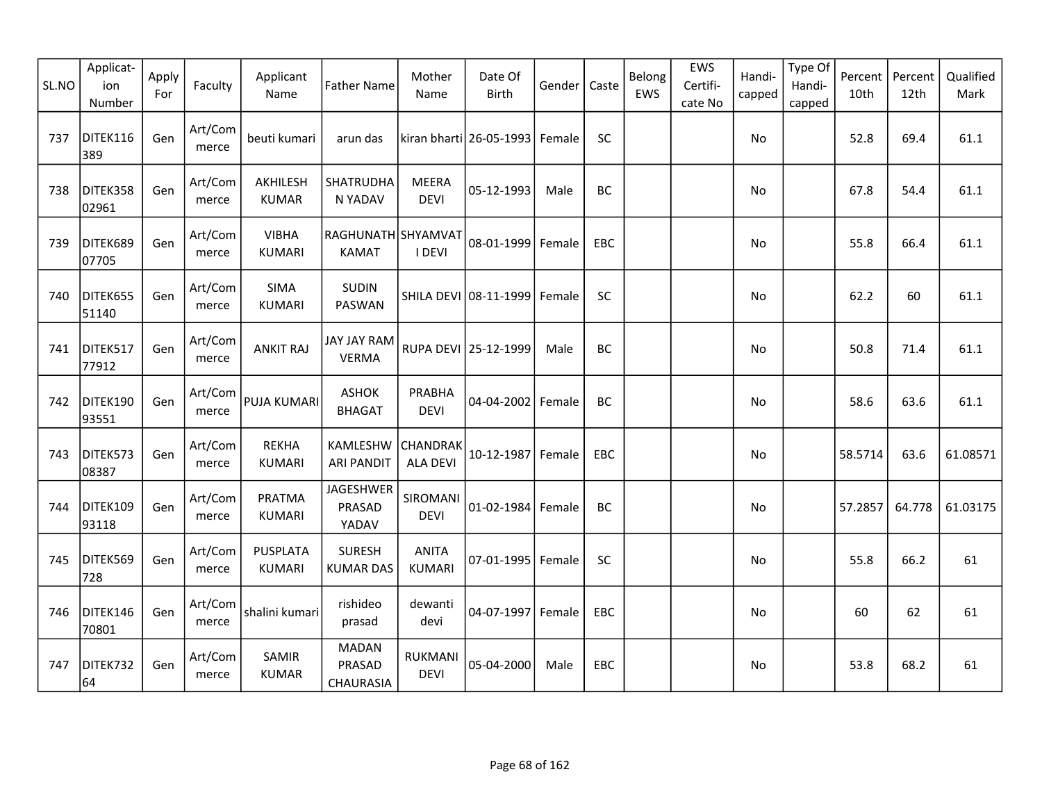| SL.NO | Applicat-ion Number | Apply For | Faculty | Applicant Name | Father Name | Mother Name | Date Of Birth | Gender | Caste | Belong EWS | EWS Certifi-cate No | Handi-capped | Type Of Handi-capped | Percent 10th | Percent 12th | Qualified Mark |
|---|---|---|---|---|---|---|---|---|---|---|---|---|---|---|---|---|
| 737 | DITEK116389 | Gen | Art/Commerce | beuti kumari | arun das | kiran bharti | 26-05-1993 | Female | SC | | | No | | 52.8 | 69.4 | 61.1 |
| 738 | DITEK35802961 | Gen | Art/Commerce | AKHILESH KUMAR | SHATRUDHAN YADAV | MEERA DEVI | 05-12-1993 | Male | BC | | | No | | 67.8 | 54.4 | 61.1 |
| 739 | DITEK68907705 | Gen | Art/Commerce | VIBHA KUMARI | RAGHUNATH KAMAT | SHYAMVATI DEVI | 08-01-1999 | Female | EBC | | | No | | 55.8 | 66.4 | 61.1 |
| 740 | DITEK65551140 | Gen | Art/Commerce | SIMA KUMARI | SUDIN PASWAN | SHILA DEVI | 08-11-1999 | Female | SC | | | No | | 62.2 | 60 | 61.1 |
| 741 | DITEK51777912 | Gen | Art/Commerce | ANKIT RAJ | JAY JAY RAM VERMA | RUPA DEVI | 25-12-1999 | Male | BC | | | No | | 50.8 | 71.4 | 61.1 |
| 742 | DITEK19093551 | Gen | Art/Commerce | PUJA KUMARI | ASHOK BHAGAT | PRABHA DEVI | 04-04-2002 | Female | BC | | | No | | 58.6 | 63.6 | 61.1 |
| 743 | DITEK57308387 | Gen | Art/Commerce | REKHA KUMARI | KAMLESHWARI PANDIT | CHANDRAKALA DEVI | 10-12-1987 | Female | EBC | | | No | | 58.5714 | 63.6 | 61.08571 |
| 744 | DITEK10993118 | Gen | Art/Commerce | PRATMA KUMARI | JAGESHWER PRASAD YADAV | SIROMANI DEVI | 01-02-1984 | Female | BC | | | No | | 57.2857 | 64.778 | 61.03175 |
| 745 | DITEK569728 | Gen | Art/Commerce | PUSPLATA KUMARI | SURESH KUMAR DAS | ANITA KUMARI | 07-01-1995 | Female | SC | | | No | | 55.8 | 66.2 | 61 |
| 746 | DITEK14670801 | Gen | Art/Commerce | shalini kumari | rishideo prasad | dewanti devi | 04-07-1997 | Female | EBC | | | No | | 60 | 62 | 61 |
| 747 | DITEK73264 | Gen | Art/Commerce | SAMIR KUMAR | MADAN PRASAD CHAURASIA | RUKMANI DEVI | 05-04-2000 | Male | EBC | | | No | | 53.8 | 68.2 | 61 |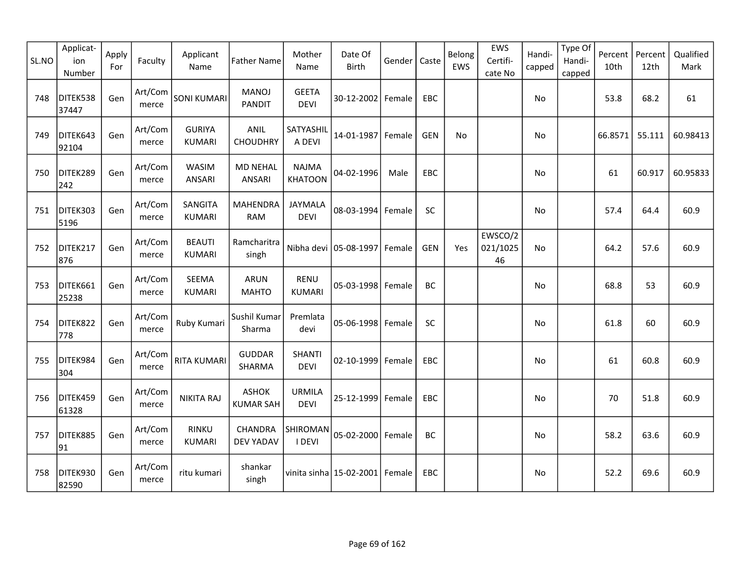| SL.NO | Applicat-ion Number | Apply For | Faculty | Applicant Name | Father Name | Mother Name | Date Of Birth | Gender | Caste | Belong EWS | EWS Certifi-cate No | Handi-capped | Type Of Handi-capped | Percent 10th | Percent 12th | Qualified Mark |
|---|---|---|---|---|---|---|---|---|---|---|---|---|---|---|---|---|
| 748 | DITEK53837447 | Gen | Art/Commerce | SONI KUMARI | MANOJ PANDIT | GEETA DEVI | 30-12-2002 | Female | EBC | | | No | | 53.8 | 68.2 | 61 |
| 749 | DITEK64392104 | Gen | Art/Commerce | GURIYA KUMARI | ANIL CHOUDHRY | SATYASHILA DEVI | 14-01-1987 | Female | GEN | No | | No | | 66.8571 | 55.111 | 60.98413 |
| 750 | DITEK289242 | Gen | Art/Commerce | WASIM ANSARI | MD NEHAL ANSARI | NAJMA KHATOON | 04-02-1996 | Male | EBC | | | No | | 61 | 60.917 | 60.95833 |
| 751 | DITEK3035196 | Gen | Art/Commerce | SANGITA KUMARI | MAHENDRA RAM | JAYMALA DEVI | 08-03-1994 | Female | SC | | | No | | 57.4 | 64.4 | 60.9 |
| 752 | DITEK217876 | Gen | Art/Commerce | BEAUTI KUMARI | Ramcharitra singh | Nibha devi | 05-08-1997 | Female | GEN | Yes | EWSCO/2021/102546 | No | | 64.2 | 57.6 | 60.9 |
| 753 | DITEK66125238 | Gen | Art/Commerce | SEEMA KUMARI | ARUN MAHTO | RENU KUMARI | 05-03-1998 | Female | BC | | | No | | 68.8 | 53 | 60.9 |
| 754 | DITEK822778 | Gen | Art/Commerce | Ruby Kumari | Sushil Kumar Sharma | Premlata devi | 05-06-1998 | Female | SC | | | No | | 61.8 | 60 | 60.9 |
| 755 | DITEK984304 | Gen | Art/Commerce | RITA KUMARI | GUDDAR SHARMA | SHANTI DEVI | 02-10-1999 | Female | EBC | | | No | | 61 | 60.8 | 60.9 |
| 756 | DITEK45961328 | Gen | Art/Commerce | NIKITA RAJ | ASHOK KUMAR SAH | URMILA DEVI | 25-12-1999 | Female | EBC | | | No | | 70 | 51.8 | 60.9 |
| 757 | DITEK88591 | Gen | Art/Commerce | RINKU KUMARI | CHANDRA DEV YADAV | SHIROMANI DEVI | 05-02-2000 | Female | BC | | | No | | 58.2 | 63.6 | 60.9 |
| 758 | DITEK93082590 | Gen | Art/Commerce | ritu kumari | shankar singh | vinita sinha | 15-02-2001 | Female | EBC | | | No | | 52.2 | 69.6 | 60.9 |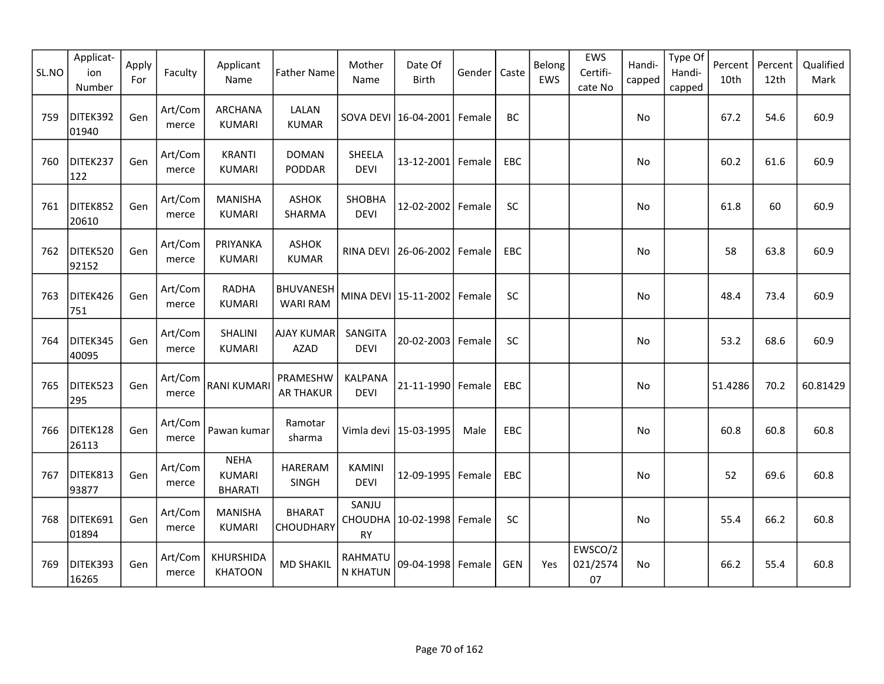| SL.NO | Applicat-ion Number | Apply For | Faculty | Applicant Name | Father Name | Mother Name | Date Of Birth | Gender | Caste | Belong EWS | EWS Certifi-cate No | Handi-capped | Type Of Handi-capped | Percent 10th | Percent 12th | Qualified Mark |
|---|---|---|---|---|---|---|---|---|---|---|---|---|---|---|---|---|
| 759 | DITEK39201940 | Gen | Art/Commerce | ARCHANA KUMARI | LALAN KUMAR | SOVA DEVI | 16-04-2001 | Female | BC | | | No | | 67.2 | 54.6 | 60.9 |
| 760 | DITEK237122 | Gen | Art/Commerce | KRANTI KUMARI | DOMAN PODDAR | SHEELA DEVI | 13-12-2001 | Female | EBC | | | No | | 60.2 | 61.6 | 60.9 |
| 761 | DITEK85220610 | Gen | Art/Commerce | MANISHA KUMARI | ASHOK SHARMA | SHOBHA DEVI | 12-02-2002 | Female | SC | | | No | | 61.8 | 60 | 60.9 |
| 762 | DITEK52092152 | Gen | Art/Commerce | PRIYANKA KUMARI | ASHOK KUMAR | RINA DEVI | 26-06-2002 | Female | EBC | | | No | | 58 | 63.8 | 60.9 |
| 763 | DITEK426751 | Gen | Art/Commerce | RADHA KUMARI | BHUVANESHWARI RAM | MINA DEVI | 15-11-2002 | Female | SC | | | No | | 48.4 | 73.4 | 60.9 |
| 764 | DITEK34540095 | Gen | Art/Commerce | SHALINI KUMARI | AJAY KUMAR AZAD | SANGITA DEVI | 20-02-2003 | Female | SC | | | No | | 53.2 | 68.6 | 60.9 |
| 765 | DITEK523295 | Gen | Art/Commerce | RANI KUMARI | PRAMESHWAR THAKUR | KALPANA DEVI | 21-11-1990 | Female | EBC | | | No | | 51.4286 | 70.2 | 60.81429 |
| 766 | DITEK12826113 | Gen | Art/Commerce | Pawan kumar | Ramotar sharma | Vimla devi | 15-03-1995 | Male | EBC | | | No | | 60.8 | 60.8 | 60.8 |
| 767 | DITEK81393877 | Gen | Art/Commerce | NEHA KUMARI BHARATI | HARERAM SINGH | KAMINI DEVI | 12-09-1995 | Female | EBC | | | No | | 52 | 69.6 | 60.8 |
| 768 | DITEK69101894 | Gen | Art/Commerce | MANISHA KUMARI | BHARAT CHOUDHARY | SANJU CHOUDHARY | 10-02-1998 | Female | SC | | | No | | 55.4 | 66.2 | 60.8 |
| 769 | DITEK39316265 | Gen | Art/Commerce | KHURSHIDA KHATOON | MD SHAKIL | RAHMATUN KHATUN | 09-04-1998 | Female | GEN | Yes | EWSCO/2021/257407 | No | | 66.2 | 55.4 | 60.8 |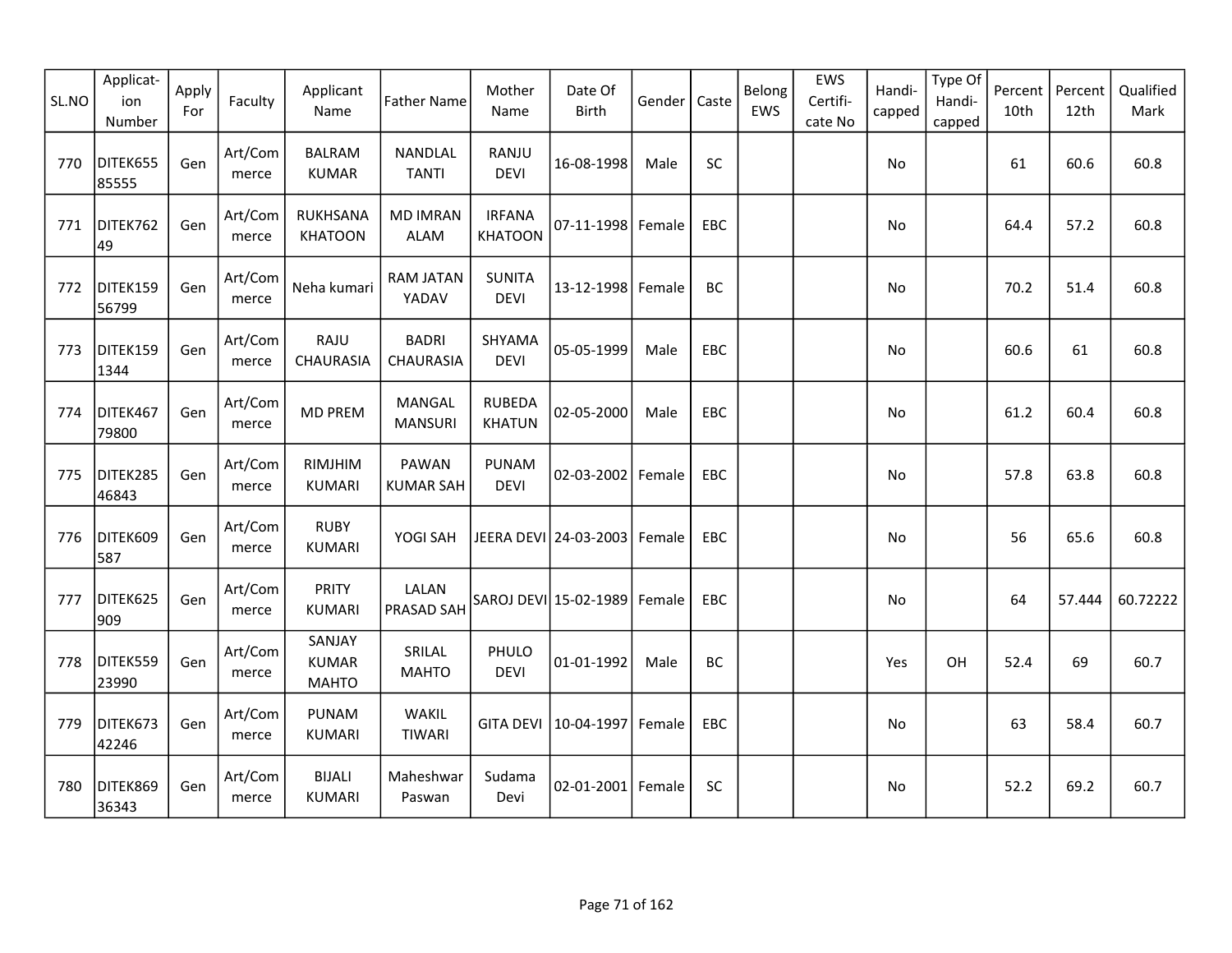| SL.NO | Applicat-ion Number | Apply For | Faculty | Applicant Name | Father Name | Mother Name | Date Of Birth | Gender | Caste | Belong EWS | EWS Certifi-cate No | Handi-capped | Type Of Handi-capped | Percent 10th | Percent 12th | Qualified Mark |
|---|---|---|---|---|---|---|---|---|---|---|---|---|---|---|---|---|
| 770 | DITEK65585555 | Gen | Art/Commerce | BALRAM KUMAR | NANDLAL TANTI | RANJU DEVI | 16-08-1998 | Male | SC | | | No | | 61 | 60.6 | 60.8 |
| 771 | DITEK76249 | Gen | Art/Commerce | RUKHSANA KHATOON | MD IMRAN ALAM | IRFANA KHATOON | 07-11-1998 | Female | EBC | | | No | | 64.4 | 57.2 | 60.8 |
| 772 | DITEK15956799 | Gen | Art/Commerce | Neha kumari | RAM JATAN YADAV | SUNITA DEVI | 13-12-1998 | Female | BC | | | No | | 70.2 | 51.4 | 60.8 |
| 773 | DITEK1591344 | Gen | Art/Commerce | RAJU CHAURASIA | BADRI CHAURASIA | SHYAMA DEVI | 05-05-1999 | Male | EBC | | | No | | 60.6 | 61 | 60.8 |
| 774 | DITEK46779800 | Gen | Art/Commerce | MD PREM | MANGAL MANSURI | RUBEDA KHATUN | 02-05-2000 | Male | EBC | | | No | | 61.2 | 60.4 | 60.8 |
| 775 | DITEK28546843 | Gen | Art/Commerce | RIMJHIM KUMARI | PAWAN KUMAR SAH | PUNAM DEVI | 02-03-2002 | Female | EBC | | | No | | 57.8 | 63.8 | 60.8 |
| 776 | DITEK609587 | Gen | Art/Commerce | RUBY KUMARI | YOGI SAH | JEERA DEVI | 24-03-2003 | Female | EBC | | | No | | 56 | 65.6 | 60.8 |
| 777 | DITEK625909 | Gen | Art/Commerce | PRITY KUMARI | LALAN PRASAD SAH | SAROJ DEVI | 15-02-1989 | Female | EBC | | | No | | 64 | 57.444 | 60.72222 |
| 778 | DITEK55923990 | Gen | Art/Commerce | SANJAY KUMAR MAHTO | SRILAL MAHTO | PHULO DEVI | 01-01-1992 | Male | BC | | | Yes | OH | 52.4 | 69 | 60.7 |
| 779 | DITEK67342246 | Gen | Art/Commerce | PUNAM KUMARI | WAKIL TIWARI | GITA DEVI | 10-04-1997 | Female | EBC | | | No | | 63 | 58.4 | 60.7 |
| 780 | DITEK86936343 | Gen | Art/Commerce | BIJALI KUMARI | Maheshwar Paswan | Sudama Devi | 02-01-2001 | Female | SC | | | No | | 52.2 | 69.2 | 60.7 |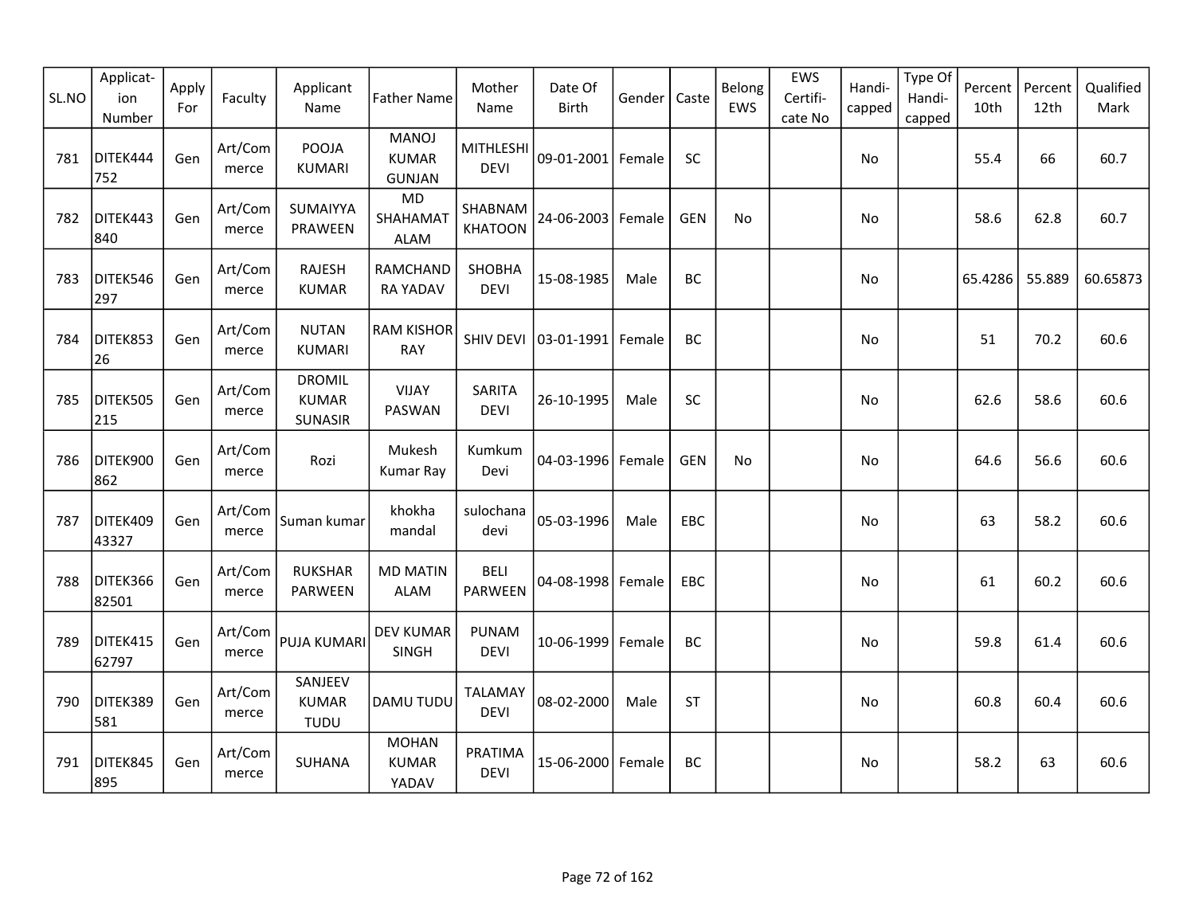| SL.NO | Applicat-ion Number | Apply For | Faculty | Applicant Name | Father Name | Mother Name | Date Of Birth | Gender | Caste | Belong EWS | EWS Certifi-cate No | Handi-capped | Type Of Handi-capped | Percent 10th | Percent 12th | Qualified Mark |
|---|---|---|---|---|---|---|---|---|---|---|---|---|---|---|---|---|
| 781 | DITEK444752 | Gen | Art/Commerce | POOJA KUMARI | MANOJ KUMAR GUNJAN | MITHLESHI DEVI | 09-01-2001 | Female | SC | | | No | | 55.4 | 66 | 60.7 |
| 782 | DITEK443840 | Gen | Art/Commerce | SUMAIYYA PRAWEEN | MD SHAHAMAT ALAM | SHABNAM KHATOON | 24-06-2003 | Female | GEN | No | | No | | 58.6 | 62.8 | 60.7 |
| 783 | DITEK546297 | Gen | Art/Commerce | RAJESH KUMAR | RAMCHANDRA YADAV | SHOBHA DEVI | 15-08-1985 | Male | BC | | | No | | 65.4286 | 55.889 | 60.65873 |
| 784 | DITEK85326 | Gen | Art/Commerce | NUTAN KUMARI | RAM KISHOR RAY | SHIV DEVI | 03-01-1991 | Female | BC | | | No | | 51 | 70.2 | 60.6 |
| 785 | DITEK505215 | Gen | Art/Commerce | DROMIL KUMAR SUNASIR | VIJAY PASWAN | SARITA DEVI | 26-10-1995 | Male | SC | | | No | | 62.6 | 58.6 | 60.6 |
| 786 | DITEK900862 | Gen | Art/Commerce | Rozi | Mukesh Kumar Ray | Kumkum Devi | 04-03-1996 | Female | GEN | No | | No | | 64.6 | 56.6 | 60.6 |
| 787 | DITEK40943327 | Gen | Art/Commerce | Suman kumar | khokha mandal | sulochana devi | 05-03-1996 | Male | EBC | | | No | | 63 | 58.2 | 60.6 |
| 788 | DITEK36682501 | Gen | Art/Commerce | RUKSHAR PARWEEN | MD MATIN ALAM | BELI PARWEEN | 04-08-1998 | Female | EBC | | | No | | 61 | 60.2 | 60.6 |
| 789 | DITEK41562797 | Gen | Art/Commerce | PUJA KUMARI | DEV KUMAR SINGH | PUNAM DEVI | 10-06-1999 | Female | BC | | | No | | 59.8 | 61.4 | 60.6 |
| 790 | DITEK389581 | Gen | Art/Commerce | SANJEEV KUMAR TUDU | DAMU TUDU | TALAMAY DEVI | 08-02-2000 | Male | ST | | | No | | 60.8 | 60.4 | 60.6 |
| 791 | DITEK845895 | Gen | Art/Commerce | SUHANA | MOHAN KUMAR YADAV | PRATIMA DEVI | 15-06-2000 | Female | BC | | | No | | 58.2 | 63 | 60.6 |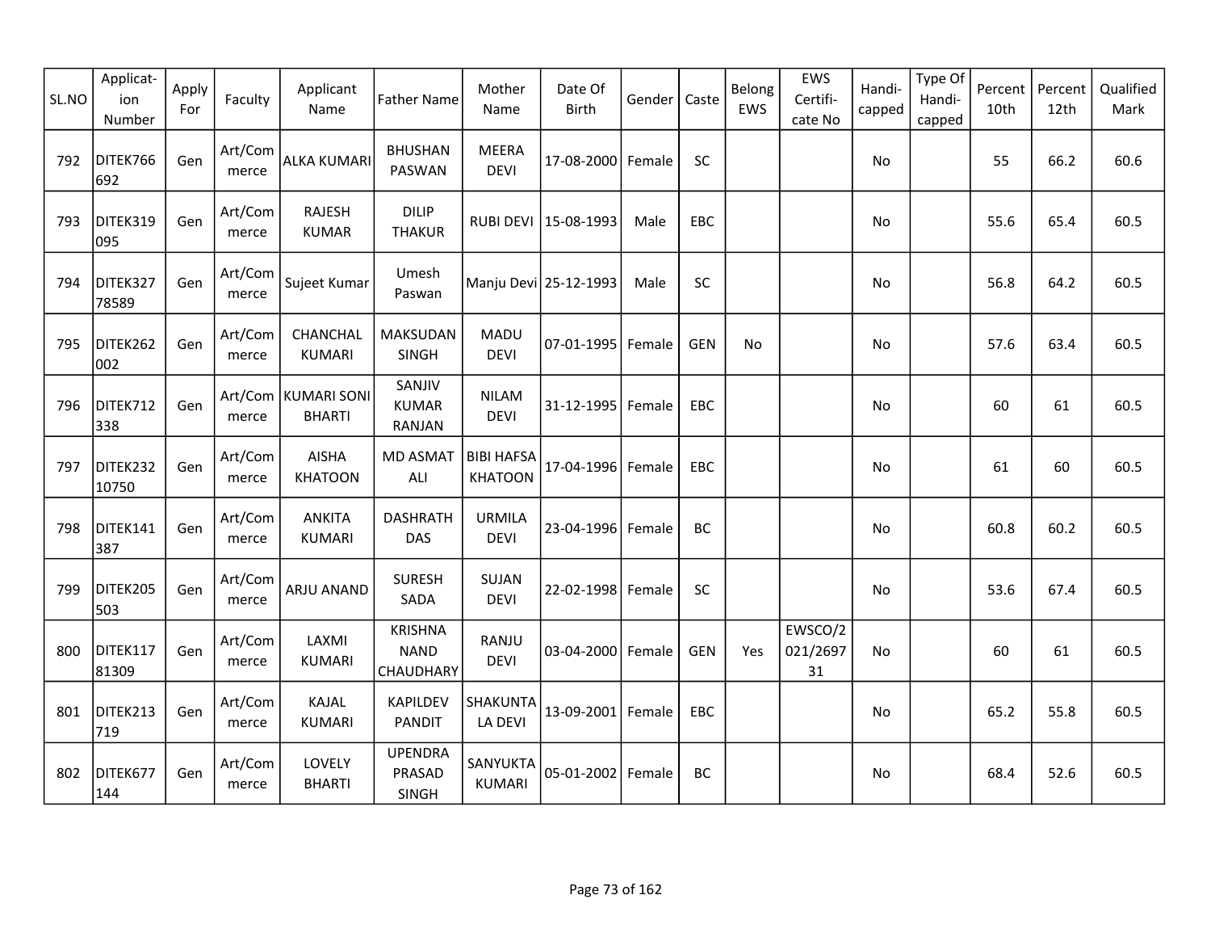| SL.NO | Applicat-ion Number | Apply For | Faculty | Applicant Name | Father Name | Mother Name | Date Of Birth | Gender | Caste | Belong EWS | EWS Certifi-cate No | Handi-capped | Type Of Handi-capped | Percent 10th | Percent 12th | Qualified Mark |
|---|---|---|---|---|---|---|---|---|---|---|---|---|---|---|---|---|
| 792 | DITEK766692 | Gen | Art/Commerce | ALKA KUMARI | BHUSHAN PASWAN | MEERA DEVI | 17-08-2000 | Female | SC | | | No | | 55 | 66.2 | 60.6 |
| 793 | DITEK319095 | Gen | Art/Commerce | RAJESH KUMAR | DILIP THAKUR | RUBI DEVI | 15-08-1993 | Male | EBC | | | No | | 55.6 | 65.4 | 60.5 |
| 794 | DITEK32778589 | Gen | Art/Commerce | Sujeet Kumar | Umesh Paswan | Manju Devi | 25-12-1993 | Male | SC | | | No | | 56.8 | 64.2 | 60.5 |
| 795 | DITEK262002 | Gen | Art/Commerce | CHANCHAL KUMARI | MAKSUDAN SINGH | MADU DEVI | 07-01-1995 | Female | GEN | No | | No | | 57.6 | 63.4 | 60.5 |
| 796 | DITEK712338 | Gen | Art/Commerce | KUMARI SONI BHARTI | SANJIV KUMAR RANJAN | NILAM DEVI | 31-12-1995 | Female | EBC | | | No | | 60 | 61 | 60.5 |
| 797 | DITEK23210750 | Gen | Art/Commerce | AISHA KHATOON | MD ASMAT ALI | BIBI HAFSA KHATOON | 17-04-1996 | Female | EBC | | | No | | 61 | 60 | 60.5 |
| 798 | DITEK141387 | Gen | Art/Commerce | ANKITA KUMARI | DASHRATH DAS | URMILA DEVI | 23-04-1996 | Female | BC | | | No | | 60.8 | 60.2 | 60.5 |
| 799 | DITEK205503 | Gen | Art/Commerce | ARJU ANAND | SURESH SADA | SUJAN DEVI | 22-02-1998 | Female | SC | | | No | | 53.6 | 67.4 | 60.5 |
| 800 | DITEK11781309 | Gen | Art/Commerce | LAXMI KUMARI | KRISHNA NAND CHAUDHARY | RANJU DEVI | 03-04-2000 | Female | GEN | Yes | EWSCO/2021/269731 | No | | 60 | 61 | 60.5 |
| 801 | DITEK213719 | Gen | Art/Commerce | KAJAL KUMARI | KAPILDEV PANDIT | SHAKUNTALA DEVI | 13-09-2001 | Female | EBC | | | No | | 65.2 | 55.8 | 60.5 |
| 802 | DITEK677144 | Gen | Art/Commerce | LOVELY BHARTI | UPENDRA PRASAD SINGH | SANYUKTA KUMARI | 05-01-2002 | Female | BC | | | No | | 68.4 | 52.6 | 60.5 |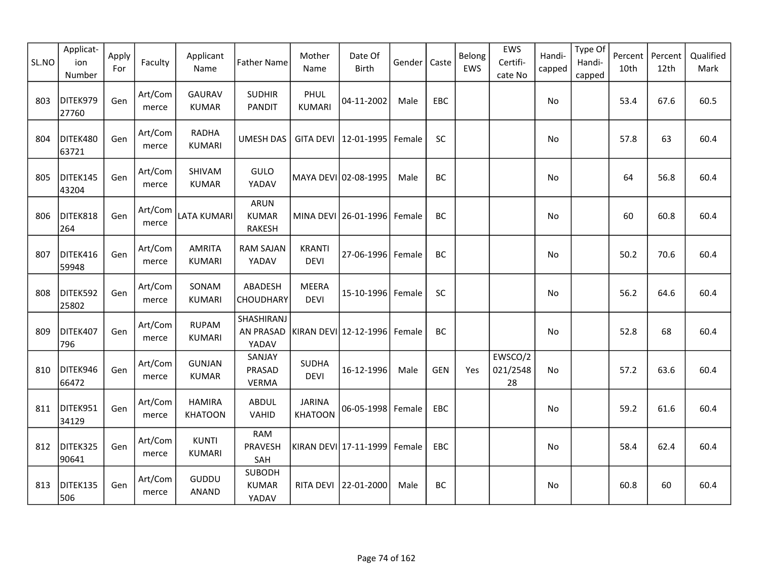| SL.NO | Applicat-ion Number | Apply For | Faculty | Applicant Name | Father Name | Mother Name | Date Of Birth | Gender | Caste | Belong EWS | EWS Certifi-cate No | Handi-capped | Type Of Handi-capped | Percent 10th | Percent 12th | Qualified Mark |
|---|---|---|---|---|---|---|---|---|---|---|---|---|---|---|---|---|
| 803 | DITEK97927760 | Gen | Art/Commerce | GAURAV KUMAR | SUDHIR PANDIT | PHUL KUMARI | 04-11-2002 | Male | EBC | | | No | | 53.4 | 67.6 | 60.5 |
| 804 | DITEK48063721 | Gen | Art/Commerce | RADHA KUMARI | UMESH DAS | GITA DEVI | 12-01-1995 | Female | SC | | | No | | 57.8 | 63 | 60.4 |
| 805 | DITEK14543204 | Gen | Art/Commerce | SHIVAM KUMAR | GULO YADAV | MAYA DEVI | 02-08-1995 | Male | BC | | | No | | 64 | 56.8 | 60.4 |
| 806 | DITEK818264 | Gen | Art/Commerce | LATA KUMARI | ARUN KUMAR RAKESH | MINA DEVI | 26-01-1996 | Female | BC | | | No | | 60 | 60.8 | 60.4 |
| 807 | DITEK41659948 | Gen | Art/Commerce | AMRITA KUMARI | RAM SAJAN YADAV | KRANTI DEVI | 27-06-1996 | Female | BC | | | No | | 50.2 | 70.6 | 60.4 |
| 808 | DITEK59225802 | Gen | Art/Commerce | SONAM KUMARI | ABADESH CHOUDHARY | MEERA DEVI | 15-10-1996 | Female | SC | | | No | | 56.2 | 64.6 | 60.4 |
| 809 | DITEK407796 | Gen | Art/Commerce | RUPAM KUMARI | SHASHIRANJAN PRASAD YADAV | KIRAN DEVI | 12-12-1996 | Female | BC | | | No | | 52.8 | 68 | 60.4 |
| 810 | DITEK94666472 | Gen | Art/Commerce | GUNJAN KUMAR | SANJAY PRASAD VERMA | SUDHA DEVI | 16-12-1996 | Male | GEN | Yes | EWSCO/2021/254828 | No | | 57.2 | 63.6 | 60.4 |
| 811 | DITEK95134129 | Gen | Art/Commerce | HAMIRA KHATOON | ABDUL VAHID | JARINA KHATOON | 06-05-1998 | Female | EBC | | | No | | 59.2 | 61.6 | 60.4 |
| 812 | DITEK32590641 | Gen | Art/Commerce | KUNTI KUMARI | RAM PRAVESH SAH | KIRAN DEVI | 17-11-1999 | Female | EBC | | | No | | 58.4 | 62.4 | 60.4 |
| 813 | DITEK135506 | Gen | Art/Commerce | GUDDU ANAND | SUBODH KUMAR YADAV | RITA DEVI | 22-01-2000 | Male | BC | | | No | | 60.8 | 60 | 60.4 |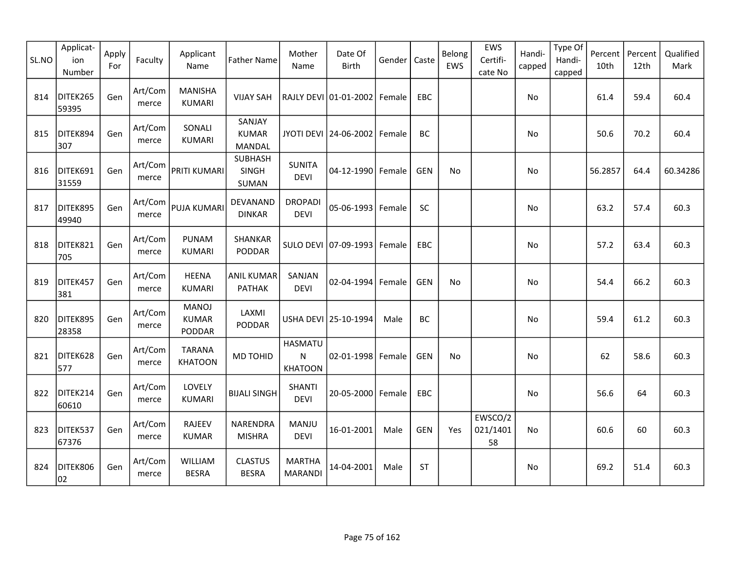| SL.NO | Applicat-ion Number | Apply For | Faculty | Applicant Name | Father Name | Mother Name | Date Of Birth | Gender | Caste | Belong EWS | EWS Certifi-cate No | Handi-capped | Type Of Handi-capped | Percent 10th | Percent 12th | Qualified Mark |
|---|---|---|---|---|---|---|---|---|---|---|---|---|---|---|---|---|
| 814 | DITEK26559395 | Gen | Art/Commerce | MANISHA KUMARI | VIJAY SAH | RAJLY DEVI | 01-01-2002 | Female | EBC | | | No | | 61.4 | 59.4 | 60.4 |
| 815 | DITEK894307 | Gen | Art/Commerce | SONALI KUMARI | SANJAY KUMAR MANDAL | JYOTI DEVI | 24-06-2002 | Female | BC | | | No | | 50.6 | 70.2 | 60.4 |
| 816 | DITEK69131559 | Gen | Art/Commerce | PRITI KUMARI | SUBHASH SINGH SUMAN | SUNITA DEVI | 04-12-1990 | Female | GEN | No | | No | | 56.2857 | 64.4 | 60.34286 |
| 817 | DITEK89549940 | Gen | Art/Commerce | PUJA KUMARI | DEVANAND DINKAR | DROPADI DEVI | 05-06-1993 | Female | SC | | | No | | 63.2 | 57.4 | 60.3 |
| 818 | DITEK821705 | Gen | Art/Commerce | PUNAM KUMARI | SHANKAR PODDAR | SULO DEVI | 07-09-1993 | Female | EBC | | | No | | 57.2 | 63.4 | 60.3 |
| 819 | DITEK457381 | Gen | Art/Commerce | HEENA KUMARI | ANIL KUMAR PATHAK | SANJAN DEVI | 02-04-1994 | Female | GEN | No | | No | | 54.4 | 66.2 | 60.3 |
| 820 | DITEK89528358 | Gen | Art/Commerce | MANOJ KUMAR PODDAR | LAXMI PODDAR | USHA DEVI | 25-10-1994 | Male | BC | | | No | | 59.4 | 61.2 | 60.3 |
| 821 | DITEK628577 | Gen | Art/Commerce | TARANA KHATOON | MD TOHID | HASMATUN KHATOON | 02-01-1998 | Female | GEN | No | | No | | 62 | 58.6 | 60.3 |
| 822 | DITEK21460610 | Gen | Art/Commerce | LOVELY KUMARI | BIJALI SINGH | SHANTI DEVI | 20-05-2000 | Female | EBC | | | No | | 56.6 | 64 | 60.3 |
| 823 | DITEK53767376 | Gen | Art/Commerce | RAJEEV KUMAR | NARENDRA MISHRA | MANJU DEVI | 16-01-2001 | Male | GEN | Yes | EWSCO/2021/140158 | No | | 60.6 | 60 | 60.3 |
| 824 | DITEK80602 | Gen | Art/Commerce | WILLIAM BESRA | CLASTUS BESRA | MARTHA MARANDI | 14-04-2001 | Male | ST | | | No | | 69.2 | 51.4 | 60.3 |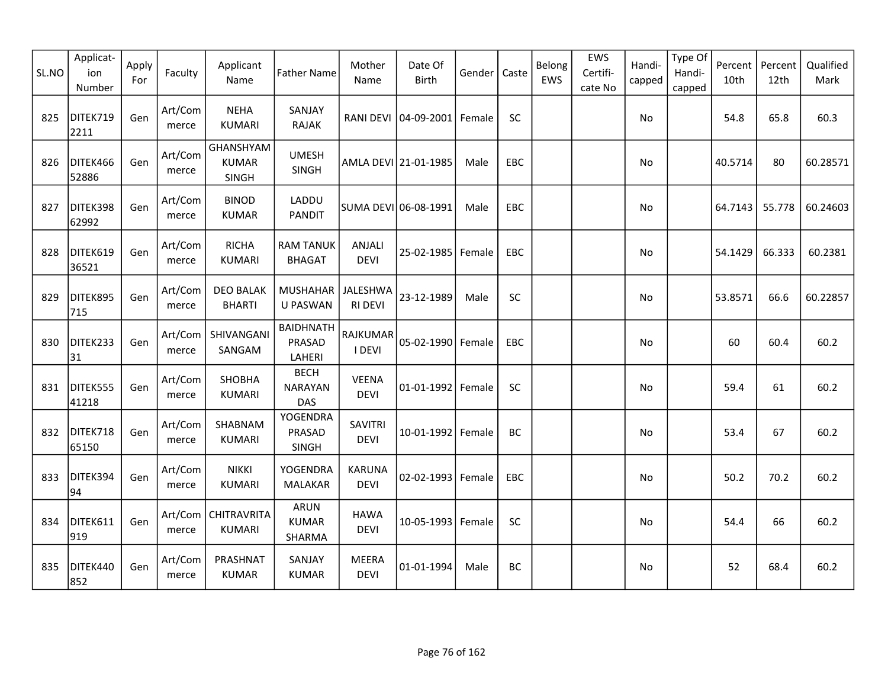| SL.NO | Applicat-ion Number | Apply For | Faculty | Applicant Name | Father Name | Mother Name | Date Of Birth | Gender | Caste | Belong EWS | EWS Certifi-cate No | Handi-capped | Type Of Handi-capped | Percent 10th | Percent 12th | Qualified Mark |
|---|---|---|---|---|---|---|---|---|---|---|---|---|---|---|---|---|
| 825 | DITEK7192211 | Gen | Art/Commerce | NEHA KUMARI | SANJAY RAJAK | RANI DEVI | 04-09-2001 | Female | SC | | | No | | 54.8 | 65.8 | 60.3 |
| 826 | DITEK46652886 | Gen | Art/Commerce | GHANSHYAM KUMAR SINGH | UMESH SINGH | AMLA DEVI | 21-01-1985 | Male | EBC | | | No | | 40.5714 | 80 | 60.28571 |
| 827 | DITEK39862992 | Gen | Art/Commerce | BINOD KUMAR | LADDU PANDIT | SUMA DEVI | 06-08-1991 | Male | EBC | | | No | | 64.7143 | 55.778 | 60.24603 |
| 828 | DITEK61936521 | Gen | Art/Commerce | RICHA KUMARI | RAM TANUK BHAGAT | ANJALI DEVI | 25-02-1985 | Female | EBC | | | No | | 54.1429 | 66.333 | 60.2381 |
| 829 | DITEK895715 | Gen | Art/Commerce | DEO BALAK BHARTI | MUSHAHARU PASWAN | JALESHWARI DEVI | 23-12-1989 | Male | SC | | | No | | 53.8571 | 66.6 | 60.22857 |
| 830 | DITEK23331 | Gen | Art/Commerce | SHIVANGANI SANGAM | BAIDHNATH PRASAD LAHERI | RAJKUMARI DEVI | 05-02-1990 | Female | EBC | | | No | | 60 | 60.4 | 60.2 |
| 831 | DITEK55541218 | Gen | Art/Commerce | SHOBHA KUMARI | BECH NARAYAN DAS | VEENA DEVI | 01-01-1992 | Female | SC | | | No | | 59.4 | 61 | 60.2 |
| 832 | DITEK71865150 | Gen | Art/Commerce | SHABNAM KUMARI | YOGENDRA PRASAD SINGH | SAVITRI DEVI | 10-01-1992 | Female | BC | | | No | | 53.4 | 67 | 60.2 |
| 833 | DITEK39494 | Gen | Art/Commerce | NIKKI KUMARI | YOGENDRA MALAKAR | KARUNA DEVI | 02-02-1993 | Female | EBC | | | No | | 50.2 | 70.2 | 60.2 |
| 834 | DITEK611919 | Gen | Art/Commerce | CHITRAVRITA KUMARI | ARUN KUMAR SHARMA | HAWA DEVI | 10-05-1993 | Female | SC | | | No | | 54.4 | 66 | 60.2 |
| 835 | DITEK440852 | Gen | Art/Commerce | PRASHNAT KUMAR | SANJAY KUMAR | MEERA DEVI | 01-01-1994 | Male | BC | | | No | | 52 | 68.4 | 60.2 |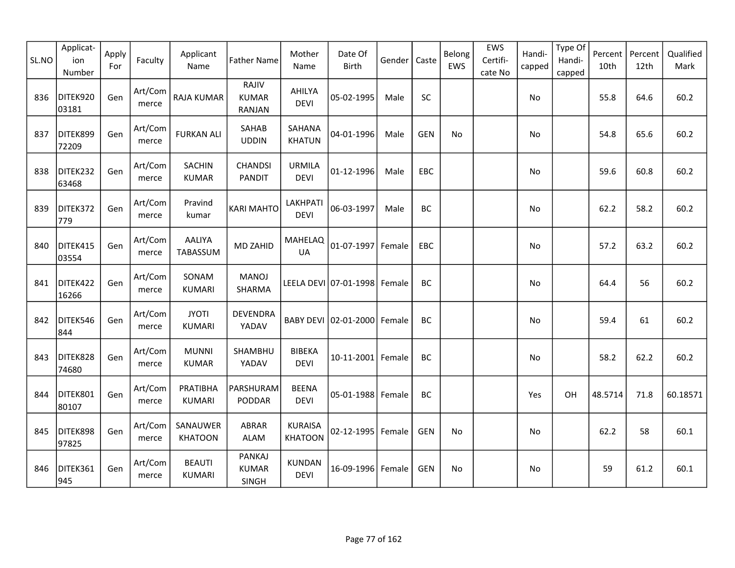| SL.NO | Applicat-ion Number | Apply For | Faculty | Applicant Name | Father Name | Mother Name | Date Of Birth | Gender | Caste | Belong EWS | EWS Certifi-cate No | Handi-capped | Type Of Handi-capped | Percent 10th | Percent 12th | Qualified Mark |
|---|---|---|---|---|---|---|---|---|---|---|---|---|---|---|---|---|
| 836 | DITEK92003181 | Gen | Art/Commerce | RAJA KUMAR | RAJIV KUMAR RANJAN | AHILYA DEVI | 05-02-1995 | Male | SC | | | No | | 55.8 | 64.6 | 60.2 |
| 837 | DITEK89972209 | Gen | Art/Commerce | FURKAN ALI | SAHAB UDDIN | SAHANA KHATUN | 04-01-1996 | Male | GEN | No | | No | | 54.8 | 65.6 | 60.2 |
| 838 | DITEK23263468 | Gen | Art/Commerce | SACHIN KUMAR | CHANDSI PANDIT | URMILA DEVI | 01-12-1996 | Male | EBC | | | No | | 59.6 | 60.8 | 60.2 |
| 839 | DITEK372779 | Gen | Art/Commerce | Pravind kumar | KARI MAHTO | LAKHPATI DEVI | 06-03-1997 | Male | BC | | | No | | 62.2 | 58.2 | 60.2 |
| 840 | DITEK41503554 | Gen | Art/Commerce | AALIYA TABASSUM | MD ZAHID | MAHELAQUA | 01-07-1997 | Female | EBC | | | No | | 57.2 | 63.2 | 60.2 |
| 841 | DITEK42216266 | Gen | Art/Commerce | SONAM KUMARI | MANOJ SHARMA | LEELA DEVI | 07-01-1998 | Female | BC | | | No | | 64.4 | 56 | 60.2 |
| 842 | DITEK546844 | Gen | Art/Commerce | JYOTI KUMARI | DEVENDRA YADAV | BABY DEVI | 02-01-2000 | Female | BC | | | No | | 59.4 | 61 | 60.2 |
| 843 | DITEK82874680 | Gen | Art/Commerce | MUNNI KUMAR | SHAMBHU YADAV | BIBEKA DEVI | 10-11-2001 | Female | BC | | | No | | 58.2 | 62.2 | 60.2 |
| 844 | DITEK80180107 | Gen | Art/Commerce | PRATIBHA KUMARI | PARSHURAM PODDAR | BEENA DEVI | 05-01-1988 | Female | BC | | | Yes | OH | 48.5714 | 71.8 | 60.18571 |
| 845 | DITEK89897825 | Gen | Art/Commerce | SANAUWER KHATOON | ABRAR ALAM | KURAISA KHATOON | 02-12-1995 | Female | GEN | No | | No | | 62.2 | 58 | 60.1 |
| 846 | DITEK361945 | Gen | Art/Commerce | BEAUTI KUMARI | PANKAJ KUMAR SINGH | KUNDAN DEVI | 16-09-1996 | Female | GEN | No | | No | | 59 | 61.2 | 60.1 |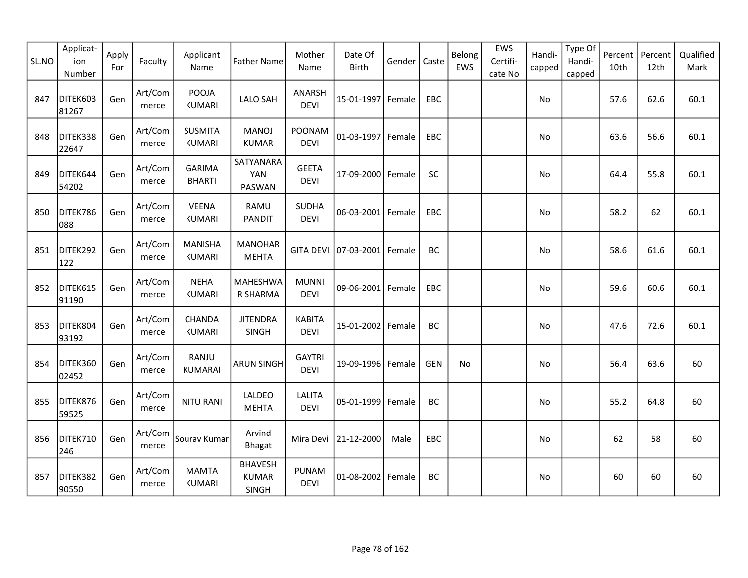| SL.NO | Applicat-ion Number | Apply For | Faculty | Applicant Name | Father Name | Mother Name | Date Of Birth | Gender | Caste | Belong EWS | EWS Certifi-cate No | Handi-capped | Type Of Handi-capped | Percent 10th | Percent 12th | Qualified Mark |
|---|---|---|---|---|---|---|---|---|---|---|---|---|---|---|---|---|
| 847 | DITEK60381267 | Gen | Art/Commerce | POOJA KUMARI | LALO SAH | ANARSH DEVI | 15-01-1997 | Female | EBC | | | No | | 57.6 | 62.6 | 60.1 |
| 848 | DITEK33822647 | Gen | Art/Commerce | SUSMITA KUMARI | MANOJ KUMAR | POONAM DEVI | 01-03-1997 | Female | EBC | | | No | | 63.6 | 56.6 | 60.1 |
| 849 | DITEK64454202 | Gen | Art/Commerce | GARIMA BHARTI | SATYANARAYAN PASWAN | GEETA DEVI | 17-09-2000 | Female | SC | | | No | | 64.4 | 55.8 | 60.1 |
| 850 | DITEK786088 | Gen | Art/Commerce | VEENA KUMARI | RAMU PANDIT | SUDHA DEVI | 06-03-2001 | Female | EBC | | | No | | 58.2 | 62 | 60.1 |
| 851 | DITEK292122 | Gen | Art/Commerce | MANISHA KUMARI | MANOHAR MEHTA | GITA DEVI | 07-03-2001 | Female | BC | | | No | | 58.6 | 61.6 | 60.1 |
| 852 | DITEK61591190 | Gen | Art/Commerce | NEHA KUMARI | MAHESHWAR SHARMA | MUNNI DEVI | 09-06-2001 | Female | EBC | | | No | | 59.6 | 60.6 | 60.1 |
| 853 | DITEK80493192 | Gen | Art/Commerce | CHANDA KUMARI | JITENDRA SINGH | KABITA DEVI | 15-01-2002 | Female | BC | | | No | | 47.6 | 72.6 | 60.1 |
| 854 | DITEK36002452 | Gen | Art/Commerce | RANJU KUMARAI | ARUN SINGH | GAYTRI DEVI | 19-09-1996 | Female | GEN | No | | No | | 56.4 | 63.6 | 60 |
| 855 | DITEK87659525 | Gen | Art/Commerce | NITU RANI | LALDEO MEHTA | LALITA DEVI | 05-01-1999 | Female | BC | | | No | | 55.2 | 64.8 | 60 |
| 856 | DITEK710246 | Gen | Art/Commerce | Sourav Kumar | Arvind Bhagat | Mira Devi | 21-12-2000 | Male | EBC | | | No | | 62 | 58 | 60 |
| 857 | DITEK38290550 | Gen | Art/Commerce | MAMTA KUMARI | BHAVESH KUMAR SINGH | PUNAM DEVI | 01-08-2002 | Female | BC | | | No | | 60 | 60 | 60 |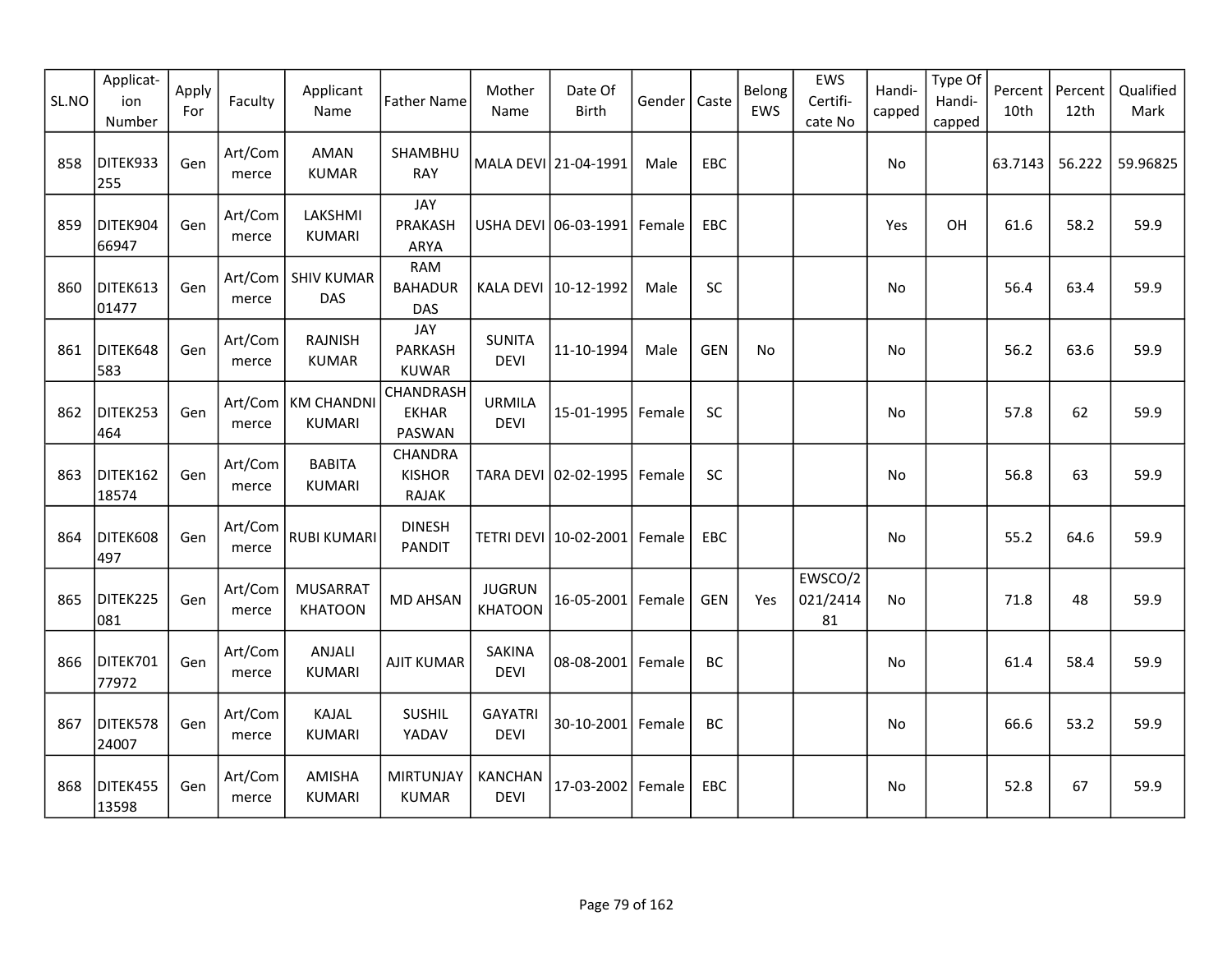| SL.NO | Applicat-ion Number | Apply For | Faculty | Applicant Name | Father Name | Mother Name | Date Of Birth | Gender | Caste | Belong EWS | EWS Certifi-cate No | Handi-capped | Type Of Handi-capped | Percent 10th | Percent 12th | Qualified Mark |
|---|---|---|---|---|---|---|---|---|---|---|---|---|---|---|---|---|
| 858 | DITEK933255 | Gen | Art/Commerce | AMAN KUMAR | SHAMBHU RAY | MALA DEVI | 21-04-1991 | Male | EBC | | | No | | 63.7143 | 56.222 | 59.96825 |
| 859 | DITEK90466947 | Gen | Art/Commerce | LAKSHMI KUMARI | JAY PRAKASH ARYA | USHA DEVI | 06-03-1991 | Female | EBC | | | Yes | OH | 61.6 | 58.2 | 59.9 |
| 860 | DITEK61301477 | Gen | Art/Commerce | SHIV KUMAR DAS | RAM BAHADUR DAS | KALA DEVI | 10-12-1992 | Male | SC | | | No | | 56.4 | 63.4 | 59.9 |
| 861 | DITEK648583 | Gen | Art/Commerce | RAJNISH KUMAR | JAY PARKASH KUWAR | SUNITA DEVI | 11-10-1994 | Male | GEN | No | | No | | 56.2 | 63.6 | 59.9 |
| 862 | DITEK253464 | Gen | Art/Commerce | KM CHANDNI KUMARI | CHANDRASHEKHAR PASWAN | URMILA DEVI | 15-01-1995 | Female | SC | | | No | | 57.8 | 62 | 59.9 |
| 863 | DITEK16218574 | Gen | Art/Commerce | BABITA KUMARI | CHANDRA KISHOR RAJAK | TARA DEVI | 02-02-1995 | Female | SC | | | No | | 56.8 | 63 | 59.9 |
| 864 | DITEK608497 | Gen | Art/Commerce | RUBI KUMARI | DINESH PANDIT | TETRI DEVI | 10-02-2001 | Female | EBC | | | No | | 55.2 | 64.6 | 59.9 |
| 865 | DITEK225081 | Gen | Art/Commerce | MUSARRAT KHATOON | MD AHSAN | JUGRUN KHATOON | 16-05-2001 | Female | GEN | Yes | EWSCO/2021/241481 | No | | 71.8 | 48 | 59.9 |
| 866 | DITEK70177972 | Gen | Art/Commerce | ANJALI KUMARI | AJIT KUMAR | SAKINA DEVI | 08-08-2001 | Female | BC | | | No | | 61.4 | 58.4 | 59.9 |
| 867 | DITEK57824007 | Gen | Art/Commerce | KAJAL KUMARI | SUSHIL YADAV | GAYATRI DEVI | 30-10-2001 | Female | BC | | | No | | 66.6 | 53.2 | 59.9 |
| 868 | DITEK45513598 | Gen | Art/Commerce | AMISHA KUMARI | MIRTUNJAY KUMAR | KANCHAN DEVI | 17-03-2002 | Female | EBC | | | No | | 52.8 | 67 | 59.9 |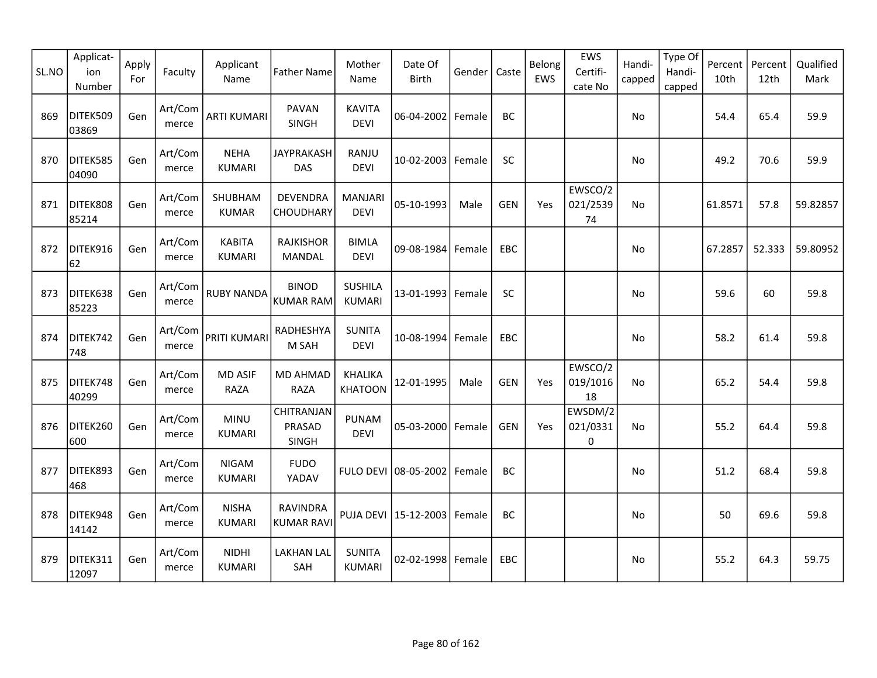| SL.NO | Applicat-ion Number | Apply For | Faculty | Applicant Name | Father Name | Mother Name | Date Of Birth | Gender | Caste | Belong EWS | EWS Certifi-cate No | Handi-capped | Type Of Handi-capped | Percent 10th | Percent 12th | Qualified Mark |
|---|---|---|---|---|---|---|---|---|---|---|---|---|---|---|---|---|
| 869 | DITEK50903869 | Gen | Art/Commerce | ARTI KUMARI | PAVAN SINGH | KAVITA DEVI | 06-04-2002 | Female | BC | | | No | | 54.4 | 65.4 | 59.9 |
| 870 | DITEK58504090 | Gen | Art/Commerce | NEHA KUMARI | JAYPRAKASH DAS | RANJU DEVI | 10-02-2003 | Female | SC | | | No | | 49.2 | 70.6 | 59.9 |
| 871 | DITEK80885214 | Gen | Art/Commerce | SHUBHAM KUMAR | DEVENDRA CHOUDHARY | MANJARI DEVI | 05-10-1993 | Male | GEN | Yes | EWSCO/2021/253974 | No | | 61.8571 | 57.8 | 59.82857 |
| 872 | DITEK91662 | Gen | Art/Commerce | KABITA KUMARI | RAJKISHOR MANDAL | BIMLA DEVI | 09-08-1984 | Female | EBC | | | No | | 67.2857 | 52.333 | 59.80952 |
| 873 | DITEK63885223 | Gen | Art/Commerce | RUBY NANDA | BINOD KUMAR RAM | SUSHILA KUMARI | 13-01-1993 | Female | SC | | | No | | 59.6 | 60 | 59.8 |
| 874 | DITEK742748 | Gen | Art/Commerce | PRITI KUMARI | RADHESHYAM SAH | SUNITA DEVI | 10-08-1994 | Female | EBC | | | No | | 58.2 | 61.4 | 59.8 |
| 875 | DITEK74840299 | Gen | Art/Commerce | MD ASIF RAZA | MD AHMAD RAZA | KHALIKA KHATOON | 12-01-1995 | Male | GEN | Yes | EWSCO/2019/101618 | No | | 65.2 | 54.4 | 59.8 |
| 876 | DITEK260600 | Gen | Art/Commerce | MINU KUMARI | CHITRANJAN PRASAD SINGH | PUNAM DEVI | 05-03-2000 | Female | GEN | Yes | EWSDM/2021/03310 | No | | 55.2 | 64.4 | 59.8 |
| 877 | DITEK893468 | Gen | Art/Commerce | NIGAM KUMARI | FUDO YADAV | FULO DEVI | 08-05-2002 | Female | BC | | | No | | 51.2 | 68.4 | 59.8 |
| 878 | DITEK94814142 | Gen | Art/Commerce | NISHA KUMARI | RAVINDRA KUMAR RAVI | PUJA DEVI | 15-12-2003 | Female | BC | | | No | | 50 | 69.6 | 59.8 |
| 879 | DITEK31112097 | Gen | Art/Commerce | NIDHI KUMARI | LAKHAN LAL SAH | SUNITA KUMARI | 02-02-1998 | Female | EBC | | | No | | 55.2 | 64.3 | 59.75 |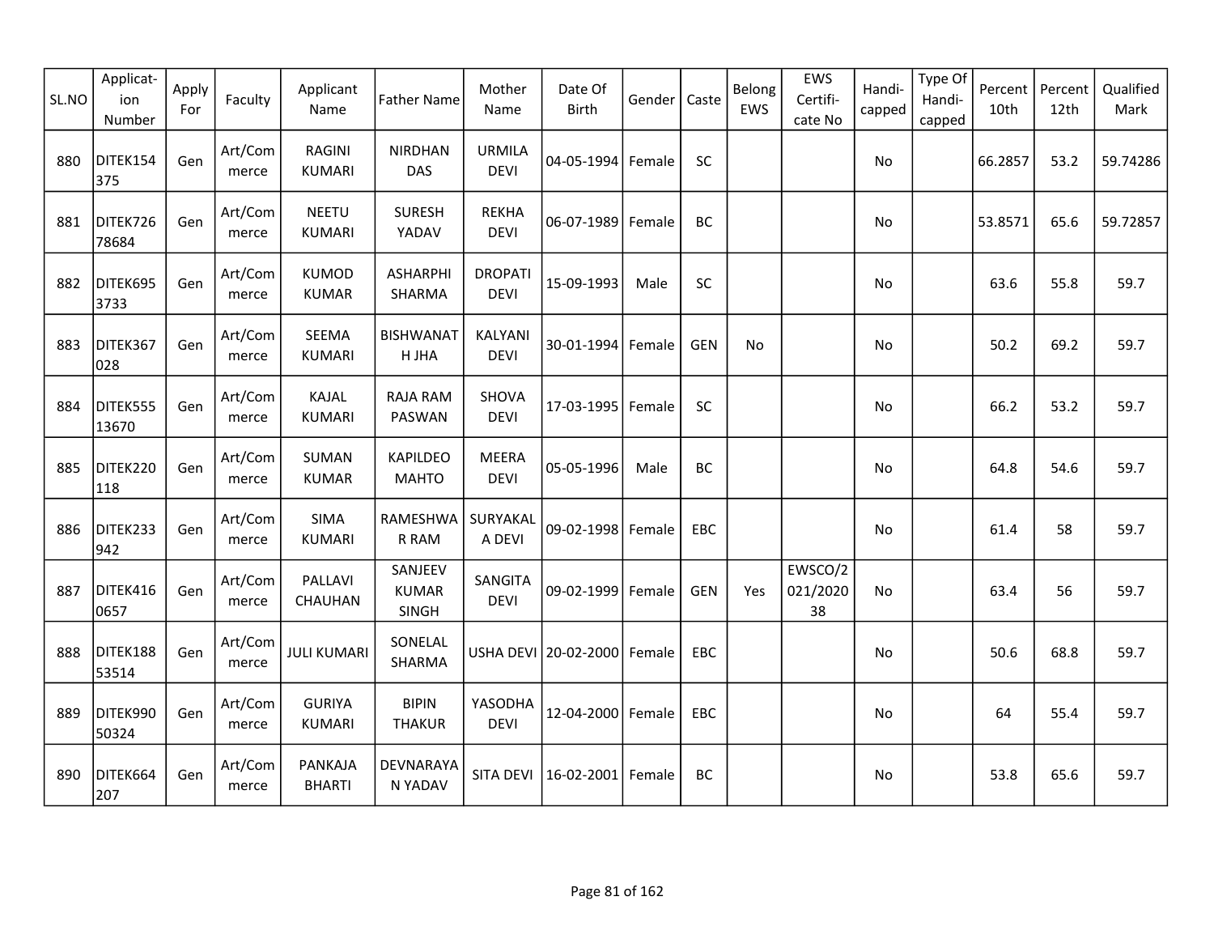| SL.NO | Applicat-ion Number | Apply For | Faculty | Applicant Name | Father Name | Mother Name | Date Of Birth | Gender | Caste | Belong EWS | EWS Certifi-cate No | Handi-capped | Type Of Handi-capped | Percent 10th | Percent 12th | Qualified Mark |
|---|---|---|---|---|---|---|---|---|---|---|---|---|---|---|---|---|
| 880 | DITEK154375 | Gen | Art/Commerce | RAGINI KUMARI | NIRDHAN DAS | URMILA DEVI | 04-05-1994 | Female | SC | | | No | | 66.2857 | 53.2 | 59.74286 |
| 881 | DITEK72678684 | Gen | Art/Commerce | NEETU KUMARI | SURESH YADAV | REKHA DEVI | 06-07-1989 | Female | BC | | | No | | 53.8571 | 65.6 | 59.72857 |
| 882 | DITEK6953733 | Gen | Art/Commerce | KUMOD KUMAR | ASHARPHI SHARMA | DROPATI DEVI | 15-09-1993 | Male | SC | | | No | | 63.6 | 55.8 | 59.7 |
| 883 | DITEK367028 | Gen | Art/Commerce | SEEMA KUMARI | BISHWANATH JHA | KALYANI DEVI | 30-01-1994 | Female | GEN | No | | No | | 50.2 | 69.2 | 59.7 |
| 884 | DITEK55513670 | Gen | Art/Commerce | KAJAL KUMARI | RAJA RAM PASWAN | SHOVA DEVI | 17-03-1995 | Female | SC | | | No | | 66.2 | 53.2 | 59.7 |
| 885 | DITEK220118 | Gen | Art/Commerce | SUMAN KUMAR | KAPILDEO MAHTO | MEERA DEVI | 05-05-1996 | Male | BC | | | No | | 64.8 | 54.6 | 59.7 |
| 886 | DITEK233942 | Gen | Art/Commerce | SIMA KUMARI | RAMESHWAR RAM | SURYAKALA DEVI | 09-02-1998 | Female | EBC | | | No | | 61.4 | 58 | 59.7 |
| 887 | DITEK4160657 | Gen | Art/Commerce | PALLAVI CHAUHAN | SANJEEV KUMAR SINGH | SANGITA DEVI | 09-02-1999 | Female | GEN | Yes | EWSCO/2021/202038 | No | | 63.4 | 56 | 59.7 |
| 888 | DITEK18853514 | Gen | Art/Commerce | JULI KUMARI | SONELAL SHARMA | USHA DEVI | 20-02-2000 | Female | EBC | | | No | | 50.6 | 68.8 | 59.7 |
| 889 | DITEK99050324 | Gen | Art/Commerce | GURIYA KUMARI | BIPIN THAKUR | YASODHA DEVI | 12-04-2000 | Female | EBC | | | No | | 64 | 55.4 | 59.7 |
| 890 | DITEK664207 | Gen | Art/Commerce | PANKAJA BHARTI | DEVNARAYAN YADAV | SITA DEVI | 16-02-2001 | Female | BC | | | No | | 53.8 | 65.6 | 59.7 |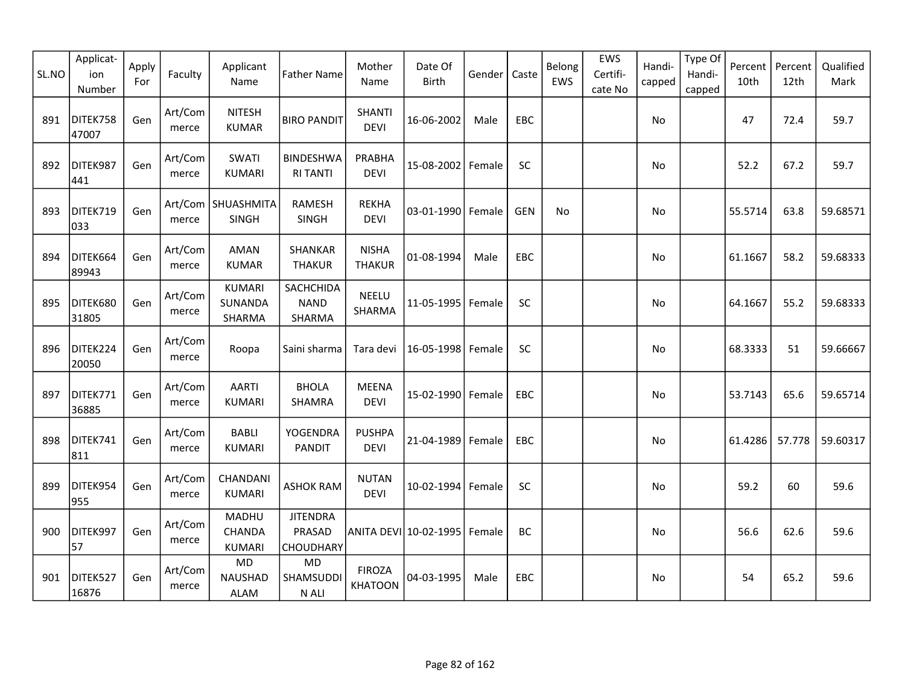| SL.NO | Applicat-ion Number | Apply For | Faculty | Applicant Name | Father Name | Mother Name | Date Of Birth | Gender | Caste | Belong EWS | EWS Certifi-cate No | Handi-capped | Type Of Handi-capped | Percent 10th | Percent 12th | Qualified Mark |
|---|---|---|---|---|---|---|---|---|---|---|---|---|---|---|---|---|
| 891 | DITEK75847007 | Gen | Art/Commerce | NITESH KUMAR | BIRO PANDIT | SHANTI DEVI | 16-06-2002 | Male | EBC | | | No | | 47 | 72.4 | 59.7 |
| 892 | DITEK987441 | Gen | Art/Commerce | SWATI KUMARI | BINDESHWARI TANTI | PRABHA DEVI | 15-08-2002 | Female | SC | | | No | | 52.2 | 67.2 | 59.7 |
| 893 | DITEK719033 | Gen | Art/Commerce | SHUASHMITA SINGH | RAMESH SINGH | REKHA DEVI | 03-01-1990 | Female | GEN | No | | No | | 55.5714 | 63.8 | 59.68571 |
| 894 | DITEK66489943 | Gen | Art/Commerce | AMAN KUMAR | SHANKAR THAKUR | NISHA THAKUR | 01-08-1994 | Male | EBC | | | No | | 61.1667 | 58.2 | 59.68333 |
| 895 | DITEK68031805 | Gen | Art/Commerce | KUMARI SUNANDA SHARMA | SACHCHIDANAND SHARMA | NEELU SHARMA | 11-05-1995 | Female | SC | | | No | | 64.1667 | 55.2 | 59.68333 |
| 896 | DITEK22420050 | Gen | Art/Commerce | Roopa | Saini sharma | Tara devi | 16-05-1998 | Female | SC | | | No | | 68.3333 | 51 | 59.66667 |
| 897 | DITEK77136885 | Gen | Art/Commerce | AARTI KUMARI | BHOLA SHAMRA | MEENA DEVI | 15-02-1990 | Female | EBC | | | No | | 53.7143 | 65.6 | 59.65714 |
| 898 | DITEK741811 | Gen | Art/Commerce | BABLI KUMARI | YOGENDRA PANDIT | PUSHPA DEVI | 21-04-1989 | Female | EBC | | | No | | 61.4286 | 57.778 | 59.60317 |
| 899 | DITEK954955 | Gen | Art/Commerce | CHANDANI KUMARI | ASHOK RAM | NUTAN DEVI | 10-02-1994 | Female | SC | | | No | | 59.2 | 60 | 59.6 |
| 900 | DITEK99757 | Gen | Art/Commerce | MADHU CHANDA KUMARI | JITENDRA PRASAD CHOUDHARY | ANITA DEVI | 10-02-1995 | Female | BC | | | No | | 56.6 | 62.6 | 59.6 |
| 901 | DITEK52716876 | Gen | Art/Commerce | MD NAUSHAD ALAM | MD SHAMSUDDIN ALI | FIROZA KHATOON | 04-03-1995 | Male | EBC | | | No | | 54 | 65.2 | 59.6 |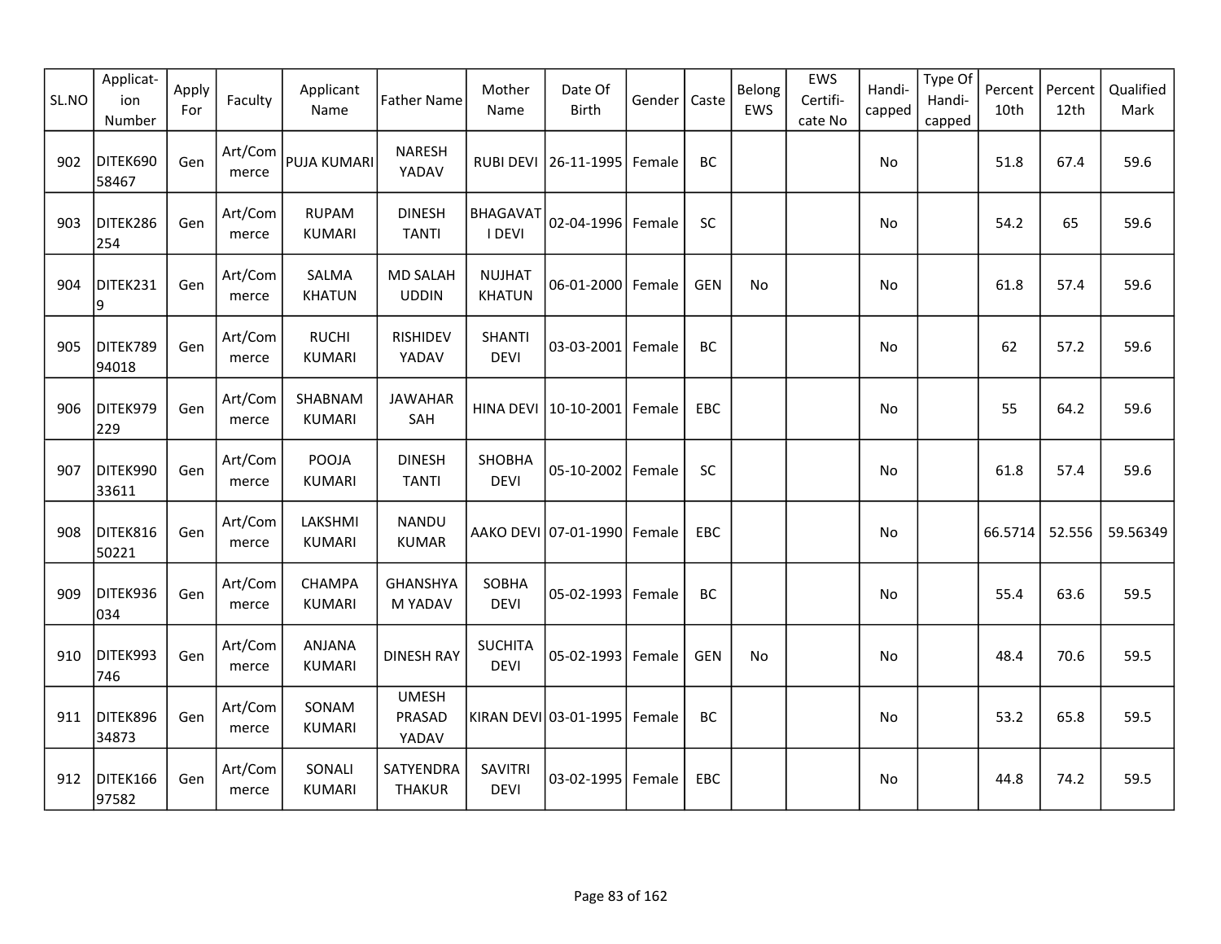| SL.NO | Applicat-ion Number | Apply For | Faculty | Applicant Name | Father Name | Mother Name | Date Of Birth | Gender | Caste | Belong EWS | EWS Certifi-cate No | Handi-capped | Type Of Handi-capped | Percent 10th | Percent 12th | Qualified Mark |
|---|---|---|---|---|---|---|---|---|---|---|---|---|---|---|---|---|
| 902 | DITEK69058467 | Gen | Art/Commerce | PUJA KUMARI | NARESH YADAV | RUBI DEVI | 26-11-1995 | Female | BC | | | No | | 51.8 | 67.4 | 59.6 |
| 903 | DITEK286254 | Gen | Art/Commerce | RUPAM KUMARI | DINESH TANTI | BHAGAVATI DEVI | 02-04-1996 | Female | SC | | | No | | 54.2 | 65 | 59.6 |
| 904 | DITEK2319 | Gen | Art/Commerce | SALMA KHATUN | MD SALAH UDDIN | NUJHAT KHATUN | 06-01-2000 | Female | GEN | No | | No | | 61.8 | 57.4 | 59.6 |
| 905 | DITEK78994018 | Gen | Art/Commerce | RUCHI KUMARI | RISHIDEV YADAV | SHANTI DEVI | 03-03-2001 | Female | BC | | | No | | 62 | 57.2 | 59.6 |
| 906 | DITEK979229 | Gen | Art/Commerce | SHABNAM KUMARI | JAWAHAR SAH | HINA DEVI | 10-10-2001 | Female | EBC | | | No | | 55 | 64.2 | 59.6 |
| 907 | DITEK99033611 | Gen | Art/Commerce | POOJA KUMARI | DINESH TANTI | SHOBHA DEVI | 05-10-2002 | Female | SC | | | No | | 61.8 | 57.4 | 59.6 |
| 908 | DITEK81650221 | Gen | Art/Commerce | LAKSHMI KUMARI | NANDU KUMAR | AAKO DEVI | 07-01-1990 | Female | EBC | | | No | | 66.5714 | 52.556 | 59.56349 |
| 909 | DITEK936034 | Gen | Art/Commerce | CHAMPA KUMARI | GHANSHYAM YADAV | SOBHA DEVI | 05-02-1993 | Female | BC | | | No | | 55.4 | 63.6 | 59.5 |
| 910 | DITEK993746 | Gen | Art/Commerce | ANJANA KUMARI | DINESH RAY | SUCHITA DEVI | 05-02-1993 | Female | GEN | No | | No | | 48.4 | 70.6 | 59.5 |
| 911 | DITEK89634873 | Gen | Art/Commerce | SONAM KUMARI | UMESH PRASAD YADAV | KIRAN DEVI | 03-01-1995 | Female | BC | | | No | | 53.2 | 65.8 | 59.5 |
| 912 | DITEK16697582 | Gen | Art/Commerce | SONALI KUMARI | SATYENDRA THAKUR | SAVITRI DEVI | 03-02-1995 | Female | EBC | | | No | | 44.8 | 74.2 | 59.5 |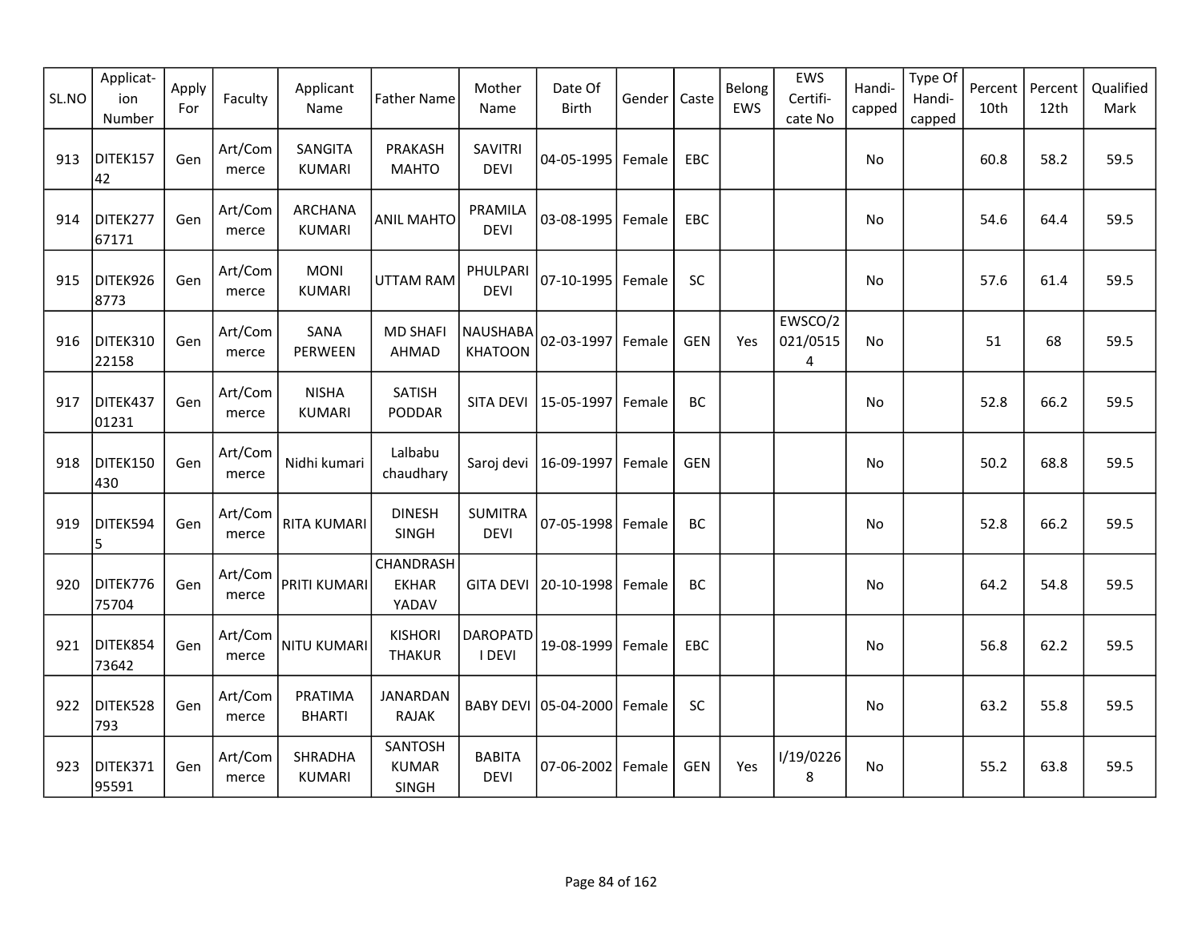| SL.NO | Applicat-ion Number | Apply For | Faculty | Applicant Name | Father Name | Mother Name | Date Of Birth | Gender | Caste | Belong EWS | EWS Certifi-cate No | Handi-capped | Type Of Handi-capped | Percent 10th | Percent 12th | Qualified Mark |
|---|---|---|---|---|---|---|---|---|---|---|---|---|---|---|---|---|
| 913 | DITEK15742 | Gen | Art/Commerce | SANGITA KUMARI | PRAKASH MAHTO | SAVITRI DEVI | 04-05-1995 | Female | EBC | | | No | | 60.8 | 58.2 | 59.5 |
| 914 | DITEK27767171 | Gen | Art/Commerce | ARCHANA KUMARI | ANIL MAHTO | PRAMILA DEVI | 03-08-1995 | Female | EBC | | | No | | 54.6 | 64.4 | 59.5 |
| 915 | DITEK9268773 | Gen | Art/Commerce | MONI KUMARI | UTTAM RAM | PHULPARI DEVI | 07-10-1995 | Female | SC | | | No | | 57.6 | 61.4 | 59.5 |
| 916 | DITEK31022158 | Gen | Art/Commerce | SANA PERWEEN | MD SHAFI AHMAD | NAUSHABA KHATOON | 02-03-1997 | Female | GEN | Yes | EWSCO/2021/05154 | No | | 51 | 68 | 59.5 |
| 917 | DITEK43701231 | Gen | Art/Commerce | NISHA KUMARI | SATISH PODDAR | SITA DEVI | 15-05-1997 | Female | BC | | | No | | 52.8 | 66.2 | 59.5 |
| 918 | DITEK150430 | Gen | Art/Commerce | Nidhi kumari | Lalbabu chaudhary | Saroj devi | 16-09-1997 | Female | GEN | | | No | | 50.2 | 68.8 | 59.5 |
| 919 | DITEK5945 | Gen | Art/Commerce | RITA KUMARI | DINESH SINGH | SUMITRA DEVI | 07-05-1998 | Female | BC | | | No | | 52.8 | 66.2 | 59.5 |
| 920 | DITEK77675704 | Gen | Art/Commerce | PRITI KUMARI | CHANDRASHEKHAR YADAV | GITA DEVI | 20-10-1998 | Female | BC | | | No | | 64.2 | 54.8 | 59.5 |
| 921 | DITEK85473642 | Gen | Art/Commerce | NITU KUMARI | KISHORI THAKUR | DAROPATDI DEVI | 19-08-1999 | Female | EBC | | | No | | 56.8 | 62.2 | 59.5 |
| 922 | DITEK528793 | Gen | Art/Commerce | PRATIMA BHARTI | JANARDAN RAJAK | BABY DEVI | 05-04-2000 | Female | SC | | | No | | 63.2 | 55.8 | 59.5 |
| 923 | DITEK37195591 | Gen | Art/Commerce | SHRADHA KUMARI | SANTOSH KUMAR SINGH | BABITA DEVI | 07-06-2002 | Female | GEN | Yes | I/19/02268 | No | | 55.2 | 63.8 | 59.5 |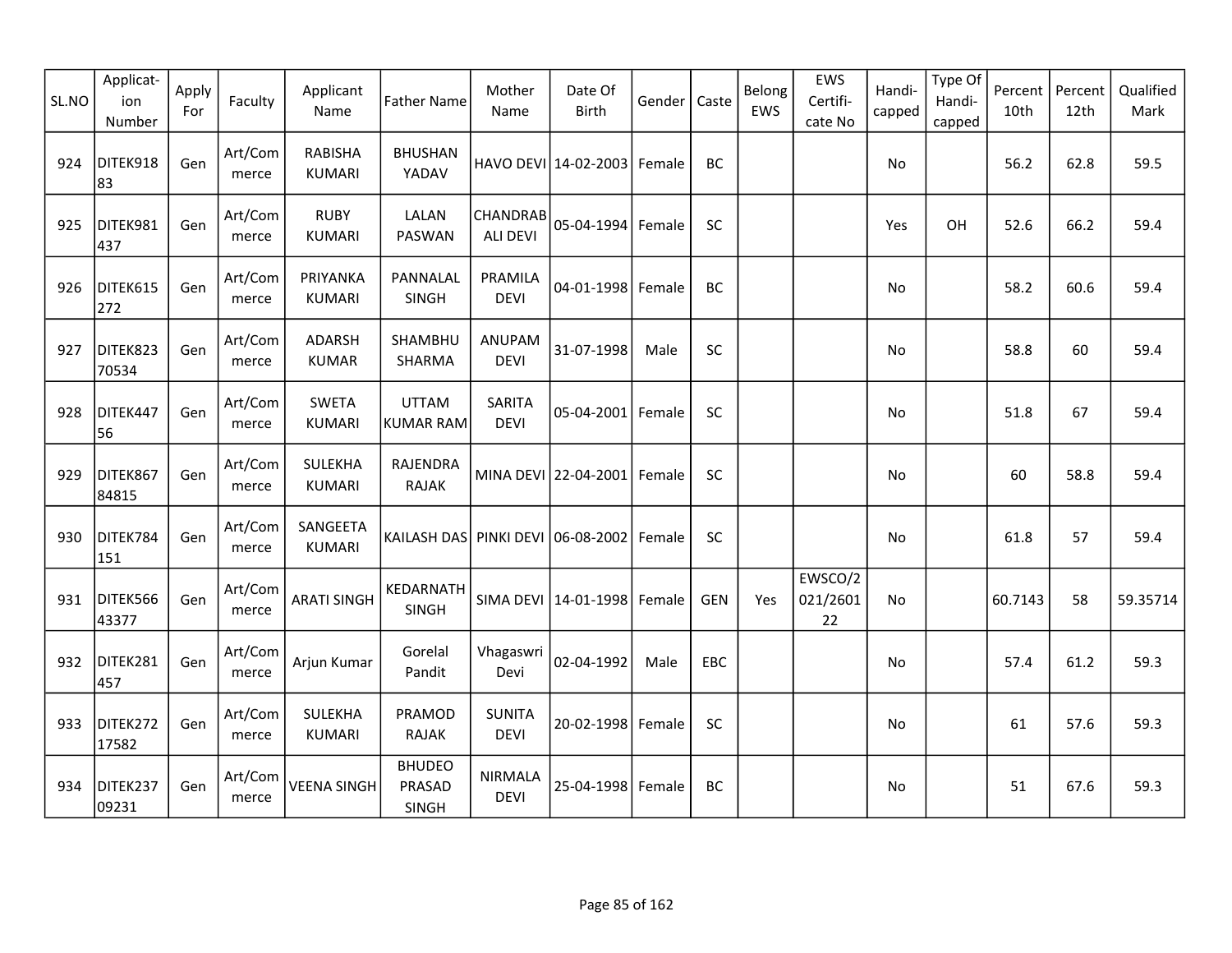| SL.NO | Applicat-ion Number | Apply For | Faculty | Applicant Name | Father Name | Mother Name | Date Of Birth | Gender | Caste | Belong EWS | EWS Certifi-cate No | Handi-capped | Type Of Handi-capped | Percent 10th | Percent 12th | Qualified Mark |
|---|---|---|---|---|---|---|---|---|---|---|---|---|---|---|---|---|
| 924 | DITEK91883 | Gen | Art/Commerce | RABISHA KUMARI | BHUSHAN YADAV | HAVO DEVI | 14-02-2003 | Female | BC | | | No | | 56.2 | 62.8 | 59.5 |
| 925 | DITEK981437 | Gen | Art/Commerce | RUBY KUMARI | LALAN PASWAN | CHANDRABALI DEVI | 05-04-1994 | Female | SC | | | Yes | OH | 52.6 | 66.2 | 59.4 |
| 926 | DITEK615272 | Gen | Art/Commerce | PRIYANKA KUMARI | PANNALAL SINGH | PRAMILA DEVI | 04-01-1998 | Female | BC | | | No | | 58.2 | 60.6 | 59.4 |
| 927 | DITEK82370534 | Gen | Art/Commerce | ADARSH KUMAR | SHAMBHU SHARMA | ANUPAM DEVI | 31-07-1998 | Male | SC | | | No | | 58.8 | 60 | 59.4 |
| 928 | DITEK44756 | Gen | Art/Commerce | SWETA KUMARI | UTTAM KUMAR RAM | SARITA DEVI | 05-04-2001 | Female | SC | | | No | | 51.8 | 67 | 59.4 |
| 929 | DITEK86784815 | Gen | Art/Commerce | SULEKHA KUMARI | RAJENDRA RAJAK | MINA DEVI | 22-04-2001 | Female | SC | | | No | | 60 | 58.8 | 59.4 |
| 930 | DITEK784151 | Gen | Art/Commerce | SANGEETA KUMARI | KAILASH DAS | PINKI DEVI | 06-08-2002 | Female | SC | | | No | | 61.8 | 57 | 59.4 |
| 931 | DITEK56643377 | Gen | Art/Commerce | ARATI SINGH | KEDARNATH SINGH | SIMA DEVI | 14-01-1998 | Female | GEN | Yes | EWSCO/2021/260122 | No | | 60.7143 | 58 | 59.35714 |
| 932 | DITEK281457 | Gen | Art/Commerce | Arjun Kumar | Gorelal Pandit | Vhagaswri Devi | 02-04-1992 | Male | EBC | | | No | | 57.4 | 61.2 | 59.3 |
| 933 | DITEK27217582 | Gen | Art/Commerce | SULEKHA KUMARI | PRAMOD RAJAK | SUNITA DEVI | 20-02-1998 | Female | SC | | | No | | 61 | 57.6 | 59.3 |
| 934 | DITEK23709231 | Gen | Art/Commerce | VEENA SINGH | BHUDEO PRASAD SINGH | NIRMALA DEVI | 25-04-1998 | Female | BC | | | No | | 51 | 67.6 | 59.3 |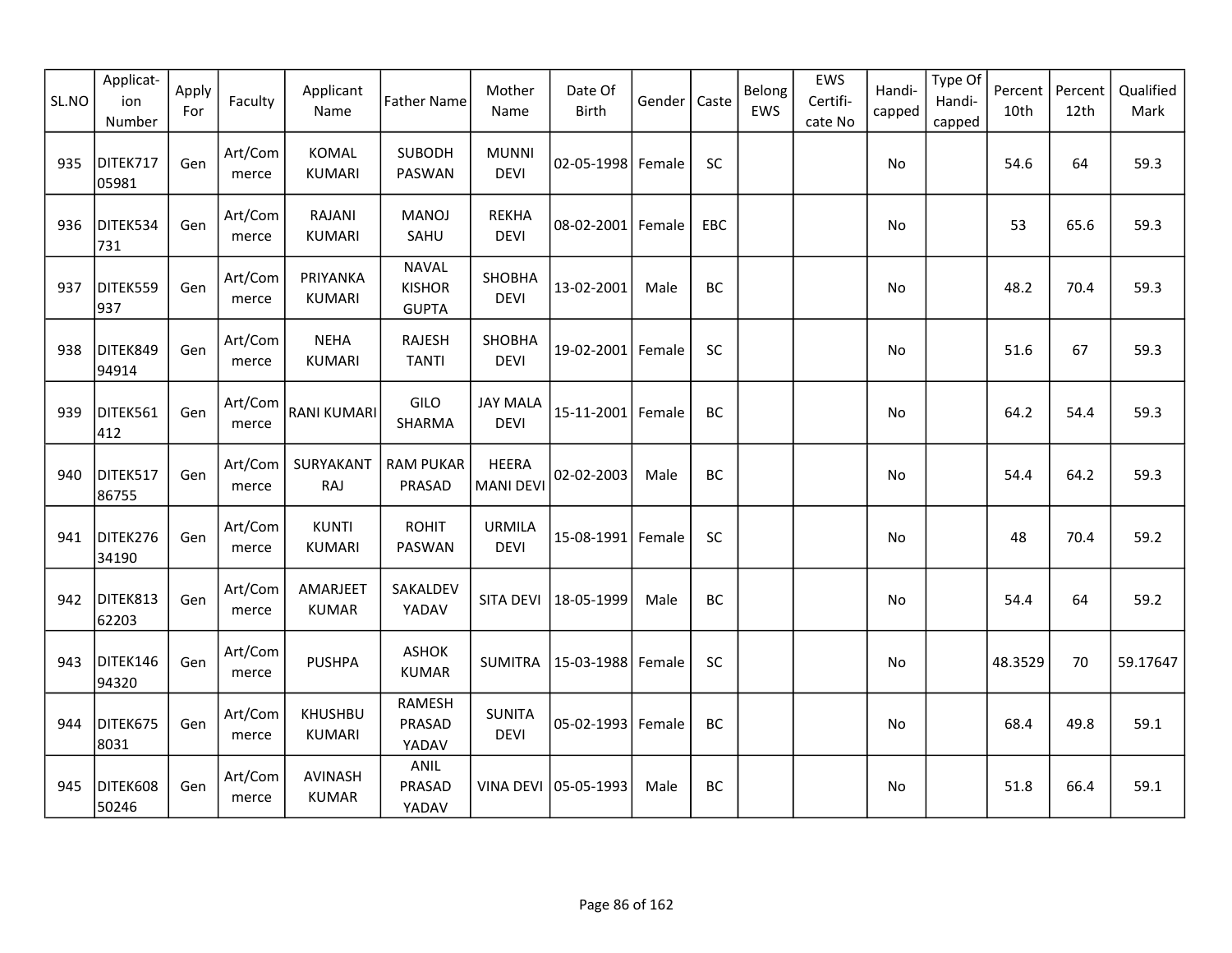| SL.NO | Applicat-ion Number | Apply For | Faculty | Applicant Name | Father Name | Mother Name | Date Of Birth | Gender | Caste | Belong EWS | EWS Certifi-cate No | Handi-capped | Type Of Handi-capped | Percent 10th | Percent 12th | Qualified Mark |
|---|---|---|---|---|---|---|---|---|---|---|---|---|---|---|---|---|
| 935 | DITEK71705981 | Gen | Art/Commerce | KOMAL KUMARI | SUBODH PASWAN | MUNNI DEVI | 02-05-1998 | Female | SC | | | No | | 54.6 | 64 | 59.3 |
| 936 | DITEK534731 | Gen | Art/Commerce | RAJANI KUMARI | MANOJ SAHU | REKHA DEVI | 08-02-2001 | Female | EBC | | | No | | 53 | 65.6 | 59.3 |
| 937 | DITEK559937 | Gen | Art/Commerce | PRIYANKA KUMARI | NAVAL KISHOR GUPTA | SHOBHA DEVI | 13-02-2001 | Male | BC | | | No | | 48.2 | 70.4 | 59.3 |
| 938 | DITEK84994914 | Gen | Art/Commerce | NEHA KUMARI | RAJESH TANTI | SHOBHA DEVI | 19-02-2001 | Female | SC | | | No | | 51.6 | 67 | 59.3 |
| 939 | DITEK561412 | Gen | Art/Commerce | RANI KUMARI | GILO SHARMA | JAY MALA DEVI | 15-11-2001 | Female | BC | | | No | | 64.2 | 54.4 | 59.3 |
| 940 | DITEK51786755 | Gen | Art/Commerce | SURYAKANT RAJ | RAM PUKAR PRASAD | HEERA MANI DEVI | 02-02-2003 | Male | BC | | | No | | 54.4 | 64.2 | 59.3 |
| 941 | DITEK27634190 | Gen | Art/Commerce | KUNTI KUMARI | ROHIT PASWAN | URMILA DEVI | 15-08-1991 | Female | SC | | | No | | 48 | 70.4 | 59.2 |
| 942 | DITEK81362203 | Gen | Art/Commerce | AMARJEET KUMAR | SAKALDEV YADAV | SITA DEVI | 18-05-1999 | Male | BC | | | No | | 54.4 | 64 | 59.2 |
| 943 | DITEK14694320 | Gen | Art/Commerce | PUSHPA | ASHOK KUMAR | SUMITRA | 15-03-1988 | Female | SC | | | No | | 48.3529 | 70 | 59.17647 |
| 944 | DITEK6758031 | Gen | Art/Commerce | KHUSHBU KUMARI | RAMESH PRASAD YADAV | SUNITA DEVI | 05-02-1993 | Female | BC | | | No | | 68.4 | 49.8 | 59.1 |
| 945 | DITEK60850246 | Gen | Art/Commerce | AVINASH KUMAR | ANIL PRASAD YADAV | VINA DEVI | 05-05-1993 | Male | BC | | | No | | 51.8 | 66.4 | 59.1 |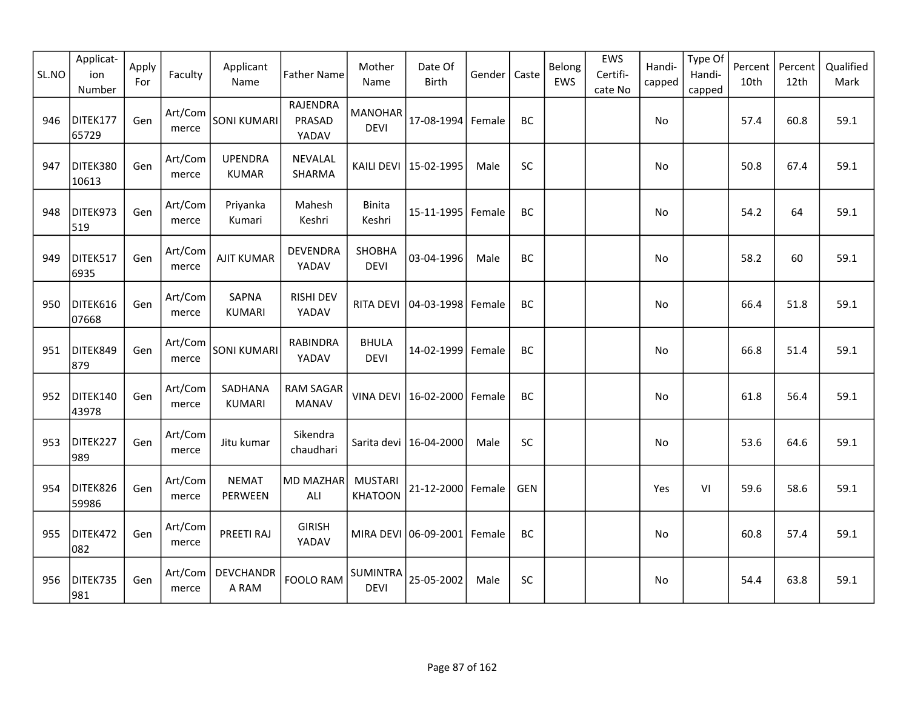| SL.NO | Applicat-ion Number | Apply For | Faculty | Applicant Name | Father Name | Mother Name | Date Of Birth | Gender | Caste | Belong EWS | EWS Certifi-cate No | Handi-capped | Type Of Handi-capped | Percent 10th | Percent 12th | Qualified Mark |
|---|---|---|---|---|---|---|---|---|---|---|---|---|---|---|---|---|
| 946 | DITEK17765729 | Gen | Art/Commerce | SONI KUMARI | RAJENDRA PRASAD YADAV | MANOHAR DEVI | 17-08-1994 | Female | BC | | | No | | 57.4 | 60.8 | 59.1 |
| 947 | DITEK38010613 | Gen | Art/Commerce | UPENDRA KUMAR | NEVALAL SHARMA | KAILI DEVI | 15-02-1995 | Male | SC | | | No | | 50.8 | 67.4 | 59.1 |
| 948 | DITEK973519 | Gen | Art/Commerce | Priyanka Kumari | Mahesh Keshri | Binita Keshri | 15-11-1995 | Female | BC | | | No | | 54.2 | 64 | 59.1 |
| 949 | DITEK5176935 | Gen | Art/Commerce | AJIT KUMAR | DEVENDRA YADAV | SHOBHA DEVI | 03-04-1996 | Male | BC | | | No | | 58.2 | 60 | 59.1 |
| 950 | DITEK61607668 | Gen | Art/Commerce | SAPNA KUMARI | RISHI DEV YADAV | RITA DEVI | 04-03-1998 | Female | BC | | | No | | 66.4 | 51.8 | 59.1 |
| 951 | DITEK849879 | Gen | Art/Commerce | SONI KUMARI | RABINDRA YADAV | BHULA DEVI | 14-02-1999 | Female | BC | | | No | | 66.8 | 51.4 | 59.1 |
| 952 | DITEK14043978 | Gen | Art/Commerce | SADHANA KUMARI | RAM SAGAR MANAV | VINA DEVI | 16-02-2000 | Female | BC | | | No | | 61.8 | 56.4 | 59.1 |
| 953 | DITEK227989 | Gen | Art/Commerce | Jitu kumar | Sikendra chaudhari | Sarita devi | 16-04-2000 | Male | SC | | | No | | 53.6 | 64.6 | 59.1 |
| 954 | DITEK82659986 | Gen | Art/Commerce | NEMAT PERWEEN | MD MAZHAR ALI | MUSTARI KHATOON | 21-12-2000 | Female | GEN | | | Yes | VI | 59.6 | 58.6 | 59.1 |
| 955 | DITEK472082 | Gen | Art/Commerce | PREETI RAJ | GIRISH YADAV | MIRA DEVI | 06-09-2001 | Female | BC | | | No | | 60.8 | 57.4 | 59.1 |
| 956 | DITEK735981 | Gen | Art/Commerce | DEVCHANDRA RAM | FOOLO RAM | SUMINTRA DEVI | 25-05-2002 | Male | SC | | | No | | 54.4 | 63.8 | 59.1 |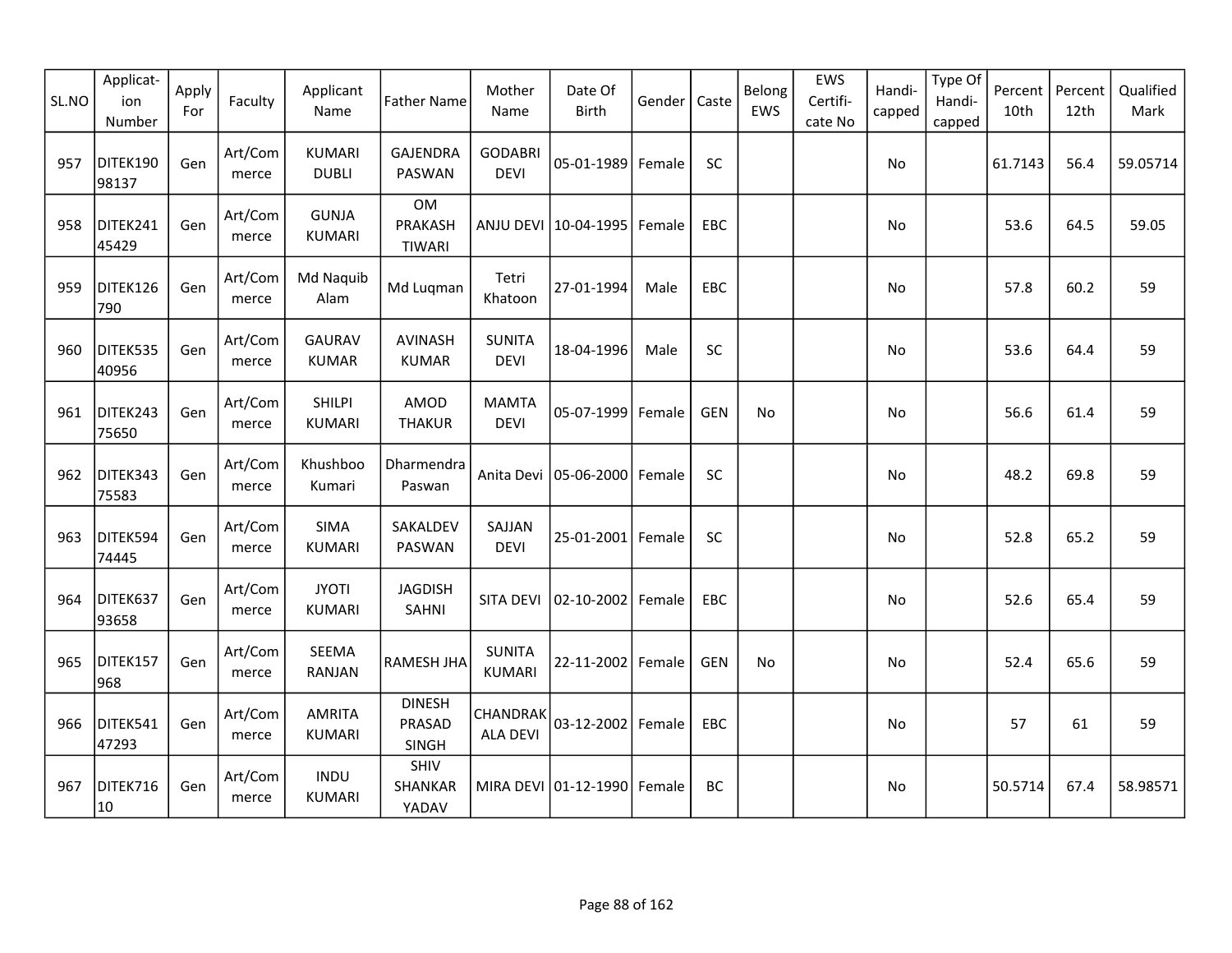| SL.NO | Applicat-ion Number | Apply For | Faculty | Applicant Name | Father Name | Mother Name | Date Of Birth | Gender | Caste | Belong EWS | EWS Certifi-cate No | Handi-capped | Type Of Handi-capped | Percent 10th | Percent 12th | Qualified Mark |
|---|---|---|---|---|---|---|---|---|---|---|---|---|---|---|---|---|
| 957 | DITEK19098137 | Gen | Art/Commerce | KUMARI DUBLI | GAJENDRA PASWAN | GODABRI DEVI | 05-01-1989 | Female | SC | | | No | | 61.7143 | 56.4 | 59.05714 |
| 958 | DITEK24145429 | Gen | Art/Commerce | GUNJA KUMARI | OM PRAKASH TIWARI | ANJU DEVI | 10-04-1995 | Female | EBC | | | No | | 53.6 | 64.5 | 59.05 |
| 959 | DITEK126790 | Gen | Art/Commerce | Md Naquib Alam | Md Luqman | Tetri Khatoon | 27-01-1994 | Male | EBC | | | No | | 57.8 | 60.2 | 59 |
| 960 | DITEK53540956 | Gen | Art/Commerce | GAURAV KUMAR | AVINASH KUMAR | SUNITA DEVI | 18-04-1996 | Male | SC | | | No | | 53.6 | 64.4 | 59 |
| 961 | DITEK24375650 | Gen | Art/Commerce | SHILPI KUMARI | AMOD THAKUR | MAMTA DEVI | 05-07-1999 | Female | GEN | No | | No | | 56.6 | 61.4 | 59 |
| 962 | DITEK34375583 | Gen | Art/Commerce | Khushboo Kumari | Dharmendra Paswan | Anita Devi | 05-06-2000 | Female | SC | | | No | | 48.2 | 69.8 | 59 |
| 963 | DITEK59474445 | Gen | Art/Commerce | SIMA KUMARI | SAKALDEV PASWAN | SAJJAN DEVI | 25-01-2001 | Female | SC | | | No | | 52.8 | 65.2 | 59 |
| 964 | DITEK63793658 | Gen | Art/Commerce | JYOTI KUMARI | JAGDISH SAHNI | SITA DEVI | 02-10-2002 | Female | EBC | | | No | | 52.6 | 65.4 | 59 |
| 965 | DITEK157968 | Gen | Art/Commerce | SEEMA RANJAN | RAMESH JHA | SUNITA KUMARI | 22-11-2002 | Female | GEN | No | | No | | 52.4 | 65.6 | 59 |
| 966 | DITEK54147293 | Gen | Art/Commerce | AMRITA KUMARI | DINESH PRASAD SINGH | CHANDRAKALA DEVI | 03-12-2002 | Female | EBC | | | No | | 57 | 61 | 59 |
| 967 | DITEK71610 | Gen | Art/Commerce | INDU KUMARI | SHIV SHANKAR YADAV | MIRA DEVI | 01-12-1990 | Female | BC | | | No | | 50.5714 | 67.4 | 58.98571 |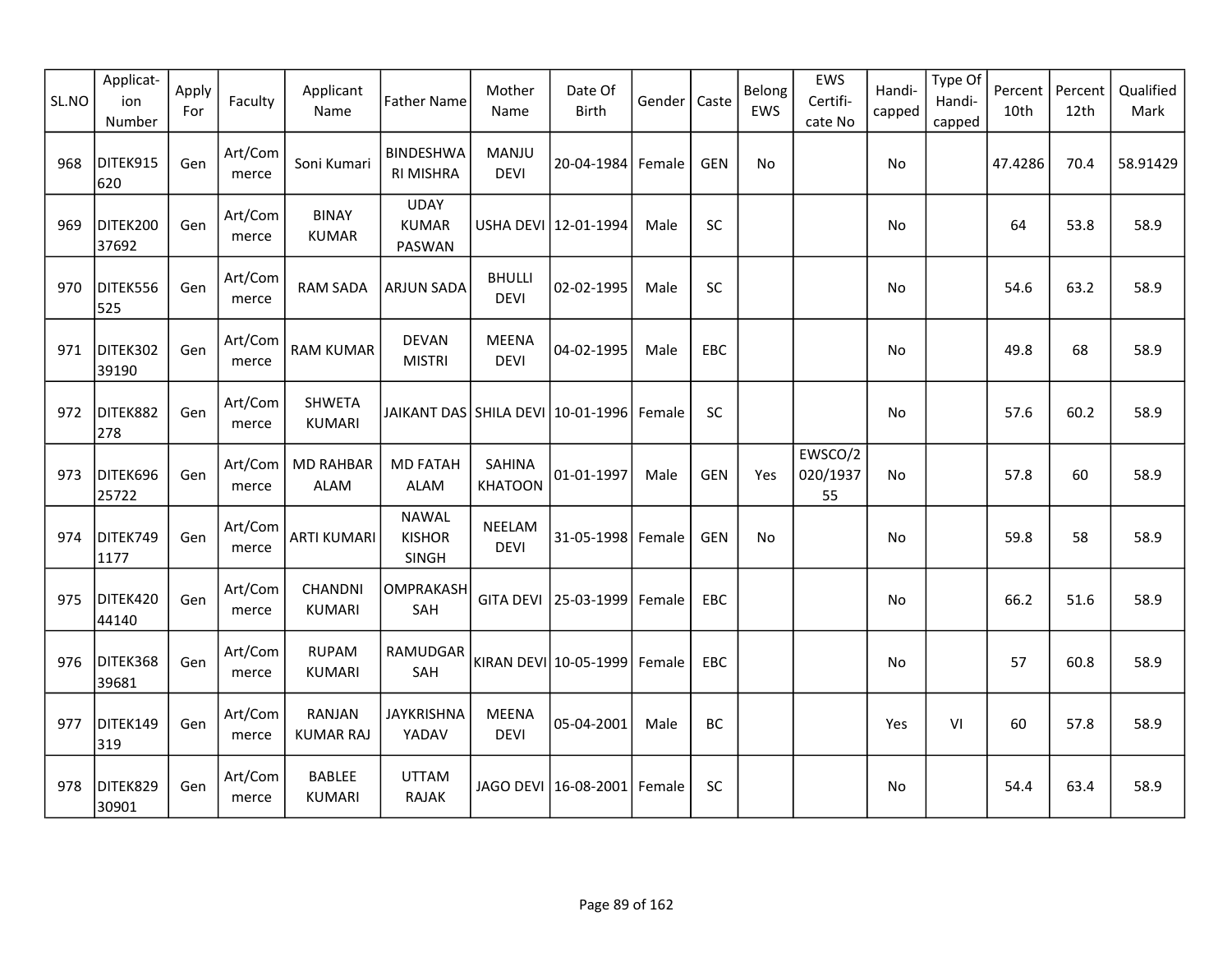| SL.NO | Applicat-ion Number | Apply For | Faculty | Applicant Name | Father Name | Mother Name | Date Of Birth | Gender | Caste | Belong EWS | EWS Certifi-cate No | Handi-capped | Type Of Handi-capped | Percent 10th | Percent 12th | Qualified Mark |
|---|---|---|---|---|---|---|---|---|---|---|---|---|---|---|---|---|
| 968 | DITEK915620 | Gen | Art/Commerce | Soni Kumari | BINDESHWARI MISHRA | MANJU DEVI | 20-04-1984 | Female | GEN | No | | No | | 47.4286 | 70.4 | 58.91429 |
| 969 | DITEK20037692 | Gen | Art/Commerce | BINAY KUMAR | UDAY KUMAR PASWAN | USHA DEVI | 12-01-1994 | Male | SC | | | No | | 64 | 53.8 | 58.9 |
| 970 | DITEK556525 | Gen | Art/Commerce | RAM SADA | ARJUN SADA | BHULLI DEVI | 02-02-1995 | Male | SC | | | No | | 54.6 | 63.2 | 58.9 |
| 971 | DITEK30239190 | Gen | Art/Commerce | RAM KUMAR | DEVAN MISTRI | MEENA DEVI | 04-02-1995 | Male | EBC | | | No | | 49.8 | 68 | 58.9 |
| 972 | DITEK882278 | Gen | Art/Commerce | SHWETA KUMARI | JAIKANT DAS | SHILA DEVI | 10-01-1996 | Female | SC | | | No | | 57.6 | 60.2 | 58.9 |
| 973 | DITEK69625722 | Gen | Art/Commerce | MD RAHBAR ALAM | MD FATAH ALAM | SAHINA KHATOON | 01-01-1997 | Male | GEN | Yes | EWSCO/2020/193755 | No | | 57.8 | 60 | 58.9 |
| 974 | DITEK7491177 | Gen | Art/Commerce | ARTI KUMARI | NAWAL KISHOR SINGH | NEELAM DEVI | 31-05-1998 | Female | GEN | No | | No | | 59.8 | 58 | 58.9 |
| 975 | DITEK42044140 | Gen | Art/Commerce | CHANDNI KUMARI | OMPRAKASH SAH | GITA DEVI | 25-03-1999 | Female | EBC | | | No | | 66.2 | 51.6 | 58.9 |
| 976 | DITEK36839681 | Gen | Art/Commerce | RUPAM KUMARI | RAMUDGAR SAH | KIRAN DEVI | 10-05-1999 | Female | EBC | | | No | | 57 | 60.8 | 58.9 |
| 977 | DITEK149319 | Gen | Art/Commerce | RANJAN KUMAR RAJ | JAYKRISHNA YADAV | MEENA DEVI | 05-04-2001 | Male | BC | | | Yes | VI | 60 | 57.8 | 58.9 |
| 978 | DITEK82930901 | Gen | Art/Commerce | BABLEE KUMARI | UTTAM RAJAK | JAGO DEVI | 16-08-2001 | Female | SC | | | No | | 54.4 | 63.4 | 58.9 |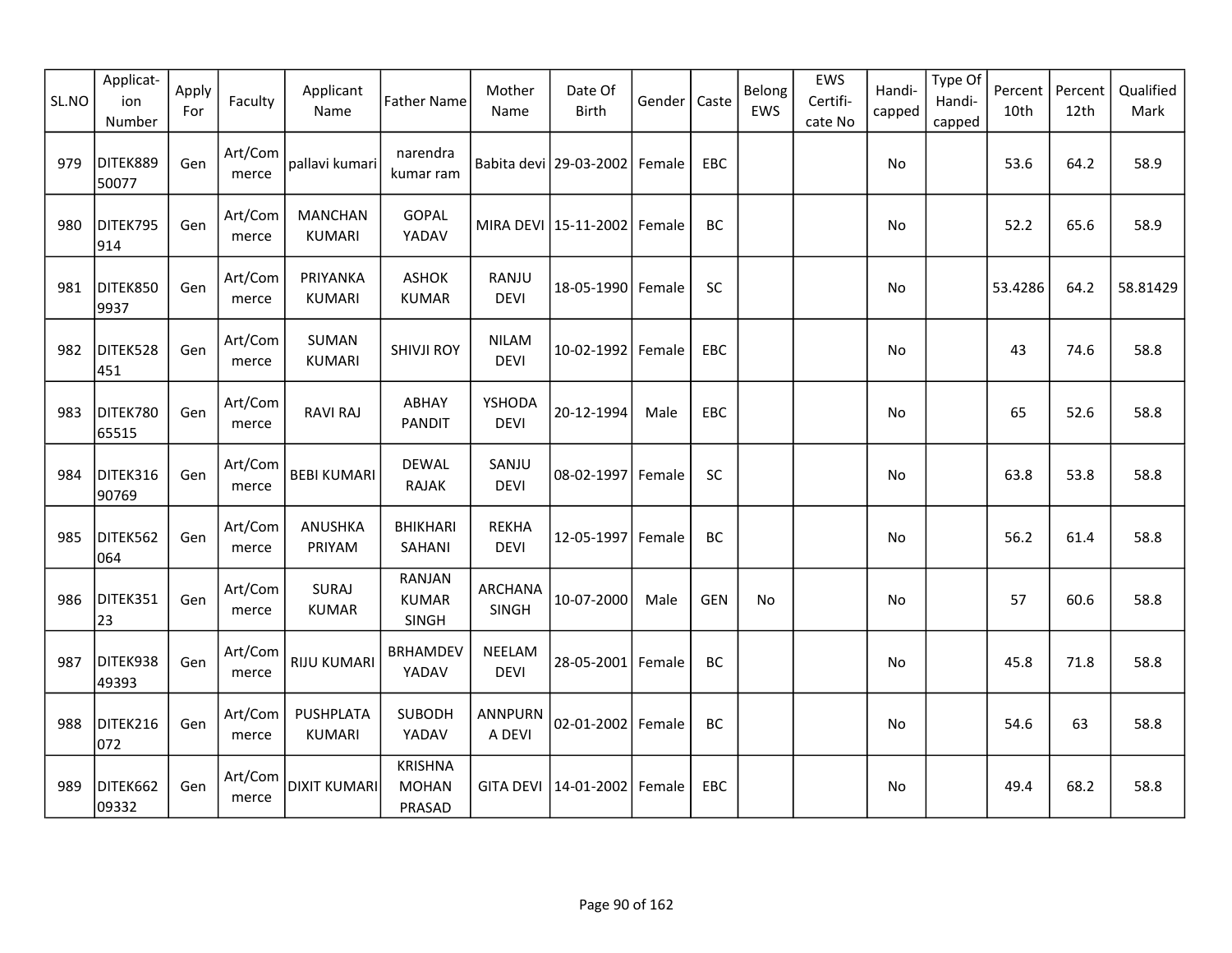| SL.NO | Applicat-ion Number | Apply For | Faculty | Applicant Name | Father Name | Mother Name | Date Of Birth | Gender | Caste | Belong EWS | EWS Certifi-cate No | Handi-capped | Type Of Handi-capped | Percent 10th | Percent 12th | Qualified Mark |
|---|---|---|---|---|---|---|---|---|---|---|---|---|---|---|---|---|
| 979 | DITEK88950077 | Gen | Art/Commerce | pallavi kumari | narendra kumar ram | Babita devi | 29-03-2002 | Female | EBC | | | No | | 53.6 | 64.2 | 58.9 |
| 980 | DITEK795914 | Gen | Art/Commerce | MANCHAN KUMARI | GOPAL YADAV | MIRA DEVI | 15-11-2002 | Female | BC | | | No | | 52.2 | 65.6 | 58.9 |
| 981 | DITEK8509937 | Gen | Art/Commerce | PRIYANKA KUMARI | ASHOK KUMAR | RANJU DEVI | 18-05-1990 | Female | SC | | | No | | 53.4286 | 64.2 | 58.81429 |
| 982 | DITEK528451 | Gen | Art/Commerce | SUMAN KUMARI | SHIVJI ROY | NILAM DEVI | 10-02-1992 | Female | EBC | | | No | | 43 | 74.6 | 58.8 |
| 983 | DITEK78065515 | Gen | Art/Commerce | RAVI RAJ | ABHAY PANDIT | YSHODA DEVI | 20-12-1994 | Male | EBC | | | No | | 65 | 52.6 | 58.8 |
| 984 | DITEK31690769 | Gen | Art/Commerce | BEBI KUMARI | DEWAL RAJAK | SANJU DEVI | 08-02-1997 | Female | SC | | | No | | 63.8 | 53.8 | 58.8 |
| 985 | DITEK562064 | Gen | Art/Commerce | ANUSHKA PRIYAM | BHIKHARI SAHANI | REKHA DEVI | 12-05-1997 | Female | BC | | | No | | 56.2 | 61.4 | 58.8 |
| 986 | DITEK35123 | Gen | Art/Commerce | SURAJ KUMAR | RANJAN KUMAR SINGH | ARCHANA SINGH | 10-07-2000 | Male | GEN | No | | No | | 57 | 60.6 | 58.8 |
| 987 | DITEK93849393 | Gen | Art/Commerce | RIJU KUMARI | BRHAMDEV YADAV | NEELAM DEVI | 28-05-2001 | Female | BC | | | No | | 45.8 | 71.8 | 58.8 |
| 988 | DITEK216072 | Gen | Art/Commerce | PUSHPLATA KUMARI | SUBODH YADAV | ANNPURNA DEVI | 02-01-2002 | Female | BC | | | No | | 54.6 | 63 | 58.8 |
| 989 | DITEK66209332 | Gen | Art/Commerce | DIXIT KUMARI | KRISHNA MOHAN PRASAD | GITA DEVI | 14-01-2002 | Female | EBC | | | No | | 49.4 | 68.2 | 58.8 |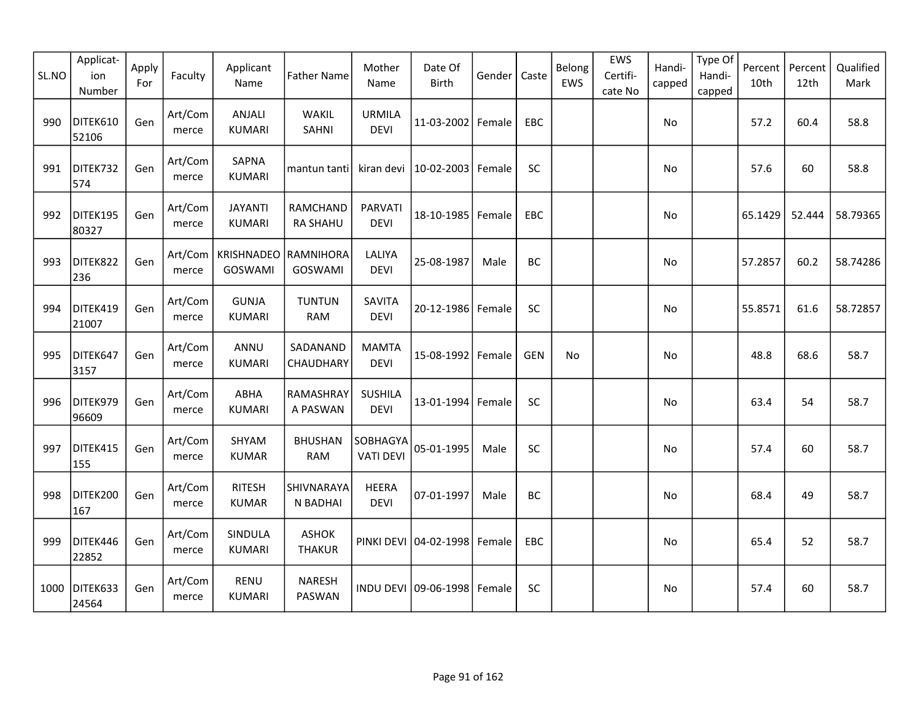| SL.NO | Applicat-ion Number | Apply For | Faculty | Applicant Name | Father Name | Mother Name | Date Of Birth | Gender | Caste | Belong EWS | EWS Certifi-cate No | Handi-capped | Type Of Handi-capped | Percent 10th | Percent 12th | Qualified Mark |
|---|---|---|---|---|---|---|---|---|---|---|---|---|---|---|---|---|
| 990 | DITEK61052106 | Gen | Art/Commerce | ANJALI KUMARI | WAKIL SAHNI | URMILA DEVI | 11-03-2002 | Female | EBC | | | No | | 57.2 | 60.4 | 58.8 |
| 991 | DITEK732574 | Gen | Art/Commerce | SAPNA KUMARI | mantun tanti | kiran devi | 10-02-2003 | Female | SC | | | No | | 57.6 | 60 | 58.8 |
| 992 | DITEK19580327 | Gen | Art/Commerce | JAYANTI KUMARI | RAMCHANDRA SHAHU | PARVATI DEVI | 18-10-1985 | Female | EBC | | | No | | 65.1429 | 52.444 | 58.79365 |
| 993 | DITEK822236 | Gen | Art/Commerce | KRISHNADEO GOSWAMI | RAMNIHORA GOSWAMI | LALIYA DEVI | 25-08-1987 | Male | BC | | | No | | 57.2857 | 60.2 | 58.74286 |
| 994 | DITEK41921007 | Gen | Art/Commerce | GUNJA KUMARI | TUNTUN RAM | SAVITA DEVI | 20-12-1986 | Female | SC | | | No | | 55.8571 | 61.6 | 58.72857 |
| 995 | DITEK6473157 | Gen | Art/Commerce | ANNU KUMARI | SADANAND CHAUDHARY | MAMTA DEVI | 15-08-1992 | Female | GEN | No | | No | | 48.8 | 68.6 | 58.7 |
| 996 | DITEK97996609 | Gen | Art/Commerce | ABHA KUMARI | RAMASHRAYA PASWAN | SUSHILA DEVI | 13-01-1994 | Female | SC | | | No | | 63.4 | 54 | 58.7 |
| 997 | DITEK415155 | Gen | Art/Commerce | SHYAM KUMAR | BHUSHAN RAM | SOBHAGYAVATI DEVI | 05-01-1995 | Male | SC | | | No | | 57.4 | 60 | 58.7 |
| 998 | DITEK200167 | Gen | Art/Commerce | RITESH KUMAR | SHIVNARAYAN BADHAI | HEERA DEVI | 07-01-1997 | Male | BC | | | No | | 68.4 | 49 | 58.7 |
| 999 | DITEK44622852 | Gen | Art/Commerce | SINDULA KUMARI | ASHOK THAKUR | PINKI DEVI | 04-02-1998 | Female | EBC | | | No | | 65.4 | 52 | 58.7 |
| 1000 | DITEK63324564 | Gen | Art/Commerce | RENU KUMARI | NARESH PASWAN | INDU DEVI | 09-06-1998 | Female | SC | | | No | | 57.4 | 60 | 58.7 |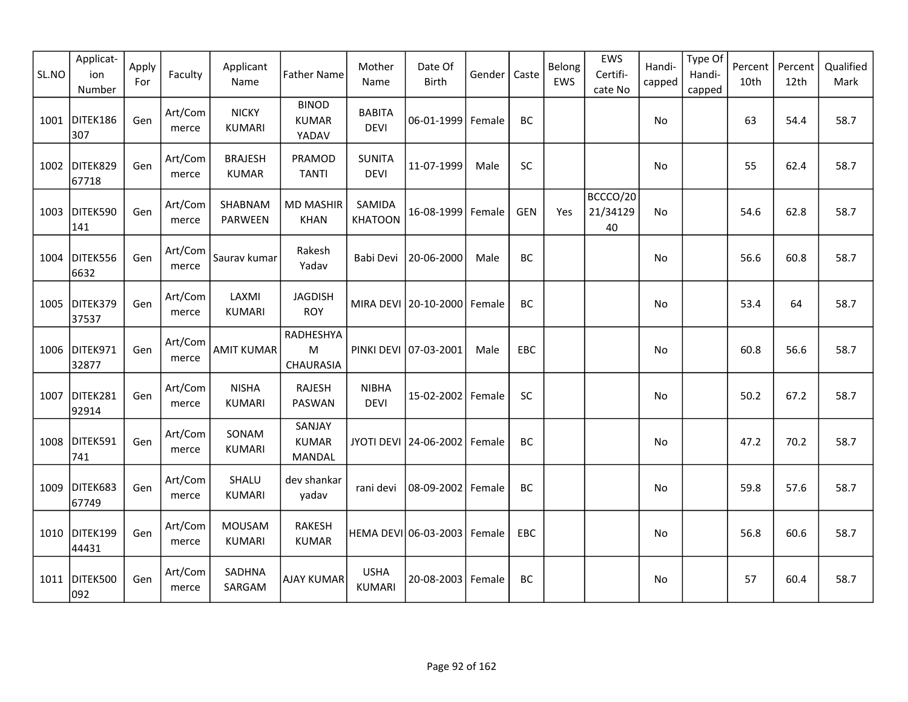| SL.NO | Applicat-ion Number | Apply For | Faculty | Applicant Name | Father Name | Mother Name | Date Of Birth | Gender | Caste | Belong EWS | EWS Certifi-cate No | Handi-capped | Type Of Handi-capped | Percent 10th | Percent 12th | Qualified Mark |
|---|---|---|---|---|---|---|---|---|---|---|---|---|---|---|---|---|
| 1001 | DITEK186307 | Gen | Art/Commerce | NICKY KUMARI | BINOD KUMAR YADAV | BABITA DEVI | 06-01-1999 | Female | BC | | | No | | 63 | 54.4 | 58.7 |
| 1002 | DITEK82967718 | Gen | Art/Commerce | BRAJESH KUMAR | PRAMOD TANTI | SUNITA DEVI | 11-07-1999 | Male | SC | | | No | | 55 | 62.4 | 58.7 |
| 1003 | DITEK590141 | Gen | Art/Commerce | SHABNAM PARWEEN | MD MASHIR KHAN | SAMIDA KHATOON | 16-08-1999 | Female | GEN | Yes | BCCCO/2021/3412940 | No | | 54.6 | 62.8 | 58.7 |
| 1004 | DITEK5566632 | Gen | Art/Commerce | Saurav kumar | Rakesh Yadav | Babi Devi | 20-06-2000 | Male | BC | | | No | | 56.6 | 60.8 | 58.7 |
| 1005 | DITEK37937537 | Gen | Art/Commerce | LAXMI KUMARI | JAGDISH ROY | MIRA DEVI | 20-10-2000 | Female | BC | | | No | | 53.4 | 64 | 58.7 |
| 1006 | DITEK97132877 | Gen | Art/Commerce | AMIT KUMAR | RADHESHYAM CHAURASIA | PINKI DEVI | 07-03-2001 | Male | EBC | | | No | | 60.8 | 56.6 | 58.7 |
| 1007 | DITEK28192914 | Gen | Art/Commerce | NISHA KUMARI | RAJESH PASWAN | NIBHA DEVI | 15-02-2002 | Female | SC | | | No | | 50.2 | 67.2 | 58.7 |
| 1008 | DITEK591741 | Gen | Art/Commerce | SONAM KUMARI | SANJAY KUMAR MANDAL | JYOTI DEVI | 24-06-2002 | Female | BC | | | No | | 47.2 | 70.2 | 58.7 |
| 1009 | DITEK68367749 | Gen | Art/Commerce | SHALU KUMARI | dev shankar yadav | rani devi | 08-09-2002 | Female | BC | | | No | | 59.8 | 57.6 | 58.7 |
| 1010 | DITEK19944431 | Gen | Art/Commerce | MOUSAM KUMARI | RAKESH KUMAR | HEMA DEVI | 06-03-2003 | Female | EBC | | | No | | 56.8 | 60.6 | 58.7 |
| 1011 | DITEK500092 | Gen | Art/Commerce | SADHNA SARGAM | AJAY KUMAR | USHA KUMARI | 20-08-2003 | Female | BC | | | No | | 57 | 60.4 | 58.7 |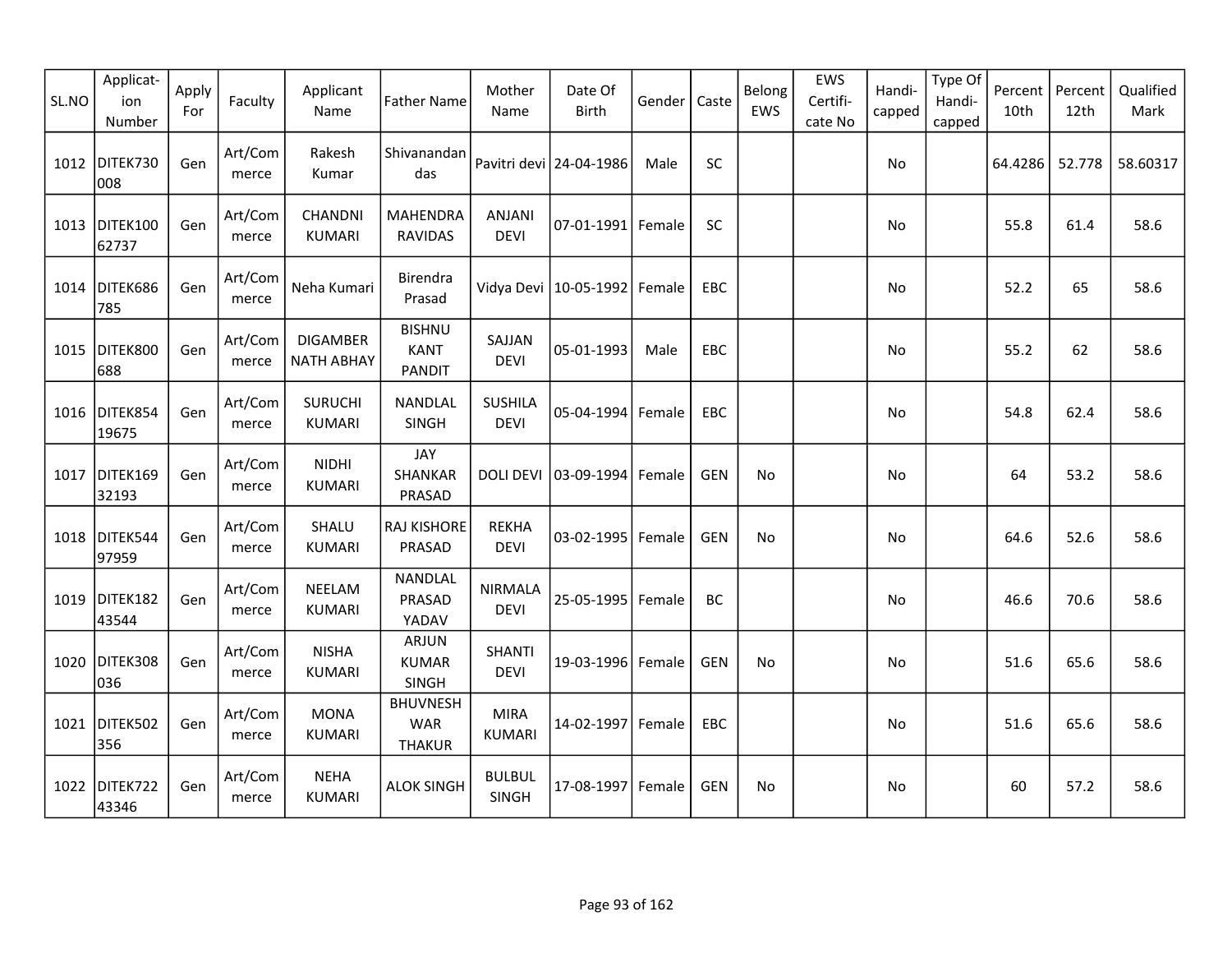| SL.NO | Applicat-ion Number | Apply For | Faculty | Applicant Name | Father Name | Mother Name | Date Of Birth | Gender | Caste | Belong EWS | EWS Certifi-cate No | Handi-capped | Type Of Handi-capped | Percent 10th | Percent 12th | Qualified Mark |
|---|---|---|---|---|---|---|---|---|---|---|---|---|---|---|---|---|
| 1012 | DITEK730008 | Gen | Art/Commerce | Rakesh Kumar | Shivanandan das | Pavitri devi | 24-04-1986 | Male | SC | | | No | | 64.4286 | 52.778 | 58.60317 |
| 1013 | DITEK10062737 | Gen | Art/Commerce | CHANDNI KUMARI | MAHENDRA RAVIDAS | ANJANI DEVI | 07-01-1991 | Female | SC | | | No | | 55.8 | 61.4 | 58.6 |
| 1014 | DITEK686785 | Gen | Art/Commerce | Neha Kumari | Birendra Prasad | Vidya Devi | 10-05-1992 | Female | EBC | | | No | | 52.2 | 65 | 58.6 |
| 1015 | DITEK800688 | Gen | Art/Commerce | DIGAMBER NATH ABHAY | BISHNU KANT PANDIT | SAJJAN DEVI | 05-01-1993 | Male | EBC | | | No | | 55.2 | 62 | 58.6 |
| 1016 | DITEK85419675 | Gen | Art/Commerce | SURUCHI KUMARI | NANDLAL SINGH | SUSHILA DEVI | 05-04-1994 | Female | EBC | | | No | | 54.8 | 62.4 | 58.6 |
| 1017 | DITEK16932193 | Gen | Art/Commerce | NIDHI KUMARI | JAY SHANKAR PRASAD | DOLI DEVI | 03-09-1994 | Female | GEN | No | | No | | 64 | 53.2 | 58.6 |
| 1018 | DITEK54497959 | Gen | Art/Commerce | SHALU KUMARI | RAJ KISHORE PRASAD | REKHA DEVI | 03-02-1995 | Female | GEN | No | | No | | 64.6 | 52.6 | 58.6 |
| 1019 | DITEK18243544 | Gen | Art/Commerce | NEELAM KUMARI | NANDLAL PRASAD YADAV | NIRMALA DEVI | 25-05-1995 | Female | BC | | | No | | 46.6 | 70.6 | 58.6 |
| 1020 | DITEK308036 | Gen | Art/Commerce | NISHA KUMARI | ARJUN KUMAR SINGH | SHANTI DEVI | 19-03-1996 | Female | GEN | No | | No | | 51.6 | 65.6 | 58.6 |
| 1021 | DITEK502356 | Gen | Art/Commerce | MONA KUMARI | BHUVNESHWAR THAKUR | MIRA KUMARI | 14-02-1997 | Female | EBC | | | No | | 51.6 | 65.6 | 58.6 |
| 1022 | DITEK72243346 | Gen | Art/Commerce | NEHA KUMARI | ALOK SINGH | BULBUL SINGH | 17-08-1997 | Female | GEN | No | | No | | 60 | 57.2 | 58.6 |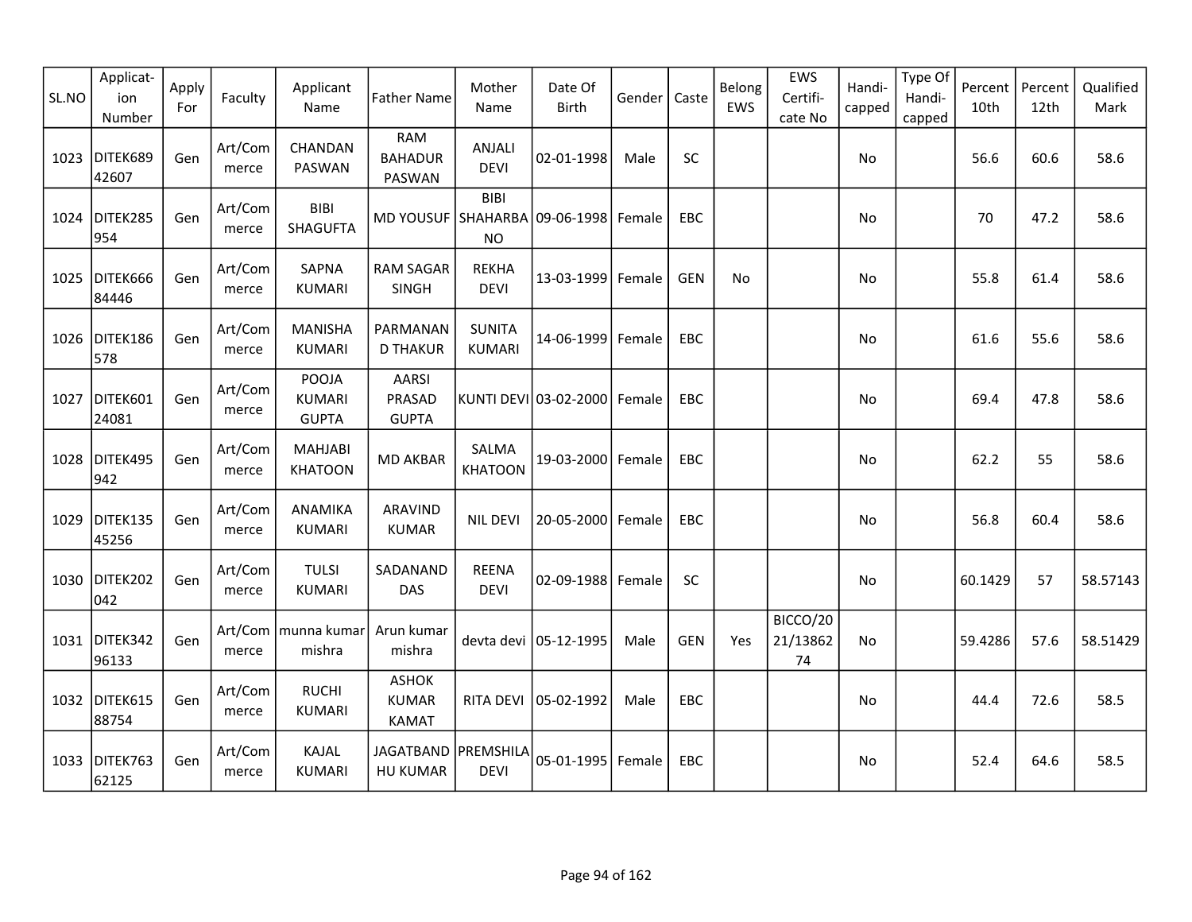| SL.NO | Applicat-ion Number | Apply For | Faculty | Applicant Name | Father Name | Mother Name | Date Of Birth | Gender | Caste | Belong EWS | EWS Certifi-cate No | Handi-capped | Type Of Handi-capped | Percent 10th | Percent 12th | Qualified Mark |
|---|---|---|---|---|---|---|---|---|---|---|---|---|---|---|---|---|
| 1023 | DITEK68942607 | Gen | Art/Commerce | CHANDAN PASWAN | RAM BAHADUR PASWAN | ANJALI DEVI | 02-01-1998 | Male | SC | | | No | | 56.6 | 60.6 | 58.6 |
| 1024 | DITEK285954 | Gen | Art/Commerce | BIBI SHAGUFTA | MD YOUSUF | BIBI SHAHARBANO | 09-06-1998 | Female | EBC | | | No | | 70 | 47.2 | 58.6 |
| 1025 | DITEK66684446 | Gen | Art/Commerce | SAPNA KUMARI | RAM SAGAR SINGH | REKHA DEVI | 13-03-1999 | Female | GEN | No | | No | | 55.8 | 61.4 | 58.6 |
| 1026 | DITEK186578 | Gen | Art/Commerce | MANISHA KUMARI | PARMANAND THAKUR | SUNITA KUMARI | 14-06-1999 | Female | EBC | | | No | | 61.6 | 55.6 | 58.6 |
| 1027 | DITEK60124081 | Gen | Art/Commerce | POOJA KUMARI GUPTA | AARSI PRASAD GUPTA | KUNTI DEVI | 03-02-2000 | Female | EBC | | | No | | 69.4 | 47.8 | 58.6 |
| 1028 | DITEK495942 | Gen | Art/Commerce | MAHJABI KHATOON | MD AKBAR | SALMA KHATOON | 19-03-2000 | Female | EBC | | | No | | 62.2 | 55 | 58.6 |
| 1029 | DITEK13545256 | Gen | Art/Commerce | ANAMIKA KUMARI | ARAVIND KUMAR | NIL DEVI | 20-05-2000 | Female | EBC | | | No | | 56.8 | 60.4 | 58.6 |
| 1030 | DITEK202042 | Gen | Art/Commerce | TULSI KUMARI | SADANAND DAS | REENA DEVI | 02-09-1988 | Female | SC | | | No | | 60.1429 | 57 | 58.57143 |
| 1031 | DITEK34296133 | Gen | Art/Commerce | munna kumar mishra | Arun kumar mishra | devta devi | 05-12-1995 | Male | GEN | Yes | BICCO/2021/1386274 | No | | 59.4286 | 57.6 | 58.51429 |
| 1032 | DITEK61588754 | Gen | Art/Commerce | RUCHI KUMARI | ASHOK KUMAR KAMAT | RITA DEVI | 05-02-1992 | Male | EBC | | | No | | 44.4 | 72.6 | 58.5 |
| 1033 | DITEK76362125 | Gen | Art/Commerce | KAJAL KUMARI | JAGATBANDHU KUMAR | PREMSHILA DEVI | 05-01-1995 | Female | EBC | | | No | | 52.4 | 64.6 | 58.5 |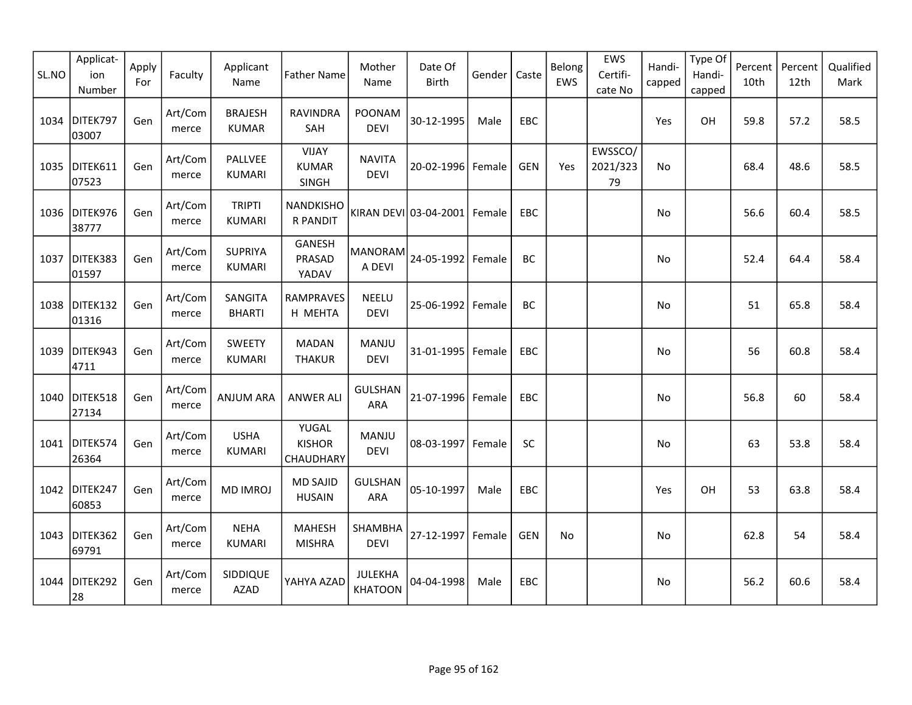| SL.NO | Applicat-ion Number | Apply For | Faculty | Applicant Name | Father Name | Mother Name | Date Of Birth | Gender | Caste | Belong EWS | EWS Certifi-cate No | Handi-capped | Type Of Handi-capped | Percent 10th | Percent 12th | Qualified Mark |
|---|---|---|---|---|---|---|---|---|---|---|---|---|---|---|---|---|
| 1034 | DITEK79703007 | Gen | Art/Commerce | BRAJESH KUMAR | RAVINDRA SAH | POONAM DEVI | 30-12-1995 | Male | EBC | | | Yes | OH | 59.8 | 57.2 | 58.5 |
| 1035 | DITEK61107523 | Gen | Art/Commerce | PALLVEE KUMARI | VIJAY KUMAR SINGH | NAVITA DEVI | 20-02-1996 | Female | GEN | Yes | EWSSCO/2021/32379 | No | | 68.4 | 48.6 | 58.5 |
| 1036 | DITEK97638777 | Gen | Art/Commerce | TRIPTI KUMARI | NANDKISHOR PANDIT | KIRAN DEVI | 03-04-2001 | Female | EBC | | | No | | 56.6 | 60.4 | 58.5 |
| 1037 | DITEK38301597 | Gen | Art/Commerce | SUPRIYA KUMARI | GANESH PRASAD YADAV | MANORAMA DEVI | 24-05-1992 | Female | BC | | | No | | 52.4 | 64.4 | 58.4 |
| 1038 | DITEK13201316 | Gen | Art/Commerce | SANGITA BHARTI | RAMPRAVESH MEHTA | NEELU DEVI | 25-06-1992 | Female | BC | | | No | | 51 | 65.8 | 58.4 |
| 1039 | DITEK9434711 | Gen | Art/Commerce | SWEETY KUMARI | MADAN THAKUR | MANJU DEVI | 31-01-1995 | Female | EBC | | | No | | 56 | 60.8 | 58.4 |
| 1040 | DITEK51827134 | Gen | Art/Commerce | ANJUM ARA | ANWER ALI | GULSHAN ARA | 21-07-1996 | Female | EBC | | | No | | 56.8 | 60 | 58.4 |
| 1041 | DITEK57426364 | Gen | Art/Commerce | USHA KUMARI | YUGAL KISHOR CHAUDHARY | MANJU DEVI | 08-03-1997 | Female | SC | | | No | | 63 | 53.8 | 58.4 |
| 1042 | DITEK24760853 | Gen | Art/Commerce | MD IMROJ | MD SAJID HUSAIN | GULSHAN ARA | 05-10-1997 | Male | EBC | | | Yes | OH | 53 | 63.8 | 58.4 |
| 1043 | DITEK36269791 | Gen | Art/Commerce | NEHA KUMARI | MAHESH MISHRA | SHAMBHA DEVI | 27-12-1997 | Female | GEN | No | | No | | 62.8 | 54 | 58.4 |
| 1044 | DITEK29228 | Gen | Art/Commerce | SIDDIQUE AZAD | YAHYA AZAD | JULEKHA KHATOON | 04-04-1998 | Male | EBC | | | No | | 56.2 | 60.6 | 58.4 |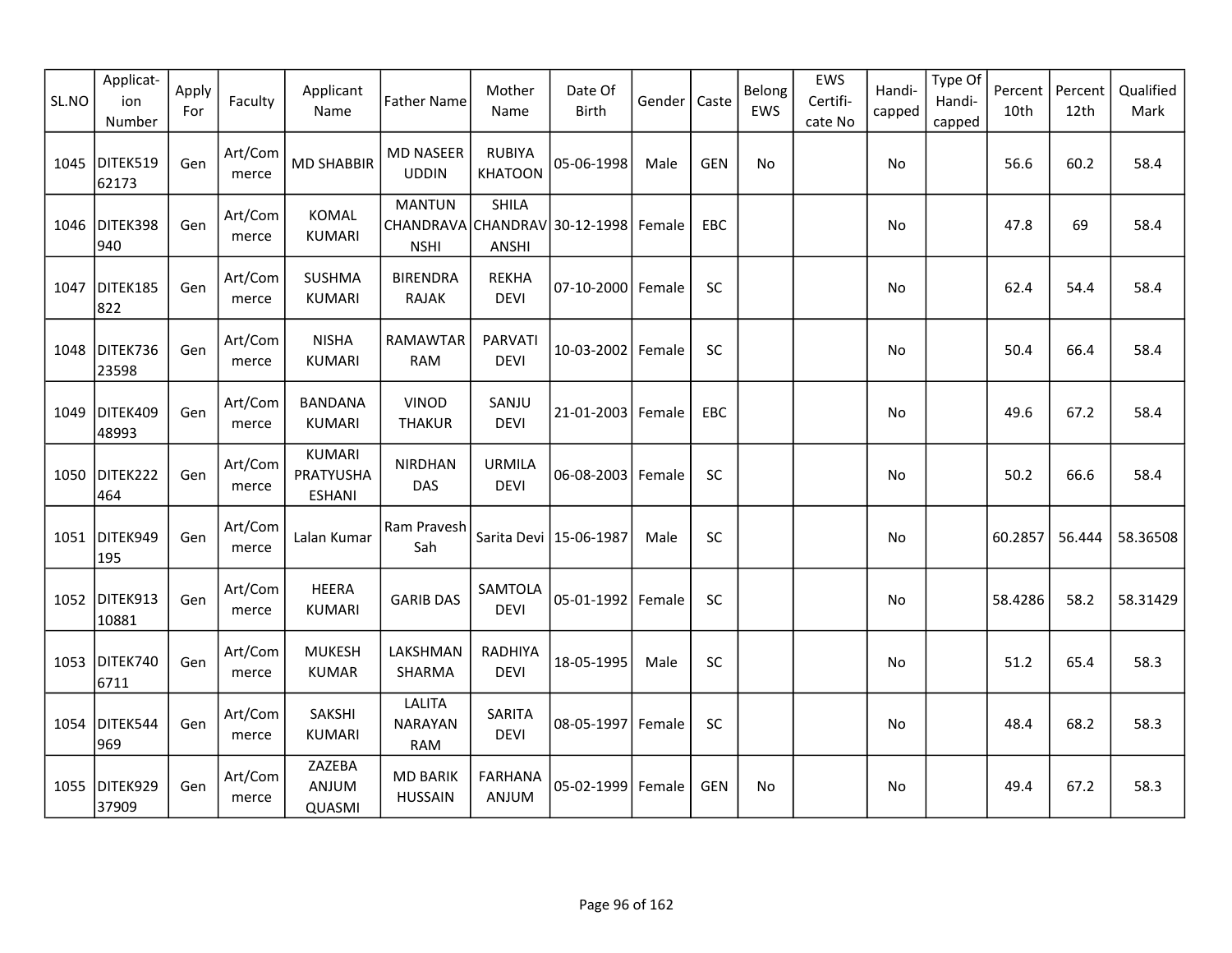| SL.NO | Applicat-ion Number | Apply For | Faculty | Applicant Name | Father Name | Mother Name | Date Of Birth | Gender | Caste | Belong EWS | EWS Certifi-cate No | Handi-capped | Type Of Handi-capped | Percent 10th | Percent 12th | Qualified Mark |
|---|---|---|---|---|---|---|---|---|---|---|---|---|---|---|---|---|
| 1045 | DITEK51962173 | Gen | Art/Commerce | MD SHABBIR | MD NASEER UDDIN | RUBIYA KHATOON | 05-06-1998 | Male | GEN | No | | No | | 56.6 | 60.2 | 58.4 |
| 1046 | DITEK398940 | Gen | Art/Commerce | KOMAL KUMARI | MANTUN CHANDRAVANSHI | SHILA CHANDRAVANSHI | 30-12-1998 | Female | EBC | | | No | | 47.8 | 69 | 58.4 |
| 1047 | DITEK185822 | Gen | Art/Commerce | SUSHMA KUMARI | BIRENDRA RAJAK | REKHA DEVI | 07-10-2000 | Female | SC | | | No | | 62.4 | 54.4 | 58.4 |
| 1048 | DITEK73623598 | Gen | Art/Commerce | NISHA KUMARI | RAMAWTAR RAM | PARVATI DEVI | 10-03-2002 | Female | SC | | | No | | 50.4 | 66.4 | 58.4 |
| 1049 | DITEK40948993 | Gen | Art/Commerce | BANDANA KUMARI | VINOD THAKUR | SANJU DEVI | 21-01-2003 | Female | EBC | | | No | | 49.6 | 67.2 | 58.4 |
| 1050 | DITEK222464 | Gen | Art/Commerce | KUMARI PRATYUSHA ESHANI | NIRDHAN DAS | URMILA DEVI | 06-08-2003 | Female | SC | | | No | | 50.2 | 66.6 | 58.4 |
| 1051 | DITEK949195 | Gen | Art/Commerce | Lalan Kumar | Ram Pravesh Sah | Sarita Devi | 15-06-1987 | Male | SC | | | No | | 60.2857 | 56.444 | 58.36508 |
| 1052 | DITEK91310881 | Gen | Art/Commerce | HEERA KUMARI | GARIB DAS | SAMTOLA DEVI | 05-01-1992 | Female | SC | | | No | | 58.4286 | 58.2 | 58.31429 |
| 1053 | DITEK7406711 | Gen | Art/Commerce | MUKESH KUMAR | LAKSHMAN SHARMA | RADHIYA DEVI | 18-05-1995 | Male | SC | | | No | | 51.2 | 65.4 | 58.3 |
| 1054 | DITEK544969 | Gen | Art/Commerce | SAKSHI KUMARI | LALITA NARAYAN RAM | SARITA DEVI | 08-05-1997 | Female | SC | | | No | | 48.4 | 68.2 | 58.3 |
| 1055 | DITEK92937909 | Gen | Art/Commerce | ZAZEBA ANJUM QUASMI | MD BARIK HUSSAIN | FARHANA ANJUM | 05-02-1999 | Female | GEN | No | | No | | 49.4 | 67.2 | 58.3 |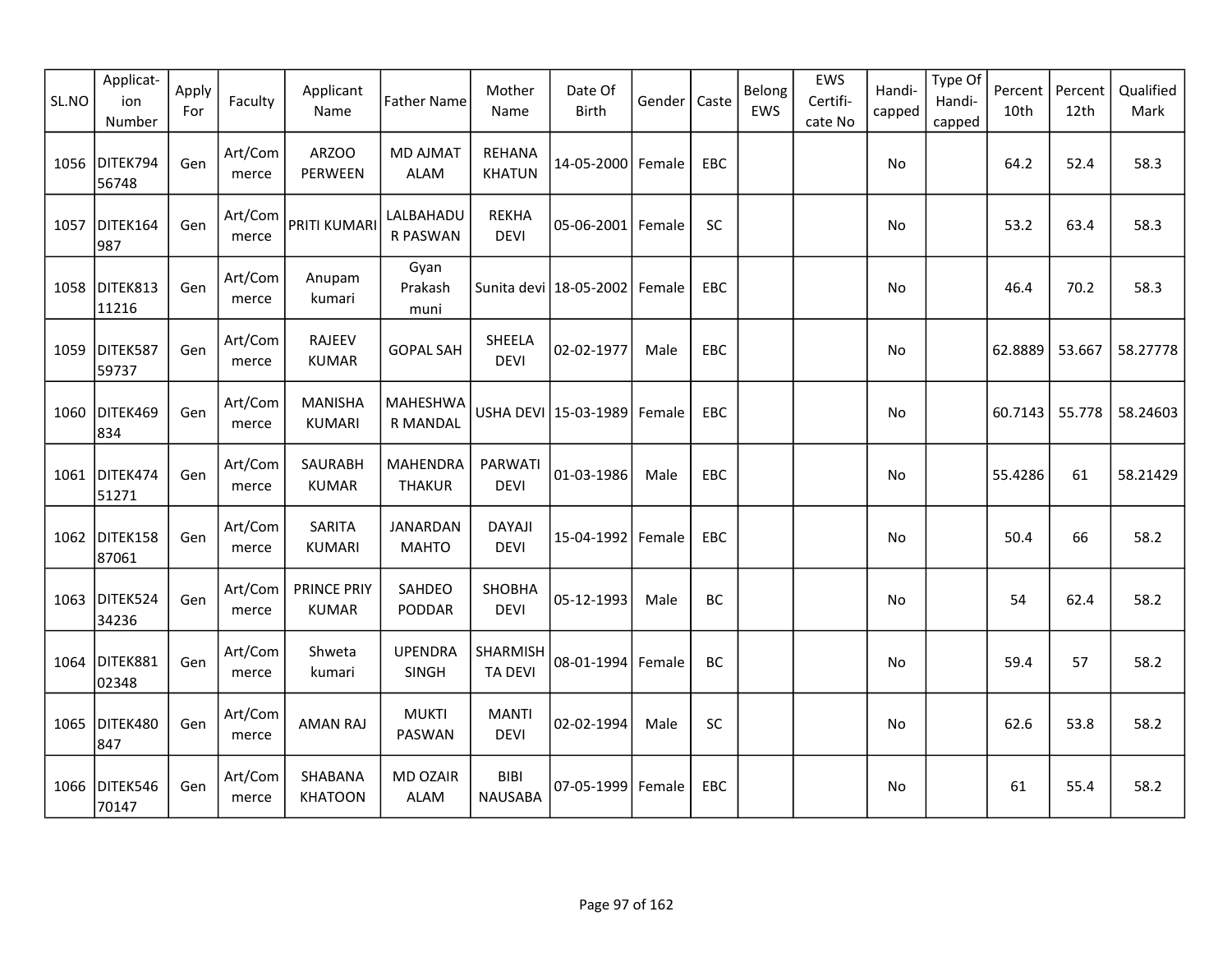| SL.NO | Applicat-ion Number | Apply For | Faculty | Applicant Name | Father Name | Mother Name | Date Of Birth | Gender | Caste | Belong EWS | EWS Certifi-cate No | Handi-capped | Type Of Handi-capped | Percent 10th | Percent 12th | Qualified Mark |
|---|---|---|---|---|---|---|---|---|---|---|---|---|---|---|---|---|
| 1056 | DITEK79456748 | Gen | Art/Commerce | ARZOO PERWEEN | MD AJMAT ALAM | REHANA KHATUN | 14-05-2000 | Female | EBC | | | No | | 64.2 | 52.4 | 58.3 |
| 1057 | DITEK164987 | Gen | Art/Commerce | PRITI KUMARI | LALBAHADUR PASWAN | REKHA DEVI | 05-06-2001 | Female | SC | | | No | | 53.2 | 63.4 | 58.3 |
| 1058 | DITEK81311216 | Gen | Art/Commerce | Anupam kumari | Gyan Prakash muni | Sunita devi | 18-05-2002 | Female | EBC | | | No | | 46.4 | 70.2 | 58.3 |
| 1059 | DITEK58759737 | Gen | Art/Commerce | RAJEEV KUMAR | GOPAL SAH | SHEELA DEVI | 02-02-1977 | Male | EBC | | | No | | 62.8889 | 53.667 | 58.27778 |
| 1060 | DITEK469834 | Gen | Art/Commerce | MANISHA KUMARI | MAHESHWAR MANDAL | USHA DEVI | 15-03-1989 | Female | EBC | | | No | | 60.7143 | 55.778 | 58.24603 |
| 1061 | DITEK47451271 | Gen | Art/Commerce | SAURABH KUMAR | MAHENDRA THAKUR | PARWATI DEVI | 01-03-1986 | Male | EBC | | | No | | 55.4286 | 61 | 58.21429 |
| 1062 | DITEK15887061 | Gen | Art/Commerce | SARITA KUMARI | JANARDAN MAHTO | DAYAJI DEVI | 15-04-1992 | Female | EBC | | | No | | 50.4 | 66 | 58.2 |
| 1063 | DITEK52434236 | Gen | Art/Commerce | PRINCE PRIY KUMAR | SAHDEO PODDAR | SHOBHA DEVI | 05-12-1993 | Male | BC | | | No | | 54 | 62.4 | 58.2 |
| 1064 | DITEK88102348 | Gen | Art/Commerce | Shweta kumari | UPENDRA SINGH | SHARMISHTA DEVI | 08-01-1994 | Female | BC | | | No | | 59.4 | 57 | 58.2 |
| 1065 | DITEK480847 | Gen | Art/Commerce | AMAN RAJ | MUKTI PASWAN | MANTI DEVI | 02-02-1994 | Male | SC | | | No | | 62.6 | 53.8 | 58.2 |
| 1066 | DITEK54670147 | Gen | Art/Commerce | SHABANA KHATOON | MD OZAIR ALAM | BIBI NAUSABA | 07-05-1999 | Female | EBC | | | No | | 61 | 55.4 | 58.2 |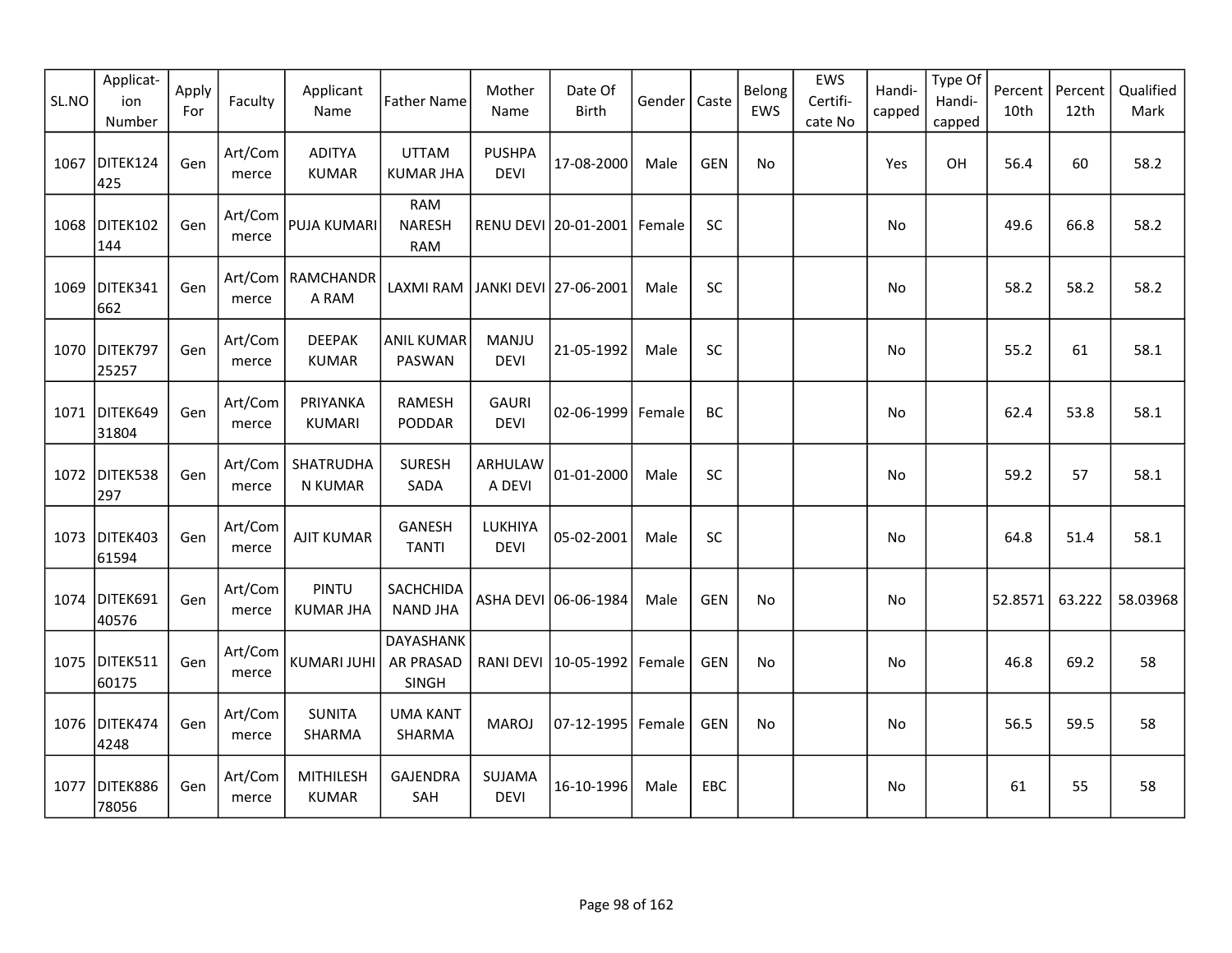| SL.NO | Applicat-ion Number | Apply For | Faculty | Applicant Name | Father Name | Mother Name | Date Of Birth | Gender | Caste | Belong EWS | EWS Certifi-cate No | Handi-capped | Type Of Handi-capped | Percent 10th | Percent 12th | Qualified Mark |
|---|---|---|---|---|---|---|---|---|---|---|---|---|---|---|---|---|
| 1067 | DITEK124425 | Gen | Art/Commerce | ADITYA KUMAR | UTTAM KUMAR JHA | PUSHPA DEVI | 17-08-2000 | Male | GEN | No | | Yes | OH | 56.4 | 60 | 58.2 |
| 1068 | DITEK102144 | Gen | Art/Commerce | PUJA KUMARI | RAM NARESH RAM | RENU DEVI | 20-01-2001 | Female | SC | | | No | | 49.6 | 66.8 | 58.2 |
| 1069 | DITEK341662 | Gen | Art/Commerce | RAMCHANDRA RAM | LAXMI RAM | JANKI DEVI | 27-06-2001 | Male | SC | | | No | | 58.2 | 58.2 | 58.2 |
| 1070 | DITEK79725257 | Gen | Art/Commerce | DEEPAK KUMAR | ANIL KUMAR PASWAN | MANJU DEVI | 21-05-1992 | Male | SC | | | No | | 55.2 | 61 | 58.1 |
| 1071 | DITEK64931804 | Gen | Art/Commerce | PRIYANKA KUMARI | RAMESH PODDAR | GAURI DEVI | 02-06-1999 | Female | BC | | | No | | 62.4 | 53.8 | 58.1 |
| 1072 | DITEK538297 | Gen | Art/Commerce | SHATRUDHAN KUMAR | SURESH SADA | ARHULAWA DEVI | 01-01-2000 | Male | SC | | | No | | 59.2 | 57 | 58.1 |
| 1073 | DITEK40361594 | Gen | Art/Commerce | AJIT KUMAR | GANESH TANTI | LUKHIYA DEVI | 05-02-2001 | Male | SC | | | No | | 64.8 | 51.4 | 58.1 |
| 1074 | DITEK69140576 | Gen | Art/Commerce | PINTU KUMAR JHA | SACHCHIDANAND JHA | ASHA DEVI | 06-06-1984 | Male | GEN | No | | No | | 52.8571 | 63.222 | 58.03968 |
| 1075 | DITEK51160175 | Gen | Art/Commerce | KUMARI JUHI | DAYASHANKAR PRASAD SINGH | RANI DEVI | 10-05-1992 | Female | GEN | No | | No | | 46.8 | 69.2 | 58 |
| 1076 | DITEK4744248 | Gen | Art/Commerce | SUNITA SHARMA | UMA KANT SHARMA | MAROJ | 07-12-1995 | Female | GEN | No | | No | | 56.5 | 59.5 | 58 |
| 1077 | DITEK88678056 | Gen | Art/Commerce | MITHILESH KUMAR | GAJENDRA SAH | SUJAMA DEVI | 16-10-1996 | Male | EBC | | | No | | 61 | 55 | 58 |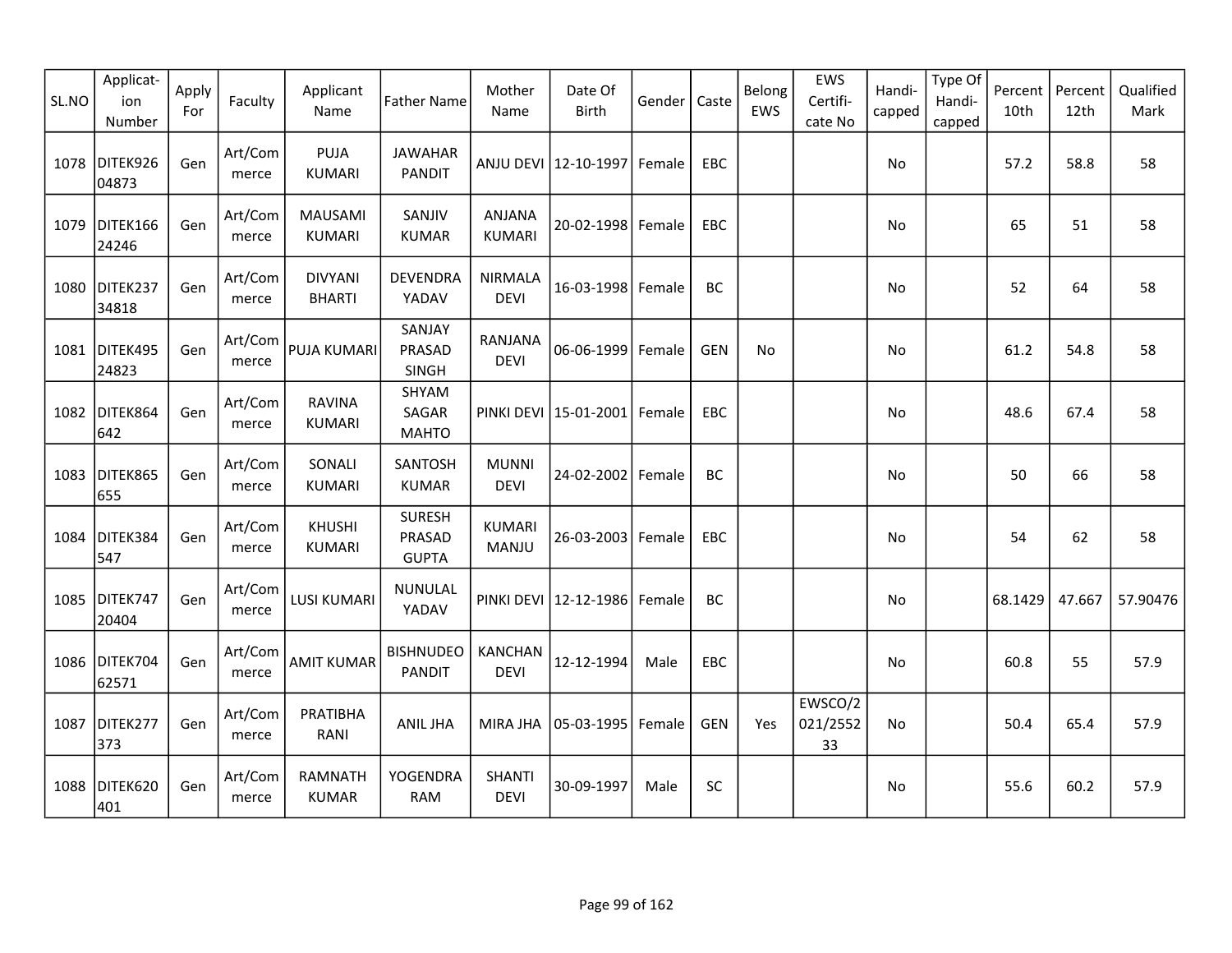| SL.NO | Applicat-ion Number | Apply For | Faculty | Applicant Name | Father Name | Mother Name | Date Of Birth | Gender | Caste | Belong EWS | EWS Certifi-cate No | Handi-capped | Type Of Handi-capped | Percent 10th | Percent 12th | Qualified Mark |
|---|---|---|---|---|---|---|---|---|---|---|---|---|---|---|---|---|
| 1078 | DITEK92604873 | Gen | Art/Commerce | PUJA KUMARI | JAWAHAR PANDIT | ANJU DEVI | 12-10-1997 | Female | EBC | | | No | | 57.2 | 58.8 | 58 |
| 1079 | DITEK16624246 | Gen | Art/Commerce | MAUSAMI KUMARI | SANJIV KUMAR | ANJANA KUMARI | 20-02-1998 | Female | EBC | | | No | | 65 | 51 | 58 |
| 1080 | DITEK23734818 | Gen | Art/Commerce | DIVYANI BHARTI | DEVENDRA YADAV | NIRMALA DEVI | 16-03-1998 | Female | BC | | | No | | 52 | 64 | 58 |
| 1081 | DITEK49524823 | Gen | Art/Commerce | PUJA KUMARI | SANJAY PRASAD SINGH | RANJANA DEVI | 06-06-1999 | Female | GEN | No | | No | | 61.2 | 54.8 | 58 |
| 1082 | DITEK864642 | Gen | Art/Commerce | RAVINA KUMARI | SHYAM SAGAR MAHTO | PINKI DEVI | 15-01-2001 | Female | EBC | | | No | | 48.6 | 67.4 | 58 |
| 1083 | DITEK865655 | Gen | Art/Commerce | SONALI KUMARI | SANTOSH KUMAR | MUNNI DEVI | 24-02-2002 | Female | BC | | | No | | 50 | 66 | 58 |
| 1084 | DITEK384547 | Gen | Art/Commerce | KHUSHI KUMARI | SURESH PRASAD GUPTA | KUMARI MANJU | 26-03-2003 | Female | EBC | | | No | | 54 | 62 | 58 |
| 1085 | DITEK74720404 | Gen | Art/Commerce | LUSI KUMARI | NUNULAL YADAV | PINKI DEVI | 12-12-1986 | Female | BC | | | No | | 68.1429 | 47.667 | 57.90476 |
| 1086 | DITEK70462571 | Gen | Art/Commerce | AMIT KUMAR | BISHNUDEO PANDIT | KANCHAN DEVI | 12-12-1994 | Male | EBC | | | No | | 60.8 | 55 | 57.9 |
| 1087 | DITEK277373 | Gen | Art/Commerce | PRATIBHA RANI | ANIL JHA | MIRA JHA | 05-03-1995 | Female | GEN | Yes | EWSCO/2021/255233 | No | | 50.4 | 65.4 | 57.9 |
| 1088 | DITEK620401 | Gen | Art/Commerce | RAMNATH KUMAR | YOGENDRA RAM | SHANTI DEVI | 30-09-1997 | Male | SC | | | No | | 55.6 | 60.2 | 57.9 |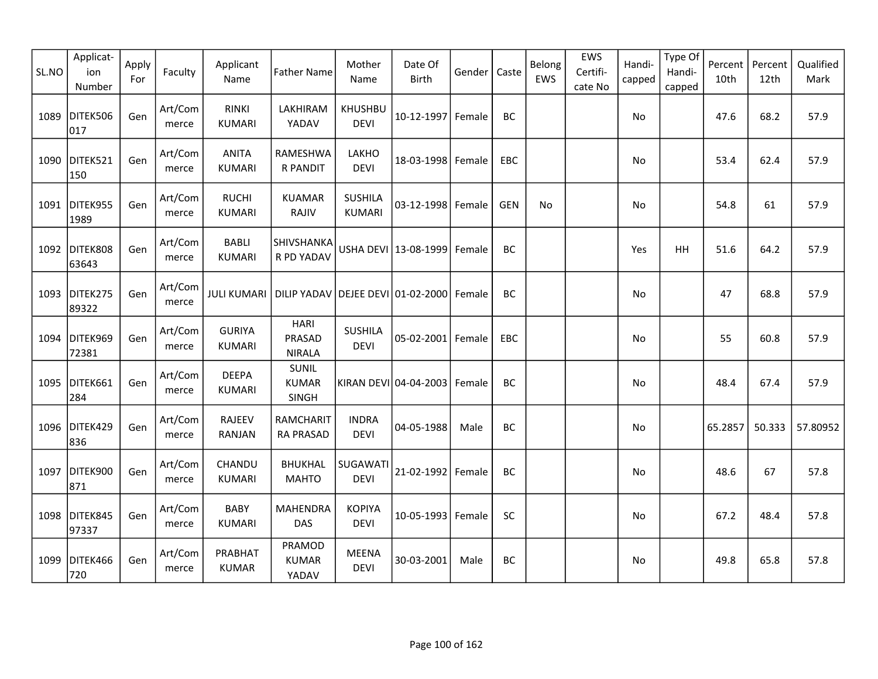| SL.NO | Applicat-ion Number | Apply For | Faculty | Applicant Name | Father Name | Mother Name | Date Of Birth | Gender | Caste | Belong EWS | EWS Certifi-cate No | Handi-capped | Type Of Handi-capped | Percent 10th | Percent 12th | Qualified Mark |
|---|---|---|---|---|---|---|---|---|---|---|---|---|---|---|---|---|
| 1089 | DITEK506017 | Gen | Art/Commerce | RINKI KUMARI | LAKHIRAM YADAV | KHUSHBU DEVI | 10-12-1997 | Female | BC | | | No | | 47.6 | 68.2 | 57.9 |
| 1090 | DITEK521150 | Gen | Art/Commerce | ANITA KUMARI | RAMESHWAR PANDIT | LAKHO DEVI | 18-03-1998 | Female | EBC | | | No | | 53.4 | 62.4 | 57.9 |
| 1091 | DITEK9551989 | Gen | Art/Commerce | RUCHI KUMARI | KUAMAR RAJIV | SUSHILA KUMARI | 03-12-1998 | Female | GEN | No | | No | | 54.8 | 61 | 57.9 |
| 1092 | DITEK80863643 | Gen | Art/Commerce | BABLI KUMARI | SHIVSHANKAR PD YADAV | USHA DEVI | 13-08-1999 | Female | BC | | | Yes | HH | 51.6 | 64.2 | 57.9 |
| 1093 | DITEK27589322 | Gen | Art/Commerce | JULI KUMARI | DILIP YADAV | DEJEE DEVI | 01-02-2000 | Female | BC | | | No | | 47 | 68.8 | 57.9 |
| 1094 | DITEK96972381 | Gen | Art/Commerce | GURIYA KUMARI | HARI PRASAD NIRALA | SUSHILA DEVI | 05-02-2001 | Female | EBC | | | No | | 55 | 60.8 | 57.9 |
| 1095 | DITEK661284 | Gen | Art/Commerce | DEEPA KUMARI | SUNIL KUMAR SINGH | KIRAN DEVI | 04-04-2003 | Female | BC | | | No | | 48.4 | 67.4 | 57.9 |
| 1096 | DITEK429836 | Gen | Art/Commerce | RAJEEV RANJAN | RAMCHARITRA PRASAD | INDRA DEVI | 04-05-1988 | Male | BC | | | No | | 65.2857 | 50.333 | 57.80952 |
| 1097 | DITEK900871 | Gen | Art/Commerce | CHANDU KUMARI | BHUKHAL MAHTO | SUGAWATI DEVI | 21-02-1992 | Female | BC | | | No | | 48.6 | 67 | 57.8 |
| 1098 | DITEK84597337 | Gen | Art/Commerce | BABY KUMARI | MAHENDRA DAS | KOPIYA DEVI | 10-05-1993 | Female | SC | | | No | | 67.2 | 48.4 | 57.8 |
| 1099 | DITEK466720 | Gen | Art/Commerce | PRABHAT KUMAR | PRAMOD KUMAR YADAV | MEENA DEVI | 30-03-2001 | Male | BC | | | No | | 49.8 | 65.8 | 57.8 |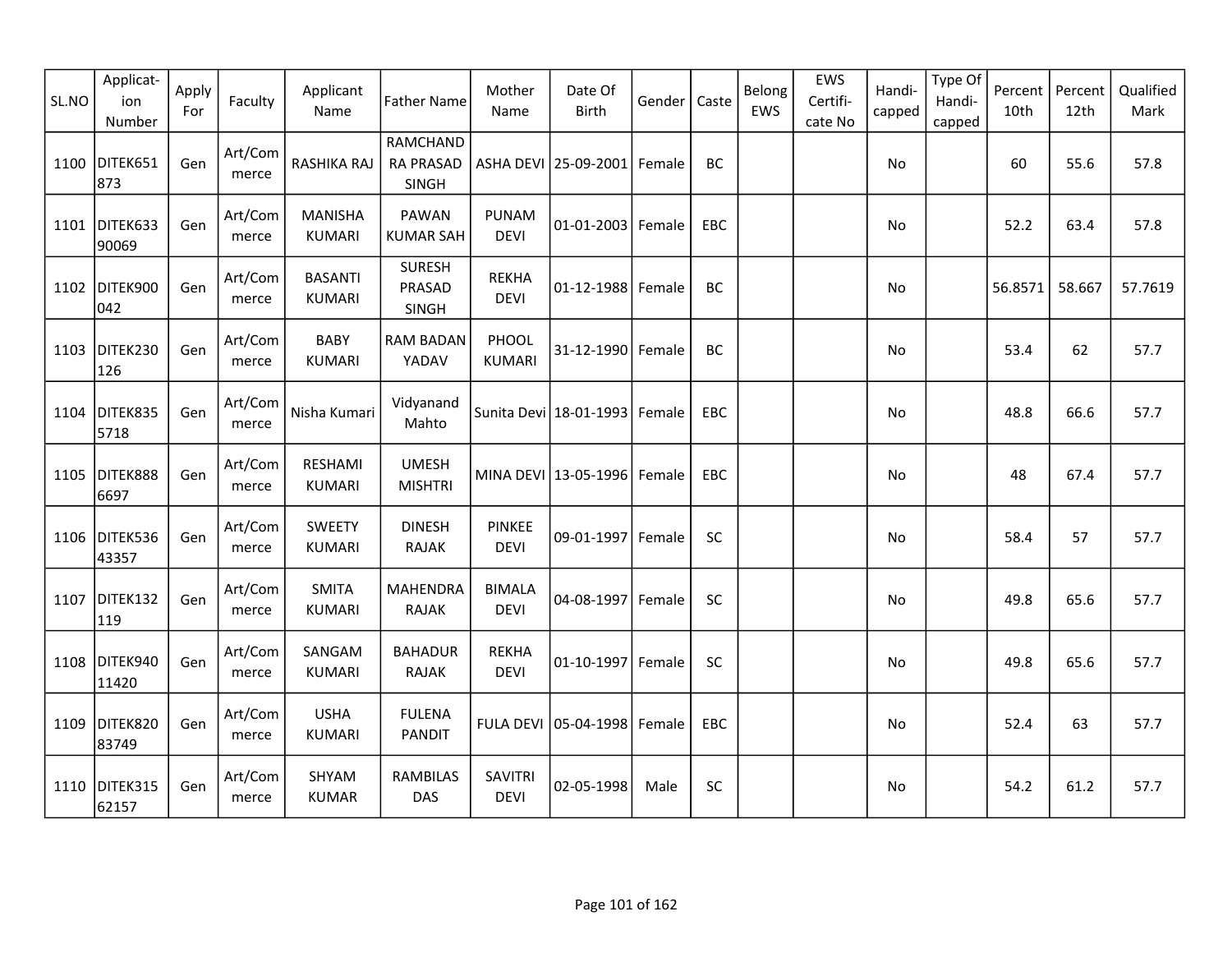| SL.NO | Applicat-ion Number | Apply For | Faculty | Applicant Name | Father Name | Mother Name | Date Of Birth | Gender | Caste | Belong EWS | EWS Certifi-cate No | Handi-capped | Type Of Handi-capped | Percent 10th | Percent 12th | Qualified Mark |
|---|---|---|---|---|---|---|---|---|---|---|---|---|---|---|---|---|
| 1100 | DITEK651873 | Gen | Art/Commerce | RASHIKA RAJ | RAMCHANDRA PRASAD SINGH | ASHA DEVI | 25-09-2001 | Female | BC | | | No | | 60 | 55.6 | 57.8 |
| 1101 | DITEK63390069 | Gen | Art/Commerce | MANISHA KUMARI | PAWAN KUMAR SAH | PUNAM DEVI | 01-01-2003 | Female | EBC | | | No | | 52.2 | 63.4 | 57.8 |
| 1102 | DITEK900042 | Gen | Art/Commerce | BASANTI KUMARI | SURESH PRASAD SINGH | REKHA DEVI | 01-12-1988 | Female | BC | | | No | | 56.8571 | 58.667 | 57.7619 |
| 1103 | DITEK230126 | Gen | Art/Commerce | BABY KUMARI | RAM BADAN YADAV | PHOOL KUMARI | 31-12-1990 | Female | BC | | | No | | 53.4 | 62 | 57.7 |
| 1104 | DITEK8355718 | Gen | Art/Commerce | Nisha Kumari | Vidyanand Mahto | Sunita Devi | 18-01-1993 | Female | EBC | | | No | | 48.8 | 66.6 | 57.7 |
| 1105 | DITEK8886697 | Gen | Art/Commerce | RESHAMI KUMARI | UMESH MISHTRI | MINA DEVI | 13-05-1996 | Female | EBC | | | No | | 48 | 67.4 | 57.7 |
| 1106 | DITEK53643357 | Gen | Art/Commerce | SWEETY KUMARI | DINESH RAJAK | PINKEE DEVI | 09-01-1997 | Female | SC | | | No | | 58.4 | 57 | 57.7 |
| 1107 | DITEK132119 | Gen | Art/Commerce | SMITA KUMARI | MAHENDRA RAJAK | BIMALA DEVI | 04-08-1997 | Female | SC | | | No | | 49.8 | 65.6 | 57.7 |
| 1108 | DITEK94011420 | Gen | Art/Commerce | SANGAM KUMARI | BAHADUR RAJAK | REKHA DEVI | 01-10-1997 | Female | SC | | | No | | 49.8 | 65.6 | 57.7 |
| 1109 | DITEK82083749 | Gen | Art/Commerce | USHA KUMARI | FULENA PANDIT | FULA DEVI | 05-04-1998 | Female | EBC | | | No | | 52.4 | 63 | 57.7 |
| 1110 | DITEK31562157 | Gen | Art/Commerce | SHYAM KUMAR | RAMBILAS DAS | SAVITRI DEVI | 02-05-1998 | Male | SC | | | No | | 54.2 | 61.2 | 57.7 |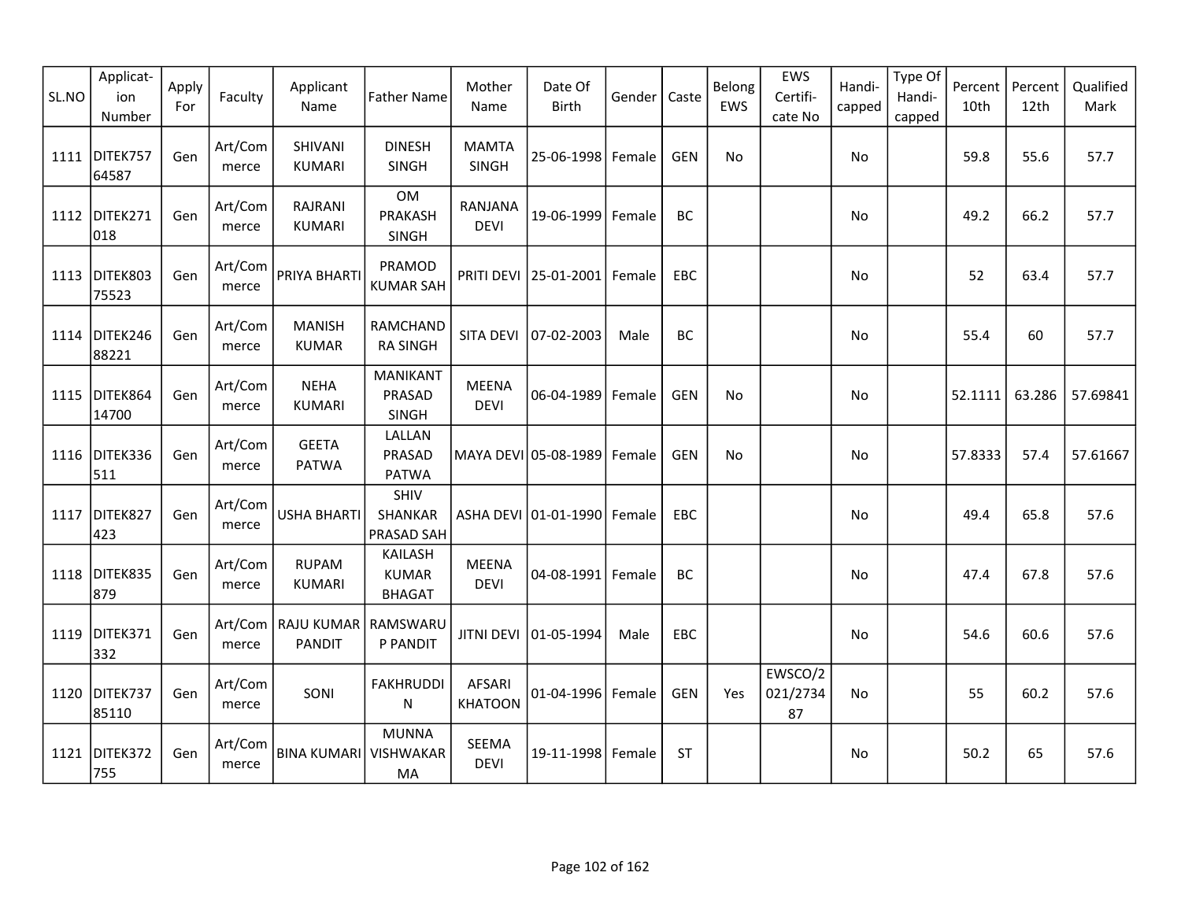| SL.NO | Applicat-ion Number | Apply For | Faculty | Applicant Name | Father Name | Mother Name | Date Of Birth | Gender | Caste | Belong EWS | EWS Certifi-cate No | Handi-capped | Type Of Handi-capped | Percent 10th | Percent 12th | Qualified Mark |
|---|---|---|---|---|---|---|---|---|---|---|---|---|---|---|---|---|
| 1111 | DITEK75764587 | Gen | Art/Commerce | SHIVANI KUMARI | DINESH SINGH | MAMTA SINGH | 25-06-1998 | Female | GEN | No | | No | | 59.8 | 55.6 | 57.7 |
| 1112 | DITEK271018 | Gen | Art/Commerce | RAJRANI KUMARI | OM PRAKASH SINGH | RANJANA DEVI | 19-06-1999 | Female | BC | | | No | | 49.2 | 66.2 | 57.7 |
| 1113 | DITEK80375523 | Gen | Art/Commerce | PRIYA BHARTI | PRAMOD KUMAR SAH | PRITI DEVI | 25-01-2001 | Female | EBC | | | No | | 52 | 63.4 | 57.7 |
| 1114 | DITEK24688221 | Gen | Art/Commerce | MANISH KUMAR | RAMCHANDRA SINGH | SITA DEVI | 07-02-2003 | Male | BC | | | No | | 55.4 | 60 | 57.7 |
| 1115 | DITEK86414700 | Gen | Art/Commerce | NEHA KUMARI | MANIKANT PRASAD SINGH | MEENA DEVI | 06-04-1989 | Female | GEN | No | | No | | 52.1111 | 63.286 | 57.69841 |
| 1116 | DITEK336511 | Gen | Art/Commerce | GEETA PATWA | LALLAN PRASAD PATWA | MAYA DEVI | 05-08-1989 | Female | GEN | No | | No | | 57.8333 | 57.4 | 57.61667 |
| 1117 | DITEK827423 | Gen | Art/Commerce | USHA BHARTI | SHIV SHANKAR PRASAD SAH | ASHA DEVI | 01-01-1990 | Female | EBC | | | No | | 49.4 | 65.8 | 57.6 |
| 1118 | DITEK835879 | Gen | Art/Commerce | RUPAM KUMARI | KAILASH KUMAR BHAGAT | MEENA DEVI | 04-08-1991 | Female | BC | | | No | | 47.4 | 67.8 | 57.6 |
| 1119 | DITEK371332 | Gen | Art/Commerce | RAJU KUMAR PANDIT | RAMSWARUP PANDIT | JITNI DEVI | 01-05-1994 | Male | EBC | | | No | | 54.6 | 60.6 | 57.6 |
| 1120 | DITEK73785110 | Gen | Art/Commerce | SONI | FAKHRUDDIN | AFSARI KHATOON | 01-04-1996 | Female | GEN | Yes | EWSCO/2021/273487 | No | | 55 | 60.2 | 57.6 |
| 1121 | DITEK372755 | Gen | Art/Commerce | BINA KUMARI | MUNNA VISHWAKARMA | SEEMA DEVI | 19-11-1998 | Female | ST | | | No | | 50.2 | 65 | 57.6 |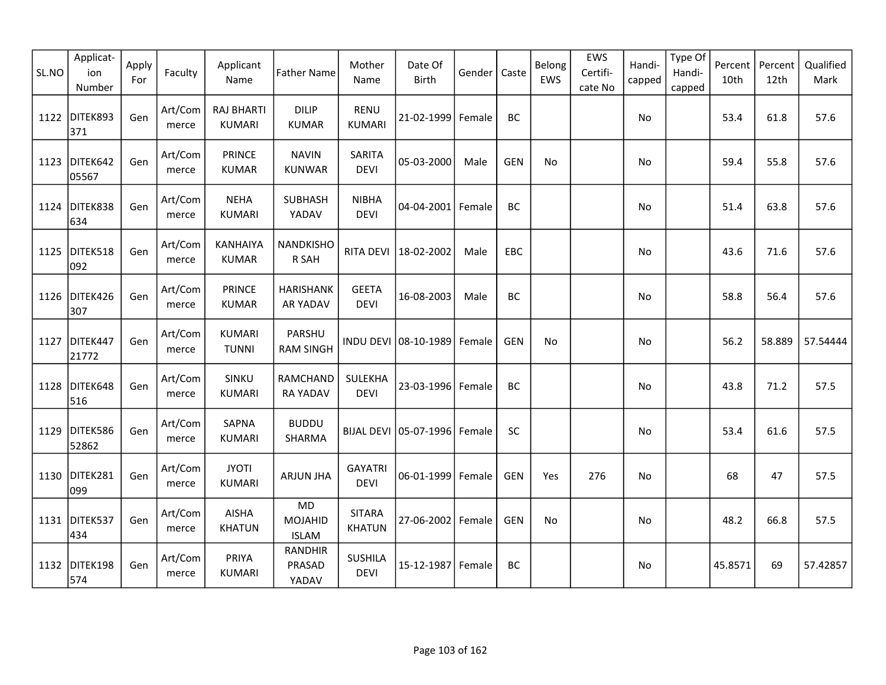| SL.NO | Applicat-ion Number | Apply For | Faculty | Applicant Name | Father Name | Mother Name | Date Of Birth | Gender | Caste | Belong EWS | EWS Certifi-cate No | Handi-capped | Type Of Handi-capped | Percent 10th | Percent 12th | Qualified Mark |
|---|---|---|---|---|---|---|---|---|---|---|---|---|---|---|---|---|
| 1122 | DITEK893371 | Gen | Art/Commerce | RAJ BHARTI KUMARI | DILIP KUMAR | RENU KUMARI | 21-02-1999 | Female | BC | | | No | | 53.4 | 61.8 | 57.6 |
| 1123 | DITEK64205567 | Gen | Art/Commerce | PRINCE KUMAR | NAVIN KUNWAR | SARITA DEVI | 05-03-2000 | Male | GEN | No | | No | | 59.4 | 55.8 | 57.6 |
| 1124 | DITEK838634 | Gen | Art/Commerce | NEHA KUMARI | SUBHASH YADAV | NIBHA DEVI | 04-04-2001 | Female | BC | | | No | | 51.4 | 63.8 | 57.6 |
| 1125 | DITEK518092 | Gen | Art/Commerce | KANHAIYA KUMAR | NANDKISHOR SAH | RITA DEVI | 18-02-2002 | Male | EBC | | | No | | 43.6 | 71.6 | 57.6 |
| 1126 | DITEK426307 | Gen | Art/Commerce | PRINCE KUMAR | HARISHANKAR YADAV | GEETA DEVI | 16-08-2003 | Male | BC | | | No | | 58.8 | 56.4 | 57.6 |
| 1127 | DITEK44721772 | Gen | Art/Commerce | KUMARI TUNNI | PARSHU RAM SINGH | INDU DEVI | 08-10-1989 | Female | GEN | No | | No | | 56.2 | 58.889 | 57.54444 |
| 1128 | DITEK648516 | Gen | Art/Commerce | SINKU KUMARI | RAMCHANDRA YADAV | SULEKHA DEVI | 23-03-1996 | Female | BC | | | No | | 43.8 | 71.2 | 57.5 |
| 1129 | DITEK58652862 | Gen | Art/Commerce | SAPNA KUMARI | BUDDU SHARMA | BIJAL DEVI | 05-07-1996 | Female | SC | | | No | | 53.4 | 61.6 | 57.5 |
| 1130 | DITEK281099 | Gen | Art/Commerce | JYOTI KUMARI | ARJUN JHA | GAYATRI DEVI | 06-01-1999 | Female | GEN | Yes | 276 | No | | 68 | 47 | 57.5 |
| 1131 | DITEK537434 | Gen | Art/Commerce | AISHA KHATUN | MD MOJAHID ISLAM | SITARA KHATUN | 27-06-2002 | Female | GEN | No | | No | | 48.2 | 66.8 | 57.5 |
| 1132 | DITEK198574 | Gen | Art/Commerce | PRIYA KUMARI | RANDHIR PRASAD YADAV | SUSHILA DEVI | 15-12-1987 | Female | BC | | | No | | 45.8571 | 69 | 57.42857 |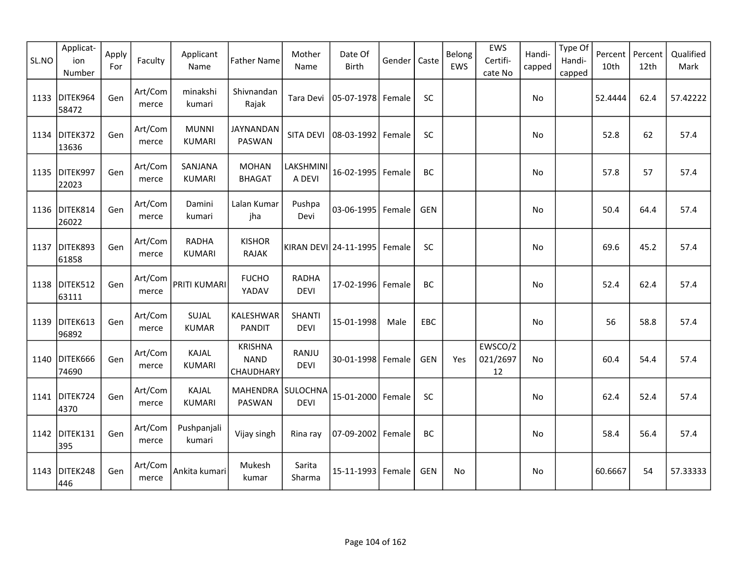| SL.NO | Applicat-ion Number | Apply For | Faculty | Applicant Name | Father Name | Mother Name | Date Of Birth | Gender | Caste | Belong EWS | EWS Certifi-cate No | Handi-capped | Type Of Handi-capped | Percent 10th | Percent 12th | Qualified Mark |
|---|---|---|---|---|---|---|---|---|---|---|---|---|---|---|---|---|
| 1133 | DITEK96458472 | Gen | Art/Commerce | minakshi kumari | Shivnandan Rajak | Tara Devi | 05-07-1978 | Female | SC | | | No | | 52.4444 | 62.4 | 57.42222 |
| 1134 | DITEK37213636 | Gen | Art/Commerce | MUNNI KUMARI | JAYNANDAN PASWAN | SITA DEVI | 08-03-1992 | Female | SC | | | No | | 52.8 | 62 | 57.4 |
| 1135 | DITEK99722023 | Gen | Art/Commerce | SANJANA KUMARI | MOHAN BHAGAT | LAKSHMINIA DEVI | 16-02-1995 | Female | BC | | | No | | 57.8 | 57 | 57.4 |
| 1136 | DITEK81426022 | Gen | Art/Commerce | Damini kumari | Lalan Kumar jha | Pushpa Devi | 03-06-1995 | Female | GEN | | | No | | 50.4 | 64.4 | 57.4 |
| 1137 | DITEK89361858 | Gen | Art/Commerce | RADHA KUMARI | KISHOR RAJAK | KIRAN DEVI | 24-11-1995 | Female | SC | | | No | | 69.6 | 45.2 | 57.4 |
| 1138 | DITEK51263111 | Gen | Art/Commerce | PRITI KUMARI | FUCHO YADAV | RADHA DEVI | 17-02-1996 | Female | BC | | | No | | 52.4 | 62.4 | 57.4 |
| 1139 | DITEK61396892 | Gen | Art/Commerce | SUJAL KUMAR | KALESHWAR PANDIT | SHANTI DEVI | 15-01-1998 | Male | EBC | | | No | | 56 | 58.8 | 57.4 |
| 1140 | DITEK66674690 | Gen | Art/Commerce | KAJAL KUMARI | KRISHNA NAND CHAUDHARY | RANJU DEVI | 30-01-1998 | Female | GEN | Yes | EWSCO/2021/269712 | No | | 60.4 | 54.4 | 57.4 |
| 1141 | DITEK7244370 | Gen | Art/Commerce | KAJAL KUMARI | MAHENDRA PASWAN | SULOCHNA DEVI | 15-01-2000 | Female | SC | | | No | | 62.4 | 52.4 | 57.4 |
| 1142 | DITEK131395 | Gen | Art/Commerce | Pushpanjali kumari | Vijay singh | Rina ray | 07-09-2002 | Female | BC | | | No | | 58.4 | 56.4 | 57.4 |
| 1143 | DITEK248446 | Gen | Art/Commerce | Ankita kumari | Mukesh kumar | Sarita Sharma | 15-11-1993 | Female | GEN | No | | No | | 60.6667 | 54 | 57.33333 |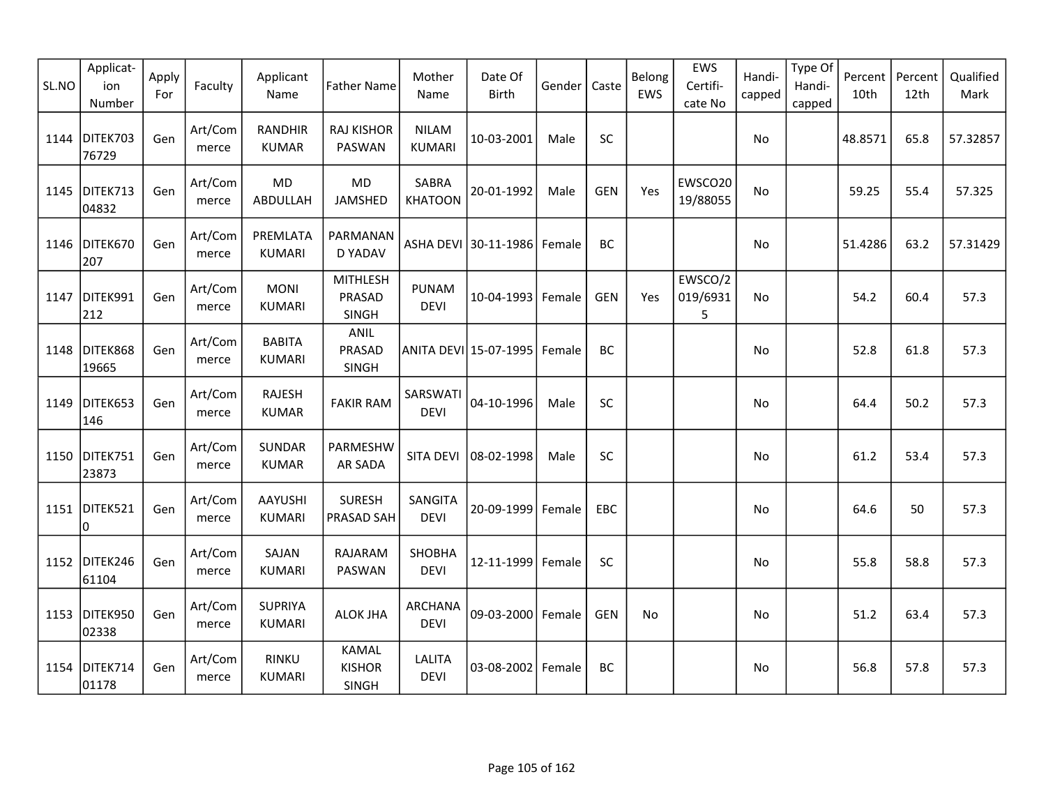| SL.NO | Applicat-ion Number | Apply For | Faculty | Applicant Name | Father Name | Mother Name | Date Of Birth | Gender | Caste | Belong EWS | EWS Certifi-cate No | Handi-capped | Type Of Handi-capped | Percent 10th | Percent 12th | Qualified Mark |
|---|---|---|---|---|---|---|---|---|---|---|---|---|---|---|---|---|
| 1144 | DITEK70376729 | Gen | Art/Commerce | RANDHIR KUMAR | RAJ KISHOR PASWAN | NILAM KUMARI | 10-03-2001 | Male | SC | | | No | | 48.8571 | 65.8 | 57.32857 |
| 1145 | DITEK71304832 | Gen | Art/Commerce | MD ABDULLAH | MD JAMSHED | SABRA KHATOON | 20-01-1992 | Male | GEN | Yes | EWSCO2019/88055 | No | | 59.25 | 55.4 | 57.325 |
| 1146 | DITEK670207 | Gen | Art/Commerce | PREMLATA KUMARI | PARMANAND YADAV | ASHA DEVI | 30-11-1986 | Female | BC | | | No | | 51.4286 | 63.2 | 57.31429 |
| 1147 | DITEK991212 | Gen | Art/Commerce | MONI KUMARI | MITHLESH PRASAD SINGH | PUNAM DEVI | 10-04-1993 | Female | GEN | Yes | EWSCO/2019/69315 | No | | 54.2 | 60.4 | 57.3 |
| 1148 | DITEK86819665 | Gen | Art/Commerce | BABITA KUMARI | ANIL PRASAD SINGH | ANITA DEVI | 15-07-1995 | Female | BC | | | No | | 52.8 | 61.8 | 57.3 |
| 1149 | DITEK653146 | Gen | Art/Commerce | RAJESH KUMAR | FAKIR RAM | SARSWATI DEVI | 04-10-1996 | Male | SC | | | No | | 64.4 | 50.2 | 57.3 |
| 1150 | DITEK75123873 | Gen | Art/Commerce | SUNDAR KUMAR | PARMESHWAR SADA | SITA DEVI | 08-02-1998 | Male | SC | | | No | | 61.2 | 53.4 | 57.3 |
| 1151 | DITEK5210 | Gen | Art/Commerce | AAYUSHI KUMARI | SURESH PRASAD SAH | SANGITA DEVI | 20-09-1999 | Female | EBC | | | No | | 64.6 | 50 | 57.3 |
| 1152 | DITEK24661104 | Gen | Art/Commerce | SAJAN KUMARI | RAJARAM PASWAN | SHOBHA DEVI | 12-11-1999 | Female | SC | | | No | | 55.8 | 58.8 | 57.3 |
| 1153 | DITEK95002338 | Gen | Art/Commerce | SUPRIYA KUMARI | ALOK JHA | ARCHANA DEVI | 09-03-2000 | Female | GEN | No | | No | | 51.2 | 63.4 | 57.3 |
| 1154 | DITEK71401178 | Gen | Art/Commerce | RINKU KUMARI | KAMAL KISHOR SINGH | LALITA DEVI | 03-08-2002 | Female | BC | | | No | | 56.8 | 57.8 | 57.3 |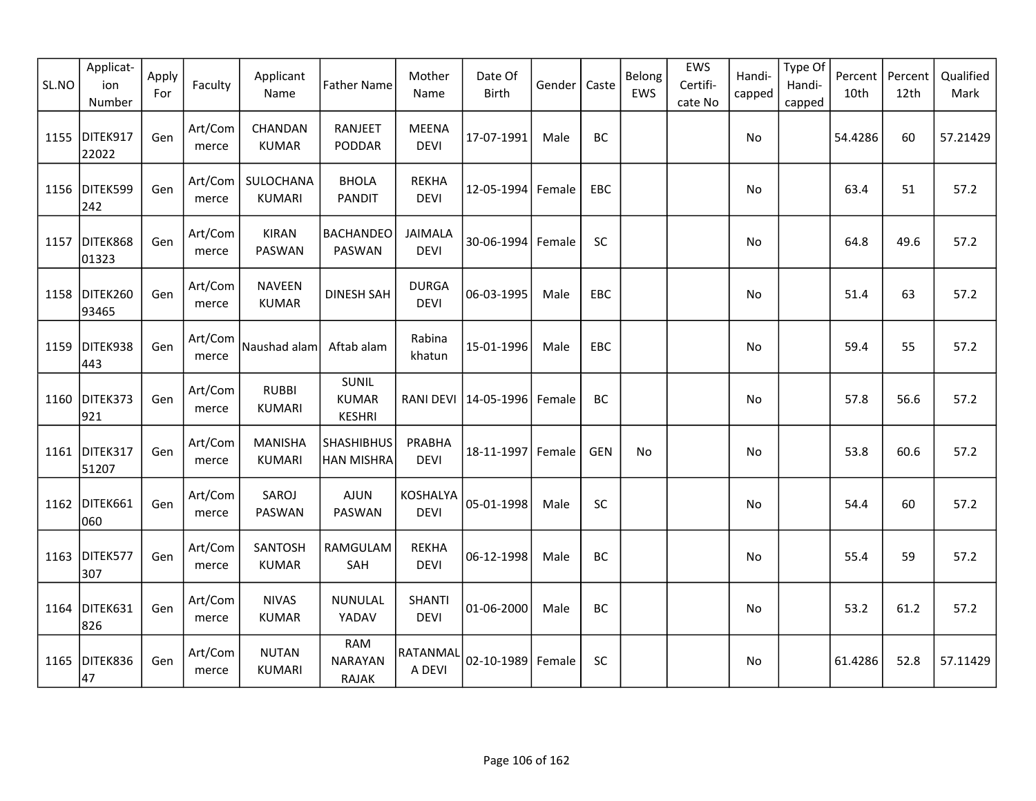| SL.NO | Applicat-ion Number | Apply For | Faculty | Applicant Name | Father Name | Mother Name | Date Of Birth | Gender | Caste | Belong EWS | EWS Certifi-cate No | Handi-capped | Type Of Handi-capped | Percent 10th | Percent 12th | Qualified Mark |
|---|---|---|---|---|---|---|---|---|---|---|---|---|---|---|---|---|
| 1155 | DITEK91722022 | Gen | Art/Commerce | CHANDAN KUMAR | RANJEET PODDAR | MEENA DEVI | 17-07-1991 | Male | BC | | | No | | 54.4286 | 60 | 57.21429 |
| 1156 | DITEK599242 | Gen | Art/Commerce | SULOCHANA KUMARI | BHOLA PANDIT | REKHA DEVI | 12-05-1994 | Female | EBC | | | No | | 63.4 | 51 | 57.2 |
| 1157 | DITEK86801323 | Gen | Art/Commerce | KIRAN PASWAN | BACHANDEO PASWAN | JAIMALA DEVI | 30-06-1994 | Female | SC | | | No | | 64.8 | 49.6 | 57.2 |
| 1158 | DITEK26093465 | Gen | Art/Commerce | NAVEEN KUMAR | DINESH SAH | DURGA DEVI | 06-03-1995 | Male | EBC | | | No | | 51.4 | 63 | 57.2 |
| 1159 | DITEK938443 | Gen | Art/Commerce | Naushad alam | Aftab alam | Rabina khatun | 15-01-1996 | Male | EBC | | | No | | 59.4 | 55 | 57.2 |
| 1160 | DITEK373921 | Gen | Art/Commerce | RUBBI KUMARI | SUNIL KUMAR KESHRI | RANI DEVI | 14-05-1996 | Female | BC | | | No | | 57.8 | 56.6 | 57.2 |
| 1161 | DITEK31751207 | Gen | Art/Commerce | MANISHA KUMARI | SHASHIBHUSHAN MISHRA | PRABHA DEVI | 18-11-1997 | Female | GEN | No | | No | | 53.8 | 60.6 | 57.2 |
| 1162 | DITEK661060 | Gen | Art/Commerce | SAROJ PASWAN | AJUN PASWAN | KOSHALYA DEVI | 05-01-1998 | Male | SC | | | No | | 54.4 | 60 | 57.2 |
| 1163 | DITEK577307 | Gen | Art/Commerce | SANTOSH KUMAR | RAMGULAM SAH | REKHA DEVI | 06-12-1998 | Male | BC | | | No | | 55.4 | 59 | 57.2 |
| 1164 | DITEK631826 | Gen | Art/Commerce | NIVAS KUMAR | NUNULAL YADAV | SHANTI DEVI | 01-06-2000 | Male | BC | | | No | | 53.2 | 61.2 | 57.2 |
| 1165 | DITEK83647 | Gen | Art/Commerce | NUTAN KUMARI | RAM NARAYAN RAJAK | RATANMALA DEVI | 02-10-1989 | Female | SC | | | No | | 61.4286 | 52.8 | 57.11429 |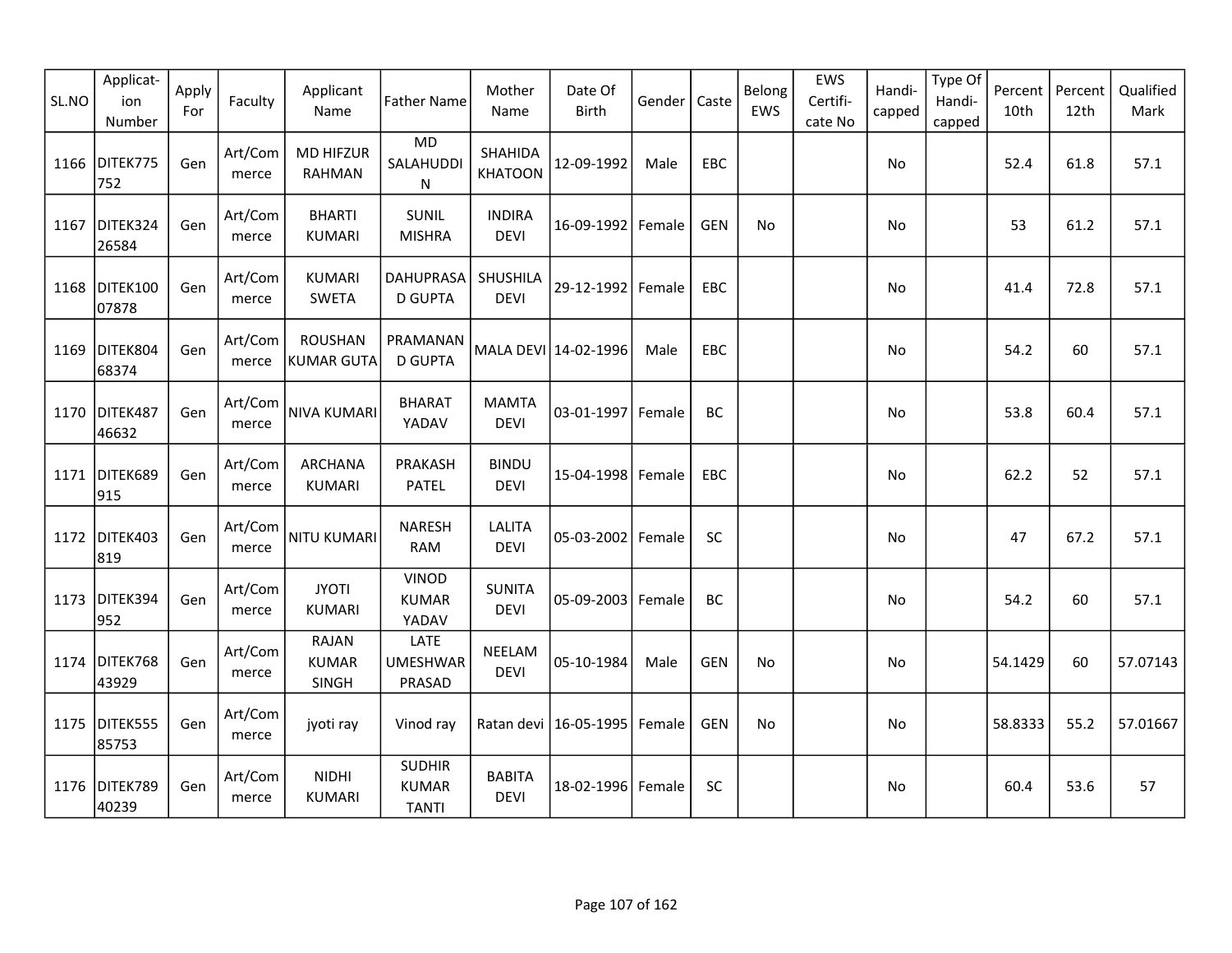| SL.NO | Applicat-ion Number | Apply For | Faculty | Applicant Name | Father Name | Mother Name | Date Of Birth | Gender | Caste | Belong EWS | EWS Certifi-cate No | Handi-capped | Type Of Handi-capped | Percent 10th | Percent 12th | Qualified Mark |
|---|---|---|---|---|---|---|---|---|---|---|---|---|---|---|---|---|
| 1166 | DITEK775752 | Gen | Art/Commerce | MD HIFZUR RAHMAN | MD SALAHUDDIN | SHAHIDA KHATOON | 12-09-1992 | Male | EBC | | | No | | 52.4 | 61.8 | 57.1 |
| 1167 | DITEK32426584 | Gen | Art/Commerce | BHARTI KUMARI | SUNIL MISHRA | INDIRA DEVI | 16-09-1992 | Female | GEN | No | | No | | 53 | 61.2 | 57.1 |
| 1168 | DITEK10007878 | Gen | Art/Commerce | KUMARI SWETA | DAHUPRASAD GUPTA | SHUSHILA DEVI | 29-12-1992 | Female | EBC | | | No | | 41.4 | 72.8 | 57.1 |
| 1169 | DITEK80468374 | Gen | Art/Commerce | ROUSHAN KUMAR GUTA | PRAMANAND GUPTA | MALA DEVI | 14-02-1996 | Male | EBC | | | No | | 54.2 | 60 | 57.1 |
| 1170 | DITEK48746632 | Gen | Art/Commerce | NIVA KUMARI | BHARAT YADAV | MAMTA DEVI | 03-01-1997 | Female | BC | | | No | | 53.8 | 60.4 | 57.1 |
| 1171 | DITEK689915 | Gen | Art/Commerce | ARCHANA KUMARI | PRAKASH PATEL | BINDU DEVI | 15-04-1998 | Female | EBC | | | No | | 62.2 | 52 | 57.1 |
| 1172 | DITEK403819 | Gen | Art/Commerce | NITU KUMARI | NARESH RAM | LALITA DEVI | 05-03-2002 | Female | SC | | | No | | 47 | 67.2 | 57.1 |
| 1173 | DITEK394952 | Gen | Art/Commerce | JYOTI KUMARI | VINOD KUMAR YADAV | SUNITA DEVI | 05-09-2003 | Female | BC | | | No | | 54.2 | 60 | 57.1 |
| 1174 | DITEK76843929 | Gen | Art/Commerce | RAJAN KUMAR SINGH | LATE UMESHWAR PRASAD | NEELAM DEVI | 05-10-1984 | Male | GEN | No | | No | | 54.1429 | 60 | 57.07143 |
| 1175 | DITEK55585753 | Gen | Art/Commerce | jyoti ray | Vinod ray | Ratan devi | 16-05-1995 | Female | GEN | No | | No | | 58.8333 | 55.2 | 57.01667 |
| 1176 | DITEK78940239 | Gen | Art/Commerce | NIDHI KUMARI | SUDHIR KUMAR TANTI | BABITA DEVI | 18-02-1996 | Female | SC | | | No | | 60.4 | 53.6 | 57 |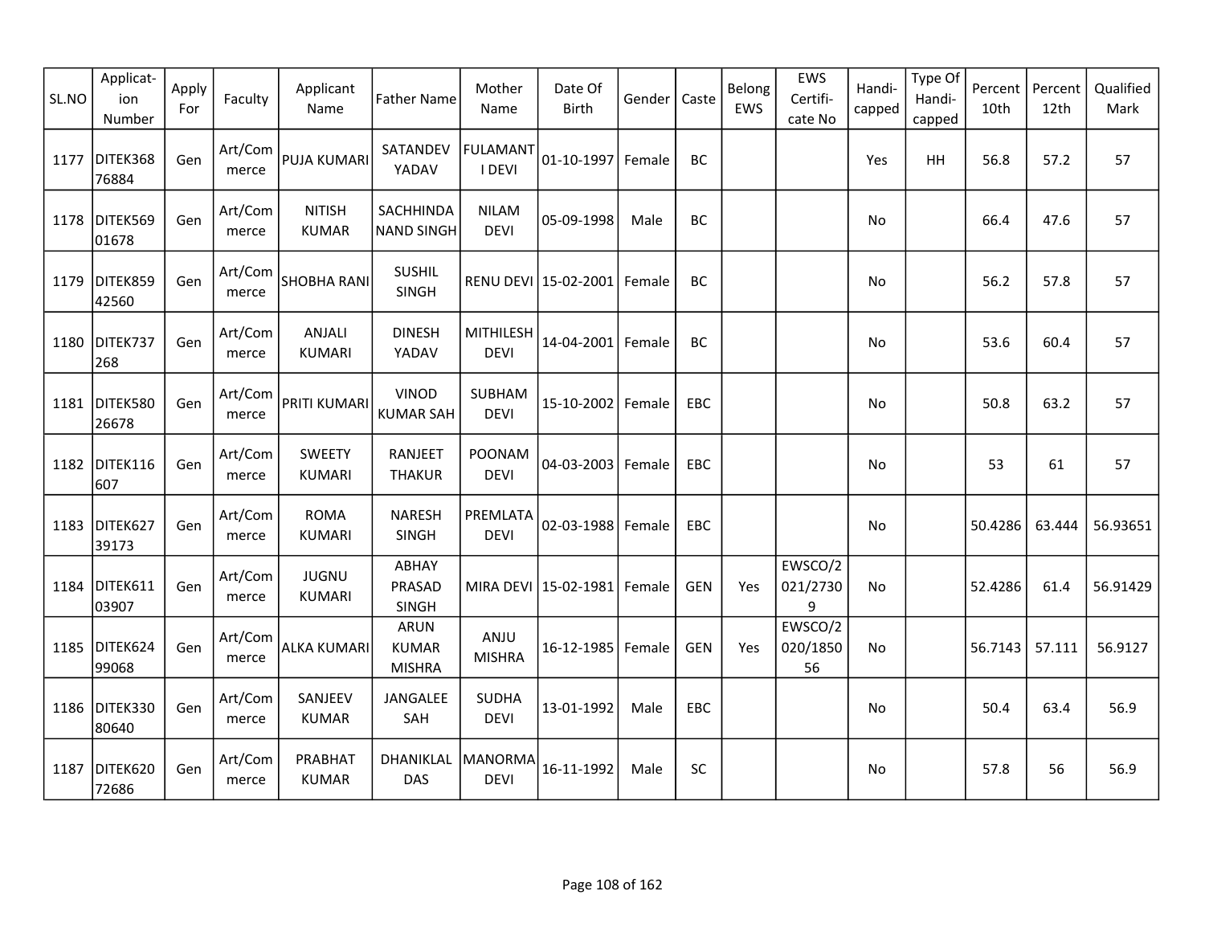| SL.NO | Applicat-ion Number | Apply For | Faculty | Applicant Name | Father Name | Mother Name | Date Of Birth | Gender | Caste | Belong EWS | EWS Certifi-cate No | Handi-capped | Type Of Handi-capped | Percent 10th | Percent 12th | Qualified Mark |
|---|---|---|---|---|---|---|---|---|---|---|---|---|---|---|---|---|
| 1177 | DITEK36876884 | Gen | Art/Commerce | PUJA KUMARI | SATANDEV YADAV | FULAMANTI DEVI | 01-10-1997 | Female | BC | | | Yes | HH | 56.8 | 57.2 | 57 |
| 1178 | DITEK56901678 | Gen | Art/Commerce | NITISH KUMAR | SACHHINDANAND SINGH | NILAM DEVI | 05-09-1998 | Male | BC | | | No | | 66.4 | 47.6 | 57 |
| 1179 | DITEK85942560 | Gen | Art/Commerce | SHOBHA RANI | SUSHIL SINGH | RENU DEVI | 15-02-2001 | Female | BC | | | No | | 56.2 | 57.8 | 57 |
| 1180 | DITEK737268 | Gen | Art/Commerce | ANJALI KUMARI | DINESH YADAV | MITHILESH DEVI | 14-04-2001 | Female | BC | | | No | | 53.6 | 60.4 | 57 |
| 1181 | DITEK58026678 | Gen | Art/Commerce | PRITI KUMARI | VINOD KUMAR SAH | SUBHAM DEVI | 15-10-2002 | Female | EBC | | | No | | 50.8 | 63.2 | 57 |
| 1182 | DITEK116607 | Gen | Art/Commerce | SWEETY KUMARI | RANJEET THAKUR | POONAM DEVI | 04-03-2003 | Female | EBC | | | No | | 53 | 61 | 57 |
| 1183 | DITEK62739173 | Gen | Art/Commerce | ROMA KUMARI | NARESH SINGH | PREMLATA DEVI | 02-03-1988 | Female | EBC | | | No | | 50.4286 | 63.444 | 56.93651 |
| 1184 | DITEK61103907 | Gen | Art/Commerce | JUGNU KUMARI | ABHAY PRASAD SINGH | MIRA DEVI | 15-02-1981 | Female | GEN | Yes | EWSCO/2021/27309 | No | | 52.4286 | 61.4 | 56.91429 |
| 1185 | DITEK62499068 | Gen | Art/Commerce | ALKA KUMARI | ARUN KUMAR MISHRA | ANJU MISHRA | 16-12-1985 | Female | GEN | Yes | EWSCO/2020/185056 | No | | 56.7143 | 57.111 | 56.9127 |
| 1186 | DITEK33080640 | Gen | Art/Commerce | SANJEEV KUMAR | JANGALEE SAH | SUDHA DEVI | 13-01-1992 | Male | EBC | | | No | | 50.4 | 63.4 | 56.9 |
| 1187 | DITEK62072686 | Gen | Art/Commerce | PRABHAT KUMAR | DHANIKLAL DAS | MANORMA DEVI | 16-11-1992 | Male | SC | | | No | | 57.8 | 56 | 56.9 |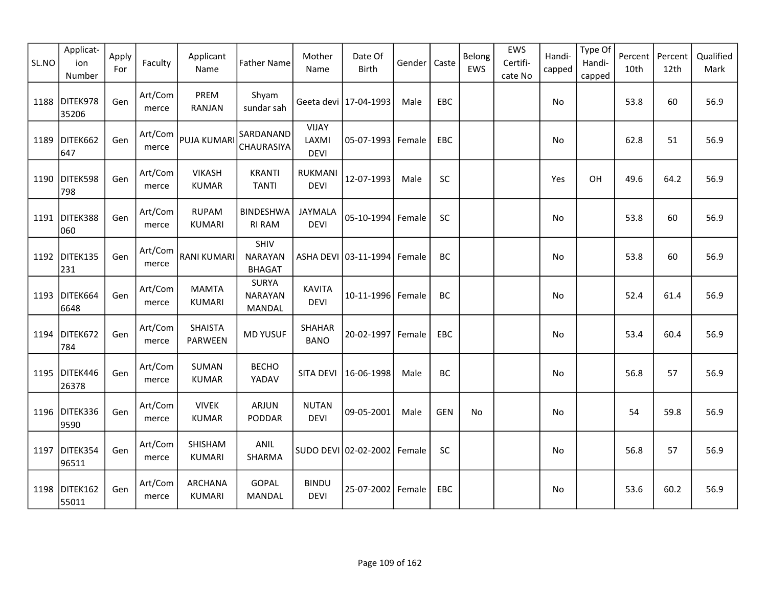| SL.NO | Applicat-ion Number | Apply For | Faculty | Applicant Name | Father Name | Mother Name | Date Of Birth | Gender | Caste | Belong EWS | EWS Certifi-cate No | Handi-capped | Type Of Handi-capped | Percent 10th | Percent 12th | Qualified Mark |
|---|---|---|---|---|---|---|---|---|---|---|---|---|---|---|---|---|
| 1188 | DITEK97835206 | Gen | Art/Commerce | PREM RANJAN | Shyam sundar sah | Geeta devi | 17-04-1993 | Male | EBC | | | No | | 53.8 | 60 | 56.9 |
| 1189 | DITEK662647 | Gen | Art/Commerce | PUJA KUMARI | SARDANAND CHAURASIYA | VIJAY LAXMI DEVI | 05-07-1993 | Female | EBC | | | No | | 62.8 | 51 | 56.9 |
| 1190 | DITEK598798 | Gen | Art/Commerce | VIKASH KUMAR | KRANTI TANTI | RUKMANI DEVI | 12-07-1993 | Male | SC | | | Yes | OH | 49.6 | 64.2 | 56.9 |
| 1191 | DITEK388060 | Gen | Art/Commerce | RUPAM KUMARI | BINDESHWARI RAM | JAYMALA DEVI | 05-10-1994 | Female | SC | | | No | | 53.8 | 60 | 56.9 |
| 1192 | DITEK135231 | Gen | Art/Commerce | RANI KUMARI | SHIV NARAYAN BHAGAT | ASHA DEVI | 03-11-1994 | Female | BC | | | No | | 53.8 | 60 | 56.9 |
| 1193 | DITEK6646648 | Gen | Art/Commerce | MAMTA KUMARI | SURYA NARAYAN MANDAL | KAVITA DEVI | 10-11-1996 | Female | BC | | | No | | 52.4 | 61.4 | 56.9 |
| 1194 | DITEK672784 | Gen | Art/Commerce | SHAISTA PARWEEN | MD YUSUF | SHAHAR BANO | 20-02-1997 | Female | EBC | | | No | | 53.4 | 60.4 | 56.9 |
| 1195 | DITEK44626378 | Gen | Art/Commerce | SUMAN KUMAR | BECHO YADAV | SITA DEVI | 16-06-1998 | Male | BC | | | No | | 56.8 | 57 | 56.9 |
| 1196 | DITEK3369590 | Gen | Art/Commerce | VIVEK KUMAR | ARJUN PODDAR | NUTAN DEVI | 09-05-2001 | Male | GEN | No | | No | | 54 | 59.8 | 56.9 |
| 1197 | DITEK35496511 | Gen | Art/Commerce | SHISHAM KUMARI | ANIL SHARMA | SUDO DEVI | 02-02-2002 | Female | SC | | | No | | 56.8 | 57 | 56.9 |
| 1198 | DITEK16255011 | Gen | Art/Commerce | ARCHANA KUMARI | GOPAL MANDAL | BINDU DEVI | 25-07-2002 | Female | EBC | | | No | | 53.6 | 60.2 | 56.9 |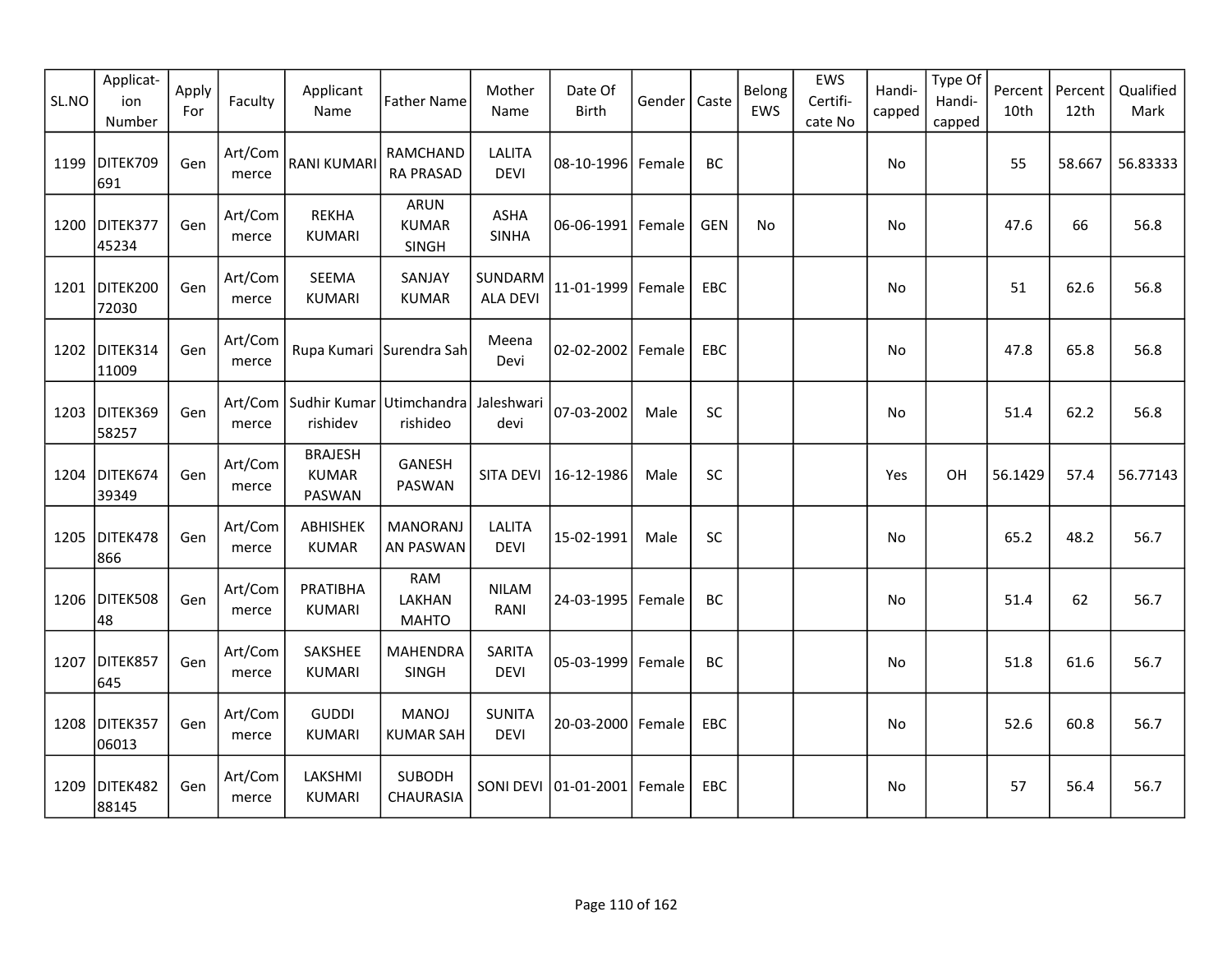| SL.NO | Applicat-ion Number | Apply For | Faculty | Applicant Name | Father Name | Mother Name | Date Of Birth | Gender | Caste | Belong EWS | EWS Certifi-cate No | Handi-capped | Type Of Handi-capped | Percent 10th | Percent 12th | Qualified Mark |
|---|---|---|---|---|---|---|---|---|---|---|---|---|---|---|---|---|
| 1199 | DITEK709691 | Gen | Art/Commerce | RANI KUMARI | RAMCHANDRA PRASAD | LALITA DEVI | 08-10-1996 | Female | BC | | | No | | 55 | 58.667 | 56.83333 |
| 1200 | DITEK37745234 | Gen | Art/Commerce | REKHA KUMARI | ARUN KUMAR SINGH | ASHA SINHA | 06-06-1991 | Female | GEN | No | | No | | 47.6 | 66 | 56.8 |
| 1201 | DITEK20072030 | Gen | Art/Commerce | SEEMA KUMARI | SANJAY KUMAR | SUNDARMALA DEVI | 11-01-1999 | Female | EBC | | | No | | 51 | 62.6 | 56.8 |
| 1202 | DITEK31411009 | Gen | Art/Commerce | Rupa Kumari | Surendra Sah | Meena Devi | 02-02-2002 | Female | EBC | | | No | | 47.8 | 65.8 | 56.8 |
| 1203 | DITEK36958257 | Gen | Art/Commerce | Sudhir Kumar rishidev | Utimchandra rishideo | Jaleshwari devi | 07-03-2002 | Male | SC | | | No | | 51.4 | 62.2 | 56.8 |
| 1204 | DITEK67439349 | Gen | Art/Commerce | BRAJESH KUMAR PASWAN | GANESH PASWAN | SITA DEVI | 16-12-1986 | Male | SC | | | Yes | OH | 56.1429 | 57.4 | 56.77143 |
| 1205 | DITEK478866 | Gen | Art/Commerce | ABHISHEK KUMAR | MANORANJAN PASWAN | LALITA DEVI | 15-02-1991 | Male | SC | | | No | | 65.2 | 48.2 | 56.7 |
| 1206 | DITEK50848 | Gen | Art/Commerce | PRATIBHA KUMARI | RAM LAKHAN MAHTO | NILAM RANI | 24-03-1995 | Female | BC | | | No | | 51.4 | 62 | 56.7 |
| 1207 | DITEK857645 | Gen | Art/Commerce | SAKSHEE KUMARI | MAHENDRA SINGH | SARITA DEVI | 05-03-1999 | Female | BC | | | No | | 51.8 | 61.6 | 56.7 |
| 1208 | DITEK35706013 | Gen | Art/Commerce | GUDDI KUMARI | MANOJ KUMAR SAH | SUNITA DEVI | 20-03-2000 | Female | EBC | | | No | | 52.6 | 60.8 | 56.7 |
| 1209 | DITEK48288145 | Gen | Art/Commerce | LAKSHMI KUMARI | SUBODH CHAURASIA | SONI DEVI | 01-01-2001 | Female | EBC | | | No | | 57 | 56.4 | 56.7 |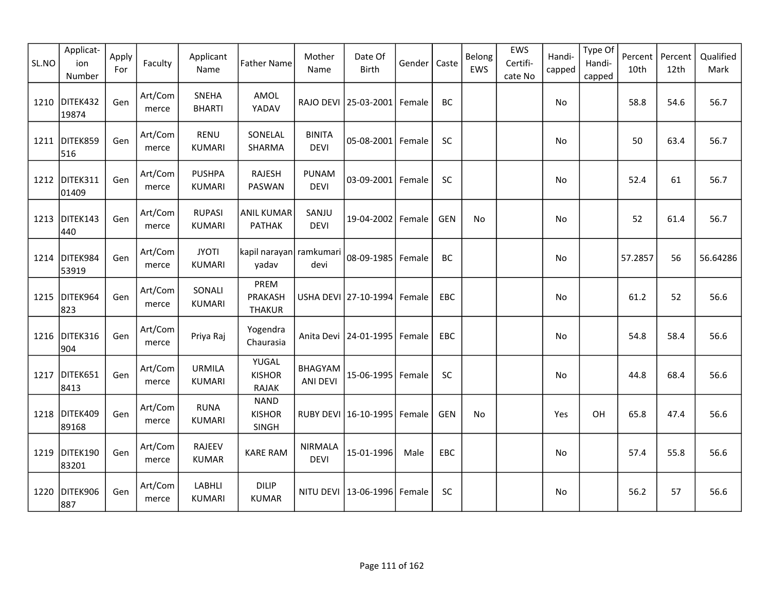| SL.NO | Applicat-ion Number | Apply For | Faculty | Applicant Name | Father Name | Mother Name | Date Of Birth | Gender | Caste | Belong EWS | EWS Certifi-cate No | Handi-capped | Type Of Handi-capped | Percent 10th | Percent 12th | Qualified Mark |
|---|---|---|---|---|---|---|---|---|---|---|---|---|---|---|---|---|
| 1210 | DITEK43219874 | Gen | Art/Commerce | SNEHA BHARTI | AMOL YADAV | RAJO DEVI | 25-03-2001 | Female | BC | | | No | | 58.8 | 54.6 | 56.7 |
| 1211 | DITEK859516 | Gen | Art/Commerce | RENU KUMARI | SONELAL SHARMA | BINITA DEVI | 05-08-2001 | Female | SC | | | No | | 50 | 63.4 | 56.7 |
| 1212 | DITEK31101409 | Gen | Art/Commerce | PUSHPA KUMARI | RAJESH PASWAN | PUNAM DEVI | 03-09-2001 | Female | SC | | | No | | 52.4 | 61 | 56.7 |
| 1213 | DITEK143440 | Gen | Art/Commerce | RUPASI KUMARI | ANIL KUMAR PATHAK | SANJU DEVI | 19-04-2002 | Female | GEN | No | | No | | 52 | 61.4 | 56.7 |
| 1214 | DITEK98453919 | Gen | Art/Commerce | JYOTI KUMARI | kapil narayan yadav | ramkumari devi | 08-09-1985 | Female | BC | | | No | | 57.2857 | 56 | 56.64286 |
| 1215 | DITEK964823 | Gen | Art/Commerce | SONALI KUMARI | PREM PRAKASH THAKUR | USHA DEVI | 27-10-1994 | Female | EBC | | | No | | 61.2 | 52 | 56.6 |
| 1216 | DITEK316904 | Gen | Art/Commerce | Priya Raj | Yogendra Chaurasia | Anita Devi | 24-01-1995 | Female | EBC | | | No | | 54.8 | 58.4 | 56.6 |
| 1217 | DITEK6518413 | Gen | Art/Commerce | URMILA KUMARI | YUGAL KISHOR RAJAK | BHAGYAMANI DEVI | 15-06-1995 | Female | SC | | | No | | 44.8 | 68.4 | 56.6 |
| 1218 | DITEK40989168 | Gen | Art/Commerce | RUNA KUMARI | NAND KISHOR SINGH | RUBY DEVI | 16-10-1995 | Female | GEN | No | | Yes | OH | 65.8 | 47.4 | 56.6 |
| 1219 | DITEK19083201 | Gen | Art/Commerce | RAJEEV KUMAR | KARE RAM | NIRMALA DEVI | 15-01-1996 | Male | EBC | | | No | | 57.4 | 55.8 | 56.6 |
| 1220 | DITEK906887 | Gen | Art/Commerce | LABHLI KUMARI | DILIP KUMAR | NITU DEVI | 13-06-1996 | Female | SC | | | No | | 56.2 | 57 | 56.6 |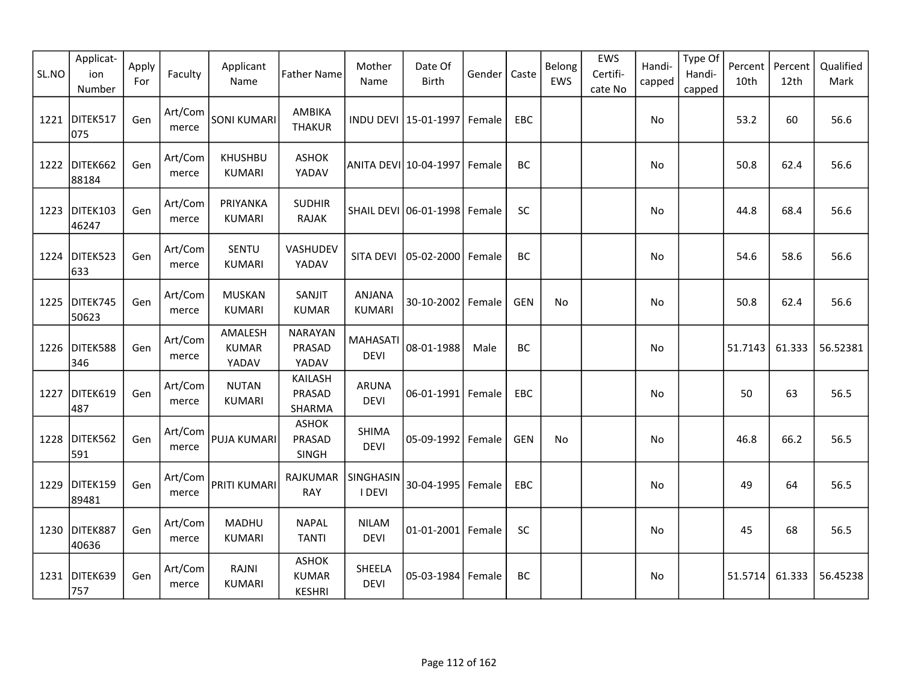| SL.NO | Applicat-ion Number | Apply For | Faculty | Applicant Name | Father Name | Mother Name | Date Of Birth | Gender | Caste | Belong EWS | EWS Certifi-cate No | Handi-capped | Type Of Handi-capped | Percent 10th | Percent 12th | Qualified Mark |
|---|---|---|---|---|---|---|---|---|---|---|---|---|---|---|---|---|
| 1221 | DITEK517075 | Gen | Art/Commerce | SONI KUMARI | AMBIKA THAKUR | INDU DEVI | 15-01-1997 | Female | EBC | | | No | | 53.2 | 60 | 56.6 |
| 1222 | DITEK66288184 | Gen | Art/Commerce | KHUSHBU KUMARI | ASHOK YADAV | ANITA DEVI | 10-04-1997 | Female | BC | | | No | | 50.8 | 62.4 | 56.6 |
| 1223 | DITEK10346247 | Gen | Art/Commerce | PRIYANKA KUMARI | SUDHIR RAJAK | SHAIL DEVI | 06-01-1998 | Female | SC | | | No | | 44.8 | 68.4 | 56.6 |
| 1224 | DITEK523633 | Gen | Art/Commerce | SENTU KUMARI | VASHUDEV YADAV | SITA DEVI | 05-02-2000 | Female | BC | | | No | | 54.6 | 58.6 | 56.6 |
| 1225 | DITEK74550623 | Gen | Art/Commerce | MUSKAN KUMARI | SANJIT KUMAR | ANJANA KUMARI | 30-10-2002 | Female | GEN | No | | No | | 50.8 | 62.4 | 56.6 |
| 1226 | DITEK588346 | Gen | Art/Commerce | AMALESH KUMAR YADAV | NARAYAN PRASAD YADAV | MAHASATI DEVI | 08-01-1988 | Male | BC | | | No | | 51.7143 | 61.333 | 56.52381 |
| 1227 | DITEK619487 | Gen | Art/Commerce | NUTAN KUMARI | KAILASH PRASAD SHARMA | ARUNA DEVI | 06-01-1991 | Female | EBC | | | No | | 50 | 63 | 56.5 |
| 1228 | DITEK562591 | Gen | Art/Commerce | PUJA KUMARI | ASHOK PRASAD SINGH | SHIMA DEVI | 05-09-1992 | Female | GEN | No | | No | | 46.8 | 66.2 | 56.5 |
| 1229 | DITEK15989481 | Gen | Art/Commerce | PRITI KUMARI | RAJKUMAR RAY | SINGHASINI DEVI | 30-04-1995 | Female | EBC | | | No | | 49 | 64 | 56.5 |
| 1230 | DITEK88740636 | Gen | Art/Commerce | MADHU KUMARI | NAPAL TANTI | NILAM DEVI | 01-01-2001 | Female | SC | | | No | | 45 | 68 | 56.5 |
| 1231 | DITEK639757 | Gen | Art/Commerce | RAJNI KUMARI | ASHOK KUMAR KESHRI | SHEELA DEVI | 05-03-1984 | Female | BC | | | No | | 51.5714 | 61.333 | 56.45238 |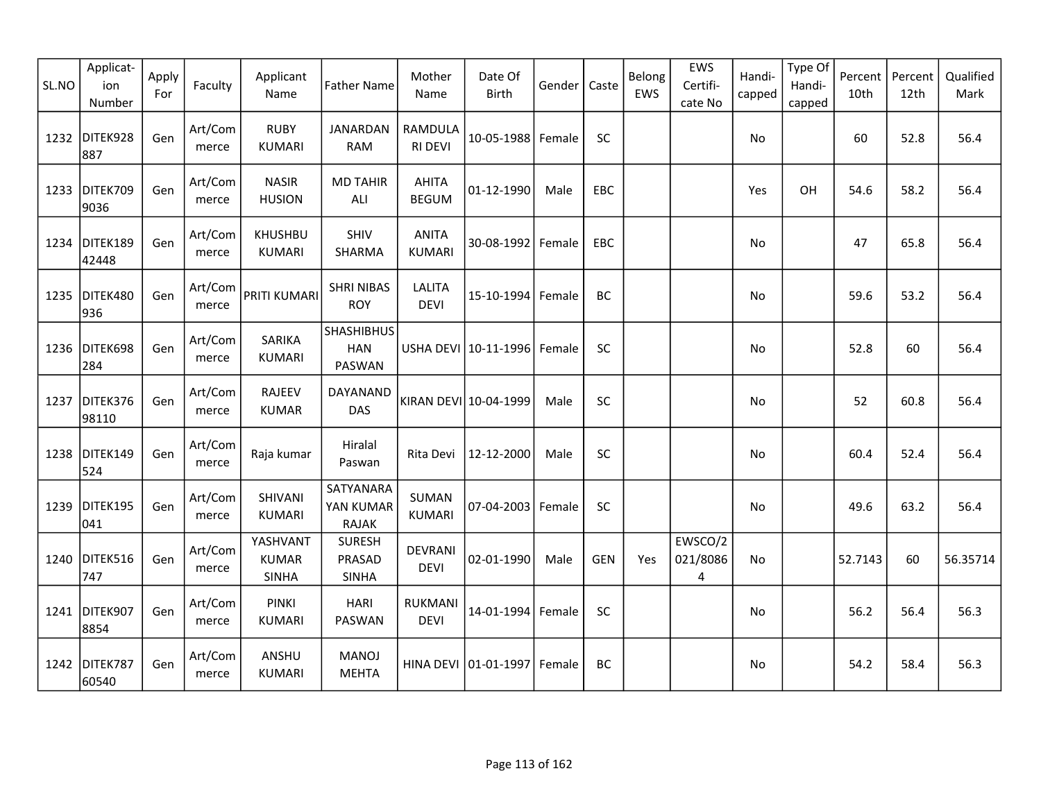| SL.NO | Applicat-ion Number | Apply For | Faculty | Applicant Name | Father Name | Mother Name | Date Of Birth | Gender | Caste | Belong EWS | EWS Certifi-cate No | Handi-capped | Type Of Handi-capped | Percent 10th | Percent 12th | Qualified Mark |
|---|---|---|---|---|---|---|---|---|---|---|---|---|---|---|---|---|
| 1232 | DITEK928887 | Gen | Art/Commerce | RUBY KUMARI | JANARDAN RAM | RAMDULARI DEVI | 10-05-1988 | Female | SC | | | No | | 60 | 52.8 | 56.4 |
| 1233 | DITEK7099036 | Gen | Art/Commerce | NASIR HUSION | MD TAHIR ALI | AHITA BEGUM | 01-12-1990 | Male | EBC | | | Yes | OH | 54.6 | 58.2 | 56.4 |
| 1234 | DITEK18942448 | Gen | Art/Commerce | KHUSHBU KUMARI | SHIV SHARMA | ANITA KUMARI | 30-08-1992 | Female | EBC | | | No | | 47 | 65.8 | 56.4 |
| 1235 | DITEK480936 | Gen | Art/Commerce | PRITI KUMARI | SHRI NIBAS ROY | LALITA DEVI | 15-10-1994 | Female | BC | | | No | | 59.6 | 53.2 | 56.4 |
| 1236 | DITEK698284 | Gen | Art/Commerce | SARIKA KUMARI | SHASHIBHUSHAN PASWAN | USHA DEVI | 10-11-1996 | Female | SC | | | No | | 52.8 | 60 | 56.4 |
| 1237 | DITEK37698110 | Gen | Art/Commerce | RAJEEV KUMAR | DAYANAND DAS | KIRAN DEVI | 10-04-1999 | Male | SC | | | No | | 52 | 60.8 | 56.4 |
| 1238 | DITEK149524 | Gen | Art/Commerce | Raja kumar | Hiralal Paswan | Rita Devi | 12-12-2000 | Male | SC | | | No | | 60.4 | 52.4 | 56.4 |
| 1239 | DITEK195041 | Gen | Art/Commerce | SHIVANI KUMARI | SATYANARAYAN KUMAR RAJAK | SUMAN KUMARI | 07-04-2003 | Female | SC | | | No | | 49.6 | 63.2 | 56.4 |
| 1240 | DITEK516747 | Gen | Art/Commerce | YASHVANT KUMAR SINHA | SURESH PRASAD SINHA | DEVRANI DEVI | 02-01-1990 | Male | GEN | Yes | EWSCO/2021/80864 | No | | 52.7143 | 60 | 56.35714 |
| 1241 | DITEK9078854 | Gen | Art/Commerce | PINKI KUMARI | HARI PASWAN | RUKMANI DEVI | 14-01-1994 | Female | SC | | | No | | 56.2 | 56.4 | 56.3 |
| 1242 | DITEK78760540 | Gen | Art/Commerce | ANSHU KUMARI | MANOJ MEHTA | HINA DEVI | 01-01-1997 | Female | BC | | | No | | 54.2 | 58.4 | 56.3 |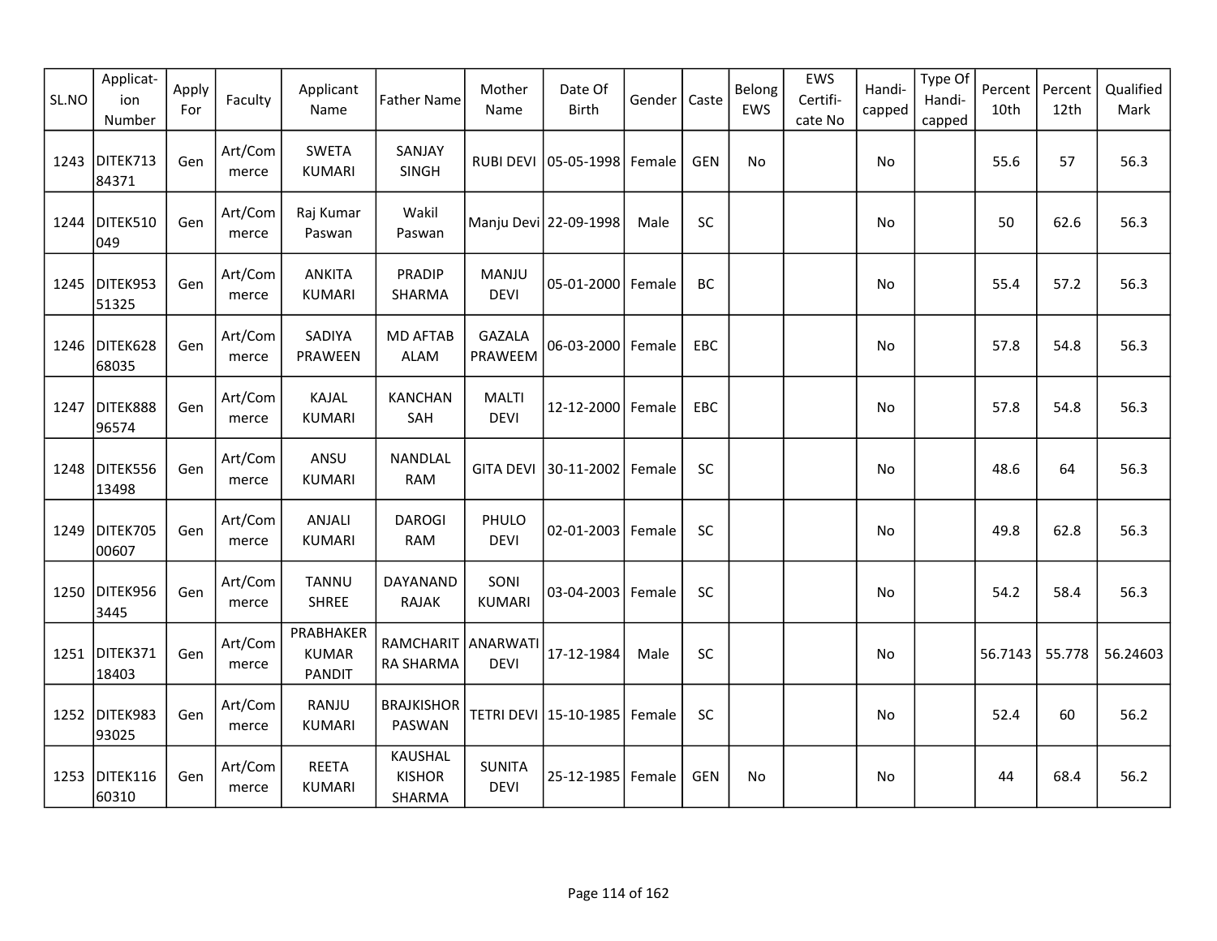| SL.NO | Applicat-ion Number | Apply For | Faculty | Applicant Name | Father Name | Mother Name | Date Of Birth | Gender | Caste | Belong EWS | EWS Certifi-cate No | Handi-capped | Type Of Handi-capped | Percent 10th | Percent 12th | Qualified Mark |
|---|---|---|---|---|---|---|---|---|---|---|---|---|---|---|---|---|
| 1243 | DITEK71384371 | Gen | Art/Commerce | SWETA KUMARI | SANJAY SINGH | RUBI DEVI | 05-05-1998 | Female | GEN | No | | No | | 55.6 | 57 | 56.3 |
| 1244 | DITEK510049 | Gen | Art/Commerce | Raj Kumar Paswan | Wakil Paswan | Manju Devi | 22-09-1998 | Male | SC | | | No | | 50 | 62.6 | 56.3 |
| 1245 | DITEK95351325 | Gen | Art/Commerce | ANKITA KUMARI | PRADIP SHARMA | MANJU DEVI | 05-01-2000 | Female | BC | | | No | | 55.4 | 57.2 | 56.3 |
| 1246 | DITEK62868035 | Gen | Art/Commerce | SADIYA PRAWEEN | MD AFTAB ALAM | GAZALA PRAWEEM | 06-03-2000 | Female | EBC | | | No | | 57.8 | 54.8 | 56.3 |
| 1247 | DITEK88896574 | Gen | Art/Commerce | KAJAL KUMARI | KANCHAN SAH | MALTI DEVI | 12-12-2000 | Female | EBC | | | No | | 57.8 | 54.8 | 56.3 |
| 1248 | DITEK55613498 | Gen | Art/Commerce | ANSU KUMARI | NANDLAL RAM | GITA DEVI | 30-11-2002 | Female | SC | | | No | | 48.6 | 64 | 56.3 |
| 1249 | DITEK70500607 | Gen | Art/Commerce | ANJALI KUMARI | DAROGI RAM | PHULO DEVI | 02-01-2003 | Female | SC | | | No | | 49.8 | 62.8 | 56.3 |
| 1250 | DITEK9563445 | Gen | Art/Commerce | TANNU SHREE | DAYANAND RAJAK | SONI KUMARI | 03-04-2003 | Female | SC | | | No | | 54.2 | 58.4 | 56.3 |
| 1251 | DITEK37118403 | Gen | Art/Commerce | PRABHAKER KUMAR PANDIT | RAMCHARITRA SHARMA | ANARWATI DEVI | 17-12-1984 | Male | SC | | | No | | 56.7143 | 55.778 | 56.24603 |
| 1252 | DITEK98393025 | Gen | Art/Commerce | RANJU KUMARI | BRAJKISHOR PASWAN | TETRI DEVI | 15-10-1985 | Female | SC | | | No | | 52.4 | 60 | 56.2 |
| 1253 | DITEK11660310 | Gen | Art/Commerce | REETA KUMARI | KAUSHAL KISHOR SHARMA | SUNITA DEVI | 25-12-1985 | Female | GEN | No | | No | | 44 | 68.4 | 56.2 |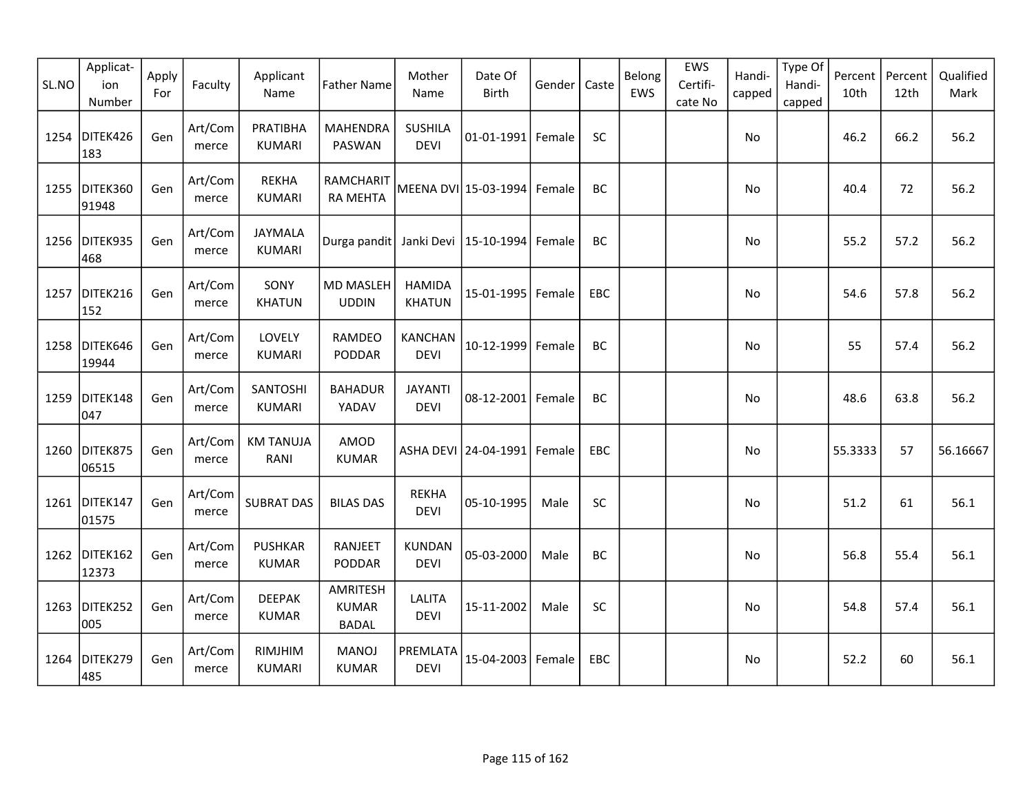| SL.NO | Applicat-ion Number | Apply For | Faculty | Applicant Name | Father Name | Mother Name | Date Of Birth | Gender | Caste | Belong EWS | EWS Certifi-cate No | Handi-capped | Type Of Handi-capped | Percent 10th | Percent 12th | Qualified Mark |
|---|---|---|---|---|---|---|---|---|---|---|---|---|---|---|---|---|
| 1254 | DITEK426183 | Gen | Art/Commerce | PRATIBHA KUMARI | MAHENDRA PASWAN | SUSHILA DEVI | 01-01-1991 | Female | SC | | | No | | 46.2 | 66.2 | 56.2 |
| 1255 | DITEK36091948 | Gen | Art/Commerce | REKHA KUMARI | RAMCHARITRA MEHTA | MEENA DVI | 15-03-1994 | Female | BC | | | No | | 40.4 | 72 | 56.2 |
| 1256 | DITEK935468 | Gen | Art/Commerce | JAYMALA KUMARI | Durga pandit | Janki Devi | 15-10-1994 | Female | BC | | | No | | 55.2 | 57.2 | 56.2 |
| 1257 | DITEK216152 | Gen | Art/Commerce | SONY KHATUN | MD MASLEH UDDIN | HAMIDA KHATUN | 15-01-1995 | Female | EBC | | | No | | 54.6 | 57.8 | 56.2 |
| 1258 | DITEK64619944 | Gen | Art/Commerce | LOVELY KUMARI | RAMDEO PODDAR | KANCHAN DEVI | 10-12-1999 | Female | BC | | | No | | 55 | 57.4 | 56.2 |
| 1259 | DITEK148047 | Gen | Art/Commerce | SANTOSHI KUMARI | BAHADUR YADAV | JAYANTI DEVI | 08-12-2001 | Female | BC | | | No | | 48.6 | 63.8 | 56.2 |
| 1260 | DITEK87506515 | Gen | Art/Commerce | KM TANUJA RANI | AMOD KUMAR | ASHA DEVI | 24-04-1991 | Female | EBC | | | No | | 55.3333 | 57 | 56.16667 |
| 1261 | DITEK14701575 | Gen | Art/Commerce | SUBRAT DAS | BILAS DAS | REKHA DEVI | 05-10-1995 | Male | SC | | | No | | 51.2 | 61 | 56.1 |
| 1262 | DITEK16212373 | Gen | Art/Commerce | PUSHKAR KUMAR | RANJEET PODDAR | KUNDAN DEVI | 05-03-2000 | Male | BC | | | No | | 56.8 | 55.4 | 56.1 |
| 1263 | DITEK252005 | Gen | Art/Commerce | DEEPAK KUMAR | AMRITESH KUMAR BADAL | LALITA DEVI | 15-11-2002 | Male | SC | | | No | | 54.8 | 57.4 | 56.1 |
| 1264 | DITEK279485 | Gen | Art/Commerce | RIMJHIM KUMARI | MANOJ KUMAR | PREMLATA DEVI | 15-04-2003 | Female | EBC | | | No | | 52.2 | 60 | 56.1 |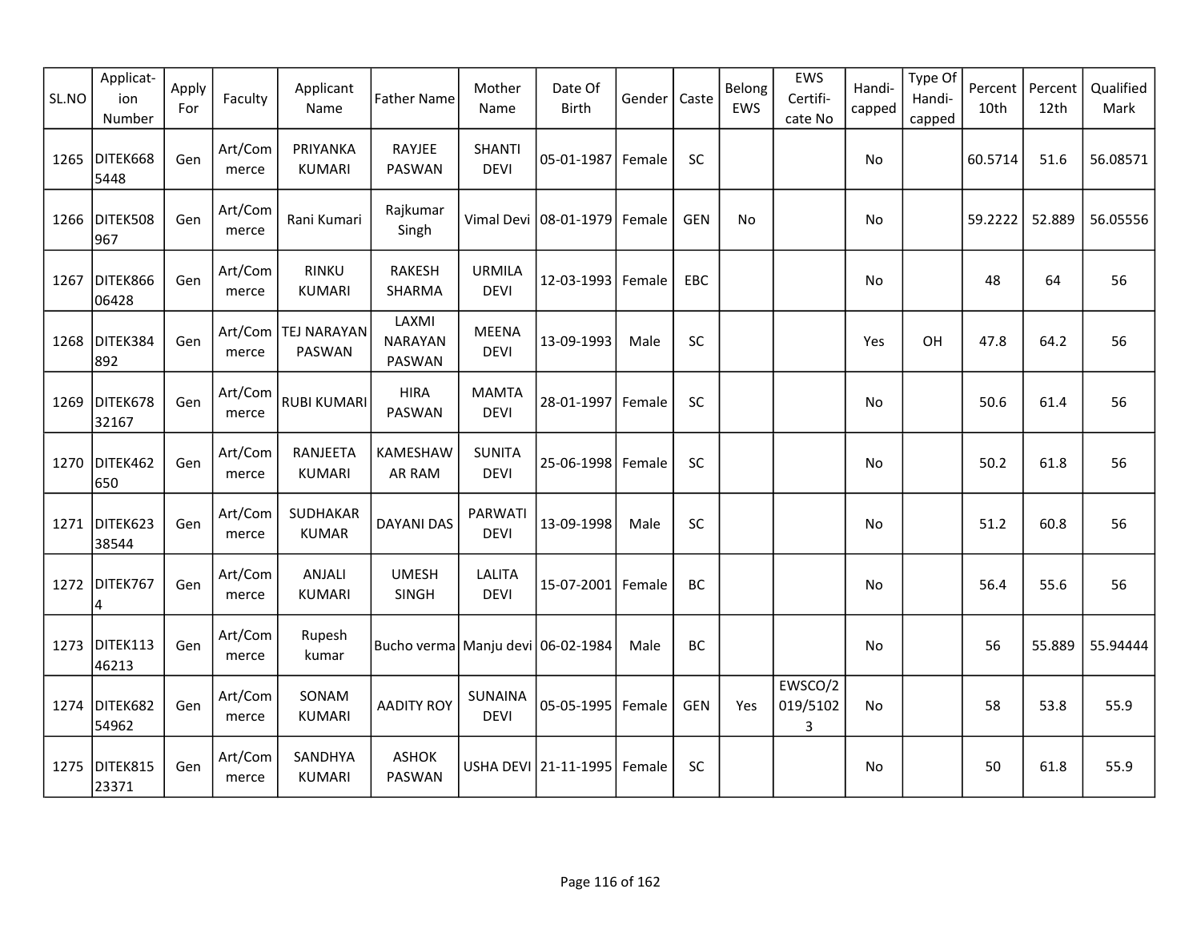| SL.NO | Applicat-ion Number | Apply For | Faculty | Applicant Name | Father Name | Mother Name | Date Of Birth | Gender | Caste | Belong EWS | EWS Certifi-cate No | Handi-capped | Type Of Handi-capped | Percent 10th | Percent 12th | Qualified Mark |
|---|---|---|---|---|---|---|---|---|---|---|---|---|---|---|---|---|
| 1265 | DITEK6685448 | Gen | Art/Commerce | PRIYANKA KUMARI | RAYJEE PASWAN | SHANTI DEVI | 05-01-1987 | Female | SC | | | No | | 60.5714 | 51.6 | 56.08571 |
| 1266 | DITEK508967 | Gen | Art/Commerce | Rani Kumari | Rajkumar Singh | Vimal Devi | 08-01-1979 | Female | GEN | No | | No | | 59.2222 | 52.889 | 56.05556 |
| 1267 | DITEK86606428 | Gen | Art/Commerce | RINKU KUMARI | RAKESH SHARMA | URMILA DEVI | 12-03-1993 | Female | EBC | | | No | | 48 | 64 | 56 |
| 1268 | DITEK384892 | Gen | Art/Commerce | TEJ NARAYAN PASWAN | LAXMI NARAYAN PASWAN | MEENA DEVI | 13-09-1993 | Male | SC | | | Yes | OH | 47.8 | 64.2 | 56 |
| 1269 | DITEK67832167 | Gen | Art/Commerce | RUBI KUMARI | HIRA PASWAN | MAMTA DEVI | 28-01-1997 | Female | SC | | | No | | 50.6 | 61.4 | 56 |
| 1270 | DITEK462650 | Gen | Art/Commerce | RANJEETA KUMARI | KAMESHAWAR RAM | SUNITA DEVI | 25-06-1998 | Female | SC | | | No | | 50.2 | 61.8 | 56 |
| 1271 | DITEK62338544 | Gen | Art/Commerce | SUDHAKAR KUMAR | DAYANI DAS | PARWATI DEVI | 13-09-1998 | Male | SC | | | No | | 51.2 | 60.8 | 56 |
| 1272 | DITEK7674 | Gen | Art/Commerce | ANJALI KUMARI | UMESH SINGH | LALITA DEVI | 15-07-2001 | Female | BC | | | No | | 56.4 | 55.6 | 56 |
| 1273 | DITEK11346213 | Gen | Art/Commerce | Rupesh kumar | Bucho verma | Manju devi | 06-02-1984 | Male | BC | | | No | | 56 | 55.889 | 55.94444 |
| 1274 | DITEK68254962 | Gen | Art/Commerce | SONAM KUMARI | AADITY ROY | SUNAINA DEVI | 05-05-1995 | Female | GEN | Yes | EWSCO/2019/51023 | No | | 58 | 53.8 | 55.9 |
| 1275 | DITEK81523371 | Gen | Art/Commerce | SANDHYA KUMARI | ASHOK PASWAN | USHA DEVI | 21-11-1995 | Female | SC | | | No | | 50 | 61.8 | 55.9 |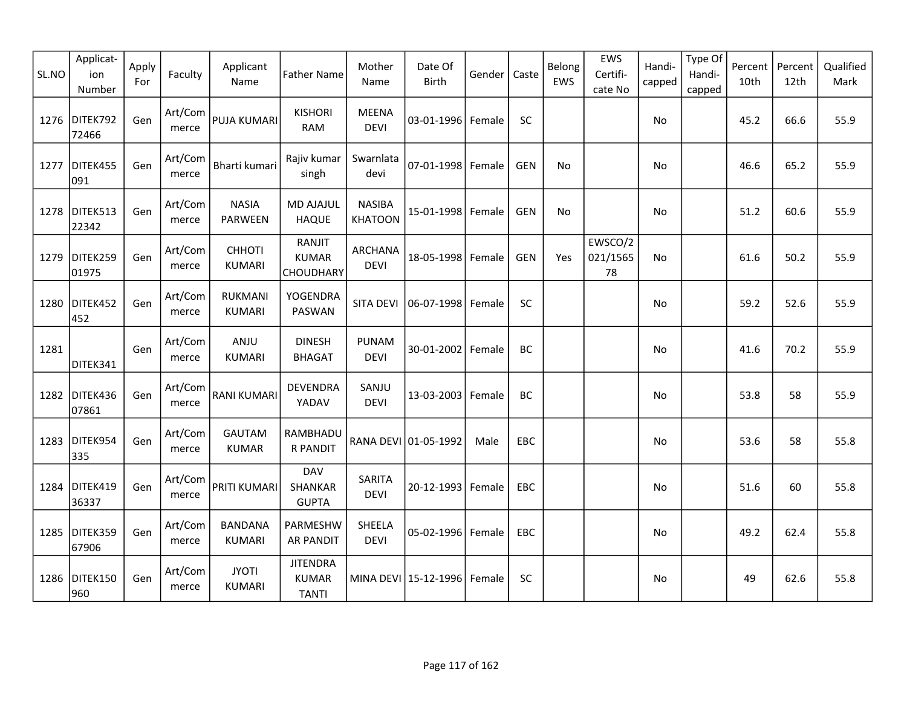| SL.NO | Applicat-ion Number | Apply For | Faculty | Applicant Name | Father Name | Mother Name | Date Of Birth | Gender | Caste | Belong EWS | EWS Certifi-cate No | Handi-capped | Type Of Handi-capped | Percent 10th | Percent 12th | Qualified Mark |
|---|---|---|---|---|---|---|---|---|---|---|---|---|---|---|---|---|
| 1276 | DITEK79272466 | Gen | Art/Commerce | PUJA KUMARI | KISHORI RAM | MEENA DEVI | 03-01-1996 | Female | SC | | | No | | 45.2 | 66.6 | 55.9 |
| 1277 | DITEK455091 | Gen | Art/Commerce | Bharti kumari | Rajiv kumar singh | Swarnlata devi | 07-01-1998 | Female | GEN | No | | No | | 46.6 | 65.2 | 55.9 |
| 1278 | DITEK51322342 | Gen | Art/Commerce | NASIA PARWEEN | MD AJAJUL HAQUE | NASIBA KHATOON | 15-01-1998 | Female | GEN | No | | No | | 51.2 | 60.6 | 55.9 |
| 1279 | DITEK25901975 | Gen | Art/Commerce | CHHOTI KUMARI | RANJIT KUMAR CHOUDHARY | ARCHANA DEVI | 18-05-1998 | Female | GEN | Yes | EWSCO/2021/156578 | No | | 61.6 | 50.2 | 55.9 |
| 1280 | DITEK452452 | Gen | Art/Commerce | RUKMANI KUMARI | YOGENDRA PASWAN | SITA DEVI | 06-07-1998 | Female | SC | | | No | | 59.2 | 52.6 | 55.9 |
| 1281 | DITEK341 | Gen | Art/Commerce | ANJU KUMARI | DINESH BHAGAT | PUNAM DEVI | 30-01-2002 | Female | BC | | | No | | 41.6 | 70.2 | 55.9 |
| 1282 | DITEK43607861 | Gen | Art/Commerce | RANI KUMARI | DEVENDRA YADAV | SANJU DEVI | 13-03-2003 | Female | BC | | | No | | 53.8 | 58 | 55.9 |
| 1283 | DITEK954335 | Gen | Art/Commerce | GAUTAM KUMAR | RAMBHADUR PANDIT | RANA DEVI | 01-05-1992 | Male | EBC | | | No | | 53.6 | 58 | 55.8 |
| 1284 | DITEK41936337 | Gen | Art/Commerce | PRITI KUMARI | DAV SHANKAR GUPTA | SARITA DEVI | 20-12-1993 | Female | EBC | | | No | | 51.6 | 60 | 55.8 |
| 1285 | DITEK35967906 | Gen | Art/Commerce | BANDANA KUMARI | PARMESHWAR PANDIT | SHEELA DEVI | 05-02-1996 | Female | EBC | | | No | | 49.2 | 62.4 | 55.8 |
| 1286 | DITEK150960 | Gen | Art/Commerce | JYOTI KUMARI | JITENDRA KUMAR TANTI | MINA DEVI | 15-12-1996 | Female | SC | | | No | | 49 | 62.6 | 55.8 |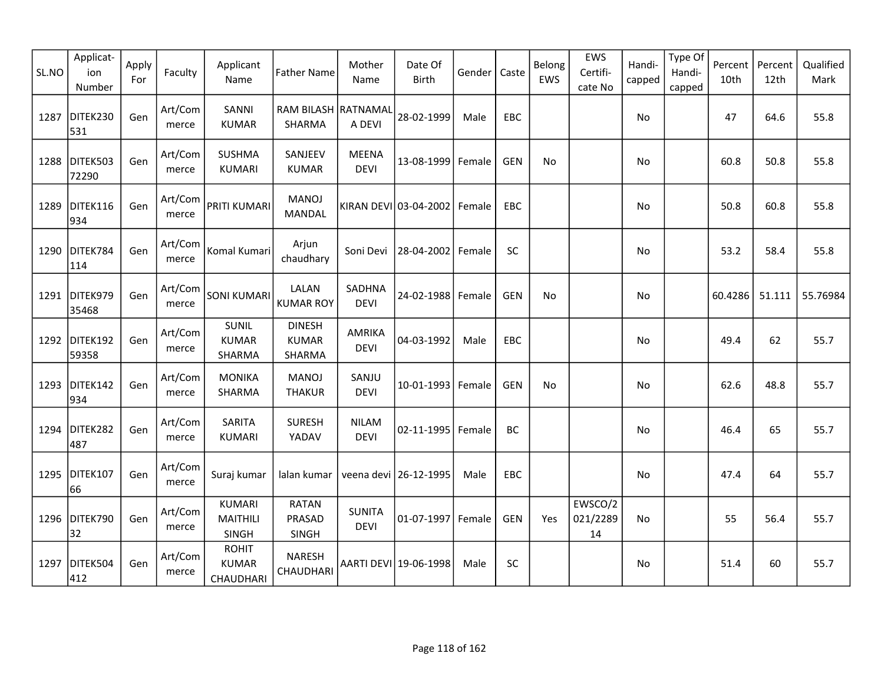| SL.NO | Application Number | Apply For | Faculty | Applicant Name | Father Name | Mother Name | Date Of Birth | Gender | Caste | Belong EWS | EWS Certificate No | Handicapped | Type Of Handicapped | Percent 10th | Percent 12th | Qualified Mark |
|---|---|---|---|---|---|---|---|---|---|---|---|---|---|---|---|---|
| 1287 | DITEK230531 | Gen | Art/Commerce | SANNI KUMAR | RAM BILASH SHARMA | RATNAMALA DEVI | 28-02-1999 | Male | EBC | | | No | | 47 | 64.6 | 55.8 |
| 1288 | DITEK50372290 | Gen | Art/Commerce | SUSHMA KUMARI | SANJEEV KUMAR | MEENA DEVI | 13-08-1999 | Female | GEN | No | | No | | 60.8 | 50.8 | 55.8 |
| 1289 | DITEK116934 | Gen | Art/Commerce | PRITI KUMARI | MANOJ MANDAL | KIRAN DEVI | 03-04-2002 | Female | EBC | | | No | | 50.8 | 60.8 | 55.8 |
| 1290 | DITEK784114 | Gen | Art/Commerce | Komal Kumari | Arjun chaudhary | Soni Devi | 28-04-2002 | Female | SC | | | No | | 53.2 | 58.4 | 55.8 |
| 1291 | DITEK97935468 | Gen | Art/Commerce | SONI KUMARI | LALAN KUMAR ROY | SADHNA DEVI | 24-02-1988 | Female | GEN | No | | No | | 60.4286 | 51.111 | 55.76984 |
| 1292 | DITEK19259358 | Gen | Art/Commerce | SUNIL KUMAR SHARMA | DINESH KUMAR SHARMA | AMRIKA DEVI | 04-03-1992 | Male | EBC | | | No | | 49.4 | 62 | 55.7 |
| 1293 | DITEK142934 | Gen | Art/Commerce | MONIKA SHARMA | MANOJ THAKUR | SANJU DEVI | 10-01-1993 | Female | GEN | No | | No | | 62.6 | 48.8 | 55.7 |
| 1294 | DITEK282487 | Gen | Art/Commerce | SARITA KUMARI | SURESH YADAV | NILAM DEVI | 02-11-1995 | Female | BC | | | No | | 46.4 | 65 | 55.7 |
| 1295 | DITEK10766 | Gen | Art/Commerce | Suraj kumar | lalan kumar | veena devi | 26-12-1995 | Male | EBC | | | No | | 47.4 | 64 | 55.7 |
| 1296 | DITEK79032 | Gen | Art/Commerce | KUMARI MAITHILI SINGH | RATAN PRASAD SINGH | SUNITA DEVI | 01-07-1997 | Female | GEN | Yes | EWSCO/2021/228914 | No | | 55 | 56.4 | 55.7 |
| 1297 | DITEK504412 | Gen | Art/Commerce | ROHIT KUMAR CHAUDHARI | NARESH CHAUDHARI | AARTI DEVI | 19-06-1998 | Male | SC | | | No | | 51.4 | 60 | 55.7 |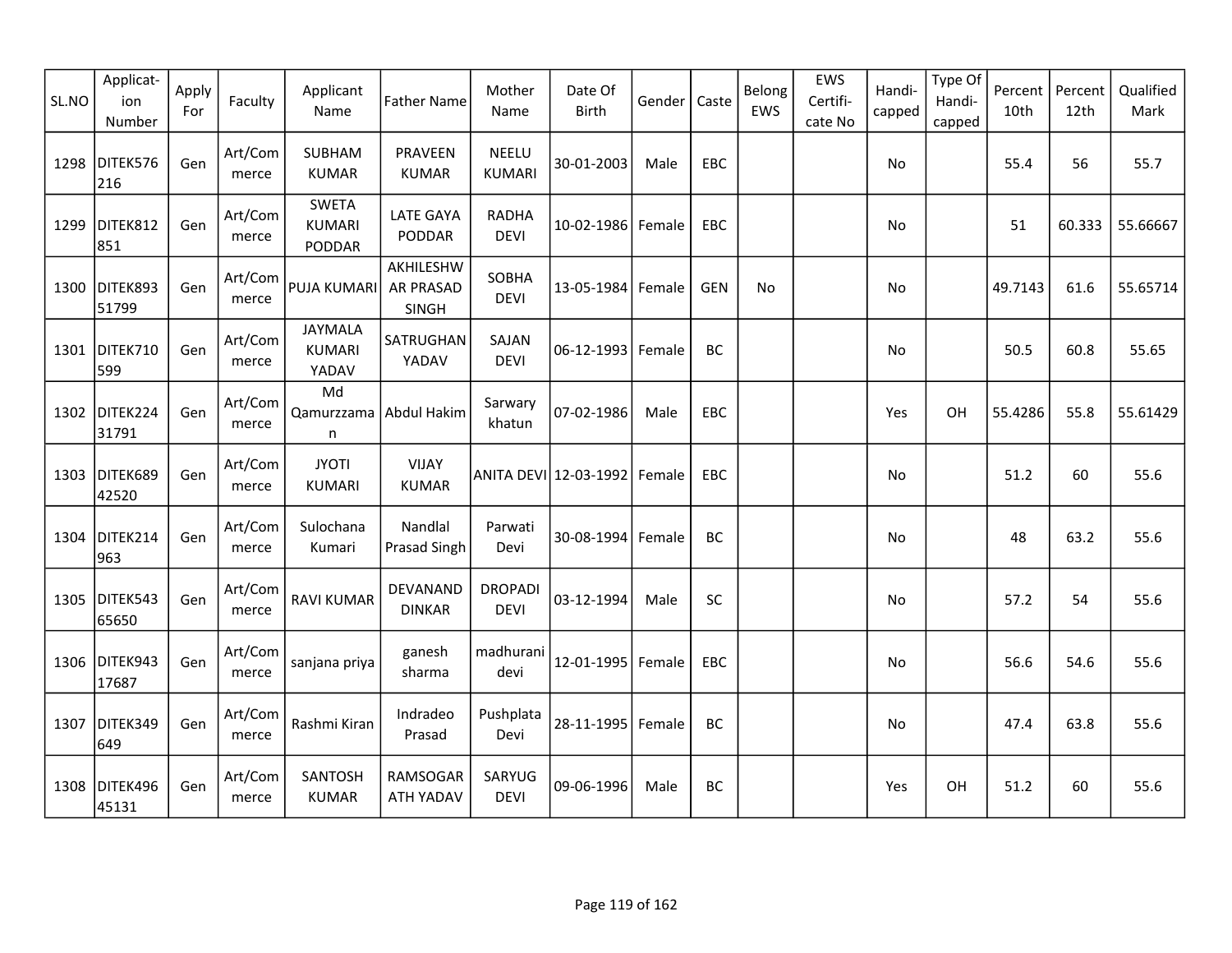| SL.NO | Applicat-ion Number | Apply For | Faculty | Applicant Name | Father Name | Mother Name | Date Of Birth | Gender | Caste | Belong EWS | EWS Certifi-cate No | Handi-capped | Type Of Handi-capped | Percent 10th | Percent 12th | Qualified Mark |
|---|---|---|---|---|---|---|---|---|---|---|---|---|---|---|---|---|
| 1298 | DITEK576216 | Gen | Art/Commerce | SUBHAM KUMAR | PRAVEEN KUMAR | NEELU KUMARI | 30-01-2003 | Male | EBC | | | No | | 55.4 | 56 | 55.7 |
| 1299 | DITEK812851 | Gen | Art/Commerce | SWETA KUMARI PODDAR | LATE GAYA PODDAR | RADHA DEVI | 10-02-1986 | Female | EBC | | | No | | 51 | 60.333 | 55.66667 |
| 1300 | DITEK89351799 | Gen | Art/Commerce | PUJA KUMARI | AKHILESHWAR PRASAD SINGH | SOBHA DEVI | 13-05-1984 | Female | GEN | No | | No | | 49.7143 | 61.6 | 55.65714 |
| 1301 | DITEK710599 | Gen | Art/Commerce | JAYMALA KUMARI YADAV | SATRUGHAN YADAV | SAJAN DEVI | 06-12-1993 | Female | BC | | | No | | 50.5 | 60.8 | 55.65 |
| 1302 | DITEK22431791 | Gen | Art/Commerce | Md Qamurzzaman | Abdul Hakim | Sarwary khatun | 07-02-1986 | Male | EBC | | | Yes | OH | 55.4286 | 55.8 | 55.61429 |
| 1303 | DITEK68942520 | Gen | Art/Commerce | JYOTI KUMARI | VIJAY KUMAR | ANITA DEVI | 12-03-1992 | Female | EBC | | | No | | 51.2 | 60 | 55.6 |
| 1304 | DITEK214963 | Gen | Art/Commerce | Sulochana Kumari | Nandlal Prasad Singh | Parwati Devi | 30-08-1994 | Female | BC | | | No | | 48 | 63.2 | 55.6 |
| 1305 | DITEK54365650 | Gen | Art/Commerce | RAVI KUMAR | DEVANAND DINKAR | DROPADI DEVI | 03-12-1994 | Male | SC | | | No | | 57.2 | 54 | 55.6 |
| 1306 | DITEK94317687 | Gen | Art/Commerce | sanjana priya | ganesh sharma | madhurani devi | 12-01-1995 | Female | EBC | | | No | | 56.6 | 54.6 | 55.6 |
| 1307 | DITEK349649 | Gen | Art/Commerce | Rashmi Kiran | Indradeo Prasad | Pushplata Devi | 28-11-1995 | Female | BC | | | No | | 47.4 | 63.8 | 55.6 |
| 1308 | DITEK49645131 | Gen | Art/Commerce | SANTOSH KUMAR | RAMSOGARATH YADAV | SARYUG DEVI | 09-06-1996 | Male | BC | | | Yes | OH | 51.2 | 60 | 55.6 |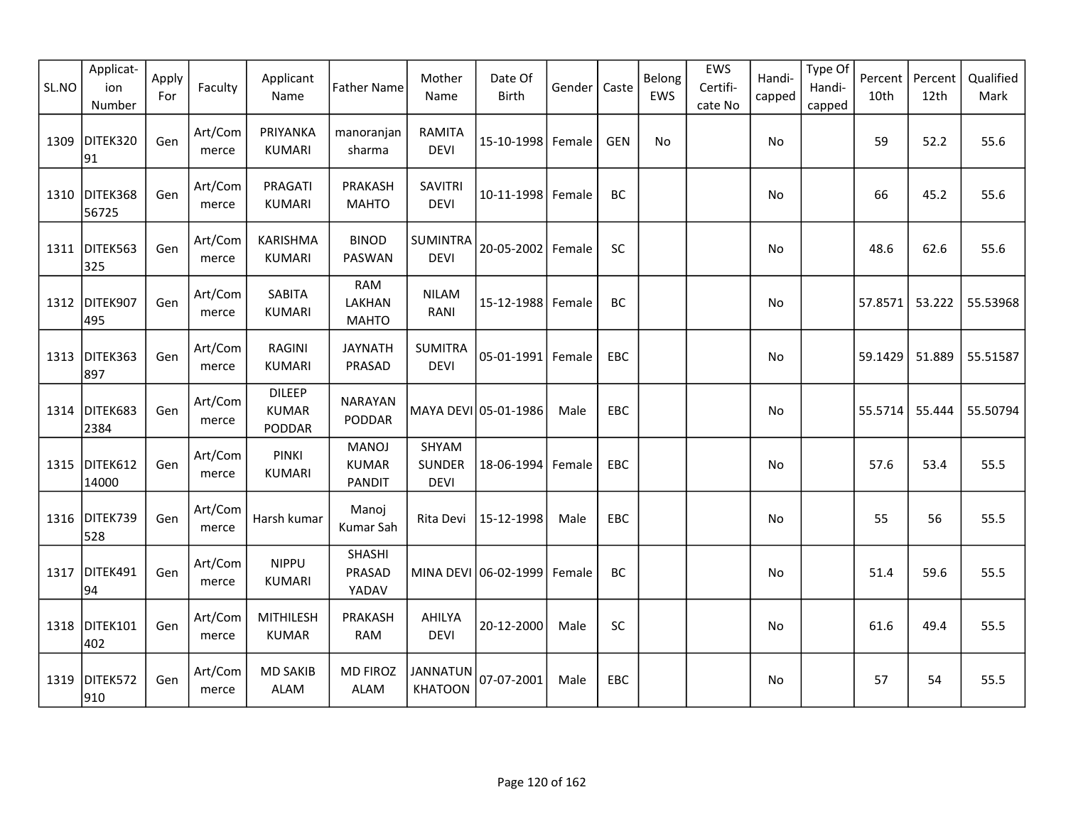| SL.NO | Application Number | Apply For | Faculty | Applicant Name | Father Name | Mother Name | Date Of Birth | Gender | Caste | Belong EWS | EWS Certificate No | Handicapped | Type Of Handicapped | Percent 10th | Percent 12th | Qualified Mark |
|---|---|---|---|---|---|---|---|---|---|---|---|---|---|---|---|---|
| 1309 | DITEK32091 | Gen | Art/Commerce | PRIYANKA KUMARI | manoranjan sharma | RAMITA DEVI | 15-10-1998 | Female | GEN | No | | No | | 59 | 52.2 | 55.6 |
| 1310 | DITEK36856725 | Gen | Art/Commerce | PRAGATI KUMARI | PRAKASH MAHTO | SAVITRI DEVI | 10-11-1998 | Female | BC | | | No | | 66 | 45.2 | 55.6 |
| 1311 | DITEK563325 | Gen | Art/Commerce | KARISHMA KUMARI | BINOD PASWAN | SUMINTRA DEVI | 20-05-2002 | Female | SC | | | No | | 48.6 | 62.6 | 55.6 |
| 1312 | DITEK907495 | Gen | Art/Commerce | SABITA KUMARI | RAM LAKHAN MAHTO | NILAM RANI | 15-12-1988 | Female | BC | | | No | | 57.8571 | 53.222 | 55.53968 |
| 1313 | DITEK363897 | Gen | Art/Commerce | RAGINI KUMARI | JAYNATH PRASAD | SUMITRA DEVI | 05-01-1991 | Female | EBC | | | No | | 59.1429 | 51.889 | 55.51587 |
| 1314 | DITEK6832384 | Gen | Art/Commerce | DILEEP KUMAR PODDAR | NARAYAN PODDAR | MAYA DEVI | 05-01-1986 | Male | EBC | | | No | | 55.5714 | 55.444 | 55.50794 |
| 1315 | DITEK61214000 | Gen | Art/Commerce | PINKI KUMARI | MANOJ KUMAR PANDIT | SHYAM SUNDER DEVI | 18-06-1994 | Female | EBC | | | No | | 57.6 | 53.4 | 55.5 |
| 1316 | DITEK739528 | Gen | Art/Commerce | Harsh kumar | Manoj Kumar Sah | Rita Devi | 15-12-1998 | Male | EBC | | | No | | 55 | 56 | 55.5 |
| 1317 | DITEK49194 | Gen | Art/Commerce | NIPPU KUMARI | SHASHI PRASAD YADAV | MINA DEVI | 06-02-1999 | Female | BC | | | No | | 51.4 | 59.6 | 55.5 |
| 1318 | DITEK101402 | Gen | Art/Commerce | MITHILESH KUMAR | PRAKASH RAM | AHILYA DEVI | 20-12-2000 | Male | SC | | | No | | 61.6 | 49.4 | 55.5 |
| 1319 | DITEK572910 | Gen | Art/Commerce | MD SAKIB ALAM | MD FIROZ ALAM | JANNATUN KHATOON | 07-07-2001 | Male | EBC | | | No | | 57 | 54 | 55.5 |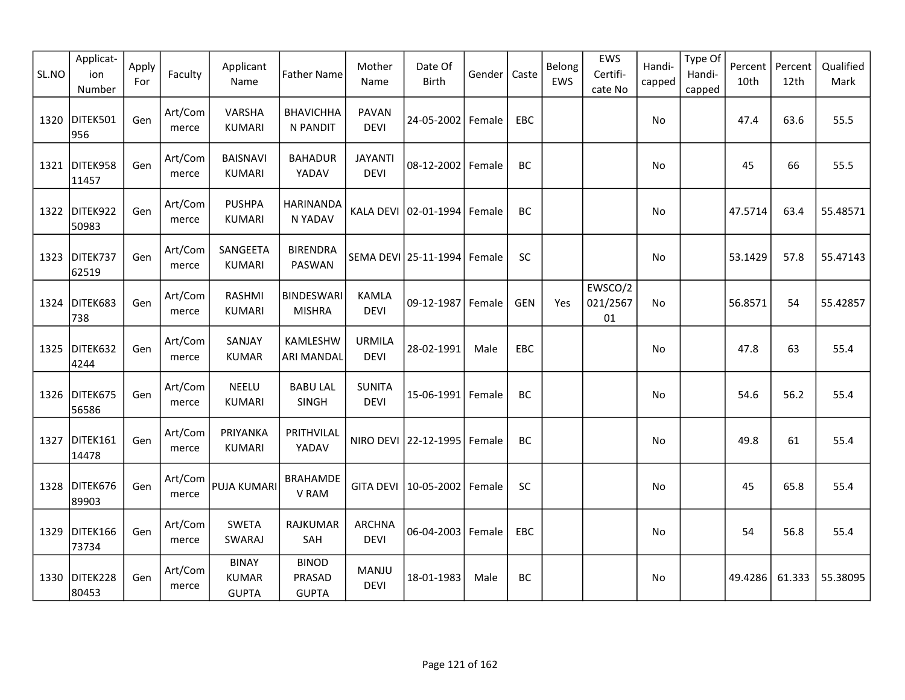| SL.NO | Applicat-ion Number | Apply For | Faculty | Applicant Name | Father Name | Mother Name | Date Of Birth | Gender | Caste | Belong EWS | EWS Certifi-cate No | Handi-capped | Type Of Handi-capped | Percent 10th | Percent 12th | Qualified Mark |
|---|---|---|---|---|---|---|---|---|---|---|---|---|---|---|---|---|
| 1320 | DITEK501956 | Gen | Art/Commerce | VARSHA KUMARI | BHAVICHHAN PANDIT | PAVAN DEVI | 24-05-2002 | Female | EBC | | | No | | 47.4 | 63.6 | 55.5 |
| 1321 | DITEK95811457 | Gen | Art/Commerce | BAISNAVI KUMARI | BAHADUR YADAV | JAYANTI DEVI | 08-12-2002 | Female | BC | | | No | | 45 | 66 | 55.5 |
| 1322 | DITEK92250983 | Gen | Art/Commerce | PUSHPA KUMARI | HARINANDAN YADAV | KALA DEVI | 02-01-1994 | Female | BC | | | No | | 47.5714 | 63.4 | 55.48571 |
| 1323 | DITEK73762519 | Gen | Art/Commerce | SANGEETA KUMARI | BIRENDRA PASWAN | SEMA DEVI | 25-11-1994 | Female | SC | | | No | | 53.1429 | 57.8 | 55.47143 |
| 1324 | DITEK683738 | Gen | Art/Commerce | RASHMI KUMARI | BINDESWARI MISHRA | KAMLA DEVI | 09-12-1987 | Female | GEN | Yes | EWSCO/2021/256701 | No | | 56.8571 | 54 | 55.42857 |
| 1325 | DITEK6324244 | Gen | Art/Commerce | SANJAY KUMAR | KAMLESHWARI MANDAL | URMILA DEVI | 28-02-1991 | Male | EBC | | | No | | 47.8 | 63 | 55.4 |
| 1326 | DITEK67556586 | Gen | Art/Commerce | NEELU KUMARI | BABU LAL SINGH | SUNITA DEVI | 15-06-1991 | Female | BC | | | No | | 54.6 | 56.2 | 55.4 |
| 1327 | DITEK16114478 | Gen | Art/Commerce | PRIYANKA KUMARI | PRITHVILAL YADAV | NIRO DEVI | 22-12-1995 | Female | BC | | | No | | 49.8 | 61 | 55.4 |
| 1328 | DITEK67689903 | Gen | Art/Commerce | PUJA KUMARI | BRAHAMDEV RAM | GITA DEVI | 10-05-2002 | Female | SC | | | No | | 45 | 65.8 | 55.4 |
| 1329 | DITEK16673734 | Gen | Art/Commerce | SWETA SWARAJ | RAJKUMAR SAH | ARCHNA DEVI | 06-04-2003 | Female | EBC | | | No | | 54 | 56.8 | 55.4 |
| 1330 | DITEK22880453 | Gen | Art/Commerce | BINAY KUMAR GUPTA | BINOD PRASAD GUPTA | MANJU DEVI | 18-01-1983 | Male | BC | | | No | | 49.4286 | 61.333 | 55.38095 |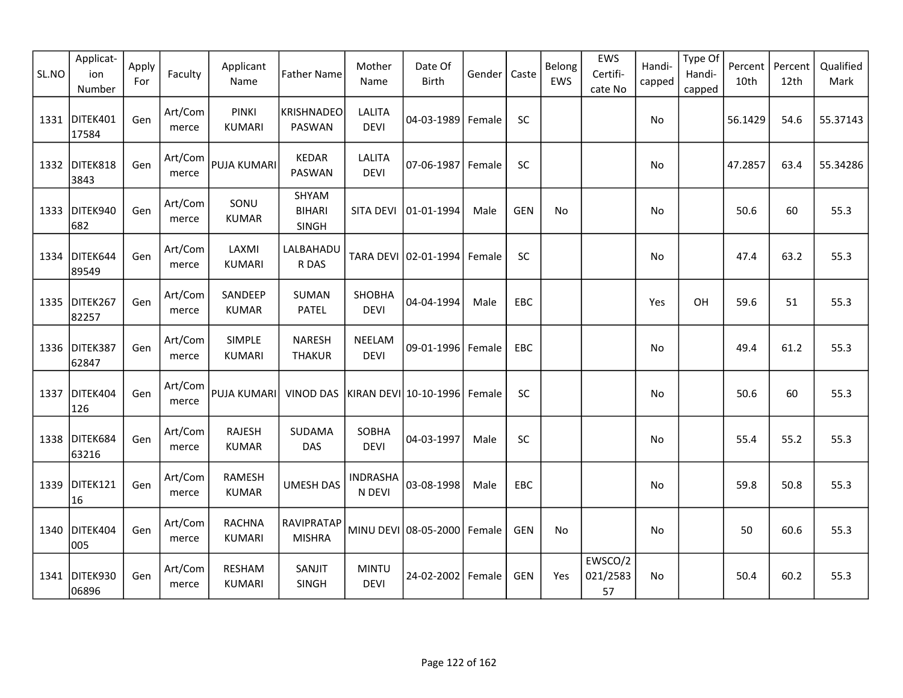| SL.NO | Applicat-ion Number | Apply For | Faculty | Applicant Name | Father Name | Mother Name | Date Of Birth | Gender | Caste | Belong EWS | EWS Certifi-cate No | Handi-capped | Type Of Handi-capped | Percent 10th | Percent 12th | Qualified Mark |
|---|---|---|---|---|---|---|---|---|---|---|---|---|---|---|---|---|
| 1331 | DITEK40117584 | Gen | Art/Commerce | PINKI KUMARI | KRISHNADEO PASWAN | LALITA DEVI | 04-03-1989 | Female | SC | | | No | | 56.1429 | 54.6 | 55.37143 |
| 1332 | DITEK8183843 | Gen | Art/Commerce | PUJA KUMARI | KEDAR PASWAN | LALITA DEVI | 07-06-1987 | Female | SC | | | No | | 47.2857 | 63.4 | 55.34286 |
| 1333 | DITEK940682 | Gen | Art/Commerce | SONU KUMAR | SHYAM BIHARI SINGH | SITA DEVI | 01-01-1994 | Male | GEN | No | | No | | 50.6 | 60 | 55.3 |
| 1334 | DITEK64489549 | Gen | Art/Commerce | LAXMI KUMARI | LALBAHADUR DAS | TARA DEVI | 02-01-1994 | Female | SC | | | No | | 47.4 | 63.2 | 55.3 |
| 1335 | DITEK26782257 | Gen | Art/Commerce | SANDEEP KUMAR | SUMAN PATEL | SHOBHA DEVI | 04-04-1994 | Male | EBC | | | Yes | OH | 59.6 | 51 | 55.3 |
| 1336 | DITEK38762847 | Gen | Art/Commerce | SIMPLE KUMARI | NARESH THAKUR | NEELAM DEVI | 09-01-1996 | Female | EBC | | | No | | 49.4 | 61.2 | 55.3 |
| 1337 | DITEK404126 | Gen | Art/Commerce | PUJA KUMARI | VINOD DAS | KIRAN DEVI | 10-10-1996 | Female | SC | | | No | | 50.6 | 60 | 55.3 |
| 1338 | DITEK68463216 | Gen | Art/Commerce | RAJESH KUMAR | SUDAMA DAS | SOBHA DEVI | 04-03-1997 | Male | SC | | | No | | 55.4 | 55.2 | 55.3 |
| 1339 | DITEK12116 | Gen | Art/Commerce | RAMESH KUMAR | UMESH DAS | INDRASHAN DEVI | 03-08-1998 | Male | EBC | | | No | | 59.8 | 50.8 | 55.3 |
| 1340 | DITEK404005 | Gen | Art/Commerce | RACHNA KUMARI | RAVIPRATAP MISHRA | MINU DEVI | 08-05-2000 | Female | GEN | No | | No | | 50 | 60.6 | 55.3 |
| 1341 | DITEK93006896 | Gen | Art/Commerce | RESHAM KUMARI | SANJIT SINGH | MINTU DEVI | 24-02-2002 | Female | GEN | Yes | EWSCO/2021/258357 | No | | 50.4 | 60.2 | 55.3 |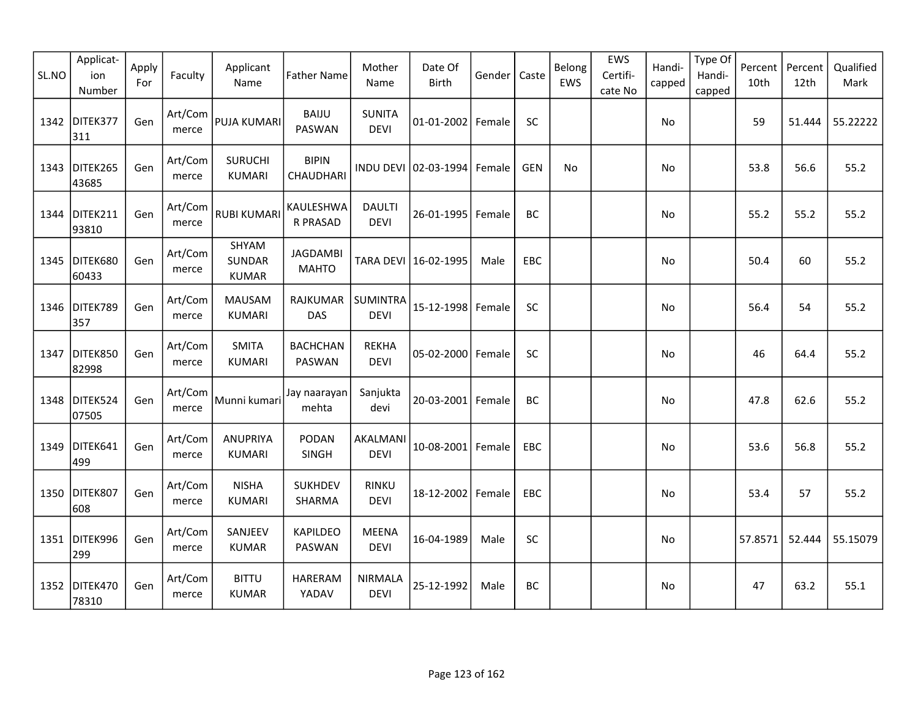| SL.NO | Applicat-ion Number | Apply For | Faculty | Applicant Name | Father Name | Mother Name | Date Of Birth | Gender | Caste | Belong EWS | EWS Certifi-cate No | Handi-capped | Type Of Handi-capped | Percent 10th | Percent 12th | Qualified Mark |
|---|---|---|---|---|---|---|---|---|---|---|---|---|---|---|---|---|
| 1342 | DITEK377311 | Gen | Art/Commerce | PUJA KUMARI | BAIJU PASWAN | SUNITA DEVI | 01-01-2002 | Female | SC | | | No | | 59 | 51.444 | 55.22222 |
| 1343 | DITEK26543685 | Gen | Art/Commerce | SURUCHI KUMARI | BIPIN CHAUDHARI | INDU DEVI | 02-03-1994 | Female | GEN | No | | No | | 53.8 | 56.6 | 55.2 |
| 1344 | DITEK21193810 | Gen | Art/Commerce | RUBI KUMARI | KAULESHWAR PRASAD | DAULTI DEVI | 26-01-1995 | Female | BC | | | No | | 55.2 | 55.2 | 55.2 |
| 1345 | DITEK68060433 | Gen | Art/Commerce | SHYAM SUNDAR KUMAR | JAGDAMBI MAHTO | TARA DEVI | 16-02-1995 | Male | EBC | | | No | | 50.4 | 60 | 55.2 |
| 1346 | DITEK789357 | Gen | Art/Commerce | MAUSAM KUMARI | RAJKUMAR DAS | SUMINTRA DEVI | 15-12-1998 | Female | SC | | | No | | 56.4 | 54 | 55.2 |
| 1347 | DITEK85082998 | Gen | Art/Commerce | SMITA KUMARI | BACHCHAN PASWAN | REKHA DEVI | 05-02-2000 | Female | SC | | | No | | 46 | 64.4 | 55.2 |
| 1348 | DITEK52407505 | Gen | Art/Commerce | Munni kumari | Jay naarayan mehta | Sanjukta devi | 20-03-2001 | Female | BC | | | No | | 47.8 | 62.6 | 55.2 |
| 1349 | DITEK641499 | Gen | Art/Commerce | ANUPRIYA KUMARI | PODAN SINGH | AKALMANI DEVI | 10-08-2001 | Female | EBC | | | No | | 53.6 | 56.8 | 55.2 |
| 1350 | DITEK807608 | Gen | Art/Commerce | NISHA KUMARI | SUKHDEV SHARMA | RINKU DEVI | 18-12-2002 | Female | EBC | | | No | | 53.4 | 57 | 55.2 |
| 1351 | DITEK996299 | Gen | Art/Commerce | SANJEEV KUMAR | KAPILDEO PASWAN | MEENA DEVI | 16-04-1989 | Male | SC | | | No | | 57.8571 | 52.444 | 55.15079 |
| 1352 | DITEK47078310 | Gen | Art/Commerce | BITTU KUMAR | HARERAM YADAV | NIRMALA DEVI | 25-12-1992 | Male | BC | | | No | | 47 | 63.2 | 55.1 |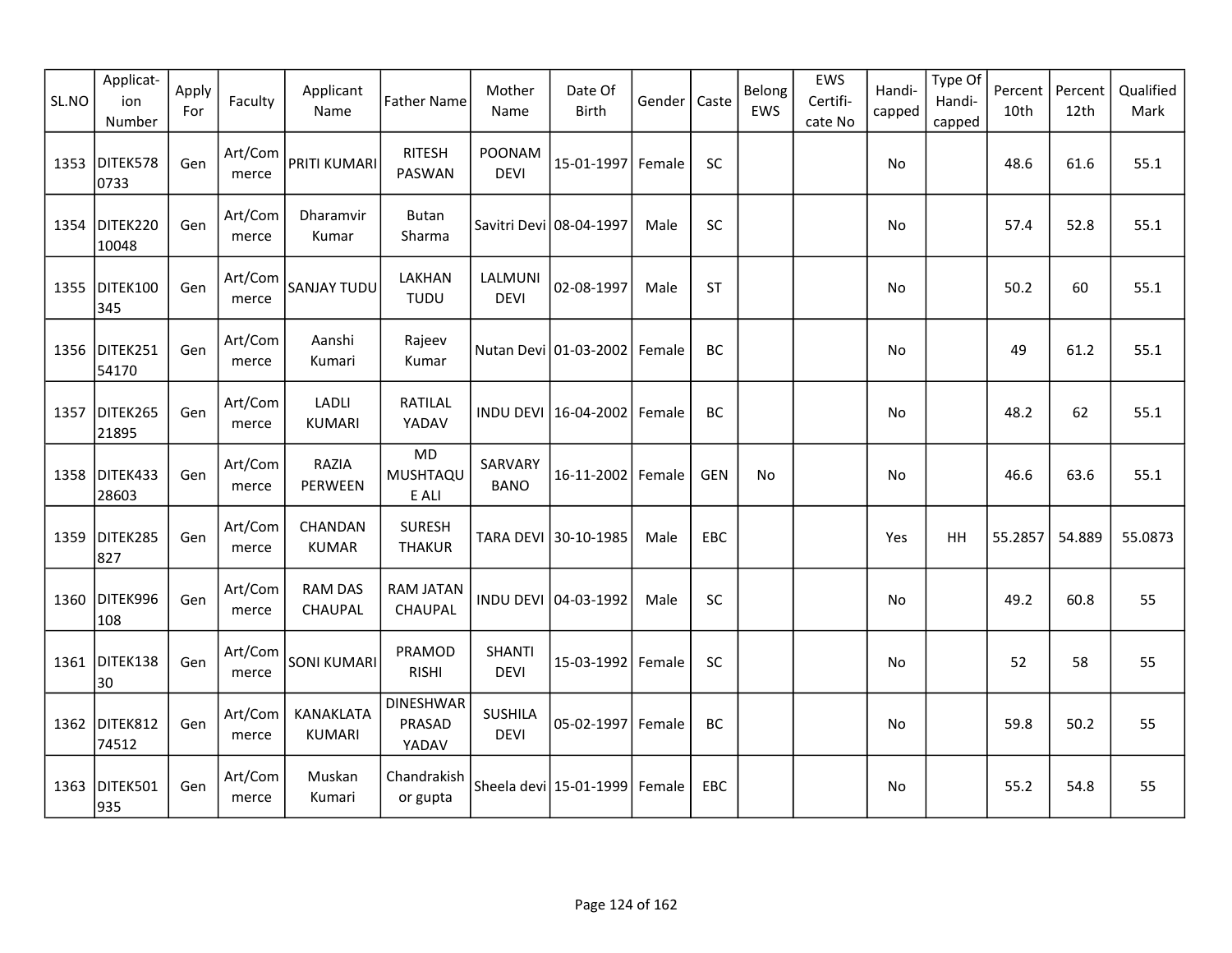| SL.NO | Applicat-ion Number | Apply For | Faculty | Applicant Name | Father Name | Mother Name | Date Of Birth | Gender | Caste | Belong EWS | EWS Certifi-cate No | Handi-capped | Type Of Handi-capped | Percent 10th | Percent 12th | Qualified Mark |
|---|---|---|---|---|---|---|---|---|---|---|---|---|---|---|---|---|
| 1353 | DITEK5780733 | Gen | Art/Commerce | PRITI KUMARI | RITESH PASWAN | POONAM DEVI | 15-01-1997 | Female | SC | | | No | | 48.6 | 61.6 | 55.1 |
| 1354 | DITEK22010048 | Gen | Art/Commerce | Dharamvir Kumar | Butan Sharma | Savitri Devi | 08-04-1997 | Male | SC | | | No | | 57.4 | 52.8 | 55.1 |
| 1355 | DITEK100345 | Gen | Art/Commerce | SANJAY TUDU | LAKHAN TUDU | LALMUNI DEVI | 02-08-1997 | Male | ST | | | No | | 50.2 | 60 | 55.1 |
| 1356 | DITEK25154170 | Gen | Art/Commerce | Aanshi Kumari | Rajeev Kumar | Nutan Devi | 01-03-2002 | Female | BC | | | No | | 49 | 61.2 | 55.1 |
| 1357 | DITEK26521895 | Gen | Art/Commerce | LADLI KUMARI | RATILAL YADAV | INDU DEVI | 16-04-2002 | Female | BC | | | No | | 48.2 | 62 | 55.1 |
| 1358 | DITEK43328603 | Gen | Art/Commerce | RAZIA PERWEEN | MD MUSHTAQUE ALI | SARVARY BANO | 16-11-2002 | Female | GEN | No | | No | | 46.6 | 63.6 | 55.1 |
| 1359 | DITEK285827 | Gen | Art/Commerce | CHANDAN KUMAR | SURESH THAKUR | TARA DEVI | 30-10-1985 | Male | EBC | | | Yes | HH | 55.2857 | 54.889 | 55.0873 |
| 1360 | DITEK996108 | Gen | Art/Commerce | RAM DAS CHAUPAL | RAM JATAN CHAUPAL | INDU DEVI | 04-03-1992 | Male | SC | | | No | | 49.2 | 60.8 | 55 |
| 1361 | DITEK13830 | Gen | Art/Commerce | SONI KUMARI | PRAMOD RISHI | SHANTI DEVI | 15-03-1992 | Female | SC | | | No | | 52 | 58 | 55 |
| 1362 | DITEK81274512 | Gen | Art/Commerce | KANAKLATA KUMARI | DINESHWAR PRASAD YADAV | SUSHILA DEVI | 05-02-1997 | Female | BC | | | No | | 59.8 | 50.2 | 55 |
| 1363 | DITEK501935 | Gen | Art/Commerce | Muskan Kumari | Chandrakishor gupta | Sheela devi | 15-01-1999 | Female | EBC | | | No | | 55.2 | 54.8 | 55 |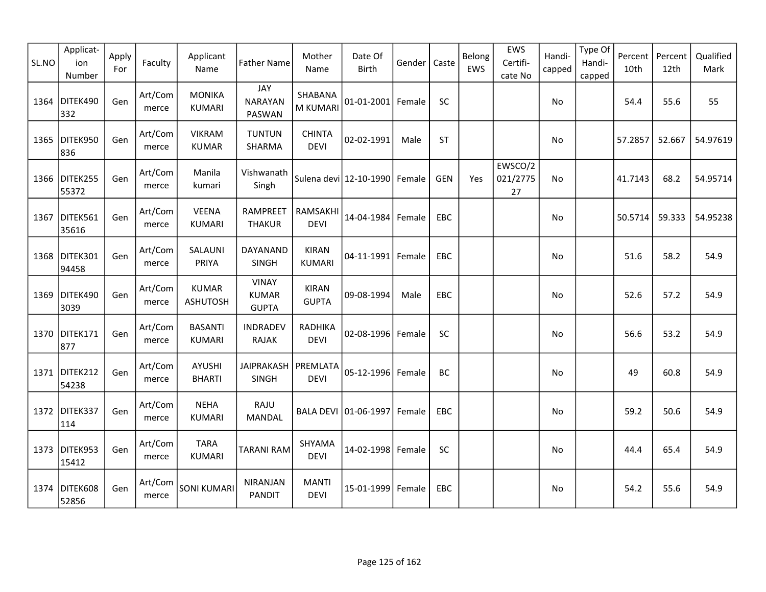| SL.NO | Applicat-ion Number | Apply For | Faculty | Applicant Name | Father Name | Mother Name | Date Of Birth | Gender | Caste | Belong EWS | EWS Certifi-cate No | Handi-capped | Type Of Handi-capped | Percent 10th | Percent 12th | Qualified Mark |
|---|---|---|---|---|---|---|---|---|---|---|---|---|---|---|---|---|
| 1364 | DITEK490332 | Gen | Art/Commerce | MONIKA KUMARI | JAY NARAYAN PASWAN | SHABANAM KUMARI | 01-01-2001 | Female | SC | | | No | | 54.4 | 55.6 | 55 |
| 1365 | DITEK950836 | Gen | Art/Commerce | VIKRAM KUMAR | TUNTUN SHARMA | CHINTA DEVI | 02-02-1991 | Male | ST | | | No | | 57.2857 | 52.667 | 54.97619 |
| 1366 | DITEK25555372 | Gen | Art/Commerce | Manila kumari | Vishwanath Singh | Sulena devi | 12-10-1990 | Female | GEN | Yes | EWSCO/2021/277527 | No | | 41.7143 | 68.2 | 54.95714 |
| 1367 | DITEK56135616 | Gen | Art/Commerce | VEENA KUMARI | RAMPREET THAKUR | RAMSAKHI DEVI | 14-04-1984 | Female | EBC | | | No | | 50.5714 | 59.333 | 54.95238 |
| 1368 | DITEK30194458 | Gen | Art/Commerce | SALAUNI PRIYA | DAYANAND SINGH | KIRAN KUMARI | 04-11-1991 | Female | EBC | | | No | | 51.6 | 58.2 | 54.9 |
| 1369 | DITEK4903039 | Gen | Art/Commerce | KUMAR ASHUTOSH | VINAY KUMAR GUPTA | KIRAN GUPTA | 09-08-1994 | Male | EBC | | | No | | 52.6 | 57.2 | 54.9 |
| 1370 | DITEK171877 | Gen | Art/Commerce | BASANTI KUMARI | INDRADEV RAJAK | RADHIKA DEVI | 02-08-1996 | Female | SC | | | No | | 56.6 | 53.2 | 54.9 |
| 1371 | DITEK21254238 | Gen | Art/Commerce | AYUSHI BHARTI | JAIPRAKASH SINGH | PREMLATA DEVI | 05-12-1996 | Female | BC | | | No | | 49 | 60.8 | 54.9 |
| 1372 | DITEK337114 | Gen | Art/Commerce | NEHA KUMARI | RAJU MANDAL | BALA DEVI | 01-06-1997 | Female | EBC | | | No | | 59.2 | 50.6 | 54.9 |
| 1373 | DITEK95315412 | Gen | Art/Commerce | TARA KUMARI | TARANI RAM | SHYAMA DEVI | 14-02-1998 | Female | SC | | | No | | 44.4 | 65.4 | 54.9 |
| 1374 | DITEK60852856 | Gen | Art/Commerce | SONI KUMARI | NIRANJAN PANDIT | MANTI DEVI | 15-01-1999 | Female | EBC | | | No | | 54.2 | 55.6 | 54.9 |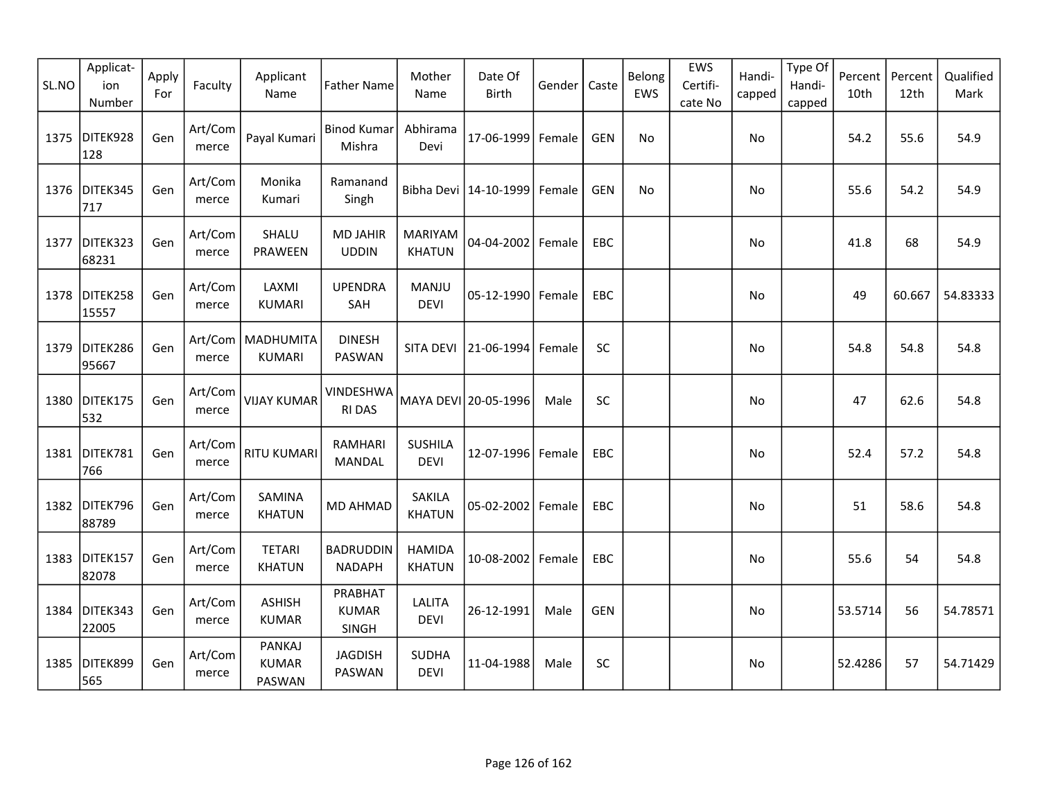| SL.NO | Applicat-ion Number | Apply For | Faculty | Applicant Name | Father Name | Mother Name | Date Of Birth | Gender | Caste | Belong EWS | EWS Certifi-cate No | Handi-capped | Type Of Handi-capped | Percent 10th | Percent 12th | Qualified Mark |
|---|---|---|---|---|---|---|---|---|---|---|---|---|---|---|---|---|
| 1375 | DITEK928128 | Gen | Art/Commerce | Payal Kumari | Binod Kumar Mishra | Abhirama Devi | 17-06-1999 | Female | GEN | No | | No | | 54.2 | 55.6 | 54.9 |
| 1376 | DITEK345717 | Gen | Art/Commerce | Monika Kumari | Ramanand Singh | Bibha Devi | 14-10-1999 | Female | GEN | No | | No | | 55.6 | 54.2 | 54.9 |
| 1377 | DITEK32368231 | Gen | Art/Commerce | SHALU PRAWEEN | MD JAHIR UDDIN | MARIYAM KHATUN | 04-04-2002 | Female | EBC | | | No | | 41.8 | 68 | 54.9 |
| 1378 | DITEK25815557 | Gen | Art/Commerce | LAXMI KUMARI | UPENDRA SAH | MANJU DEVI | 05-12-1990 | Female | EBC | | | No | | 49 | 60.667 | 54.83333 |
| 1379 | DITEK28695667 | Gen | Art/Commerce | MADHUMITA KUMARI | DINESH PASWAN | SITA DEVI | 21-06-1994 | Female | SC | | | No | | 54.8 | 54.8 | 54.8 |
| 1380 | DITEK175532 | Gen | Art/Commerce | VIJAY KUMAR | VINDESHWARI DAS | MAYA DEVI | 20-05-1996 | Male | SC | | | No | | 47 | 62.6 | 54.8 |
| 1381 | DITEK781766 | Gen | Art/Commerce | RITU KUMARI | RAMHARI MANDAL | SUSHILA DEVI | 12-07-1996 | Female | EBC | | | No | | 52.4 | 57.2 | 54.8 |
| 1382 | DITEK79688789 | Gen | Art/Commerce | SAMINA KHATUN | MD AHMAD | SAKILA KHATUN | 05-02-2002 | Female | EBC | | | No | | 51 | 58.6 | 54.8 |
| 1383 | DITEK15782078 | Gen | Art/Commerce | TETARI KHATUN | BADRUDDIN NADAPH | HAMIDA KHATUN | 10-08-2002 | Female | EBC | | | No | | 55.6 | 54 | 54.8 |
| 1384 | DITEK34322005 | Gen | Art/Commerce | ASHISH KUMAR | PRABHAT KUMAR SINGH | LALITA DEVI | 26-12-1991 | Male | GEN | | | No | | 53.5714 | 56 | 54.78571 |
| 1385 | DITEK899565 | Gen | Art/Commerce | PANKAJ KUMAR PASWAN | JAGDISH PASWAN | SUDHA DEVI | 11-04-1988 | Male | SC | | | No | | 52.4286 | 57 | 54.71429 |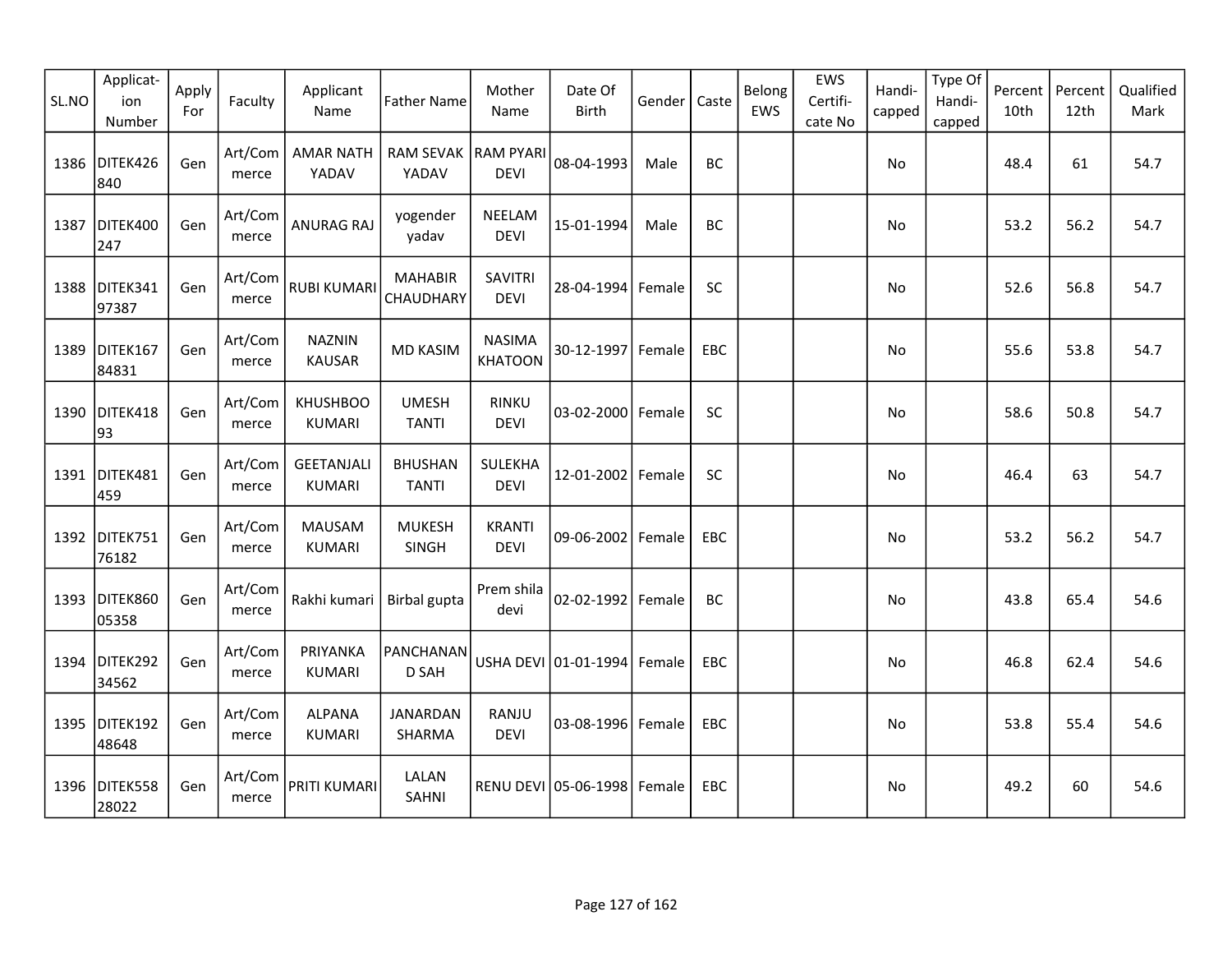| SL.NO | Applicat-ion Number | Apply For | Faculty | Applicant Name | Father Name | Mother Name | Date Of Birth | Gender | Caste | Belong EWS | EWS Certifi-cate No | Handi-capped | Type Of Handi-capped | Percent 10th | Percent 12th | Qualified Mark |
|---|---|---|---|---|---|---|---|---|---|---|---|---|---|---|---|---|
| 1386 | DITEK426840 | Gen | Art/Commerce | AMAR NATH YADAV | RAM SEVAK YADAV | RAM PYARI DEVI | 08-04-1993 | Male | BC | | | No | | 48.4 | 61 | 54.7 |
| 1387 | DITEK400247 | Gen | Art/Commerce | ANURAG RAJ | yogender yadav | NEELAM DEVI | 15-01-1994 | Male | BC | | | No | | 53.2 | 56.2 | 54.7 |
| 1388 | DITEK34197387 | Gen | Art/Commerce | RUBI KUMARI | MAHABIR CHAUDHARY | SAVITRI DEVI | 28-04-1994 | Female | SC | | | No | | 52.6 | 56.8 | 54.7 |
| 1389 | DITEK16784831 | Gen | Art/Commerce | NAZNIN KAUSAR | MD KASIM | NASIMA KHATOON | 30-12-1997 | Female | EBC | | | No | | 55.6 | 53.8 | 54.7 |
| 1390 | DITEK41893 | Gen | Art/Commerce | KHUSHBOO KUMARI | UMESH TANTI | RINKU DEVI | 03-02-2000 | Female | SC | | | No | | 58.6 | 50.8 | 54.7 |
| 1391 | DITEK481459 | Gen | Art/Commerce | GEETANJALI KUMARI | BHUSHAN TANTI | SULEKHA DEVI | 12-01-2002 | Female | SC | | | No | | 46.4 | 63 | 54.7 |
| 1392 | DITEK75176182 | Gen | Art/Commerce | MAUSAM KUMARI | MUKESH SINGH | KRANTI DEVI | 09-06-2002 | Female | EBC | | | No | | 53.2 | 56.2 | 54.7 |
| 1393 | DITEK86005358 | Gen | Art/Commerce | Rakhi kumari | Birbal gupta | Prem shila devi | 02-02-1992 | Female | BC | | | No | | 43.8 | 65.4 | 54.6 |
| 1394 | DITEK29234562 | Gen | Art/Commerce | PRIYANKA KUMARI | PANCHANAND SAH | USHA DEVI | 01-01-1994 | Female | EBC | | | No | | 46.8 | 62.4 | 54.6 |
| 1395 | DITEK19248648 | Gen | Art/Commerce | ALPANA KUMARI | JANARDAN SHARMA | RANJU DEVI | 03-08-1996 | Female | EBC | | | No | | 53.8 | 55.4 | 54.6 |
| 1396 | DITEK55828022 | Gen | Art/Commerce | PRITI KUMARI | LALAN SAHNI | RENU DEVI | 05-06-1998 | Female | EBC | | | No | | 49.2 | 60 | 54.6 |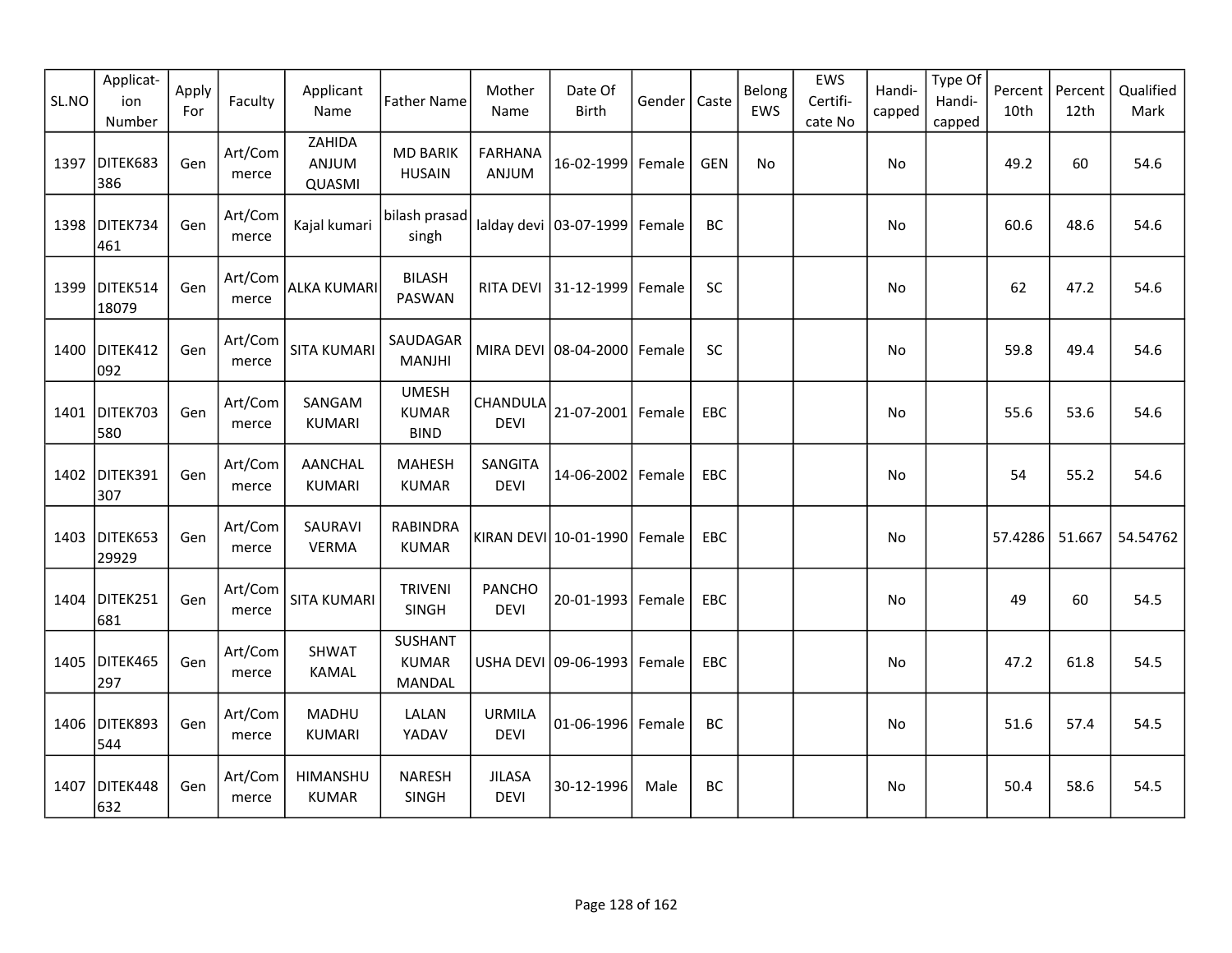| SL.NO | Applicat-ion Number | Apply For | Faculty | Applicant Name | Father Name | Mother Name | Date Of Birth | Gender | Caste | Belong EWS | EWS Certifi-cate No | Handi-capped | Type Of Handi-capped | Percent 10th | Percent 12th | Qualified Mark |
|---|---|---|---|---|---|---|---|---|---|---|---|---|---|---|---|---|
| 1397 | DITEK683386 | Gen | Art/Commerce | ZAHIDA ANJUM QUASMI | MD BARIK HUSAIN | FARHANA ANJUM | 16-02-1999 | Female | GEN | No | | No | | 49.2 | 60 | 54.6 |
| 1398 | DITEK734461 | Gen | Art/Commerce | Kajal kumari | bilash prasad singh | lalday devi | 03-07-1999 | Female | BC | | | No | | 60.6 | 48.6 | 54.6 |
| 1399 | DITEK51418079 | Gen | Art/Commerce | ALKA KUMARI | BILASH PASWAN | RITA DEVI | 31-12-1999 | Female | SC | | | No | | 62 | 47.2 | 54.6 |
| 1400 | DITEK412092 | Gen | Art/Commerce | SITA KUMARI | SAUDAGAR MANJHI | MIRA DEVI | 08-04-2000 | Female | SC | | | No | | 59.8 | 49.4 | 54.6 |
| 1401 | DITEK703580 | Gen | Art/Commerce | SANGAM KUMARI | UMESH KUMAR BIND | CHANDULA DEVI | 21-07-2001 | Female | EBC | | | No | | 55.6 | 53.6 | 54.6 |
| 1402 | DITEK391307 | Gen | Art/Commerce | AANCHAL KUMARI | MAHESH KUMAR | SANGITA DEVI | 14-06-2002 | Female | EBC | | | No | | 54 | 55.2 | 54.6 |
| 1403 | DITEK65329929 | Gen | Art/Commerce | SAURAVI VERMA | RABINDRA KUMAR | KIRAN DEVI | 10-01-1990 | Female | EBC | | | No | | 57.4286 | 51.667 | 54.54762 |
| 1404 | DITEK251681 | Gen | Art/Commerce | SITA KUMARI | TRIVENI SINGH | PANCHO DEVI | 20-01-1993 | Female | EBC | | | No | | 49 | 60 | 54.5 |
| 1405 | DITEK465297 | Gen | Art/Commerce | SHWAT KAMAL | SUSHANT KUMAR MANDAL | USHA DEVI | 09-06-1993 | Female | EBC | | | No | | 47.2 | 61.8 | 54.5 |
| 1406 | DITEK893544 | Gen | Art/Commerce | MADHU KUMARI | LALAN YADAV | URMILA DEVI | 01-06-1996 | Female | BC | | | No | | 51.6 | 57.4 | 54.5 |
| 1407 | DITEK448632 | Gen | Art/Commerce | HIMANSHU KUMAR | NARESH SINGH | JILASA DEVI | 30-12-1996 | Male | BC | | | No | | 50.4 | 58.6 | 54.5 |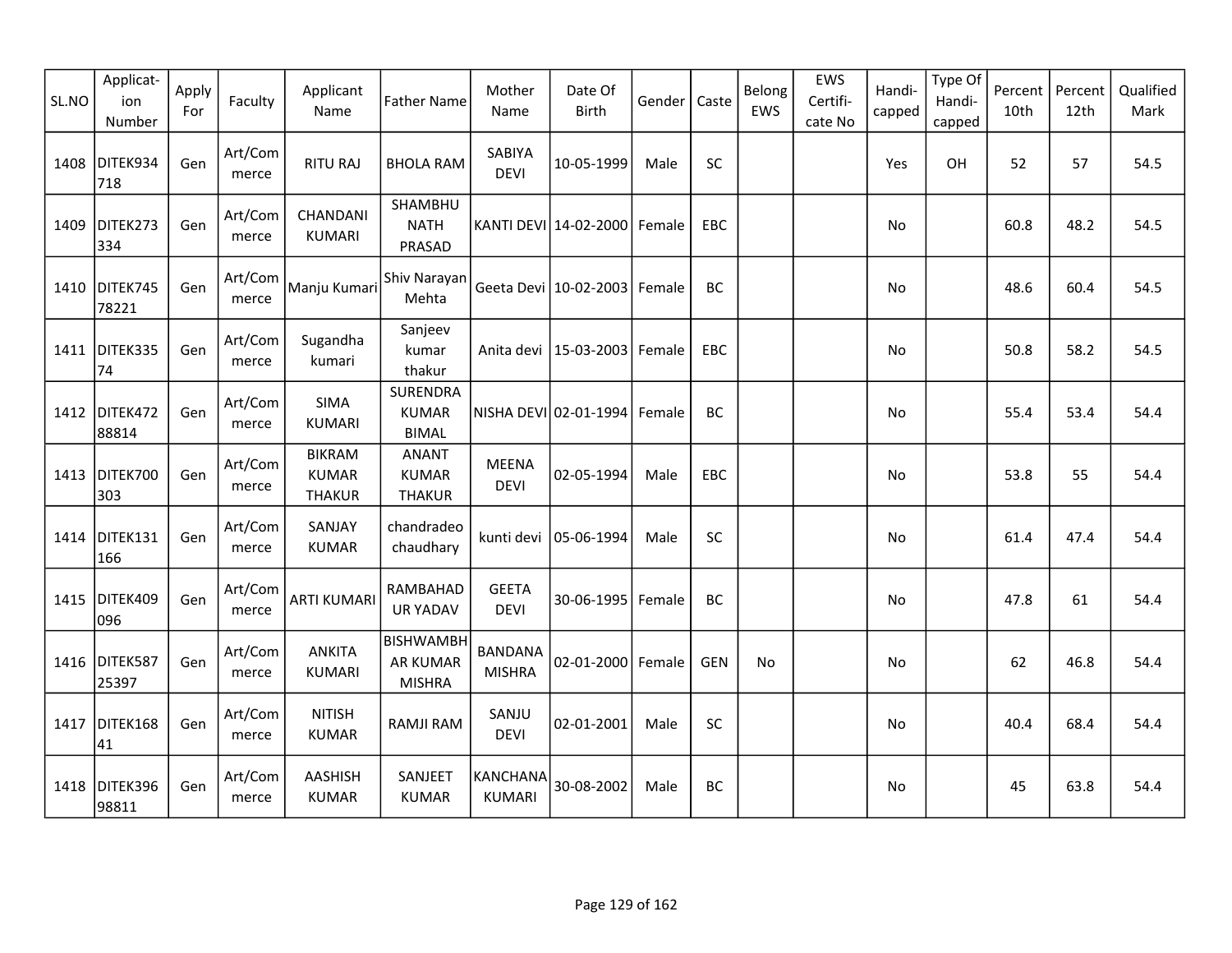| SL.NO | Applicat-ion Number | Apply For | Faculty | Applicant Name | Father Name | Mother Name | Date Of Birth | Gender | Caste | Belong EWS | EWS Certifi-cate No | Handi-capped | Type Of Handi-capped | Percent 10th | Percent 12th | Qualified Mark |
|---|---|---|---|---|---|---|---|---|---|---|---|---|---|---|---|---|
| 1408 | DITEK934718 | Gen | Art/Commerce | RITU RAJ | BHOLA RAM | SABIYA DEVI | 10-05-1999 | Male | SC | | | Yes | OH | 52 | 57 | 54.5 |
| 1409 | DITEK273334 | Gen | Art/Commerce | CHANDANI KUMARI | SHAMBHU NATH PRASAD | KANTI DEVI | 14-02-2000 | Female | EBC | | | No | | 60.8 | 48.2 | 54.5 |
| 1410 | DITEK74578221 | Gen | Art/Commerce | Manju Kumari | Shiv Narayan Mehta | Geeta Devi | 10-02-2003 | Female | BC | | | No | | 48.6 | 60.4 | 54.5 |
| 1411 | DITEK33574 | Gen | Art/Commerce | Sugandha kumari | Sanjeev kumar thakur | Anita devi | 15-03-2003 | Female | EBC | | | No | | 50.8 | 58.2 | 54.5 |
| 1412 | DITEK47288814 | Gen | Art/Commerce | SIMA KUMARI | SURENDRA KUMAR BIMAL | NISHA DEVI | 02-01-1994 | Female | BC | | | No | | 55.4 | 53.4 | 54.4 |
| 1413 | DITEK700303 | Gen | Art/Commerce | BIKRAM KUMAR THAKUR | ANANT KUMAR THAKUR | MEENA DEVI | 02-05-1994 | Male | EBC | | | No | | 53.8 | 55 | 54.4 |
| 1414 | DITEK131166 | Gen | Art/Commerce | SANJAY KUMAR | chandradeo chaudhary | kunti devi | 05-06-1994 | Male | SC | | | No | | 61.4 | 47.4 | 54.4 |
| 1415 | DITEK409096 | Gen | Art/Commerce | ARTI KUMARI | RAMBAHADUR YADAV | GEETA DEVI | 30-06-1995 | Female | BC | | | No | | 47.8 | 61 | 54.4 |
| 1416 | DITEK58725397 | Gen | Art/Commerce | ANKITA KUMARI | BISHWAMBHAR KUMAR MISHRA | BANDANA MISHRA | 02-01-2000 | Female | GEN | No | | No | | 62 | 46.8 | 54.4 |
| 1417 | DITEK16841 | Gen | Art/Commerce | NITISH KUMAR | RAMJI RAM | SANJU DEVI | 02-01-2001 | Male | SC | | | No | | 40.4 | 68.4 | 54.4 |
| 1418 | DITEK39698811 | Gen | Art/Commerce | AASHISH KUMAR | SANJEET KUMAR | KANCHANA KUMARI | 30-08-2002 | Male | BC | | | No | | 45 | 63.8 | 54.4 |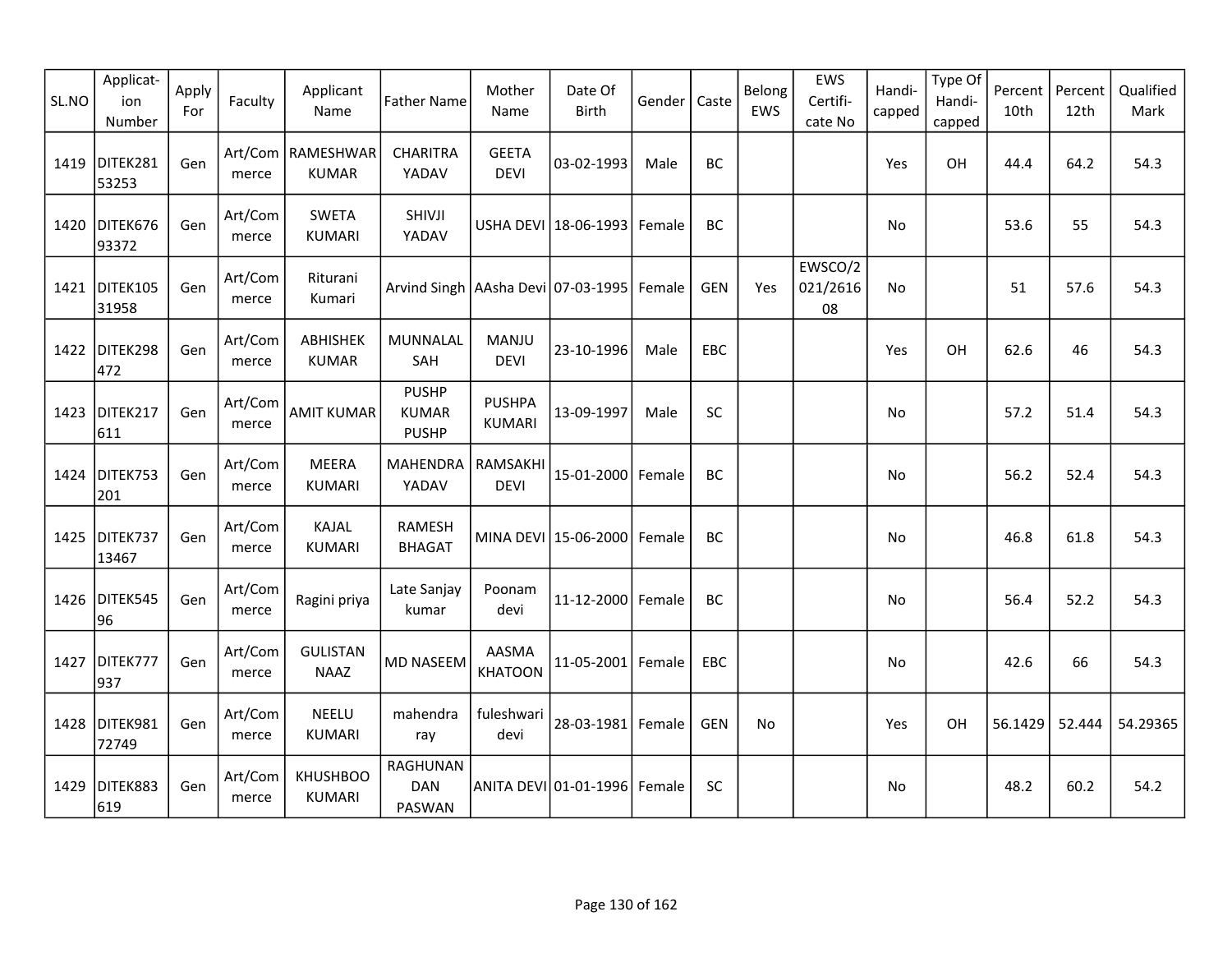| SL.NO | Applicat-ion Number | Apply For | Faculty | Applicant Name | Father Name | Mother Name | Date Of Birth | Gender | Caste | Belong EWS | EWS Certifi-cate No | Handi-capped | Type Of Handi-capped | Percent 10th | Percent 12th | Qualified Mark |
|---|---|---|---|---|---|---|---|---|---|---|---|---|---|---|---|---|
| 1419 | DITEK28153253 | Gen | Art/Commerce | RAMESHWAR KUMAR | CHARITRA YADAV | GEETA DEVI | 03-02-1993 | Male | BC | | | Yes | OH | 44.4 | 64.2 | 54.3 |
| 1420 | DITEK67693372 | Gen | Art/Commerce | SWETA KUMARI | SHIVJI YADAV | USHA DEVI | 18-06-1993 | Female | BC | | | No | | 53.6 | 55 | 54.3 |
| 1421 | DITEK10531958 | Gen | Art/Commerce | Riturani Kumari | Arvind Singh | AAsha Devi | 07-03-1995 | Female | GEN | Yes | EWSCO/2021/261608 | No | | 51 | 57.6 | 54.3 |
| 1422 | DITEK298472 | Gen | Art/Commerce | ABHISHEK KUMAR | MUNNALAL SAH | MANJU DEVI | 23-10-1996 | Male | EBC | | | Yes | OH | 62.6 | 46 | 54.3 |
| 1423 | DITEK217611 | Gen | Art/Commerce | AMIT KUMAR | PUSHP KUMAR PUSHP | PUSHPA KUMARI | 13-09-1997 | Male | SC | | | No | | 57.2 | 51.4 | 54.3 |
| 1424 | DITEK753201 | Gen | Art/Commerce | MEERA KUMARI | MAHENDRA YADAV | RAMSAKHI DEVI | 15-01-2000 | Female | BC | | | No | | 56.2 | 52.4 | 54.3 |
| 1425 | DITEK73713467 | Gen | Art/Commerce | KAJAL KUMARI | RAMESH BHAGAT | MINA DEVI | 15-06-2000 | Female | BC | | | No | | 46.8 | 61.8 | 54.3 |
| 1426 | DITEK54596 | Gen | Art/Commerce | Ragini priya | Late Sanjay kumar | Poonam devi | 11-12-2000 | Female | BC | | | No | | 56.4 | 52.2 | 54.3 |
| 1427 | DITEK777937 | Gen | Art/Commerce | GULISTAN NAAZ | MD NASEEM | AASMA KHATOON | 11-05-2001 | Female | EBC | | | No | | 42.6 | 66 | 54.3 |
| 1428 | DITEK98172749 | Gen | Art/Commerce | NEELU KUMARI | mahendra ray | fuleshwari devi | 28-03-1981 | Female | GEN | No | | Yes | OH | 56.1429 | 52.444 | 54.29365 |
| 1429 | DITEK883619 | Gen | Art/Commerce | KHUSHBOO KUMARI | RAGHUNANDAN PASWAN | ANITA DEVI | 01-01-1996 | Female | SC | | | No | | 48.2 | 60.2 | 54.2 |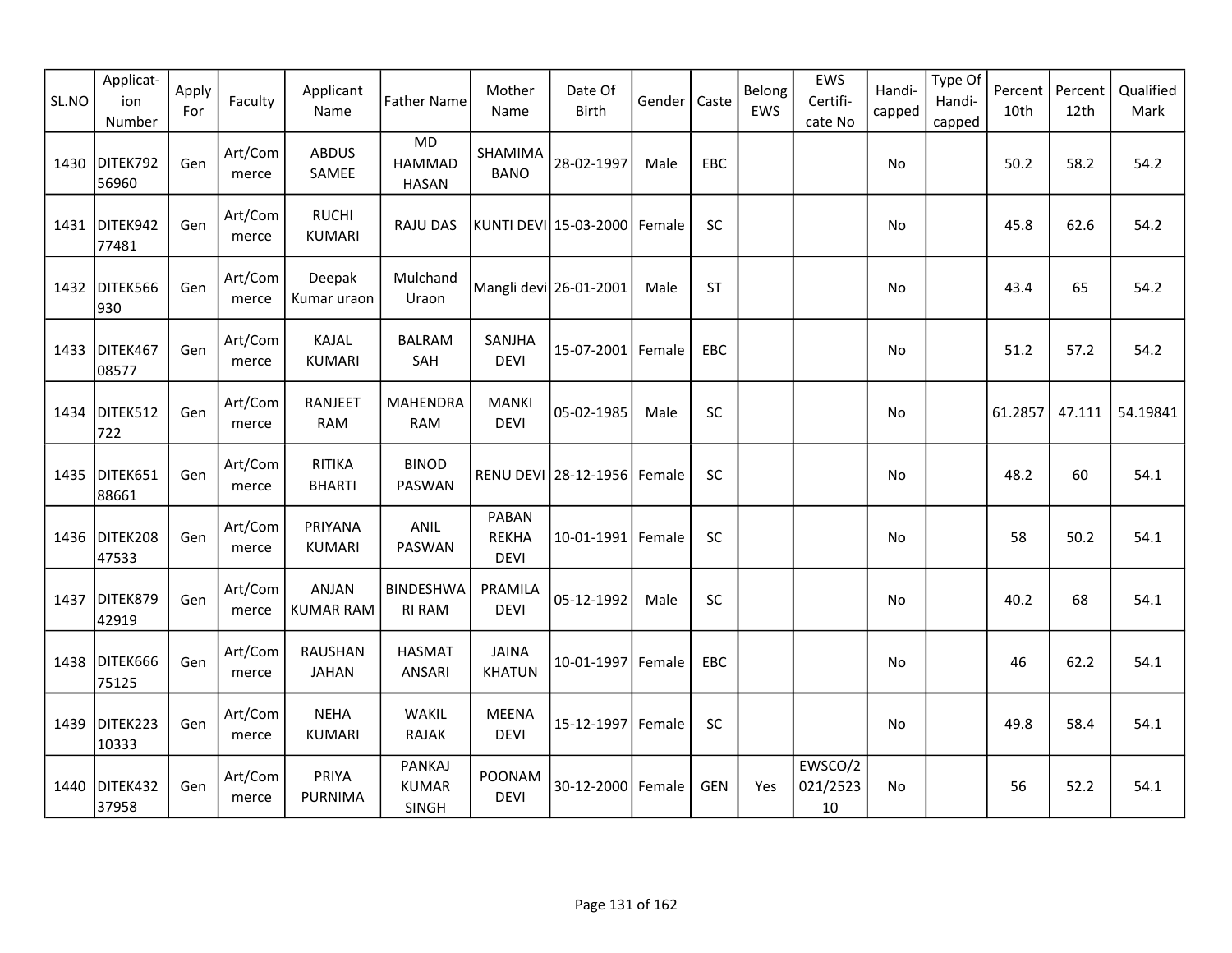| SL.NO | Applicat-ion Number | Apply For | Faculty | Applicant Name | Father Name | Mother Name | Date Of Birth | Gender | Caste | Belong EWS | EWS Certifi-cate No | Handi-capped | Type Of Handi-capped | Percent 10th | Percent 12th | Qualified Mark |
|---|---|---|---|---|---|---|---|---|---|---|---|---|---|---|---|---|
| 1430 | DITEK79256960 | Gen | Art/Commerce | ABDUS SAMEE | MD HAMMAD HASAN | SHAMIMA BANO | 28-02-1997 | Male | EBC | | | No | | 50.2 | 58.2 | 54.2 |
| 1431 | DITEK94277481 | Gen | Art/Commerce | RUCHI KUMARI | RAJU DAS | KUNTI DEVI | 15-03-2000 | Female | SC | | | No | | 45.8 | 62.6 | 54.2 |
| 1432 | DITEK566930 | Gen | Art/Commerce | Deepak Kumar uraon | Mulchand Uraon | Mangli devi | 26-01-2001 | Male | ST | | | No | | 43.4 | 65 | 54.2 |
| 1433 | DITEK46708577 | Gen | Art/Commerce | KAJAL KUMARI | BALRAM SAH | SANJHA DEVI | 15-07-2001 | Female | EBC | | | No | | 51.2 | 57.2 | 54.2 |
| 1434 | DITEK512722 | Gen | Art/Commerce | RANJEET RAM | MAHENDRA RAM | MANKI DEVI | 05-02-1985 | Male | SC | | | No | | 61.2857 | 47.111 | 54.19841 |
| 1435 | DITEK65188661 | Gen | Art/Commerce | RITIKA BHARTI | BINOD PASWAN | RENU DEVI | 28-12-1956 | Female | SC | | | No | | 48.2 | 60 | 54.1 |
| 1436 | DITEK20847533 | Gen | Art/Commerce | PRIYANA KUMARI | ANIL PASWAN | PABAN REKHA DEVI | 10-01-1991 | Female | SC | | | No | | 58 | 50.2 | 54.1 |
| 1437 | DITEK87942919 | Gen | Art/Commerce | ANJAN KUMAR RAM | BINDESHWARI RAM | PRAMILA DEVI | 05-12-1992 | Male | SC | | | No | | 40.2 | 68 | 54.1 |
| 1438 | DITEK66675125 | Gen | Art/Commerce | RAUSHAN JAHAN | HASMAT ANSARI | JAINA KHATUN | 10-01-1997 | Female | EBC | | | No | | 46 | 62.2 | 54.1 |
| 1439 | DITEK22310333 | Gen | Art/Commerce | NEHA KUMARI | WAKIL RAJAK | MEENA DEVI | 15-12-1997 | Female | SC | | | No | | 49.8 | 58.4 | 54.1 |
| 1440 | DITEK43237958 | Gen | Art/Commerce | PRIYA PURNIMA | PANKAJ KUMAR SINGH | POONAM DEVI | 30-12-2000 | Female | GEN | Yes | EWSCO/2021/252310 | No | | 56 | 52.2 | 54.1 |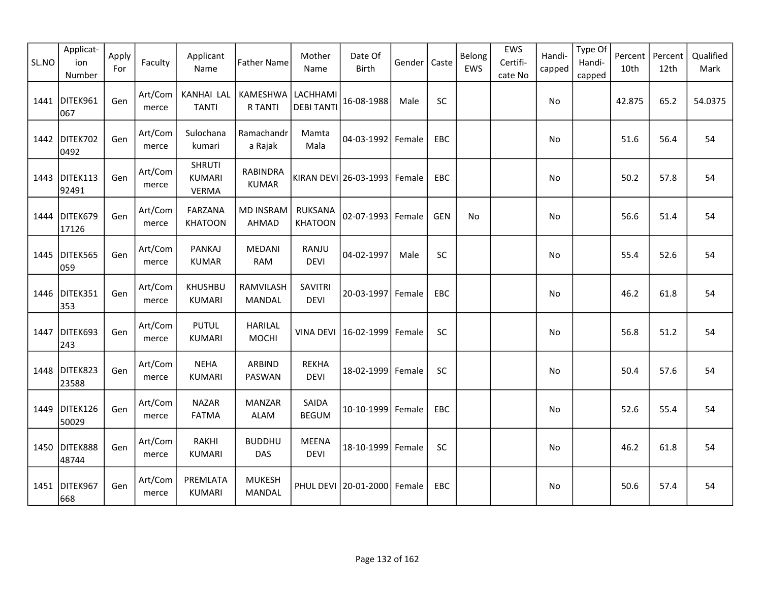| SL.NO | Applicat-ion Number | Apply For | Faculty | Applicant Name | Father Name | Mother Name | Date Of Birth | Gender | Caste | Belong EWS | EWS Certifi-cate No | Handi-capped | Type Of Handi-capped | Percent 10th | Percent 12th | Qualified Mark |
|---|---|---|---|---|---|---|---|---|---|---|---|---|---|---|---|---|
| 1441 | DITEK961067 | Gen | Art/Commerce | KANHAI LAL TANTI | KAMESHWAR TANTI | LACHHAMI DEBI TANTI | 16-08-1988 | Male | SC | | | No | | 42.875 | 65.2 | 54.0375 |
| 1442 | DITEK7020492 | Gen | Art/Commerce | Sulochana kumari | Ramachandra Rajak | Mamta Mala | 04-03-1992 | Female | EBC | | | No | | 51.6 | 56.4 | 54 |
| 1443 | DITEK11392491 | Gen | Art/Commerce | SHRUTI KUMARI VERMA | RABINDRA KUMAR | KIRAN DEVI | 26-03-1993 | Female | EBC | | | No | | 50.2 | 57.8 | 54 |
| 1444 | DITEK67917126 | Gen | Art/Commerce | FARZANA KHATOON | MD INSRAM AHMAD | RUKSANA KHATOON | 02-07-1993 | Female | GEN | No | | No | | 56.6 | 51.4 | 54 |
| 1445 | DITEK565059 | Gen | Art/Commerce | PANKAJ KUMAR | MEDANI RAM | RANJU DEVI | 04-02-1997 | Male | SC | | | No | | 55.4 | 52.6 | 54 |
| 1446 | DITEK351353 | Gen | Art/Commerce | KHUSHBU KUMARI | RAMVILASH MANDAL | SAVITRI DEVI | 20-03-1997 | Female | EBC | | | No | | 46.2 | 61.8 | 54 |
| 1447 | DITEK693243 | Gen | Art/Commerce | PUTUL KUMARI | HARILAL MOCHI | VINA DEVI | 16-02-1999 | Female | SC | | | No | | 56.8 | 51.2 | 54 |
| 1448 | DITEK82323588 | Gen | Art/Commerce | NEHA KUMARI | ARBIND PASWAN | REKHA DEVI | 18-02-1999 | Female | SC | | | No | | 50.4 | 57.6 | 54 |
| 1449 | DITEK12650029 | Gen | Art/Commerce | NAZAR FATMA | MANZAR ALAM | SAIDA BEGUM | 10-10-1999 | Female | EBC | | | No | | 52.6 | 55.4 | 54 |
| 1450 | DITEK88848744 | Gen | Art/Commerce | RAKHI KUMARI | BUDDHU DAS | MEENA DEVI | 18-10-1999 | Female | SC | | | No | | 46.2 | 61.8 | 54 |
| 1451 | DITEK967668 | Gen | Art/Commerce | PREMLATA KUMARI | MUKESH MANDAL | PHUL DEVI | 20-01-2000 | Female | EBC | | | No | | 50.6 | 57.4 | 54 |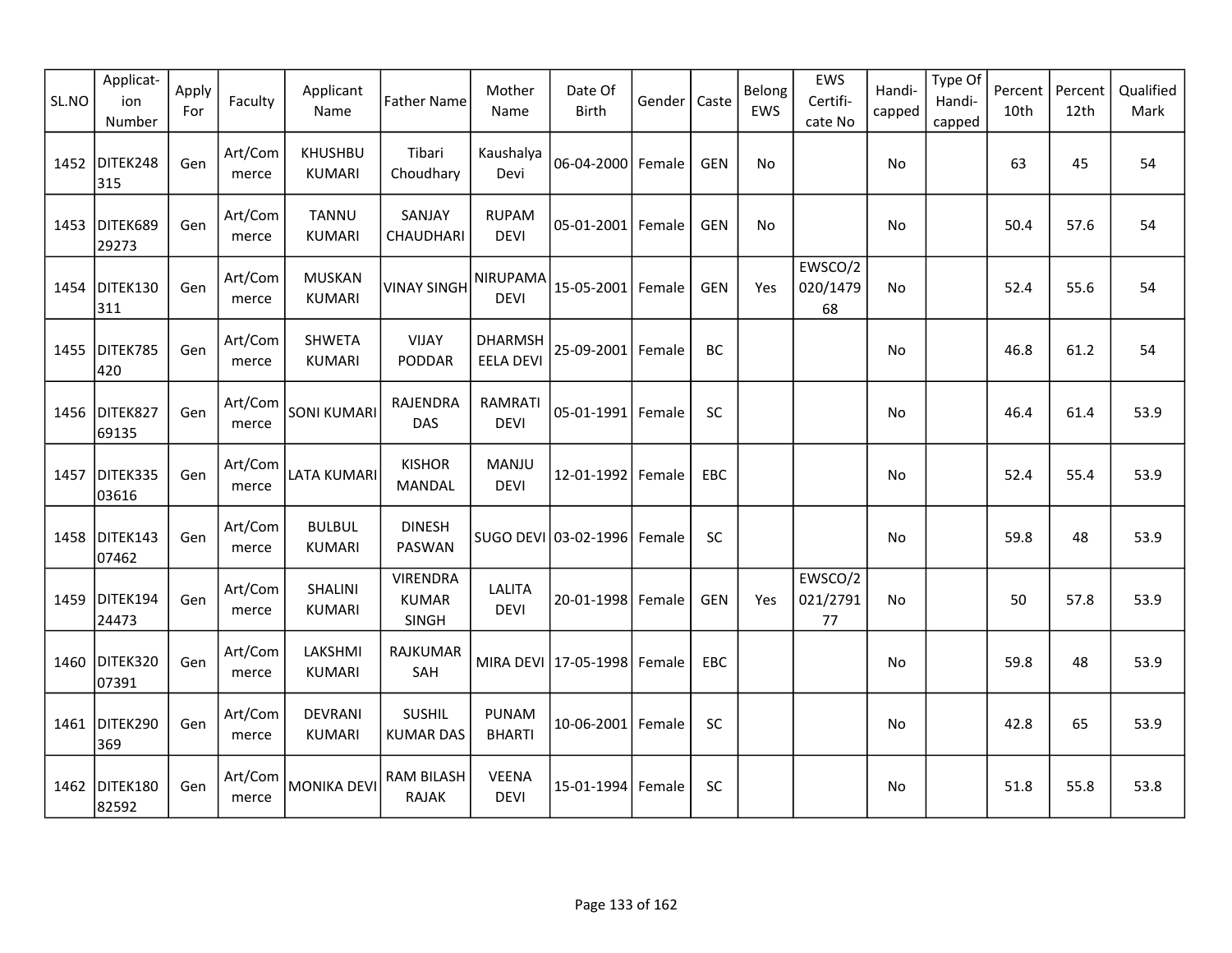| SL.NO | Applicat-ion Number | Apply For | Faculty | Applicant Name | Father Name | Mother Name | Date Of Birth | Gender | Caste | Belong EWS | EWS Certifi-cate No | Handi-capped | Type Of Handi-capped | Percent 10th | Percent 12th | Qualified Mark |
|---|---|---|---|---|---|---|---|---|---|---|---|---|---|---|---|---|
| 1452 | DITEK248315 | Gen | Art/Commerce | KHUSHBU KUMARI | Tibari Choudhary | Kaushalya Devi | 06-04-2000 | Female | GEN | No | | No | | 63 | 45 | 54 |
| 1453 | DITEK68929273 | Gen | Art/Commerce | TANNU KUMARI | SANJAY CHAUDHARI | RUPAM DEVI | 05-01-2001 | Female | GEN | No | | No | | 50.4 | 57.6 | 54 |
| 1454 | DITEK130311 | Gen | Art/Commerce | MUSKAN KUMARI | VINAY SINGH | NIRUPAMA DEVI | 15-05-2001 | Female | GEN | Yes | EWSCO/2020/147968 | No | | 52.4 | 55.6 | 54 |
| 1455 | DITEK785420 | Gen | Art/Commerce | SHWETA KUMARI | VIJAY PODDAR | DHARMSHEELA DEVI | 25-09-2001 | Female | BC | | | No | | 46.8 | 61.2 | 54 |
| 1456 | DITEK82769135 | Gen | Art/Commerce | SONI KUMARI | RAJENDRA DAS | RAMRATI DEVI | 05-01-1991 | Female | SC | | | No | | 46.4 | 61.4 | 53.9 |
| 1457 | DITEK33503616 | Gen | Art/Commerce | LATA KUMARI | KISHOR MANDAL | MANJU DEVI | 12-01-1992 | Female | EBC | | | No | | 52.4 | 55.4 | 53.9 |
| 1458 | DITEK14307462 | Gen | Art/Commerce | BULBUL KUMARI | DINESH PASWAN | SUGO DEVI | 03-02-1996 | Female | SC | | | No | | 59.8 | 48 | 53.9 |
| 1459 | DITEK19424473 | Gen | Art/Commerce | SHALINI KUMARI | VIRENDRA KUMAR SINGH | LALITA DEVI | 20-01-1998 | Female | GEN | Yes | EWSCO/2021/279177 | No | | 50 | 57.8 | 53.9 |
| 1460 | DITEK32007391 | Gen | Art/Commerce | LAKSHMI KUMARI | RAJKUMAR SAH | MIRA DEVI | 17-05-1998 | Female | EBC | | | No | | 59.8 | 48 | 53.9 |
| 1461 | DITEK290369 | Gen | Art/Commerce | DEVRANI KUMARI | SUSHIL KUMAR DAS | PUNAM BHARTI | 10-06-2001 | Female | SC | | | No | | 42.8 | 65 | 53.9 |
| 1462 | DITEK18082592 | Gen | Art/Commerce | MONIKA DEVI | RAM BILASH RAJAK | VEENA DEVI | 15-01-1994 | Female | SC | | | No | | 51.8 | 55.8 | 53.8 |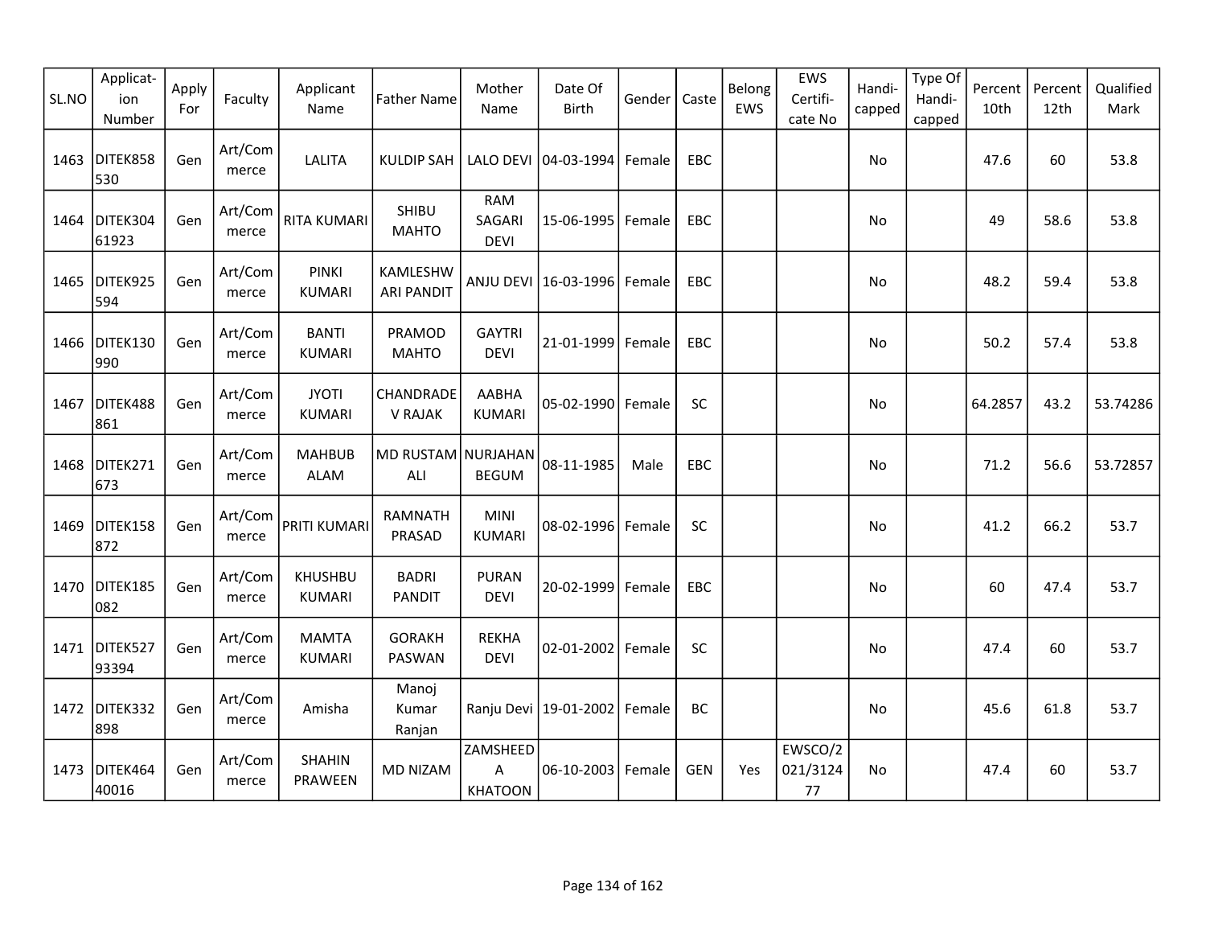| SL.NO | Applicat-ion Number | Apply For | Faculty | Applicant Name | Father Name | Mother Name | Date Of Birth | Gender | Caste | Belong EWS | EWS Certifi-cate No | Handi-capped | Type Of Handi-capped | Percent 10th | Percent 12th | Qualified Mark |
|---|---|---|---|---|---|---|---|---|---|---|---|---|---|---|---|---|
| 1463 | DITEK858530 | Gen | Art/Commerce | LALITA | KULDIP SAH | LALO DEVI | 04-03-1994 | Female | EBC | | | No | | 47.6 | 60 | 53.8 |
| 1464 | DITEK30461923 | Gen | Art/Commerce | RITA KUMARI | SHIBU MAHTO | RAM SAGARI DEVI | 15-06-1995 | Female | EBC | | | No | | 49 | 58.6 | 53.8 |
| 1465 | DITEK925594 | Gen | Art/Commerce | PINKI KUMARI | KAMLESHWARI PANDIT | ANJU DEVI | 16-03-1996 | Female | EBC | | | No | | 48.2 | 59.4 | 53.8 |
| 1466 | DITEK130990 | Gen | Art/Commerce | BANTI KUMARI | PRAMOD MAHTO | GAYTRI DEVI | 21-01-1999 | Female | EBC | | | No | | 50.2 | 57.4 | 53.8 |
| 1467 | DITEK488861 | Gen | Art/Commerce | JYOTI KUMARI | CHANDRADEV RAJAK | AABHA KUMARI | 05-02-1990 | Female | SC | | | No | | 64.2857 | 43.2 | 53.74286 |
| 1468 | DITEK271673 | Gen | Art/Commerce | MAHBUB ALAM | MD RUSTAM ALI | NURJAHAN BEGUM | 08-11-1985 | Male | EBC | | | No | | 71.2 | 56.6 | 53.72857 |
| 1469 | DITEK158872 | Gen | Art/Commerce | PRITI KUMARI | RAMNATH PRASAD | MINI KUMARI | 08-02-1996 | Female | SC | | | No | | 41.2 | 66.2 | 53.7 |
| 1470 | DITEK185082 | Gen | Art/Commerce | KHUSHBU KUMARI | BADRI PANDIT | PURAN DEVI | 20-02-1999 | Female | EBC | | | No | | 60 | 47.4 | 53.7 |
| 1471 | DITEK52793394 | Gen | Art/Commerce | MAMTA KUMARI | GORAKH PASWAN | REKHA DEVI | 02-01-2002 | Female | SC | | | No | | 47.4 | 60 | 53.7 |
| 1472 | DITEK332898 | Gen | Art/Commerce | Amisha | Manoj Kumar Ranjan | Ranju Devi | 19-01-2002 | Female | BC | | | No | | 45.6 | 61.8 | 53.7 |
| 1473 | DITEK46440016 | Gen | Art/Commerce | SHAHIN PRAWEEN | MD NIZAM | ZAMSHEEDA KHATOON | 06-10-2003 | Female | GEN | Yes | EWSCO/2021/312477 | No | | 47.4 | 60 | 53.7 |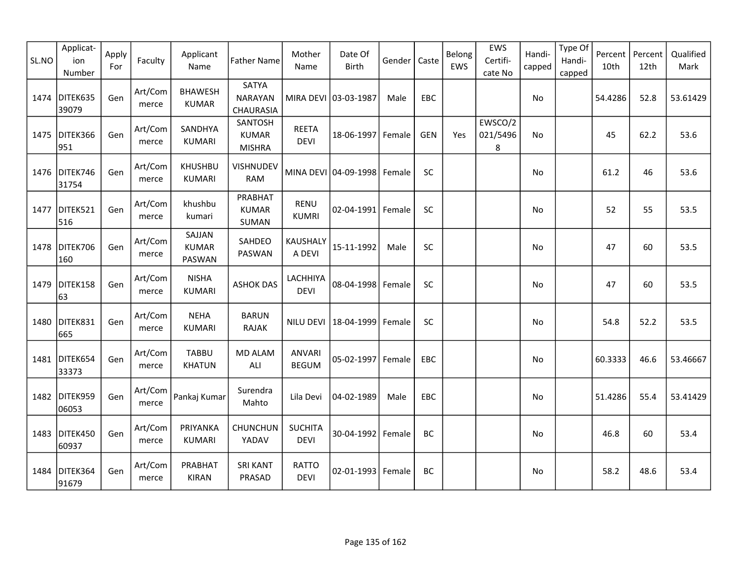| SL.NO | Applicat-ion Number | Apply For | Faculty | Applicant Name | Father Name | Mother Name | Date Of Birth | Gender | Caste | Belong EWS | EWS Certifi-cate No | Handi-capped | Type Of Handi-capped | Percent 10th | Percent 12th | Qualified Mark |
|---|---|---|---|---|---|---|---|---|---|---|---|---|---|---|---|---|
| 1474 | DITEK63539079 | Gen | Art/Commerce | BHAWESH KUMAR | SATYA NARAYAN CHAURASIA | MIRA DEVI | 03-03-1987 | Male | EBC | | | No | | 54.4286 | 52.8 | 53.61429 |
| 1475 | DITEK366951 | Gen | Art/Commerce | SANDHYA KUMARI | SANTOSH KUMAR MISHRA | REETA DEVI | 18-06-1997 | Female | GEN | Yes | EWSCO/2021/54968 | No | | 45 | 62.2 | 53.6 |
| 1476 | DITEK74631754 | Gen | Art/Commerce | KHUSHBU KUMARI | VISHNUDEV RAM | MINA DEVI | 04-09-1998 | Female | SC | | | No | | 61.2 | 46 | 53.6 |
| 1477 | DITEK521516 | Gen | Art/Commerce | khushbu kumari | PRABHAT KUMAR SUMAN | RENU KUMRI | 02-04-1991 | Female | SC | | | No | | 52 | 55 | 53.5 |
| 1478 | DITEK706160 | Gen | Art/Commerce | SAJJAN KUMAR PASWAN | SAHDEO PASWAN | KAUSHALYA DEVI | 15-11-1992 | Male | SC | | | No | | 47 | 60 | 53.5 |
| 1479 | DITEK15863 | Gen | Art/Commerce | NISHA KUMARI | ASHOK DAS | LACHHIYA DEVI | 08-04-1998 | Female | SC | | | No | | 47 | 60 | 53.5 |
| 1480 | DITEK831665 | Gen | Art/Commerce | NEHA KUMARI | BARUN RAJAK | NILU DEVI | 18-04-1999 | Female | SC | | | No | | 54.8 | 52.2 | 53.5 |
| 1481 | DITEK65433373 | Gen | Art/Commerce | TABBU KHATUN | MD ALAM ALI | ANVARI BEGUM | 05-02-1997 | Female | EBC | | | No | | 60.3333 | 46.6 | 53.46667 |
| 1482 | DITEK95906053 | Gen | Art/Commerce | Pankaj Kumar | Surendra Mahto | Lila Devi | 04-02-1989 | Male | EBC | | | No | | 51.4286 | 55.4 | 53.41429 |
| 1483 | DITEK45060937 | Gen | Art/Commerce | PRIYANKA KUMARI | CHUNCHUN YADAV | SUCHITA DEVI | 30-04-1992 | Female | BC | | | No | | 46.8 | 60 | 53.4 |
| 1484 | DITEK36491679 | Gen | Art/Commerce | PRABHAT KIRAN | SRI KANT PRASAD | RATTO DEVI | 02-01-1993 | Female | BC | | | No | | 58.2 | 48.6 | 53.4 |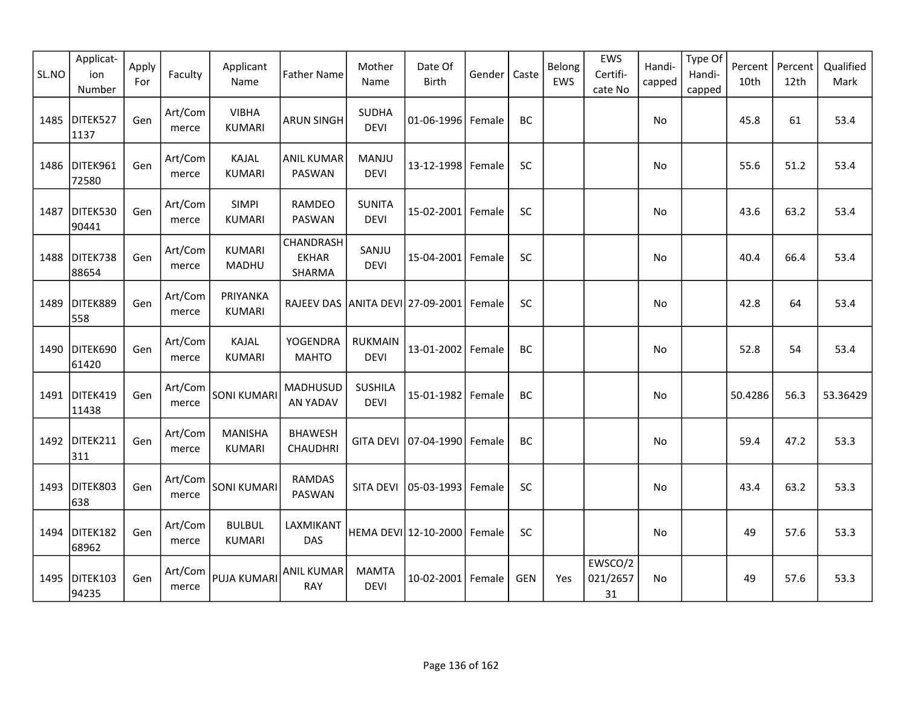| SL.NO | Applicat-ion Number | Apply For | Faculty | Applicant Name | Father Name | Mother Name | Date Of Birth | Gender | Caste | Belong EWS | EWS Certifi-cate No | Handi-capped | Type Of Handi-capped | Percent 10th | Percent 12th | Qualified Mark |
|---|---|---|---|---|---|---|---|---|---|---|---|---|---|---|---|---|
| 1485 | DITEK5271137 | Gen | Art/Commerce | VIBHA KUMARI | ARUN SINGH | SUDHA DEVI | 01-06-1996 | Female | BC | | | No | | 45.8 | 61 | 53.4 |
| 1486 | DITEK96172580 | Gen | Art/Commerce | KAJAL KUMARI | ANIL KUMAR PASWAN | MANJU DEVI | 13-12-1998 | Female | SC | | | No | | 55.6 | 51.2 | 53.4 |
| 1487 | DITEK53090441 | Gen | Art/Commerce | SIMPI KUMARI | RAMDEO PASWAN | SUNITA DEVI | 15-02-2001 | Female | SC | | | No | | 43.6 | 63.2 | 53.4 |
| 1488 | DITEK73888654 | Gen | Art/Commerce | KUMARI MADHU | CHANDRASHEKHAR SHARMA | SANJU DEVI | 15-04-2001 | Female | SC | | | No | | 40.4 | 66.4 | 53.4 |
| 1489 | DITEK889558 | Gen | Art/Commerce | PRIYANKA KUMARI | RAJEEV DAS | ANITA DEVI | 27-09-2001 | Female | SC | | | No | | 42.8 | 64 | 53.4 |
| 1490 | DITEK69061420 | Gen | Art/Commerce | KAJAL KUMARI | YOGENDRA MAHTO | RUKMAIN DEVI | 13-01-2002 | Female | BC | | | No | | 52.8 | 54 | 53.4 |
| 1491 | DITEK41911438 | Gen | Art/Commerce | SONI KUMARI | MADHUSUDAN YADAV | SUSHILA DEVI | 15-01-1982 | Female | BC | | | No | | 50.4286 | 56.3 | 53.36429 |
| 1492 | DITEK211311 | Gen | Art/Commerce | MANISHA KUMARI | BHAWESH CHAUDHRI | GITA DEVI | 07-04-1990 | Female | BC | | | No | | 59.4 | 47.2 | 53.3 |
| 1493 | DITEK803638 | Gen | Art/Commerce | SONI KUMARI | RAMDAS PASWAN | SITA DEVI | 05-03-1993 | Female | SC | | | No | | 43.4 | 63.2 | 53.3 |
| 1494 | DITEK18268962 | Gen | Art/Commerce | BULBUL KUMARI | LAXMIKANT DAS | HEMA DEVI | 12-10-2000 | Female | SC | | | No | | 49 | 57.6 | 53.3 |
| 1495 | DITEK10394235 | Gen | Art/Commerce | PUJA KUMARI | ANIL KUMAR RAY | MAMTA DEVI | 10-02-2001 | Female | GEN | Yes | EWSCO/2021/265731 | No | | 49 | 57.6 | 53.3 |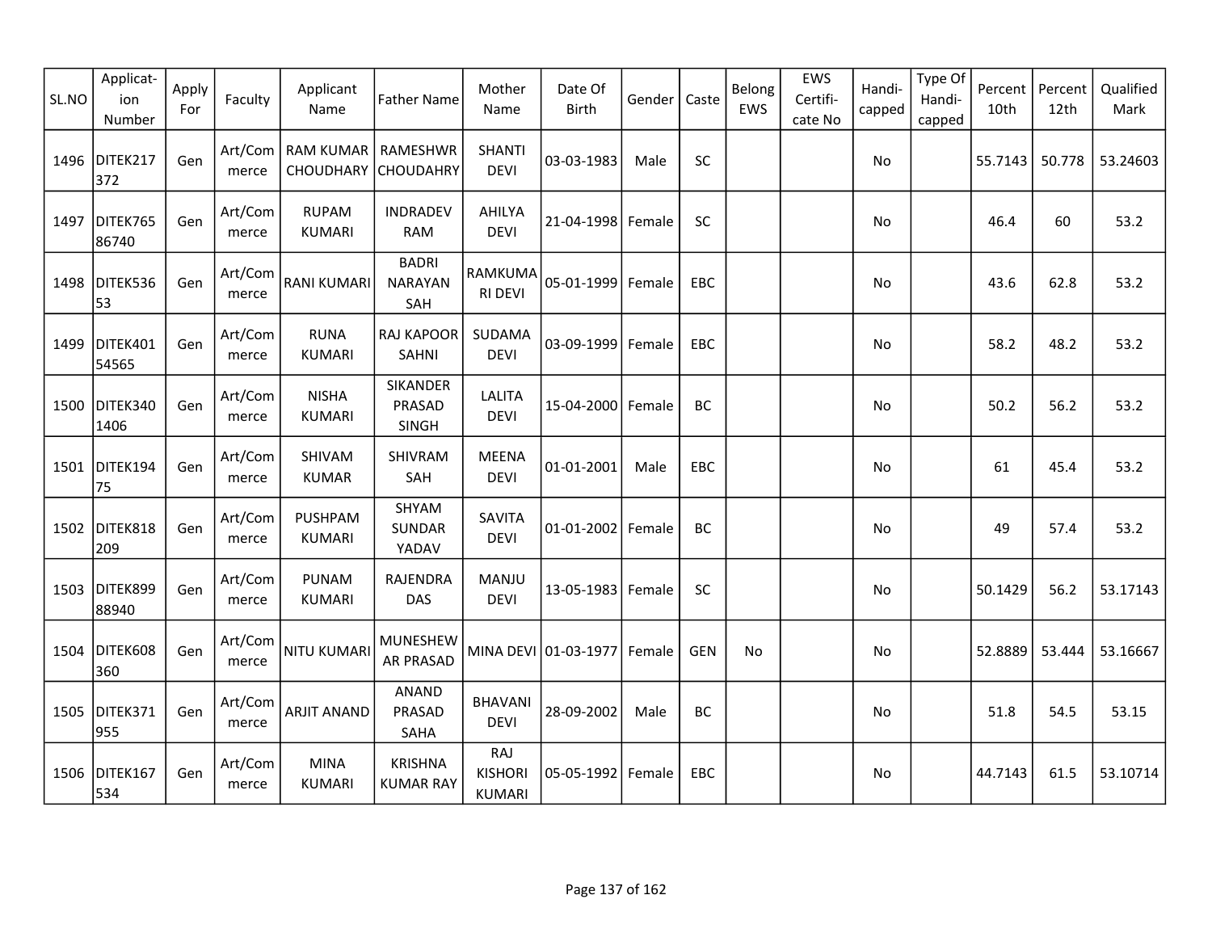| SL.NO | Applicat-ion Number | Apply For | Faculty | Applicant Name | Father Name | Mother Name | Date Of Birth | Gender | Caste | Belong EWS | EWS Certifi-cate No | Handi-capped | Type Of Handi-capped | Percent 10th | Percent 12th | Qualified Mark |
|---|---|---|---|---|---|---|---|---|---|---|---|---|---|---|---|---|
| 1496 | DITEK217372 | Gen | Art/Commerce | RAM KUMAR CHOUDHARY | RAMESHWR CHOUDAHRY | SHANTI DEVI | 03-03-1983 | Male | SC | | | No | | 55.7143 | 50.778 | 53.24603 |
| 1497 | DITEK76586740 | Gen | Art/Commerce | RUPAM KUMARI | INDRADEV RAM | AHILYA DEVI | 21-04-1998 | Female | SC | | | No | | 46.4 | 60 | 53.2 |
| 1498 | DITEK53653 | Gen | Art/Commerce | RANI KUMARI | BADRI NARAYAN SAH | RAMKUMARI DEVI | 05-01-1999 | Female | EBC | | | No | | 43.6 | 62.8 | 53.2 |
| 1499 | DITEK40154565 | Gen | Art/Commerce | RUNA KUMARI | RAJ KAPOOR SAHNI | SUDAMA DEVI | 03-09-1999 | Female | EBC | | | No | | 58.2 | 48.2 | 53.2 |
| 1500 | DITEK3401406 | Gen | Art/Commerce | NISHA KUMARI | SIKANDER PRASAD SINGH | LALITA DEVI | 15-04-2000 | Female | BC | | | No | | 50.2 | 56.2 | 53.2 |
| 1501 | DITEK19475 | Gen | Art/Commerce | SHIVAM KUMAR | SHIVRAM SAH | MEENA DEVI | 01-01-2001 | Male | EBC | | | No | | 61 | 45.4 | 53.2 |
| 1502 | DITEK818209 | Gen | Art/Commerce | PUSHPAM KUMARI | SHYAM SUNDAR YADAV | SAVITA DEVI | 01-01-2002 | Female | BC | | | No | | 49 | 57.4 | 53.2 |
| 1503 | DITEK89988940 | Gen | Art/Commerce | PUNAM KUMARI | RAJENDRA DAS | MANJU DEVI | 13-05-1983 | Female | SC | | | No | | 50.1429 | 56.2 | 53.17143 |
| 1504 | DITEK608360 | Gen | Art/Commerce | NITU KUMARI | MUNESHEWAR PRASAD | MINA DEVI | 01-03-1977 | Female | GEN | No | | No | | 52.8889 | 53.444 | 53.16667 |
| 1505 | DITEK371955 | Gen | Art/Commerce | ARJIT ANAND | ANAND PRASAD SAHA | BHAVANI DEVI | 28-09-2002 | Male | BC | | | No | | 51.8 | 54.5 | 53.15 |
| 1506 | DITEK167534 | Gen | Art/Commerce | MINA KUMARI | KRISHNA KUMAR RAY | RAJ KISHORI KUMARI | 05-05-1992 | Female | EBC | | | No | | 44.7143 | 61.5 | 53.10714 |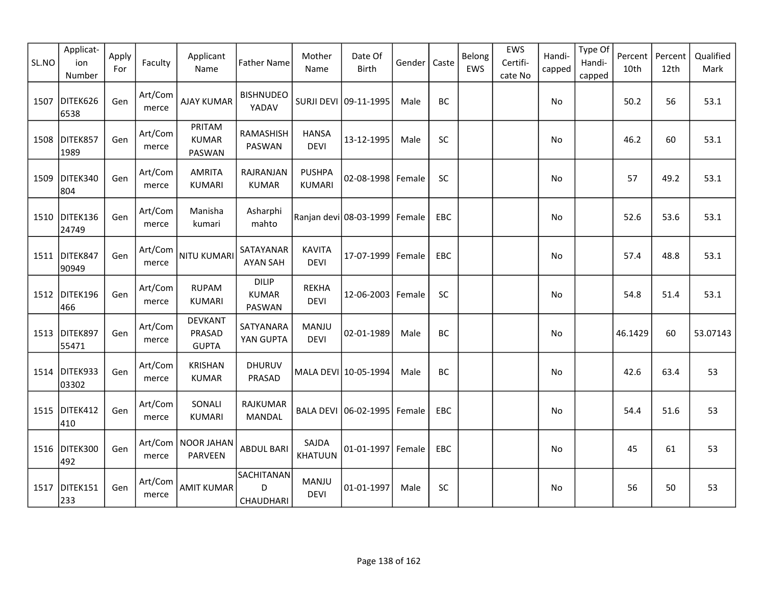| SL.NO | Applicat-ion Number | Apply For | Faculty | Applicant Name | Father Name | Mother Name | Date Of Birth | Gender | Caste | Belong EWS | EWS Certifi-cate No | Handi-capped | Type Of Handi-capped | Percent 10th | Percent 12th | Qualified Mark |
|---|---|---|---|---|---|---|---|---|---|---|---|---|---|---|---|---|
| 1507 | DITEK6266538 | Gen | Art/Commerce | AJAY KUMAR | BISHNUDEO YADAV | SURJI DEVI | 09-11-1995 | Male | BC | | | No | | 50.2 | 56 | 53.1 |
| 1508 | DITEK8571989 | Gen | Art/Commerce | PRITAM KUMAR PASWAN | RAMASHISH PASWAN | HANSA DEVI | 13-12-1995 | Male | SC | | | No | | 46.2 | 60 | 53.1 |
| 1509 | DITEK340804 | Gen | Art/Commerce | AMRITA KUMARI | RAJRANJAN KUMAR | PUSHPA KUMARI | 02-08-1998 | Female | SC | | | No | | 57 | 49.2 | 53.1 |
| 1510 | DITEK13624749 | Gen | Art/Commerce | Manisha kumari | Asharphi mahto | Ranjan devi | 08-03-1999 | Female | EBC | | | No | | 52.6 | 53.6 | 53.1 |
| 1511 | DITEK84790949 | Gen | Art/Commerce | NITU KUMARI | SATAYANARAYAN SAH | KAVITA DEVI | 17-07-1999 | Female | EBC | | | No | | 57.4 | 48.8 | 53.1 |
| 1512 | DITEK196466 | Gen | Art/Commerce | RUPAM KUMARI | DILIP KUMAR PASWAN | REKHA DEVI | 12-06-2003 | Female | SC | | | No | | 54.8 | 51.4 | 53.1 |
| 1513 | DITEK89755471 | Gen | Art/Commerce | DEVKANT PRASAD GUPTA | SATYANARAYAN GUPTA | MANJU DEVI | 02-01-1989 | Male | BC | | | No | | 46.1429 | 60 | 53.07143 |
| 1514 | DITEK93303302 | Gen | Art/Commerce | KRISHAN KUMAR | DHURUV PRASAD | MALA DEVI | 10-05-1994 | Male | BC | | | No | | 42.6 | 63.4 | 53 |
| 1515 | DITEK412410 | Gen | Art/Commerce | SONALI KUMARI | RAJKUMAR MANDAL | BALA DEVI | 06-02-1995 | Female | EBC | | | No | | 54.4 | 51.6 | 53 |
| 1516 | DITEK300492 | Gen | Art/Commerce | NOOR JAHAN PARVEEN | ABDUL BARI | SAJDA KHATUUN | 01-01-1997 | Female | EBC | | | No | | 45 | 61 | 53 |
| 1517 | DITEK151233 | Gen | Art/Commerce | AMIT KUMAR | SACHITANAND CHAUDHARI | MANJU DEVI | 01-01-1997 | Male | SC | | | No | | 56 | 50 | 53 |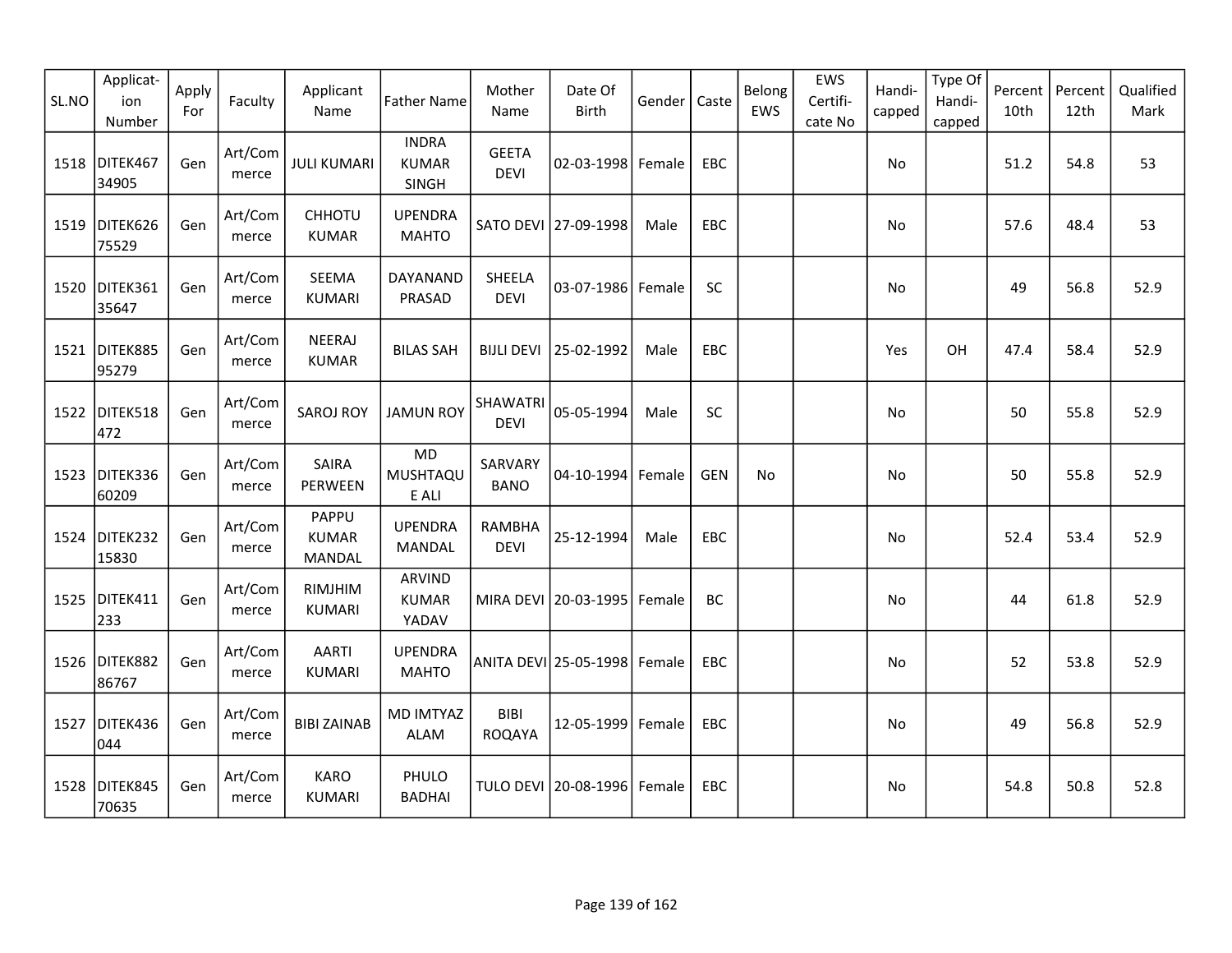| SL.NO | Applicat-ion Number | Apply For | Faculty | Applicant Name | Father Name | Mother Name | Date Of Birth | Gender | Caste | Belong EWS | EWS Certifi-cate No | Handi-capped | Type Of Handi-capped | Percent 10th | Percent 12th | Qualified Mark |
|---|---|---|---|---|---|---|---|---|---|---|---|---|---|---|---|---|
| 1518 | DITEK46734905 | Gen | Art/Commerce | JULI KUMARI | INDRA KUMAR SINGH | GEETA DEVI | 02-03-1998 | Female | EBC | | | No | | 51.2 | 54.8 | 53 |
| 1519 | DITEK62675529 | Gen | Art/Commerce | CHHOTU KUMAR | UPENDRA MAHTO | SATO DEVI | 27-09-1998 | Male | EBC | | | No | | 57.6 | 48.4 | 53 |
| 1520 | DITEK36135647 | Gen | Art/Commerce | SEEMA KUMARI | DAYANAND PRASAD | SHEELA DEVI | 03-07-1986 | Female | SC | | | No | | 49 | 56.8 | 52.9 |
| 1521 | DITEK88595279 | Gen | Art/Commerce | NEERAJ KUMAR | BILAS SAH | BIJLI DEVI | 25-02-1992 | Male | EBC | | | Yes | OH | 47.4 | 58.4 | 52.9 |
| 1522 | DITEK518472 | Gen | Art/Commerce | SAROJ ROY | JAMUN ROY | SHAWATRI DEVI | 05-05-1994 | Male | SC | | | No | | 50 | 55.8 | 52.9 |
| 1523 | DITEK33660209 | Gen | Art/Commerce | SAIRA PERWEEN | MD MUSHTAQUE ALI | SARVARY BANO | 04-10-1994 | Female | GEN | No | | No | | 50 | 55.8 | 52.9 |
| 1524 | DITEK23215830 | Gen | Art/Commerce | PAPPU KUMAR MANDAL | UPENDRA MANDAL | RAMBHA DEVI | 25-12-1994 | Male | EBC | | | No | | 52.4 | 53.4 | 52.9 |
| 1525 | DITEK411233 | Gen | Art/Commerce | RIMJHIM KUMARI | ARVIND KUMAR YADAV | MIRA DEVI | 20-03-1995 | Female | BC | | | No | | 44 | 61.8 | 52.9 |
| 1526 | DITEK88286767 | Gen | Art/Commerce | AARTI KUMARI | UPENDRA MAHTO | ANITA DEVI | 25-05-1998 | Female | EBC | | | No | | 52 | 53.8 | 52.9 |
| 1527 | DITEK436044 | Gen | Art/Commerce | BIBI ZAINAB | MD IMTYAZ ALAM | BIBI ROQAYA | 12-05-1999 | Female | EBC | | | No | | 49 | 56.8 | 52.9 |
| 1528 | DITEK84570635 | Gen | Art/Commerce | KARO KUMARI | PHULO BADHAI | TULO DEVI | 20-08-1996 | Female | EBC | | | No | | 54.8 | 50.8 | 52.8 |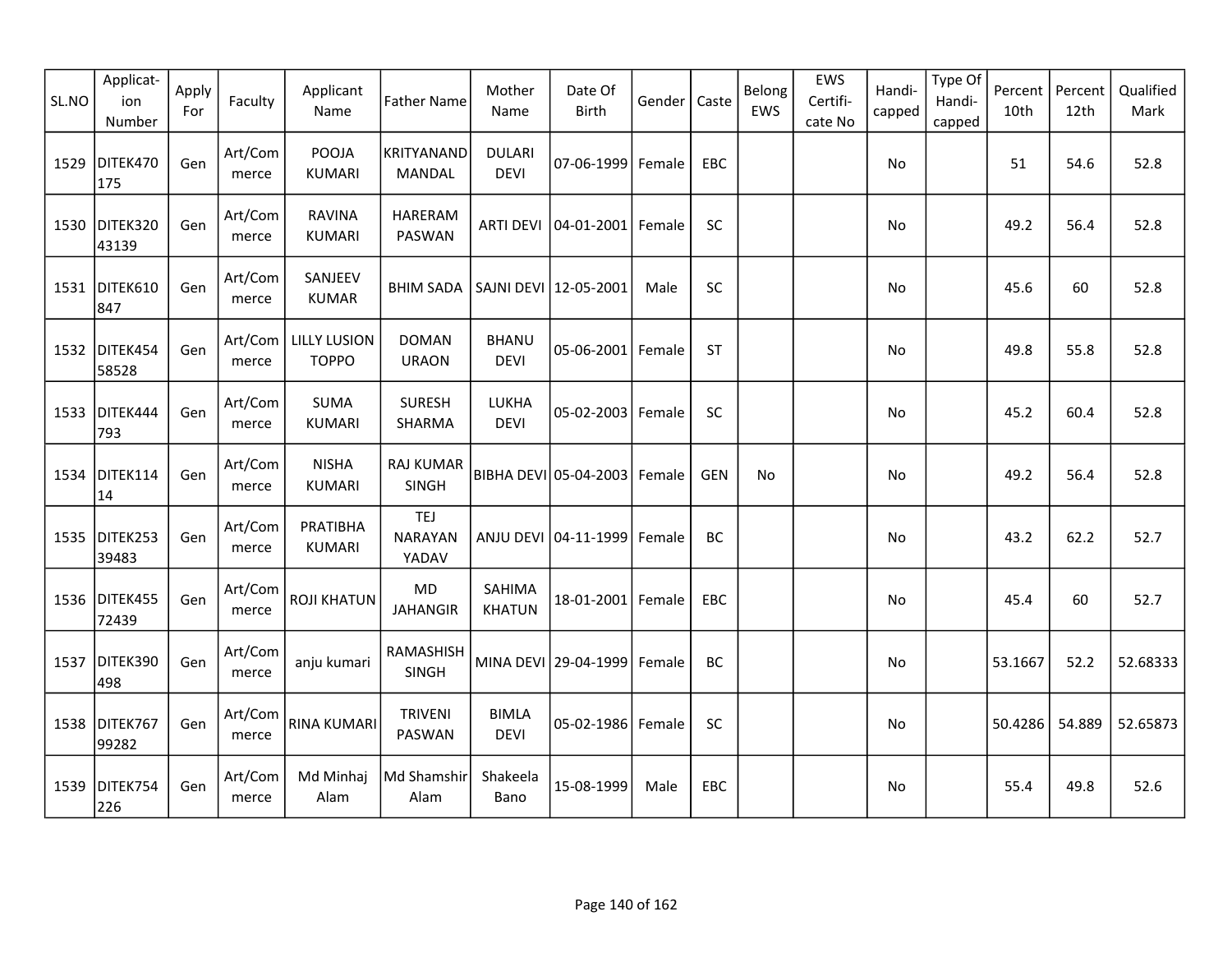| SL.NO | Applicat-ion Number | Apply For | Faculty | Applicant Name | Father Name | Mother Name | Date Of Birth | Gender | Caste | Belong EWS | EWS Certifi-cate No | Handi-capped | Type Of Handi-capped | Percent 10th | Percent 12th | Qualified Mark |
|---|---|---|---|---|---|---|---|---|---|---|---|---|---|---|---|---|
| 1529 | DITEK470175 | Gen | Art/Commerce | POOJA KUMARI | KRITYANAND MANDAL | DULARI DEVI | 07-06-1999 | Female | EBC | | | No | | 51 | 54.6 | 52.8 |
| 1530 | DITEK32043139 | Gen | Art/Commerce | RAVINA KUMARI | HARERAM PASWAN | ARTI DEVI | 04-01-2001 | Female | SC | | | No | | 49.2 | 56.4 | 52.8 |
| 1531 | DITEK610847 | Gen | Art/Commerce | SANJEEV KUMAR | BHIM SADA | SAJNI DEVI | 12-05-2001 | Male | SC | | | No | | 45.6 | 60 | 52.8 |
| 1532 | DITEK45458528 | Gen | Art/Commerce | LILLY LUSION TOPPO | DOMAN URAON | BHANU DEVI | 05-06-2001 | Female | ST | | | No | | 49.8 | 55.8 | 52.8 |
| 1533 | DITEK444793 | Gen | Art/Commerce | SUMA KUMARI | SURESH SHARMA | LUKHA DEVI | 05-02-2003 | Female | SC | | | No | | 45.2 | 60.4 | 52.8 |
| 1534 | DITEK11414 | Gen | Art/Commerce | NISHA KUMARI | RAJ KUMAR SINGH | BIBHA DEVI | 05-04-2003 | Female | GEN | No | | No | | 49.2 | 56.4 | 52.8 |
| 1535 | DITEK25339483 | Gen | Art/Commerce | PRATIBHA KUMARI | TEJ NARAYAN YADAV | ANJU DEVI | 04-11-1999 | Female | BC | | | No | | 43.2 | 62.2 | 52.7 |
| 1536 | DITEK45572439 | Gen | Art/Commerce | ROJI KHATUN | MD JAHANGIR | SAHIMA KHATUN | 18-01-2001 | Female | EBC | | | No | | 45.4 | 60 | 52.7 |
| 1537 | DITEK390498 | Gen | Art/Commerce | anju kumari | RAMASHISH SINGH | MINA DEVI | 29-04-1999 | Female | BC | | | No | | 53.1667 | 52.2 | 52.68333 |
| 1538 | DITEK76799282 | Gen | Art/Commerce | RINA KUMARI | TRIVENI PASWAN | BIMLA DEVI | 05-02-1986 | Female | SC | | | No | | 50.4286 | 54.889 | 52.65873 |
| 1539 | DITEK754226 | Gen | Art/Commerce | Md Minhaj Alam | Md Shamshir Alam | Shakeela Bano | 15-08-1999 | Male | EBC | | | No | | 55.4 | 49.8 | 52.6 |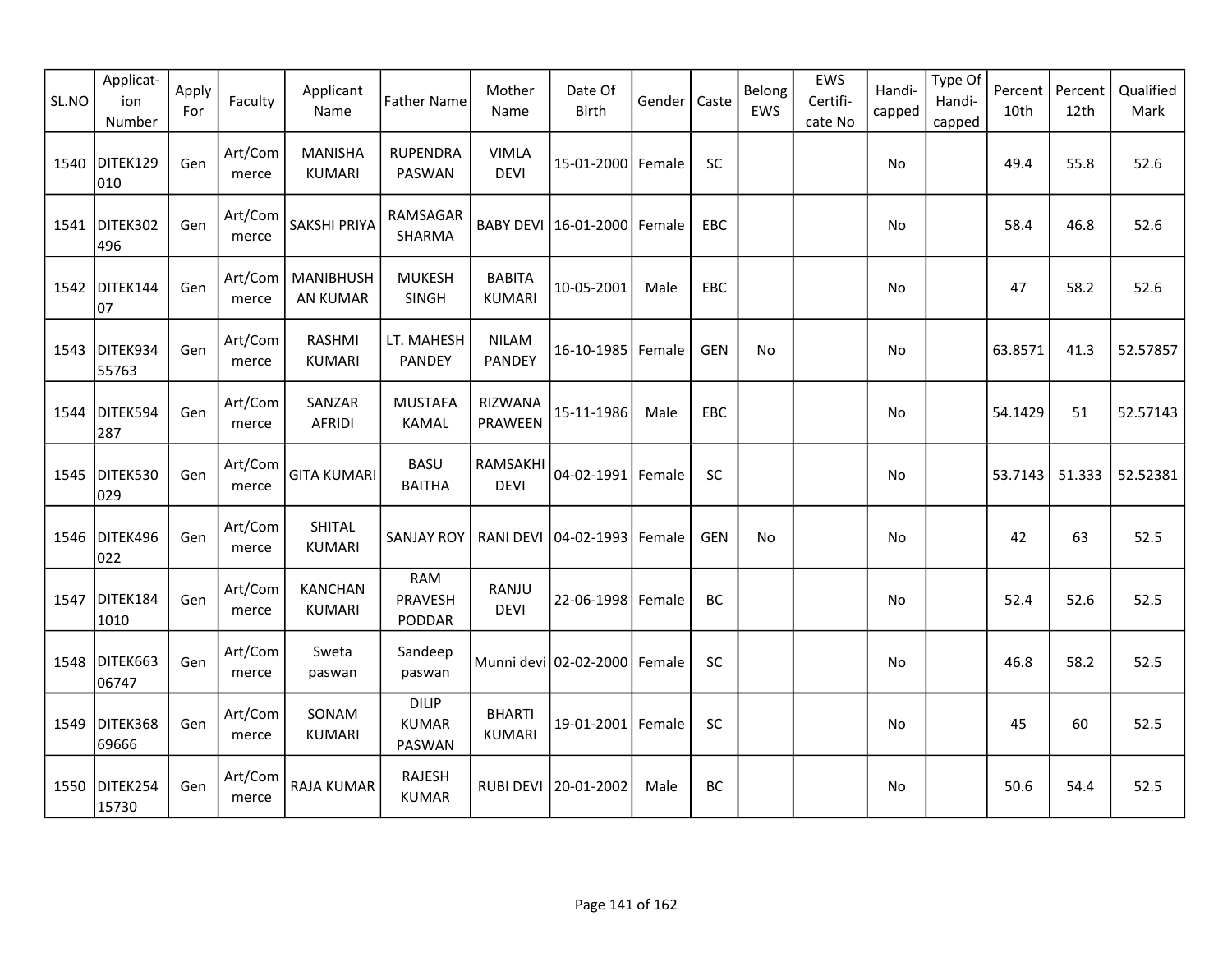| SL.NO | Applicat-ion Number | Apply For | Faculty | Applicant Name | Father Name | Mother Name | Date Of Birth | Gender | Caste | Belong EWS | EWS Certifi-cate No | Handi-capped | Type Of Handi-capped | Percent 10th | Percent 12th | Qualified Mark |
|---|---|---|---|---|---|---|---|---|---|---|---|---|---|---|---|---|
| 1540 | DITEK129010 | Gen | Art/Commerce | MANISHA KUMARI | RUPENDRA PASWAN | VIMLA DEVI | 15-01-2000 | Female | SC | | | No | | 49.4 | 55.8 | 52.6 |
| 1541 | DITEK302496 | Gen | Art/Commerce | SAKSHI PRIYA | RAMSAGAR SHARMA | BABY DEVI | 16-01-2000 | Female | EBC | | | No | | 58.4 | 46.8 | 52.6 |
| 1542 | DITEK14407 | Gen | Art/Commerce | MANIBHUSHAN KUMAR | MUKESH SINGH | BABITA KUMARI | 10-05-2001 | Male | EBC | | | No | | 47 | 58.2 | 52.6 |
| 1543 | DITEK93455763 | Gen | Art/Commerce | RASHMI KUMARI | LT. MAHESH PANDEY | NILAM PANDEY | 16-10-1985 | Female | GEN | No | | No | | 63.8571 | 41.3 | 52.57857 |
| 1544 | DITEK594287 | Gen | Art/Commerce | SANZAR AFRIDI | MUSTAFA KAMAL | RIZWANA PRAWEEN | 15-11-1986 | Male | EBC | | | No | | 54.1429 | 51 | 52.57143 |
| 1545 | DITEK530029 | Gen | Art/Commerce | GITA KUMARI | BASU BAITHA | RAMSAKHI DEVI | 04-02-1991 | Female | SC | | | No | | 53.7143 | 51.333 | 52.52381 |
| 1546 | DITEK496022 | Gen | Art/Commerce | SHITAL KUMARI | SANJAY ROY | RANI DEVI | 04-02-1993 | Female | GEN | No | | No | | 42 | 63 | 52.5 |
| 1547 | DITEK1841010 | Gen | Art/Commerce | KANCHAN KUMARI | RAM PRAVESH PODDAR | RANJU DEVI | 22-06-1998 | Female | BC | | | No | | 52.4 | 52.6 | 52.5 |
| 1548 | DITEK66306747 | Gen | Art/Commerce | Sweta paswan | Sandeep paswan | Munni devi | 02-02-2000 | Female | SC | | | No | | 46.8 | 58.2 | 52.5 |
| 1549 | DITEK36869666 | Gen | Art/Commerce | SONAM KUMARI | DILIP KUMAR PASWAN | BHARTI KUMARI | 19-01-2001 | Female | SC | | | No | | 45 | 60 | 52.5 |
| 1550 | DITEK25415730 | Gen | Art/Commerce | RAJA KUMAR | RAJESH KUMAR | RUBI DEVI | 20-01-2002 | Male | BC | | | No | | 50.6 | 54.4 | 52.5 |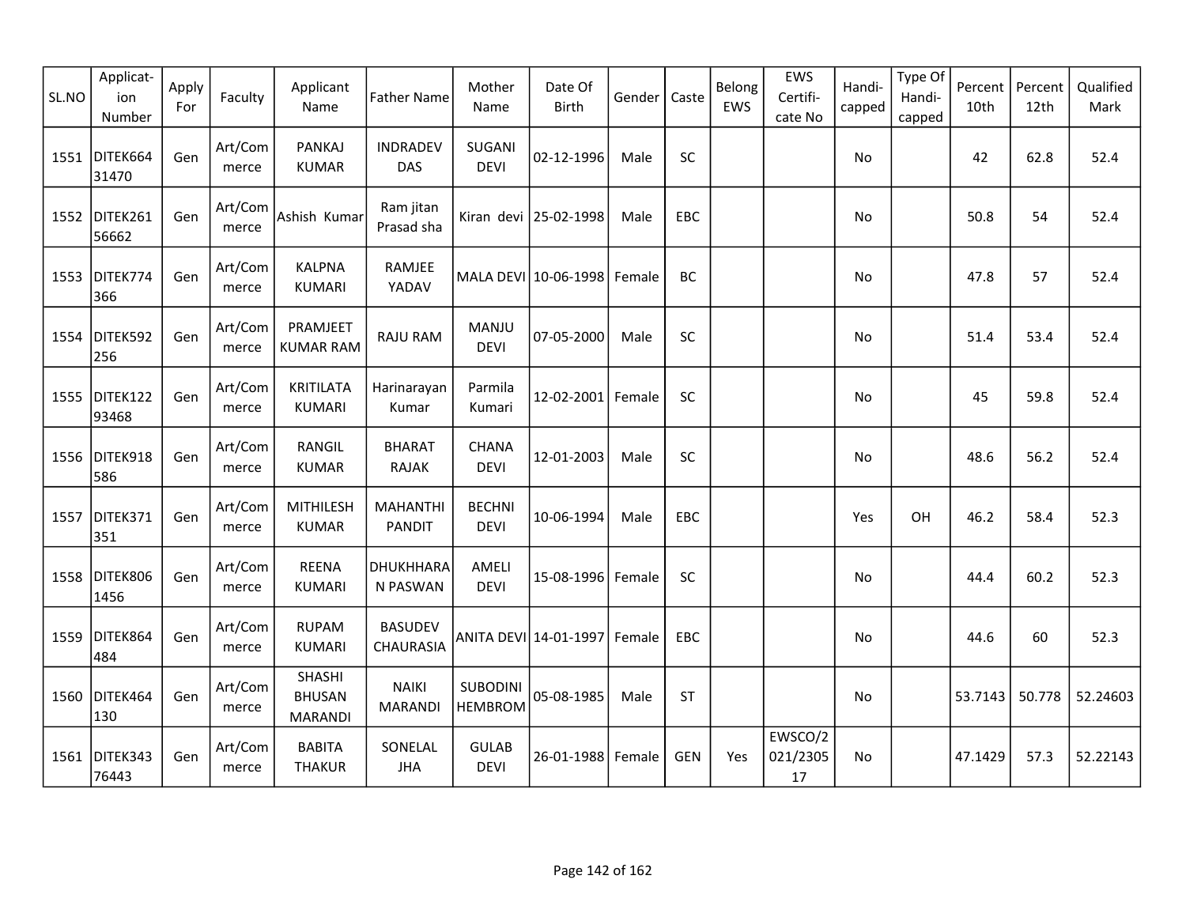| SL.NO | Applicat-ion Number | Apply For | Faculty | Applicant Name | Father Name | Mother Name | Date Of Birth | Gender | Caste | Belong EWS | EWS Certifi-cate No | Handi-capped | Type Of Handi-capped | Percent 10th | Percent 12th | Qualified Mark |
|---|---|---|---|---|---|---|---|---|---|---|---|---|---|---|---|---|
| 1551 | DITEK66431470 | Gen | Art/Commerce | PANKAJ KUMAR | INDRADEV DAS | SUGANI DEVI | 02-12-1996 | Male | SC | | | No | | 42 | 62.8 | 52.4 |
| 1552 | DITEK26156662 | Gen | Art/Commerce | Ashish Kumar | Ram jitan Prasad sha | Kiran devi | 25-02-1998 | Male | EBC | | | No | | 50.8 | 54 | 52.4 |
| 1553 | DITEK774366 | Gen | Art/Commerce | KALPNA KUMARI | RAMJEE YADAV | MALA DEVI | 10-06-1998 | Female | BC | | | No | | 47.8 | 57 | 52.4 |
| 1554 | DITEK592256 | Gen | Art/Commerce | PRAMJEET KUMAR RAM | RAJU RAM | MANJU DEVI | 07-05-2000 | Male | SC | | | No | | 51.4 | 53.4 | 52.4 |
| 1555 | DITEK12293468 | Gen | Art/Commerce | KRITILATA KUMARI | Harinarayan Kumar | Parmila Kumari | 12-02-2001 | Female | SC | | | No | | 45 | 59.8 | 52.4 |
| 1556 | DITEK918586 | Gen | Art/Commerce | RANGIL KUMAR | BHARAT RAJAK | CHANA DEVI | 12-01-2003 | Male | SC | | | No | | 48.6 | 56.2 | 52.4 |
| 1557 | DITEK371351 | Gen | Art/Commerce | MITHILESH KUMAR | MAHANTHI PANDIT | BECHNI DEVI | 10-06-1994 | Male | EBC | | | Yes | OH | 46.2 | 58.4 | 52.3 |
| 1558 | DITEK8061456 | Gen | Art/Commerce | REENA KUMARI | DHUKHHARAN PASWAN | AMELI DEVI | 15-08-1996 | Female | SC | | | No | | 44.4 | 60.2 | 52.3 |
| 1559 | DITEK864484 | Gen | Art/Commerce | RUPAM KUMARI | BASUDEV CHAURASIA | ANITA DEVI | 14-01-1997 | Female | EBC | | | No | | 44.6 | 60 | 52.3 |
| 1560 | DITEK464130 | Gen | Art/Commerce | SHASHI BHUSAN MARANDI | NAIKI MARANDI | SUBODINI HEMBROM | 05-08-1985 | Male | ST | | | No | | 53.7143 | 50.778 | 52.24603 |
| 1561 | DITEK34376443 | Gen | Art/Commerce | BABITA THAKUR | SONELAL JHA | GULAB DEVI | 26-01-1988 | Female | GEN | Yes | EWSCO/2021/230517 | No | | 47.1429 | 57.3 | 52.22143 |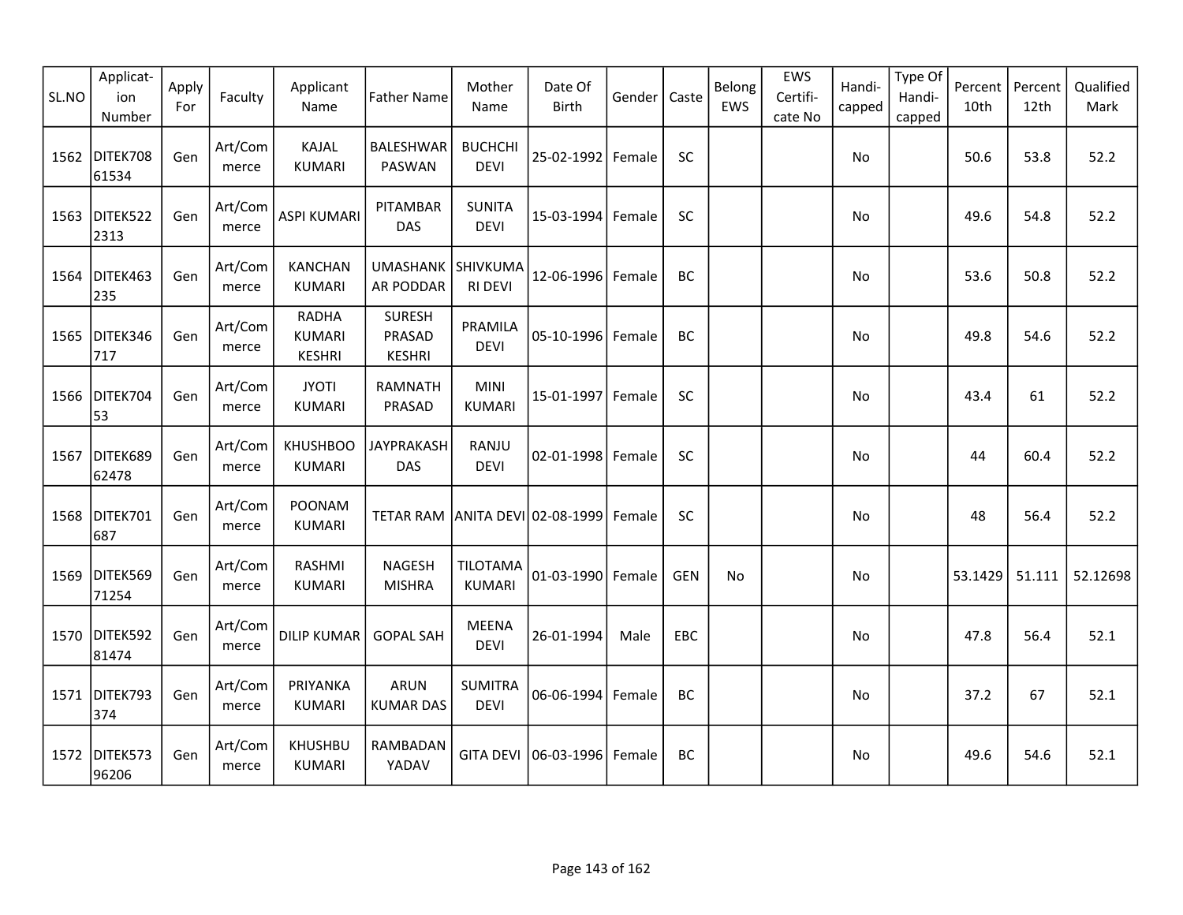| SL.NO | Applicat-ion Number | Apply For | Faculty | Applicant Name | Father Name | Mother Name | Date Of Birth | Gender | Caste | Belong EWS | EWS Certifi-cate No | Handi-capped | Type Of Handi-capped | Percent 10th | Percent 12th | Qualified Mark |
|---|---|---|---|---|---|---|---|---|---|---|---|---|---|---|---|---|
| 1562 | DITEK70861534 | Gen | Art/Commerce | KAJAL KUMARI | BALESHWAR PASWAN | BUCHCHI DEVI | 25-02-1992 | Female | SC | | | No | | 50.6 | 53.8 | 52.2 |
| 1563 | DITEK5222313 | Gen | Art/Commerce | ASPI KUMARI | PITAMBAR DAS | SUNITA DEVI | 15-03-1994 | Female | SC | | | No | | 49.6 | 54.8 | 52.2 |
| 1564 | DITEK463235 | Gen | Art/Commerce | KANCHAN KUMARI | UMASHANKAR PODDAR | SHIVKUMARI DEVI | 12-06-1996 | Female | BC | | | No | | 53.6 | 50.8 | 52.2 |
| 1565 | DITEK346717 | Gen | Art/Commerce | RADHA KUMARI KESHRI | SURESH PRASAD KESHRI | PRAMILA DEVI | 05-10-1996 | Female | BC | | | No | | 49.8 | 54.6 | 52.2 |
| 1566 | DITEK70453 | Gen | Art/Commerce | JYOTI KUMARI | RAMNATH PRASAD | MINI KUMARI | 15-01-1997 | Female | SC | | | No | | 43.4 | 61 | 52.2 |
| 1567 | DITEK68962478 | Gen | Art/Commerce | KHUSHBOO KUMARI | JAYPRAKASH DAS | RANJU DEVI | 02-01-1998 | Female | SC | | | No | | 44 | 60.4 | 52.2 |
| 1568 | DITEK701687 | Gen | Art/Commerce | POONAM KUMARI | TETAR RAM | ANITA DEVI | 02-08-1999 | Female | SC | | | No | | 48 | 56.4 | 52.2 |
| 1569 | DITEK56971254 | Gen | Art/Commerce | RASHMI KUMARI | NAGESH MISHRA | TILOTAMA KUMARI | 01-03-1990 | Female | GEN | No | | No | | 53.1429 | 51.111 | 52.12698 |
| 1570 | DITEK59281474 | Gen | Art/Commerce | DILIP KUMAR | GOPAL SAH | MEENA DEVI | 26-01-1994 | Male | EBC | | | No | | 47.8 | 56.4 | 52.1 |
| 1571 | DITEK793374 | Gen | Art/Commerce | PRIYANKA KUMARI | ARUN KUMAR DAS | SUMITRA DEVI | 06-06-1994 | Female | BC | | | No | | 37.2 | 67 | 52.1 |
| 1572 | DITEK57396206 | Gen | Art/Commerce | KHUSHBU KUMARI | RAMBADAN YADAV | GITA DEVI | 06-03-1996 | Female | BC | | | No | | 49.6 | 54.6 | 52.1 |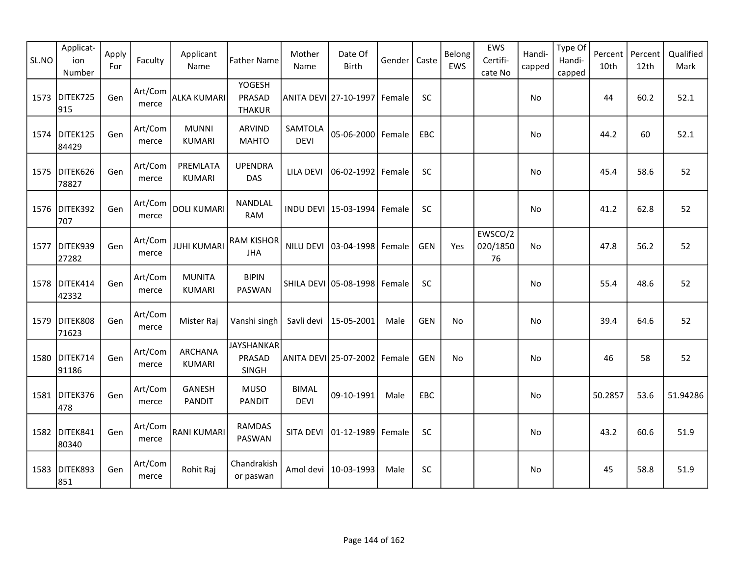| SL.NO | Applicat-ion Number | Apply For | Faculty | Applicant Name | Father Name | Mother Name | Date Of Birth | Gender | Caste | Belong EWS | EWS Certifi-cate No | Handi-capped | Type Of Handi-capped | Percent 10th | Percent 12th | Qualified Mark |
|---|---|---|---|---|---|---|---|---|---|---|---|---|---|---|---|---|
| 1573 | DITEK725915 | Gen | Art/Commerce | ALKA KUMARI | YOGESH PRASAD THAKUR | ANITA DEVI | 27-10-1997 | Female | SC | | | No | | 44 | 60.2 | 52.1 |
| 1574 | DITEK12584429 | Gen | Art/Commerce | MUNNI KUMARI | ARVIND MAHTO | SAMTOLA DEVI | 05-06-2000 | Female | EBC | | | No | | 44.2 | 60 | 52.1 |
| 1575 | DITEK62678827 | Gen | Art/Commerce | PREMLATA KUMARI | UPENDRA DAS | LILA DEVI | 06-02-1992 | Female | SC | | | No | | 45.4 | 58.6 | 52 |
| 1576 | DITEK392707 | Gen | Art/Commerce | DOLI KUMARI | NANDLAL RAM | INDU DEVI | 15-03-1994 | Female | SC | | | No | | 41.2 | 62.8 | 52 |
| 1577 | DITEK93927282 | Gen | Art/Commerce | JUHI KUMARI | RAM KISHOR JHA | NILU DEVI | 03-04-1998 | Female | GEN | Yes | EWSCO/2020/185076 | No | | 47.8 | 56.2 | 52 |
| 1578 | DITEK41442332 | Gen | Art/Commerce | MUNITA KUMARI | BIPIN PASWAN | SHILA DEVI | 05-08-1998 | Female | SC | | | No | | 55.4 | 48.6 | 52 |
| 1579 | DITEK80871623 | Gen | Art/Commerce | Mister Raj | Vanshi singh | Savli devi | 15-05-2001 | Male | GEN | No | | No | | 39.4 | 64.6 | 52 |
| 1580 | DITEK71491186 | Gen | Art/Commerce | ARCHANA KUMARI | JAYSHANKAR PRASAD SINGH | ANITA DEVI | 25-07-2002 | Female | GEN | No | | No | | 46 | 58 | 52 |
| 1581 | DITEK376478 | Gen | Art/Commerce | GANESH PANDIT | MUSO PANDIT | BIMAL DEVI | 09-10-1991 | Male | EBC | | | No | | 50.2857 | 53.6 | 51.94286 |
| 1582 | DITEK84180340 | Gen | Art/Commerce | RANI KUMARI | RAMDAS PASWAN | SITA DEVI | 01-12-1989 | Female | SC | | | No | | 43.2 | 60.6 | 51.9 |
| 1583 | DITEK893851 | Gen | Art/Commerce | Rohit Raj | Chandrakishor paswan | Amol devi | 10-03-1993 | Male | SC | | | No | | 45 | 58.8 | 51.9 |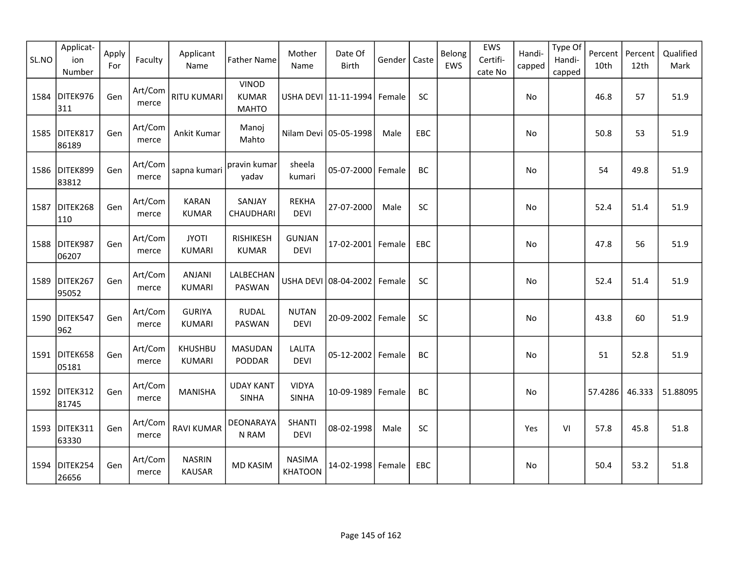| SL.NO | Applicat-ion Number | Apply For | Faculty | Applicant Name | Father Name | Mother Name | Date Of Birth | Gender | Caste | Belong EWS | EWS Certifi-cate No | Handi-capped | Type Of Handi-capped | Percent 10th | Percent 12th | Qualified Mark |
|---|---|---|---|---|---|---|---|---|---|---|---|---|---|---|---|---|
| 1584 | DITEK976311 | Gen | Art/Commerce | RITU KUMARI | VINOD KUMAR MAHTO | USHA DEVI | 11-11-1994 | Female | SC | | | No | | 46.8 | 57 | 51.9 |
| 1585 | DITEK81786189 | Gen | Art/Commerce | Ankit Kumar | Manoj Mahto | Nilam Devi | 05-05-1998 | Male | EBC | | | No | | 50.8 | 53 | 51.9 |
| 1586 | DITEK89983812 | Gen | Art/Commerce | sapna kumari | pravin kumar yadav | sheela kumari | 05-07-2000 | Female | BC | | | No | | 54 | 49.8 | 51.9 |
| 1587 | DITEK268110 | Gen | Art/Commerce | KARAN KUMAR | SANJAY CHAUDHARI | REKHA DEVI | 27-07-2000 | Male | SC | | | No | | 52.4 | 51.4 | 51.9 |
| 1588 | DITEK98706207 | Gen | Art/Commerce | JYOTI KUMARI | RISHIKESH KUMAR | GUNJAN DEVI | 17-02-2001 | Female | EBC | | | No | | 47.8 | 56 | 51.9 |
| 1589 | DITEK26795052 | Gen | Art/Commerce | ANJANI KUMARI | LALBECHAN PASWAN | USHA DEVI | 08-04-2002 | Female | SC | | | No | | 52.4 | 51.4 | 51.9 |
| 1590 | DITEK547962 | Gen | Art/Commerce | GURIYA KUMARI | RUDAL PASWAN | NUTAN DEVI | 20-09-2002 | Female | SC | | | No | | 43.8 | 60 | 51.9 |
| 1591 | DITEK65805181 | Gen | Art/Commerce | KHUSHBU KUMARI | MASUDAN PODDAR | LALITA DEVI | 05-12-2002 | Female | BC | | | No | | 51 | 52.8 | 51.9 |
| 1592 | DITEK31281745 | Gen | Art/Commerce | MANISHA | UDAY KANT SINHA | VIDYA SINHA | 10-09-1989 | Female | BC | | | No | | 57.4286 | 46.333 | 51.88095 |
| 1593 | DITEK31163330 | Gen | Art/Commerce | RAVI KUMAR | DEONARAYAN RAM | SHANTI DEVI | 08-02-1998 | Male | SC | | | Yes | VI | 57.8 | 45.8 | 51.8 |
| 1594 | DITEK25426656 | Gen | Art/Commerce | NASRIN KAUSAR | MD KASIM | NASIMA KHATOON | 14-02-1998 | Female | EBC | | | No | | 50.4 | 53.2 | 51.8 |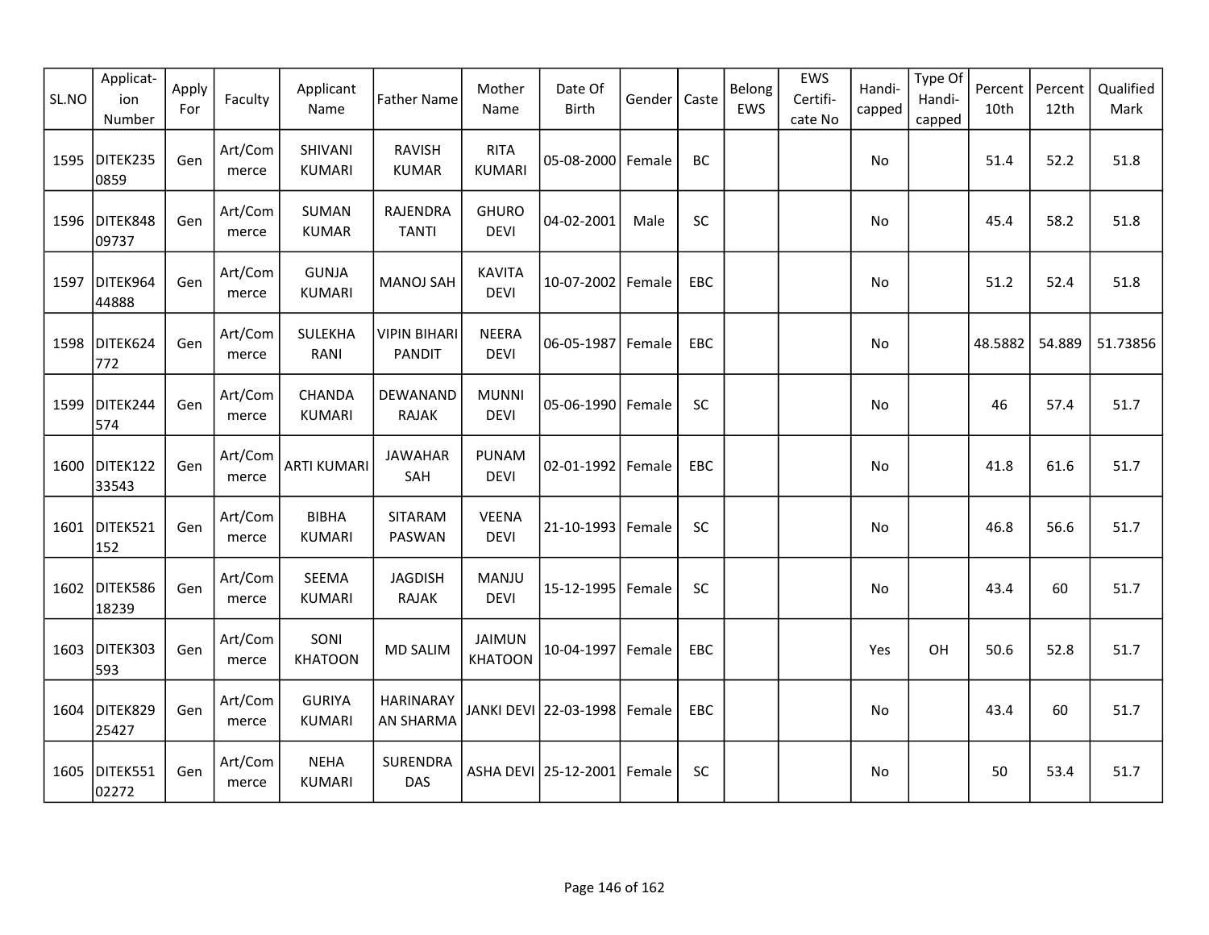| SL.NO | Applicat-ion Number | Apply For | Faculty | Applicant Name | Father Name | Mother Name | Date Of Birth | Gender | Caste | Belong EWS | EWS Certifi-cate No | Handi-capped | Type Of Handi-capped | Percent 10th | Percent 12th | Qualified Mark |
|---|---|---|---|---|---|---|---|---|---|---|---|---|---|---|---|---|
| 1595 | DITEK2350859 | Gen | Art/Commerce | SHIVANI KUMARI | RAVISH KUMAR | RITA KUMARI | 05-08-2000 | Female | BC | | | No | | 51.4 | 52.2 | 51.8 |
| 1596 | DITEK84809737 | Gen | Art/Commerce | SUMAN KUMAR | RAJENDRA TANTI | GHURO DEVI | 04-02-2001 | Male | SC | | | No | | 45.4 | 58.2 | 51.8 |
| 1597 | DITEK96444888 | Gen | Art/Commerce | GUNJA KUMARI | MANOJ SAH | KAVITA DEVI | 10-07-2002 | Female | EBC | | | No | | 51.2 | 52.4 | 51.8 |
| 1598 | DITEK624772 | Gen | Art/Commerce | SULEKHA RANI | VIPIN BIHARI PANDIT | NEERA DEVI | 06-05-1987 | Female | EBC | | | No | | 48.5882 | 54.889 | 51.73856 |
| 1599 | DITEK244574 | Gen | Art/Commerce | CHANDA KUMARI | DEWANAND RAJAK | MUNNI DEVI | 05-06-1990 | Female | SC | | | No | | 46 | 57.4 | 51.7 |
| 1600 | DITEK12233543 | Gen | Art/Commerce | ARTI KUMARI | JAWAHAR SAH | PUNAM DEVI | 02-01-1992 | Female | EBC | | | No | | 41.8 | 61.6 | 51.7 |
| 1601 | DITEK521152 | Gen | Art/Commerce | BIBHA KUMARI | SITARAM PASWAN | VEENA DEVI | 21-10-1993 | Female | SC | | | No | | 46.8 | 56.6 | 51.7 |
| 1602 | DITEK58618239 | Gen | Art/Commerce | SEEMA KUMARI | JAGDISH RAJAK | MANJU DEVI | 15-12-1995 | Female | SC | | | No | | 43.4 | 60 | 51.7 |
| 1603 | DITEK303593 | Gen | Art/Commerce | SONI KHATOON | MD SALIM | JAIMUN KHATOON | 10-04-1997 | Female | EBC | | | Yes | OH | 50.6 | 52.8 | 51.7 |
| 1604 | DITEK82925427 | Gen | Art/Commerce | GURIYA KUMARI | HARINARAYAN SHARMA | JANKI DEVI | 22-03-1998 | Female | EBC | | | No | | 43.4 | 60 | 51.7 |
| 1605 | DITEK55102272 | Gen | Art/Commerce | NEHA KUMARI | SURENDRA DAS | ASHA DEVI | 25-12-2001 | Female | SC | | | No | | 50 | 53.4 | 51.7 |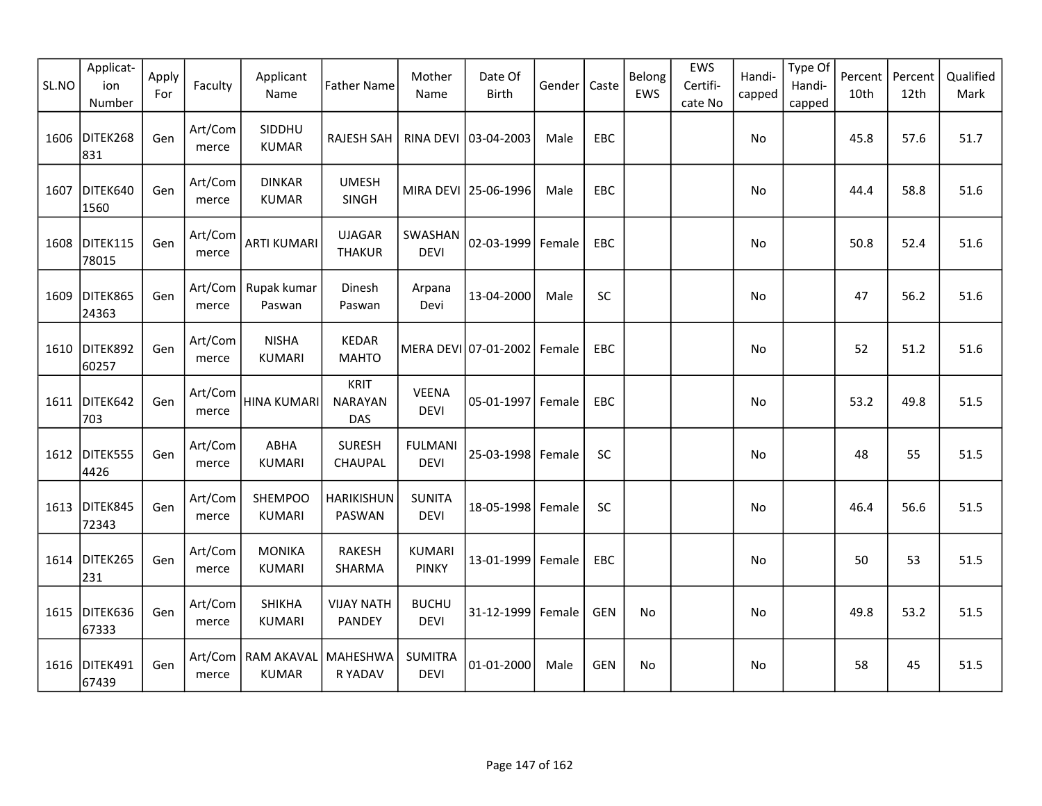| SL.NO | Applicat-ion Number | Apply For | Faculty | Applicant Name | Father Name | Mother Name | Date Of Birth | Gender | Caste | Belong EWS | EWS Certifi-cate No | Handi-capped | Type Of Handi-capped | Percent 10th | Percent 12th | Qualified Mark |
|---|---|---|---|---|---|---|---|---|---|---|---|---|---|---|---|---|
| 1606 | DITEK268831 | Gen | Art/Commerce | SIDDHU KUMAR | RAJESH SAH | RINA DEVI | 03-04-2003 | Male | EBC | | | No | | 45.8 | 57.6 | 51.7 |
| 1607 | DITEK6401560 | Gen | Art/Commerce | DINKAR KUMAR | UMESH SINGH | MIRA DEVI | 25-06-1996 | Male | EBC | | | No | | 44.4 | 58.8 | 51.6 |
| 1608 | DITEK11578015 | Gen | Art/Commerce | ARTI KUMARI | UJAGAR THAKUR | SWASHAN DEVI | 02-03-1999 | Female | EBC | | | No | | 50.8 | 52.4 | 51.6 |
| 1609 | DITEK86524363 | Gen | Art/Commerce | Rupak kumar Paswan | Dinesh Paswan | Arpana Devi | 13-04-2000 | Male | SC | | | No | | 47 | 56.2 | 51.6 |
| 1610 | DITEK89260257 | Gen | Art/Commerce | NISHA KUMARI | KEDAR MAHTO | MERA DEVI | 07-01-2002 | Female | EBC | | | No | | 52 | 51.2 | 51.6 |
| 1611 | DITEK642703 | Gen | Art/Commerce | HINA KUMARI | KRIT NARAYAN DAS | VEENA DEVI | 05-01-1997 | Female | EBC | | | No | | 53.2 | 49.8 | 51.5 |
| 1612 | DITEK5554426 | Gen | Art/Commerce | ABHA KUMARI | SURESH CHAUPAL | FULMANI DEVI | 25-03-1998 | Female | SC | | | No | | 48 | 55 | 51.5 |
| 1613 | DITEK84572343 | Gen | Art/Commerce | SHEMPOO KUMARI | HARIKISHUN PASWAN | SUNITA DEVI | 18-05-1998 | Female | SC | | | No | | 46.4 | 56.6 | 51.5 |
| 1614 | DITEK265231 | Gen | Art/Commerce | MONIKA KUMARI | RAKESH SHARMA | KUMARI PINKY | 13-01-1999 | Female | EBC | | | No | | 50 | 53 | 51.5 |
| 1615 | DITEK63667333 | Gen | Art/Commerce | SHIKHA KUMARI | VIJAY NATH PANDEY | BUCHU DEVI | 31-12-1999 | Female | GEN | No | | No | | 49.8 | 53.2 | 51.5 |
| 1616 | DITEK49167439 | Gen | Art/Commerce | RAM AKAVAL KUMAR | MAHESHWAR YADAV | SUMITRA DEVI | 01-01-2000 | Male | GEN | No | | No | | 58 | 45 | 51.5 |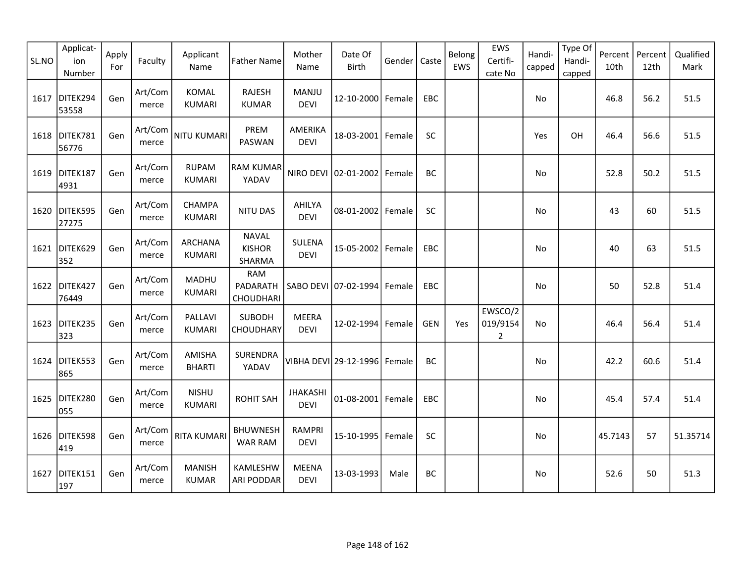| SL.NO | Applicat-ion Number | Apply For | Faculty | Applicant Name | Father Name | Mother Name | Date Of Birth | Gender | Caste | Belong EWS | EWS Certifi-cate No | Handi-capped | Type Of Handi-capped | Percent 10th | Percent 12th | Qualified Mark |
|---|---|---|---|---|---|---|---|---|---|---|---|---|---|---|---|---|
| 1617 | DITEK29453558 | Gen | Art/Commerce | KOMAL KUMARI | RAJESH KUMAR | MANJU DEVI | 12-10-2000 | Female | EBC | | | No | | 46.8 | 56.2 | 51.5 |
| 1618 | DITEK78156776 | Gen | Art/Commerce | NITU KUMARI | PREM PASWAN | AMERIKA DEVI | 18-03-2001 | Female | SC | | | Yes | OH | 46.4 | 56.6 | 51.5 |
| 1619 | DITEK1874931 | Gen | Art/Commerce | RUPAM KUMARI | RAM KUMAR YADAV | NIRO DEVI | 02-01-2002 | Female | BC | | | No | | 52.8 | 50.2 | 51.5 |
| 1620 | DITEK59527275 | Gen | Art/Commerce | CHAMPA KUMARI | NITU DAS | AHILYA DEVI | 08-01-2002 | Female | SC | | | No | | 43 | 60 | 51.5 |
| 1621 | DITEK629352 | Gen | Art/Commerce | ARCHANA KUMARI | NAVAL KISHOR SHARMA | SULENA DEVI | 15-05-2002 | Female | EBC | | | No | | 40 | 63 | 51.5 |
| 1622 | DITEK42776449 | Gen | Art/Commerce | MADHU KUMARI | RAM PADARATH CHOUDHARI | SABO DEVI | 07-02-1994 | Female | EBC | | | No | | 50 | 52.8 | 51.4 |
| 1623 | DITEK235323 | Gen | Art/Commerce | PALLAVI KUMARI | SUBODH CHOUDHARY | MEERA DEVI | 12-02-1994 | Female | GEN | Yes | EWSCO/2019/91542 | No | | 46.4 | 56.4 | 51.4 |
| 1624 | DITEK553865 | Gen | Art/Commerce | AMISHA BHARTI | SURENDRA YADAV | VIBHA DEVI | 29-12-1996 | Female | BC | | | No | | 42.2 | 60.6 | 51.4 |
| 1625 | DITEK280055 | Gen | Art/Commerce | NISHU KUMARI | ROHIT SAH | JHAKASHI DEVI | 01-08-2001 | Female | EBC | | | No | | 45.4 | 57.4 | 51.4 |
| 1626 | DITEK598419 | Gen | Art/Commerce | RITA KUMARI | BHUWNESHWAR RAM | RAMPRI DEVI | 15-10-1995 | Female | SC | | | No | | 45.7143 | 57 | 51.35714 |
| 1627 | DITEK151197 | Gen | Art/Commerce | MANISH KUMAR | KAMLESHWARI PODDAR | MEENA DEVI | 13-03-1993 | Male | BC | | | No | | 52.6 | 50 | 51.3 |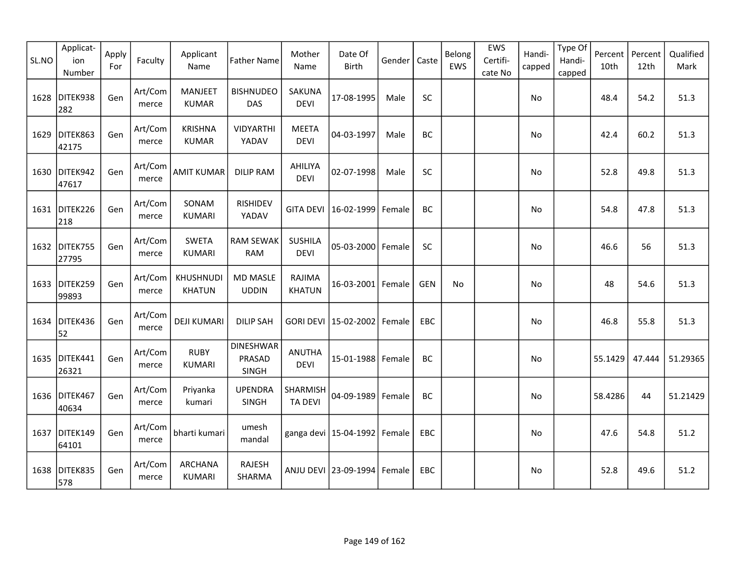| SL.NO | Applicat-ion Number | Apply For | Faculty | Applicant Name | Father Name | Mother Name | Date Of Birth | Gender | Caste | Belong EWS | EWS Certifi-cate No | Handi-capped | Type Of Handi-capped | Percent 10th | Percent 12th | Qualified Mark |
|---|---|---|---|---|---|---|---|---|---|---|---|---|---|---|---|---|
| 1628 | DITEK938282 | Gen | Art/Commerce | MANJEET KUMAR | BISHNUDEO DAS | SAKUNA DEVI | 17-08-1995 | Male | SC | | | No | | 48.4 | 54.2 | 51.3 |
| 1629 | DITEK86342175 | Gen | Art/Commerce | KRISHNA KUMAR | VIDYARTHI YADAV | MEETA DEVI | 04-03-1997 | Male | BC | | | No | | 42.4 | 60.2 | 51.3 |
| 1630 | DITEK94247617 | Gen | Art/Commerce | AMIT KUMAR | DILIP RAM | AHILIYA DEVI | 02-07-1998 | Male | SC | | | No | | 52.8 | 49.8 | 51.3 |
| 1631 | DITEK226218 | Gen | Art/Commerce | SONAM KUMARI | RISHIDEV YADAV | GITA DEVI | 16-02-1999 | Female | BC | | | No | | 54.8 | 47.8 | 51.3 |
| 1632 | DITEK75527795 | Gen | Art/Commerce | SWETA KUMARI | RAM SEWAK RAM | SUSHILA DEVI | 05-03-2000 | Female | SC | | | No | | 46.6 | 56 | 51.3 |
| 1633 | DITEK25999893 | Gen | Art/Commerce | KHUSHNUDI KHATUN | MD MASLE UDDIN | RAJIMA KHATUN | 16-03-2001 | Female | GEN | No | | No | | 48 | 54.6 | 51.3 |
| 1634 | DITEK43652 | Gen | Art/Commerce | DEJI KUMARI | DILIP SAH | GORI DEVI | 15-02-2002 | Female | EBC | | | No | | 46.8 | 55.8 | 51.3 |
| 1635 | DITEK44126321 | Gen | Art/Commerce | RUBY KUMARI | DINESHWAR PRASAD SINGH | ANUTHA DEVI | 15-01-1988 | Female | BC | | | No | | 55.1429 | 47.444 | 51.29365 |
| 1636 | DITEK46740634 | Gen | Art/Commerce | Priyanka kumari | UPENDRA SINGH | SHARMISHTA DEVI | 04-09-1989 | Female | BC | | | No | | 58.4286 | 44 | 51.21429 |
| 1637 | DITEK14964101 | Gen | Art/Commerce | bharti kumari | umesh mandal | ganga devi | 15-04-1992 | Female | EBC | | | No | | 47.6 | 54.8 | 51.2 |
| 1638 | DITEK835578 | Gen | Art/Commerce | ARCHANA KUMARI | RAJESH SHARMA | ANJU DEVI | 23-09-1994 | Female | EBC | | | No | | 52.8 | 49.6 | 51.2 |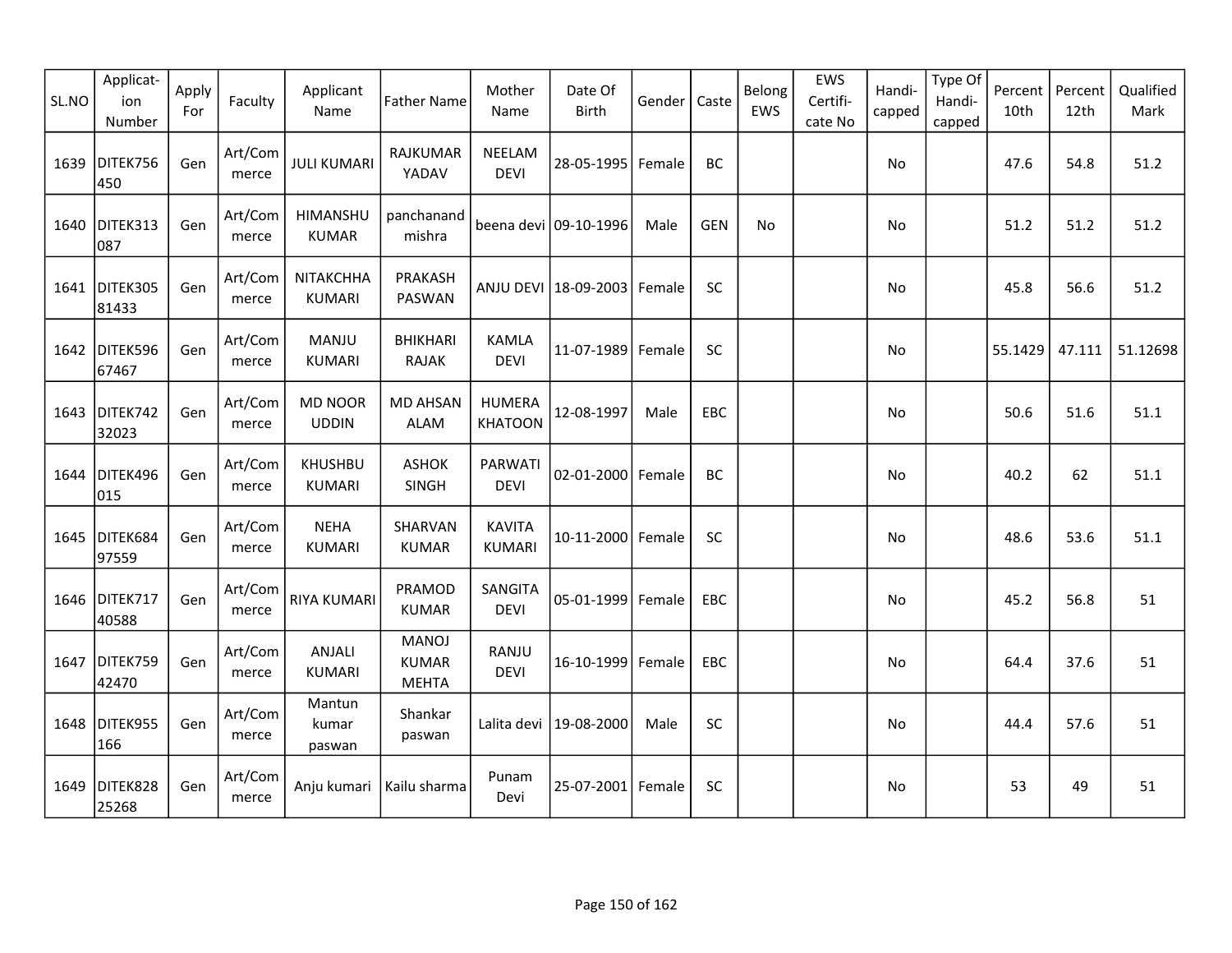| SL.NO | Applicat-ion Number | Apply For | Faculty | Applicant Name | Father Name | Mother Name | Date Of Birth | Gender | Caste | Belong EWS | EWS Certifi-cate No | Handi-capped | Type Of Handi-capped | Percent 10th | Percent 12th | Qualified Mark |
|---|---|---|---|---|---|---|---|---|---|---|---|---|---|---|---|---|
| 1639 | DITEK756450 | Gen | Art/Commerce | JULI KUMARI | RAJKUMAR YADAV | NEELAM DEVI | 28-05-1995 | Female | BC | | | No | | 47.6 | 54.8 | 51.2 |
| 1640 | DITEK313087 | Gen | Art/Commerce | HIMANSHU KUMAR | panchanand mishra | beena devi | 09-10-1996 | Male | GEN | No | | No | | 51.2 | 51.2 | 51.2 |
| 1641 | DITEK30581433 | Gen | Art/Commerce | NITAKCHHA KUMARI | PRAKASH PASWAN | ANJU DEVI | 18-09-2003 | Female | SC | | | No | | 45.8 | 56.6 | 51.2 |
| 1642 | DITEK59667467 | Gen | Art/Commerce | MANJU KUMARI | BHIKHARI RAJAK | KAMLA DEVI | 11-07-1989 | Female | SC | | | No | | 55.1429 | 47.111 | 51.12698 |
| 1643 | DITEK74232023 | Gen | Art/Commerce | MD NOOR UDDIN | MD AHSAN ALAM | HUMERA KHATOON | 12-08-1997 | Male | EBC | | | No | | 50.6 | 51.6 | 51.1 |
| 1644 | DITEK496015 | Gen | Art/Commerce | KHUSHBU KUMARI | ASHOK SINGH | PARWATI DEVI | 02-01-2000 | Female | BC | | | No | | 40.2 | 62 | 51.1 |
| 1645 | DITEK68497559 | Gen | Art/Commerce | NEHA KUMARI | SHARVAN KUMAR | KAVITA KUMARI | 10-11-2000 | Female | SC | | | No | | 48.6 | 53.6 | 51.1 |
| 1646 | DITEK71740588 | Gen | Art/Commerce | RIYA KUMARI | PRAMOD KUMAR | SANGITA DEVI | 05-01-1999 | Female | EBC | | | No | | 45.2 | 56.8 | 51 |
| 1647 | DITEK75942470 | Gen | Art/Commerce | ANJALI KUMARI | MANOJ KUMAR MEHTA | RANJU DEVI | 16-10-1999 | Female | EBC | | | No | | 64.4 | 37.6 | 51 |
| 1648 | DITEK955166 | Gen | Art/Commerce | Mantun kumar paswan | Shankar paswan | Lalita devi | 19-08-2000 | Male | SC | | | No | | 44.4 | 57.6 | 51 |
| 1649 | DITEK82825268 | Gen | Art/Commerce | Anju kumari | Kailu sharma | Punam Devi | 25-07-2001 | Female | SC | | | No | | 53 | 49 | 51 |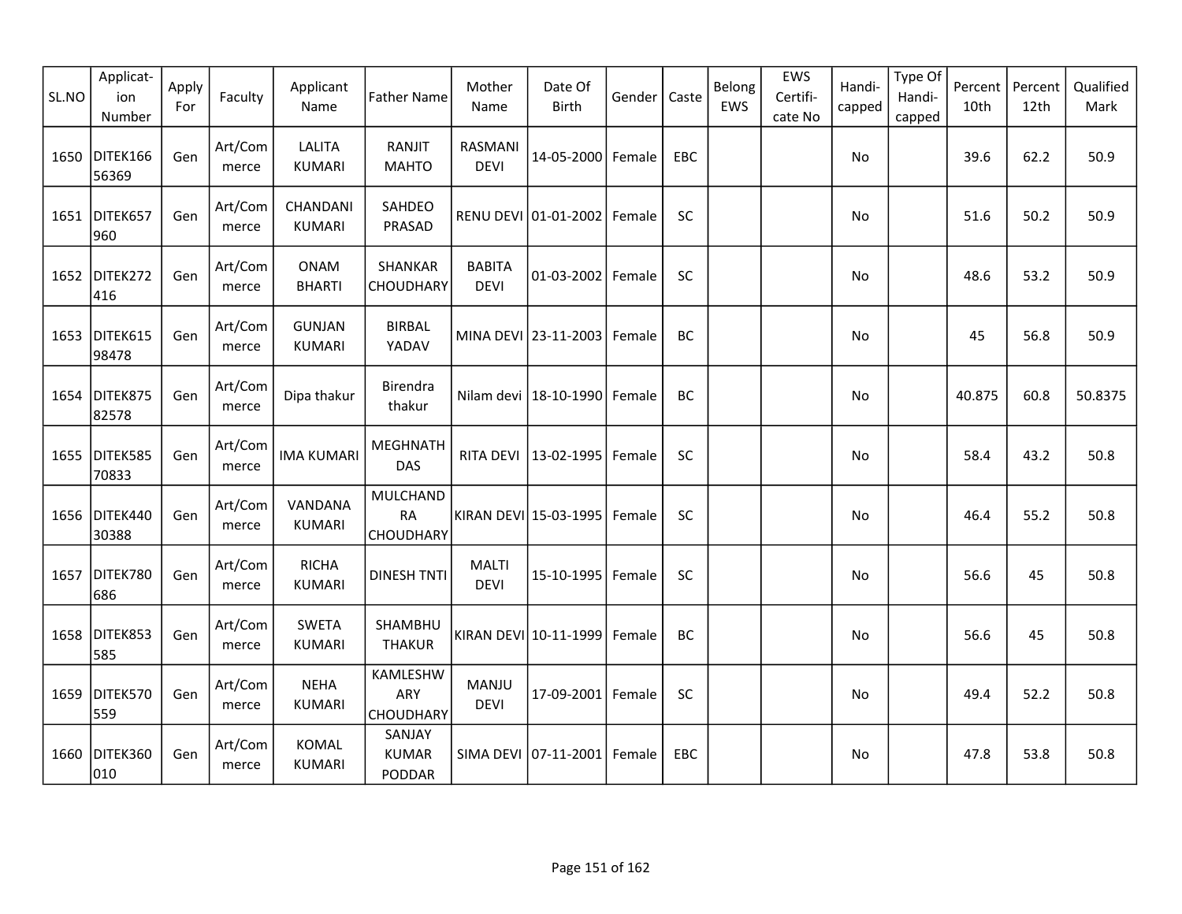| SL.NO | Applicat-ion Number | Apply For | Faculty | Applicant Name | Father Name | Mother Name | Date Of Birth | Gender | Caste | Belong EWS | EWS Certifi-cate No | Handi-capped | Type Of Handi-capped | Percent 10th | Percent 12th | Qualified Mark |
|---|---|---|---|---|---|---|---|---|---|---|---|---|---|---|---|---|
| 1650 | DITEK16656369 | Gen | Art/Commerce | LALITA KUMARI | RANJIT MAHTO | RASMANI DEVI | 14-05-2000 | Female | EBC | | | No | | 39.6 | 62.2 | 50.9 |
| 1651 | DITEK657960 | Gen | Art/Commerce | CHANDANI KUMARI | SAHDEO PRASAD | RENU DEVI | 01-01-2002 | Female | SC | | | No | | 51.6 | 50.2 | 50.9 |
| 1652 | DITEK272416 | Gen | Art/Commerce | ONAM BHARTI | SHANKAR CHOUDHARY | BABITA DEVI | 01-03-2002 | Female | SC | | | No | | 48.6 | 53.2 | 50.9 |
| 1653 | DITEK61598478 | Gen | Art/Commerce | GUNJAN KUMARI | BIRBAL YADAV | MINA DEVI | 23-11-2003 | Female | BC | | | No | | 45 | 56.8 | 50.9 |
| 1654 | DITEK87582578 | Gen | Art/Commerce | Dipa thakur | Birendra thakur | Nilam devi | 18-10-1990 | Female | BC | | | No | | 40.875 | 60.8 | 50.8375 |
| 1655 | DITEK58570833 | Gen | Art/Commerce | IMA KUMARI | MEGHNATH DAS | RITA DEVI | 13-02-1995 | Female | SC | | | No | | 58.4 | 43.2 | 50.8 |
| 1656 | DITEK44030388 | Gen | Art/Commerce | VANDANA KUMARI | MULCHANDRA CHOUDHARY | KIRAN DEVI | 15-03-1995 | Female | SC | | | No | | 46.4 | 55.2 | 50.8 |
| 1657 | DITEK780686 | Gen | Art/Commerce | RICHA KUMARI | DINESH TNTI | MALTI DEVI | 15-10-1995 | Female | SC | | | No | | 56.6 | 45 | 50.8 |
| 1658 | DITEK853585 | Gen | Art/Commerce | SWETA KUMARI | SHAMBHU THAKUR | KIRAN DEVI | 10-11-1999 | Female | BC | | | No | | 56.6 | 45 | 50.8 |
| 1659 | DITEK570559 | Gen | Art/Commerce | NEHA KUMARI | KAMLESHWARY CHOUDHARY | MANJU DEVI | 17-09-2001 | Female | SC | | | No | | 49.4 | 52.2 | 50.8 |
| 1660 | DITEK360010 | Gen | Art/Commerce | KOMAL KUMARI | SANJAY KUMAR PODDAR | SIMA DEVI | 07-11-2001 | Female | EBC | | | No | | 47.8 | 53.8 | 50.8 |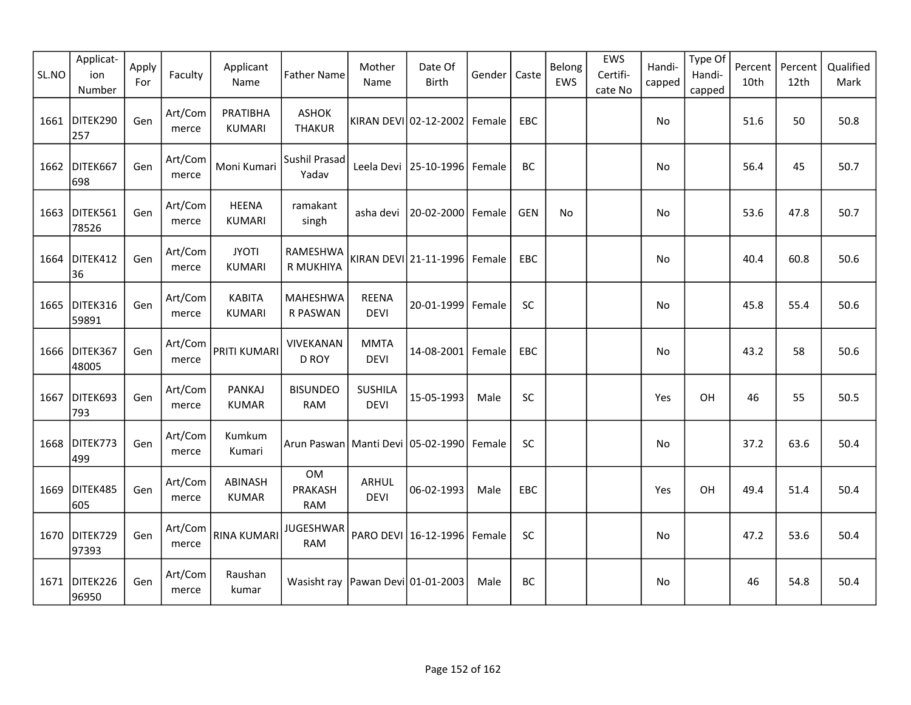| SL.NO | Application Number | Apply For | Faculty | Applicant Name | Father Name | Mother Name | Date Of Birth | Gender | Caste | Belong EWS | EWS Certificate No | Handicapped | Type Of Handicapped | Percent 10th | Percent 12th | Qualified Mark |
|---|---|---|---|---|---|---|---|---|---|---|---|---|---|---|---|---|
| 1661 | DITEK290257 | Gen | Art/Commerce | PRATIBHA KUMARI | ASHOK THAKUR | KIRAN DEVI | 02-12-2002 | Female | EBC | | | No | | 51.6 | 50 | 50.8 |
| 1662 | DITEK667698 | Gen | Art/Commerce | Moni Kumari | Sushil Prasad Yadav | Leela Devi | 25-10-1996 | Female | BC | | | No | | 56.4 | 45 | 50.7 |
| 1663 | DITEK56178526 | Gen | Art/Commerce | HEENA KUMARI | ramakant singh | asha devi | 20-02-2000 | Female | GEN | No | | No | | 53.6 | 47.8 | 50.7 |
| 1664 | DITEK41236 | Gen | Art/Commerce | JYOTI KUMARI | RAMESHWAR MUKHIYA | KIRAN DEVI | 21-11-1996 | Female | EBC | | | No | | 40.4 | 60.8 | 50.6 |
| 1665 | DITEK31659891 | Gen | Art/Commerce | KABITA KUMARI | MAHESHWAR PASWAN | REENA DEVI | 20-01-1999 | Female | SC | | | No | | 45.8 | 55.4 | 50.6 |
| 1666 | DITEK36748005 | Gen | Art/Commerce | PRITI KUMARI | VIVEKANAND ROY | MMTA DEVI | 14-08-2001 | Female | EBC | | | No | | 43.2 | 58 | 50.6 |
| 1667 | DITEK693793 | Gen | Art/Commerce | PANKAJ KUMAR | BISUNDEO RAM | SUSHILA DEVI | 15-05-1993 | Male | SC | | | Yes | OH | 46 | 55 | 50.5 |
| 1668 | DITEK773499 | Gen | Art/Commerce | Kumkum Kumari | Arun Paswan | Manti Devi | 05-02-1990 | Female | SC | | | No | | 37.2 | 63.6 | 50.4 |
| 1669 | DITEK485605 | Gen | Art/Commerce | ABINASH KUMAR | OM PRAKASH RAM | ARHUL DEVI | 06-02-1993 | Male | EBC | | | Yes | OH | 49.4 | 51.4 | 50.4 |
| 1670 | DITEK72997393 | Gen | Art/Commerce | RINA KUMARI | JUGESHWAR RAM | PARO DEVI | 16-12-1996 | Female | SC | | | No | | 47.2 | 53.6 | 50.4 |
| 1671 | DITEK22696950 | Gen | Art/Commerce | Raushan kumar | Wasisht ray | Pawan Devi | 01-01-2003 | Male | BC | | | No | | 46 | 54.8 | 50.4 |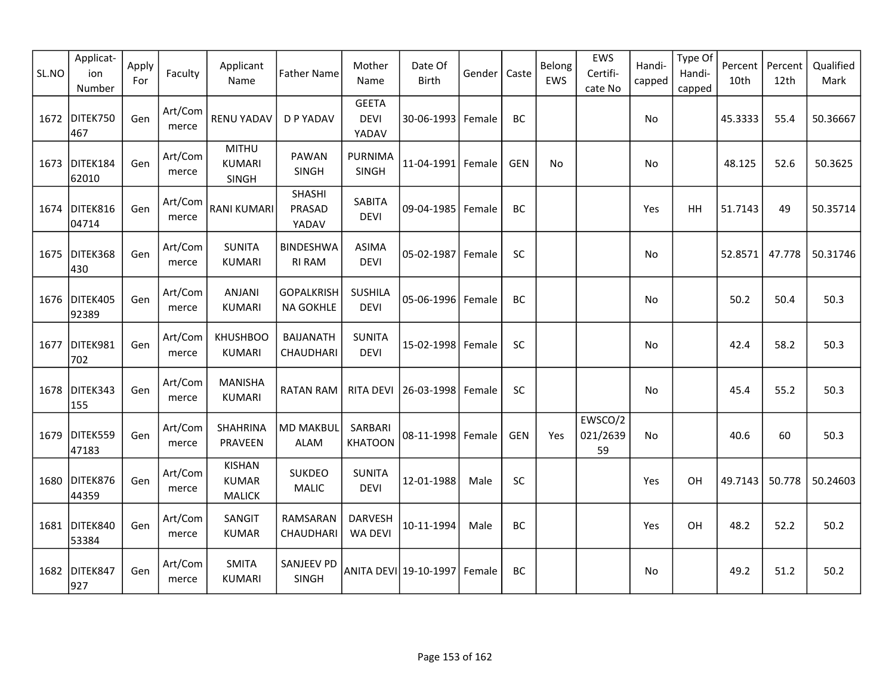| SL.NO | Applicat-ion Number | Apply For | Faculty | Applicant Name | Father Name | Mother Name | Date Of Birth | Gender | Caste | Belong EWS | EWS Certifi-cate No | Handi-capped | Type Of Handi-capped | Percent 10th | Percent 12th | Qualified Mark |
|---|---|---|---|---|---|---|---|---|---|---|---|---|---|---|---|---|
| 1672 | DITEK750467 | Gen | Art/Commerce | RENU YADAV | D P YADAV | GEETA DEVI YADAV | 30-06-1993 | Female | BC | | | No | | 45.3333 | 55.4 | 50.36667 |
| 1673 | DITEK18462010 | Gen | Art/Commerce | MITHU KUMARI SINGH | PAWAN SINGH | PURNIMA SINGH | 11-04-1991 | Female | GEN | No | | No | | 48.125 | 52.6 | 50.3625 |
| 1674 | DITEK81604714 | Gen | Art/Commerce | RANI KUMARI | SHASHI PRASAD YADAV | SABITA DEVI | 09-04-1985 | Female | BC | | | Yes | HH | 51.7143 | 49 | 50.35714 |
| 1675 | DITEK368430 | Gen | Art/Commerce | SUNITA KUMARI | BINDESHWARI RAM | ASIMA DEVI | 05-02-1987 | Female | SC | | | No | | 52.8571 | 47.778 | 50.31746 |
| 1676 | DITEK40592389 | Gen | Art/Commerce | ANJANI KUMARI | GOPALKRISHNA GOKHLE | SUSHILA DEVI | 05-06-1996 | Female | BC | | | No | | 50.2 | 50.4 | 50.3 |
| 1677 | DITEK981702 | Gen | Art/Commerce | KHUSHBOO KUMARI | BAIJANATH CHAUDHARI | SUNITA DEVI | 15-02-1998 | Female | SC | | | No | | 42.4 | 58.2 | 50.3 |
| 1678 | DITEK343155 | Gen | Art/Commerce | MANISHA KUMARI | RATAN RAM | RITA DEVI | 26-03-1998 | Female | SC | | | No | | 45.4 | 55.2 | 50.3 |
| 1679 | DITEK55947183 | Gen | Art/Commerce | SHAHRINA PRAVEEN | MD MAKBUL ALAM | SARBARI KHATOON | 08-11-1998 | Female | GEN | Yes | EWSCO/2021/263959 | No | | 40.6 | 60 | 50.3 |
| 1680 | DITEK87644359 | Gen | Art/Commerce | KISHAN KUMAR MALICK | SUKDEO MALIC | SUNITA DEVI | 12-01-1988 | Male | SC | | | Yes | OH | 49.7143 | 50.778 | 50.24603 |
| 1681 | DITEK84053384 | Gen | Art/Commerce | SANGIT KUMAR | RAMSARAN CHAUDHARI | DARVESHWA DEVI | 10-11-1994 | Male | BC | | | Yes | OH | 48.2 | 52.2 | 50.2 |
| 1682 | DITEK847927 | Gen | Art/Commerce | SMITA KUMARI | SANJEEV PD SINGH | ANITA DEVI | 19-10-1997 | Female | BC | | | No | | 49.2 | 51.2 | 50.2 |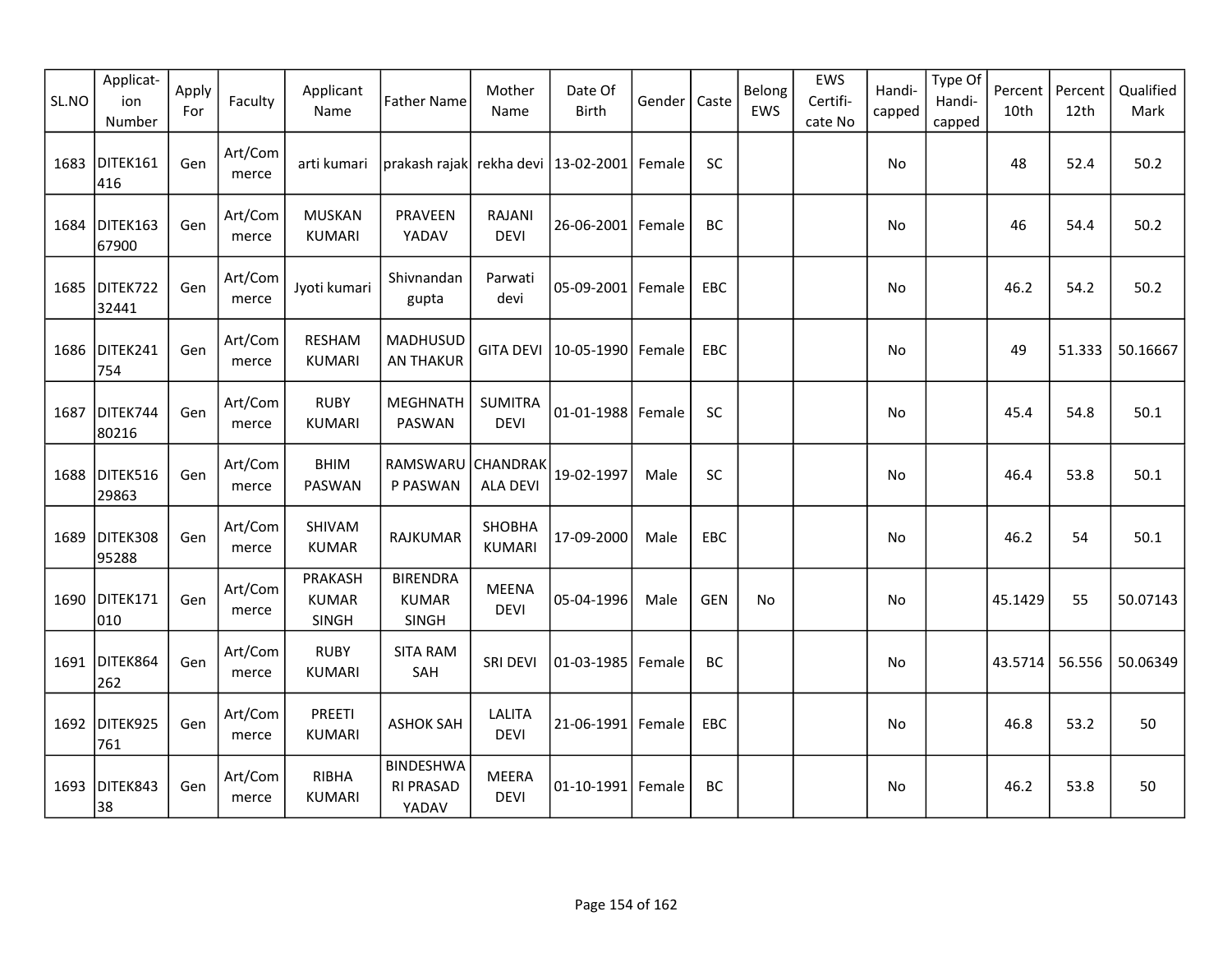| SL.NO | Applicat-ion Number | Apply For | Faculty | Applicant Name | Father Name | Mother Name | Date Of Birth | Gender | Caste | Belong EWS | EWS Certifi-cate No | Handi-capped | Type Of Handi-capped | Percent 10th | Percent 12th | Qualified Mark |
|---|---|---|---|---|---|---|---|---|---|---|---|---|---|---|---|---|
| 1683 | DITEK161416 | Gen | Art/Commerce | arti kumari | prakash rajak | rekha devi | 13-02-2001 | Female | SC | | | No | | 48 | 52.4 | 50.2 |
| 1684 | DITEK16367900 | Gen | Art/Commerce | MUSKAN KUMARI | PRAVEEN YADAV | RAJANI DEVI | 26-06-2001 | Female | BC | | | No | | 46 | 54.4 | 50.2 |
| 1685 | DITEK72232441 | Gen | Art/Commerce | Jyoti kumari | Shivnandan gupta | Parwati devi | 05-09-2001 | Female | EBC | | | No | | 46.2 | 54.2 | 50.2 |
| 1686 | DITEK241754 | Gen | Art/Commerce | RESHAM KUMARI | MADHUSUDAN THAKUR | GITA DEVI | 10-05-1990 | Female | EBC | | | No | | 49 | 51.333 | 50.16667 |
| 1687 | DITEK74480216 | Gen | Art/Commerce | RUBY KUMARI | MEGHNATH PASWAN | SUMITRA DEVI | 01-01-1988 | Female | SC | | | No | | 45.4 | 54.8 | 50.1 |
| 1688 | DITEK51629863 | Gen | Art/Commerce | BHIM PASWAN | RAMSWARUP PASWAN | CHANDRAKALA DEVI | 19-02-1997 | Male | SC | | | No | | 46.4 | 53.8 | 50.1 |
| 1689 | DITEK30895288 | Gen | Art/Commerce | SHIVAM KUMAR | RAJKUMAR | SHOBHA KUMARI | 17-09-2000 | Male | EBC | | | No | | 46.2 | 54 | 50.1 |
| 1690 | DITEK171010 | Gen | Art/Commerce | PRAKASH KUMAR SINGH | BIRENDRA KUMAR SINGH | MEENA DEVI | 05-04-1996 | Male | GEN | No | | No | | 45.1429 | 55 | 50.07143 |
| 1691 | DITEK864262 | Gen | Art/Commerce | RUBY KUMARI | SITA RAM SAH | SRI DEVI | 01-03-1985 | Female | BC | | | No | | 43.5714 | 56.556 | 50.06349 |
| 1692 | DITEK925761 | Gen | Art/Commerce | PREETI KUMARI | ASHOK SAH | LALITA DEVI | 21-06-1991 | Female | EBC | | | No | | 46.8 | 53.2 | 50 |
| 1693 | DITEK84338 | Gen | Art/Commerce | RIBHA KUMARI | BINDESHWARI PRASAD YADAV | MEERA DEVI | 01-10-1991 | Female | BC | | | No | | 46.2 | 53.8 | 50 |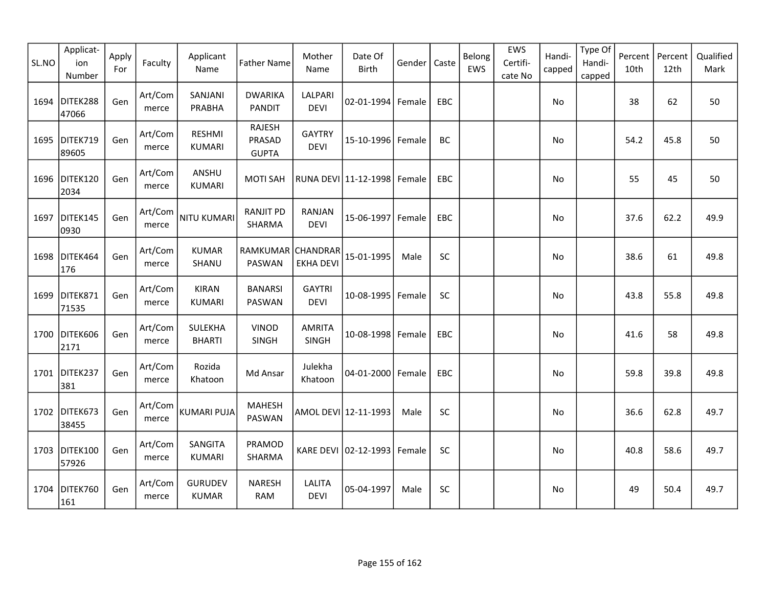| SL.NO | Applicat-ion Number | Apply For | Faculty | Applicant Name | Father Name | Mother Name | Date Of Birth | Gender | Caste | Belong EWS | EWS Certifi-cate No | Handi-capped | Type Of Handi-capped | Percent 10th | Percent 12th | Qualified Mark |
|---|---|---|---|---|---|---|---|---|---|---|---|---|---|---|---|---|
| 1694 | DITEK28847066 | Gen | Art/Commerce | SANJANI PRABHA | DWARIKA PANDIT | LALPARI DEVI | 02-01-1994 | Female | EBC | | | No | | 38 | 62 | 50 |
| 1695 | DITEK71989605 | Gen | Art/Commerce | RESHMI KUMARI | RAJESH PRASAD GUPTA | GAYTRY DEVI | 15-10-1996 | Female | BC | | | No | | 54.2 | 45.8 | 50 |
| 1696 | DITEK1202034 | Gen | Art/Commerce | ANSHU KUMARI | MOTI SAH | RUNA DEVI | 11-12-1998 | Female | EBC | | | No | | 55 | 45 | 50 |
| 1697 | DITEK1450930 | Gen | Art/Commerce | NITU KUMARI | RANJIT PD SHARMA | RANJAN DEVI | 15-06-1997 | Female | EBC | | | No | | 37.6 | 62.2 | 49.9 |
| 1698 | DITEK464176 | Gen | Art/Commerce | KUMAR SHANU | RAMKUMAR PASWAN | CHANDRAREKHA DEVI | 15-01-1995 | Male | SC | | | No | | 38.6 | 61 | 49.8 |
| 1699 | DITEK87171535 | Gen | Art/Commerce | KIRAN KUMARI | BANARSI PASWAN | GAYTRI DEVI | 10-08-1995 | Female | SC | | | No | | 43.8 | 55.8 | 49.8 |
| 1700 | DITEK6062171 | Gen | Art/Commerce | SULEKHA BHARTI | VINOD SINGH | AMRITA SINGH | 10-08-1998 | Female | EBC | | | No | | 41.6 | 58 | 49.8 |
| 1701 | DITEK237381 | Gen | Art/Commerce | Rozida Khatoon | Md Ansar | Julekha Khatoon | 04-01-2000 | Female | EBC | | | No | | 59.8 | 39.8 | 49.8 |
| 1702 | DITEK67338455 | Gen | Art/Commerce | KUMARI PUJA | MAHESH PASWAN | AMOL DEVI | 12-11-1993 | Male | SC | | | No | | 36.6 | 62.8 | 49.7 |
| 1703 | DITEK10057926 | Gen | Art/Commerce | SANGITA KUMARI | PRAMOD SHARMA | KARE DEVI | 02-12-1993 | Female | SC | | | No | | 40.8 | 58.6 | 49.7 |
| 1704 | DITEK760161 | Gen | Art/Commerce | GURUDEV KUMAR | NARESH RAM | LALITA DEVI | 05-04-1997 | Male | SC | | | No | | 49 | 50.4 | 49.7 |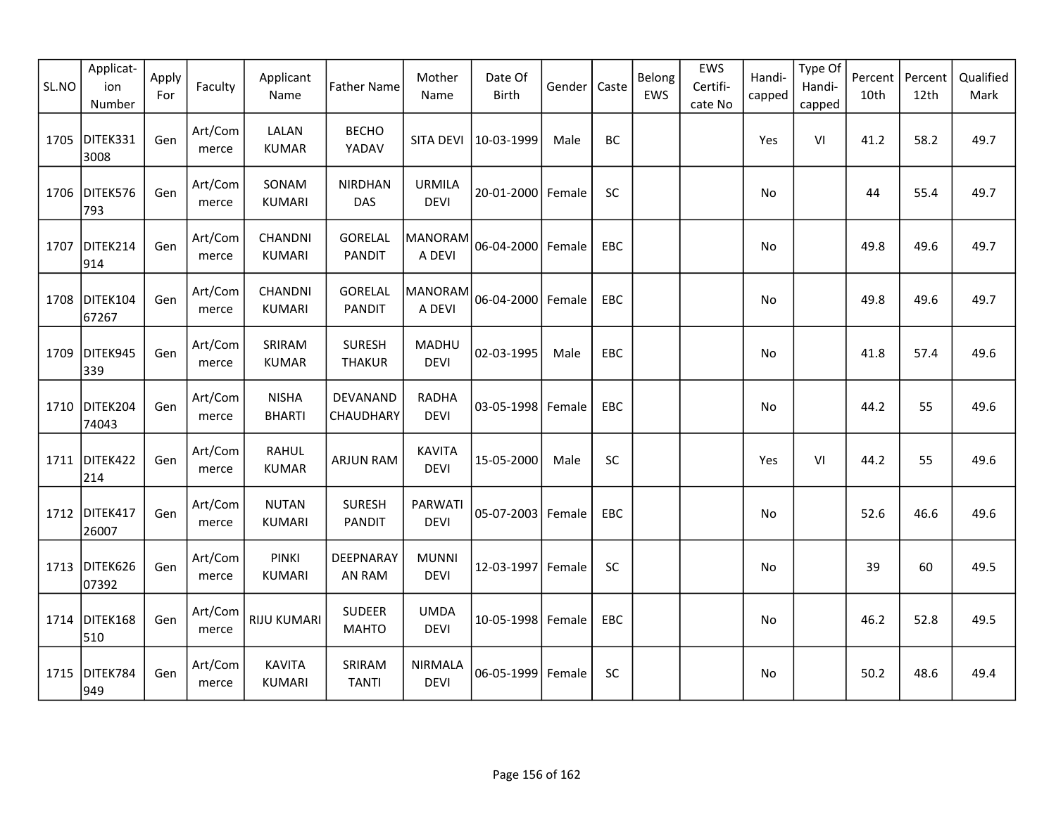| SL.NO | Applicat-ion Number | Apply For | Faculty | Applicant Name | Father Name | Mother Name | Date Of Birth | Gender | Caste | Belong EWS | EWS Certifi-cate No | Handi-capped | Type Of Handi-capped | Percent 10th | Percent 12th | Qualified Mark |
|---|---|---|---|---|---|---|---|---|---|---|---|---|---|---|---|---|
| 1705 | DITEK3313008 | Gen | Art/Commerce | LALAN KUMAR | BECHO YADAV | SITA DEVI | 10-03-1999 | Male | BC | | | Yes | VI | 41.2 | 58.2 | 49.7 |
| 1706 | DITEK576793 | Gen | Art/Commerce | SONAM KUMARI | NIRDHAN DAS | URMILA DEVI | 20-01-2000 | Female | SC | | | No | | 44 | 55.4 | 49.7 |
| 1707 | DITEK214914 | Gen | Art/Commerce | CHANDNI KUMARI | GORELAL PANDIT | MANORAMA DEVI | 06-04-2000 | Female | EBC | | | No | | 49.8 | 49.6 | 49.7 |
| 1708 | DITEK10467267 | Gen | Art/Commerce | CHANDNI KUMARI | GORELAL PANDIT | MANORAMA DEVI | 06-04-2000 | Female | EBC | | | No | | 49.8 | 49.6 | 49.7 |
| 1709 | DITEK945339 | Gen | Art/Commerce | SRIRAM KUMAR | SURESH THAKUR | MADHU DEVI | 02-03-1995 | Male | EBC | | | No | | 41.8 | 57.4 | 49.6 |
| 1710 | DITEK20474043 | Gen | Art/Commerce | NISHA BHARTI | DEVANAND CHAUDHARY | RADHA DEVI | 03-05-1998 | Female | EBC | | | No | | 44.2 | 55 | 49.6 |
| 1711 | DITEK422214 | Gen | Art/Commerce | RAHUL KUMAR | ARJUN RAM | KAVITA DEVI | 15-05-2000 | Male | SC | | | Yes | VI | 44.2 | 55 | 49.6 |
| 1712 | DITEK41726007 | Gen | Art/Commerce | NUTAN KUMARI | SURESH PANDIT | PARWATI DEVI | 05-07-2003 | Female | EBC | | | No | | 52.6 | 46.6 | 49.6 |
| 1713 | DITEK62607392 | Gen | Art/Commerce | PINKI KUMARI | DEEPNARAYAN RAM | MUNNI DEVI | 12-03-1997 | Female | SC | | | No | | 39 | 60 | 49.5 |
| 1714 | DITEK168510 | Gen | Art/Commerce | RIJU KUMARI | SUDEER MAHTO | UMDA DEVI | 10-05-1998 | Female | EBC | | | No | | 46.2 | 52.8 | 49.5 |
| 1715 | DITEK784949 | Gen | Art/Commerce | KAVITA KUMARI | SRIRAM TANTI | NIRMALA DEVI | 06-05-1999 | Female | SC | | | No | | 50.2 | 48.6 | 49.4 |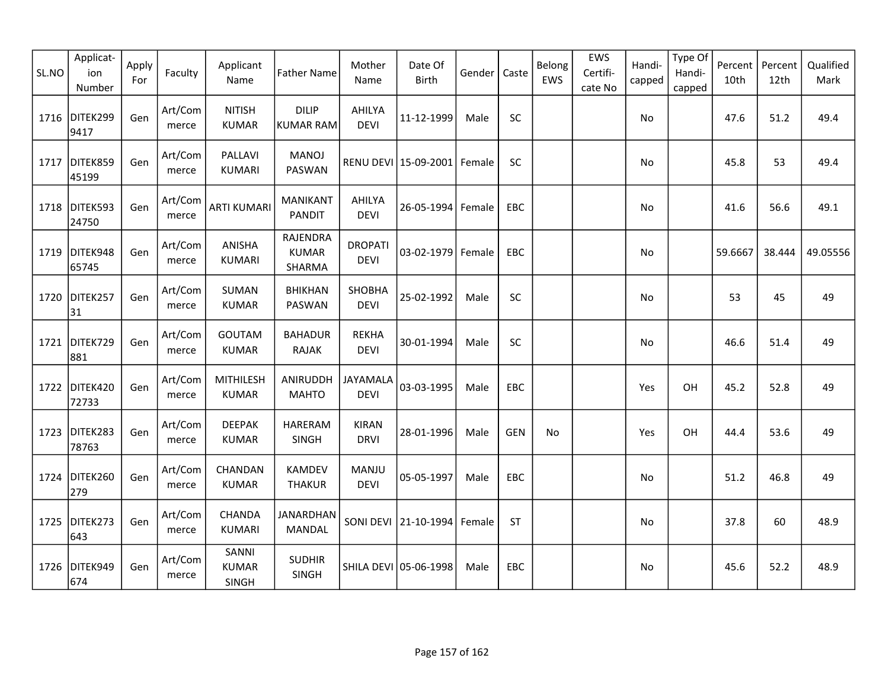| SL.NO | Applicat-ion Number | Apply For | Faculty | Applicant Name | Father Name | Mother Name | Date Of Birth | Gender | Caste | Belong EWS | EWS Certifi-cate No | Handi-capped | Type Of Handi-capped | Percent 10th | Percent 12th | Qualified Mark |
|---|---|---|---|---|---|---|---|---|---|---|---|---|---|---|---|---|
| 1716 | DITEK2999417 | Gen | Art/Commerce | NITISH KUMAR | DILIP KUMAR RAM | AHILYA DEVI | 11-12-1999 | Male | SC | | | No | | 47.6 | 51.2 | 49.4 |
| 1717 | DITEK85945199 | Gen | Art/Commerce | PALLAVI KUMARI | MANOJ PASWAN | RENU DEVI | 15-09-2001 | Female | SC | | | No | | 45.8 | 53 | 49.4 |
| 1718 | DITEK59324750 | Gen | Art/Commerce | ARTI KUMARI | MANIKANT PANDIT | AHILYA DEVI | 26-05-1994 | Female | EBC | | | No | | 41.6 | 56.6 | 49.1 |
| 1719 | DITEK94865745 | Gen | Art/Commerce | ANISHA KUMARI | RAJENDRA KUMAR SHARMA | DROPATI DEVI | 03-02-1979 | Female | EBC | | | No | | 59.6667 | 38.444 | 49.05556 |
| 1720 | DITEK25731 | Gen | Art/Commerce | SUMAN KUMAR | BHIKHAN PASWAN | SHOBHA DEVI | 25-02-1992 | Male | SC | | | No | | 53 | 45 | 49 |
| 1721 | DITEK729881 | Gen | Art/Commerce | GOUTAM KUMAR | BAHADUR RAJAK | REKHA DEVI | 30-01-1994 | Male | SC | | | No | | 46.6 | 51.4 | 49 |
| 1722 | DITEK42072733 | Gen | Art/Commerce | MITHILESH KUMAR | ANIRUDDH MAHTO | JAYAMALA DEVI | 03-03-1995 | Male | EBC | | | Yes | OH | 45.2 | 52.8 | 49 |
| 1723 | DITEK28378763 | Gen | Art/Commerce | DEEPAK KUMAR | HARERAM SINGH | KIRAN DRVI | 28-01-1996 | Male | GEN | No | | Yes | OH | 44.4 | 53.6 | 49 |
| 1724 | DITEK260279 | Gen | Art/Commerce | CHANDAN KUMAR | KAMDEV THAKUR | MANJU DEVI | 05-05-1997 | Male | EBC | | | No | | 51.2 | 46.8 | 49 |
| 1725 | DITEK273643 | Gen | Art/Commerce | CHANDA KUMARI | JANARDHAN MANDAL | SONI DEVI | 21-10-1994 | Female | ST | | | No | | 37.8 | 60 | 48.9 |
| 1726 | DITEK949674 | Gen | Art/Commerce | SANNI KUMAR SINGH | SUDHIR SINGH | SHILA DEVI | 05-06-1998 | Male | EBC | | | No | | 45.6 | 52.2 | 48.9 |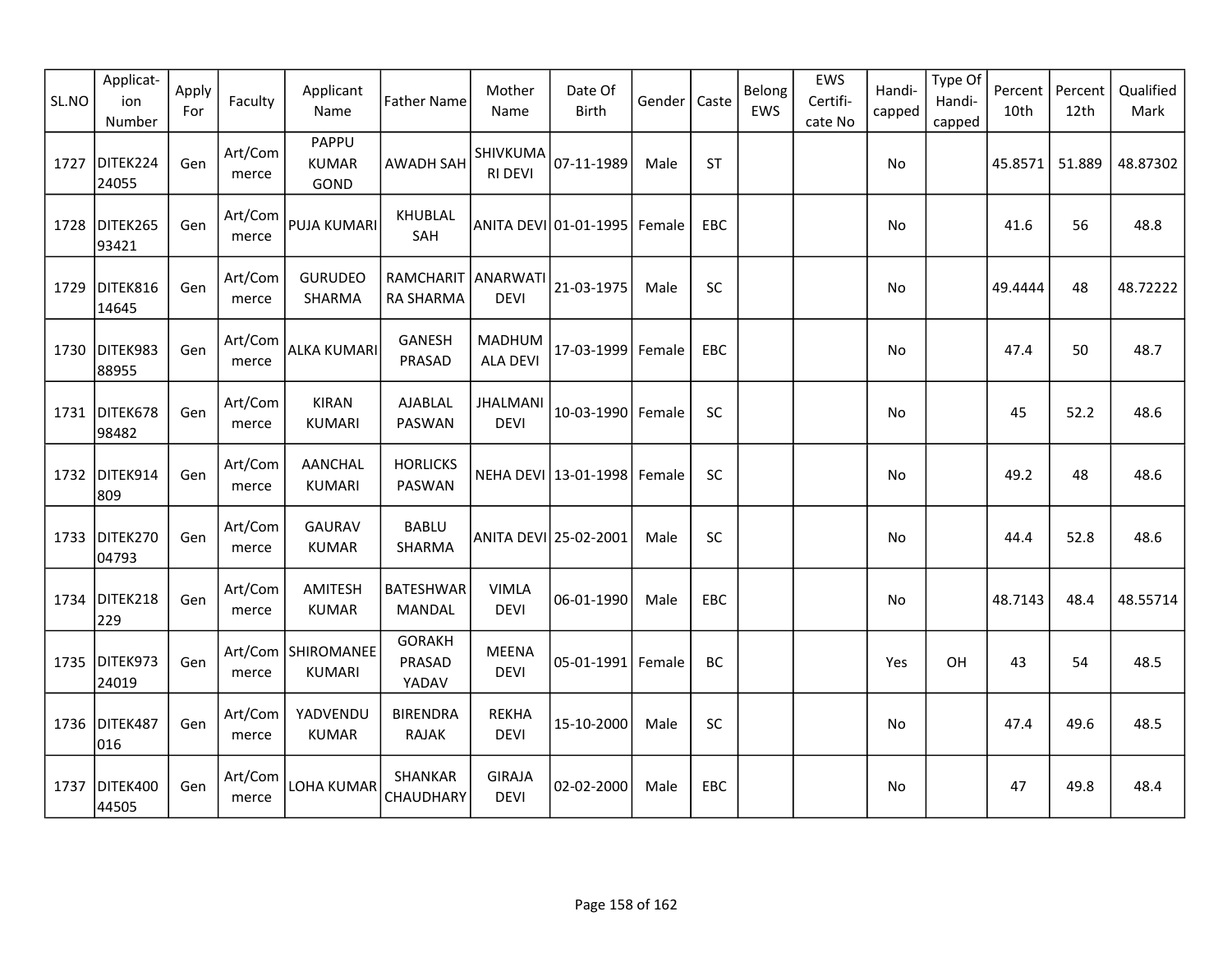| SL.NO | Applicat-ion Number | Apply For | Faculty | Applicant Name | Father Name | Mother Name | Date Of Birth | Gender | Caste | Belong EWS | EWS Certifi-cate No | Handi-capped | Type Of Handi-capped | Percent 10th | Percent 12th | Qualified Mark |
|---|---|---|---|---|---|---|---|---|---|---|---|---|---|---|---|---|
| 1727 | DITEK22424055 | Gen | Art/Commerce | PAPPU KUMAR GOND | AWADH SAH | SHIVKUMARI DEVI | 07-11-1989 | Male | ST | | | No | | 45.8571 | 51.889 | 48.87302 |
| 1728 | DITEK26593421 | Gen | Art/Commerce | PUJA KUMARI | KHUBLAL SAH | ANITA DEVI | 01-01-1995 | Female | EBC | | | No | | 41.6 | 56 | 48.8 |
| 1729 | DITEK81614645 | Gen | Art/Commerce | GURUDEO SHARMA | RAMCHARITRA SHARMA | ANARWATI DEVI | 21-03-1975 | Male | SC | | | No | | 49.4444 | 48 | 48.72222 |
| 1730 | DITEK98388955 | Gen | Art/Commerce | ALKA KUMARI | GANESH PRASAD | MADHUMALA DEVI | 17-03-1999 | Female | EBC | | | No | | 47.4 | 50 | 48.7 |
| 1731 | DITEK67898482 | Gen | Art/Commerce | KIRAN KUMARI | AJABLAL PASWAN | JHALMANI DEVI | 10-03-1990 | Female | SC | | | No | | 45 | 52.2 | 48.6 |
| 1732 | DITEK914809 | Gen | Art/Commerce | AANCHAL KUMARI | HORLICKS PASWAN | NEHA DEVI | 13-01-1998 | Female | SC | | | No | | 49.2 | 48 | 48.6 |
| 1733 | DITEK27004793 | Gen | Art/Commerce | GAURAV KUMAR | BABLU SHARMA | ANITA DEVI | 25-02-2001 | Male | SC | | | No | | 44.4 | 52.8 | 48.6 |
| 1734 | DITEK218229 | Gen | Art/Commerce | AMITESH KUMAR | BATESHWAR MANDAL | VIMLA DEVI | 06-01-1990 | Male | EBC | | | No | | 48.7143 | 48.4 | 48.55714 |
| 1735 | DITEK97324019 | Gen | Art/Commerce | SHIROMANEE KUMARI | GORAKH PRASAD YADAV | MEENA DEVI | 05-01-1991 | Female | BC | | | Yes | OH | 43 | 54 | 48.5 |
| 1736 | DITEK487016 | Gen | Art/Commerce | YADVENDU KUMAR | BIRENDRA RAJAK | REKHA DEVI | 15-10-2000 | Male | SC | | | No | | 47.4 | 49.6 | 48.5 |
| 1737 | DITEK40044505 | Gen | Art/Commerce | LOHA KUMAR | SHANKAR CHAUDHARY | GIRAJA DEVI | 02-02-2000 | Male | EBC | | | No | | 47 | 49.8 | 48.4 |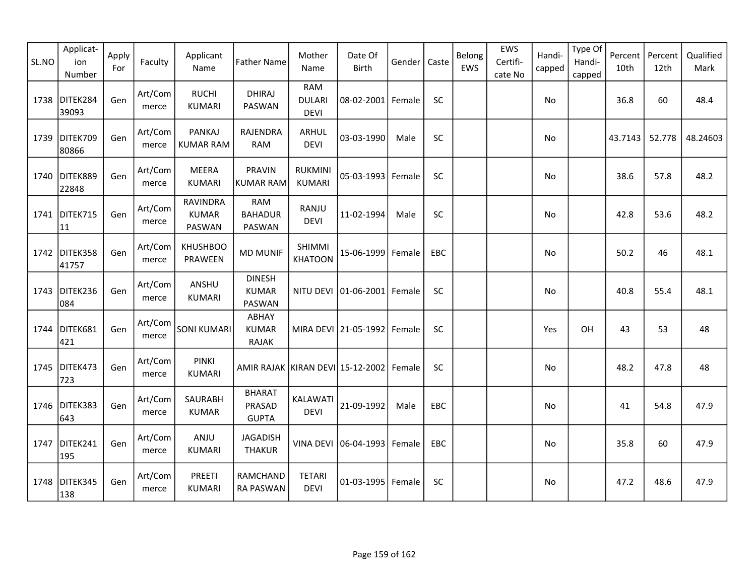| SL.NO | Application Number | Apply For | Faculty | Applicant Name | Father Name | Mother Name | Date Of Birth | Gender | Caste | Belong EWS | EWS Certificate No | Handicapped | Type Of Handicapped | Percent 10th | Percent 12th | Qualified Mark |
|---|---|---|---|---|---|---|---|---|---|---|---|---|---|---|---|---|
| 1738 | DITEK28439093 | Gen | Art/Commerce | RUCHI KUMARI | DHIRAJ PASWAN | RAM DULARI DEVI | 08-02-2001 | Female | SC | | | No | | 36.8 | 60 | 48.4 |
| 1739 | DITEK70980866 | Gen | Art/Commerce | PANKAJ KUMAR RAM | RAJENDRA RAM | ARHUL DEVI | 03-03-1990 | Male | SC | | | No | | 43.7143 | 52.778 | 48.24603 |
| 1740 | DITEK88922848 | Gen | Art/Commerce | MEERA KUMARI | PRAVIN KUMAR RAM | RUKMINI KUMARI | 05-03-1993 | Female | SC | | | No | | 38.6 | 57.8 | 48.2 |
| 1741 | DITEK71511 | Gen | Art/Commerce | RAVINDRA KUMAR PASWAN | RAM BAHADUR PASWAN | RANJU DEVI | 11-02-1994 | Male | SC | | | No | | 42.8 | 53.6 | 48.2 |
| 1742 | DITEK35841757 | Gen | Art/Commerce | KHUSHBOO PRAWEEN | MD MUNIF | SHIMMI KHATOON | 15-06-1999 | Female | EBC | | | No | | 50.2 | 46 | 48.1 |
| 1743 | DITEK236084 | Gen | Art/Commerce | ANSHU KUMARI | DINESH KUMAR PASWAN | NITU DEVI | 01-06-2001 | Female | SC | | | No | | 40.8 | 55.4 | 48.1 |
| 1744 | DITEK681421 | Gen | Art/Commerce | SONI KUMARI | ABHAY KUMAR RAJAK | MIRA DEVI | 21-05-1992 | Female | SC | | | Yes | OH | 43 | 53 | 48 |
| 1745 | DITEK473723 | Gen | Art/Commerce | PINKI KUMARI | AMIR RAJAK | KIRAN DEVI | 15-12-2002 | Female | SC | | | No | | 48.2 | 47.8 | 48 |
| 1746 | DITEK383643 | Gen | Art/Commerce | SAURABH KUMAR | BHARAT PRASAD GUPTA | KALAWATI DEVI | 21-09-1992 | Male | EBC | | | No | | 41 | 54.8 | 47.9 |
| 1747 | DITEK241195 | Gen | Art/Commerce | ANJU KUMARI | JAGADISH THAKUR | VINA DEVI | 06-04-1993 | Female | EBC | | | No | | 35.8 | 60 | 47.9 |
| 1748 | DITEK345138 | Gen | Art/Commerce | PREETI KUMARI | RAMCHANDRA PASWAN | TETARI DEVI | 01-03-1995 | Female | SC | | | No | | 47.2 | 48.6 | 47.9 |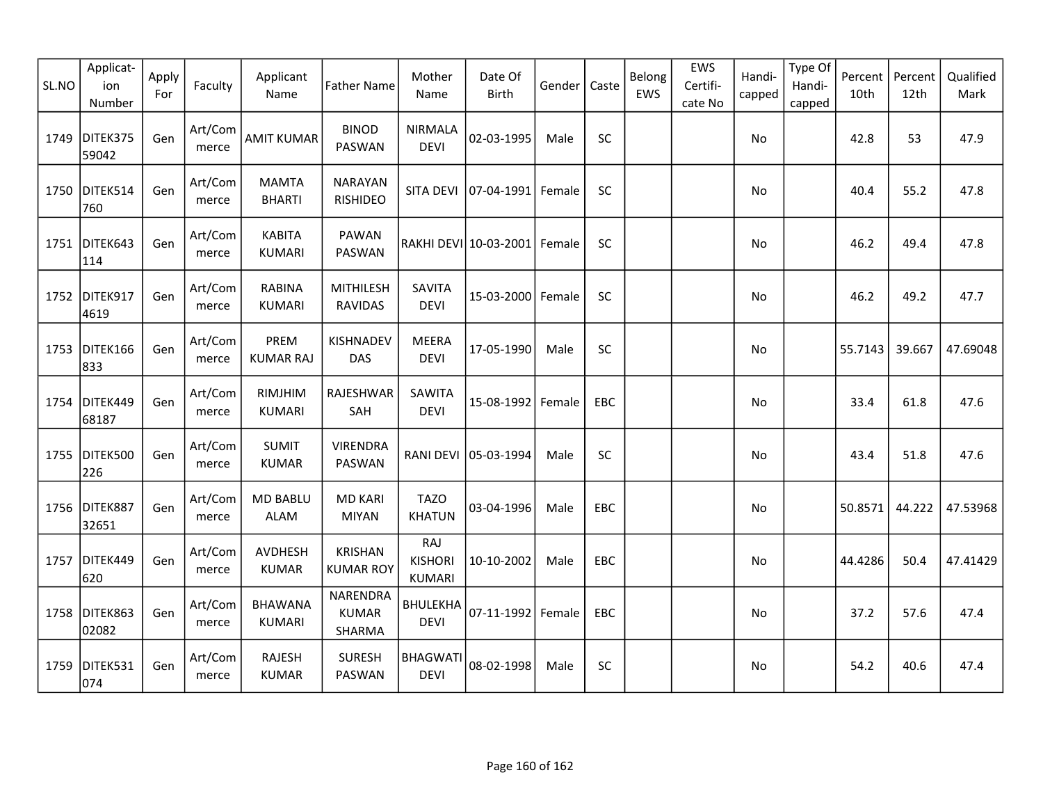| SL.NO | Applicat-ion Number | Apply For | Faculty | Applicant Name | Father Name | Mother Name | Date Of Birth | Gender | Caste | Belong EWS | EWS Certifi-cate No | Handi-capped | Type Of Handi-capped | Percent 10th | Percent 12th | Qualified Mark |
|---|---|---|---|---|---|---|---|---|---|---|---|---|---|---|---|---|
| 1749 | DITEK37559042 | Gen | Art/Commerce | AMIT KUMAR | BINOD PASWAN | NIRMALA DEVI | 02-03-1995 | Male | SC | | | No | | 42.8 | 53 | 47.9 |
| 1750 | DITEK514760 | Gen | Art/Commerce | MAMTA BHARTI | NARAYAN RISHIDEO | SITA DEVI | 07-04-1991 | Female | SC | | | No | | 40.4 | 55.2 | 47.8 |
| 1751 | DITEK643114 | Gen | Art/Commerce | KABITA KUMARI | PAWAN PASWAN | RAKHI DEVI | 10-03-2001 | Female | SC | | | No | | 46.2 | 49.4 | 47.8 |
| 1752 | DITEK9174619 | Gen | Art/Commerce | RABINA KUMARI | MITHILESH RAVIDAS | SAVITA DEVI | 15-03-2000 | Female | SC | | | No | | 46.2 | 49.2 | 47.7 |
| 1753 | DITEK166833 | Gen | Art/Commerce | PREM KUMAR RAJ | KISHNADEV DAS | MEERA DEVI | 17-05-1990 | Male | SC | | | No | | 55.7143 | 39.667 | 47.69048 |
| 1754 | DITEK44968187 | Gen | Art/Commerce | RIMJHIM KUMARI | RAJESHWAR SAH | SAWITA DEVI | 15-08-1992 | Female | EBC | | | No | | 33.4 | 61.8 | 47.6 |
| 1755 | DITEK500226 | Gen | Art/Commerce | SUMIT KUMAR | VIRENDRA PASWAN | RANI DEVI | 05-03-1994 | Male | SC | | | No | | 43.4 | 51.8 | 47.6 |
| 1756 | DITEK88732651 | Gen | Art/Commerce | MD BABLU ALAM | MD KARI MIYAN | TAZO KHATUN | 03-04-1996 | Male | EBC | | | No | | 50.8571 | 44.222 | 47.53968 |
| 1757 | DITEK449620 | Gen | Art/Commerce | AVDHESH KUMAR | KRISHAN KUMAR ROY | RAJ KISHORI KUMARI | 10-10-2002 | Male | EBC | | | No | | 44.4286 | 50.4 | 47.41429 |
| 1758 | DITEK86302082 | Gen | Art/Commerce | BHAWANA KUMARI | NARENDRA KUMAR SHARMA | BHULEKHA DEVI | 07-11-1992 | Female | EBC | | | No | | 37.2 | 57.6 | 47.4 |
| 1759 | DITEK531074 | Gen | Art/Commerce | RAJESH KUMAR | SURESH PASWAN | BHAGWATI DEVI | 08-02-1998 | Male | SC | | | No | | 54.2 | 40.6 | 47.4 |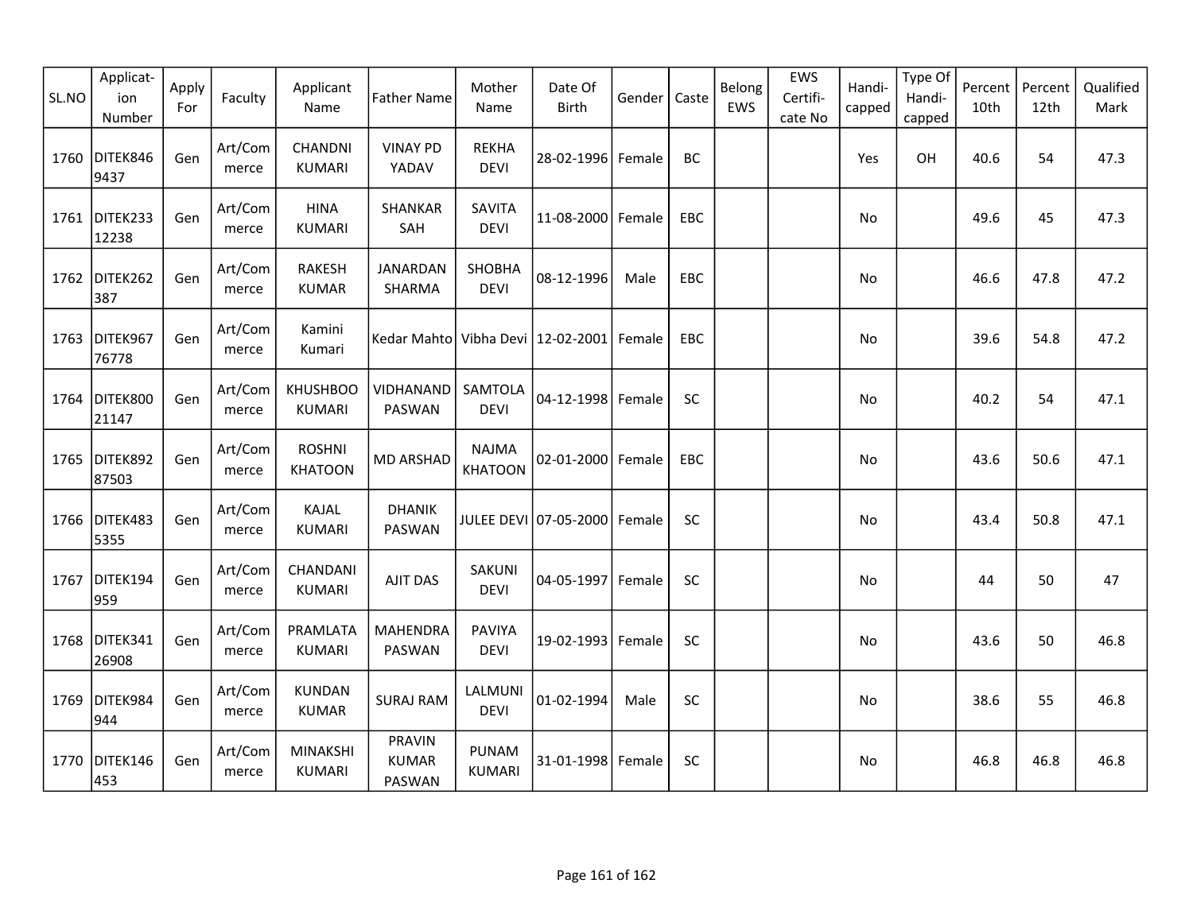| SL.NO | Applicat-ion Number | Apply For | Faculty | Applicant Name | Father Name | Mother Name | Date Of Birth | Gender | Caste | Belong EWS | EWS Certifi-cate No | Handi-capped | Type Of Handi-capped | Percent 10th | Percent 12th | Qualified Mark |
|---|---|---|---|---|---|---|---|---|---|---|---|---|---|---|---|---|
| 1760 | DITEK8469437 | Gen | Art/Commerce | CHANDNI KUMARI | VINAY PD YADAV | REKHA DEVI | 28-02-1996 | Female | BC | | | Yes | OH | 40.6 | 54 | 47.3 |
| 1761 | DITEK23312238 | Gen | Art/Commerce | HINA KUMARI | SHANKAR SAH | SAVITA DEVI | 11-08-2000 | Female | EBC | | | No | | 49.6 | 45 | 47.3 |
| 1762 | DITEK262387 | Gen | Art/Commerce | RAKESH KUMAR | JANARDAN SHARMA | SHOBHA DEVI | 08-12-1996 | Male | EBC | | | No | | 46.6 | 47.8 | 47.2 |
| 1763 | DITEK96776778 | Gen | Art/Commerce | Kamini Kumari | Kedar Mahto | Vibha Devi | 12-02-2001 | Female | EBC | | | No | | 39.6 | 54.8 | 47.2 |
| 1764 | DITEK80021147 | Gen | Art/Commerce | KHUSHBOO KUMARI | VIDHANAND PASWAN | SAMTOLA DEVI | 04-12-1998 | Female | SC | | | No | | 40.2 | 54 | 47.1 |
| 1765 | DITEK89287503 | Gen | Art/Commerce | ROSHNI KHATOON | MD ARSHAD | NAJMA KHATOON | 02-01-2000 | Female | EBC | | | No | | 43.6 | 50.6 | 47.1 |
| 1766 | DITEK4835355 | Gen | Art/Commerce | KAJAL KUMARI | DHANIK PASWAN | JULEE DEVI | 07-05-2000 | Female | SC | | | No | | 43.4 | 50.8 | 47.1 |
| 1767 | DITEK194959 | Gen | Art/Commerce | CHANDANI KUMARI | AJIT DAS | SAKUNI DEVI | 04-05-1997 | Female | SC | | | No | | 44 | 50 | 47 |
| 1768 | DITEK34126908 | Gen | Art/Commerce | PRAMLATA KUMARI | MAHENDRA PASWAN | PAVIYA DEVI | 19-02-1993 | Female | SC | | | No | | 43.6 | 50 | 46.8 |
| 1769 | DITEK984944 | Gen | Art/Commerce | KUNDAN KUMAR | SURAJ RAM | LALMUNI DEVI | 01-02-1994 | Male | SC | | | No | | 38.6 | 55 | 46.8 |
| 1770 | DITEK146453 | Gen | Art/Commerce | MINAKSHI KUMARI | PRAVIN KUMAR PASWAN | PUNAM KUMARI | 31-01-1998 | Female | SC | | | No | | 46.8 | 46.8 | 46.8 |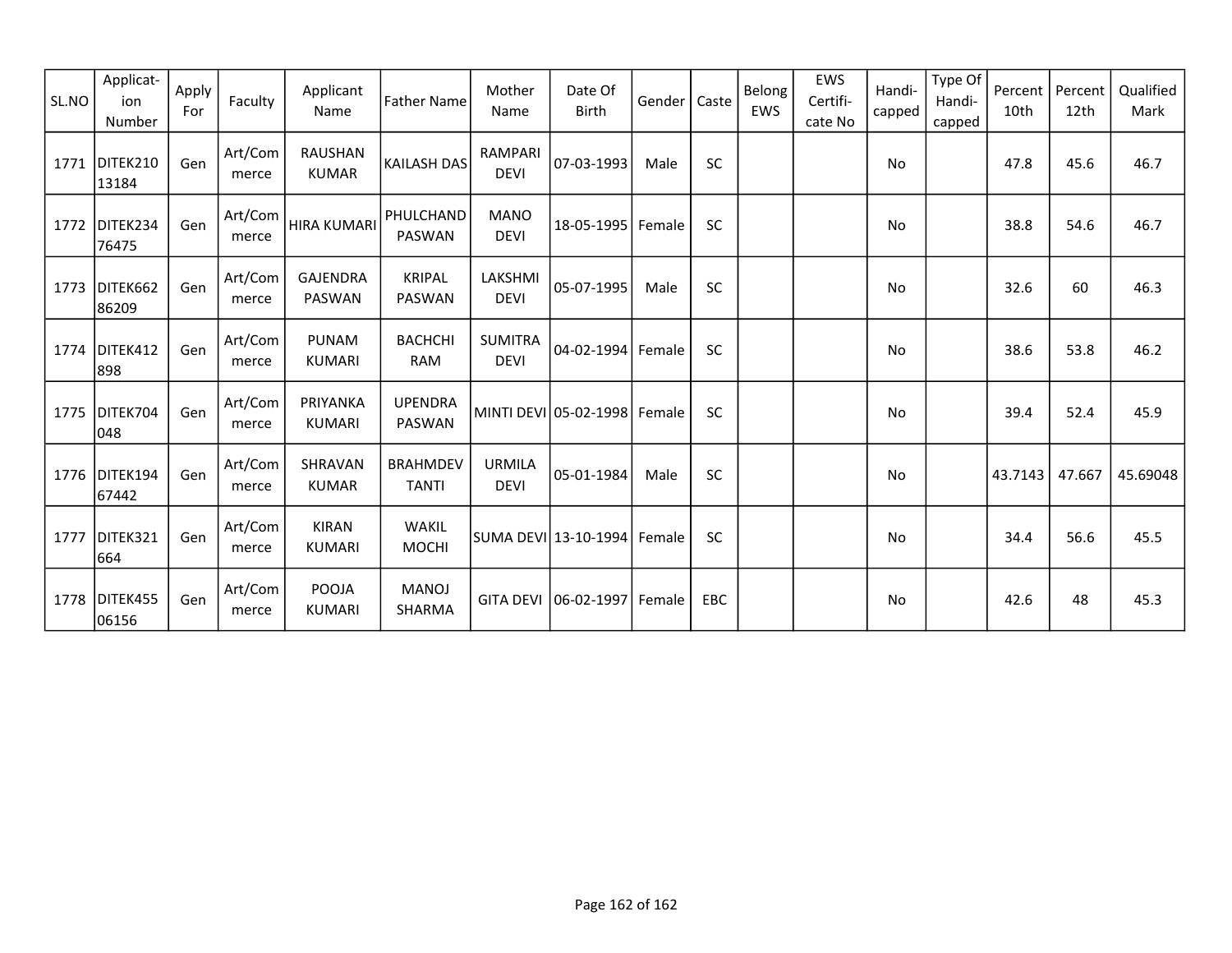| SL.NO | Applicat-ion Number | Apply For | Faculty | Applicant Name | Father Name | Mother Name | Date Of Birth | Gender | Caste | Belong EWS | EWS Certifi-cate No | Handi-capped | Type Of Handi-capped | Percent 10th | Percent 12th | Qualified Mark |
|---|---|---|---|---|---|---|---|---|---|---|---|---|---|---|---|---|
| 1771 | DITEK21013184 | Gen | Art/Commerce | RAUSHAN KUMAR | KAILASH DAS | RAMPARI DEVI | 07-03-1993 | Male | SC | | | No | | 47.8 | 45.6 | 46.7 |
| 1772 | DITEK23476475 | Gen | Art/Commerce | HIRA KUMARI | PHULCHAND PASWAN | MANO DEVI | 18-05-1995 | Female | SC | | | No | | 38.8 | 54.6 | 46.7 |
| 1773 | DITEK66286209 | Gen | Art/Commerce | GAJENDRA PASWAN | KRIPAL PASWAN | LAKSHMI DEVI | 05-07-1995 | Male | SC | | | No | | 32.6 | 60 | 46.3 |
| 1774 | DITEK412898 | Gen | Art/Commerce | PUNAM KUMARI | BACHCHI RAM | SUMITRA DEVI | 04-02-1994 | Female | SC | | | No | | 38.6 | 53.8 | 46.2 |
| 1775 | DITEK704048 | Gen | Art/Commerce | PRIYANKA KUMARI | UPENDRA PASWAN | MINTI DEVI | 05-02-1998 | Female | SC | | | No | | 39.4 | 52.4 | 45.9 |
| 1776 | DITEK19467442 | Gen | Art/Commerce | SHRAVAN KUMAR | BRAHMDEV TANTI | URMILA DEVI | 05-01-1984 | Male | SC | | | No | | 43.7143 | 47.667 | 45.69048 |
| 1777 | DITEK321664 | Gen | Art/Commerce | KIRAN KUMARI | WAKIL MOCHI | SUMA DEVI | 13-10-1994 | Female | SC | | | No | | 34.4 | 56.6 | 45.5 |
| 1778 | DITEK45506156 | Gen | Art/Commerce | POOJA KUMARI | MANOJ SHARMA | GITA DEVI | 06-02-1997 | Female | EBC | | | No | | 42.6 | 48 | 45.3 |